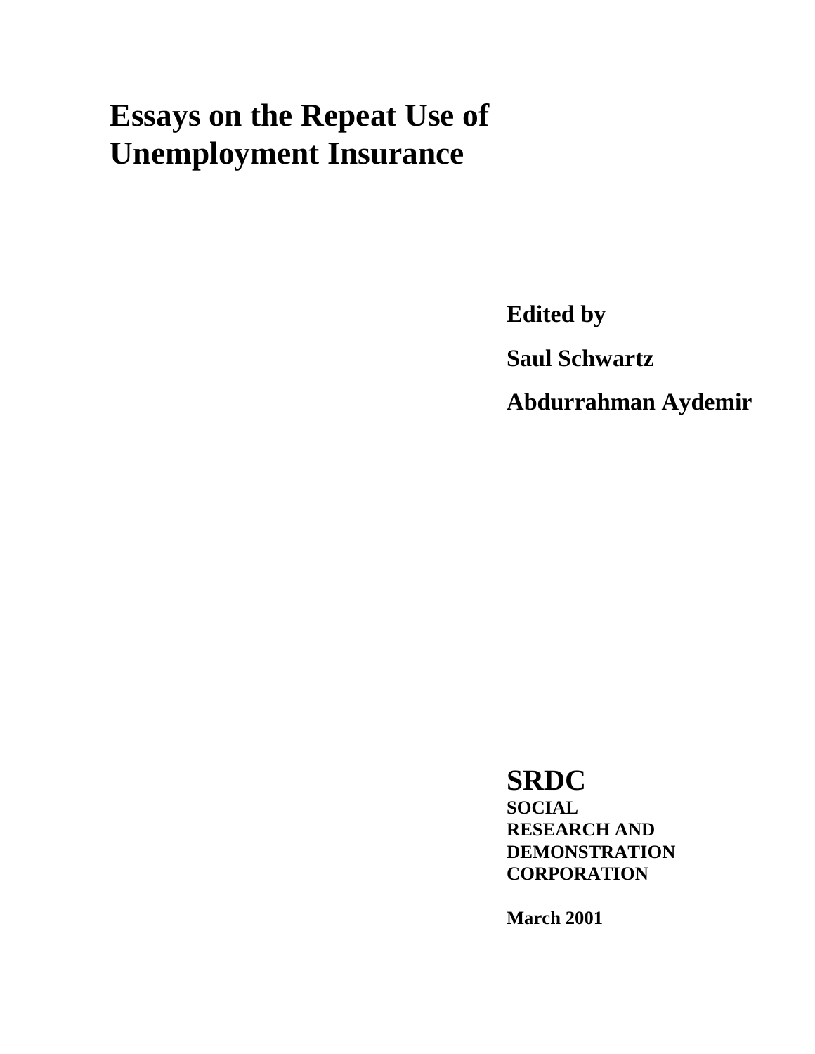# Essays on the Repeat Use of Unemployment Insurance

**Edited by**

**Saul Schwartz**

**Abdurrahman Aydemir**

**SRDC**

**SOCIAL RESEARCH AND DEMONSTRATION CORPORATION**

**March 2001**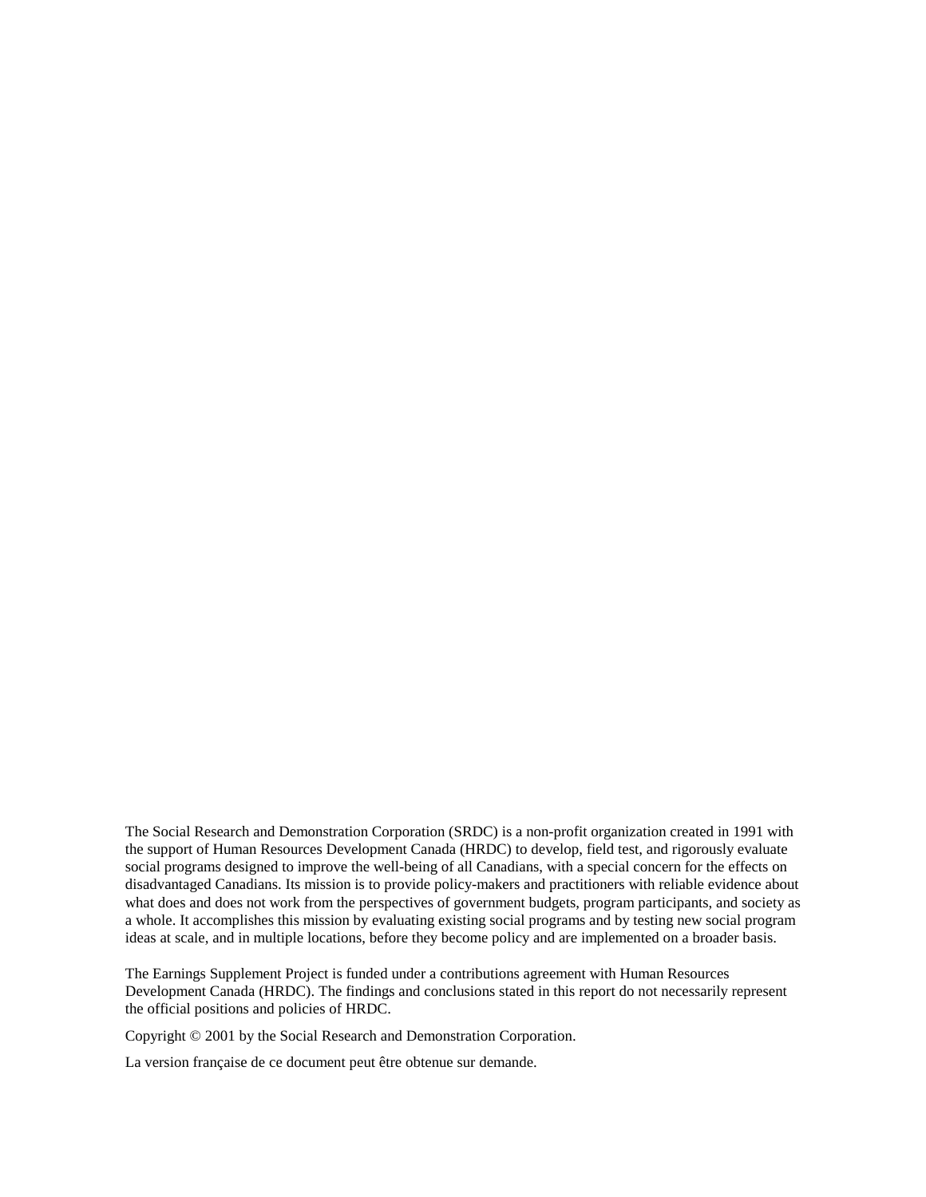The Social Research and Demonstration Corporation (SRDC) is a non-profit organization created in 1991 with the support of Human Resources Development Canada (HRDC) to develop, field test, and rigorously evaluate social programs designed to improve the well-being of all Canadians, with a special concern for the effects on disadvantaged Canadians. Its mission is to provide policy-makers and practitioners with reliable evidence about what does and does not work from the perspectives of government budgets, program participants, and society as a whole. It accomplishes this mission by evaluating existing social programs and by testing new social program ideas at scale, and in multiple locations, before they become policy and are implemented on a broader basis.

The Earnings Supplement Project is funded under a contributions agreement with Human Resources Development Canada (HRDC). The findings and conclusions stated in this report do not necessarily represent the official positions and policies of HRDC.

Copyright © 2001 by the Social Research and Demonstration Corporation.

La version française de ce document peut être obtenue sur demande.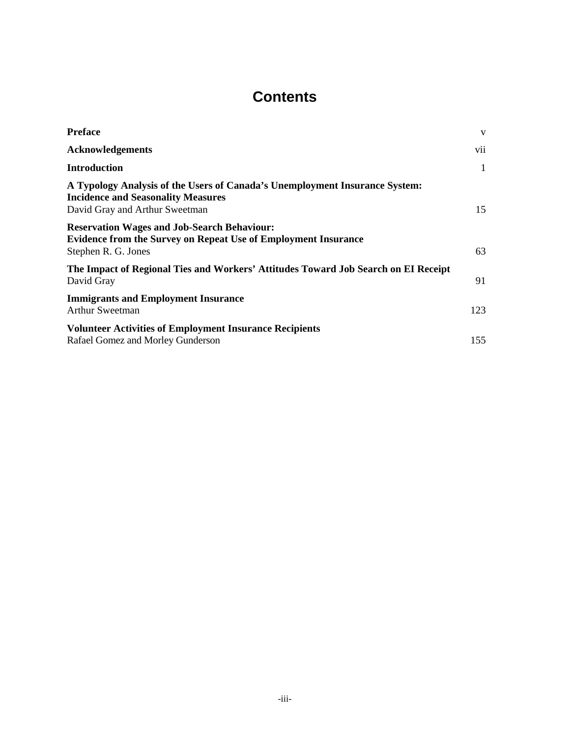# Contents

| | |
|---|---|
| **Preface** | v |
| **Acknowledgements** | vii |
| **Introduction** | 1 |
| **A Typology Analysis of the Users of Canada's Unemployment Insurance System: Incidence and Seasonality Measures**<br>David Gray and Arthur Sweetman | 15 |
| **Reservation Wages and Job-Search Behaviour: Evidence from the Survey on Repeat Use of Employment Insurance**<br>Stephen R. G. Jones | 63 |
| **The Impact of Regional Ties and Workers' Attitudes Toward Job Search on EI Receipt**<br>David Gray | 91 |
| **Immigrants and Employment Insurance**<br>Arthur Sweetman | 123 |
| **Volunteer Activities of Employment Insurance Recipients**<br>Rafael Gomez and Morley Gunderson | 155 |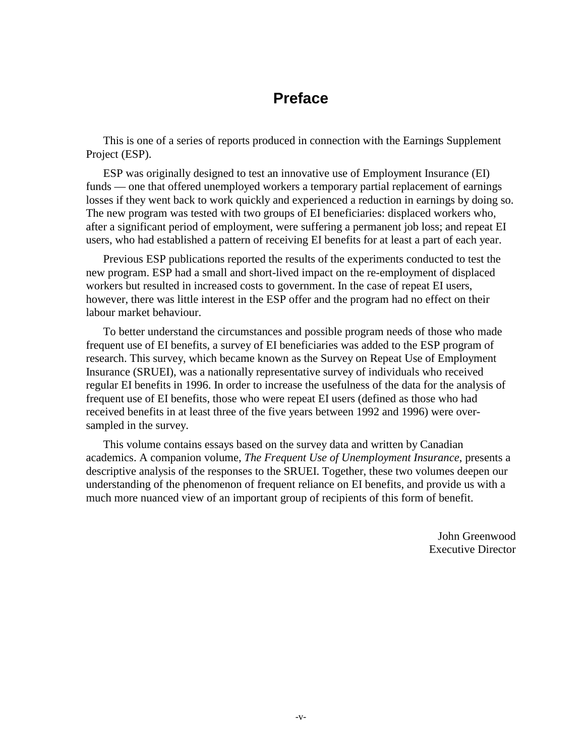# Preface

This is one of a series of reports produced in connection with the Earnings Supplement Project (ESP).

ESP was originally designed to test an innovative use of Employment Insurance (EI) funds — one that offered unemployed workers a temporary partial replacement of earnings losses if they went back to work quickly and experienced a reduction in earnings by doing so. The new program was tested with two groups of EI beneficiaries: displaced workers who, after a significant period of employment, were suffering a permanent job loss; and repeat EI users, who had established a pattern of receiving EI benefits for at least a part of each year.

Previous ESP publications reported the results of the experiments conducted to test the new program. ESP had a small and short-lived impact on the re-employment of displaced workers but resulted in increased costs to government. In the case of repeat EI users, however, there was little interest in the ESP offer and the program had no effect on their labour market behaviour.

To better understand the circumstances and possible program needs of those who made frequent use of EI benefits, a survey of EI beneficiaries was added to the ESP program of research. This survey, which became known as the Survey on Repeat Use of Employment Insurance (SRUEI), was a nationally representative survey of individuals who received regular EI benefits in 1996. In order to increase the usefulness of the data for the analysis of frequent use of EI benefits, those who were repeat EI users (defined as those who had received benefits in at least three of the five years between 1992 and 1996) were over-sampled in the survey.

This volume contains essays based on the survey data and written by Canadian academics. A companion volume, *The Frequent Use of Unemployment Insurance*, presents a descriptive analysis of the responses to the SRUEI. Together, these two volumes deepen our understanding of the phenomenon of frequent reliance on EI benefits, and provide us with a much more nuanced view of an important group of recipients of this form of benefit.

John Greenwood
Executive Director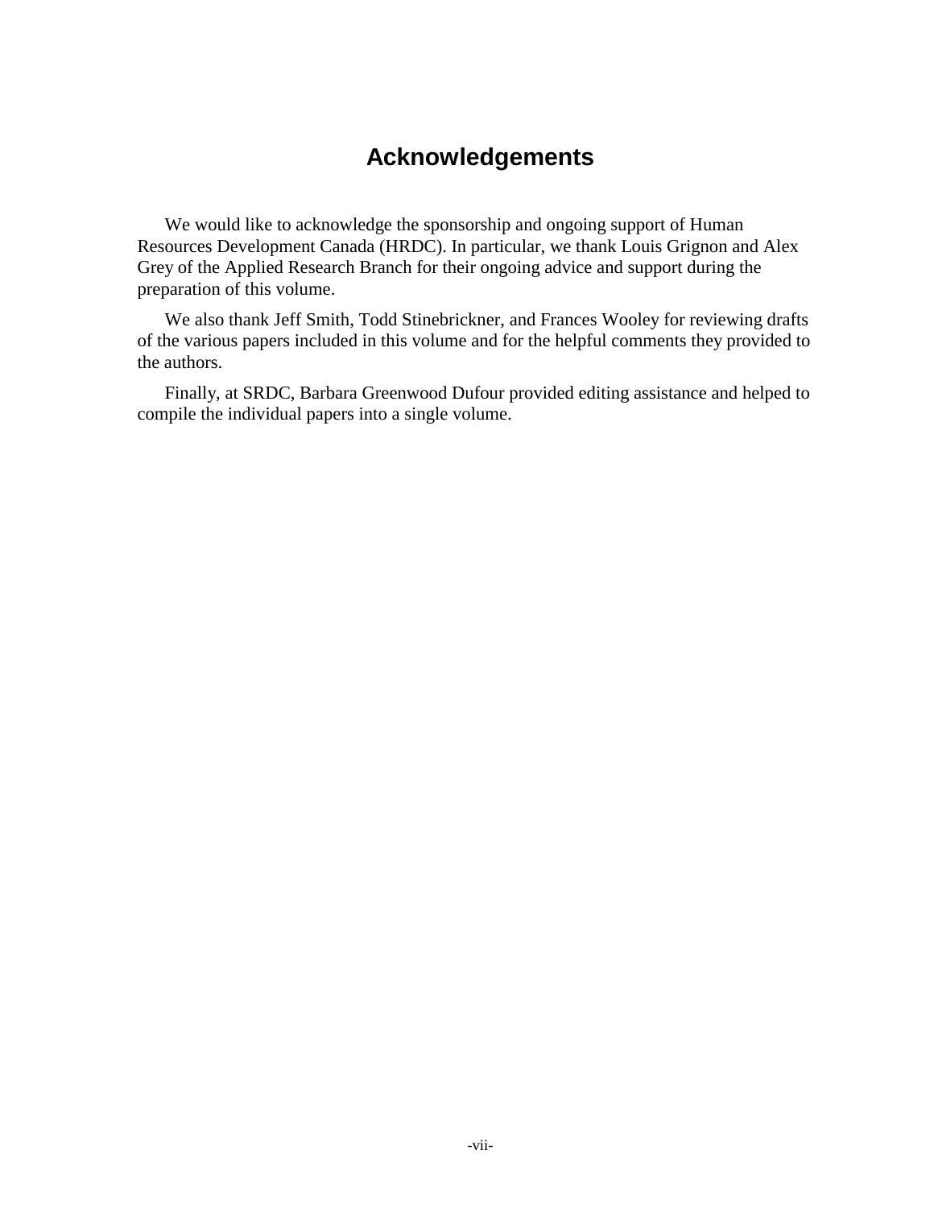# Acknowledgements

We would like to acknowledge the sponsorship and ongoing support of Human Resources Development Canada (HRDC). In particular, we thank Louis Grignon and Alex Grey of the Applied Research Branch for their ongoing advice and support during the preparation of this volume.

We also thank Jeff Smith, Todd Stinebrickner, and Frances Wooley for reviewing drafts of the various papers included in this volume and for the helpful comments they provided to the authors.

Finally, at SRDC, Barbara Greenwood Dufour provided editing assistance and helped to compile the individual papers into a single volume.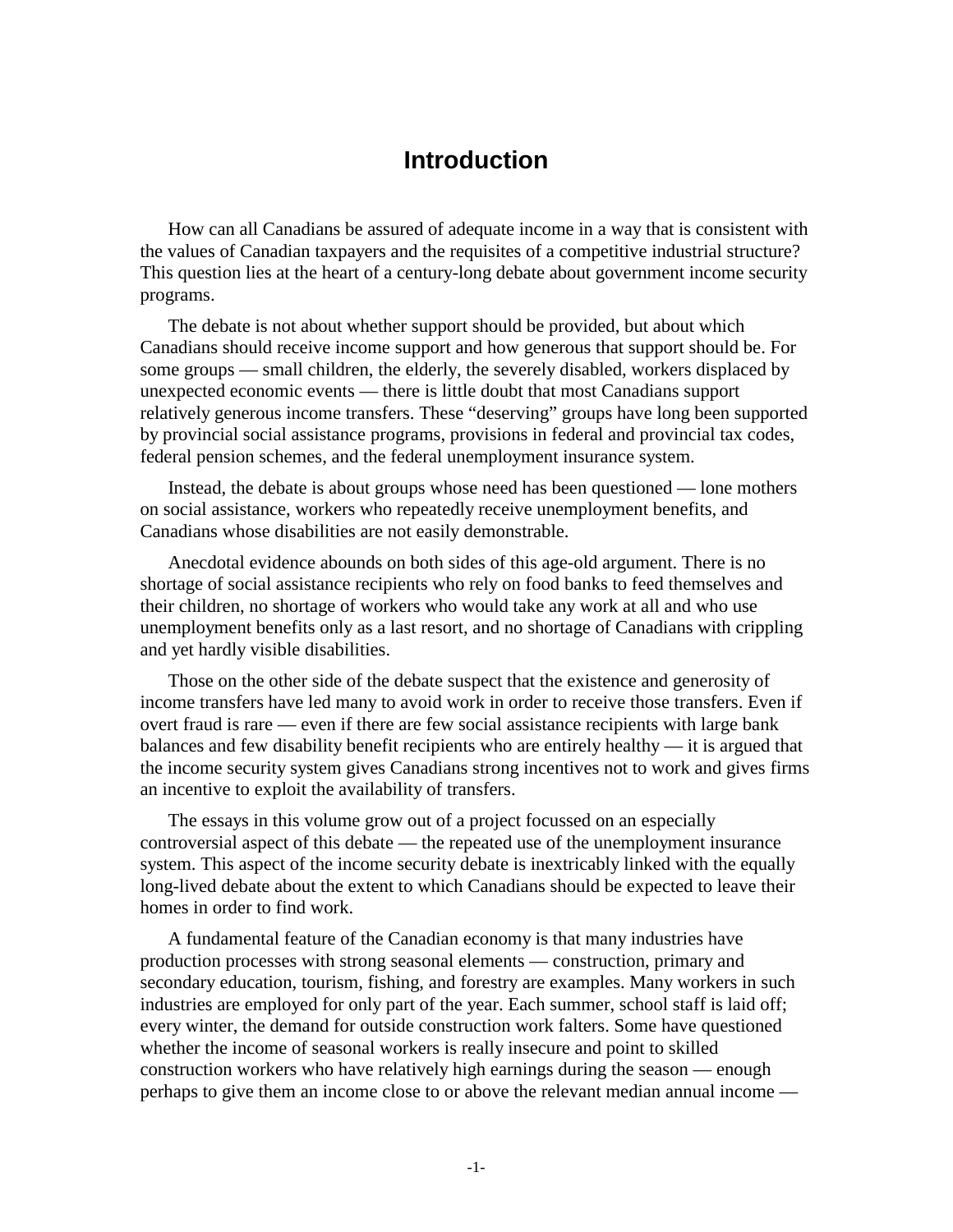# Introduction

How can all Canadians be assured of adequate income in a way that is consistent with the values of Canadian taxpayers and the requisites of a competitive industrial structure? This question lies at the heart of a century-long debate about government income security programs.

The debate is not about whether support should be provided, but about which Canadians should receive income support and how generous that support should be. For some groups — small children, the elderly, the severely disabled, workers displaced by unexpected economic events — there is little doubt that most Canadians support relatively generous income transfers. These "deserving" groups have long been supported by provincial social assistance programs, provisions in federal and provincial tax codes, federal pension schemes, and the federal unemployment insurance system.

Instead, the debate is about groups whose need has been questioned — lone mothers on social assistance, workers who repeatedly receive unemployment benefits, and Canadians whose disabilities are not easily demonstrable.

Anecdotal evidence abounds on both sides of this age-old argument. There is no shortage of social assistance recipients who rely on food banks to feed themselves and their children, no shortage of workers who would take any work at all and who use unemployment benefits only as a last resort, and no shortage of Canadians with crippling and yet hardly visible disabilities.

Those on the other side of the debate suspect that the existence and generosity of income transfers have led many to avoid work in order to receive those transfers. Even if overt fraud is rare — even if there are few social assistance recipients with large bank balances and few disability benefit recipients who are entirely healthy — it is argued that the income security system gives Canadians strong incentives not to work and gives firms an incentive to exploit the availability of transfers.

The essays in this volume grow out of a project focussed on an especially controversial aspect of this debate — the repeated use of the unemployment insurance system. This aspect of the income security debate is inextricably linked with the equally long-lived debate about the extent to which Canadians should be expected to leave their homes in order to find work.

A fundamental feature of the Canadian economy is that many industries have production processes with strong seasonal elements — construction, primary and secondary education, tourism, fishing, and forestry are examples. Many workers in such industries are employed for only part of the year. Each summer, school staff is laid off; every winter, the demand for outside construction work falters. Some have questioned whether the income of seasonal workers is really insecure and point to skilled construction workers who have relatively high earnings during the season — enough perhaps to give them an income close to or above the relevant median annual income —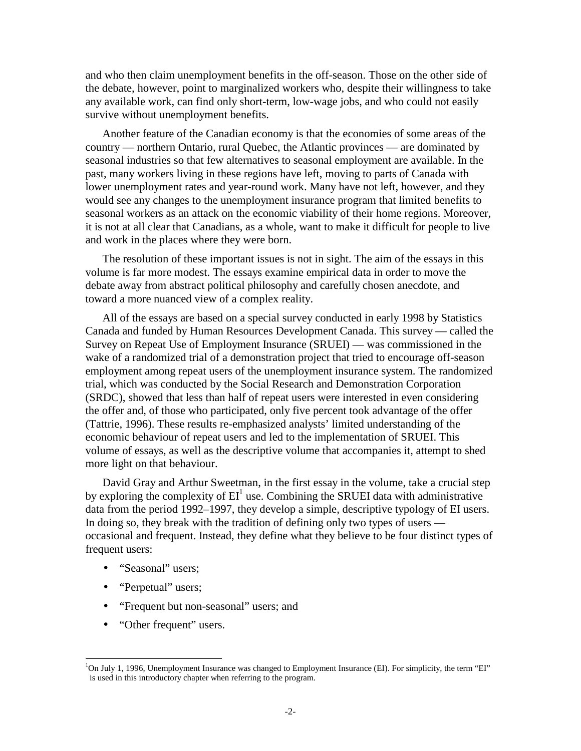and who then claim unemployment benefits in the off-season. Those on the other side of the debate, however, point to marginalized workers who, despite their willingness to take any available work, can find only short-term, low-wage jobs, and who could not easily survive without unemployment benefits.

Another feature of the Canadian economy is that the economies of some areas of the country — northern Ontario, rural Quebec, the Atlantic provinces — are dominated by seasonal industries so that few alternatives to seasonal employment are available. In the past, many workers living in these regions have left, moving to parts of Canada with lower unemployment rates and year-round work. Many have not left, however, and they would see any changes to the unemployment insurance program that limited benefits to seasonal workers as an attack on the economic viability of their home regions. Moreover, it is not at all clear that Canadians, as a whole, want to make it difficult for people to live and work in the places where they were born.

The resolution of these important issues is not in sight. The aim of the essays in this volume is far more modest. The essays examine empirical data in order to move the debate away from abstract political philosophy and carefully chosen anecdote, and toward a more nuanced view of a complex reality.

All of the essays are based on a special survey conducted in early 1998 by Statistics Canada and funded by Human Resources Development Canada. This survey — called the Survey on Repeat Use of Employment Insurance (SRUEI) — was commissioned in the wake of a randomized trial of a demonstration project that tried to encourage off-season employment among repeat users of the unemployment insurance system. The randomized trial, which was conducted by the Social Research and Demonstration Corporation (SRDC), showed that less than half of repeat users were interested in even considering the offer and, of those who participated, only five percent took advantage of the offer (Tattrie, 1996). These results re-emphasized analysts' limited understanding of the economic behaviour of repeat users and led to the implementation of SRUEI. This volume of essays, as well as the descriptive volume that accompanies it, attempt to shed more light on that behaviour.

David Gray and Arthur Sweetman, in the first essay in the volume, take a crucial step by exploring the complexity of EI[1] use. Combining the SRUEI data with administrative data from the period 1992–1997, they develop a simple, descriptive typology of EI users. In doing so, they break with the tradition of defining only two types of users — occasional and frequent. Instead, they define what they believe to be four distinct types of frequent users:

- "Seasonal" users;
- "Perpetual" users;
- "Frequent but non-seasonal" users; and
- "Other frequent" users.

[1]On July 1, 1996, Unemployment Insurance was changed to Employment Insurance (EI). For simplicity, the term "EI" is used in this introductory chapter when referring to the program.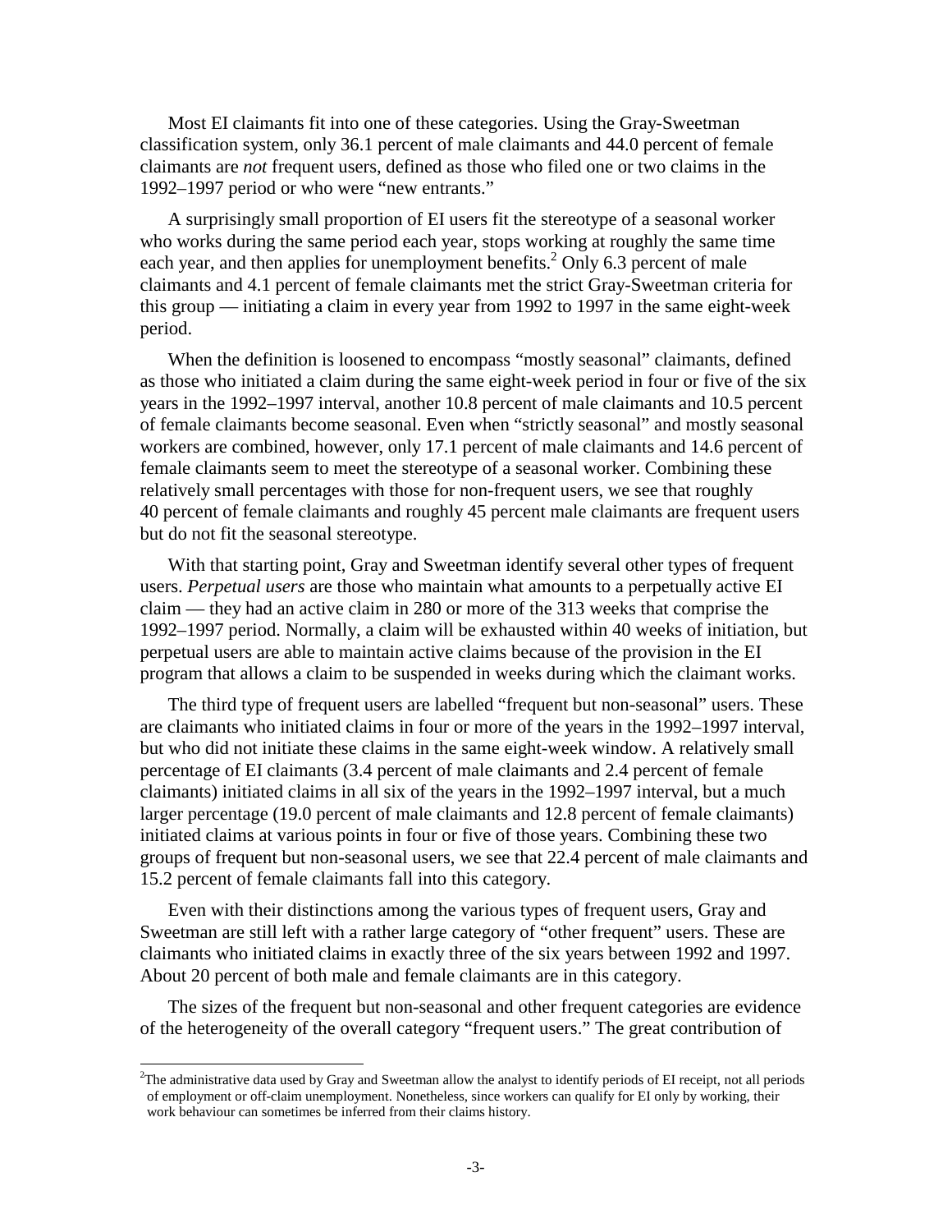Most EI claimants fit into one of these categories. Using the Gray-Sweetman classification system, only 36.1 percent of male claimants and 44.0 percent of female claimants are *not* frequent users, defined as those who filed one or two claims in the 1992–1997 period or who were "new entrants."

A surprisingly small proportion of EI users fit the stereotype of a seasonal worker who works during the same period each year, stops working at roughly the same time each year, and then applies for unemployment benefits.[2] Only 6.3 percent of male claimants and 4.1 percent of female claimants met the strict Gray-Sweetman criteria for this group — initiating a claim in every year from 1992 to 1997 in the same eight-week period.

When the definition is loosened to encompass "mostly seasonal" claimants, defined as those who initiated a claim during the same eight-week period in four or five of the six years in the 1992–1997 interval, another 10.8 percent of male claimants and 10.5 percent of female claimants become seasonal. Even when "strictly seasonal" and mostly seasonal workers are combined, however, only 17.1 percent of male claimants and 14.6 percent of female claimants seem to meet the stereotype of a seasonal worker. Combining these relatively small percentages with those for non-frequent users, we see that roughly 40 percent of female claimants and roughly 45 percent male claimants are frequent users but do not fit the seasonal stereotype.

With that starting point, Gray and Sweetman identify several other types of frequent users. *Perpetual users* are those who maintain what amounts to a perpetually active EI claim — they had an active claim in 280 or more of the 313 weeks that comprise the 1992–1997 period. Normally, a claim will be exhausted within 40 weeks of initiation, but perpetual users are able to maintain active claims because of the provision in the EI program that allows a claim to be suspended in weeks during which the claimant works.

The third type of frequent users are labelled "frequent but non-seasonal" users. These are claimants who initiated claims in four or more of the years in the 1992–1997 interval, but who did not initiate these claims in the same eight-week window. A relatively small percentage of EI claimants (3.4 percent of male claimants and 2.4 percent of female claimants) initiated claims in all six of the years in the 1992–1997 interval, but a much larger percentage (19.0 percent of male claimants and 12.8 percent of female claimants) initiated claims at various points in four or five of those years. Combining these two groups of frequent but non-seasonal users, we see that 22.4 percent of male claimants and 15.2 percent of female claimants fall into this category.

Even with their distinctions among the various types of frequent users, Gray and Sweetman are still left with a rather large category of "other frequent" users. These are claimants who initiated claims in exactly three of the six years between 1992 and 1997. About 20 percent of both male and female claimants are in this category.

The sizes of the frequent but non-seasonal and other frequent categories are evidence of the heterogeneity of the overall category "frequent users." The great contribution of

[2]The administrative data used by Gray and Sweetman allow the analyst to identify periods of EI receipt, not all periods of employment or off-claim unemployment. Nonetheless, since workers can qualify for EI only by working, their work behaviour can sometimes be inferred from their claims history.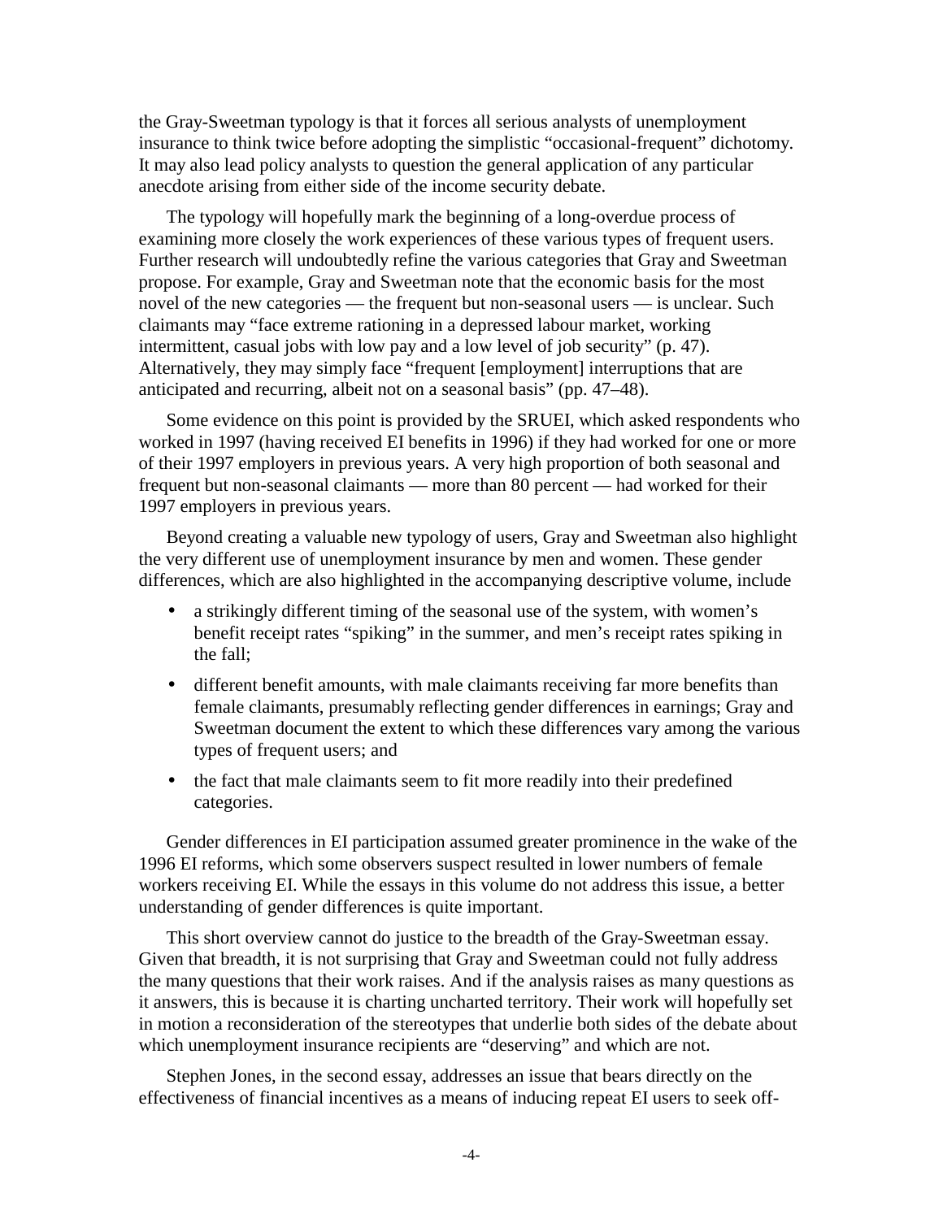the Gray-Sweetman typology is that it forces all serious analysts of unemployment insurance to think twice before adopting the simplistic "occasional-frequent" dichotomy. It may also lead policy analysts to question the general application of any particular anecdote arising from either side of the income security debate.

The typology will hopefully mark the beginning of a long-overdue process of examining more closely the work experiences of these various types of frequent users. Further research will undoubtedly refine the various categories that Gray and Sweetman propose. For example, Gray and Sweetman note that the economic basis for the most novel of the new categories — the frequent but non-seasonal users — is unclear. Such claimants may "face extreme rationing in a depressed labour market, working intermittent, casual jobs with low pay and a low level of job security" (p. 47). Alternatively, they may simply face "frequent [employment] interruptions that are anticipated and recurring, albeit not on a seasonal basis" (pp. 47–48).

Some evidence on this point is provided by the SRUEI, which asked respondents who worked in 1997 (having received EI benefits in 1996) if they had worked for one or more of their 1997 employers in previous years. A very high proportion of both seasonal and frequent but non-seasonal claimants — more than 80 percent — had worked for their 1997 employers in previous years.

Beyond creating a valuable new typology of users, Gray and Sweetman also highlight the very different use of unemployment insurance by men and women. These gender differences, which are also highlighted in the accompanying descriptive volume, include

- a strikingly different timing of the seasonal use of the system, with women's benefit receipt rates "spiking" in the summer, and men's receipt rates spiking in the fall;
- different benefit amounts, with male claimants receiving far more benefits than female claimants, presumably reflecting gender differences in earnings; Gray and Sweetman document the extent to which these differences vary among the various types of frequent users; and
- the fact that male claimants seem to fit more readily into their predefined categories.

Gender differences in EI participation assumed greater prominence in the wake of the 1996 EI reforms, which some observers suspect resulted in lower numbers of female workers receiving EI. While the essays in this volume do not address this issue, a better understanding of gender differences is quite important.

This short overview cannot do justice to the breadth of the Gray-Sweetman essay. Given that breadth, it is not surprising that Gray and Sweetman could not fully address the many questions that their work raises. And if the analysis raises as many questions as it answers, this is because it is charting uncharted territory. Their work will hopefully set in motion a reconsideration of the stereotypes that underlie both sides of the debate about which unemployment insurance recipients are "deserving" and which are not.

Stephen Jones, in the second essay, addresses an issue that bears directly on the effectiveness of financial incentives as a means of inducing repeat EI users to seek off-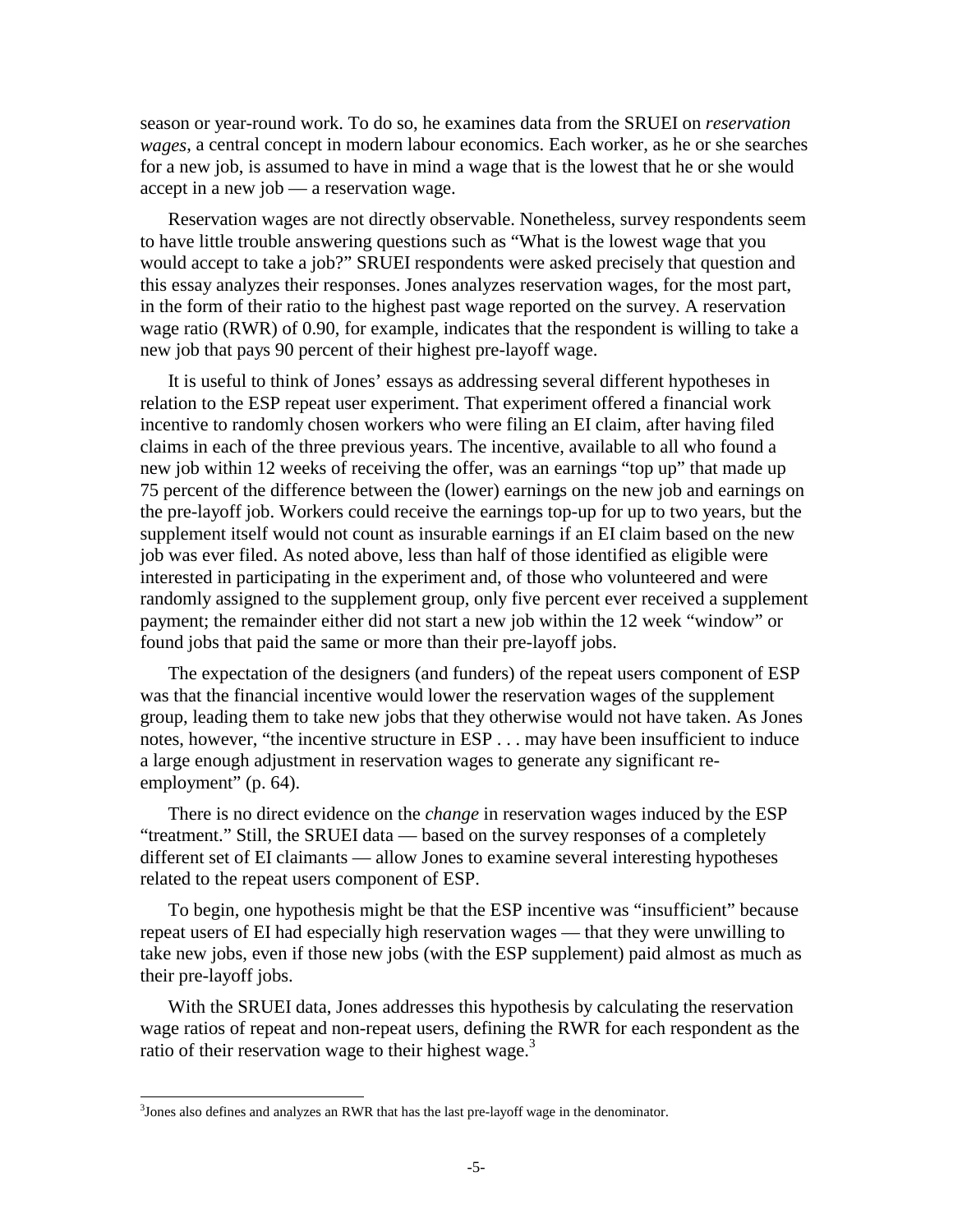season or year-round work. To do so, he examines data from the SRUEI on *reservation wages*, a central concept in modern labour economics. Each worker, as he or she searches for a new job, is assumed to have in mind a wage that is the lowest that he or she would accept in a new job — a reservation wage.

Reservation wages are not directly observable. Nonetheless, survey respondents seem to have little trouble answering questions such as "What is the lowest wage that you would accept to take a job?" SRUEI respondents were asked precisely that question and this essay analyzes their responses. Jones analyzes reservation wages, for the most part, in the form of their ratio to the highest past wage reported on the survey. A reservation wage ratio (RWR) of 0.90, for example, indicates that the respondent is willing to take a new job that pays 90 percent of their highest pre-layoff wage.

It is useful to think of Jones' essays as addressing several different hypotheses in relation to the ESP repeat user experiment. That experiment offered a financial work incentive to randomly chosen workers who were filing an EI claim, after having filed claims in each of the three previous years. The incentive, available to all who found a new job within 12 weeks of receiving the offer, was an earnings "top up" that made up 75 percent of the difference between the (lower) earnings on the new job and earnings on the pre-layoff job. Workers could receive the earnings top-up for up to two years, but the supplement itself would not count as insurable earnings if an EI claim based on the new job was ever filed. As noted above, less than half of those identified as eligible were interested in participating in the experiment and, of those who volunteered and were randomly assigned to the supplement group, only five percent ever received a supplement payment; the remainder either did not start a new job within the 12 week "window" or found jobs that paid the same or more than their pre-layoff jobs.

The expectation of the designers (and funders) of the repeat users component of ESP was that the financial incentive would lower the reservation wages of the supplement group, leading them to take new jobs that they otherwise would not have taken. As Jones notes, however, "the incentive structure in ESP . . . may have been insufficient to induce a large enough adjustment in reservation wages to generate any significant re-employment" (p. 64).

There is no direct evidence on the *change* in reservation wages induced by the ESP "treatment." Still, the SRUEI data — based on the survey responses of a completely different set of EI claimants — allow Jones to examine several interesting hypotheses related to the repeat users component of ESP.

To begin, one hypothesis might be that the ESP incentive was "insufficient" because repeat users of EI had especially high reservation wages — that they were unwilling to take new jobs, even if those new jobs (with the ESP supplement) paid almost as much as their pre-layoff jobs.

With the SRUEI data, Jones addresses this hypothesis by calculating the reservation wage ratios of repeat and non-repeat users, defining the RWR for each respondent as the ratio of their reservation wage to their highest wage.[3]

[3] Jones also defines and analyzes an RWR that has the last pre-layoff wage in the denominator.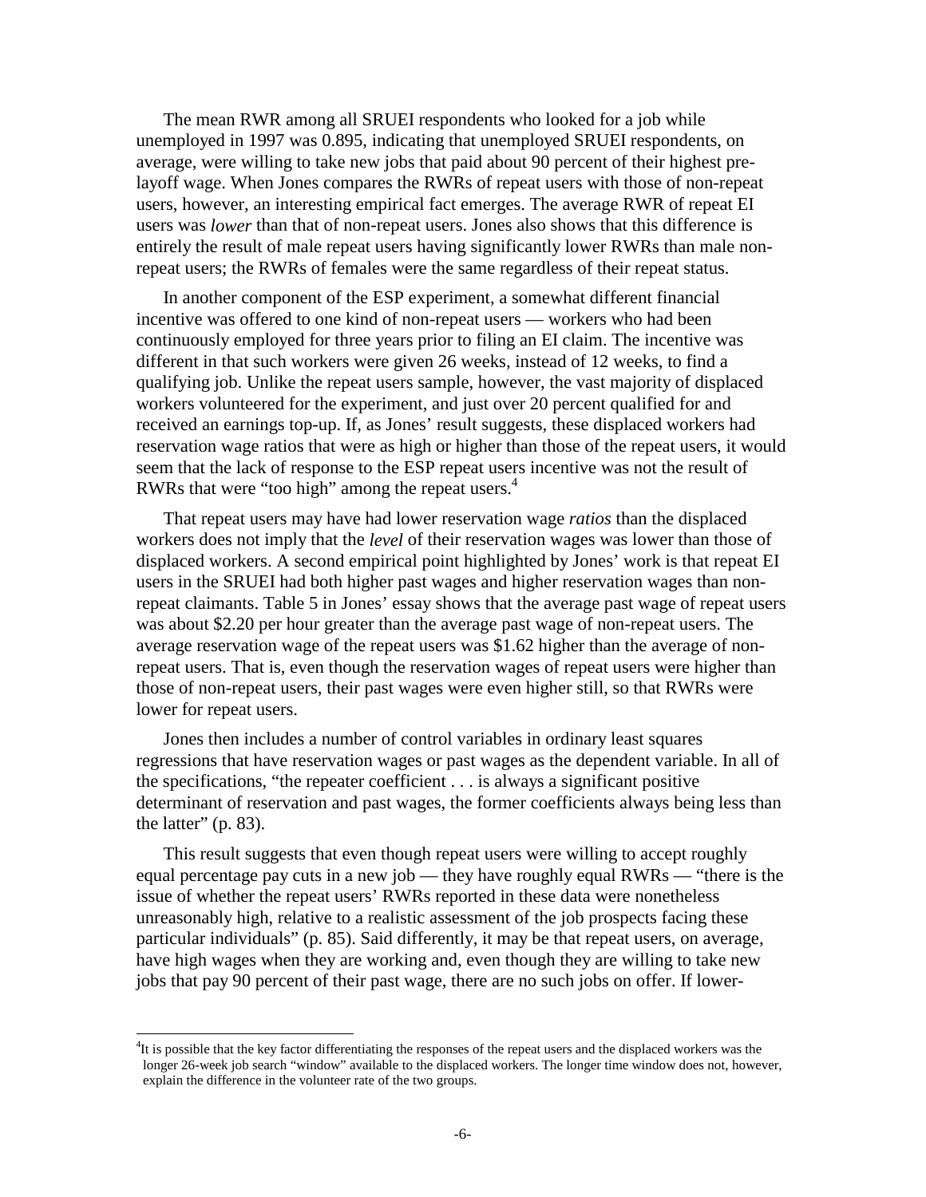The mean RWR among all SRUEI respondents who looked for a job while unemployed in 1997 was 0.895, indicating that unemployed SRUEI respondents, on average, were willing to take new jobs that paid about 90 percent of their highest pre-layoff wage. When Jones compares the RWRs of repeat users with those of non-repeat users, however, an interesting empirical fact emerges. The average RWR of repeat EI users was *lower* than that of non-repeat users. Jones also shows that this difference is entirely the result of male repeat users having significantly lower RWRs than male non-repeat users; the RWRs of females were the same regardless of their repeat status.

In another component of the ESP experiment, a somewhat different financial incentive was offered to one kind of non-repeat users — workers who had been continuously employed for three years prior to filing an EI claim. The incentive was different in that such workers were given 26 weeks, instead of 12 weeks, to find a qualifying job. Unlike the repeat users sample, however, the vast majority of displaced workers volunteered for the experiment, and just over 20 percent qualified for and received an earnings top-up. If, as Jones' result suggests, these displaced workers had reservation wage ratios that were as high or higher than those of the repeat users, it would seem that the lack of response to the ESP repeat users incentive was not the result of RWRs that were "too high" among the repeat users.[4]

That repeat users may have had lower reservation wage *ratios* than the displaced workers does not imply that the *level* of their reservation wages was lower than those of displaced workers. A second empirical point highlighted by Jones' work is that repeat EI users in the SRUEI had both higher past wages and higher reservation wages than non-repeat claimants. Table 5 in Jones' essay shows that the average past wage of repeat users was about $2.20 per hour greater than the average past wage of non-repeat users. The average reservation wage of the repeat users was $1.62 higher than the average of non-repeat users. That is, even though the reservation wages of repeat users were higher than those of non-repeat users, their past wages were even higher still, so that RWRs were lower for repeat users.

Jones then includes a number of control variables in ordinary least squares regressions that have reservation wages or past wages as the dependent variable. In all of the specifications, "the repeater coefficient . . . is always a significant positive determinant of reservation and past wages, the former coefficients always being less than the latter" (p. 83).

This result suggests that even though repeat users were willing to accept roughly equal percentage pay cuts in a new job — they have roughly equal RWRs — "there is the issue of whether the repeat users' RWRs reported in these data were nonetheless unreasonably high, relative to a realistic assessment of the job prospects facing these particular individuals" (p. 85). Said differently, it may be that repeat users, on average, have high wages when they are working and, even though they are willing to take new jobs that pay 90 percent of their past wage, there are no such jobs on offer. If lower-

[4] It is possible that the key factor differentiating the responses of the repeat users and the displaced workers was the longer 26-week job search "window" available to the displaced workers. The longer time window does not, however, explain the difference in the volunteer rate of the two groups.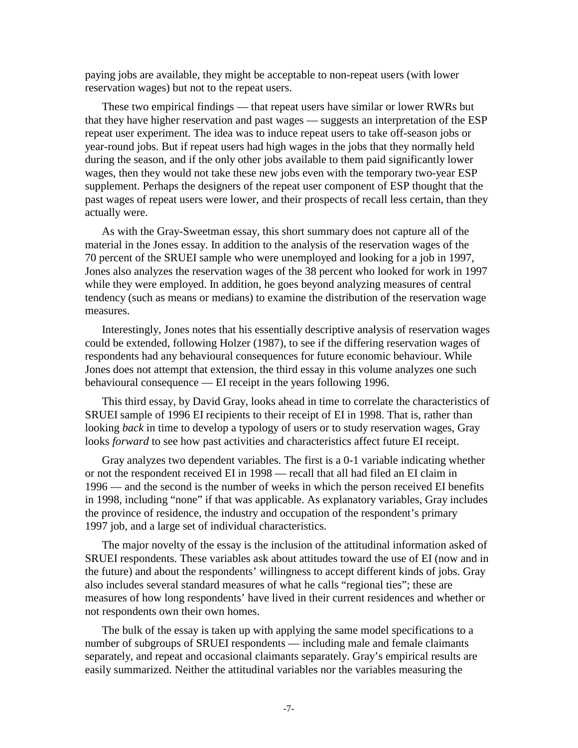paying jobs are available, they might be acceptable to non-repeat users (with lower reservation wages) but not to the repeat users.

These two empirical findings — that repeat users have similar or lower RWRs but that they have higher reservation and past wages — suggests an interpretation of the ESP repeat user experiment. The idea was to induce repeat users to take off-season jobs or year-round jobs. But if repeat users had high wages in the jobs that they normally held during the season, and if the only other jobs available to them paid significantly lower wages, then they would not take these new jobs even with the temporary two-year ESP supplement. Perhaps the designers of the repeat user component of ESP thought that the past wages of repeat users were lower, and their prospects of recall less certain, than they actually were.

As with the Gray-Sweetman essay, this short summary does not capture all of the material in the Jones essay. In addition to the analysis of the reservation wages of the 70 percent of the SRUEI sample who were unemployed and looking for a job in 1997, Jones also analyzes the reservation wages of the 38 percent who looked for work in 1997 while they were employed. In addition, he goes beyond analyzing measures of central tendency (such as means or medians) to examine the distribution of the reservation wage measures.

Interestingly, Jones notes that his essentially descriptive analysis of reservation wages could be extended, following Holzer (1987), to see if the differing reservation wages of respondents had any behavioural consequences for future economic behaviour. While Jones does not attempt that extension, the third essay in this volume analyzes one such behavioural consequence — EI receipt in the years following 1996.

This third essay, by David Gray, looks ahead in time to correlate the characteristics of SRUEI sample of 1996 EI recipients to their receipt of EI in 1998. That is, rather than looking *back* in time to develop a typology of users or to study reservation wages, Gray looks *forward* to see how past activities and characteristics affect future EI receipt.

Gray analyzes two dependent variables. The first is a 0-1 variable indicating whether or not the respondent received EI in 1998 — recall that all had filed an EI claim in 1996 — and the second is the number of weeks in which the person received EI benefits in 1998, including "none" if that was applicable. As explanatory variables, Gray includes the province of residence, the industry and occupation of the respondent's primary 1997 job, and a large set of individual characteristics.

The major novelty of the essay is the inclusion of the attitudinal information asked of SRUEI respondents. These variables ask about attitudes toward the use of EI (now and in the future) and about the respondents' willingness to accept different kinds of jobs. Gray also includes several standard measures of what he calls "regional ties"; these are measures of how long respondents' have lived in their current residences and whether or not respondents own their own homes.

The bulk of the essay is taken up with applying the same model specifications to a number of subgroups of SRUEI respondents — including male and female claimants separately, and repeat and occasional claimants separately. Gray's empirical results are easily summarized. Neither the attitudinal variables nor the variables measuring the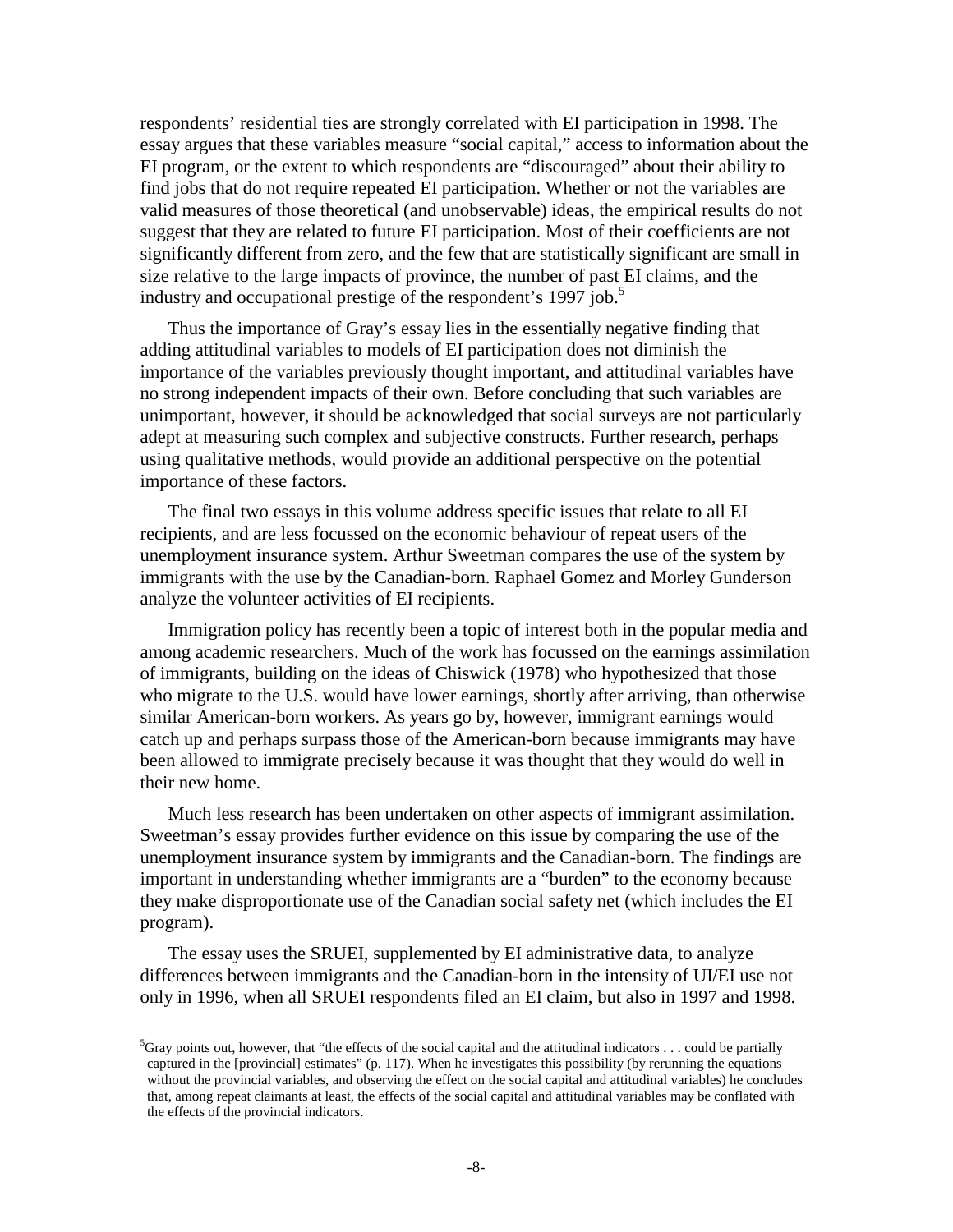respondents' residential ties are strongly correlated with EI participation in 1998. The essay argues that these variables measure "social capital," access to information about the EI program, or the extent to which respondents are "discouraged" about their ability to find jobs that do not require repeated EI participation. Whether or not the variables are valid measures of those theoretical (and unobservable) ideas, the empirical results do not suggest that they are related to future EI participation. Most of their coefficients are not significantly different from zero, and the few that are statistically significant are small in size relative to the large impacts of province, the number of past EI claims, and the industry and occupational prestige of the respondent's 1997 job.[5]

Thus the importance of Gray's essay lies in the essentially negative finding that adding attitudinal variables to models of EI participation does not diminish the importance of the variables previously thought important, and attitudinal variables have no strong independent impacts of their own. Before concluding that such variables are unimportant, however, it should be acknowledged that social surveys are not particularly adept at measuring such complex and subjective constructs. Further research, perhaps using qualitative methods, would provide an additional perspective on the potential importance of these factors.

The final two essays in this volume address specific issues that relate to all EI recipients, and are less focussed on the economic behaviour of repeat users of the unemployment insurance system. Arthur Sweetman compares the use of the system by immigrants with the use by the Canadian-born. Raphael Gomez and Morley Gunderson analyze the volunteer activities of EI recipients.

Immigration policy has recently been a topic of interest both in the popular media and among academic researchers. Much of the work has focussed on the earnings assimilation of immigrants, building on the ideas of Chiswick (1978) who hypothesized that those who migrate to the U.S. would have lower earnings, shortly after arriving, than otherwise similar American-born workers. As years go by, however, immigrant earnings would catch up and perhaps surpass those of the American-born because immigrants may have been allowed to immigrate precisely because it was thought that they would do well in their new home.

Much less research has been undertaken on other aspects of immigrant assimilation. Sweetman's essay provides further evidence on this issue by comparing the use of the unemployment insurance system by immigrants and the Canadian-born. The findings are important in understanding whether immigrants are a "burden" to the economy because they make disproportionate use of the Canadian social safety net (which includes the EI program).

The essay uses the SRUEI, supplemented by EI administrative data, to analyze differences between immigrants and the Canadian-born in the intensity of UI/EI use not only in 1996, when all SRUEI respondents filed an EI claim, but also in 1997 and 1998.

---

[5] Gray points out, however, that "the effects of the social capital and the attitudinal indicators . . . could be partially captured in the [provincial] estimates" (p. 117). When he investigates this possibility (by rerunning the equations without the provincial variables, and observing the effect on the social capital and attitudinal variables) he concludes that, among repeat claimants at least, the effects of the social capital and attitudinal variables may be conflated with the effects of the provincial indicators.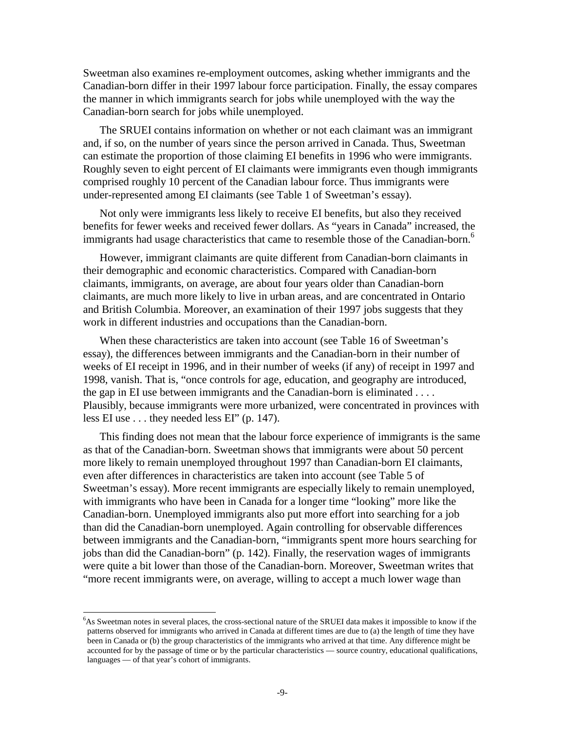Sweetman also examines re-employment outcomes, asking whether immigrants and the Canadian-born differ in their 1997 labour force participation. Finally, the essay compares the manner in which immigrants search for jobs while unemployed with the way the Canadian-born search for jobs while unemployed.

The SRUEI contains information on whether or not each claimant was an immigrant and, if so, on the number of years since the person arrived in Canada. Thus, Sweetman can estimate the proportion of those claiming EI benefits in 1996 who were immigrants. Roughly seven to eight percent of EI claimants were immigrants even though immigrants comprised roughly 10 percent of the Canadian labour force. Thus immigrants were under-represented among EI claimants (see Table 1 of Sweetman's essay).

Not only were immigrants less likely to receive EI benefits, but also they received benefits for fewer weeks and received fewer dollars. As "years in Canada" increased, the immigrants had usage characteristics that came to resemble those of the Canadian-born.[6]

However, immigrant claimants are quite different from Canadian-born claimants in their demographic and economic characteristics. Compared with Canadian-born claimants, immigrants, on average, are about four years older than Canadian-born claimants, are much more likely to live in urban areas, and are concentrated in Ontario and British Columbia. Moreover, an examination of their 1997 jobs suggests that they work in different industries and occupations than the Canadian-born.

When these characteristics are taken into account (see Table 16 of Sweetman's essay), the differences between immigrants and the Canadian-born in their number of weeks of EI receipt in 1996, and in their number of weeks (if any) of receipt in 1997 and 1998, vanish. That is, "once controls for age, education, and geography are introduced, the gap in EI use between immigrants and the Canadian-born is eliminated . . . . Plausibly, because immigrants were more urbanized, were concentrated in provinces with less EI use . . . they needed less EI" (p. 147).

This finding does not mean that the labour force experience of immigrants is the same as that of the Canadian-born. Sweetman shows that immigrants were about 50 percent more likely to remain unemployed throughout 1997 than Canadian-born EI claimants, even after differences in characteristics are taken into account (see Table 5 of Sweetman's essay). More recent immigrants are especially likely to remain unemployed, with immigrants who have been in Canada for a longer time "looking" more like the Canadian-born. Unemployed immigrants also put more effort into searching for a job than did the Canadian-born unemployed. Again controlling for observable differences between immigrants and the Canadian-born, "immigrants spent more hours searching for jobs than did the Canadian-born" (p. 142). Finally, the reservation wages of immigrants were quite a bit lower than those of the Canadian-born. Moreover, Sweetman writes that "more recent immigrants were, on average, willing to accept a much lower wage than

---

[6] As Sweetman notes in several places, the cross-sectional nature of the SRUEI data makes it impossible to know if the patterns observed for immigrants who arrived in Canada at different times are due to (a) the length of time they have been in Canada or (b) the group characteristics of the immigrants who arrived at that time. Any difference might be accounted for by the passage of time or by the particular characteristics — source country, educational qualifications, languages — of that year's cohort of immigrants.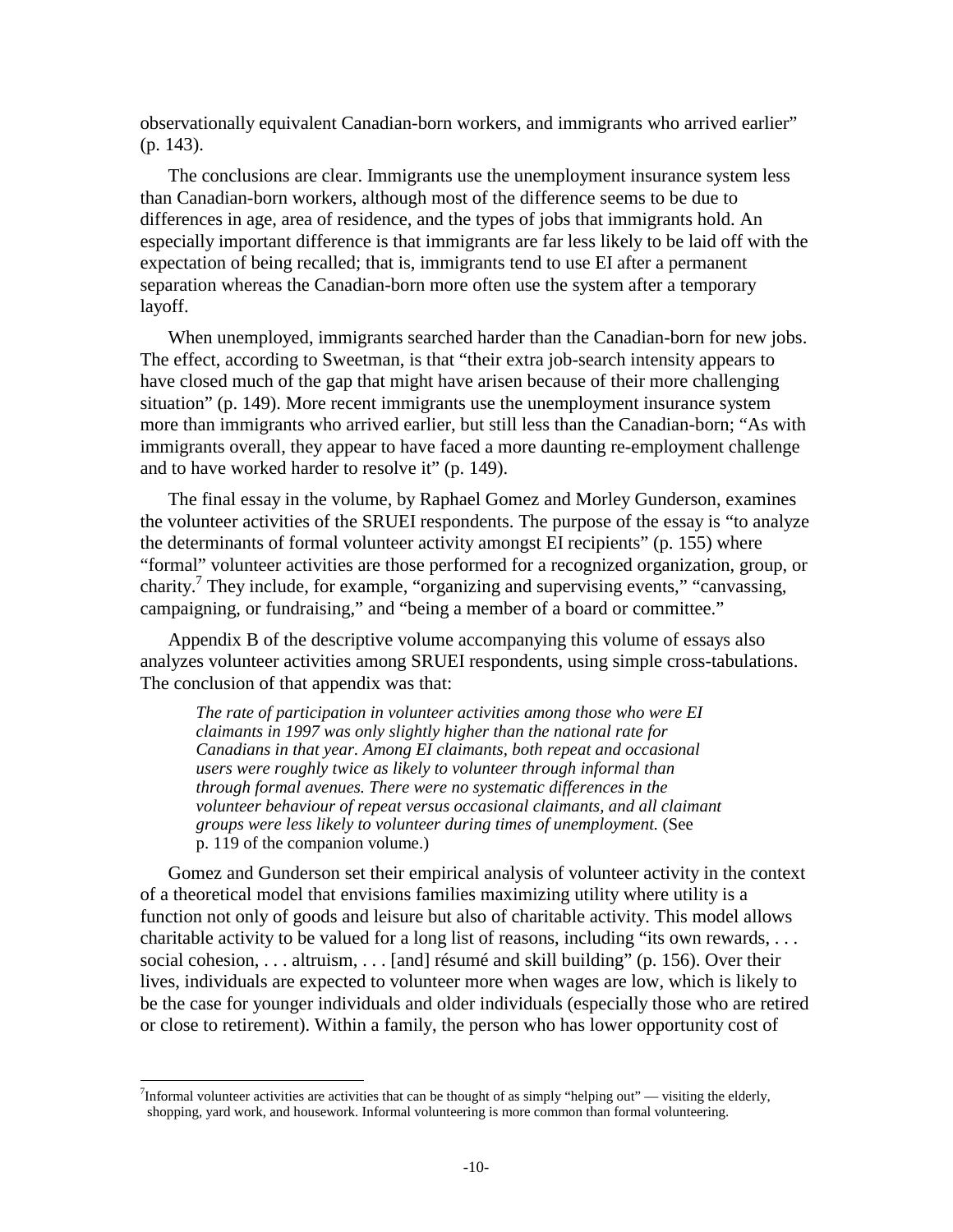observationally equivalent Canadian-born workers, and immigrants who arrived earlier" (p. 143).

The conclusions are clear. Immigrants use the unemployment insurance system less than Canadian-born workers, although most of the difference seems to be due to differences in age, area of residence, and the types of jobs that immigrants hold. An especially important difference is that immigrants are far less likely to be laid off with the expectation of being recalled; that is, immigrants tend to use EI after a permanent separation whereas the Canadian-born more often use the system after a temporary layoff.

When unemployed, immigrants searched harder than the Canadian-born for new jobs. The effect, according to Sweetman, is that "their extra job-search intensity appears to have closed much of the gap that might have arisen because of their more challenging situation" (p. 149). More recent immigrants use the unemployment insurance system more than immigrants who arrived earlier, but still less than the Canadian-born; "As with immigrants overall, they appear to have faced a more daunting re-employment challenge and to have worked harder to resolve it" (p. 149).

The final essay in the volume, by Raphael Gomez and Morley Gunderson, examines the volunteer activities of the SRUEI respondents. The purpose of the essay is "to analyze the determinants of formal volunteer activity amongst EI recipients" (p. 155) where "formal" volunteer activities are those performed for a recognized organization, group, or charity.[7] They include, for example, "organizing and supervising events," "canvassing, campaigning, or fundraising," and "being a member of a board or committee."

Appendix B of the descriptive volume accompanying this volume of essays also analyzes volunteer activities among SRUEI respondents, using simple cross-tabulations. The conclusion of that appendix was that:

> *The rate of participation in volunteer activities among those who were EI claimants in 1997 was only slightly higher than the national rate for Canadians in that year. Among EI claimants, both repeat and occasional users were roughly twice as likely to volunteer through informal than through formal avenues. There were no systematic differences in the volunteer behaviour of repeat versus occasional claimants, and all claimant groups were less likely to volunteer during times of unemployment.* (See p. 119 of the companion volume.)

Gomez and Gunderson set their empirical analysis of volunteer activity in the context of a theoretical model that envisions families maximizing utility where utility is a function not only of goods and leisure but also of charitable activity. This model allows charitable activity to be valued for a long list of reasons, including "its own rewards, . . . social cohesion, . . . altruism, . . . [and] résumé and skill building" (p. 156). Over their lives, individuals are expected to volunteer more when wages are low, which is likely to be the case for younger individuals and older individuals (especially those who are retired or close to retirement). Within a family, the person who has lower opportunity cost of

---

[7] Informal volunteer activities are activities that can be thought of as simply "helping out" — visiting the elderly, shopping, yard work, and housework. Informal volunteering is more common than formal volunteering.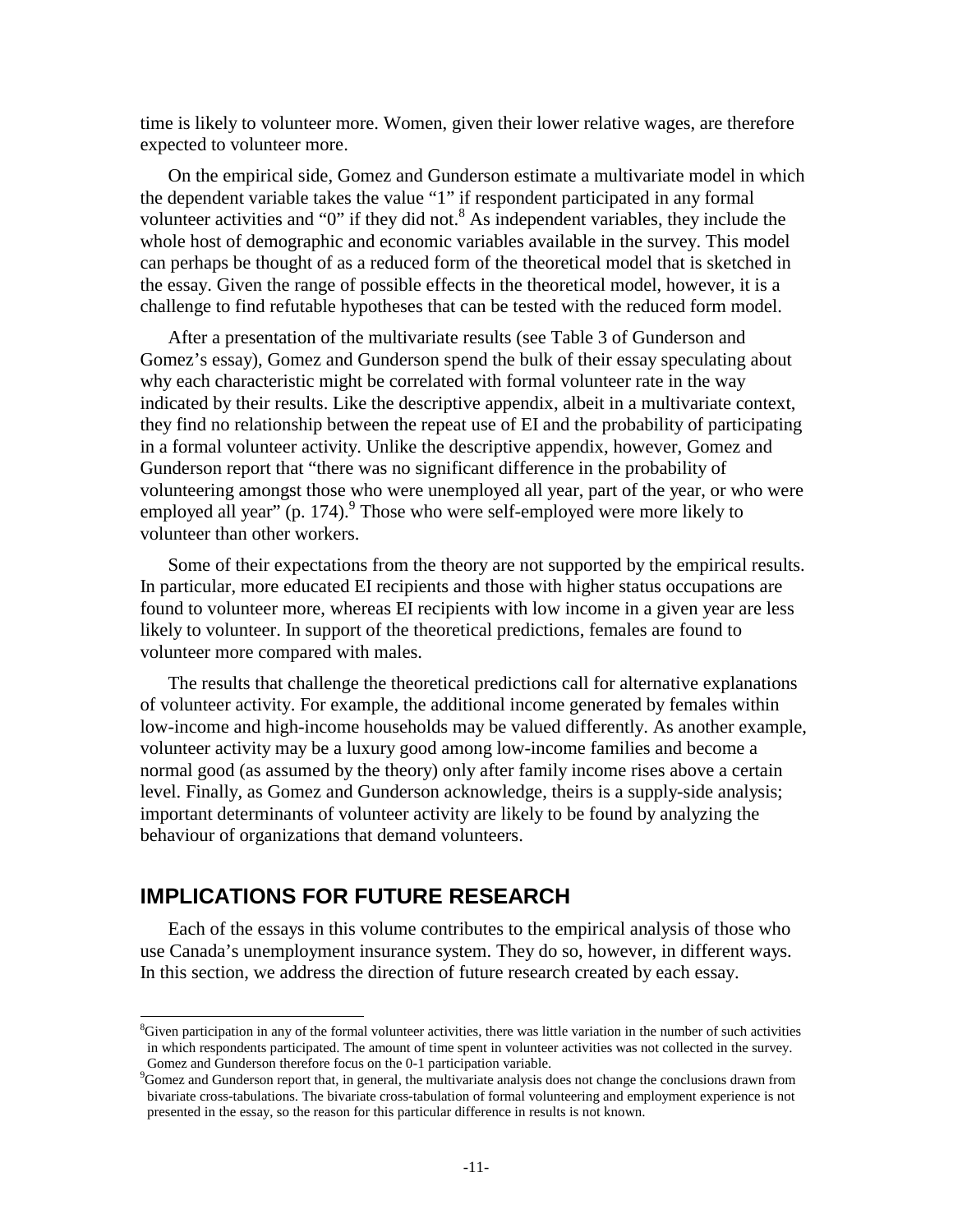time is likely to volunteer more. Women, given their lower relative wages, are therefore expected to volunteer more.

On the empirical side, Gomez and Gunderson estimate a multivariate model in which the dependent variable takes the value "1" if respondent participated in any formal volunteer activities and "0" if they did not.[8] As independent variables, they include the whole host of demographic and economic variables available in the survey. This model can perhaps be thought of as a reduced form of the theoretical model that is sketched in the essay. Given the range of possible effects in the theoretical model, however, it is a challenge to find refutable hypotheses that can be tested with the reduced form model.

After a presentation of the multivariate results (see Table 3 of Gunderson and Gomez's essay), Gomez and Gunderson spend the bulk of their essay speculating about why each characteristic might be correlated with formal volunteer rate in the way indicated by their results. Like the descriptive appendix, albeit in a multivariate context, they find no relationship between the repeat use of EI and the probability of participating in a formal volunteer activity. Unlike the descriptive appendix, however, Gomez and Gunderson report that "there was no significant difference in the probability of volunteering amongst those who were unemployed all year, part of the year, or who were employed all year" (p. 174).[9] Those who were self-employed were more likely to volunteer than other workers.

Some of their expectations from the theory are not supported by the empirical results. In particular, more educated EI recipients and those with higher status occupations are found to volunteer more, whereas EI recipients with low income in a given year are less likely to volunteer. In support of the theoretical predictions, females are found to volunteer more compared with males.

The results that challenge the theoretical predictions call for alternative explanations of volunteer activity. For example, the additional income generated by females within low-income and high-income households may be valued differently. As another example, volunteer activity may be a luxury good among low-income families and become a normal good (as assumed by the theory) only after family income rises above a certain level. Finally, as Gomez and Gunderson acknowledge, theirs is a supply-side analysis; important determinants of volunteer activity are likely to be found by analyzing the behaviour of organizations that demand volunteers.

## IMPLICATIONS FOR FUTURE RESEARCH

Each of the essays in this volume contributes to the empirical analysis of those who use Canada's unemployment insurance system. They do so, however, in different ways. In this section, we address the direction of future research created by each essay.

---

[8]Given participation in any of the formal volunteer activities, there was little variation in the number of such activities in which respondents participated. The amount of time spent in volunteer activities was not collected in the survey. Gomez and Gunderson therefore focus on the 0-1 participation variable.

[9]Gomez and Gunderson report that, in general, the multivariate analysis does not change the conclusions drawn from bivariate cross-tabulations. The bivariate cross-tabulation of formal volunteering and employment experience is not presented in the essay, so the reason for this particular difference in results is not known.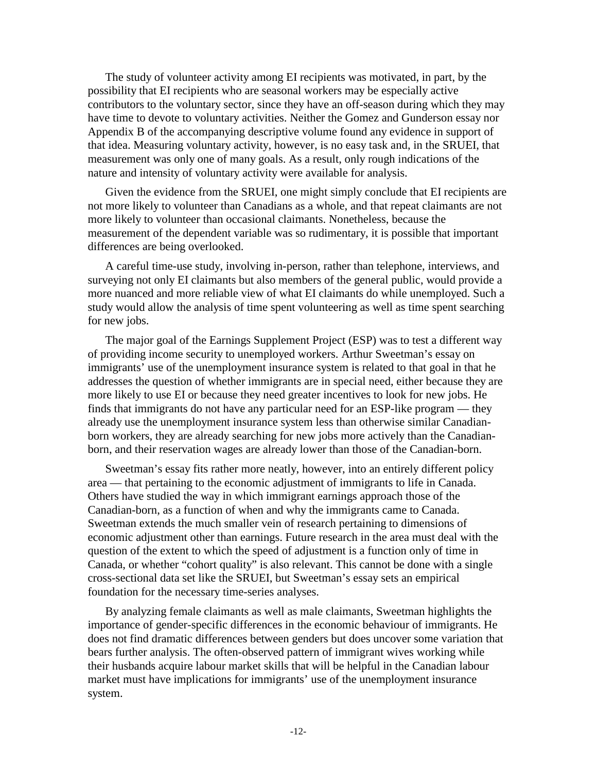The study of volunteer activity among EI recipients was motivated, in part, by the possibility that EI recipients who are seasonal workers may be especially active contributors to the voluntary sector, since they have an off-season during which they may have time to devote to voluntary activities. Neither the Gomez and Gunderson essay nor Appendix B of the accompanying descriptive volume found any evidence in support of that idea. Measuring voluntary activity, however, is no easy task and, in the SRUEI, that measurement was only one of many goals. As a result, only rough indications of the nature and intensity of voluntary activity were available for analysis.

Given the evidence from the SRUEI, one might simply conclude that EI recipients are not more likely to volunteer than Canadians as a whole, and that repeat claimants are not more likely to volunteer than occasional claimants. Nonetheless, because the measurement of the dependent variable was so rudimentary, it is possible that important differences are being overlooked.

A careful time-use study, involving in-person, rather than telephone, interviews, and surveying not only EI claimants but also members of the general public, would provide a more nuanced and more reliable view of what EI claimants do while unemployed. Such a study would allow the analysis of time spent volunteering as well as time spent searching for new jobs.

The major goal of the Earnings Supplement Project (ESP) was to test a different way of providing income security to unemployed workers. Arthur Sweetman's essay on immigrants' use of the unemployment insurance system is related to that goal in that he addresses the question of whether immigrants are in special need, either because they are more likely to use EI or because they need greater incentives to look for new jobs. He finds that immigrants do not have any particular need for an ESP-like program — they already use the unemployment insurance system less than otherwise similar Canadian-born workers, they are already searching for new jobs more actively than the Canadian-born, and their reservation wages are already lower than those of the Canadian-born.

Sweetman's essay fits rather more neatly, however, into an entirely different policy area — that pertaining to the economic adjustment of immigrants to life in Canada. Others have studied the way in which immigrant earnings approach those of the Canadian-born, as a function of when and why the immigrants came to Canada. Sweetman extends the much smaller vein of research pertaining to dimensions of economic adjustment other than earnings. Future research in the area must deal with the question of the extent to which the speed of adjustment is a function only of time in Canada, or whether "cohort quality" is also relevant. This cannot be done with a single cross-sectional data set like the SRUEI, but Sweetman's essay sets an empirical foundation for the necessary time-series analyses.

By analyzing female claimants as well as male claimants, Sweetman highlights the importance of gender-specific differences in the economic behaviour of immigrants. He does not find dramatic differences between genders but does uncover some variation that bears further analysis. The often-observed pattern of immigrant wives working while their husbands acquire labour market skills that will be helpful in the Canadian labour market must have implications for immigrants' use of the unemployment insurance system.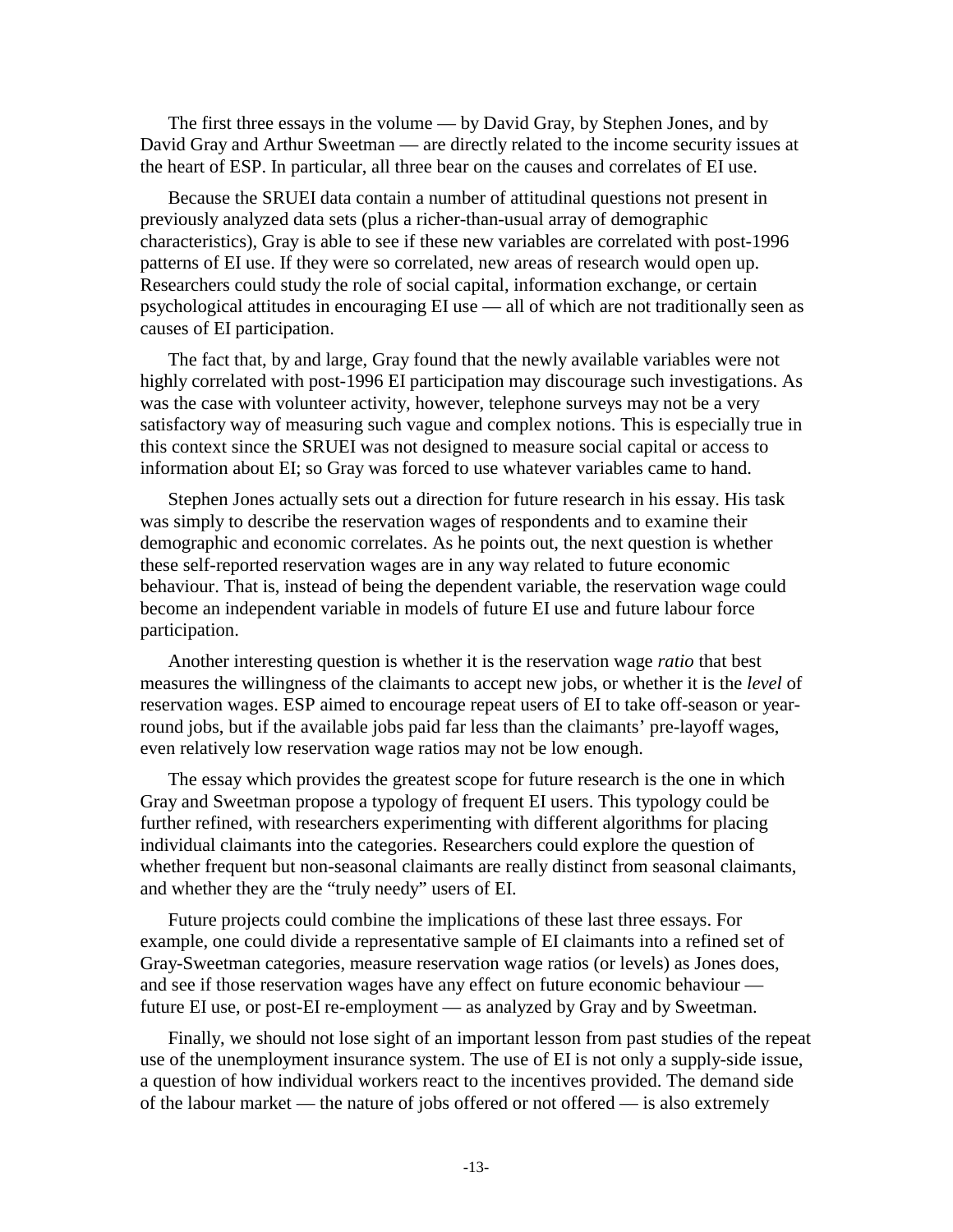The first three essays in the volume — by David Gray, by Stephen Jones, and by David Gray and Arthur Sweetman — are directly related to the income security issues at the heart of ESP. In particular, all three bear on the causes and correlates of EI use.

Because the SRUEI data contain a number of attitudinal questions not present in previously analyzed data sets (plus a richer-than-usual array of demographic characteristics), Gray is able to see if these new variables are correlated with post-1996 patterns of EI use. If they were so correlated, new areas of research would open up. Researchers could study the role of social capital, information exchange, or certain psychological attitudes in encouraging EI use — all of which are not traditionally seen as causes of EI participation.

The fact that, by and large, Gray found that the newly available variables were not highly correlated with post-1996 EI participation may discourage such investigations. As was the case with volunteer activity, however, telephone surveys may not be a very satisfactory way of measuring such vague and complex notions. This is especially true in this context since the SRUEI was not designed to measure social capital or access to information about EI; so Gray was forced to use whatever variables came to hand.

Stephen Jones actually sets out a direction for future research in his essay. His task was simply to describe the reservation wages of respondents and to examine their demographic and economic correlates. As he points out, the next question is whether these self-reported reservation wages are in any way related to future economic behaviour. That is, instead of being the dependent variable, the reservation wage could become an independent variable in models of future EI use and future labour force participation.

Another interesting question is whether it is the reservation wage *ratio* that best measures the willingness of the claimants to accept new jobs, or whether it is the *level* of reservation wages. ESP aimed to encourage repeat users of EI to take off-season or year-round jobs, but if the available jobs paid far less than the claimants' pre-layoff wages, even relatively low reservation wage ratios may not be low enough.

The essay which provides the greatest scope for future research is the one in which Gray and Sweetman propose a typology of frequent EI users. This typology could be further refined, with researchers experimenting with different algorithms for placing individual claimants into the categories. Researchers could explore the question of whether frequent but non-seasonal claimants are really distinct from seasonal claimants, and whether they are the "truly needy" users of EI.

Future projects could combine the implications of these last three essays. For example, one could divide a representative sample of EI claimants into a refined set of Gray-Sweetman categories, measure reservation wage ratios (or levels) as Jones does, and see if those reservation wages have any effect on future economic behaviour — future EI use, or post-EI re-employment — as analyzed by Gray and by Sweetman.

Finally, we should not lose sight of an important lesson from past studies of the repeat use of the unemployment insurance system. The use of EI is not only a supply-side issue, a question of how individual workers react to the incentives provided. The demand side of the labour market — the nature of jobs offered or not offered — is also extremely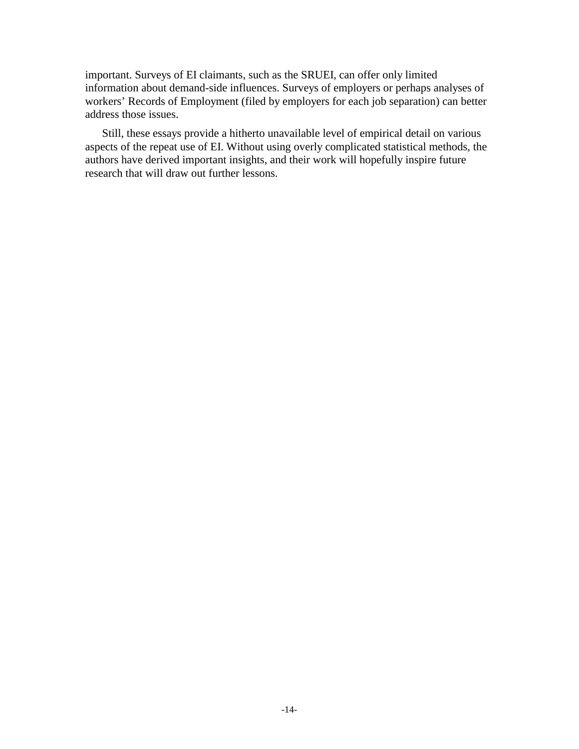important. Surveys of EI claimants, such as the SRUEI, can offer only limited information about demand-side influences. Surveys of employers or perhaps analyses of workers' Records of Employment (filed by employers for each job separation) can better address those issues.

Still, these essays provide a hitherto unavailable level of empirical detail on various aspects of the repeat use of EI. Without using overly complicated statistical methods, the authors have derived important insights, and their work will hopefully inspire future research that will draw out further lessons.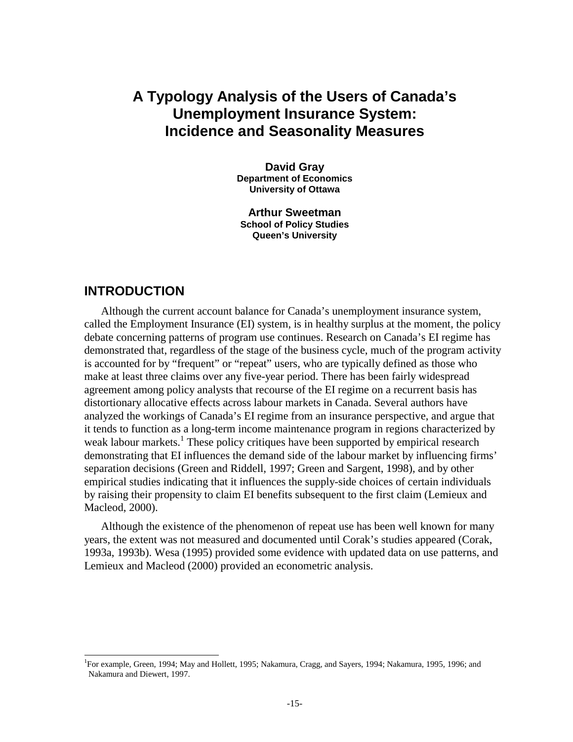# A Typology Analysis of the Users of Canada's Unemployment Insurance System: Incidence and Seasonality Measures

**David Gray**
**Department of Economics**
**University of Ottawa**

**Arthur Sweetman**
**School of Policy Studies**
**Queen's University**

## INTRODUCTION

Although the current account balance for Canada's unemployment insurance system, called the Employment Insurance (EI) system, is in healthy surplus at the moment, the policy debate concerning patterns of program use continues. Research on Canada's EI regime has demonstrated that, regardless of the stage of the business cycle, much of the program activity is accounted for by "frequent" or "repeat" users, who are typically defined as those who make at least three claims over any five-year period. There has been fairly widespread agreement among policy analysts that recourse of the EI regime on a recurrent basis has distortionary allocative effects across labour markets in Canada. Several authors have analyzed the workings of Canada's EI regime from an insurance perspective, and argue that it tends to function as a long-term income maintenance program in regions characterized by weak labour markets.[1] These policy critiques have been supported by empirical research demonstrating that EI influences the demand side of the labour market by influencing firms' separation decisions (Green and Riddell, 1997; Green and Sargent, 1998), and by other empirical studies indicating that it influences the supply-side choices of certain individuals by raising their propensity to claim EI benefits subsequent to the first claim (Lemieux and Macleod, 2000).

Although the existence of the phenomenon of repeat use has been well known for many years, the extent was not measured and documented until Corak's studies appeared (Corak, 1993a, 1993b). Wesa (1995) provided some evidence with updated data on use patterns, and Lemieux and Macleod (2000) provided an econometric analysis.

[1] For example, Green, 1994; May and Hollett, 1995; Nakamura, Cragg, and Sayers, 1994; Nakamura, 1995, 1996; and Nakamura and Diewert, 1997.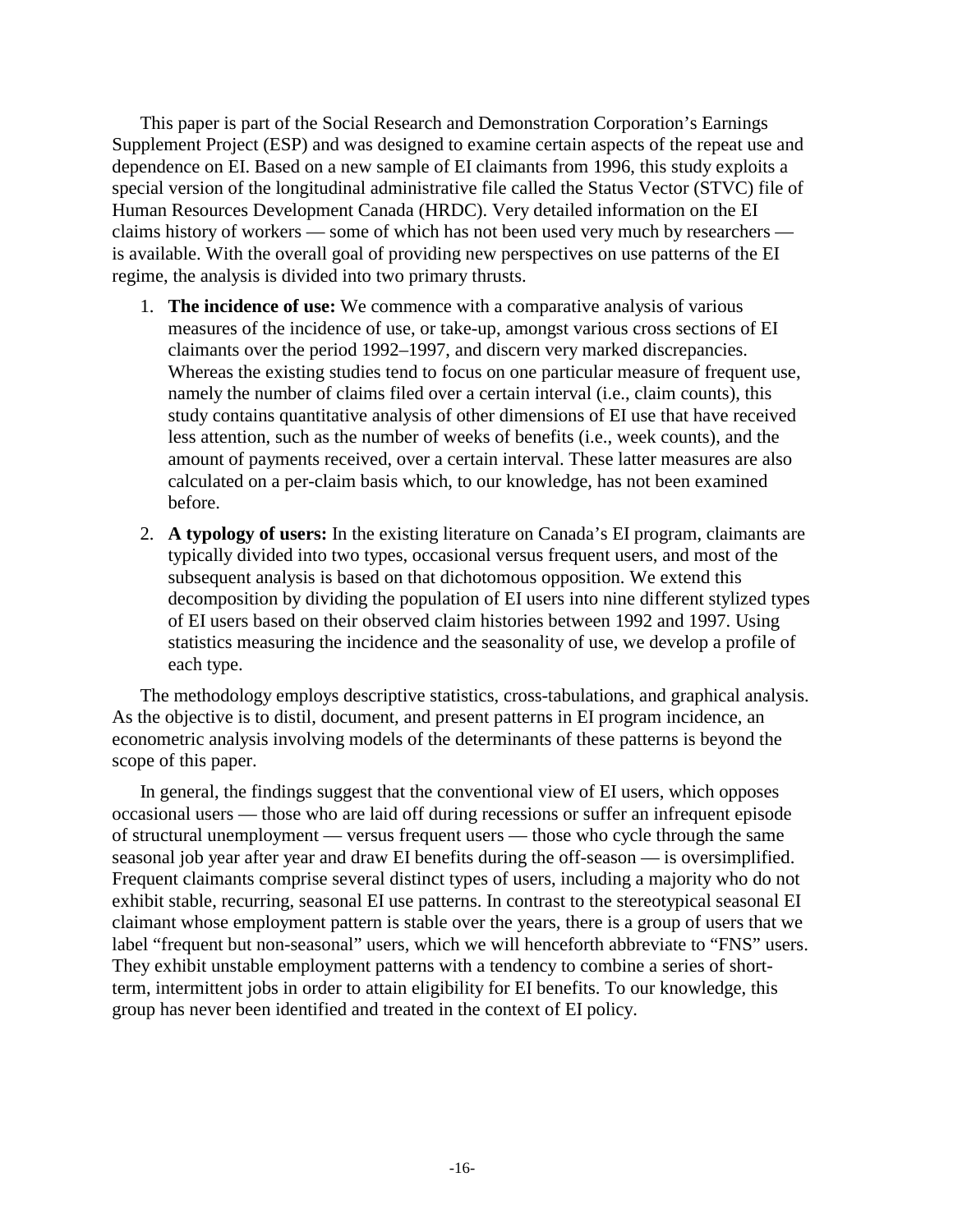This paper is part of the Social Research and Demonstration Corporation's Earnings Supplement Project (ESP) and was designed to examine certain aspects of the repeat use and dependence on EI. Based on a new sample of EI claimants from 1996, this study exploits a special version of the longitudinal administrative file called the Status Vector (STVC) file of Human Resources Development Canada (HRDC). Very detailed information on the EI claims history of workers — some of which has not been used very much by researchers — is available. With the overall goal of providing new perspectives on use patterns of the EI regime, the analysis is divided into two primary thrusts.

1. **The incidence of use:** We commence with a comparative analysis of various measures of the incidence of use, or take-up, amongst various cross sections of EI claimants over the period 1992–1997, and discern very marked discrepancies. Whereas the existing studies tend to focus on one particular measure of frequent use, namely the number of claims filed over a certain interval (i.e., claim counts), this study contains quantitative analysis of other dimensions of EI use that have received less attention, such as the number of weeks of benefits (i.e., week counts), and the amount of payments received, over a certain interval. These latter measures are also calculated on a per-claim basis which, to our knowledge, has not been examined before.
2. **A typology of users:** In the existing literature on Canada's EI program, claimants are typically divided into two types, occasional versus frequent users, and most of the subsequent analysis is based on that dichotomous opposition. We extend this decomposition by dividing the population of EI users into nine different stylized types of EI users based on their observed claim histories between 1992 and 1997. Using statistics measuring the incidence and the seasonality of use, we develop a profile of each type.

The methodology employs descriptive statistics, cross-tabulations, and graphical analysis. As the objective is to distil, document, and present patterns in EI program incidence, an econometric analysis involving models of the determinants of these patterns is beyond the scope of this paper.

In general, the findings suggest that the conventional view of EI users, which opposes occasional users — those who are laid off during recessions or suffer an infrequent episode of structural unemployment — versus frequent users — those who cycle through the same seasonal job year after year and draw EI benefits during the off-season — is oversimplified. Frequent claimants comprise several distinct types of users, including a majority who do not exhibit stable, recurring, seasonal EI use patterns. In contrast to the stereotypical seasonal EI claimant whose employment pattern is stable over the years, there is a group of users that we label "frequent but non-seasonal" users, which we will henceforth abbreviate to "FNS" users. They exhibit unstable employment patterns with a tendency to combine a series of short-term, intermittent jobs in order to attain eligibility for EI benefits. To our knowledge, this group has never been identified and treated in the context of EI policy.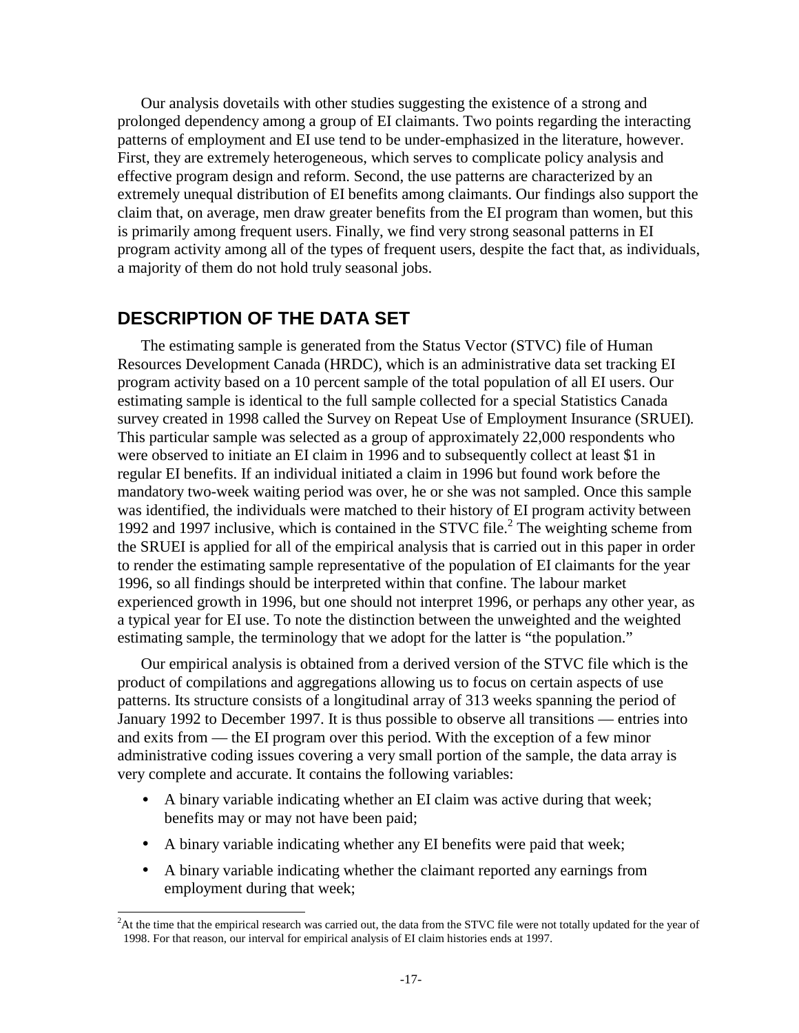Our analysis dovetails with other studies suggesting the existence of a strong and prolonged dependency among a group of EI claimants. Two points regarding the interacting patterns of employment and EI use tend to be under-emphasized in the literature, however. First, they are extremely heterogeneous, which serves to complicate policy analysis and effective program design and reform. Second, the use patterns are characterized by an extremely unequal distribution of EI benefits among claimants. Our findings also support the claim that, on average, men draw greater benefits from the EI program than women, but this is primarily among frequent users. Finally, we find very strong seasonal patterns in EI program activity among all of the types of frequent users, despite the fact that, as individuals, a majority of them do not hold truly seasonal jobs.

## DESCRIPTION OF THE DATA SET

The estimating sample is generated from the Status Vector (STVC) file of Human Resources Development Canada (HRDC), which is an administrative data set tracking EI program activity based on a 10 percent sample of the total population of all EI users. Our estimating sample is identical to the full sample collected for a special Statistics Canada survey created in 1998 called the Survey on Repeat Use of Employment Insurance (SRUEI). This particular sample was selected as a group of approximately 22,000 respondents who were observed to initiate an EI claim in 1996 and to subsequently collect at least $1 in regular EI benefits. If an individual initiated a claim in 1996 but found work before the mandatory two-week waiting period was over, he or she was not sampled. Once this sample was identified, the individuals were matched to their history of EI program activity between 1992 and 1997 inclusive, which is contained in the STVC file.[2] The weighting scheme from the SRUEI is applied for all of the empirical analysis that is carried out in this paper in order to render the estimating sample representative of the population of EI claimants for the year 1996, so all findings should be interpreted within that confine. The labour market experienced growth in 1996, but one should not interpret 1996, or perhaps any other year, as a typical year for EI use. To note the distinction between the unweighted and the weighted estimating sample, the terminology that we adopt for the latter is "the population."

Our empirical analysis is obtained from a derived version of the STVC file which is the product of compilations and aggregations allowing us to focus on certain aspects of use patterns. Its structure consists of a longitudinal array of 313 weeks spanning the period of January 1992 to December 1997. It is thus possible to observe all transitions — entries into and exits from — the EI program over this period. With the exception of a few minor administrative coding issues covering a very small portion of the sample, the data array is very complete and accurate. It contains the following variables:

- A binary variable indicating whether an EI claim was active during that week; benefits may or may not have been paid;
- A binary variable indicating whether any EI benefits were paid that week;
- A binary variable indicating whether the claimant reported any earnings from employment during that week;

[2] At the time that the empirical research was carried out, the data from the STVC file were not totally updated for the year of 1998. For that reason, our interval for empirical analysis of EI claim histories ends at 1997.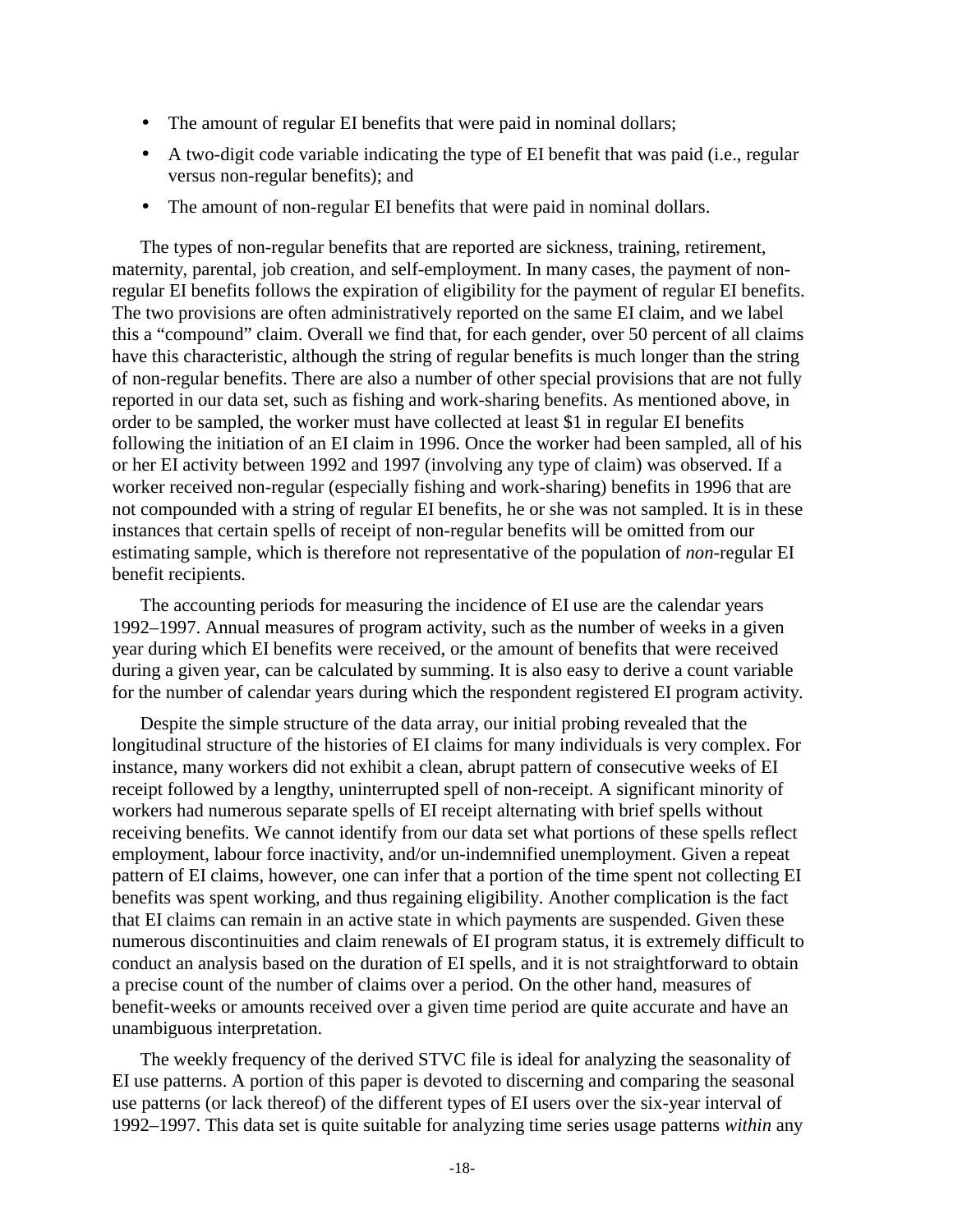- The amount of regular EI benefits that were paid in nominal dollars;
- A two-digit code variable indicating the type of EI benefit that was paid (i.e., regular versus non-regular benefits); and
- The amount of non-regular EI benefits that were paid in nominal dollars.

The types of non-regular benefits that are reported are sickness, training, retirement, maternity, parental, job creation, and self-employment. In many cases, the payment of non-regular EI benefits follows the expiration of eligibility for the payment of regular EI benefits. The two provisions are often administratively reported on the same EI claim, and we label this a "compound" claim. Overall we find that, for each gender, over 50 percent of all claims have this characteristic, although the string of regular benefits is much longer than the string of non-regular benefits. There are also a number of other special provisions that are not fully reported in our data set, such as fishing and work-sharing benefits. As mentioned above, in order to be sampled, the worker must have collected at least $1 in regular EI benefits following the initiation of an EI claim in 1996. Once the worker had been sampled, all of his or her EI activity between 1992 and 1997 (involving any type of claim) was observed. If a worker received non-regular (especially fishing and work-sharing) benefits in 1996 that are not compounded with a string of regular EI benefits, he or she was not sampled. It is in these instances that certain spells of receipt of non-regular benefits will be omitted from our estimating sample, which is therefore not representative of the population of *non*-regular EI benefit recipients.

The accounting periods for measuring the incidence of EI use are the calendar years 1992–1997. Annual measures of program activity, such as the number of weeks in a given year during which EI benefits were received, or the amount of benefits that were received during a given year, can be calculated by summing. It is also easy to derive a count variable for the number of calendar years during which the respondent registered EI program activity.

Despite the simple structure of the data array, our initial probing revealed that the longitudinal structure of the histories of EI claims for many individuals is very complex. For instance, many workers did not exhibit a clean, abrupt pattern of consecutive weeks of EI receipt followed by a lengthy, uninterrupted spell of non-receipt. A significant minority of workers had numerous separate spells of EI receipt alternating with brief spells without receiving benefits. We cannot identify from our data set what portions of these spells reflect employment, labour force inactivity, and/or un-indemnified unemployment. Given a repeat pattern of EI claims, however, one can infer that a portion of the time spent not collecting EI benefits was spent working, and thus regaining eligibility. Another complication is the fact that EI claims can remain in an active state in which payments are suspended. Given these numerous discontinuities and claim renewals of EI program status, it is extremely difficult to conduct an analysis based on the duration of EI spells, and it is not straightforward to obtain a precise count of the number of claims over a period. On the other hand, measures of benefit-weeks or amounts received over a given time period are quite accurate and have an unambiguous interpretation.

The weekly frequency of the derived STVC file is ideal for analyzing the seasonality of EI use patterns. A portion of this paper is devoted to discerning and comparing the seasonal use patterns (or lack thereof) of the different types of EI users over the six-year interval of 1992–1997. This data set is quite suitable for analyzing time series usage patterns *within* any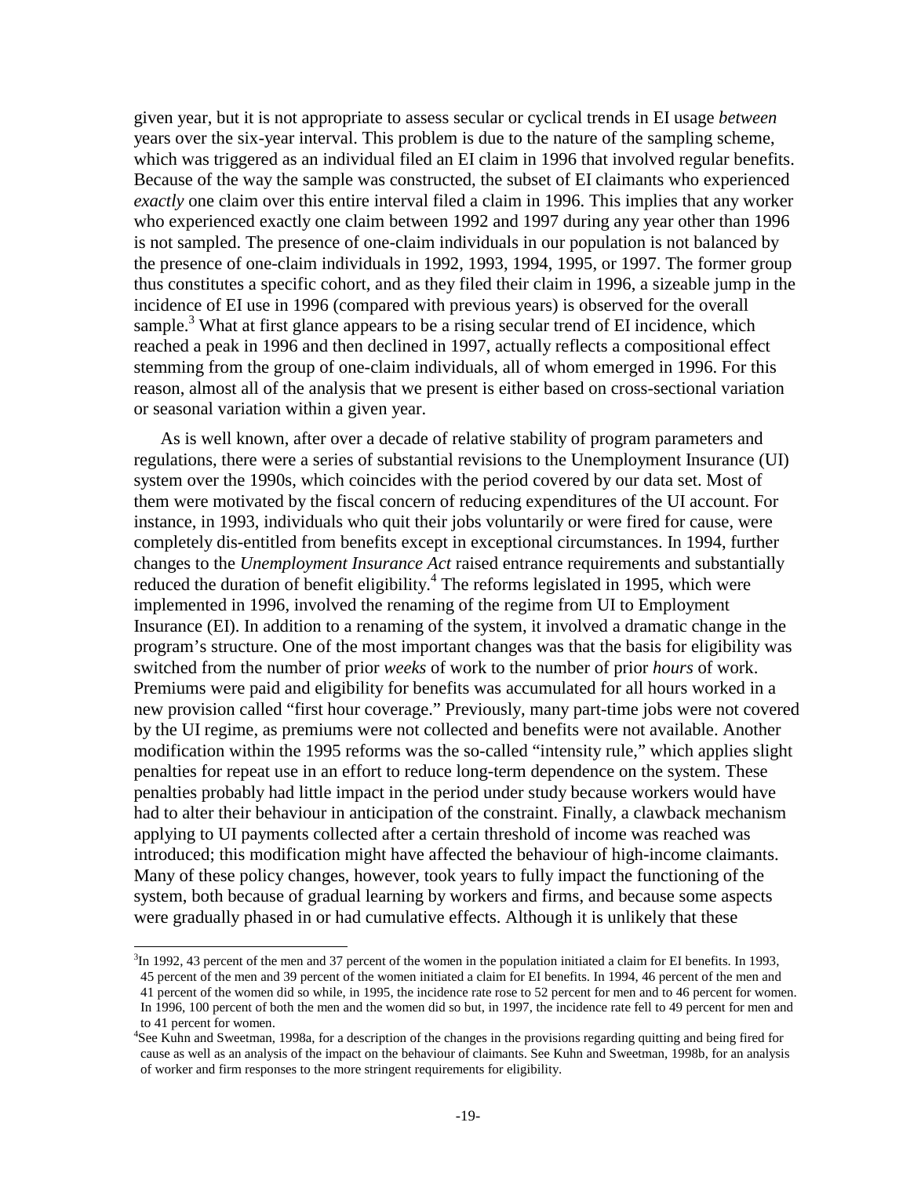given year, but it is not appropriate to assess secular or cyclical trends in EI usage *between* years over the six-year interval. This problem is due to the nature of the sampling scheme, which was triggered as an individual filed an EI claim in 1996 that involved regular benefits. Because of the way the sample was constructed, the subset of EI claimants who experienced *exactly* one claim over this entire interval filed a claim in 1996. This implies that any worker who experienced exactly one claim between 1992 and 1997 during any year other than 1996 is not sampled. The presence of one-claim individuals in our population is not balanced by the presence of one-claim individuals in 1992, 1993, 1994, 1995, or 1997. The former group thus constitutes a specific cohort, and as they filed their claim in 1996, a sizeable jump in the incidence of EI use in 1996 (compared with previous years) is observed for the overall sample.[3] What at first glance appears to be a rising secular trend of EI incidence, which reached a peak in 1996 and then declined in 1997, actually reflects a compositional effect stemming from the group of one-claim individuals, all of whom emerged in 1996. For this reason, almost all of the analysis that we present is either based on cross-sectional variation or seasonal variation within a given year.

As is well known, after over a decade of relative stability of program parameters and regulations, there were a series of substantial revisions to the Unemployment Insurance (UI) system over the 1990s, which coincides with the period covered by our data set. Most of them were motivated by the fiscal concern of reducing expenditures of the UI account. For instance, in 1993, individuals who quit their jobs voluntarily or were fired for cause, were completely dis-entitled from benefits except in exceptional circumstances. In 1994, further changes to the *Unemployment Insurance Act* raised entrance requirements and substantially reduced the duration of benefit eligibility.[4] The reforms legislated in 1995, which were implemented in 1996, involved the renaming of the regime from UI to Employment Insurance (EI). In addition to a renaming of the system, it involved a dramatic change in the program's structure. One of the most important changes was that the basis for eligibility was switched from the number of prior *weeks* of work to the number of prior *hours* of work. Premiums were paid and eligibility for benefits was accumulated for all hours worked in a new provision called "first hour coverage." Previously, many part-time jobs were not covered by the UI regime, as premiums were not collected and benefits were not available. Another modification within the 1995 reforms was the so-called "intensity rule," which applies slight penalties for repeat use in an effort to reduce long-term dependence on the system. These penalties probably had little impact in the period under study because workers would have had to alter their behaviour in anticipation of the constraint. Finally, a clawback mechanism applying to UI payments collected after a certain threshold of income was reached was introduced; this modification might have affected the behaviour of high-income claimants. Many of these policy changes, however, took years to fully impact the functioning of the system, both because of gradual learning by workers and firms, and because some aspects were gradually phased in or had cumulative effects. Although it is unlikely that these

---

[3] In 1992, 43 percent of the men and 37 percent of the women in the population initiated a claim for EI benefits. In 1993, 45 percent of the men and 39 percent of the women initiated a claim for EI benefits. In 1994, 46 percent of the men and 41 percent of the women did so while, in 1995, the incidence rate rose to 52 percent for men and to 46 percent for women. In 1996, 100 percent of both the men and the women did so but, in 1997, the incidence rate fell to 49 percent for men and to 41 percent for women.

[4] See Kuhn and Sweetman, 1998a, for a description of the changes in the provisions regarding quitting and being fired for cause as well as an analysis of the impact on the behaviour of claimants. See Kuhn and Sweetman, 1998b, for an analysis of worker and firm responses to the more stringent requirements for eligibility.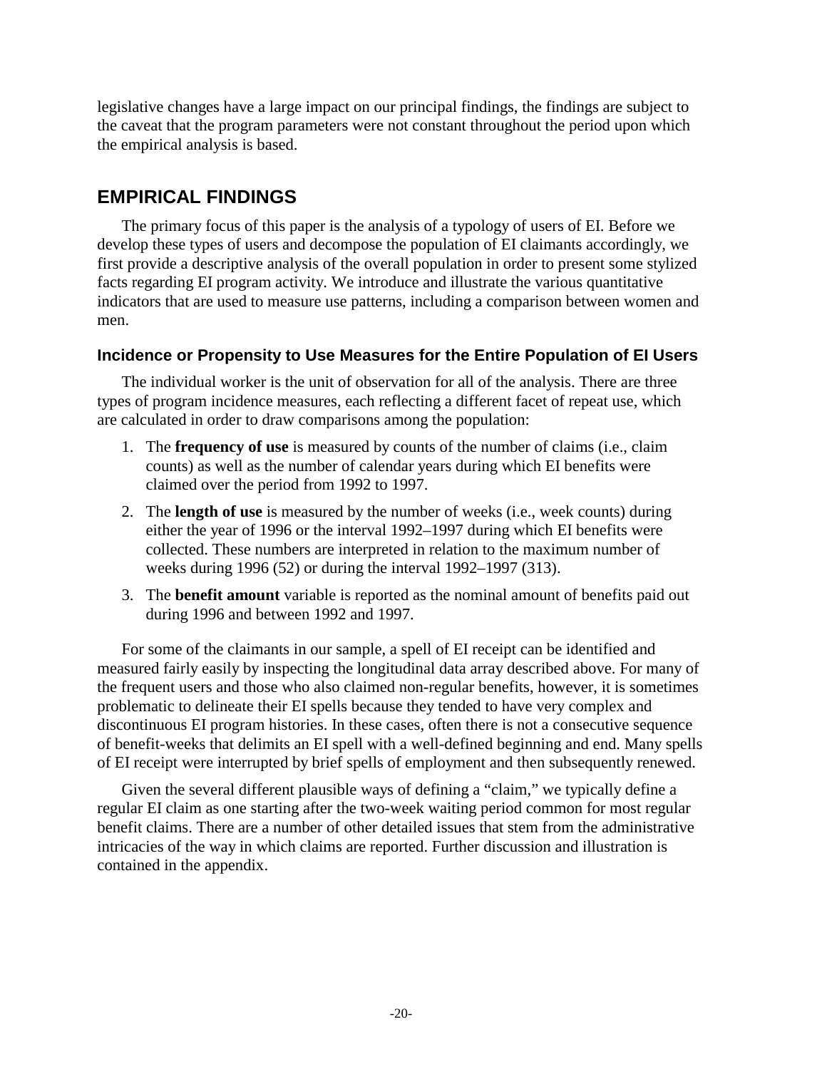legislative changes have a large impact on our principal findings, the findings are subject to the caveat that the program parameters were not constant throughout the period upon which the empirical analysis is based.

## EMPIRICAL FINDINGS

The primary focus of this paper is the analysis of a typology of users of EI. Before we develop these types of users and decompose the population of EI claimants accordingly, we first provide a descriptive analysis of the overall population in order to present some stylized facts regarding EI program activity. We introduce and illustrate the various quantitative indicators that are used to measure use patterns, including a comparison between women and men.

### Incidence or Propensity to Use Measures for the Entire Population of EI Users

The individual worker is the unit of observation for all of the analysis. There are three types of program incidence measures, each reflecting a different facet of repeat use, which are calculated in order to draw comparisons among the population:

1. The **frequency of use** is measured by counts of the number of claims (i.e., claim counts) as well as the number of calendar years during which EI benefits were claimed over the period from 1992 to 1997.
2. The **length of use** is measured by the number of weeks (i.e., week counts) during either the year of 1996 or the interval 1992–1997 during which EI benefits were collected. These numbers are interpreted in relation to the maximum number of weeks during 1996 (52) or during the interval 1992–1997 (313).
3. The **benefit amount** variable is reported as the nominal amount of benefits paid out during 1996 and between 1992 and 1997.

For some of the claimants in our sample, a spell of EI receipt can be identified and measured fairly easily by inspecting the longitudinal data array described above. For many of the frequent users and those who also claimed non-regular benefits, however, it is sometimes problematic to delineate their EI spells because they tended to have very complex and discontinuous EI program histories. In these cases, often there is not a consecutive sequence of benefit-weeks that delimits an EI spell with a well-defined beginning and end. Many spells of EI receipt were interrupted by brief spells of employment and then subsequently renewed.

Given the several different plausible ways of defining a "claim," we typically define a regular EI claim as one starting after the two-week waiting period common for most regular benefit claims. There are a number of other detailed issues that stem from the administrative intricacies of the way in which claims are reported. Further discussion and illustration is contained in the appendix.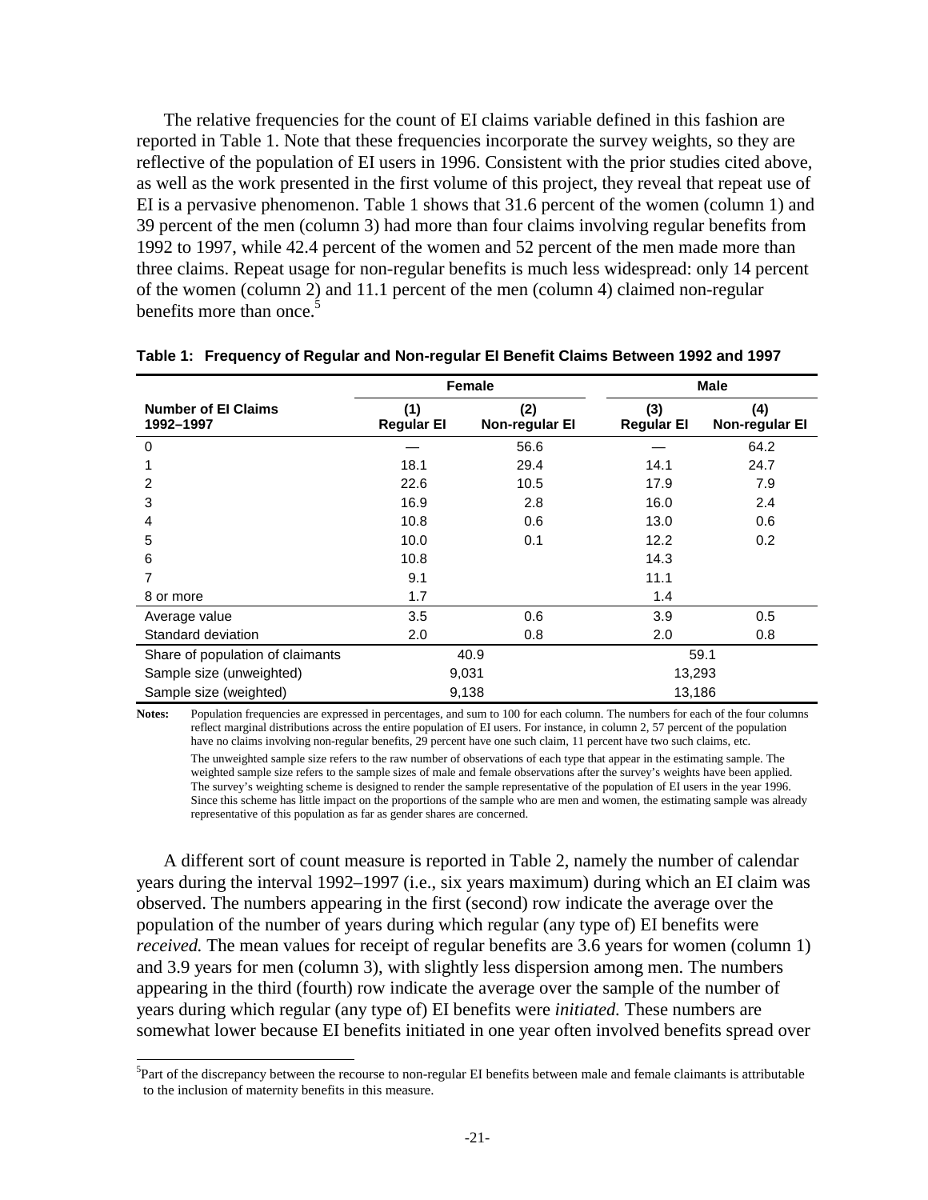The relative frequencies for the count of EI claims variable defined in this fashion are reported in Table 1. Note that these frequencies incorporate the survey weights, so they are reflective of the population of EI users in 1996. Consistent with the prior studies cited above, as well as the work presented in the first volume of this project, they reveal that repeat use of EI is a pervasive phenomenon. Table 1 shows that 31.6 percent of the women (column 1) and 39 percent of the men (column 3) had more than four claims involving regular benefits from 1992 to 1997, while 42.4 percent of the women and 52 percent of the men made more than three claims. Repeat usage for non-regular benefits is much less widespread: only 14 percent of the women (column 2) and 11.1 percent of the men (column 4) claimed non-regular benefits more than once.[5]

**Table 1: Frequency of Regular and Non-regular EI Benefit Claims Between 1992 and 1997**

| | Female | | Male | |
|---|---|---|---|---|
| **Number of EI Claims 1992–1997** | **(1) Regular EI** | **(2) Non-regular EI** | **(3) Regular EI** | **(4) Non-regular EI** |
| 0 | — | 56.6 | — | 64.2 |
| 1 | 18.1 | 29.4 | 14.1 | 24.7 |
| 2 | 22.6 | 10.5 | 17.9 | 7.9 |
| 3 | 16.9 | 2.8 | 16.0 | 2.4 |
| 4 | 10.8 | 0.6 | 13.0 | 0.6 |
| 5 | 10.0 | 0.1 | 12.2 | 0.2 |
| 6 | 10.8 | | 14.3 | |
| 7 | 9.1 | | 11.1 | |
| 8 or more | 1.7 | | 1.4 | |
| Average value | 3.5 | 0.6 | 3.9 | 0.5 |
| Standard deviation | 2.0 | 0.8 | 2.0 | 0.8 |
| Share of population of claimants | 40.9 | | 59.1 | |
| Sample size (unweighted) | 9,031 | | 13,293 | |
| Sample size (weighted) | 9,138 | | 13,186 | |

**Notes:** Population frequencies are expressed in percentages, and sum to 100 for each column. The numbers for each of the four columns reflect marginal distributions across the entire population of EI users. For instance, in column 2, 57 percent of the population have no claims involving non-regular benefits, 29 percent have one such claim, 11 percent have two such claims, etc.

The unweighted sample size refers to the raw number of observations of each type that appear in the estimating sample. The weighted sample size refers to the sample sizes of male and female observations after the survey's weights have been applied. The survey's weighting scheme is designed to render the sample representative of the population of EI users in the year 1996. Since this scheme has little impact on the proportions of the sample who are men and women, the estimating sample was already representative of this population as far as gender shares are concerned.

A different sort of count measure is reported in Table 2, namely the number of calendar years during the interval 1992–1997 (i.e., six years maximum) during which an EI claim was observed. The numbers appearing in the first (second) row indicate the average over the population of the number of years during which regular (any type of) EI benefits were *received.* The mean values for receipt of regular benefits are 3.6 years for women (column 1) and 3.9 years for men (column 3), with slightly less dispersion among men. The numbers appearing in the third (fourth) row indicate the average over the sample of the number of years during which regular (any type of) EI benefits were *initiated.* These numbers are somewhat lower because EI benefits initiated in one year often involved benefits spread over

[5] Part of the discrepancy between the recourse to non-regular EI benefits between male and female claimants is attributable to the inclusion of maternity benefits in this measure.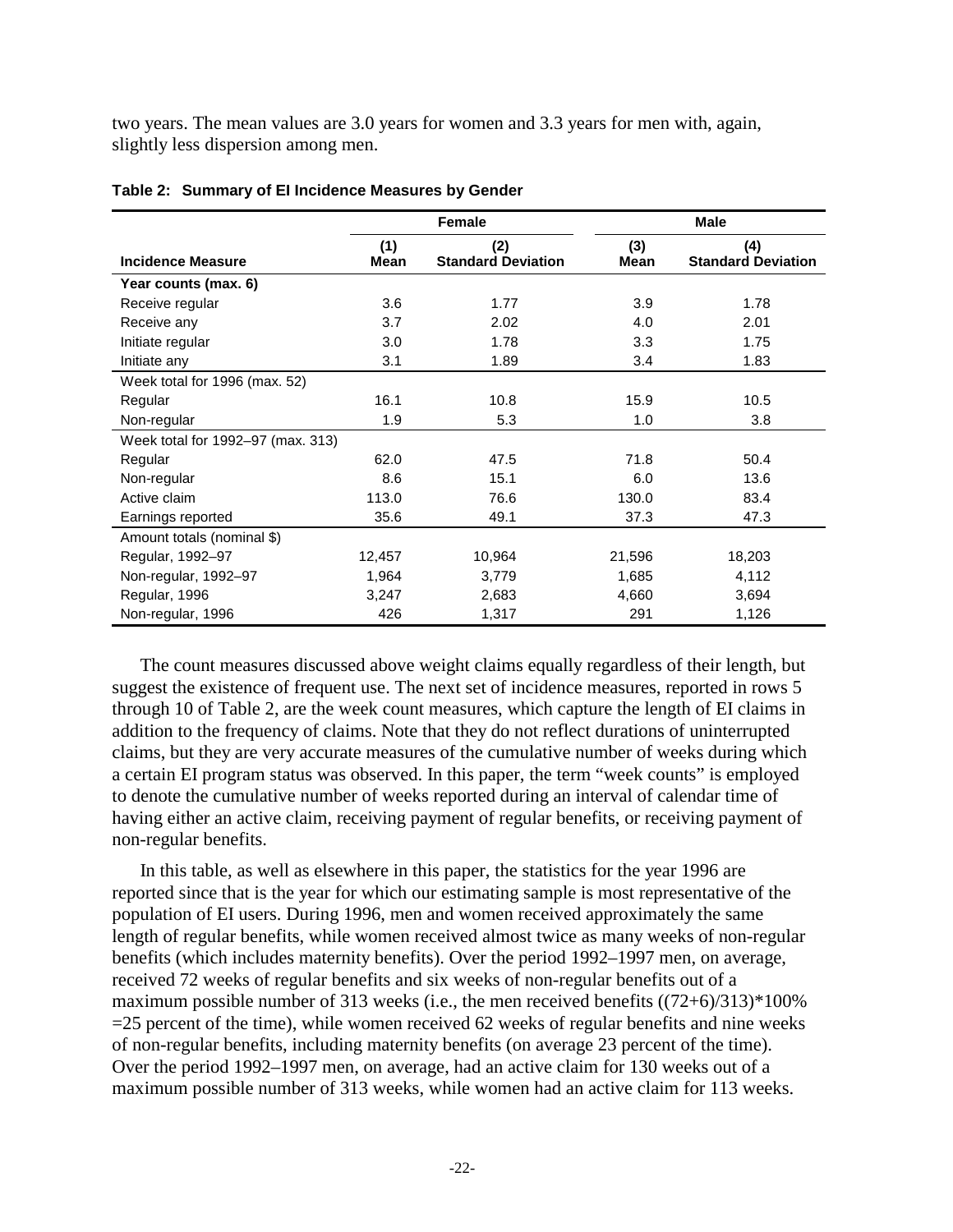two years. The mean values are 3.0 years for women and 3.3 years for men with, again, slightly less dispersion among men.

**Table 2: Summary of EI Incidence Measures by Gender**

| | Female | | Male | |
|---|---|---|---|---|
| **Incidence Measure** | **(1) Mean** | **(2) Standard Deviation** | **(3) Mean** | **(4) Standard Deviation** |
| **Year counts (max. 6)** | | | | |
| Receive regular | 3.6 | 1.77 | 3.9 | 1.78 |
| Receive any | 3.7 | 2.02 | 4.0 | 2.01 |
| Initiate regular | 3.0 | 1.78 | 3.3 | 1.75 |
| Initiate any | 3.1 | 1.89 | 3.4 | 1.83 |
| Week total for 1996 (max. 52) | | | | |
| Regular | 16.1 | 10.8 | 15.9 | 10.5 |
| Non-regular | 1.9 | 5.3 | 1.0 | 3.8 |
| Week total for 1992–97 (max. 313) | | | | |
| Regular | 62.0 | 47.5 | 71.8 | 50.4 |
| Non-regular | 8.6 | 15.1 | 6.0 | 13.6 |
| Active claim | 113.0 | 76.6 | 130.0 | 83.4 |
| Earnings reported | 35.6 | 49.1 | 37.3 | 47.3 |
| Amount totals (nominal $) | | | | |
| Regular, 1992–97 | 12,457 | 10,964 | 21,596 | 18,203 |
| Non-regular, 1992–97 | 1,964 | 3,779 | 1,685 | 4,112 |
| Regular, 1996 | 3,247 | 2,683 | 4,660 | 3,694 |
| Non-regular, 1996 | 426 | 1,317 | 291 | 1,126 |

The count measures discussed above weight claims equally regardless of their length, but suggest the existence of frequent use. The next set of incidence measures, reported in rows 5 through 10 of Table 2, are the week count measures, which capture the length of EI claims in addition to the frequency of claims. Note that they do not reflect durations of uninterrupted claims, but they are very accurate measures of the cumulative number of weeks during which a certain EI program status was observed. In this paper, the term "week counts" is employed to denote the cumulative number of weeks reported during an interval of calendar time of having either an active claim, receiving payment of regular benefits, or receiving payment of non-regular benefits.

In this table, as well as elsewhere in this paper, the statistics for the year 1996 are reported since that is the year for which our estimating sample is most representative of the population of EI users. During 1996, men and women received approximately the same length of regular benefits, while women received almost twice as many weeks of non-regular benefits (which includes maternity benefits). Over the period 1992–1997 men, on average, received 72 weeks of regular benefits and six weeks of non-regular benefits out of a maximum possible number of 313 weeks (i.e., the men received benefits $((72+6)/313)*100\% = 25$ percent of the time), while women received 62 weeks of regular benefits and nine weeks of non-regular benefits, including maternity benefits (on average 23 percent of the time). Over the period 1992–1997 men, on average, had an active claim for 130 weeks out of a maximum possible number of 313 weeks, while women had an active claim for 113 weeks.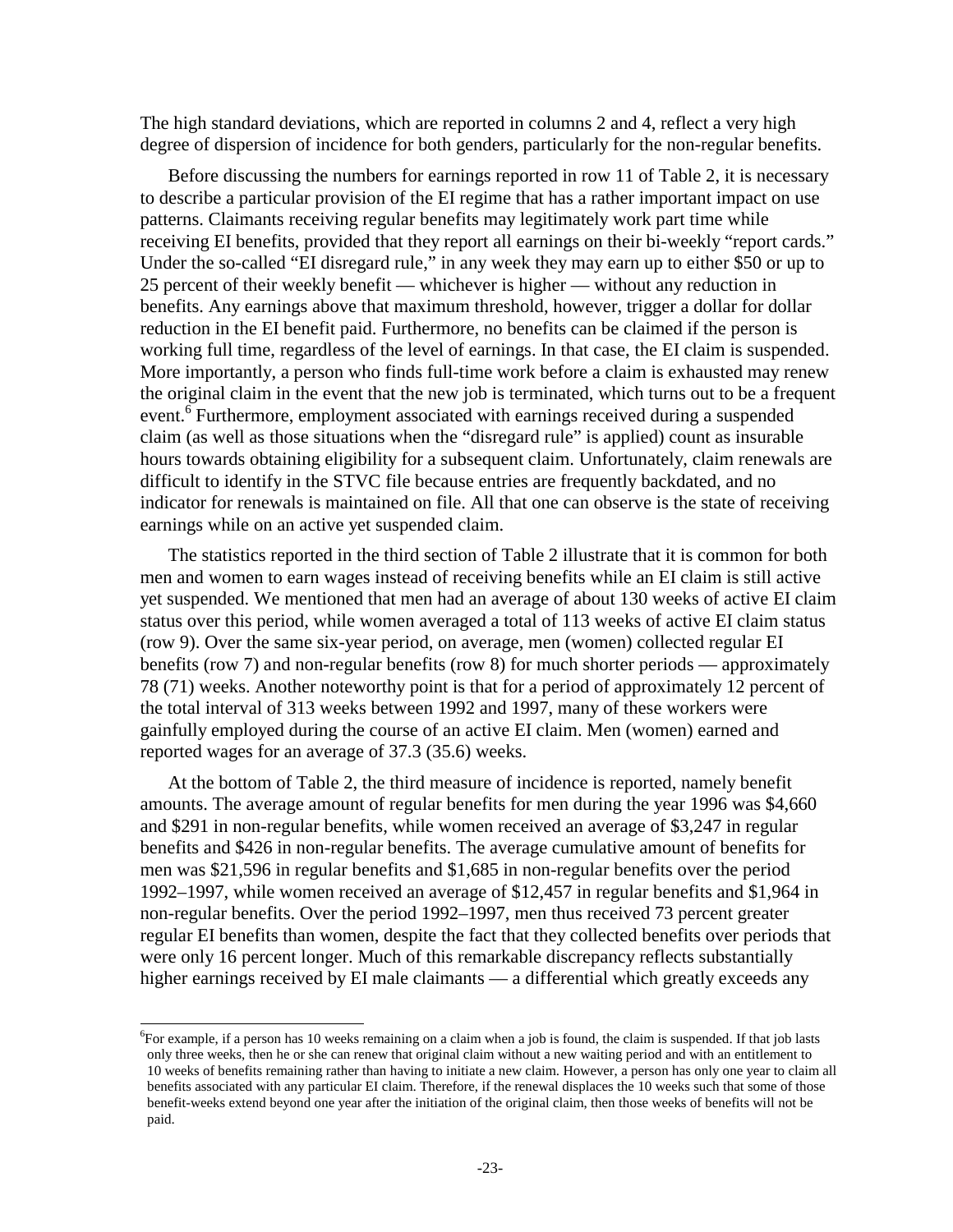The high standard deviations, which are reported in columns 2 and 4, reflect a very high degree of dispersion of incidence for both genders, particularly for the non-regular benefits.

Before discussing the numbers for earnings reported in row 11 of Table 2, it is necessary to describe a particular provision of the EI regime that has a rather important impact on use patterns. Claimants receiving regular benefits may legitimately work part time while receiving EI benefits, provided that they report all earnings on their bi-weekly "report cards." Under the so-called "EI disregard rule," in any week they may earn up to either $50 or up to 25 percent of their weekly benefit — whichever is higher — without any reduction in benefits. Any earnings above that maximum threshold, however, trigger a dollar for dollar reduction in the EI benefit paid. Furthermore, no benefits can be claimed if the person is working full time, regardless of the level of earnings. In that case, the EI claim is suspended. More importantly, a person who finds full-time work before a claim is exhausted may renew the original claim in the event that the new job is terminated, which turns out to be a frequent event.[6] Furthermore, employment associated with earnings received during a suspended claim (as well as those situations when the "disregard rule" is applied) count as insurable hours towards obtaining eligibility for a subsequent claim. Unfortunately, claim renewals are difficult to identify in the STVC file because entries are frequently backdated, and no indicator for renewals is maintained on file. All that one can observe is the state of receiving earnings while on an active yet suspended claim.

The statistics reported in the third section of Table 2 illustrate that it is common for both men and women to earn wages instead of receiving benefits while an EI claim is still active yet suspended. We mentioned that men had an average of about 130 weeks of active EI claim status over this period, while women averaged a total of 113 weeks of active EI claim status (row 9). Over the same six-year period, on average, men (women) collected regular EI benefits (row 7) and non-regular benefits (row 8) for much shorter periods — approximately 78 (71) weeks. Another noteworthy point is that for a period of approximately 12 percent of the total interval of 313 weeks between 1992 and 1997, many of these workers were gainfully employed during the course of an active EI claim. Men (women) earned and reported wages for an average of 37.3 (35.6) weeks.

At the bottom of Table 2, the third measure of incidence is reported, namely benefit amounts. The average amount of regular benefits for men during the year 1996 was $4,660 and $291 in non-regular benefits, while women received an average of $3,247 in regular benefits and $426 in non-regular benefits. The average cumulative amount of benefits for men was $21,596 in regular benefits and $1,685 in non-regular benefits over the period 1992–1997, while women received an average of $12,457 in regular benefits and $1,964 in non-regular benefits. Over the period 1992–1997, men thus received 73 percent greater regular EI benefits than women, despite the fact that they collected benefits over periods that were only 16 percent longer. Much of this remarkable discrepancy reflects substantially higher earnings received by EI male claimants — a differential which greatly exceeds any

---

[6] For example, if a person has 10 weeks remaining on a claim when a job is found, the claim is suspended. If that job lasts only three weeks, then he or she can renew that original claim without a new waiting period and with an entitlement to 10 weeks of benefits remaining rather than having to initiate a new claim. However, a person has only one year to claim all benefits associated with any particular EI claim. Therefore, if the renewal displaces the 10 weeks such that some of those benefit-weeks extend beyond one year after the initiation of the original claim, then those weeks of benefits will not be paid.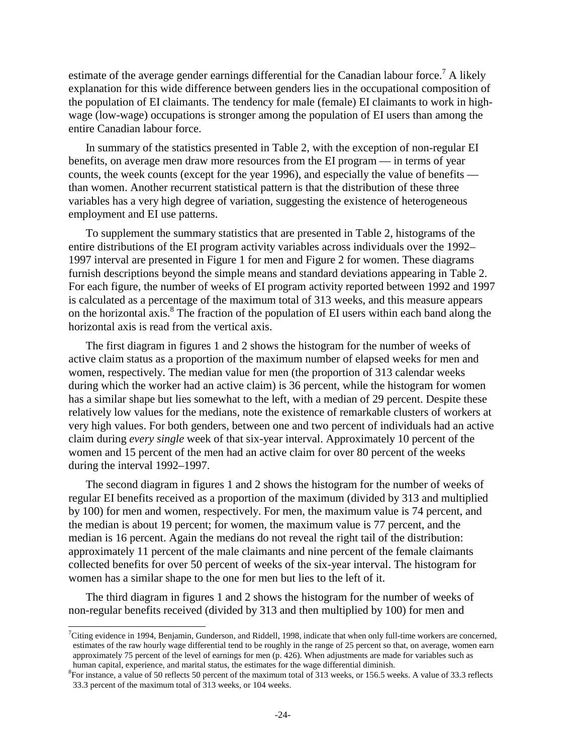estimate of the average gender earnings differential for the Canadian labour force.[7] A likely explanation for this wide difference between genders lies in the occupational composition of the population of EI claimants. The tendency for male (female) EI claimants to work in high-wage (low-wage) occupations is stronger among the population of EI users than among the entire Canadian labour force.

In summary of the statistics presented in Table 2, with the exception of non-regular EI benefits, on average men draw more resources from the EI program — in terms of year counts, the week counts (except for the year 1996), and especially the value of benefits — than women. Another recurrent statistical pattern is that the distribution of these three variables has a very high degree of variation, suggesting the existence of heterogeneous employment and EI use patterns.

To supplement the summary statistics that are presented in Table 2, histograms of the entire distributions of the EI program activity variables across individuals over the 1992–1997 interval are presented in Figure 1 for men and Figure 2 for women. These diagrams furnish descriptions beyond the simple means and standard deviations appearing in Table 2. For each figure, the number of weeks of EI program activity reported between 1992 and 1997 is calculated as a percentage of the maximum total of 313 weeks, and this measure appears on the horizontal axis.[8] The fraction of the population of EI users within each band along the horizontal axis is read from the vertical axis.

The first diagram in figures 1 and 2 shows the histogram for the number of weeks of active claim status as a proportion of the maximum number of elapsed weeks for men and women, respectively. The median value for men (the proportion of 313 calendar weeks during which the worker had an active claim) is 36 percent, while the histogram for women has a similar shape but lies somewhat to the left, with a median of 29 percent. Despite these relatively low values for the medians, note the existence of remarkable clusters of workers at very high values. For both genders, between one and two percent of individuals had an active claim during *every single* week of that six-year interval. Approximately 10 percent of the women and 15 percent of the men had an active claim for over 80 percent of the weeks during the interval 1992–1997.

The second diagram in figures 1 and 2 shows the histogram for the number of weeks of regular EI benefits received as a proportion of the maximum (divided by 313 and multiplied by 100) for men and women, respectively. For men, the maximum value is 74 percent, and the median is about 19 percent; for women, the maximum value is 77 percent, and the median is 16 percent. Again the medians do not reveal the right tail of the distribution: approximately 11 percent of the male claimants and nine percent of the female claimants collected benefits for over 50 percent of weeks of the six-year interval. The histogram for women has a similar shape to the one for men but lies to the left of it.

The third diagram in figures 1 and 2 shows the histogram for the number of weeks of non-regular benefits received (divided by 313 and then multiplied by 100) for men and

---

[7]Citing evidence in 1994, Benjamin, Gunderson, and Riddell, 1998, indicate that when only full-time workers are concerned, estimates of the raw hourly wage differential tend to be roughly in the range of 25 percent so that, on average, women earn approximately 75 percent of the level of earnings for men (p. 426). When adjustments are made for variables such as human capital, experience, and marital status, the estimates for the wage differential diminish.

[8]For instance, a value of 50 reflects 50 percent of the maximum total of 313 weeks, or 156.5 weeks. A value of 33.3 reflects 33.3 percent of the maximum total of 313 weeks, or 104 weeks.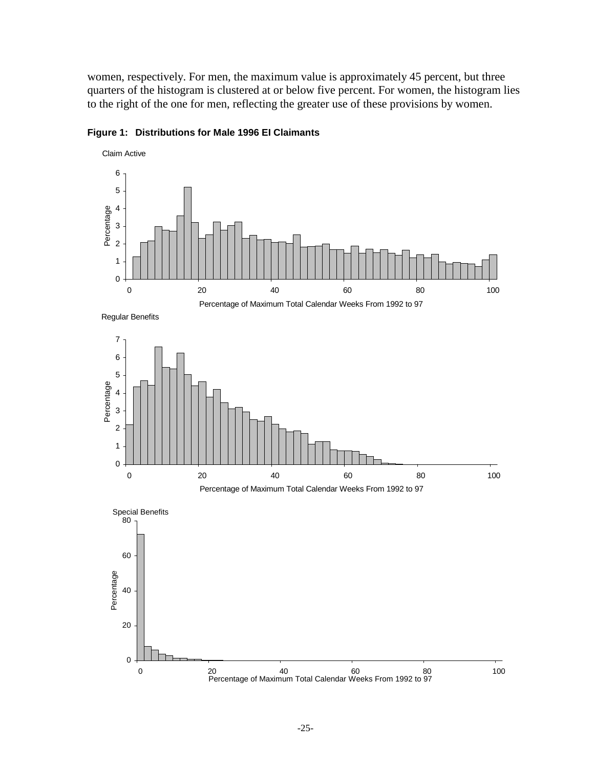women, respectively. For men, the maximum value is approximately 45 percent, but three quarters of the histogram is clustered at or below five percent. For women, the histogram lies to the right of the one for men, reflecting the greater use of these provisions by women.

**Figure 1: Distributions for Male 1996 EI Claimants**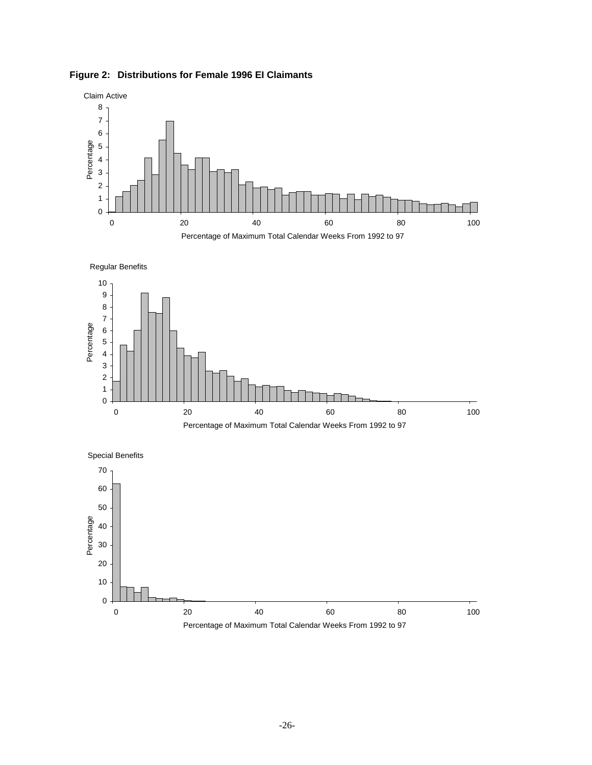**Figure 2: Distributions for Female 1996 EI Claimants**

Claim Active

Percentage

Percentage of Maximum Total Calendar Weeks From 1992 to 97

Regular Benefits

Percentage

Percentage of Maximum Total Calendar Weeks From 1992 to 97

Special Benefits

Percentage

Percentage of Maximum Total Calendar Weeks From 1992 to 97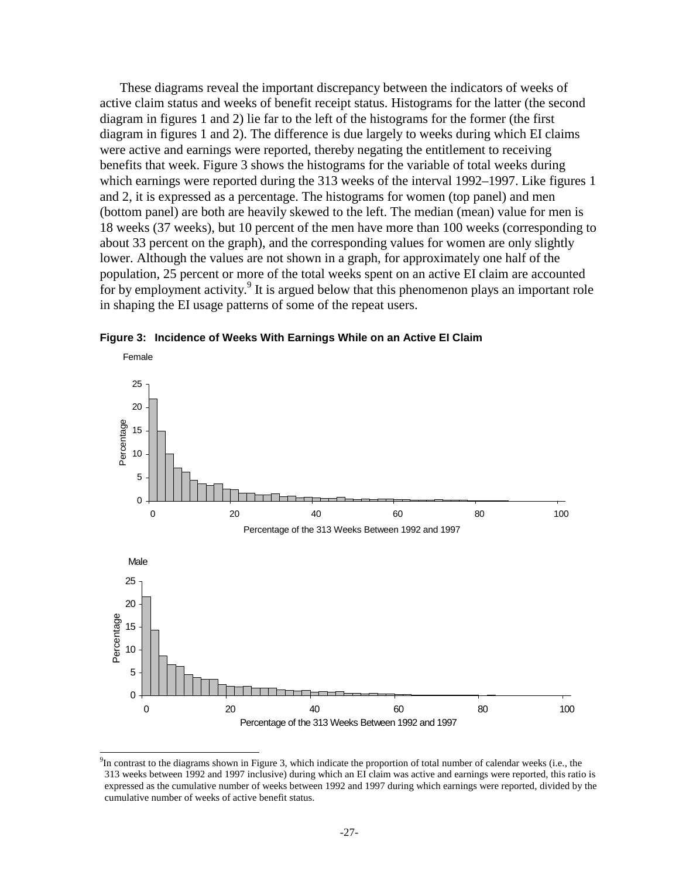These diagrams reveal the important discrepancy between the indicators of weeks of active claim status and weeks of benefit receipt status. Histograms for the latter (the second diagram in figures 1 and 2) lie far to the left of the histograms for the former (the first diagram in figures 1 and 2). The difference is due largely to weeks during which EI claims were active and earnings were reported, thereby negating the entitlement to receiving benefits that week. Figure 3 shows the histograms for the variable of total weeks during which earnings were reported during the 313 weeks of the interval 1992–1997. Like figures 1 and 2, it is expressed as a percentage. The histograms for women (top panel) and men (bottom panel) are both are heavily skewed to the left. The median (mean) value for men is 18 weeks (37 weeks), but 10 percent of the men have more than 100 weeks (corresponding to about 33 percent on the graph), and the corresponding values for women are only slightly lower. Although the values are not shown in a graph, for approximately one half of the population, 25 percent or more of the total weeks spent on an active EI claim are accounted for by employment activity.[9] It is argued below that this phenomenon plays an important role in shaping the EI usage patterns of some of the repeat users.

**Figure 3: Incidence of Weeks With Earnings While on an Active EI Claim**

[9] In contrast to the diagrams shown in Figure 3, which indicate the proportion of total number of calendar weeks (i.e., the 313 weeks between 1992 and 1997 inclusive) during which an EI claim was active and earnings were reported, this ratio is expressed as the cumulative number of weeks between 1992 and 1997 during which earnings were reported, divided by the cumulative number of weeks of active benefit status.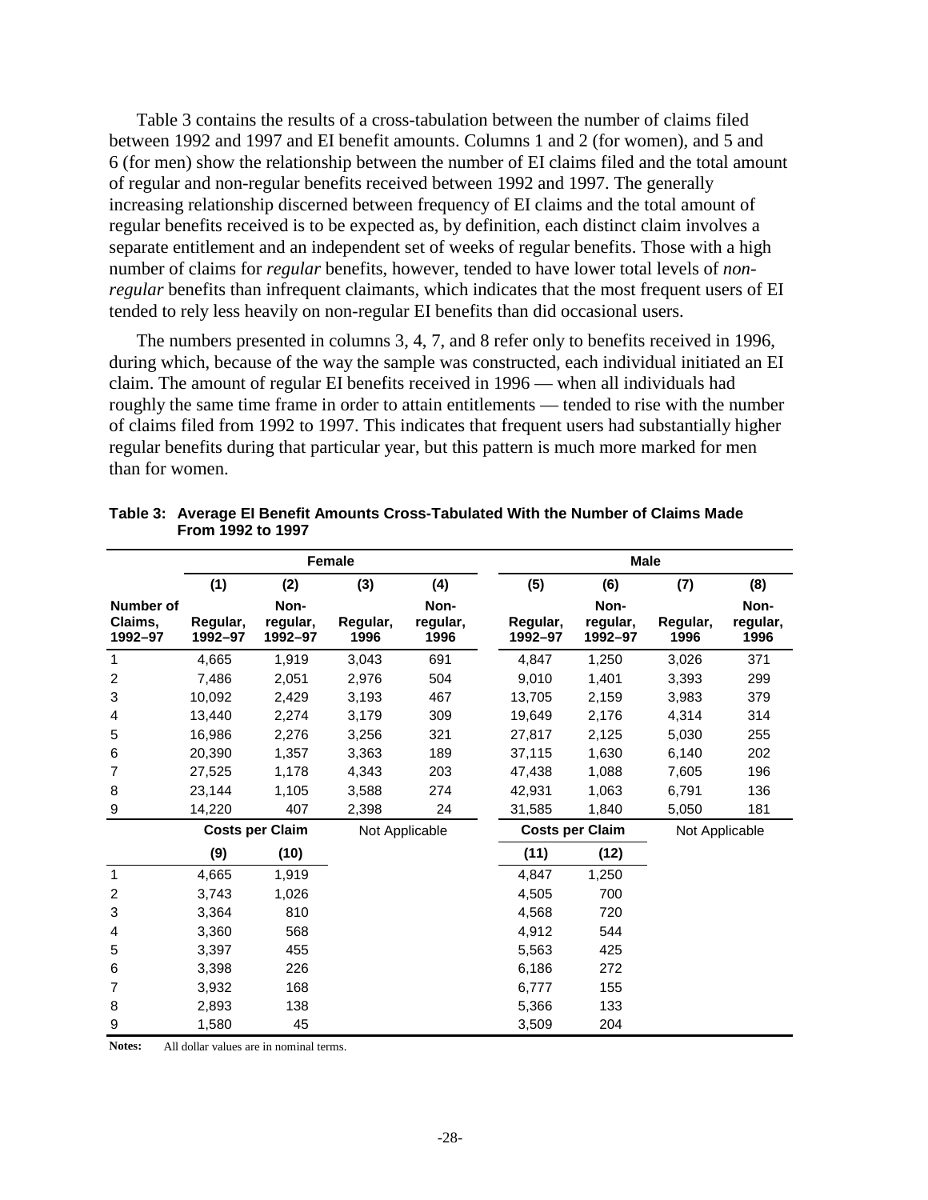Table 3 contains the results of a cross-tabulation between the number of claims filed between 1992 and 1997 and EI benefit amounts. Columns 1 and 2 (for women), and 5 and 6 (for men) show the relationship between the number of EI claims filed and the total amount of regular and non-regular benefits received between 1992 and 1997. The generally increasing relationship discerned between frequency of EI claims and the total amount of regular benefits received is to be expected as, by definition, each distinct claim involves a separate entitlement and an independent set of weeks of regular benefits. Those with a high number of claims for *regular* benefits, however, tended to have lower total levels of *non-regular* benefits than infrequent claimants, which indicates that the most frequent users of EI tended to rely less heavily on non-regular EI benefits than did occasional users.

The numbers presented in columns 3, 4, 7, and 8 refer only to benefits received in 1996, during which, because of the way the sample was constructed, each individual initiated an EI claim. The amount of regular EI benefits received in 1996 — when all individuals had roughly the same time frame in order to attain entitlements — tended to rise with the number of claims filed from 1992 to 1997. This indicates that frequent users had substantially higher regular benefits during that particular year, but this pattern is much more marked for men than for women.

**Table 3: Average EI Benefit Amounts Cross-Tabulated With the Number of Claims Made From 1992 to 1997**

| | Female | | | | Male | | | |
|---|---|---|---|---|---|---|---|---|
| | (1) | (2) | (3) | (4) | (5) | (6) | (7) | (8) |
| Number of Claims, 1992–97 | Regular, 1992–97 | Non-regular, 1992–97 | Regular, 1996 | Non-regular, 1996 | Regular, 1992–97 | Non-regular, 1992–97 | Regular, 1996 | Non-regular, 1996 |
| 1 | 4,665 | 1,919 | 3,043 | 691 | 4,847 | 1,250 | 3,026 | 371 |
| 2 | 7,486 | 2,051 | 2,976 | 504 | 9,010 | 1,401 | 3,393 | 299 |
| 3 | 10,092 | 2,429 | 3,193 | 467 | 13,705 | 2,159 | 3,983 | 379 |
| 4 | 13,440 | 2,274 | 3,179 | 309 | 19,649 | 2,176 | 4,314 | 314 |
| 5 | 16,986 | 2,276 | 3,256 | 321 | 27,817 | 2,125 | 5,030 | 255 |
| 6 | 20,390 | 1,357 | 3,363 | 189 | 37,115 | 1,630 | 6,140 | 202 |
| 7 | 27,525 | 1,178 | 4,343 | 203 | 47,438 | 1,088 | 7,605 | 196 |
| 8 | 23,144 | 1,105 | 3,588 | 274 | 42,931 | 1,063 | 6,791 | 136 |
| 9 | 14,220 | 407 | 2,398 | 24 | 31,585 | 1,840 | 5,050 | 181 |
| | Costs per Claim | | Not Applicable | | Costs per Claim | | Not Applicable | |
| | (9) | (10) | | | (11) | (12) | | |
| 1 | 4,665 | 1,919 | | | 4,847 | 1,250 | | |
| 2 | 3,743 | 1,026 | | | 4,505 | 700 | | |
| 3 | 3,364 | 810 | | | 4,568 | 720 | | |
| 4 | 3,360 | 568 | | | 4,912 | 544 | | |
| 5 | 3,397 | 455 | | | 5,563 | 425 | | |
| 6 | 3,398 | 226 | | | 6,186 | 272 | | |
| 7 | 3,932 | 168 | | | 6,777 | 155 | | |
| 8 | 2,893 | 138 | | | 5,366 | 133 | | |
| 9 | 1,580 | 45 | | | 3,509 | 204 | | |

**Notes:** All dollar values are in nominal terms.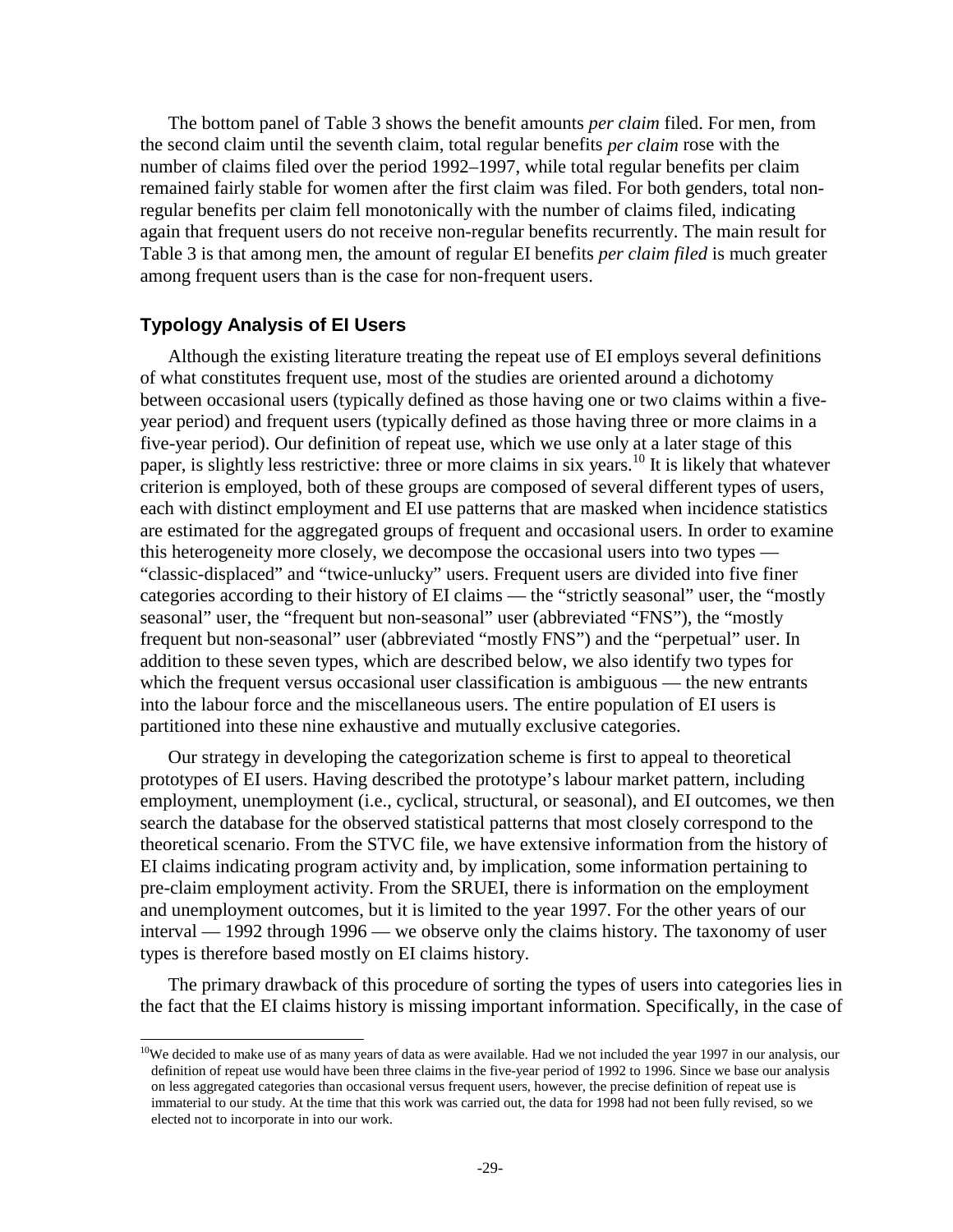The bottom panel of Table 3 shows the benefit amounts *per claim* filed. For men, from the second claim until the seventh claim, total regular benefits *per claim* rose with the number of claims filed over the period 1992–1997, while total regular benefits per claim remained fairly stable for women after the first claim was filed. For both genders, total non-regular benefits per claim fell monotonically with the number of claims filed, indicating again that frequent users do not receive non-regular benefits recurrently. The main result for Table 3 is that among men, the amount of regular EI benefits *per claim filed* is much greater among frequent users than is the case for non-frequent users.

### Typology Analysis of EI Users

Although the existing literature treating the repeat use of EI employs several definitions of what constitutes frequent use, most of the studies are oriented around a dichotomy between occasional users (typically defined as those having one or two claims within a five-year period) and frequent users (typically defined as those having three or more claims in a five-year period). Our definition of repeat use, which we use only at a later stage of this paper, is slightly less restrictive: three or more claims in six years.[10] It is likely that whatever criterion is employed, both of these groups are composed of several different types of users, each with distinct employment and EI use patterns that are masked when incidence statistics are estimated for the aggregated groups of frequent and occasional users. In order to examine this heterogeneity more closely, we decompose the occasional users into two types — "classic-displaced" and "twice-unlucky" users. Frequent users are divided into five finer categories according to their history of EI claims — the "strictly seasonal" user, the "mostly seasonal" user, the "frequent but non-seasonal" user (abbreviated "FNS"), the "mostly frequent but non-seasonal" user (abbreviated "mostly FNS") and the "perpetual" user. In addition to these seven types, which are described below, we also identify two types for which the frequent versus occasional user classification is ambiguous — the new entrants into the labour force and the miscellaneous users. The entire population of EI users is partitioned into these nine exhaustive and mutually exclusive categories.

Our strategy in developing the categorization scheme is first to appeal to theoretical prototypes of EI users. Having described the prototype's labour market pattern, including employment, unemployment (i.e., cyclical, structural, or seasonal), and EI outcomes, we then search the database for the observed statistical patterns that most closely correspond to the theoretical scenario. From the STVC file, we have extensive information from the history of EI claims indicating program activity and, by implication, some information pertaining to pre-claim employment activity. From the SRUEI, there is information on the employment and unemployment outcomes, but it is limited to the year 1997. For the other years of our interval — 1992 through 1996 — we observe only the claims history. The taxonomy of user types is therefore based mostly on EI claims history.

The primary drawback of this procedure of sorting the types of users into categories lies in the fact that the EI claims history is missing important information. Specifically, in the case of

[10]We decided to make use of as many years of data as were available. Had we not included the year 1997 in our analysis, our definition of repeat use would have been three claims in the five-year period of 1992 to 1996. Since we base our analysis on less aggregated categories than occasional versus frequent users, however, the precise definition of repeat use is immaterial to our study. At the time that this work was carried out, the data for 1998 had not been fully revised, so we elected not to incorporate in into our work.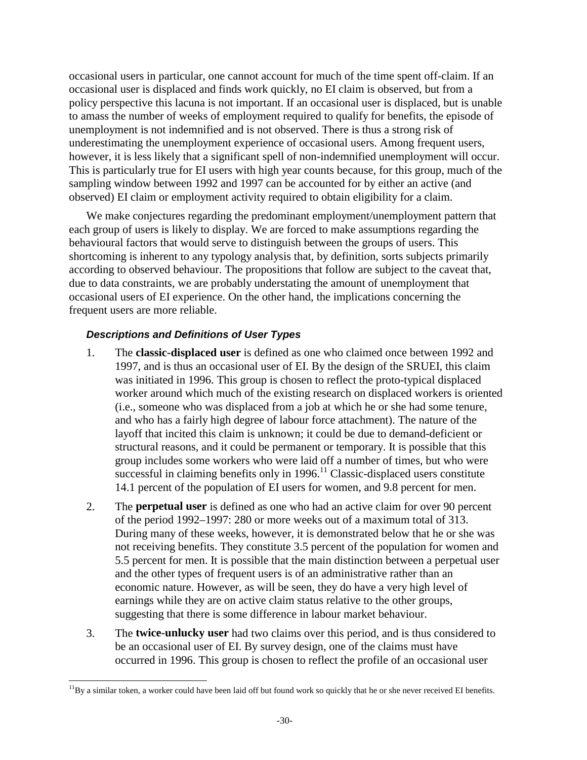occasional users in particular, one cannot account for much of the time spent off-claim. If an occasional user is displaced and finds work quickly, no EI claim is observed, but from a policy perspective this lacuna is not important. If an occasional user is displaced, but is unable to amass the number of weeks of employment required to qualify for benefits, the episode of unemployment is not indemnified and is not observed. There is thus a strong risk of underestimating the unemployment experience of occasional users. Among frequent users, however, it is less likely that a significant spell of non-indemnified unemployment will occur. This is particularly true for EI users with high year counts because, for this group, much of the sampling window between 1992 and 1997 can be accounted for by either an active (and observed) EI claim or employment activity required to obtain eligibility for a claim.

We make conjectures regarding the predominant employment/unemployment pattern that each group of users is likely to display. We are forced to make assumptions regarding the behavioural factors that would serve to distinguish between the groups of users. This shortcoming is inherent to any typology analysis that, by definition, sorts subjects primarily according to observed behaviour. The propositions that follow are subject to the caveat that, due to data constraints, we are probably understating the amount of unemployment that occasional users of EI experience. On the other hand, the implications concerning the frequent users are more reliable.

#### *Descriptions and Definitions of User Types*

1. The **classic-displaced user** is defined as one who claimed once between 1992 and 1997, and is thus an occasional user of EI. By the design of the SRUEI, this claim was initiated in 1996. This group is chosen to reflect the proto-typical displaced worker around which much of the existing research on displaced workers is oriented (i.e., someone who was displaced from a job at which he or she had some tenure, and who has a fairly high degree of labour force attachment). The nature of the layoff that incited this claim is unknown; it could be due to demand-deficient or structural reasons, and it could be permanent or temporary. It is possible that this group includes some workers who were laid off a number of times, but who were successful in claiming benefits only in 1996.[11] Classic-displaced users constitute 14.1 percent of the population of EI users for women, and 9.8 percent for men.

2. The **perpetual user** is defined as one who had an active claim for over 90 percent of the period 1992–1997: 280 or more weeks out of a maximum total of 313. During many of these weeks, however, it is demonstrated below that he or she was not receiving benefits. They constitute 3.5 percent of the population for women and 5.5 percent for men. It is possible that the main distinction between a perpetual user and the other types of frequent users is of an administrative rather than an economic nature. However, as will be seen, they do have a very high level of earnings while they are on active claim status relative to the other groups, suggesting that there is some difference in labour market behaviour.

3. The **twice-unlucky user** had two claims over this period, and is thus considered to be an occasional user of EI. By survey design, one of the claims must have occurred in 1996. This group is chosen to reflect the profile of an occasional user

---

[11] By a similar token, a worker could have been laid off but found work so quickly that he or she never received EI benefits.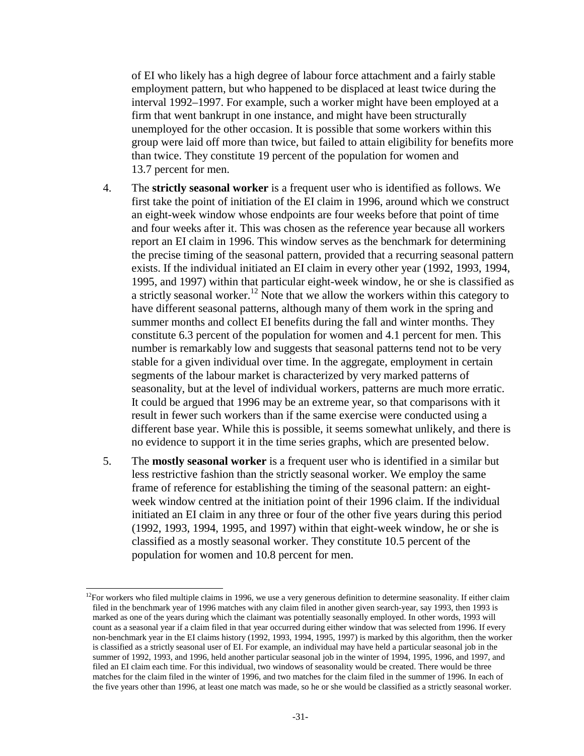of EI who likely has a high degree of labour force attachment and a fairly stable employment pattern, but who happened to be displaced at least twice during the interval 1992–1997. For example, such a worker might have been employed at a firm that went bankrupt in one instance, and might have been structurally unemployed for the other occasion. It is possible that some workers within this group were laid off more than twice, but failed to attain eligibility for benefits more than twice. They constitute 19 percent of the population for women and 13.7 percent for men.

4. The **strictly seasonal worker** is a frequent user who is identified as follows. We first take the point of initiation of the EI claim in 1996, around which we construct an eight-week window whose endpoints are four weeks before that point of time and four weeks after it. This was chosen as the reference year because all workers report an EI claim in 1996. This window serves as the benchmark for determining the precise timing of the seasonal pattern, provided that a recurring seasonal pattern exists. If the individual initiated an EI claim in every other year (1992, 1993, 1994, 1995, and 1997) within that particular eight-week window, he or she is classified as a strictly seasonal worker.[12] Note that we allow the workers within this category to have different seasonal patterns, although many of them work in the spring and summer months and collect EI benefits during the fall and winter months. They constitute 6.3 percent of the population for women and 4.1 percent for men. This number is remarkably low and suggests that seasonal patterns tend not to be very stable for a given individual over time. In the aggregate, employment in certain segments of the labour market is characterized by very marked patterns of seasonality, but at the level of individual workers, patterns are much more erratic. It could be argued that 1996 may be an extreme year, so that comparisons with it result in fewer such workers than if the same exercise were conducted using a different base year. While this is possible, it seems somewhat unlikely, and there is no evidence to support it in the time series graphs, which are presented below.

5. The **mostly seasonal worker** is a frequent user who is identified in a similar but less restrictive fashion than the strictly seasonal worker. We employ the same frame of reference for establishing the timing of the seasonal pattern: an eight-week window centred at the initiation point of their 1996 claim. If the individual initiated an EI claim in any three or four of the other five years during this period (1992, 1993, 1994, 1995, and 1997) within that eight-week window, he or she is classified as a mostly seasonal worker. They constitute 10.5 percent of the population for women and 10.8 percent for men.

[12] For workers who filed multiple claims in 1996, we use a very generous definition to determine seasonality. If either claim filed in the benchmark year of 1996 matches with any claim filed in another given search-year, say 1993, then 1993 is marked as one of the years during which the claimant was potentially seasonally employed. In other words, 1993 will count as a seasonal year if a claim filed in that year occurred during either window that was selected from 1996. If every non-benchmark year in the EI claims history (1992, 1993, 1994, 1995, 1997) is marked by this algorithm, then the worker is classified as a strictly seasonal user of EI. For example, an individual may have held a particular seasonal job in the summer of 1992, 1993, and 1996, held another particular seasonal job in the winter of 1994, 1995, 1996, and 1997, and filed an EI claim each time. For this individual, two windows of seasonality would be created. There would be three matches for the claim filed in the winter of 1996, and two matches for the claim filed in the summer of 1996. In each of the five years other than 1996, at least one match was made, so he or she would be classified as a strictly seasonal worker.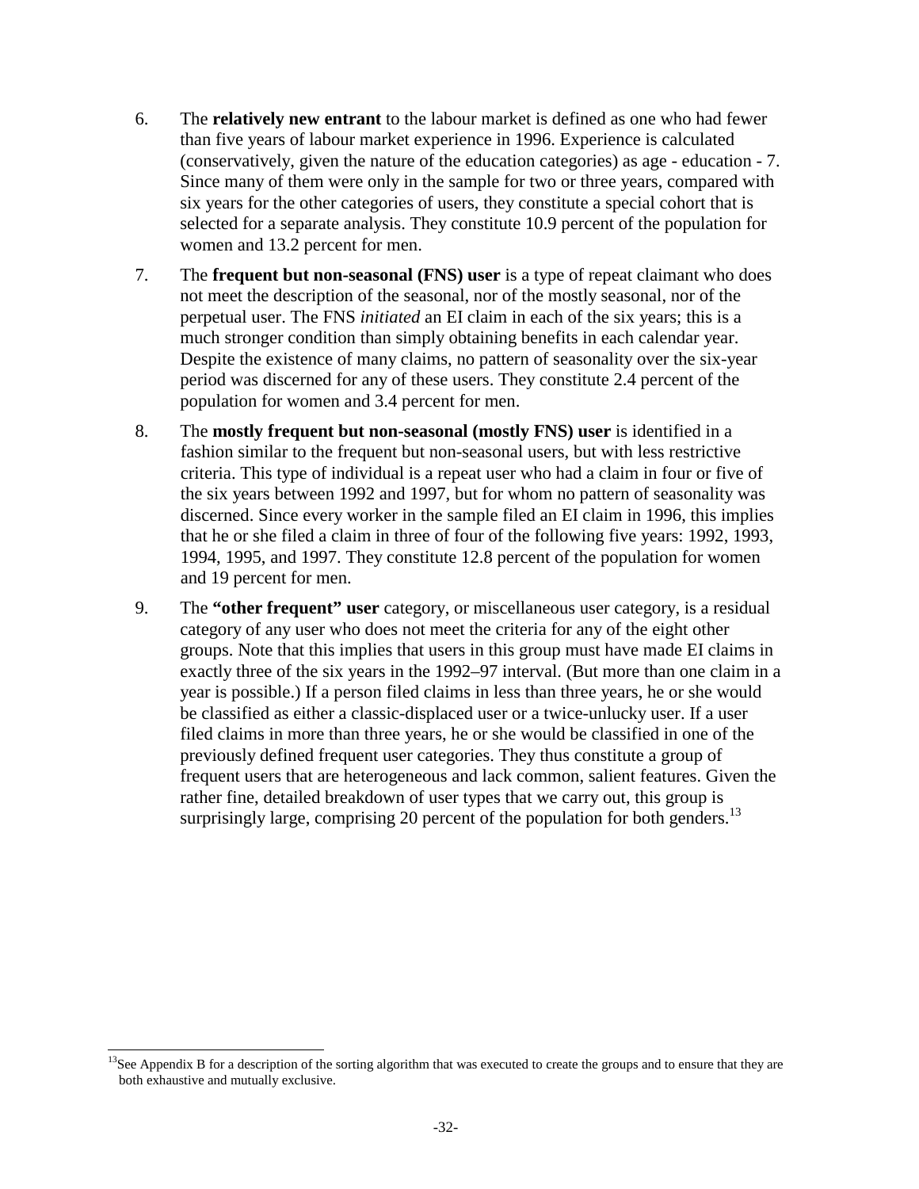6. The **relatively new entrant** to the labour market is defined as one who had fewer than five years of labour market experience in 1996. Experience is calculated (conservatively, given the nature of the education categories) as age - education - 7. Since many of them were only in the sample for two or three years, compared with six years for the other categories of users, they constitute a special cohort that is selected for a separate analysis. They constitute 10.9 percent of the population for women and 13.2 percent for men.

7. The **frequent but non-seasonal (FNS) user** is a type of repeat claimant who does not meet the description of the seasonal, nor of the mostly seasonal, nor of the perpetual user. The FNS *initiated* an EI claim in each of the six years; this is a much stronger condition than simply obtaining benefits in each calendar year. Despite the existence of many claims, no pattern of seasonality over the six-year period was discerned for any of these users. They constitute 2.4 percent of the population for women and 3.4 percent for men.

8. The **mostly frequent but non-seasonal (mostly FNS) user** is identified in a fashion similar to the frequent but non-seasonal users, but with less restrictive criteria. This type of individual is a repeat user who had a claim in four or five of the six years between 1992 and 1997, but for whom no pattern of seasonality was discerned. Since every worker in the sample filed an EI claim in 1996, this implies that he or she filed a claim in three of four of the following five years: 1992, 1993, 1994, 1995, and 1997. They constitute 12.8 percent of the population for women and 19 percent for men.

9. The **"other frequent" user** category, or miscellaneous user category, is a residual category of any user who does not meet the criteria for any of the eight other groups. Note that this implies that users in this group must have made EI claims in exactly three of the six years in the 1992–97 interval. (But more than one claim in a year is possible.) If a person filed claims in less than three years, he or she would be classified as either a classic-displaced user or a twice-unlucky user. If a user filed claims in more than three years, he or she would be classified in one of the previously defined frequent user categories. They thus constitute a group of frequent users that are heterogeneous and lack common, salient features. Given the rather fine, detailed breakdown of user types that we carry out, this group is surprisingly large, comprising 20 percent of the population for both genders.[13]

---

[13]See Appendix B for a description of the sorting algorithm that was executed to create the groups and to ensure that they are both exhaustive and mutually exclusive.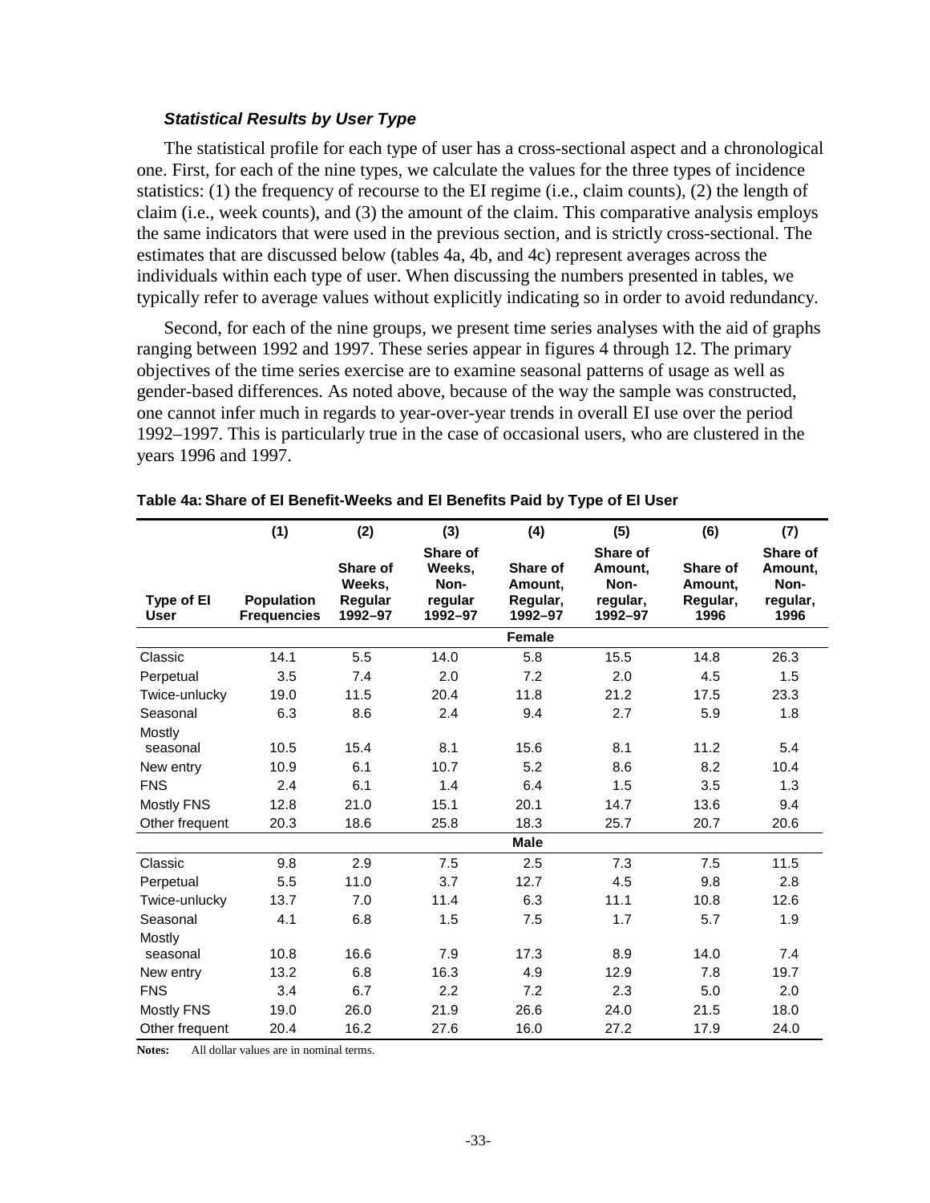### *Statistical Results by User Type*

The statistical profile for each type of user has a cross-sectional aspect and a chronological one. First, for each of the nine types, we calculate the values for the three types of incidence statistics: (1) the frequency of recourse to the EI regime (i.e., claim counts), (2) the length of claim (i.e., week counts), and (3) the amount of the claim. This comparative analysis employs the same indicators that were used in the previous section, and is strictly cross-sectional. The estimates that are discussed below (tables 4a, 4b, and 4c) represent averages across the individuals within each type of user. When discussing the numbers presented in tables, we typically refer to average values without explicitly indicating so in order to avoid redundancy.

Second, for each of the nine groups, we present time series analyses with the aid of graphs ranging between 1992 and 1997. These series appear in figures 4 through 12. The primary objectives of the time series exercise are to examine seasonal patterns of usage as well as gender-based differences. As noted above, because of the way the sample was constructed, one cannot infer much in regards to year-over-year trends in overall EI use over the period 1992–1997. This is particularly true in the case of occasional users, who are clustered in the years 1996 and 1997.

**Table 4a: Share of EI Benefit-Weeks and EI Benefits Paid by Type of EI User**

| | (1) | (2) | (3) | (4) | (5) | (6) | (7) |
|---|---|---|---|---|---|---|---|
| **Type of EI User** | **Population Frequencies** | **Share of Weeks, Regular 1992–97** | **Share of Weeks, Non-regular 1992–97** | **Share of Amount, Regular, 1992–97** | **Share of Amount, Non-regular, 1992–97** | **Share of Amount, Regular, 1996** | **Share of Amount, Non-regular, 1996** |
| | | | | **Female** | | | |
| Classic | 14.1 | 5.5 | 14.0 | 5.8 | 15.5 | 14.8 | 26.3 |
| Perpetual | 3.5 | 7.4 | 2.0 | 7.2 | 2.0 | 4.5 | 1.5 |
| Twice-unlucky | 19.0 | 11.5 | 20.4 | 11.8 | 21.2 | 17.5 | 23.3 |
| Seasonal | 6.3 | 8.6 | 2.4 | 9.4 | 2.7 | 5.9 | 1.8 |
| Mostly seasonal | 10.5 | 15.4 | 8.1 | 15.6 | 8.1 | 11.2 | 5.4 |
| New entry | 10.9 | 6.1 | 10.7 | 5.2 | 8.6 | 8.2 | 10.4 |
| FNS | 2.4 | 6.1 | 1.4 | 6.4 | 1.5 | 3.5 | 1.3 |
| Mostly FNS | 12.8 | 21.0 | 15.1 | 20.1 | 14.7 | 13.6 | 9.4 |
| Other frequent | 20.3 | 18.6 | 25.8 | 18.3 | 25.7 | 20.7 | 20.6 |
| | | | | **Male** | | | |
| Classic | 9.8 | 2.9 | 7.5 | 2.5 | 7.3 | 7.5 | 11.5 |
| Perpetual | 5.5 | 11.0 | 3.7 | 12.7 | 4.5 | 9.8 | 2.8 |
| Twice-unlucky | 13.7 | 7.0 | 11.4 | 6.3 | 11.1 | 10.8 | 12.6 |
| Seasonal | 4.1 | 6.8 | 1.5 | 7.5 | 1.7 | 5.7 | 1.9 |
| Mostly seasonal | 10.8 | 16.6 | 7.9 | 17.3 | 8.9 | 14.0 | 7.4 |
| New entry | 13.2 | 6.8 | 16.3 | 4.9 | 12.9 | 7.8 | 19.7 |
| FNS | 3.4 | 6.7 | 2.2 | 7.2 | 2.3 | 5.0 | 2.0 |
| Mostly FNS | 19.0 | 26.0 | 21.9 | 26.6 | 24.0 | 21.5 | 18.0 |
| Other frequent | 20.4 | 16.2 | 27.6 | 16.0 | 27.2 | 17.9 | 24.0 |

**Notes:** All dollar values are in nominal terms.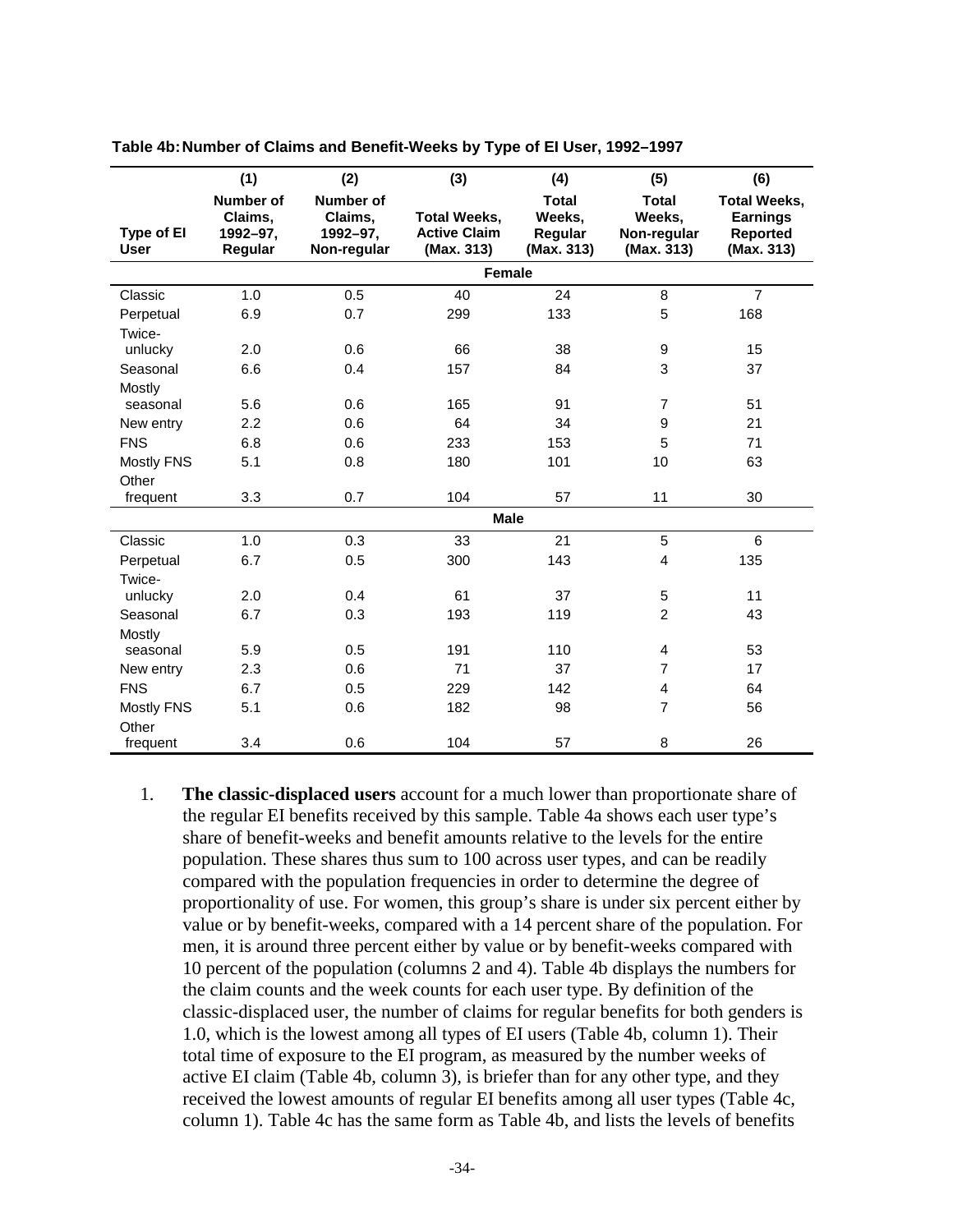**Table 4b: Number of Claims and Benefit-Weeks by Type of EI User, 1992–1997**

| Type of EI User | (1) Number of Claims, 1992–97, Regular | (2) Number of Claims, 1992–97, Non-regular | (3) Total Weeks, Active Claim (Max. 313) | (4) Total Weeks, Regular (Max. 313) | (5) Total Weeks, Non-regular (Max. 313) | (6) Total Weeks, Earnings Reported (Max. 313) |
|---|---|---|---|---|---|---|
| **Female** | | | | | | |
| Classic | 1.0 | 0.5 | 40 | 24 | 8 | 7 |
| Perpetual | 6.9 | 0.7 | 299 | 133 | 5 | 168 |
| Twice-unlucky | 2.0 | 0.6 | 66 | 38 | 9 | 15 |
| Seasonal | 6.6 | 0.4 | 157 | 84 | 3 | 37 |
| Mostly seasonal | 5.6 | 0.6 | 165 | 91 | 7 | 51 |
| New entry | 2.2 | 0.6 | 64 | 34 | 9 | 21 |
| FNS | 6.8 | 0.6 | 233 | 153 | 5 | 71 |
| Mostly FNS | 5.1 | 0.8 | 180 | 101 | 10 | 63 |
| Other frequent | 3.3 | 0.7 | 104 | 57 | 11 | 30 |
| **Male** | | | | | | |
| Classic | 1.0 | 0.3 | 33 | 21 | 5 | 6 |
| Perpetual | 6.7 | 0.5 | 300 | 143 | 4 | 135 |
| Twice-unlucky | 2.0 | 0.4 | 61 | 37 | 5 | 11 |
| Seasonal | 6.7 | 0.3 | 193 | 119 | 2 | 43 |
| Mostly seasonal | 5.9 | 0.5 | 191 | 110 | 4 | 53 |
| New entry | 2.3 | 0.6 | 71 | 37 | 7 | 17 |
| FNS | 6.7 | 0.5 | 229 | 142 | 4 | 64 |
| Mostly FNS | 5.1 | 0.6 | 182 | 98 | 7 | 56 |
| Other frequent | 3.4 | 0.6 | 104 | 57 | 8 | 26 |

1. **The classic-displaced users** account for a much lower than proportionate share of the regular EI benefits received by this sample. Table 4a shows each user type's share of benefit-weeks and benefit amounts relative to the levels for the entire population. These shares thus sum to 100 across user types, and can be readily compared with the population frequencies in order to determine the degree of proportionality of use. For women, this group's share is under six percent either by value or by benefit-weeks, compared with a 14 percent share of the population. For men, it is around three percent either by value or by benefit-weeks compared with 10 percent of the population (columns 2 and 4). Table 4b displays the numbers for the claim counts and the week counts for each user type. By definition of the classic-displaced user, the number of claims for regular benefits for both genders is 1.0, which is the lowest among all types of EI users (Table 4b, column 1). Their total time of exposure to the EI program, as measured by the number weeks of active EI claim (Table 4b, column 3), is briefer than for any other type, and they received the lowest amounts of regular EI benefits among all user types (Table 4c, column 1). Table 4c has the same form as Table 4b, and lists the levels of benefits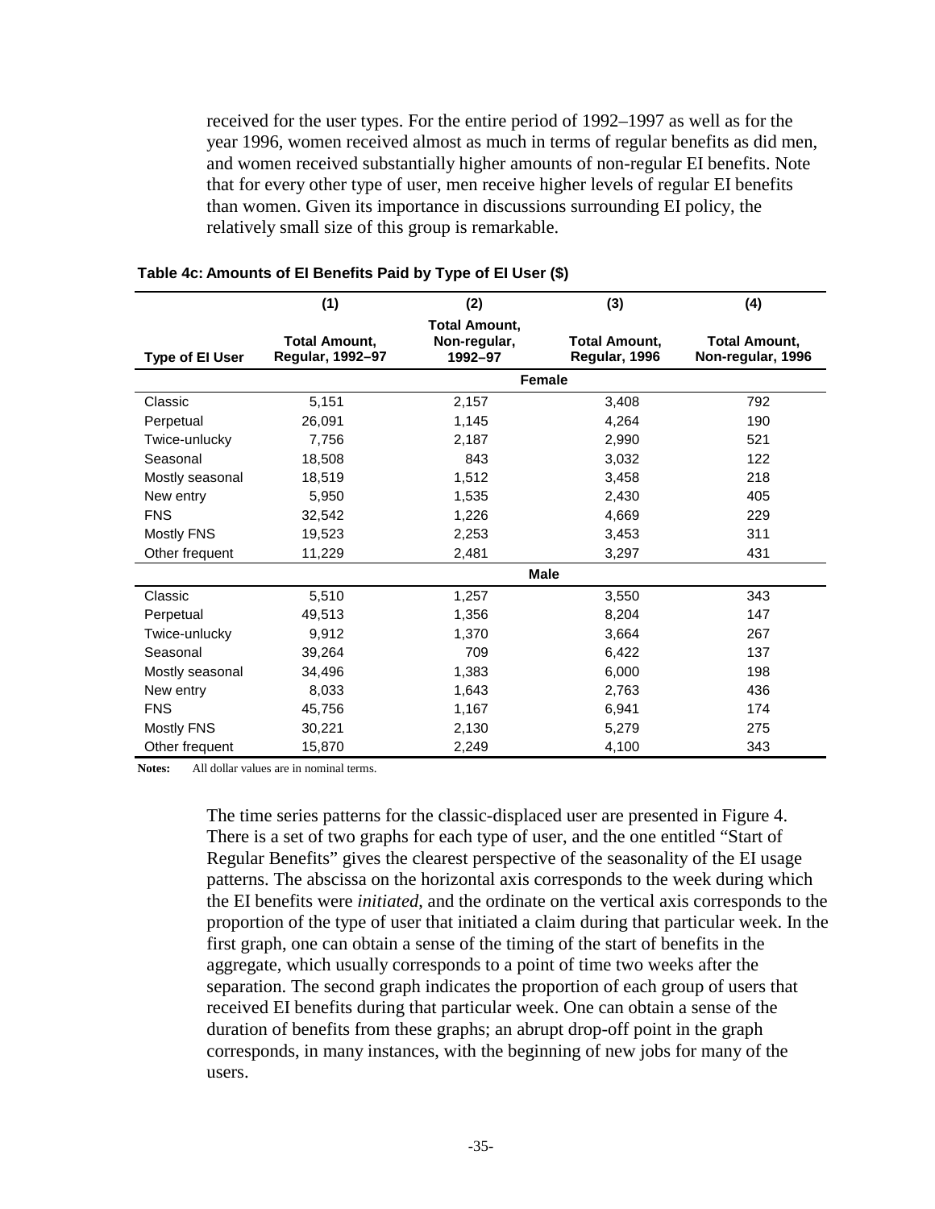received for the user types. For the entire period of 1992–1997 as well as for the year 1996, women received almost as much in terms of regular benefits as did men, and women received substantially higher amounts of non-regular EI benefits. Note that for every other type of user, men receive higher levels of regular EI benefits than women. Given its importance in discussions surrounding EI policy, the relatively small size of this group is remarkable.

**Table 4c: Amounts of EI Benefits Paid by Type of EI User ($)**

| | (1) | (2) | (3) | (4) |
|---|---|---|---|---|
| **Type of EI User** | **Total Amount, Regular, 1992–97** | **Total Amount, Non-regular, 1992–97** | **Total Amount, Regular, 1996** | **Total Amount, Non-regular, 1996** |
| | | **Female** | | |
| Classic | 5,151 | 2,157 | 3,408 | 792 |
| Perpetual | 26,091 | 1,145 | 4,264 | 190 |
| Twice-unlucky | 7,756 | 2,187 | 2,990 | 521 |
| Seasonal | 18,508 | 843 | 3,032 | 122 |
| Mostly seasonal | 18,519 | 1,512 | 3,458 | 218 |
| New entry | 5,950 | 1,535 | 2,430 | 405 |
| FNS | 32,542 | 1,226 | 4,669 | 229 |
| Mostly FNS | 19,523 | 2,253 | 3,453 | 311 |
| Other frequent | 11,229 | 2,481 | 3,297 | 431 |
| | | **Male** | | |
| Classic | 5,510 | 1,257 | 3,550 | 343 |
| Perpetual | 49,513 | 1,356 | 8,204 | 147 |
| Twice-unlucky | 9,912 | 1,370 | 3,664 | 267 |
| Seasonal | 39,264 | 709 | 6,422 | 137 |
| Mostly seasonal | 34,496 | 1,383 | 6,000 | 198 |
| New entry | 8,033 | 1,643 | 2,763 | 436 |
| FNS | 45,756 | 1,167 | 6,941 | 174 |
| Mostly FNS | 30,221 | 2,130 | 5,279 | 275 |
| Other frequent | 15,870 | 2,249 | 4,100 | 343 |

**Notes:** All dollar values are in nominal terms.

The time series patterns for the classic-displaced user are presented in Figure 4. There is a set of two graphs for each type of user, and the one entitled "Start of Regular Benefits" gives the clearest perspective of the seasonality of the EI usage patterns. The abscissa on the horizontal axis corresponds to the week during which the EI benefits were *initiated*, and the ordinate on the vertical axis corresponds to the proportion of the type of user that initiated a claim during that particular week. In the first graph, one can obtain a sense of the timing of the start of benefits in the aggregate, which usually corresponds to a point of time two weeks after the separation. The second graph indicates the proportion of each group of users that received EI benefits during that particular week. One can obtain a sense of the duration of benefits from these graphs; an abrupt drop-off point in the graph corresponds, in many instances, with the beginning of new jobs for many of the users.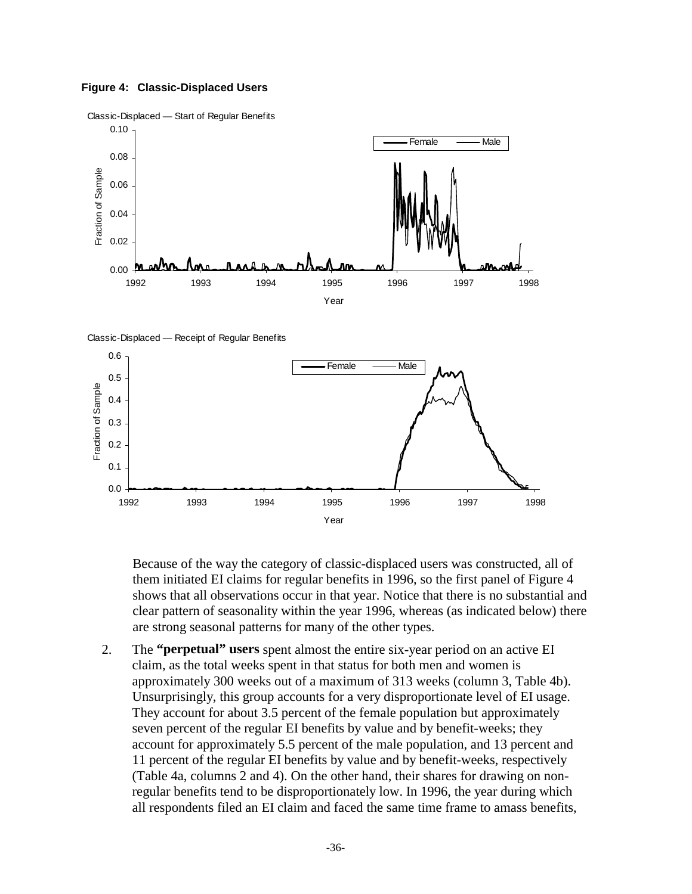**Figure 4: Classic-Displaced Users**

Because of the way the category of classic-displaced users was constructed, all of them initiated EI claims for regular benefits in 1996, so the first panel of Figure 4 shows that all observations occur in that year. Notice that there is no substantial and clear pattern of seasonality within the year 1996, whereas (as indicated below) there are strong seasonal patterns for many of the other types.

2. The **"perpetual" users** spent almost the entire six-year period on an active EI claim, as the total weeks spent in that status for both men and women is approximately 300 weeks out of a maximum of 313 weeks (column 3, Table 4b). Unsurprisingly, this group accounts for a very disproportionate level of EI usage. They account for about 3.5 percent of the female population but approximately seven percent of the regular EI benefits by value and by benefit-weeks; they account for approximately 5.5 percent of the male population, and 13 percent and 11 percent of the regular EI benefits by value and by benefit-weeks, respectively (Table 4a, columns 2 and 4). On the other hand, their shares for drawing on non-regular benefits tend to be disproportionately low. In 1996, the year during which all respondents filed an EI claim and faced the same time frame to amass benefits,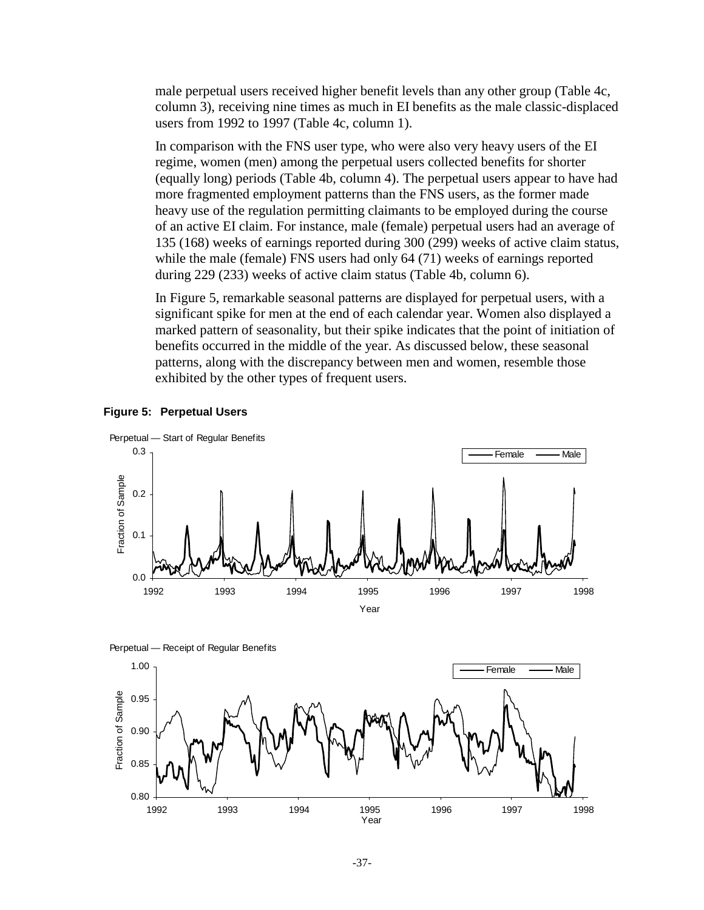male perpetual users received higher benefit levels than any other group (Table 4c, column 3), receiving nine times as much in EI benefits as the male classic-displaced users from 1992 to 1997 (Table 4c, column 1).

In comparison with the FNS user type, who were also very heavy users of the EI regime, women (men) among the perpetual users collected benefits for shorter (equally long) periods (Table 4b, column 4). The perpetual users appear to have had more fragmented employment patterns than the FNS users, as the former made heavy use of the regulation permitting claimants to be employed during the course of an active EI claim. For instance, male (female) perpetual users had an average of 135 (168) weeks of earnings reported during 300 (299) weeks of active claim status, while the male (female) FNS users had only 64 (71) weeks of earnings reported during 229 (233) weeks of active claim status (Table 4b, column 6).

In Figure 5, remarkable seasonal patterns are displayed for perpetual users, with a significant spike for men at the end of each calendar year. Women also displayed a marked pattern of seasonality, but their spike indicates that the point of initiation of benefits occurred in the middle of the year. As discussed below, these seasonal patterns, along with the discrepancy between men and women, resemble those exhibited by the other types of frequent users.

**Figure 5: Perpetual Users**

Perpetual — Start of Regular Benefits

Perpetual — Receipt of Regular Benefits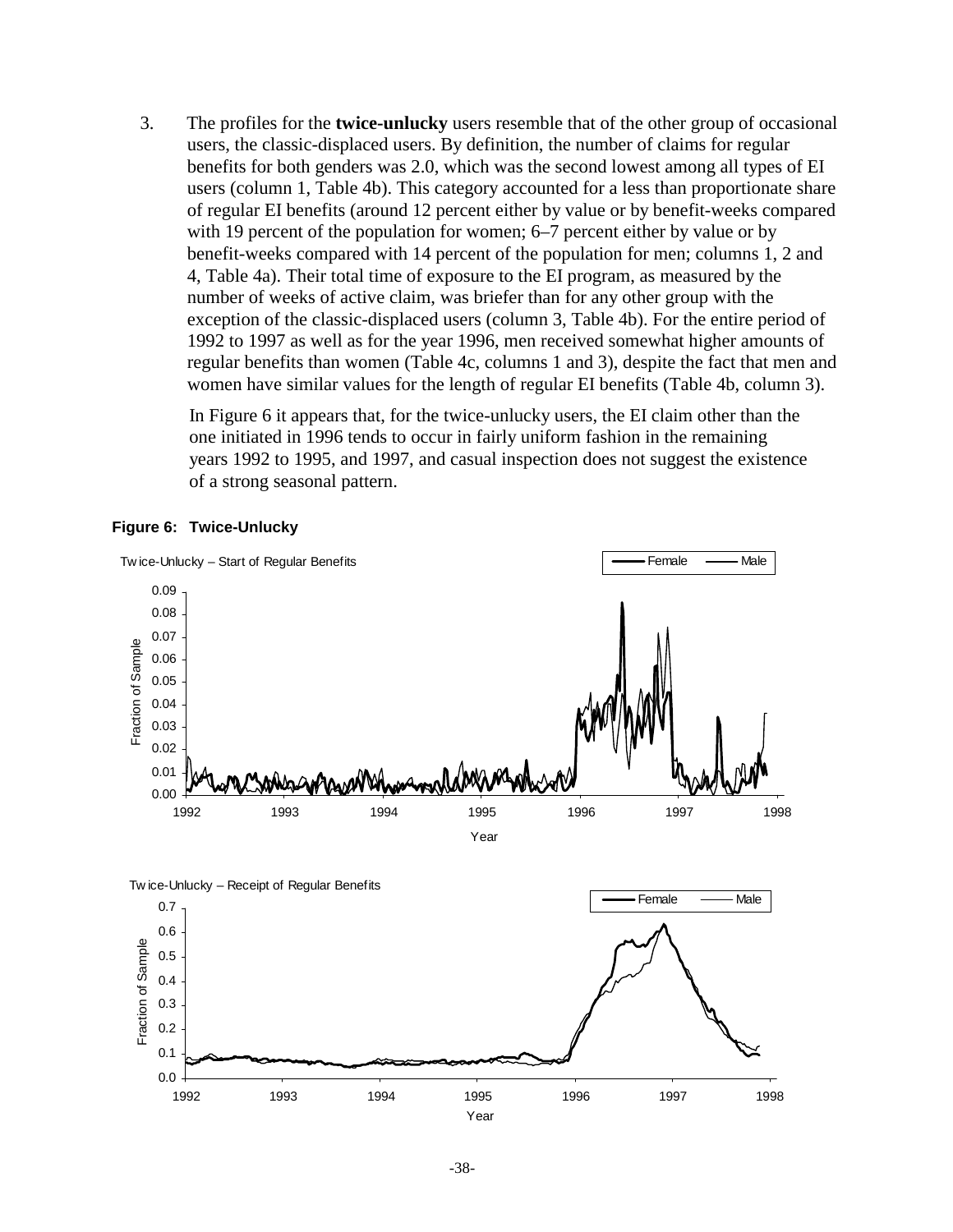3. The profiles for the **twice-unlucky** users resemble that of the other group of occasional users, the classic-displaced users. By definition, the number of claims for regular benefits for both genders was 2.0, which was the second lowest among all types of EI users (column 1, Table 4b). This category accounted for a less than proportionate share of regular EI benefits (around 12 percent either by value or by benefit-weeks compared with 19 percent of the population for women; 6–7 percent either by value or by benefit-weeks compared with 14 percent of the population for men; columns 1, 2 and 4, Table 4a). Their total time of exposure to the EI program, as measured by the number of weeks of active claim, was briefer than for any other group with the exception of the classic-displaced users (column 3, Table 4b). For the entire period of 1992 to 1997 as well as for the year 1996, men received somewhat higher amounts of regular benefits than women (Table 4c, columns 1 and 3), despite the fact that men and women have similar values for the length of regular EI benefits (Table 4b, column 3).

   In Figure 6 it appears that, for the twice-unlucky users, the EI claim other than the one initiated in 1996 tends to occur in fairly uniform fashion in the remaining years 1992 to 1995, and 1997, and casual inspection does not suggest the existence of a strong seasonal pattern.

**Figure 6: Twice-Unlucky**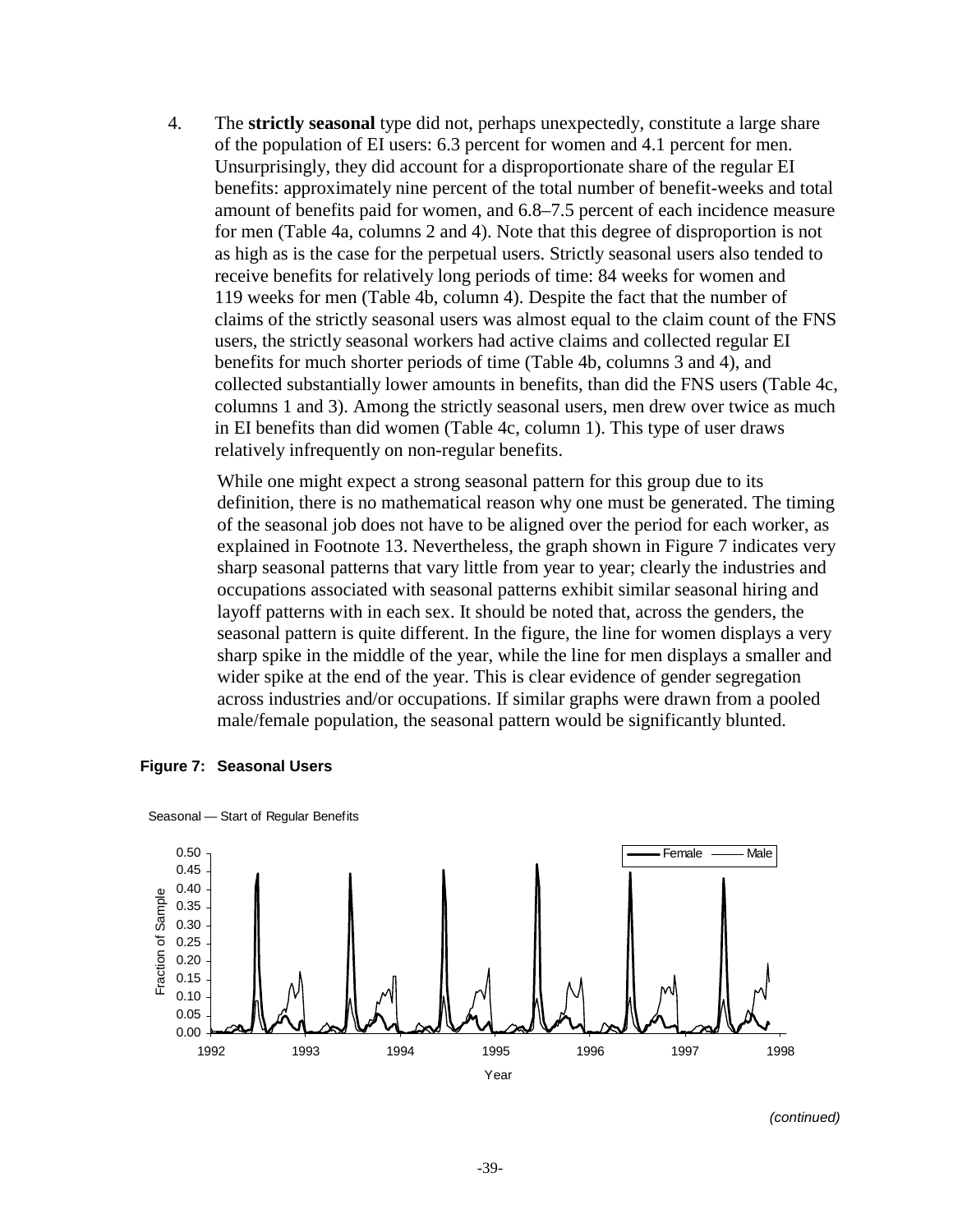4. The **strictly seasonal** type did not, perhaps unexpectedly, constitute a large share of the population of EI users: 6.3 percent for women and 4.1 percent for men. Unsurprisingly, they did account for a disproportionate share of the regular EI benefits: approximately nine percent of the total number of benefit-weeks and total amount of benefits paid for women, and 6.8–7.5 percent of each incidence measure for men (Table 4a, columns 2 and 4). Note that this degree of disproportion is not as high as is the case for the perpetual users. Strictly seasonal users also tended to receive benefits for relatively long periods of time: 84 weeks for women and 119 weeks for men (Table 4b, column 4). Despite the fact that the number of claims of the strictly seasonal users was almost equal to the claim count of the FNS users, the strictly seasonal workers had active claims and collected regular EI benefits for much shorter periods of time (Table 4b, columns 3 and 4), and collected substantially lower amounts in benefits, than did the FNS users (Table 4c, columns 1 and 3). Among the strictly seasonal users, men drew over twice as much in EI benefits than did women (Table 4c, column 1). This type of user draws relatively infrequently on non-regular benefits.

   While one might expect a strong seasonal pattern for this group due to its definition, there is no mathematical reason why one must be generated. The timing of the seasonal job does not have to be aligned over the period for each worker, as explained in Footnote 13. Nevertheless, the graph shown in Figure 7 indicates very sharp seasonal patterns that vary little from year to year; clearly the industries and occupations associated with seasonal patterns exhibit similar seasonal hiring and layoff patterns with in each sex. It should be noted that, across the genders, the seasonal pattern is quite different. In the figure, the line for women displays a very sharp spike in the middle of the year, while the line for men displays a smaller and wider spike at the end of the year. This is clear evidence of gender segregation across industries and/or occupations. If similar graphs were drawn from a pooled male/female population, the seasonal pattern would be significantly blunted.

**Figure 7: Seasonal Users**

Seasonal — Start of Regular Benefits

*(continued)*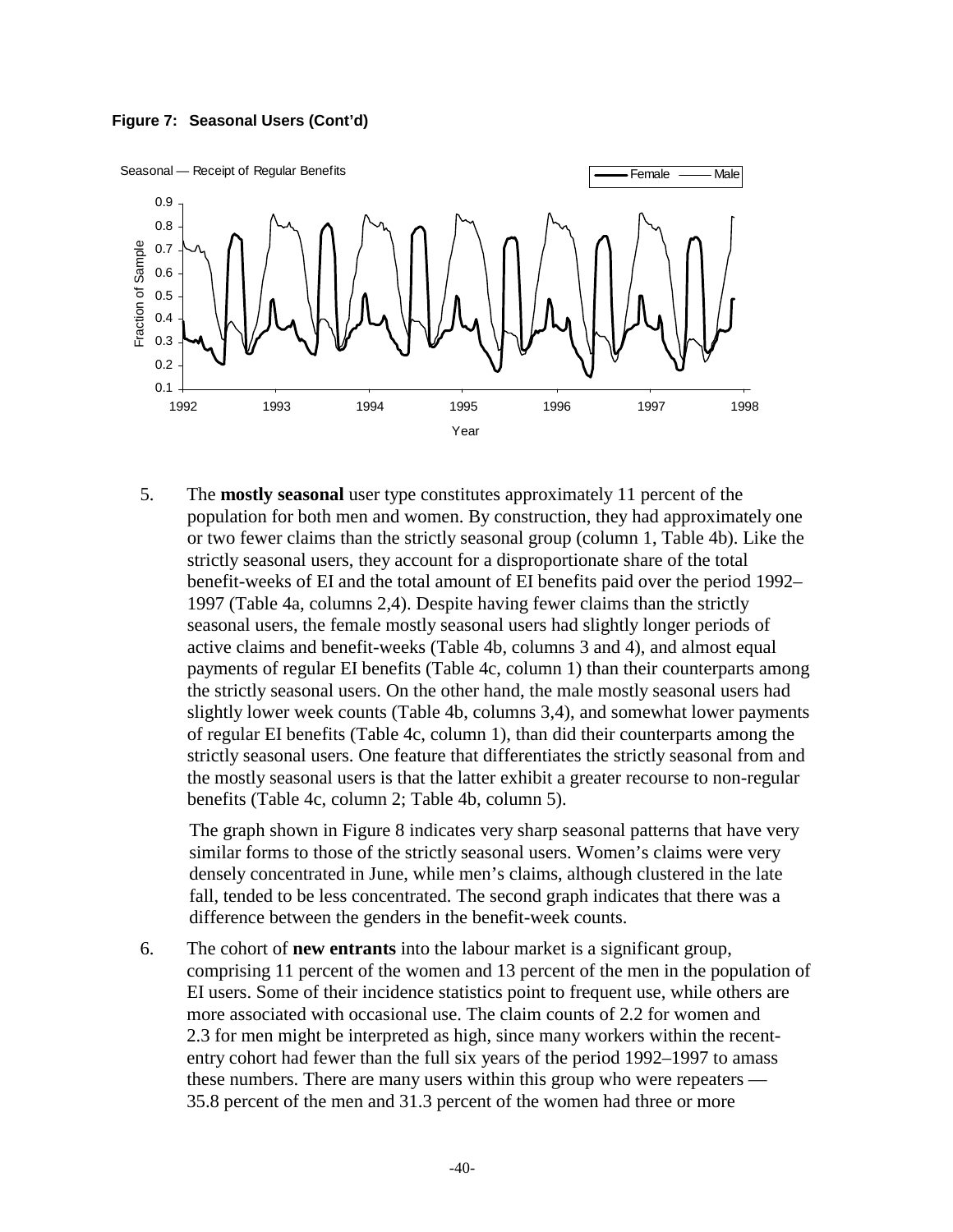**Figure 7: Seasonal Users (Cont'd)**

5. The **mostly seasonal** user type constitutes approximately 11 percent of the population for both men and women. By construction, they had approximately one or two fewer claims than the strictly seasonal group (column 1, Table 4b). Like the strictly seasonal users, they account for a disproportionate share of the total benefit-weeks of EI and the total amount of EI benefits paid over the period 1992–1997 (Table 4a, columns 2,4). Despite having fewer claims than the strictly seasonal users, the female mostly seasonal users had slightly longer periods of active claims and benefit-weeks (Table 4b, columns 3 and 4), and almost equal payments of regular EI benefits (Table 4c, column 1) than their counterparts among the strictly seasonal users. On the other hand, the male mostly seasonal users had slightly lower week counts (Table 4b, columns 3,4), and somewhat lower payments of regular EI benefits (Table 4c, column 1), than did their counterparts among the strictly seasonal users. One feature that differentiates the strictly seasonal from and the mostly seasonal users is that the latter exhibit a greater recourse to non-regular benefits (Table 4c, column 2; Table 4b, column 5).

   The graph shown in Figure 8 indicates very sharp seasonal patterns that have very similar forms to those of the strictly seasonal users. Women's claims were very densely concentrated in June, while men's claims, although clustered in the late fall, tended to be less concentrated. The second graph indicates that there was a difference between the genders in the benefit-week counts.

6. The cohort of **new entrants** into the labour market is a significant group, comprising 11 percent of the women and 13 percent of the men in the population of EI users. Some of their incidence statistics point to frequent use, while others are more associated with occasional use. The claim counts of 2.2 for women and 2.3 for men might be interpreted as high, since many workers within the recent-entry cohort had fewer than the full six years of the period 1992–1997 to amass these numbers. There are many users within this group who were repeaters — 35.8 percent of the men and 31.3 percent of the women had three or more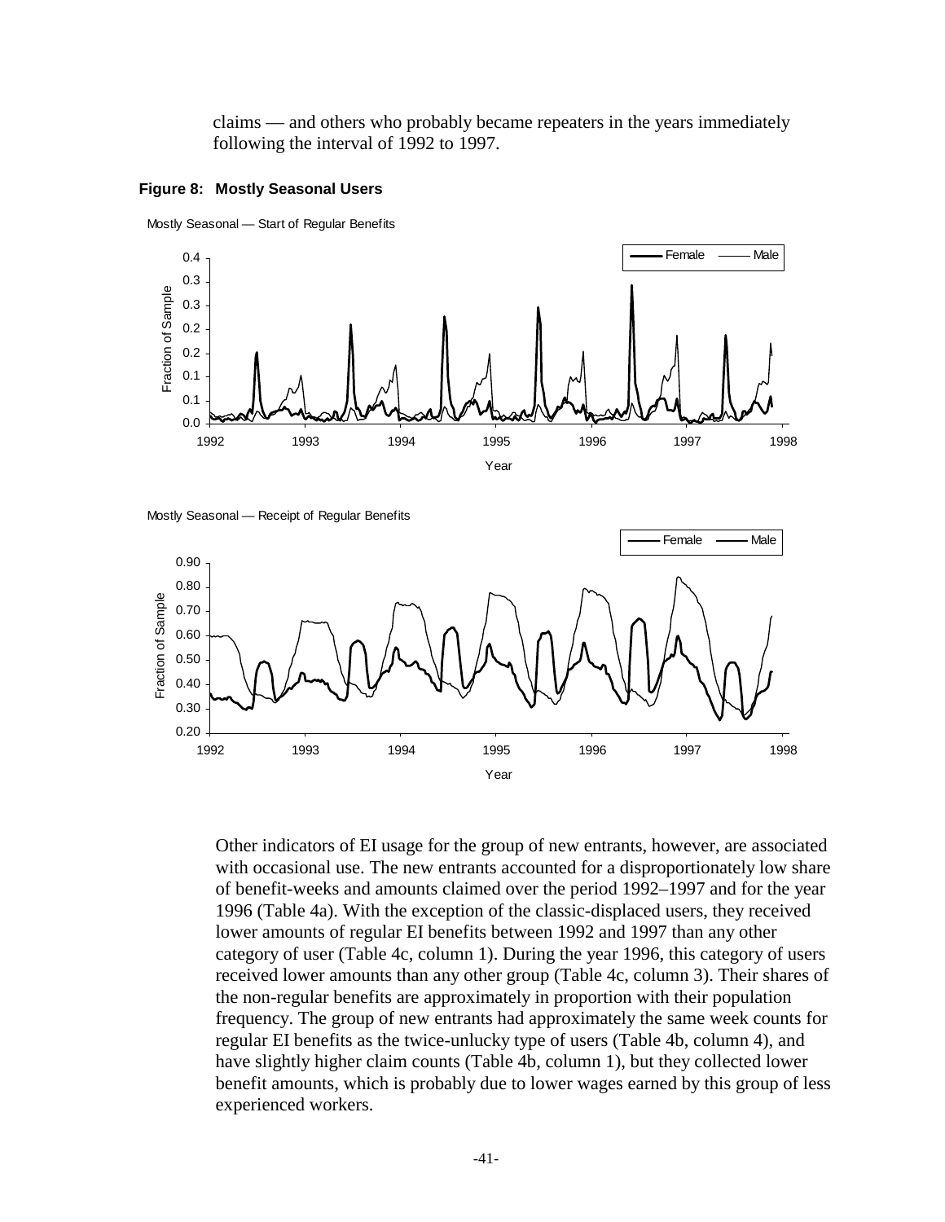claims — and others who probably became repeaters in the years immediately following the interval of 1992 to 1997.

**Figure 8: Mostly Seasonal Users**

Other indicators of EI usage for the group of new entrants, however, are associated with occasional use. The new entrants accounted for a disproportionately low share of benefit-weeks and amounts claimed over the period 1992–1997 and for the year 1996 (Table 4a). With the exception of the classic-displaced users, they received lower amounts of regular EI benefits between 1992 and 1997 than any other category of user (Table 4c, column 1). During the year 1996, this category of users received lower amounts than any other group (Table 4c, column 3). Their shares of the non-regular benefits are approximately in proportion with their population frequency. The group of new entrants had approximately the same week counts for regular EI benefits as the twice-unlucky type of users (Table 4b, column 4), and have slightly higher claim counts (Table 4b, column 1), but they collected lower benefit amounts, which is probably due to lower wages earned by this group of less experienced workers.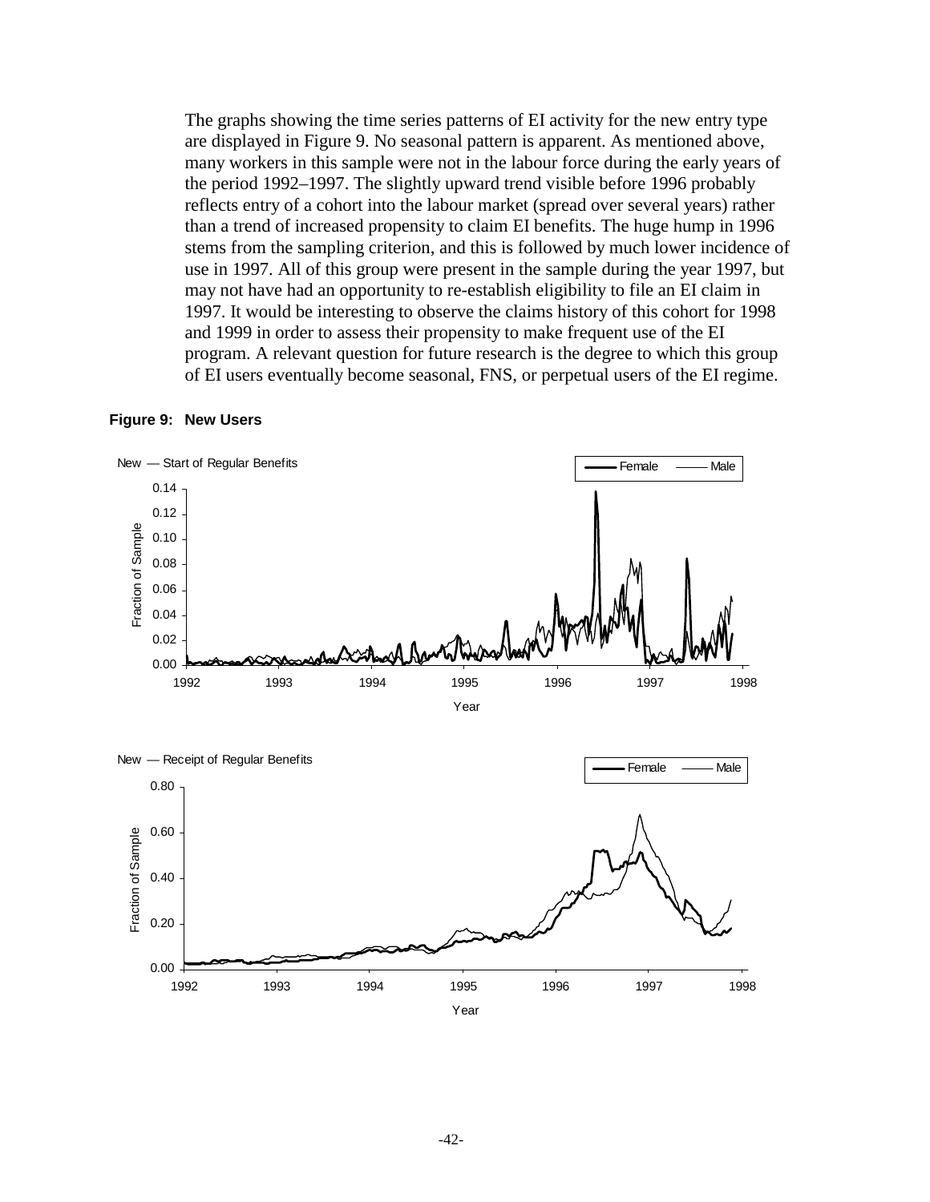The graphs showing the time series patterns of EI activity for the new entry type are displayed in Figure 9. No seasonal pattern is apparent. As mentioned above, many workers in this sample were not in the labour force during the early years of the period 1992–1997. The slightly upward trend visible before 1996 probably reflects entry of a cohort into the labour market (spread over several years) rather than a trend of increased propensity to claim EI benefits. The huge hump in 1996 stems from the sampling criterion, and this is followed by much lower incidence of use in 1997. All of this group were present in the sample during the year 1997, but may not have had an opportunity to re-establish eligibility to file an EI claim in 1997. It would be interesting to observe the claims history of this cohort for 1998 and 1999 in order to assess their propensity to make frequent use of the EI program. A relevant question for future research is the degree to which this group of EI users eventually become seasonal, FNS, or perpetual users of the EI regime.

**Figure 9: New Users**

New — Start of Regular Benefits

New — Receipt of Regular Benefits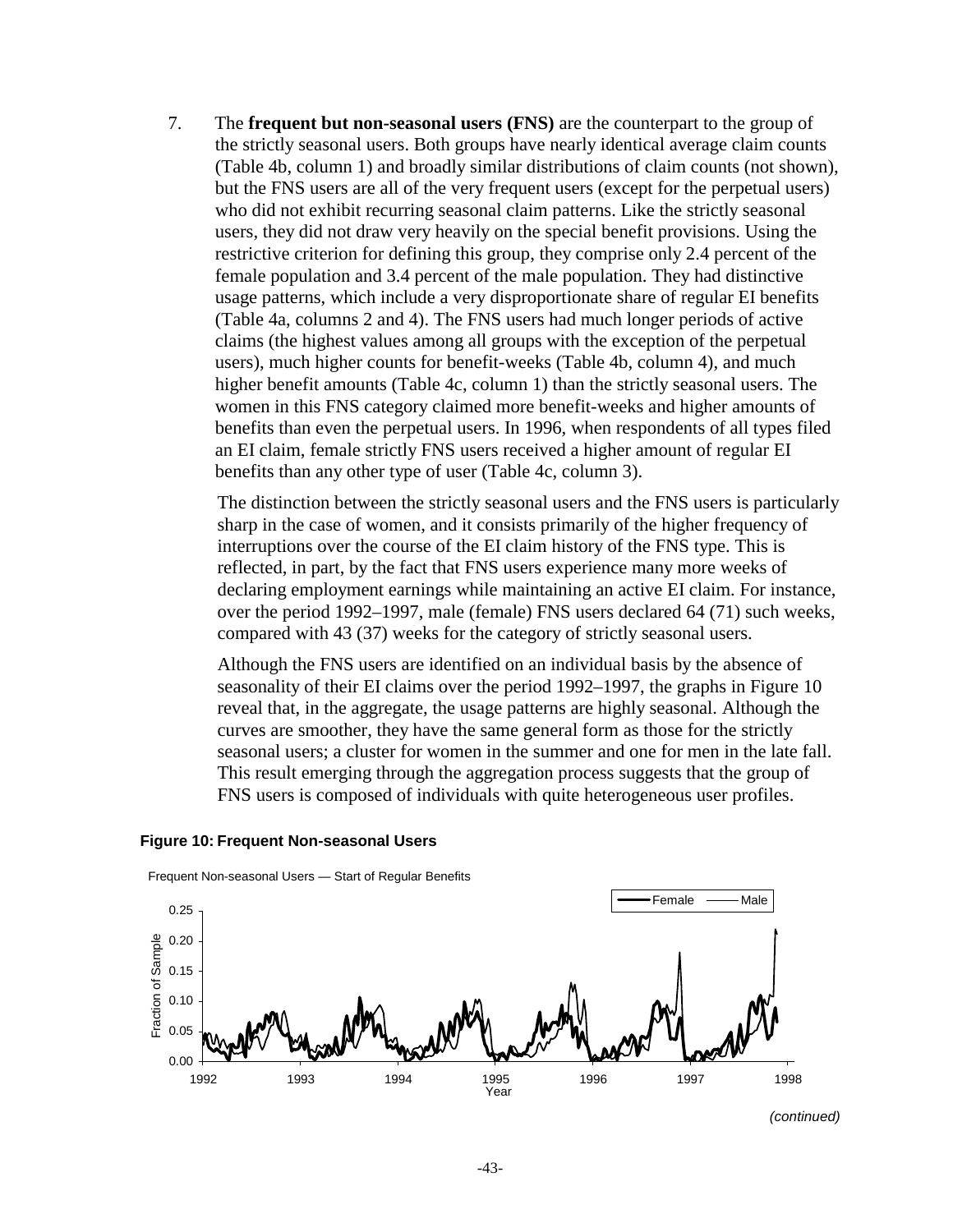7. The **frequent but non-seasonal users (FNS)** are the counterpart to the group of the strictly seasonal users. Both groups have nearly identical average claim counts (Table 4b, column 1) and broadly similar distributions of claim counts (not shown), but the FNS users are all of the very frequent users (except for the perpetual users) who did not exhibit recurring seasonal claim patterns. Like the strictly seasonal users, they did not draw very heavily on the special benefit provisions. Using the restrictive criterion for defining this group, they comprise only 2.4 percent of the female population and 3.4 percent of the male population. They had distinctive usage patterns, which include a very disproportionate share of regular EI benefits (Table 4a, columns 2 and 4). The FNS users had much longer periods of active claims (the highest values among all groups with the exception of the perpetual users), much higher counts for benefit-weeks (Table 4b, column 4), and much higher benefit amounts (Table 4c, column 1) than the strictly seasonal users. The women in this FNS category claimed more benefit-weeks and higher amounts of benefits than even the perpetual users. In 1996, when respondents of all types filed an EI claim, female strictly FNS users received a higher amount of regular EI benefits than any other type of user (Table 4c, column 3).

   The distinction between the strictly seasonal users and the FNS users is particularly sharp in the case of women, and it consists primarily of the higher frequency of interruptions over the course of the EI claim history of the FNS type. This is reflected, in part, by the fact that FNS users experience many more weeks of declaring employment earnings while maintaining an active EI claim. For instance, over the period 1992–1997, male (female) FNS users declared 64 (71) such weeks, compared with 43 (37) weeks for the category of strictly seasonal users.

   Although the FNS users are identified on an individual basis by the absence of seasonality of their EI claims over the period 1992–1997, the graphs in Figure 10 reveal that, in the aggregate, the usage patterns are highly seasonal. Although the curves are smoother, they have the same general form as those for the strictly seasonal users; a cluster for women in the summer and one for men in the late fall. This result emerging through the aggregation process suggests that the group of FNS users is composed of individuals with quite heterogeneous user profiles.

**Figure 10: Frequent Non-seasonal Users**

*(continued)*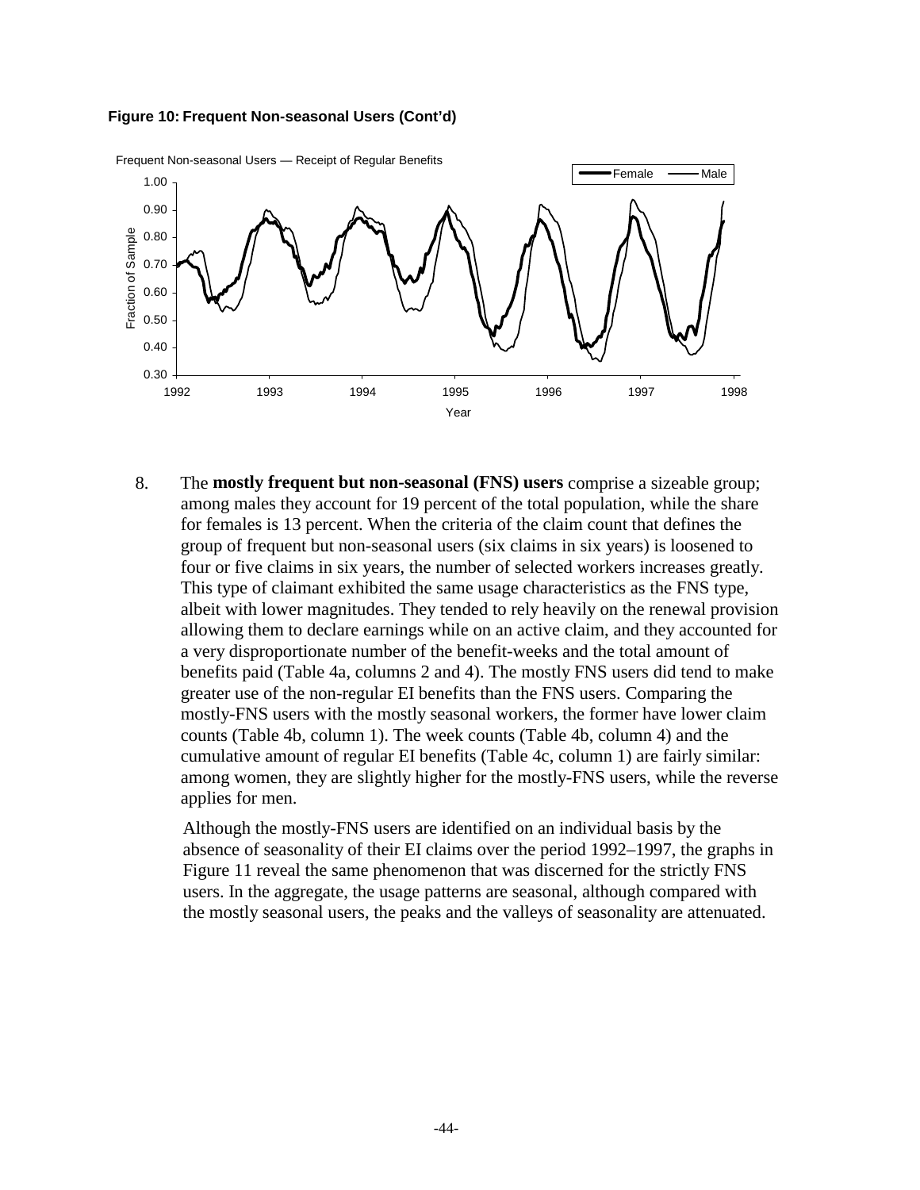**Figure 10: Frequent Non-seasonal Users (Cont'd)**

8. The **mostly frequent but non-seasonal (FNS) users** comprise a sizeable group; among males they account for 19 percent of the total population, while the share for females is 13 percent. When the criteria of the claim count that defines the group of frequent but non-seasonal users (six claims in six years) is loosened to four or five claims in six years, the number of selected workers increases greatly. This type of claimant exhibited the same usage characteristics as the FNS type, albeit with lower magnitudes. They tended to rely heavily on the renewal provision allowing them to declare earnings while on an active claim, and they accounted for a very disproportionate number of the benefit-weeks and the total amount of benefits paid (Table 4a, columns 2 and 4). The mostly FNS users did tend to make greater use of the non-regular EI benefits than the FNS users. Comparing the mostly-FNS users with the mostly seasonal workers, the former have lower claim counts (Table 4b, column 1). The week counts (Table 4b, column 4) and the cumulative amount of regular EI benefits (Table 4c, column 1) are fairly similar: among women, they are slightly higher for the mostly-FNS users, while the reverse applies for men.

   Although the mostly-FNS users are identified on an individual basis by the absence of seasonality of their EI claims over the period 1992–1997, the graphs in Figure 11 reveal the same phenomenon that was discerned for the strictly FNS users. In the aggregate, the usage patterns are seasonal, although compared with the mostly seasonal users, the peaks and the valleys of seasonality are attenuated.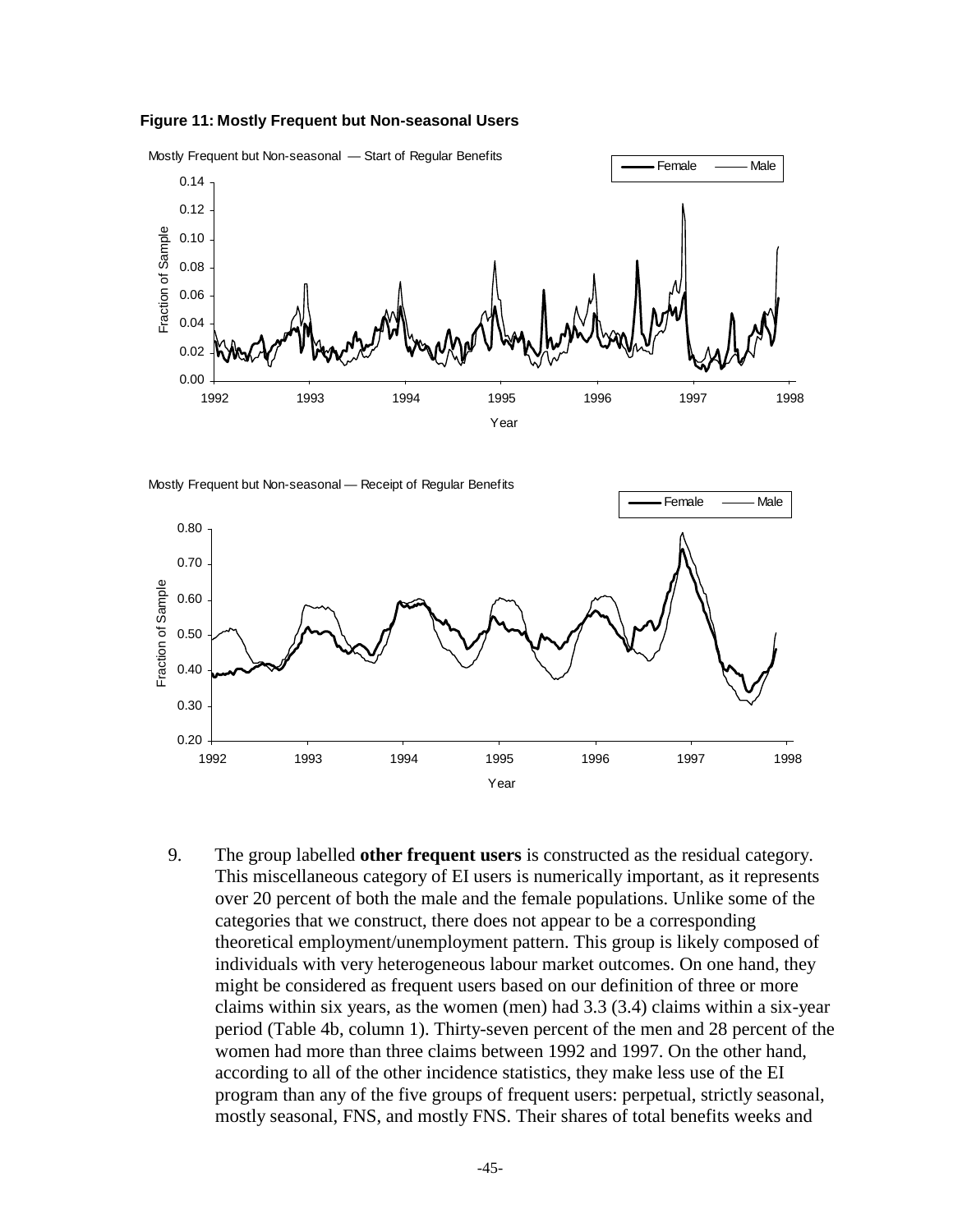**Figure 11: Mostly Frequent but Non-seasonal Users**

Mostly Frequent but Non-seasonal — Start of Regular Benefits

Mostly Frequent but Non-seasonal — Receipt of Regular Benefits

9. The group labelled **other frequent users** is constructed as the residual category. This miscellaneous category of EI users is numerically important, as it represents over 20 percent of both the male and the female populations. Unlike some of the categories that we construct, there does not appear to be a corresponding theoretical employment/unemployment pattern. This group is likely composed of individuals with very heterogeneous labour market outcomes. On one hand, they might be considered as frequent users based on our definition of three or more claims within six years, as the women (men) had 3.3 (3.4) claims within a six-year period (Table 4b, column 1). Thirty-seven percent of the men and 28 percent of the women had more than three claims between 1992 and 1997. On the other hand, according to all of the other incidence statistics, they make less use of the EI program than any of the five groups of frequent users: perpetual, strictly seasonal, mostly seasonal, FNS, and mostly FNS. Their shares of total benefits weeks and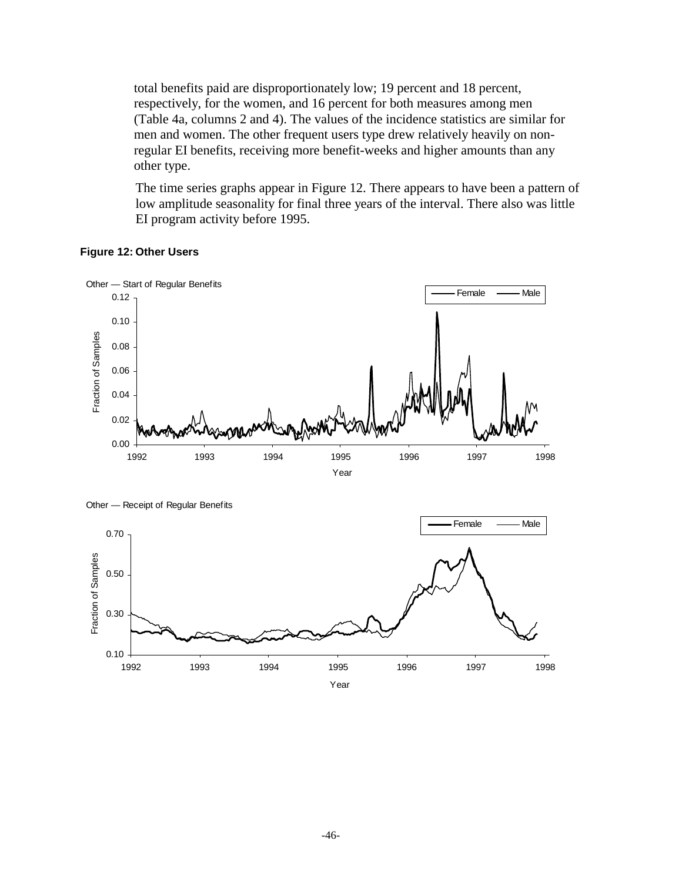total benefits paid are disproportionately low; 19 percent and 18 percent, respectively, for the women, and 16 percent for both measures among men (Table 4a, columns 2 and 4). The values of the incidence statistics are similar for men and women. The other frequent users type drew relatively heavily on non-regular EI benefits, receiving more benefit-weeks and higher amounts than any other type.

The time series graphs appear in Figure 12. There appears to have been a pattern of low amplitude seasonality for final three years of the interval. There also was little EI program activity before 1995.

**Figure 12: Other Users**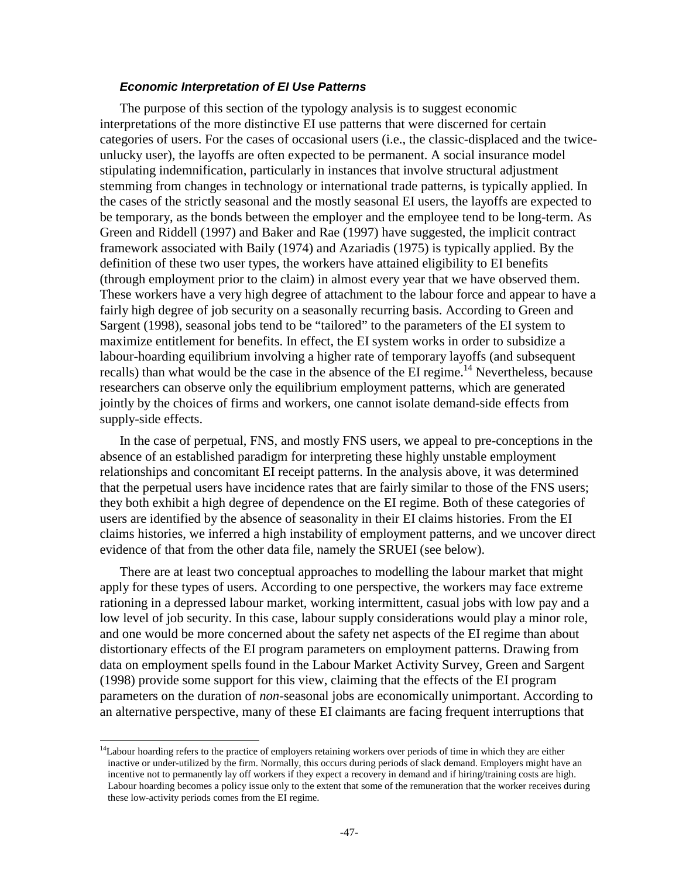### *Economic Interpretation of EI Use Patterns*

The purpose of this section of the typology analysis is to suggest economic interpretations of the more distinctive EI use patterns that were discerned for certain categories of users. For the cases of occasional users (i.e., the classic-displaced and the twice-unlucky user), the layoffs are often expected to be permanent. A social insurance model stipulating indemnification, particularly in instances that involve structural adjustment stemming from changes in technology or international trade patterns, is typically applied. In the cases of the strictly seasonal and the mostly seasonal EI users, the layoffs are expected to be temporary, as the bonds between the employer and the employee tend to be long-term. As Green and Riddell (1997) and Baker and Rae (1997) have suggested, the implicit contract framework associated with Baily (1974) and Azariadis (1975) is typically applied. By the definition of these two user types, the workers have attained eligibility to EI benefits (through employment prior to the claim) in almost every year that we have observed them. These workers have a very high degree of attachment to the labour force and appear to have a fairly high degree of job security on a seasonally recurring basis. According to Green and Sargent (1998), seasonal jobs tend to be "tailored" to the parameters of the EI system to maximize entitlement for benefits. In effect, the EI system works in order to subsidize a labour-hoarding equilibrium involving a higher rate of temporary layoffs (and subsequent recalls) than what would be the case in the absence of the EI regime.[14] Nevertheless, because researchers can observe only the equilibrium employment patterns, which are generated jointly by the choices of firms and workers, one cannot isolate demand-side effects from supply-side effects.

In the case of perpetual, FNS, and mostly FNS users, we appeal to pre-conceptions in the absence of an established paradigm for interpreting these highly unstable employment relationships and concomitant EI receipt patterns. In the analysis above, it was determined that the perpetual users have incidence rates that are fairly similar to those of the FNS users; they both exhibit a high degree of dependence on the EI regime. Both of these categories of users are identified by the absence of seasonality in their EI claims histories. From the EI claims histories, we inferred a high instability of employment patterns, and we uncover direct evidence of that from the other data file, namely the SRUEI (see below).

There are at least two conceptual approaches to modelling the labour market that might apply for these types of users. According to one perspective, the workers may face extreme rationing in a depressed labour market, working intermittent, casual jobs with low pay and a low level of job security. In this case, labour supply considerations would play a minor role, and one would be more concerned about the safety net aspects of the EI regime than about distortionary effects of the EI program parameters on employment patterns. Drawing from data on employment spells found in the Labour Market Activity Survey, Green and Sargent (1998) provide some support for this view, claiming that the effects of the EI program parameters on the duration of *non*-seasonal jobs are economically unimportant. According to an alternative perspective, many of these EI claimants are facing frequent interruptions that

---

[14] Labour hoarding refers to the practice of employers retaining workers over periods of time in which they are either inactive or under-utilized by the firm. Normally, this occurs during periods of slack demand. Employers might have an incentive not to permanently lay off workers if they expect a recovery in demand and if hiring/training costs are high. Labour hoarding becomes a policy issue only to the extent that some of the remuneration that the worker receives during these low-activity periods comes from the EI regime.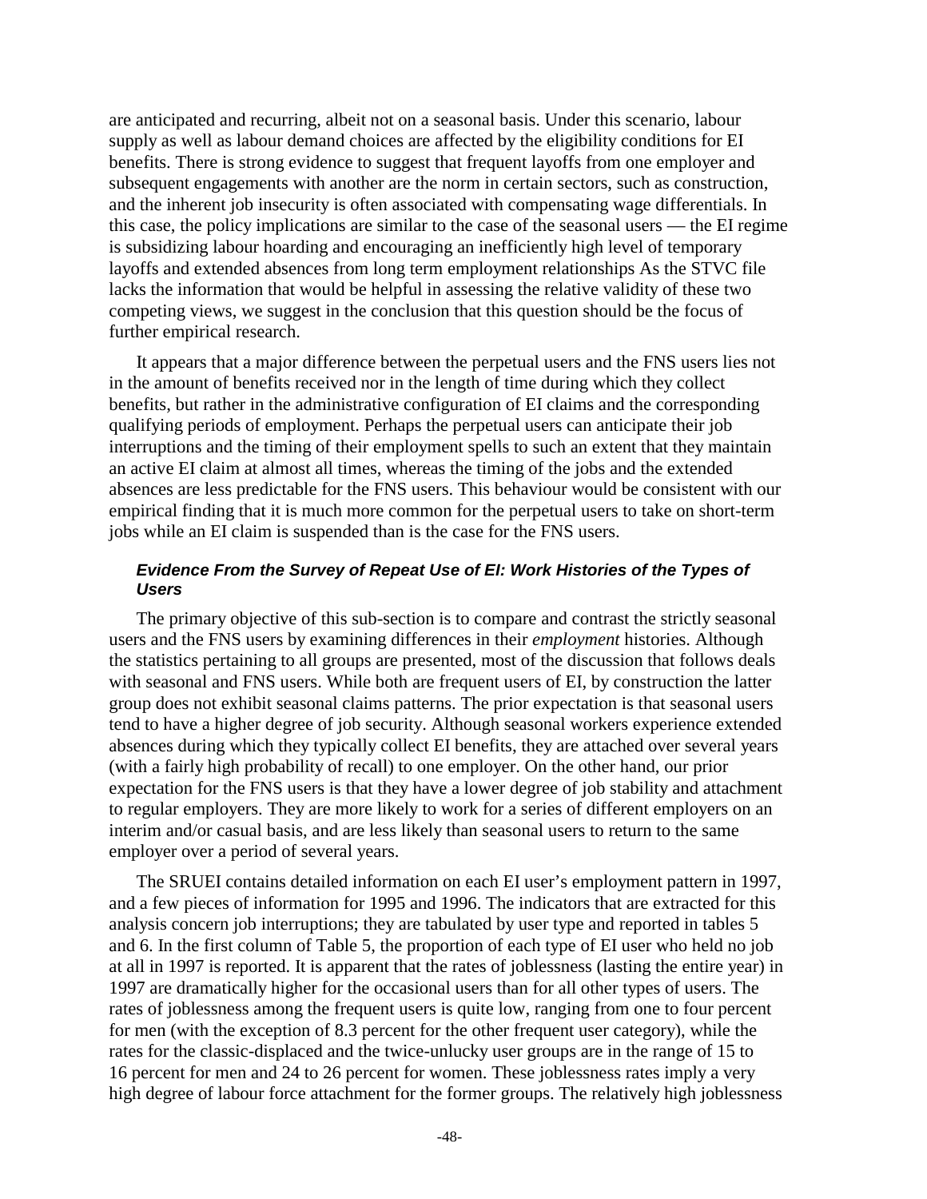are anticipated and recurring, albeit not on a seasonal basis. Under this scenario, labour supply as well as labour demand choices are affected by the eligibility conditions for EI benefits. There is strong evidence to suggest that frequent layoffs from one employer and subsequent engagements with another are the norm in certain sectors, such as construction, and the inherent job insecurity is often associated with compensating wage differentials. In this case, the policy implications are similar to the case of the seasonal users — the EI regime is subsidizing labour hoarding and encouraging an inefficiently high level of temporary layoffs and extended absences from long term employment relationships As the STVC file lacks the information that would be helpful in assessing the relative validity of these two competing views, we suggest in the conclusion that this question should be the focus of further empirical research.

It appears that a major difference between the perpetual users and the FNS users lies not in the amount of benefits received nor in the length of time during which they collect benefits, but rather in the administrative configuration of EI claims and the corresponding qualifying periods of employment. Perhaps the perpetual users can anticipate their job interruptions and the timing of their employment spells to such an extent that they maintain an active EI claim at almost all times, whereas the timing of the jobs and the extended absences are less predictable for the FNS users. This behaviour would be consistent with our empirical finding that it is much more common for the perpetual users to take on short-term jobs while an EI claim is suspended than is the case for the FNS users.

#### *Evidence From the Survey of Repeat Use of EI: Work Histories of the Types of Users*

The primary objective of this sub-section is to compare and contrast the strictly seasonal users and the FNS users by examining differences in their *employment* histories. Although the statistics pertaining to all groups are presented, most of the discussion that follows deals with seasonal and FNS users. While both are frequent users of EI, by construction the latter group does not exhibit seasonal claims patterns. The prior expectation is that seasonal users tend to have a higher degree of job security. Although seasonal workers experience extended absences during which they typically collect EI benefits, they are attached over several years (with a fairly high probability of recall) to one employer. On the other hand, our prior expectation for the FNS users is that they have a lower degree of job stability and attachment to regular employers. They are more likely to work for a series of different employers on an interim and/or casual basis, and are less likely than seasonal users to return to the same employer over a period of several years.

The SRUEI contains detailed information on each EI user's employment pattern in 1997, and a few pieces of information for 1995 and 1996. The indicators that are extracted for this analysis concern job interruptions; they are tabulated by user type and reported in tables 5 and 6. In the first column of Table 5, the proportion of each type of EI user who held no job at all in 1997 is reported. It is apparent that the rates of joblessness (lasting the entire year) in 1997 are dramatically higher for the occasional users than for all other types of users. The rates of joblessness among the frequent users is quite low, ranging from one to four percent for men (with the exception of 8.3 percent for the other frequent user category), while the rates for the classic-displaced and the twice-unlucky user groups are in the range of 15 to 16 percent for men and 24 to 26 percent for women. These joblessness rates imply a very high degree of labour force attachment for the former groups. The relatively high joblessness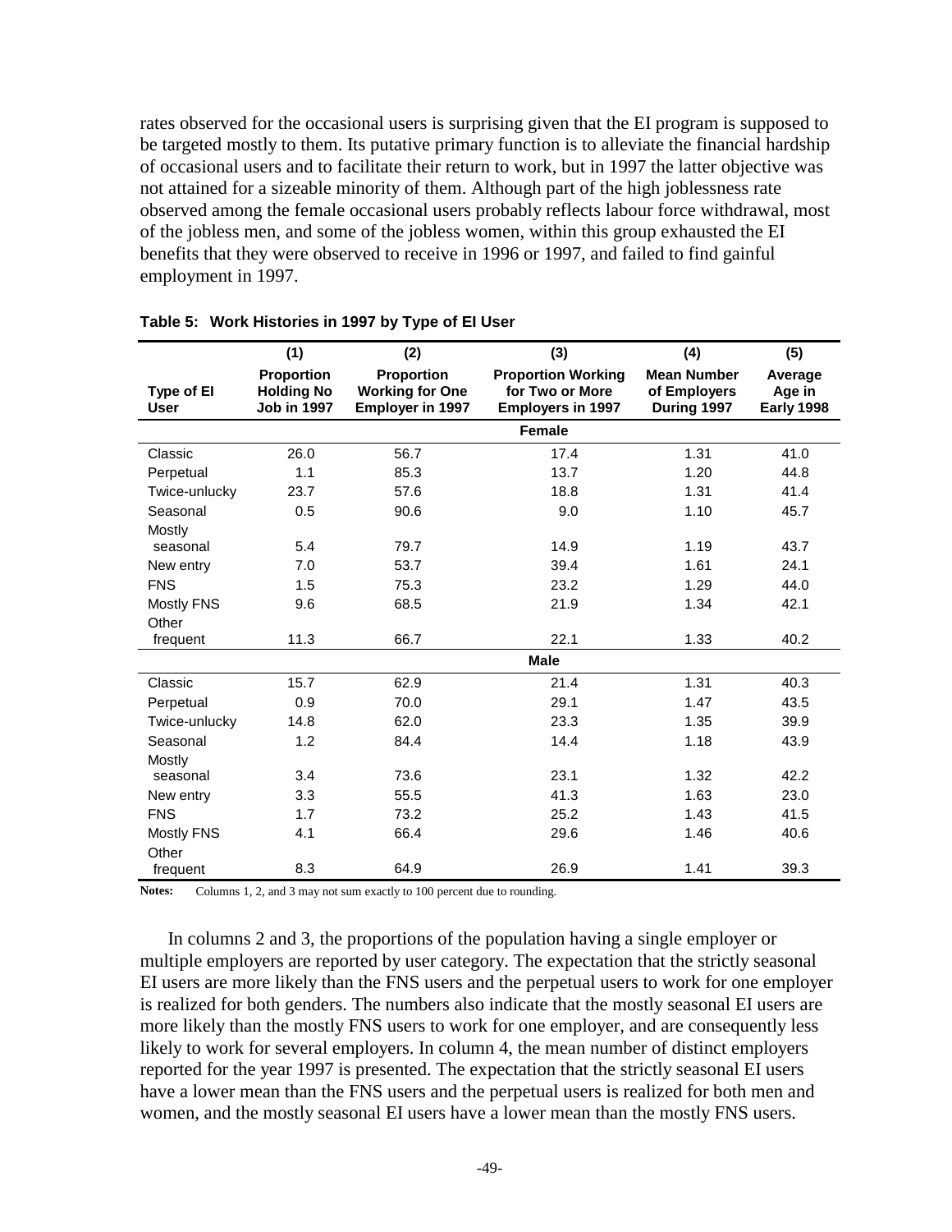rates observed for the occasional users is surprising given that the EI program is supposed to be targeted mostly to them. Its putative primary function is to alleviate the financial hardship of occasional users and to facilitate their return to work, but in 1997 the latter objective was not attained for a sizeable minority of them. Although part of the high joblessness rate observed among the female occasional users probably reflects labour force withdrawal, most of the jobless men, and some of the jobless women, within this group exhausted the EI benefits that they were observed to receive in 1996 or 1997, and failed to find gainful employment in 1997.

**Table 5: Work Histories in 1997 by Type of EI User**

| | (1) | (2) | (3) | (4) | (5) |
|---|---|---|---|---|---|
| **Type of EI User** | **Proportion Holding No Job in 1997** | **Proportion Working for One Employer in 1997** | **Proportion Working for Two or More Employers in 1997** | **Mean Number of Employers During 1997** | **Average Age in Early 1998** |
| | | | **Female** | | |
| Classic | 26.0 | 56.7 | 17.4 | 1.31 | 41.0 |
| Perpetual | 1.1 | 85.3 | 13.7 | 1.20 | 44.8 |
| Twice-unlucky | 23.7 | 57.6 | 18.8 | 1.31 | 41.4 |
| Seasonal | 0.5 | 90.6 | 9.0 | 1.10 | 45.7 |
| Mostly seasonal | 5.4 | 79.7 | 14.9 | 1.19 | 43.7 |
| New entry | 7.0 | 53.7 | 39.4 | 1.61 | 24.1 |
| FNS | 1.5 | 75.3 | 23.2 | 1.29 | 44.0 |
| Mostly FNS | 9.6 | 68.5 | 21.9 | 1.34 | 42.1 |
| Other frequent | 11.3 | 66.7 | 22.1 | 1.33 | 40.2 |
| | | | **Male** | | |
| Classic | 15.7 | 62.9 | 21.4 | 1.31 | 40.3 |
| Perpetual | 0.9 | 70.0 | 29.1 | 1.47 | 43.5 |
| Twice-unlucky | 14.8 | 62.0 | 23.3 | 1.35 | 39.9 |
| Seasonal | 1.2 | 84.4 | 14.4 | 1.18 | 43.9 |
| Mostly seasonal | 3.4 | 73.6 | 23.1 | 1.32 | 42.2 |
| New entry | 3.3 | 55.5 | 41.3 | 1.63 | 23.0 |
| FNS | 1.7 | 73.2 | 25.2 | 1.43 | 41.5 |
| Mostly FNS | 4.1 | 66.4 | 29.6 | 1.46 | 40.6 |
| Other frequent | 8.3 | 64.9 | 26.9 | 1.41 | 39.3 |

**Notes:** Columns 1, 2, and 3 may not sum exactly to 100 percent due to rounding.

In columns 2 and 3, the proportions of the population having a single employer or multiple employers are reported by user category. The expectation that the strictly seasonal EI users are more likely than the FNS users and the perpetual users to work for one employer is realized for both genders. The numbers also indicate that the mostly seasonal EI users are more likely than the mostly FNS users to work for one employer, and are consequently less likely to work for several employers. In column 4, the mean number of distinct employers reported for the year 1997 is presented. The expectation that the strictly seasonal EI users have a lower mean than the FNS users and the perpetual users is realized for both men and women, and the mostly seasonal EI users have a lower mean than the mostly FNS users.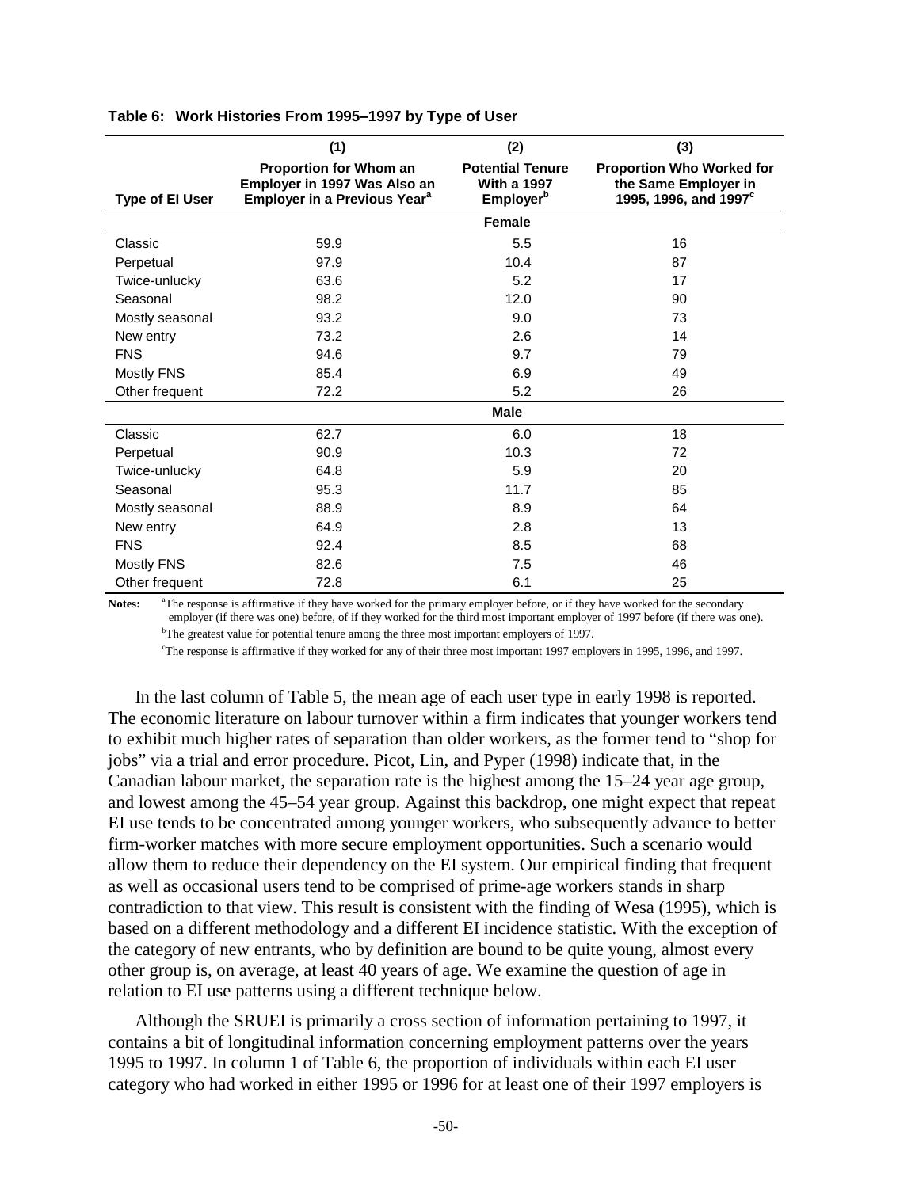**Table 6: Work Histories From 1995–1997 by Type of User**

| Type of EI User | (1) Proportion for Whom an Employer in 1997 Was Also an Employer in a Previous Year[a] | (2) Potential Tenure With a 1997 Employer[b] | (3) Proportion Who Worked for the Same Employer in 1995, 1996, and 1997[c] |
|---|---|---|---|
| | | **Female** | |
| Classic | 59.9 | 5.5 | 16 |
| Perpetual | 97.9 | 10.4 | 87 |
| Twice-unlucky | 63.6 | 5.2 | 17 |
| Seasonal | 98.2 | 12.0 | 90 |
| Mostly seasonal | 93.2 | 9.0 | 73 |
| New entry | 73.2 | 2.6 | 14 |
| FNS | 94.6 | 9.7 | 79 |
| Mostly FNS | 85.4 | 6.9 | 49 |
| Other frequent | 72.2 | 5.2 | 26 |
| | | **Male** | |
| Classic | 62.7 | 6.0 | 18 |
| Perpetual | 90.9 | 10.3 | 72 |
| Twice-unlucky | 64.8 | 5.9 | 20 |
| Seasonal | 95.3 | 11.7 | 85 |
| Mostly seasonal | 88.9 | 8.9 | 64 |
| New entry | 64.9 | 2.8 | 13 |
| FNS | 92.4 | 8.5 | 68 |
| Mostly FNS | 82.6 | 7.5 | 46 |
| Other frequent | 72.8 | 6.1 | 25 |

**Notes:** [a]The response is affirmative if they have worked for the primary employer before, or if they have worked for the secondary employer (if there was one) before, of if they worked for the third most important employer of 1997 before (if there was one).

[b]The greatest value for potential tenure among the three most important employers of 1997.

[c]The response is affirmative if they worked for any of their three most important 1997 employers in 1995, 1996, and 1997.

In the last column of Table 5, the mean age of each user type in early 1998 is reported. The economic literature on labour turnover within a firm indicates that younger workers tend to exhibit much higher rates of separation than older workers, as the former tend to "shop for jobs" via a trial and error procedure. Picot, Lin, and Pyper (1998) indicate that, in the Canadian labour market, the separation rate is the highest among the 15–24 year age group, and lowest among the 45–54 year group. Against this backdrop, one might expect that repeat EI use tends to be concentrated among younger workers, who subsequently advance to better firm-worker matches with more secure employment opportunities. Such a scenario would allow them to reduce their dependency on the EI system. Our empirical finding that frequent as well as occasional users tend to be comprised of prime-age workers stands in sharp contradiction to that view. This result is consistent with the finding of Wesa (1995), which is based on a different methodology and a different EI incidence statistic. With the exception of the category of new entrants, who by definition are bound to be quite young, almost every other group is, on average, at least 40 years of age. We examine the question of age in relation to EI use patterns using a different technique below.

Although the SRUEI is primarily a cross section of information pertaining to 1997, it contains a bit of longitudinal information concerning employment patterns over the years 1995 to 1997. In column 1 of Table 6, the proportion of individuals within each EI user category who had worked in either 1995 or 1996 for at least one of their 1997 employers is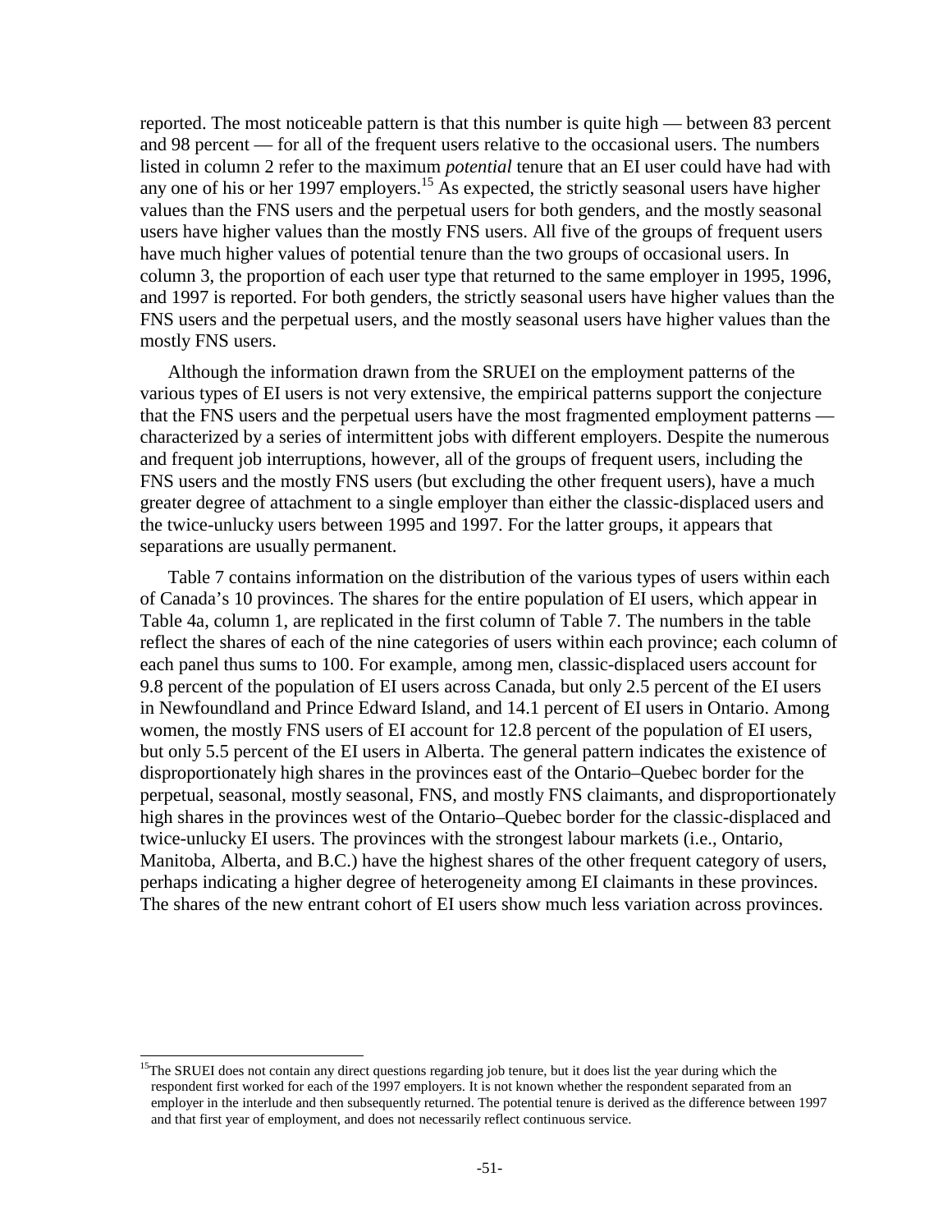reported. The most noticeable pattern is that this number is quite high — between 83 percent and 98 percent — for all of the frequent users relative to the occasional users. The numbers listed in column 2 refer to the maximum *potential* tenure that an EI user could have had with any one of his or her 1997 employers.[15] As expected, the strictly seasonal users have higher values than the FNS users and the perpetual users for both genders, and the mostly seasonal users have higher values than the mostly FNS users. All five of the groups of frequent users have much higher values of potential tenure than the two groups of occasional users. In column 3, the proportion of each user type that returned to the same employer in 1995, 1996, and 1997 is reported. For both genders, the strictly seasonal users have higher values than the FNS users and the perpetual users, and the mostly seasonal users have higher values than the mostly FNS users.

Although the information drawn from the SRUEI on the employment patterns of the various types of EI users is not very extensive, the empirical patterns support the conjecture that the FNS users and the perpetual users have the most fragmented employment patterns — characterized by a series of intermittent jobs with different employers. Despite the numerous and frequent job interruptions, however, all of the groups of frequent users, including the FNS users and the mostly FNS users (but excluding the other frequent users), have a much greater degree of attachment to a single employer than either the classic-displaced users and the twice-unlucky users between 1995 and 1997. For the latter groups, it appears that separations are usually permanent.

Table 7 contains information on the distribution of the various types of users within each of Canada's 10 provinces. The shares for the entire population of EI users, which appear in Table 4a, column 1, are replicated in the first column of Table 7. The numbers in the table reflect the shares of each of the nine categories of users within each province; each column of each panel thus sums to 100. For example, among men, classic-displaced users account for 9.8 percent of the population of EI users across Canada, but only 2.5 percent of the EI users in Newfoundland and Prince Edward Island, and 14.1 percent of EI users in Ontario. Among women, the mostly FNS users of EI account for 12.8 percent of the population of EI users, but only 5.5 percent of the EI users in Alberta. The general pattern indicates the existence of disproportionately high shares in the provinces east of the Ontario–Quebec border for the perpetual, seasonal, mostly seasonal, FNS, and mostly FNS claimants, and disproportionately high shares in the provinces west of the Ontario–Quebec border for the classic-displaced and twice-unlucky EI users. The provinces with the strongest labour markets (i.e., Ontario, Manitoba, Alberta, and B.C.) have the highest shares of the other frequent category of users, perhaps indicating a higher degree of heterogeneity among EI claimants in these provinces. The shares of the new entrant cohort of EI users show much less variation across provinces.

[15] The SRUEI does not contain any direct questions regarding job tenure, but it does list the year during which the respondent first worked for each of the 1997 employers. It is not known whether the respondent separated from an employer in the interlude and then subsequently returned. The potential tenure is derived as the difference between 1997 and that first year of employment, and does not necessarily reflect continuous service.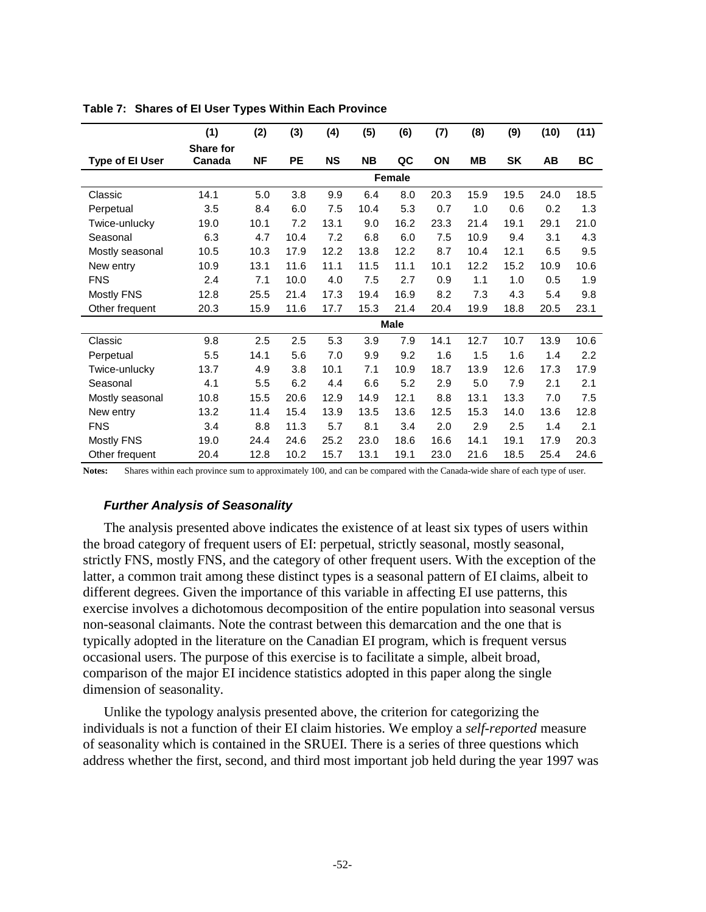**Table 7: Shares of EI User Types Within Each Province**

| | (1) | (2) | (3) | (4) | (5) | (6) | (7) | (8) | (9) | (10) | (11) |
|---|---|---|---|---|---|---|---|---|---|---|---|
| **Type of EI User** | **Share for Canada** | **NF** | **PE** | **NS** | **NB** | **QC** | **ON** | **MB** | **SK** | **AB** | **BC** |
| | | | | | | **Female** | | | | | |
| Classic | 14.1 | 5.0 | 3.8 | 9.9 | 6.4 | 8.0 | 20.3 | 15.9 | 19.5 | 24.0 | 18.5 |
| Perpetual | 3.5 | 8.4 | 6.0 | 7.5 | 10.4 | 5.3 | 0.7 | 1.0 | 0.6 | 0.2 | 1.3 |
| Twice-unlucky | 19.0 | 10.1 | 7.2 | 13.1 | 9.0 | 16.2 | 23.3 | 21.4 | 19.1 | 29.1 | 21.0 |
| Seasonal | 6.3 | 4.7 | 10.4 | 7.2 | 6.8 | 6.0 | 7.5 | 10.9 | 9.4 | 3.1 | 4.3 |
| Mostly seasonal | 10.5 | 10.3 | 17.9 | 12.2 | 13.8 | 12.2 | 8.7 | 10.4 | 12.1 | 6.5 | 9.5 |
| New entry | 10.9 | 13.1 | 11.6 | 11.1 | 11.5 | 11.1 | 10.1 | 12.2 | 15.2 | 10.9 | 10.6 |
| FNS | 2.4 | 7.1 | 10.0 | 4.0 | 7.5 | 2.7 | 0.9 | 1.1 | 1.0 | 0.5 | 1.9 |
| Mostly FNS | 12.8 | 25.5 | 21.4 | 17.3 | 19.4 | 16.9 | 8.2 | 7.3 | 4.3 | 5.4 | 9.8 |
| Other frequent | 20.3 | 15.9 | 11.6 | 17.7 | 15.3 | 21.4 | 20.4 | 19.9 | 18.8 | 20.5 | 23.1 |
| | | | | | | **Male** | | | | | |
| Classic | 9.8 | 2.5 | 2.5 | 5.3 | 3.9 | 7.9 | 14.1 | 12.7 | 10.7 | 13.9 | 10.6 |
| Perpetual | 5.5 | 14.1 | 5.6 | 7.0 | 9.9 | 9.2 | 1.6 | 1.5 | 1.6 | 1.4 | 2.2 |
| Twice-unlucky | 13.7 | 4.9 | 3.8 | 10.1 | 7.1 | 10.9 | 18.7 | 13.9 | 12.6 | 17.3 | 17.9 |
| Seasonal | 4.1 | 5.5 | 6.2 | 4.4 | 6.6 | 5.2 | 2.9 | 5.0 | 7.9 | 2.1 | 2.1 |
| Mostly seasonal | 10.8 | 15.5 | 20.6 | 12.9 | 14.9 | 12.1 | 8.8 | 13.1 | 13.3 | 7.0 | 7.5 |
| New entry | 13.2 | 11.4 | 15.4 | 13.9 | 13.5 | 13.6 | 12.5 | 15.3 | 14.0 | 13.6 | 12.8 |
| FNS | 3.4 | 8.8 | 11.3 | 5.7 | 8.1 | 3.4 | 2.0 | 2.9 | 2.5 | 1.4 | 2.1 |
| Mostly FNS | 19.0 | 24.4 | 24.6 | 25.2 | 23.0 | 18.6 | 16.6 | 14.1 | 19.1 | 17.9 | 20.3 |
| Other frequent | 20.4 | 12.8 | 10.2 | 15.7 | 13.1 | 19.1 | 23.0 | 21.6 | 18.5 | 25.4 | 24.6 |

**Notes:** Shares within each province sum to approximately 100, and can be compared with the Canada-wide share of each type of user.

### *Further Analysis of Seasonality*

The analysis presented above indicates the existence of at least six types of users within the broad category of frequent users of EI: perpetual, strictly seasonal, mostly seasonal, strictly FNS, mostly FNS, and the category of other frequent users. With the exception of the latter, a common trait among these distinct types is a seasonal pattern of EI claims, albeit to different degrees. Given the importance of this variable in affecting EI use patterns, this exercise involves a dichotomous decomposition of the entire population into seasonal versus non-seasonal claimants. Note the contrast between this demarcation and the one that is typically adopted in the literature on the Canadian EI program, which is frequent versus occasional users. The purpose of this exercise is to facilitate a simple, albeit broad, comparison of the major EI incidence statistics adopted in this paper along the single dimension of seasonality.

Unlike the typology analysis presented above, the criterion for categorizing the individuals is not a function of their EI claim histories. We employ a *self-reported* measure of seasonality which is contained in the SRUEI. There is a series of three questions which address whether the first, second, and third most important job held during the year 1997 was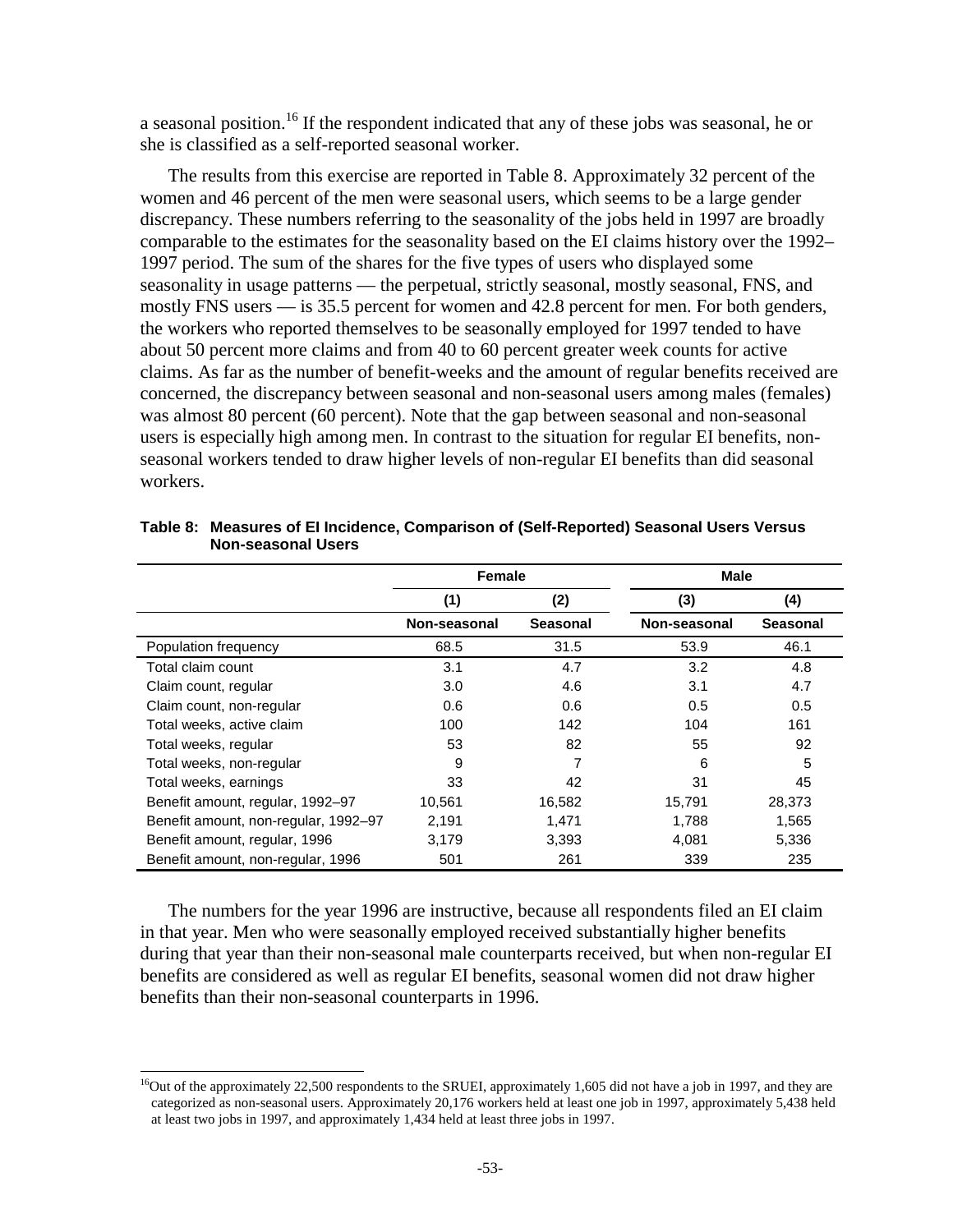a seasonal position.[16] If the respondent indicated that any of these jobs was seasonal, he or she is classified as a self-reported seasonal worker.

The results from this exercise are reported in Table 8. Approximately 32 percent of the women and 46 percent of the men were seasonal users, which seems to be a large gender discrepancy. These numbers referring to the seasonality of the jobs held in 1997 are broadly comparable to the estimates for the seasonality based on the EI claims history over the 1992–1997 period. The sum of the shares for the five types of users who displayed some seasonality in usage patterns — the perpetual, strictly seasonal, mostly seasonal, FNS, and mostly FNS users — is 35.5 percent for women and 42.8 percent for men. For both genders, the workers who reported themselves to be seasonally employed for 1997 tended to have about 50 percent more claims and from 40 to 60 percent greater week counts for active claims. As far as the number of benefit-weeks and the amount of regular benefits received are concerned, the discrepancy between seasonal and non-seasonal users among males (females) was almost 80 percent (60 percent). Note that the gap between seasonal and non-seasonal users is especially high among men. In contrast to the situation for regular EI benefits, non-seasonal workers tended to draw higher levels of non-regular EI benefits than did seasonal workers.

**Table 8: Measures of EI Incidence, Comparison of (Self-Reported) Seasonal Users Versus Non-seasonal Users**

| | Female | | Male | |
|---|---|---|---|---|
| | (1) | (2) | (3) | (4) |
| | Non-seasonal | Seasonal | Non-seasonal | Seasonal |
| Population frequency | 68.5 | 31.5 | 53.9 | 46.1 |
| Total claim count | 3.1 | 4.7 | 3.2 | 4.8 |
| Claim count, regular | 3.0 | 4.6 | 3.1 | 4.7 |
| Claim count, non-regular | 0.6 | 0.6 | 0.5 | 0.5 |
| Total weeks, active claim | 100 | 142 | 104 | 161 |
| Total weeks, regular | 53 | 82 | 55 | 92 |
| Total weeks, non-regular | 9 | 7 | 6 | 5 |
| Total weeks, earnings | 33 | 42 | 31 | 45 |
| Benefit amount, regular, 1992–97 | 10,561 | 16,582 | 15,791 | 28,373 |
| Benefit amount, non-regular, 1992–97 | 2,191 | 1,471 | 1,788 | 1,565 |
| Benefit amount, regular, 1996 | 3,179 | 3,393 | 4,081 | 5,336 |
| Benefit amount, non-regular, 1996 | 501 | 261 | 339 | 235 |

The numbers for the year 1996 are instructive, because all respondents filed an EI claim in that year. Men who were seasonally employed received substantially higher benefits during that year than their non-seasonal male counterparts received, but when non-regular EI benefits are considered as well as regular EI benefits, seasonal women did not draw higher benefits than their non-seasonal counterparts in 1996.

[16] Out of the approximately 22,500 respondents to the SRUEI, approximately 1,605 did not have a job in 1997, and they are categorized as non-seasonal users. Approximately 20,176 workers held at least one job in 1997, approximately 5,438 held at least two jobs in 1997, and approximately 1,434 held at least three jobs in 1997.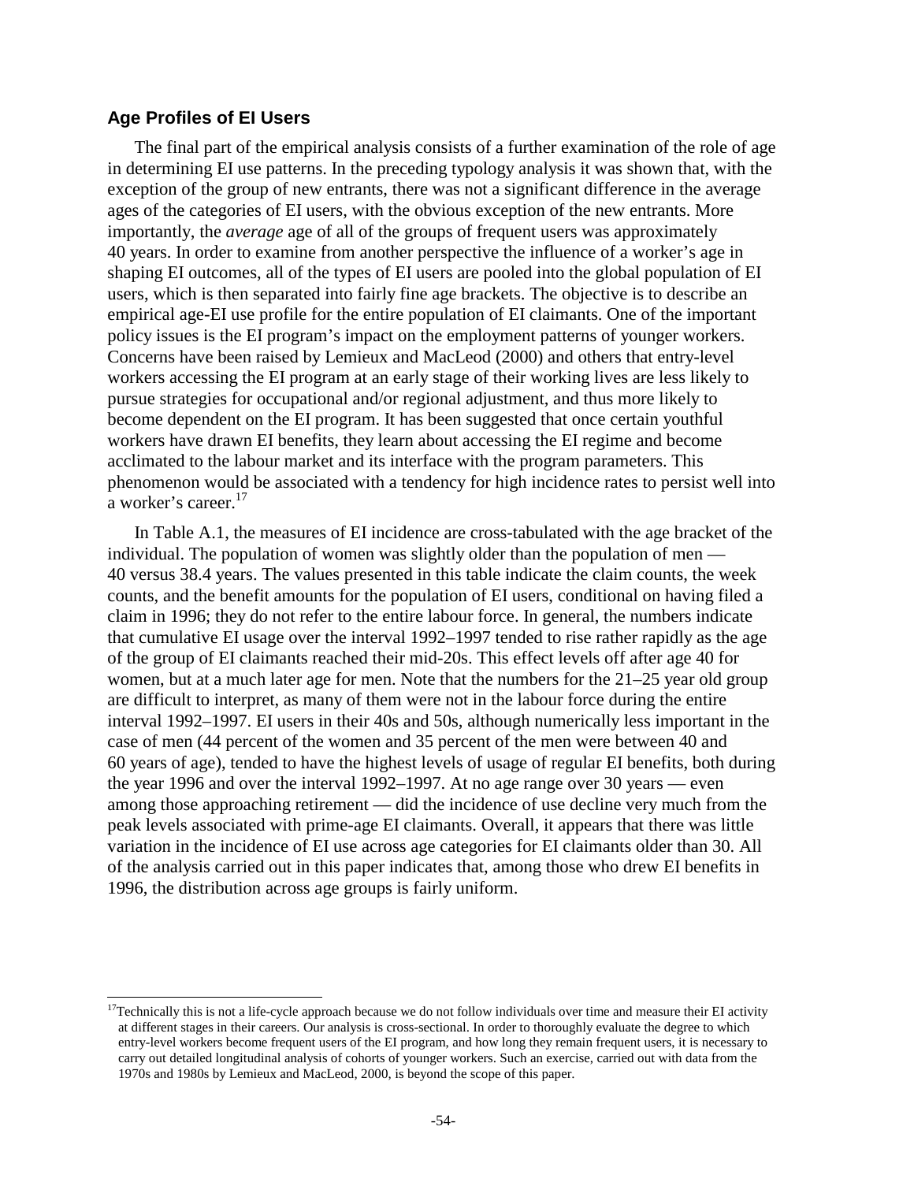### Age Profiles of EI Users

The final part of the empirical analysis consists of a further examination of the role of age in determining EI use patterns. In the preceding typology analysis it was shown that, with the exception of the group of new entrants, there was not a significant difference in the average ages of the categories of EI users, with the obvious exception of the new entrants. More importantly, the *average* age of all of the groups of frequent users was approximately 40 years. In order to examine from another perspective the influence of a worker's age in shaping EI outcomes, all of the types of EI users are pooled into the global population of EI users, which is then separated into fairly fine age brackets. The objective is to describe an empirical age-EI use profile for the entire population of EI claimants. One of the important policy issues is the EI program's impact on the employment patterns of younger workers. Concerns have been raised by Lemieux and MacLeod (2000) and others that entry-level workers accessing the EI program at an early stage of their working lives are less likely to pursue strategies for occupational and/or regional adjustment, and thus more likely to become dependent on the EI program. It has been suggested that once certain youthful workers have drawn EI benefits, they learn about accessing the EI regime and become acclimated to the labour market and its interface with the program parameters. This phenomenon would be associated with a tendency for high incidence rates to persist well into a worker's career.[17]

In Table A.1, the measures of EI incidence are cross-tabulated with the age bracket of the individual. The population of women was slightly older than the population of men — 40 versus 38.4 years. The values presented in this table indicate the claim counts, the week counts, and the benefit amounts for the population of EI users, conditional on having filed a claim in 1996; they do not refer to the entire labour force. In general, the numbers indicate that cumulative EI usage over the interval 1992–1997 tended to rise rather rapidly as the age of the group of EI claimants reached their mid-20s. This effect levels off after age 40 for women, but at a much later age for men. Note that the numbers for the 21–25 year old group are difficult to interpret, as many of them were not in the labour force during the entire interval 1992–1997. EI users in their 40s and 50s, although numerically less important in the case of men (44 percent of the women and 35 percent of the men were between 40 and 60 years of age), tended to have the highest levels of usage of regular EI benefits, both during the year 1996 and over the interval 1992–1997. At no age range over 30 years — even among those approaching retirement — did the incidence of use decline very much from the peak levels associated with prime-age EI claimants. Overall, it appears that there was little variation in the incidence of EI use across age categories for EI claimants older than 30. All of the analysis carried out in this paper indicates that, among those who drew EI benefits in 1996, the distribution across age groups is fairly uniform.

[17]Technically this is not a life-cycle approach because we do not follow individuals over time and measure their EI activity at different stages in their careers. Our analysis is cross-sectional. In order to thoroughly evaluate the degree to which entry-level workers become frequent users of the EI program, and how long they remain frequent users, it is necessary to carry out detailed longitudinal analysis of cohorts of younger workers. Such an exercise, carried out with data from the 1970s and 1980s by Lemieux and MacLeod, 2000, is beyond the scope of this paper.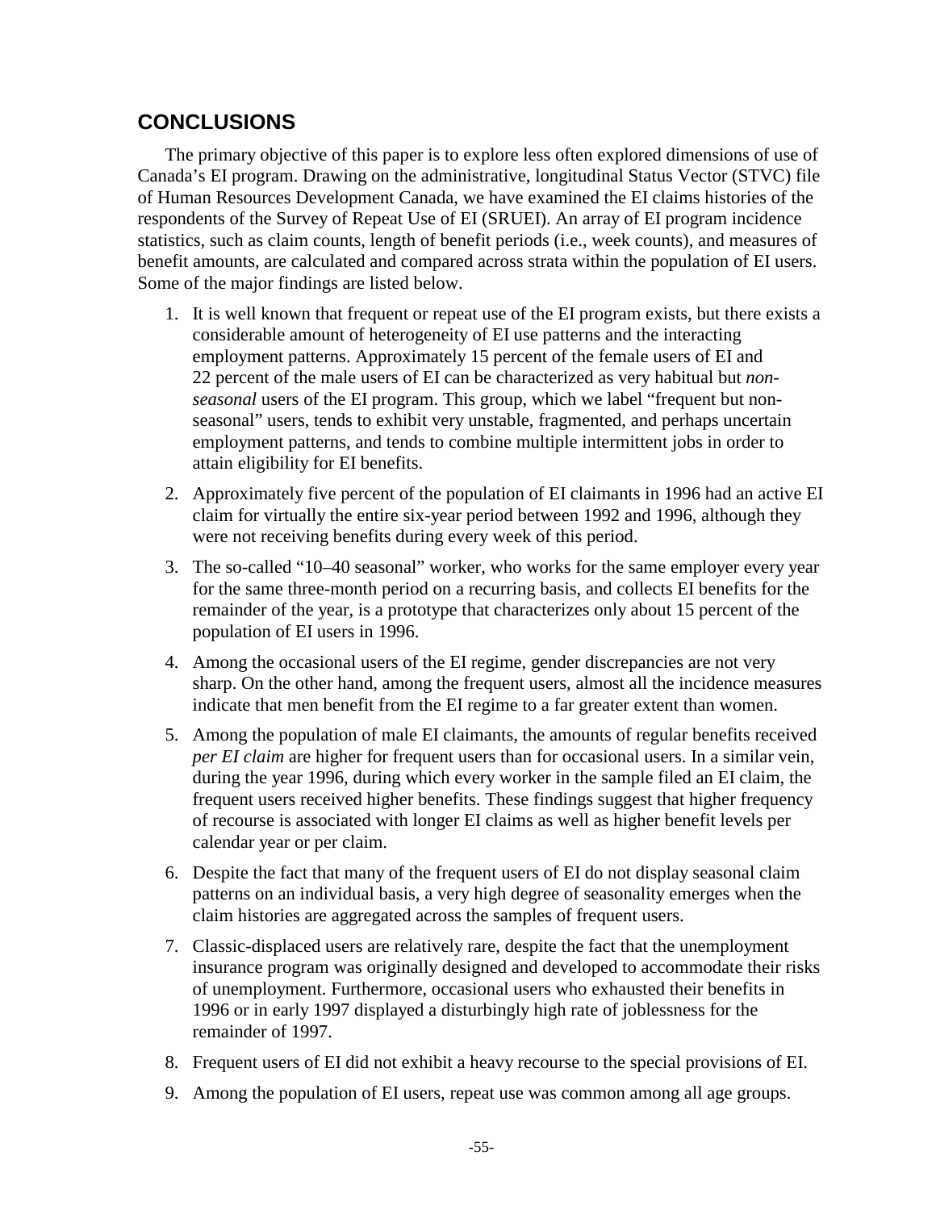## CONCLUSIONS

The primary objective of this paper is to explore less often explored dimensions of use of Canada's EI program. Drawing on the administrative, longitudinal Status Vector (STVC) file of Human Resources Development Canada, we have examined the EI claims histories of the respondents of the Survey of Repeat Use of EI (SRUEI). An array of EI program incidence statistics, such as claim counts, length of benefit periods (i.e., week counts), and measures of benefit amounts, are calculated and compared across strata within the population of EI users. Some of the major findings are listed below.

1. It is well known that frequent or repeat use of the EI program exists, but there exists a considerable amount of heterogeneity of EI use patterns and the interacting employment patterns. Approximately 15 percent of the female users of EI and 22 percent of the male users of EI can be characterized as very habitual but *non-seasonal* users of the EI program. This group, which we label "frequent but non-seasonal" users, tends to exhibit very unstable, fragmented, and perhaps uncertain employment patterns, and tends to combine multiple intermittent jobs in order to attain eligibility for EI benefits.
2. Approximately five percent of the population of EI claimants in 1996 had an active EI claim for virtually the entire six-year period between 1992 and 1996, although they were not receiving benefits during every week of this period.
3. The so-called "10–40 seasonal" worker, who works for the same employer every year for the same three-month period on a recurring basis, and collects EI benefits for the remainder of the year, is a prototype that characterizes only about 15 percent of the population of EI users in 1996.
4. Among the occasional users of the EI regime, gender discrepancies are not very sharp. On the other hand, among the frequent users, almost all the incidence measures indicate that men benefit from the EI regime to a far greater extent than women.
5. Among the population of male EI claimants, the amounts of regular benefits received *per EI claim* are higher for frequent users than for occasional users. In a similar vein, during the year 1996, during which every worker in the sample filed an EI claim, the frequent users received higher benefits. These findings suggest that higher frequency of recourse is associated with longer EI claims as well as higher benefit levels per calendar year or per claim.
6. Despite the fact that many of the frequent users of EI do not display seasonal claim patterns on an individual basis, a very high degree of seasonality emerges when the claim histories are aggregated across the samples of frequent users.
7. Classic-displaced users are relatively rare, despite the fact that the unemployment insurance program was originally designed and developed to accommodate their risks of unemployment. Furthermore, occasional users who exhausted their benefits in 1996 or in early 1997 displayed a disturbingly high rate of joblessness for the remainder of 1997.
8. Frequent users of EI did not exhibit a heavy recourse to the special provisions of EI.
9. Among the population of EI users, repeat use was common among all age groups.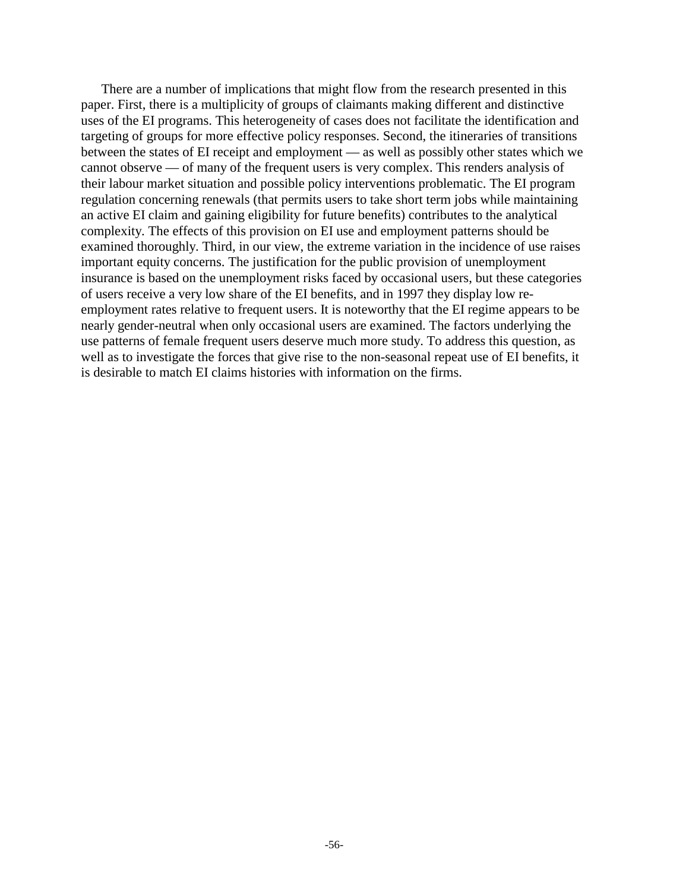There are a number of implications that might flow from the research presented in this paper. First, there is a multiplicity of groups of claimants making different and distinctive uses of the EI programs. This heterogeneity of cases does not facilitate the identification and targeting of groups for more effective policy responses. Second, the itineraries of transitions between the states of EI receipt and employment — as well as possibly other states which we cannot observe — of many of the frequent users is very complex. This renders analysis of their labour market situation and possible policy interventions problematic. The EI program regulation concerning renewals (that permits users to take short term jobs while maintaining an active EI claim and gaining eligibility for future benefits) contributes to the analytical complexity. The effects of this provision on EI use and employment patterns should be examined thoroughly. Third, in our view, the extreme variation in the incidence of use raises important equity concerns. The justification for the public provision of unemployment insurance is based on the unemployment risks faced by occasional users, but these categories of users receive a very low share of the EI benefits, and in 1997 they display low re-employment rates relative to frequent users. It is noteworthy that the EI regime appears to be nearly gender-neutral when only occasional users are examined. The factors underlying the use patterns of female frequent users deserve much more study. To address this question, as well as to investigate the forces that give rise to the non-seasonal repeat use of EI benefits, it is desirable to match EI claims histories with information on the firms.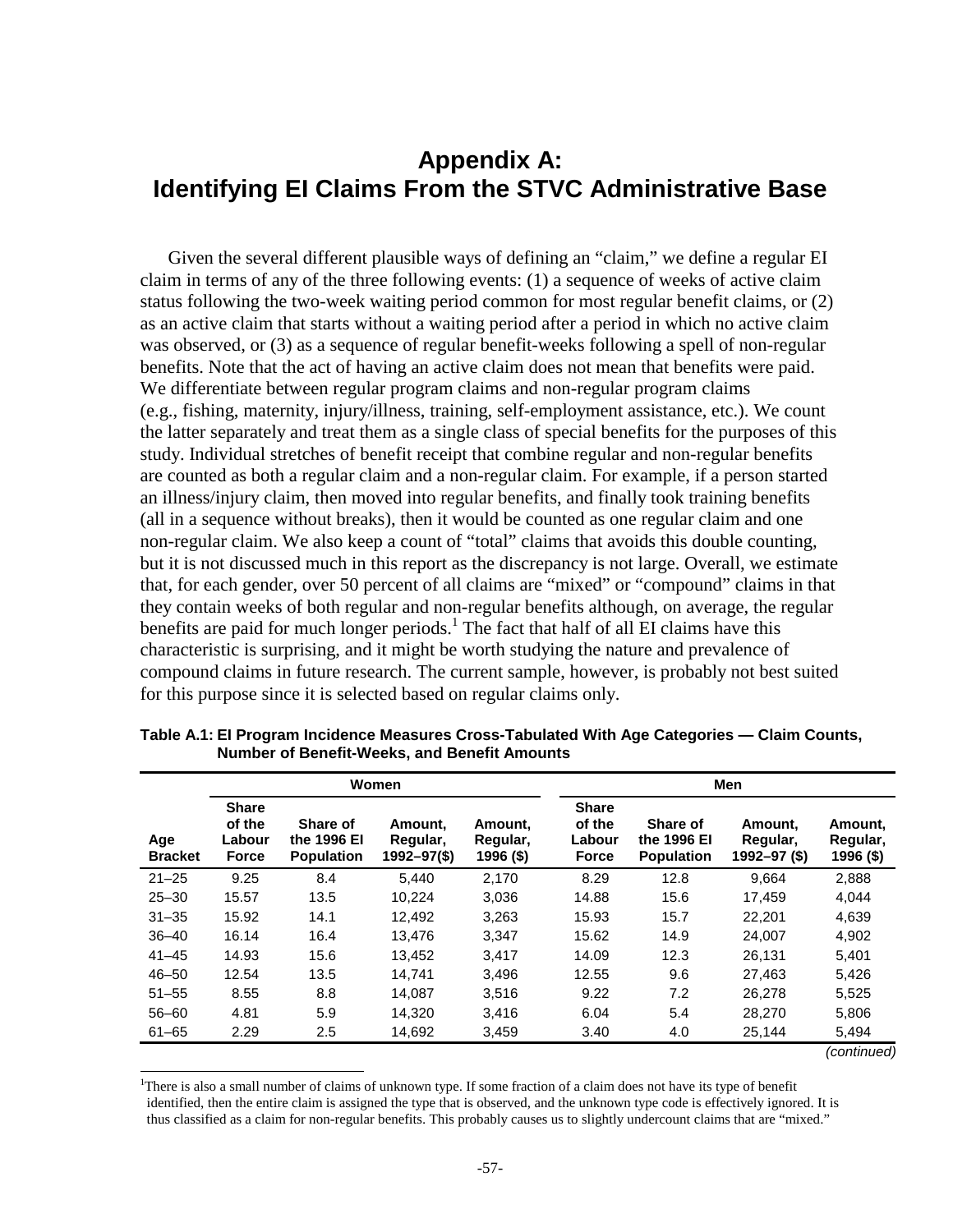# Appendix A: Identifying EI Claims From the STVC Administrative Base

Given the several different plausible ways of defining an "claim," we define a regular EI claim in terms of any of the three following events: (1) a sequence of weeks of active claim status following the two-week waiting period common for most regular benefit claims, or (2) as an active claim that starts without a waiting period after a period in which no active claim was observed, or (3) as a sequence of regular benefit-weeks following a spell of non-regular benefits. Note that the act of having an active claim does not mean that benefits were paid. We differentiate between regular program claims and non-regular program claims (e.g., fishing, maternity, injury/illness, training, self-employment assistance, etc.). We count the latter separately and treat them as a single class of special benefits for the purposes of this study. Individual stretches of benefit receipt that combine regular and non-regular benefits are counted as both a regular claim and a non-regular claim. For example, if a person started an illness/injury claim, then moved into regular benefits, and finally took training benefits (all in a sequence without breaks), then it would be counted as one regular claim and one non-regular claim. We also keep a count of "total" claims that avoids this double counting, but it is not discussed much in this report as the discrepancy is not large. Overall, we estimate that, for each gender, over 50 percent of all claims are "mixed" or "compound" claims in that they contain weeks of both regular and non-regular benefits although, on average, the regular benefits are paid for much longer periods.[1] The fact that half of all EI claims have this characteristic is surprising, and it might be worth studying the nature and prevalence of compound claims in future research. The current sample, however, is probably not best suited for this purpose since it is selected based on regular claims only.

**Table A.1: EI Program Incidence Measures Cross-Tabulated With Age Categories — Claim Counts, Number of Benefit-Weeks, and Benefit Amounts**

| | Women | | | | Men | | | |
|---|---|---|---|---|---|---|---|---|
| **Age Bracket** | **Share of the Labour Force** | **Share of the 1996 EI Population** | **Amount, Regular, 1992–97($)** | **Amount, Regular, 1996 ($)** | **Share of the Labour Force** | **Share of the 1996 EI Population** | **Amount, Regular, 1992–97 ($)** | **Amount, Regular, 1996 ($)** |
| 21–25 | 9.25 | 8.4 | 5,440 | 2,170 | 8.29 | 12.8 | 9,664 | 2,888 |
| 25–30 | 15.57 | 13.5 | 10,224 | 3,036 | 14.88 | 15.6 | 17,459 | 4,044 |
| 31–35 | 15.92 | 14.1 | 12,492 | 3,263 | 15.93 | 15.7 | 22,201 | 4,639 |
| 36–40 | 16.14 | 16.4 | 13,476 | 3,347 | 15.62 | 14.9 | 24,007 | 4,902 |
| 41–45 | 14.93 | 15.6 | 13,452 | 3,417 | 14.09 | 12.3 | 26,131 | 5,401 |
| 46–50 | 12.54 | 13.5 | 14,741 | 3,496 | 12.55 | 9.6 | 27,463 | 5,426 |
| 51–55 | 8.55 | 8.8 | 14,087 | 3,516 | 9.22 | 7.2 | 26,278 | 5,525 |
| 56–60 | 4.81 | 5.9 | 14,320 | 3,416 | 6.04 | 5.4 | 28,270 | 5,806 |
| 61–65 | 2.29 | 2.5 | 14,692 | 3,459 | 3.40 | 4.0 | 25,144 | 5,494 |

*(continued)*

[1] There is also a small number of claims of unknown type. If some fraction of a claim does not have its type of benefit identified, then the entire claim is assigned the type that is observed, and the unknown type code is effectively ignored. It is thus classified as a claim for non-regular benefits. This probably causes us to slightly undercount claims that are "mixed."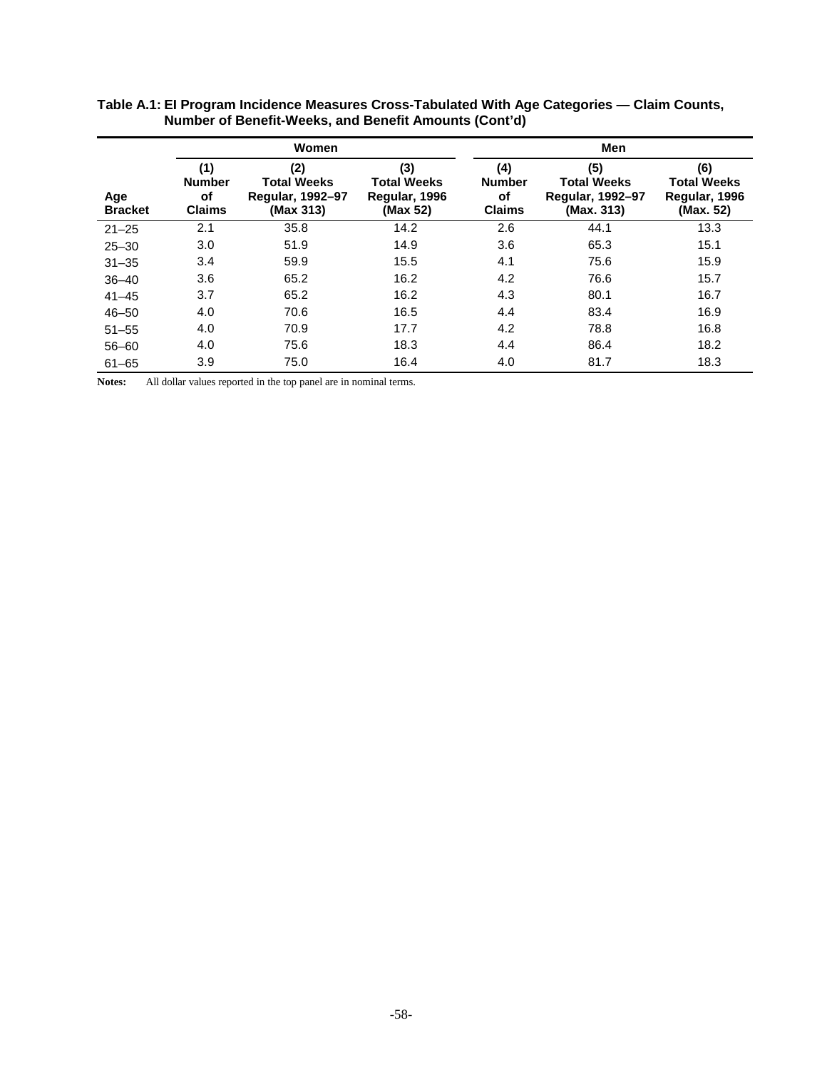**Table A.1: EI Program Incidence Measures Cross-Tabulated With Age Categories — Claim Counts, Number of Benefit-Weeks, and Benefit Amounts (Cont'd)**

| | Women | | | Men | | |
|---|---|---|---|---|---|---|
| **Age Bracket** | **(1) Number of Claims** | **(2) Total Weeks Regular, 1992–97 (Max 313)** | **(3) Total Weeks Regular, 1996 (Max 52)** | **(4) Number of Claims** | **(5) Total Weeks Regular, 1992–97 (Max. 313)** | **(6) Total Weeks Regular, 1996 (Max. 52)** |
| 21–25 | 2.1 | 35.8 | 14.2 | 2.6 | 44.1 | 13.3 |
| 25–30 | 3.0 | 51.9 | 14.9 | 3.6 | 65.3 | 15.1 |
| 31–35 | 3.4 | 59.9 | 15.5 | 4.1 | 75.6 | 15.9 |
| 36–40 | 3.6 | 65.2 | 16.2 | 4.2 | 76.6 | 15.7 |
| 41–45 | 3.7 | 65.2 | 16.2 | 4.3 | 80.1 | 16.7 |
| 46–50 | 4.0 | 70.6 | 16.5 | 4.4 | 83.4 | 16.9 |
| 51–55 | 4.0 | 70.9 | 17.7 | 4.2 | 78.8 | 16.8 |
| 56–60 | 4.0 | 75.6 | 18.3 | 4.4 | 86.4 | 18.2 |
| 61–65 | 3.9 | 75.0 | 16.4 | 4.0 | 81.7 | 18.3 |

**Notes:** All dollar values reported in the top panel are in nominal terms.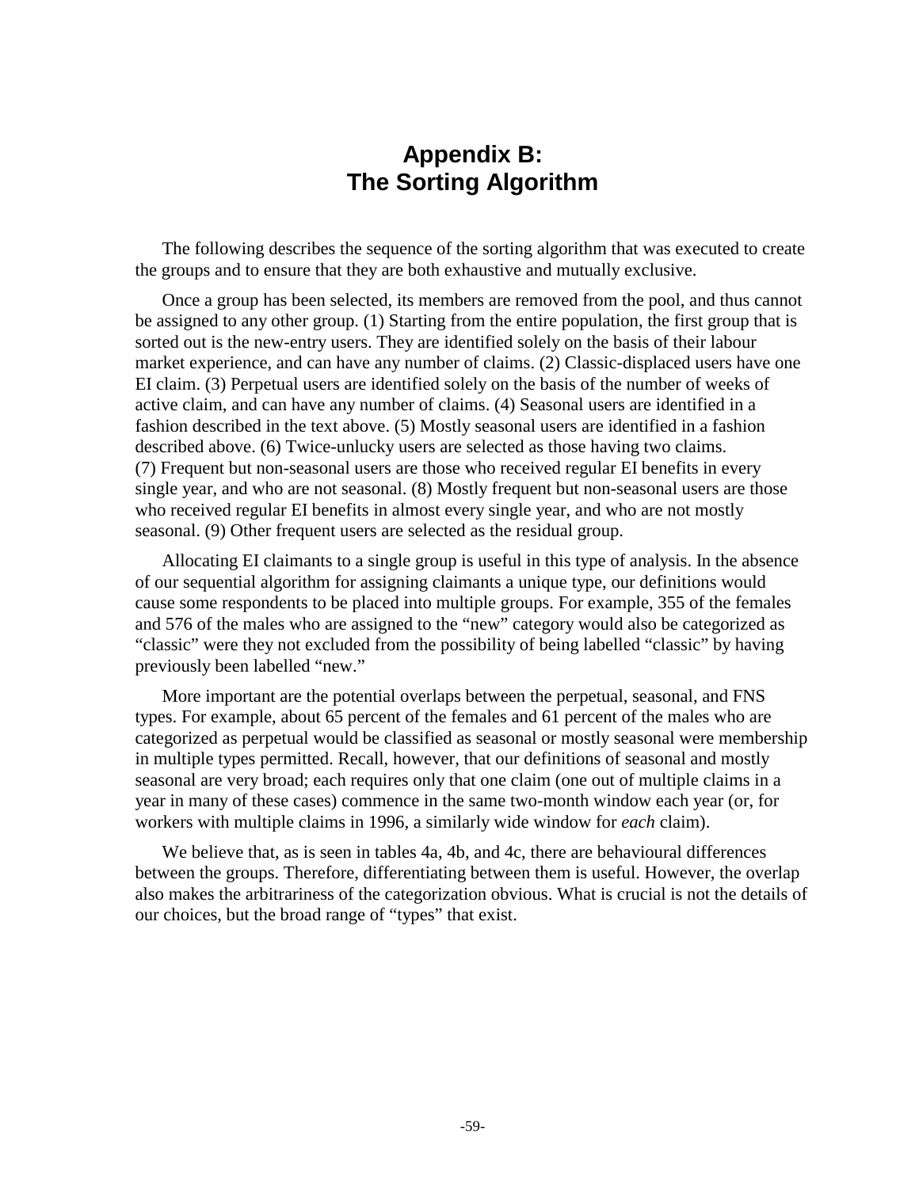# Appendix B: The Sorting Algorithm

The following describes the sequence of the sorting algorithm that was executed to create the groups and to ensure that they are both exhaustive and mutually exclusive.

Once a group has been selected, its members are removed from the pool, and thus cannot be assigned to any other group. (1) Starting from the entire population, the first group that is sorted out is the new-entry users. They are identified solely on the basis of their labour market experience, and can have any number of claims. (2) Classic-displaced users have one EI claim. (3) Perpetual users are identified solely on the basis of the number of weeks of active claim, and can have any number of claims. (4) Seasonal users are identified in a fashion described in the text above. (5) Mostly seasonal users are identified in a fashion described above. (6) Twice-unlucky users are selected as those having two claims. (7) Frequent but non-seasonal users are those who received regular EI benefits in every single year, and who are not seasonal. (8) Mostly frequent but non-seasonal users are those who received regular EI benefits in almost every single year, and who are not mostly seasonal. (9) Other frequent users are selected as the residual group.

Allocating EI claimants to a single group is useful in this type of analysis. In the absence of our sequential algorithm for assigning claimants a unique type, our definitions would cause some respondents to be placed into multiple groups. For example, 355 of the females and 576 of the males who are assigned to the "new" category would also be categorized as "classic" were they not excluded from the possibility of being labelled "classic" by having previously been labelled "new."

More important are the potential overlaps between the perpetual, seasonal, and FNS types. For example, about 65 percent of the females and 61 percent of the males who are categorized as perpetual would be classified as seasonal or mostly seasonal were membership in multiple types permitted. Recall, however, that our definitions of seasonal and mostly seasonal are very broad; each requires only that one claim (one out of multiple claims in a year in many of these cases) commence in the same two-month window each year (or, for workers with multiple claims in 1996, a similarly wide window for *each* claim).

We believe that, as is seen in tables 4a, 4b, and 4c, there are behavioural differences between the groups. Therefore, differentiating between them is useful. However, the overlap also makes the arbitrariness of the categorization obvious. What is crucial is not the details of our choices, but the broad range of "types" that exist.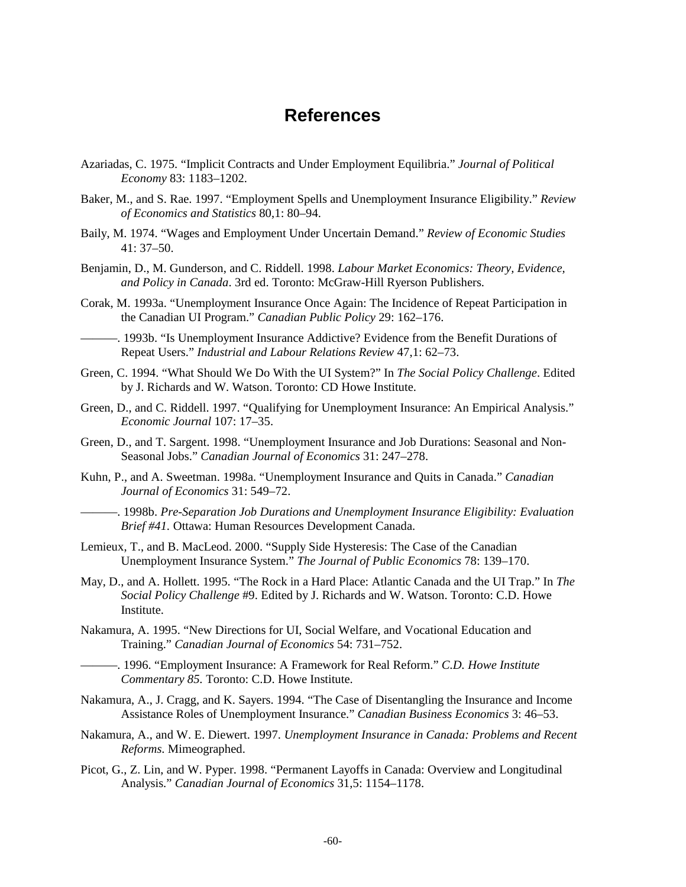# References

Azariadas, C. 1975. “Implicit Contracts and Under Employment Equilibria.” *Journal of Political Economy* 83: 1183–1202.

Baker, M., and S. Rae. 1997. “Employment Spells and Unemployment Insurance Eligibility.” *Review of Economics and Statistics* 80,1: 80–94.

Baily, M. 1974. “Wages and Employment Under Uncertain Demand.” *Review of Economic Studies* 41: 37–50.

Benjamin, D., M. Gunderson, and C. Riddell. 1998. *Labour Market Economics: Theory, Evidence, and Policy in Canada*. 3rd ed. Toronto: McGraw-Hill Ryerson Publishers.

Corak, M. 1993a. “Unemployment Insurance Once Again: The Incidence of Repeat Participation in the Canadian UI Program.” *Canadian Public Policy* 29: 162–176.

———. 1993b. “Is Unemployment Insurance Addictive? Evidence from the Benefit Durations of Repeat Users.” *Industrial and Labour Relations Review* 47,1: 62–73.

Green, C. 1994. “What Should We Do With the UI System?” In *The Social Policy Challenge*. Edited by J. Richards and W. Watson. Toronto: CD Howe Institute.

Green, D., and C. Riddell. 1997. “Qualifying for Unemployment Insurance: An Empirical Analysis.” *Economic Journal* 107: 17–35.

Green, D., and T. Sargent. 1998. “Unemployment Insurance and Job Durations: Seasonal and Non-Seasonal Jobs.” *Canadian Journal of Economics* 31: 247–278.

Kuhn, P., and A. Sweetman. 1998a. “Unemployment Insurance and Quits in Canada.” *Canadian Journal of Economics* 31: 549–72.

———. 1998b. *Pre-Separation Job Durations and Unemployment Insurance Eligibility: Evaluation Brief #41.* Ottawa: Human Resources Development Canada.

Lemieux, T., and B. MacLeod. 2000. “Supply Side Hysteresis: The Case of the Canadian Unemployment Insurance System.” *The Journal of Public Economics* 78: 139–170.

May, D., and A. Hollett. 1995. “The Rock in a Hard Place: Atlantic Canada and the UI Trap.” In *The Social Policy Challenge* #9. Edited by J. Richards and W. Watson. Toronto: C.D. Howe Institute.

Nakamura, A. 1995. “New Directions for UI, Social Welfare, and Vocational Education and Training.” *Canadian Journal of Economics* 54: 731–752.

———. 1996. “Employment Insurance: A Framework for Real Reform.” *C.D. Howe Institute Commentary 85.* Toronto: C.D. Howe Institute.

Nakamura, A., J. Cragg, and K. Sayers. 1994. “The Case of Disentangling the Insurance and Income Assistance Roles of Unemployment Insurance.” *Canadian Business Economics* 3: 46–53.

Nakamura, A., and W. E. Diewert. 1997. *Unemployment Insurance in Canada: Problems and Recent Reforms*. Mimeographed.

Picot, G., Z. Lin, and W. Pyper. 1998. “Permanent Layoffs in Canada: Overview and Longitudinal Analysis.” *Canadian Journal of Economics* 31,5: 1154–1178.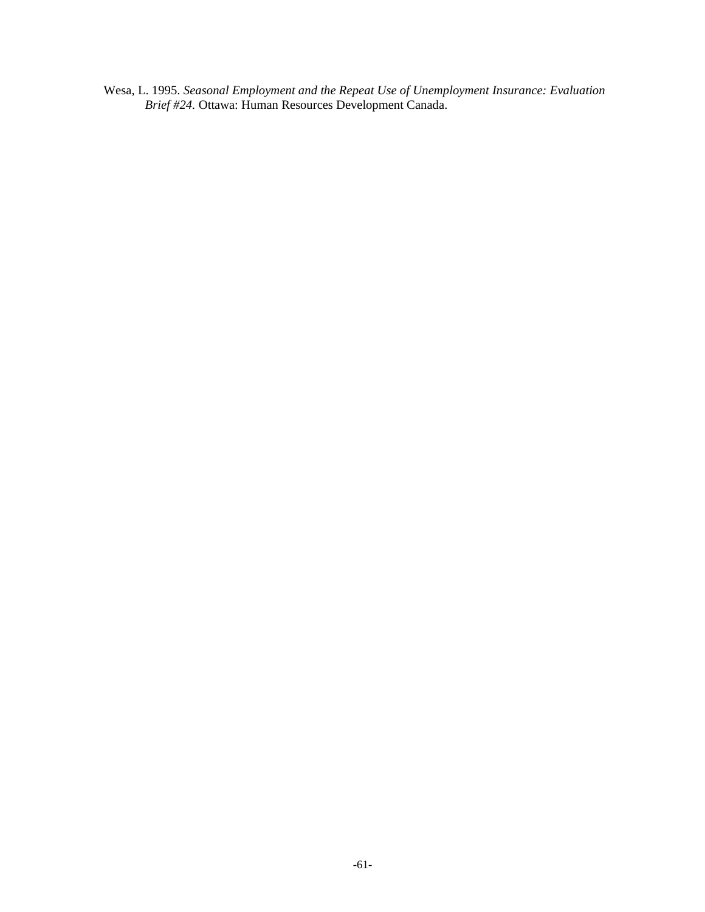Wesa, L. 1995. *Seasonal Employment and the Repeat Use of Unemployment Insurance: Evaluation Brief #24.* Ottawa: Human Resources Development Canada.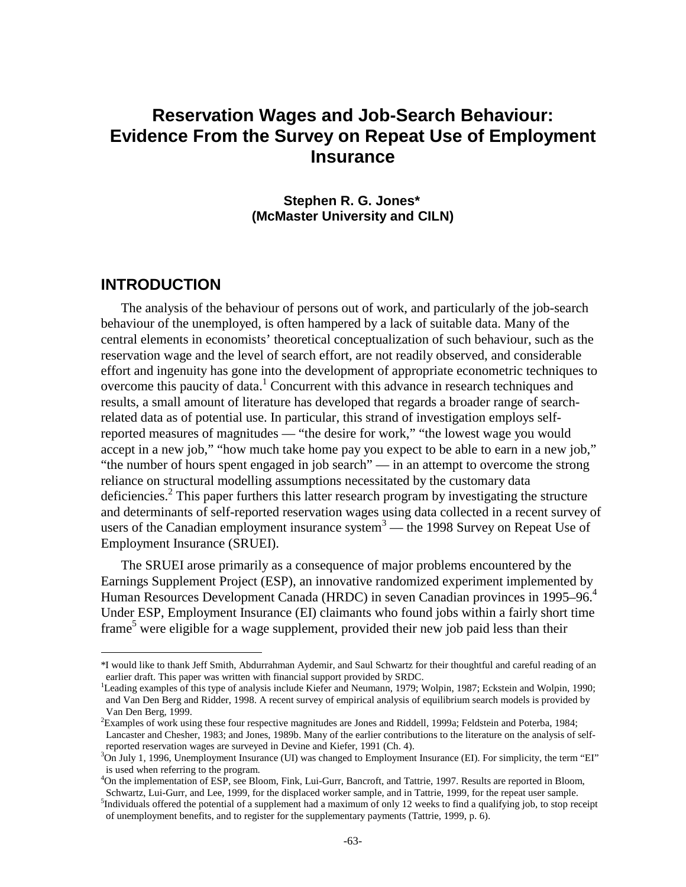# Reservation Wages and Job-Search Behaviour: Evidence From the Survey on Repeat Use of Employment Insurance

**Stephen R. G. Jones\***
**(McMaster University and CILN)**

## INTRODUCTION

The analysis of the behaviour of persons out of work, and particularly of the job-search behaviour of the unemployed, is often hampered by a lack of suitable data. Many of the central elements in economists' theoretical conceptualization of such behaviour, such as the reservation wage and the level of search effort, are not readily observed, and considerable effort and ingenuity has gone into the development of appropriate econometric techniques to overcome this paucity of data.[1] Concurrent with this advance in research techniques and results, a small amount of literature has developed that regards a broader range of search-related data as of potential use. In particular, this strand of investigation employs self-reported measures of magnitudes — "the desire for work," "the lowest wage you would accept in a new job," "how much take home pay you expect to be able to earn in a new job," "the number of hours spent engaged in job search" — in an attempt to overcome the strong reliance on structural modelling assumptions necessitated by the customary data deficiencies.[2] This paper furthers this latter research program by investigating the structure and determinants of self-reported reservation wages using data collected in a recent survey of users of the Canadian employment insurance system[3] — the 1998 Survey on Repeat Use of Employment Insurance (SRUEI).

The SRUEI arose primarily as a consequence of major problems encountered by the Earnings Supplement Project (ESP), an innovative randomized experiment implemented by Human Resources Development Canada (HRDC) in seven Canadian provinces in 1995–96.[4] Under ESP, Employment Insurance (EI) claimants who found jobs within a fairly short time frame[5] were eligible for a wage supplement, provided their new job paid less than their

---

\*I would like to thank Jeff Smith, Abdurrahman Aydemir, and Saul Schwartz for their thoughtful and careful reading of an earlier draft. This paper was written with financial support provided by SRDC.

[1]Leading examples of this type of analysis include Kiefer and Neumann, 1979; Wolpin, 1987; Eckstein and Wolpin, 1990; and Van Den Berg and Ridder, 1998. A recent survey of empirical analysis of equilibrium search models is provided by Van Den Berg, 1999.

[2]Examples of work using these four respective magnitudes are Jones and Riddell, 1999a; Feldstein and Poterba, 1984; Lancaster and Chesher, 1983; and Jones, 1989b. Many of the earlier contributions to the literature on the analysis of self-reported reservation wages are surveyed in Devine and Kiefer, 1991 (Ch. 4).

[3]On July 1, 1996, Unemployment Insurance (UI) was changed to Employment Insurance (EI). For simplicity, the term "EI" is used when referring to the program.

[4]On the implementation of ESP, see Bloom, Fink, Lui-Gurr, Bancroft, and Tattrie, 1997. Results are reported in Bloom, Schwartz, Lui-Gurr, and Lee, 1999, for the displaced worker sample, and in Tattrie, 1999, for the repeat user sample.

[5]Individuals offered the potential of a supplement had a maximum of only 12 weeks to find a qualifying job, to stop receipt of unemployment benefits, and to register for the supplementary payments (Tattrie, 1999, p. 6).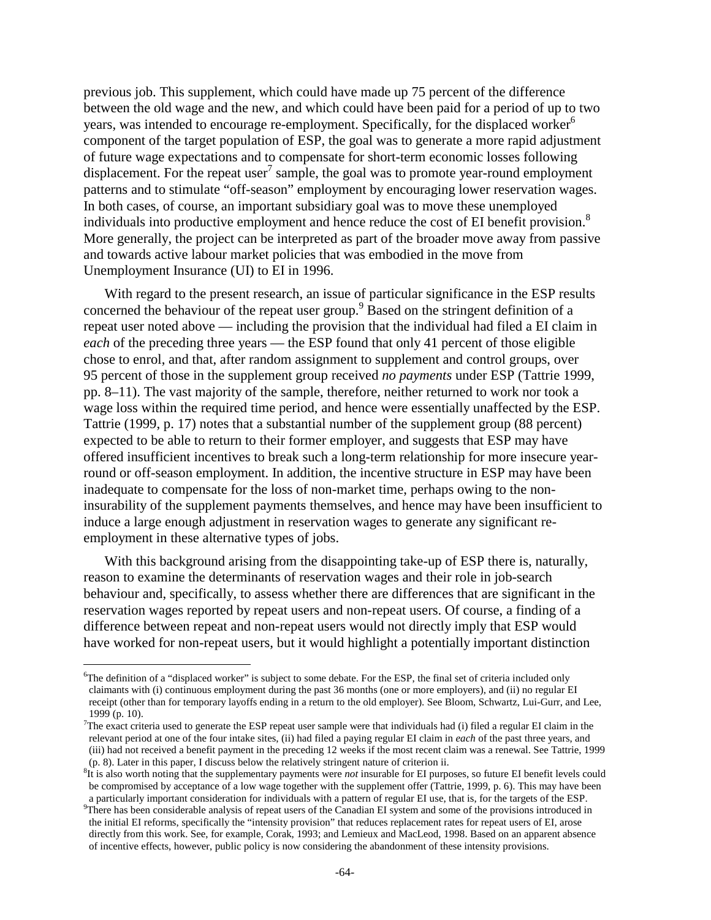previous job. This supplement, which could have made up 75 percent of the difference between the old wage and the new, and which could have been paid for a period of up to two years, was intended to encourage re-employment. Specifically, for the displaced worker[6] component of the target population of ESP, the goal was to generate a more rapid adjustment of future wage expectations and to compensate for short-term economic losses following displacement. For the repeat user[7] sample, the goal was to promote year-round employment patterns and to stimulate "off-season" employment by encouraging lower reservation wages. In both cases, of course, an important subsidiary goal was to move these unemployed individuals into productive employment and hence reduce the cost of EI benefit provision.[8] More generally, the project can be interpreted as part of the broader move away from passive and towards active labour market policies that was embodied in the move from Unemployment Insurance (UI) to EI in 1996.

With regard to the present research, an issue of particular significance in the ESP results concerned the behaviour of the repeat user group.[9] Based on the stringent definition of a repeat user noted above — including the provision that the individual had filed a EI claim in *each* of the preceding three years — the ESP found that only 41 percent of those eligible chose to enrol, and that, after random assignment to supplement and control groups, over 95 percent of those in the supplement group received *no payments* under ESP (Tattrie 1999, pp. 8–11). The vast majority of the sample, therefore, neither returned to work nor took a wage loss within the required time period, and hence were essentially unaffected by the ESP. Tattrie (1999, p. 17) notes that a substantial number of the supplement group (88 percent) expected to be able to return to their former employer, and suggests that ESP may have offered insufficient incentives to break such a long-term relationship for more insecure year-round or off-season employment. In addition, the incentive structure in ESP may have been inadequate to compensate for the loss of non-market time, perhaps owing to the non-insurability of the supplement payments themselves, and hence may have been insufficient to induce a large enough adjustment in reservation wages to generate any significant re-employment in these alternative types of jobs.

With this background arising from the disappointing take-up of ESP there is, naturally, reason to examine the determinants of reservation wages and their role in job-search behaviour and, specifically, to assess whether there are differences that are significant in the reservation wages reported by repeat users and non-repeat users. Of course, a finding of a difference between repeat and non-repeat users would not directly imply that ESP would have worked for non-repeat users, but it would highlight a potentially important distinction

---

[6] The definition of a "displaced worker" is subject to some debate. For the ESP, the final set of criteria included only claimants with (i) continuous employment during the past 36 months (one or more employers), and (ii) no regular EI receipt (other than for temporary layoffs ending in a return to the old employer). See Bloom, Schwartz, Lui-Gurr, and Lee, 1999 (p. 10).

[7] The exact criteria used to generate the ESP repeat user sample were that individuals had (i) filed a regular EI claim in the relevant period at one of the four intake sites, (ii) had filed a paying regular EI claim in *each* of the past three years, and (iii) had not received a benefit payment in the preceding 12 weeks if the most recent claim was a renewal. See Tattrie, 1999 (p. 8). Later in this paper, I discuss below the relatively stringent nature of criterion ii.

[8] It is also worth noting that the supplementary payments were *not* insurable for EI purposes, so future EI benefit levels could be compromised by acceptance of a low wage together with the supplement offer (Tattrie, 1999, p. 6). This may have been a particularly important consideration for individuals with a pattern of regular EI use, that is, for the targets of the ESP.

[9] There has been considerable analysis of repeat users of the Canadian EI system and some of the provisions introduced in the initial EI reforms, specifically the "intensity provision" that reduces replacement rates for repeat users of EI, arose directly from this work. See, for example, Corak, 1993; and Lemieux and MacLeod, 1998. Based on an apparent absence of incentive effects, however, public policy is now considering the abandonment of these intensity provisions.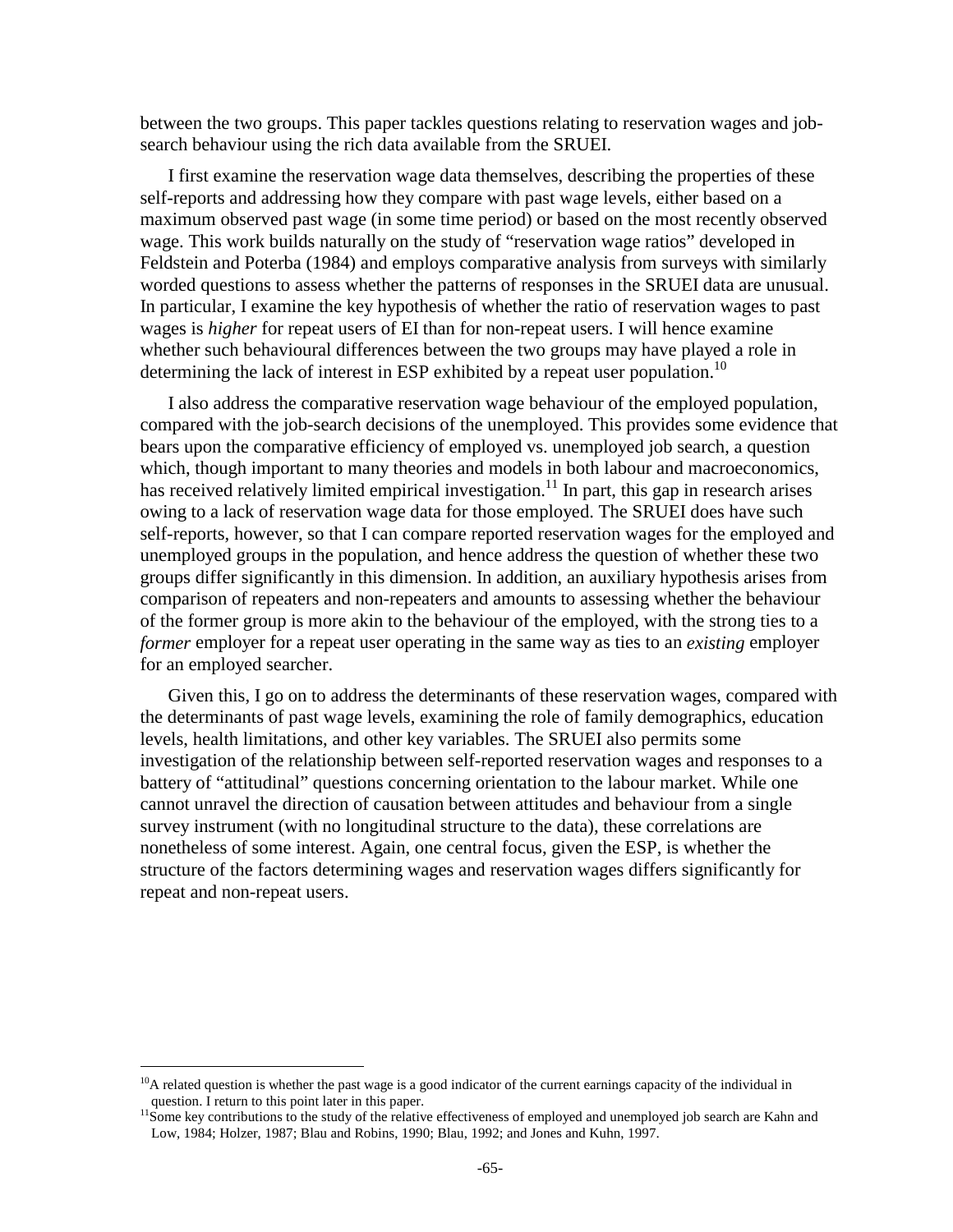between the two groups. This paper tackles questions relating to reservation wages and job-search behaviour using the rich data available from the SRUEI.

I first examine the reservation wage data themselves, describing the properties of these self-reports and addressing how they compare with past wage levels, either based on a maximum observed past wage (in some time period) or based on the most recently observed wage. This work builds naturally on the study of "reservation wage ratios" developed in Feldstein and Poterba (1984) and employs comparative analysis from surveys with similarly worded questions to assess whether the patterns of responses in the SRUEI data are unusual. In particular, I examine the key hypothesis of whether the ratio of reservation wages to past wages is *higher* for repeat users of EI than for non-repeat users. I will hence examine whether such behavioural differences between the two groups may have played a role in determining the lack of interest in ESP exhibited by a repeat user population.[10]

I also address the comparative reservation wage behaviour of the employed population, compared with the job-search decisions of the unemployed. This provides some evidence that bears upon the comparative efficiency of employed vs. unemployed job search, a question which, though important to many theories and models in both labour and macroeconomics, has received relatively limited empirical investigation.[11] In part, this gap in research arises owing to a lack of reservation wage data for those employed. The SRUEI does have such self-reports, however, so that I can compare reported reservation wages for the employed and unemployed groups in the population, and hence address the question of whether these two groups differ significantly in this dimension. In addition, an auxiliary hypothesis arises from comparison of repeaters and non-repeaters and amounts to assessing whether the behaviour of the former group is more akin to the behaviour of the employed, with the strong ties to a *former* employer for a repeat user operating in the same way as ties to an *existing* employer for an employed searcher.

Given this, I go on to address the determinants of these reservation wages, compared with the determinants of past wage levels, examining the role of family demographics, education levels, health limitations, and other key variables. The SRUEI also permits some investigation of the relationship between self-reported reservation wages and responses to a battery of "attitudinal" questions concerning orientation to the labour market. While one cannot unravel the direction of causation between attitudes and behaviour from a single survey instrument (with no longitudinal structure to the data), these correlations are nonetheless of some interest. Again, one central focus, given the ESP, is whether the structure of the factors determining wages and reservation wages differs significantly for repeat and non-repeat users.

---

[10] A related question is whether the past wage is a good indicator of the current earnings capacity of the individual in question. I return to this point later in this paper.

[11] Some key contributions to the study of the relative effectiveness of employed and unemployed job search are Kahn and Low, 1984; Holzer, 1987; Blau and Robins, 1990; Blau, 1992; and Jones and Kuhn, 1997.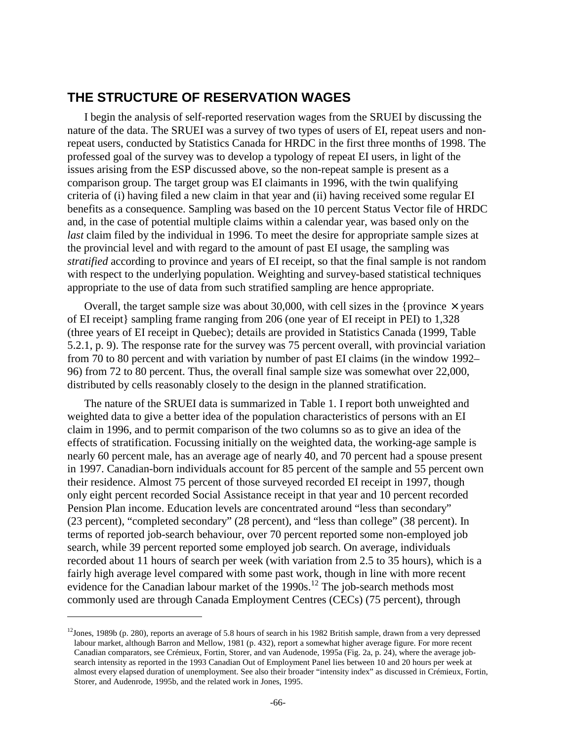## THE STRUCTURE OF RESERVATION WAGES

I begin the analysis of self-reported reservation wages from the SRUEI by discussing the nature of the data. The SRUEI was a survey of two types of users of EI, repeat users and non-repeat users, conducted by Statistics Canada for HRDC in the first three months of 1998. The professed goal of the survey was to develop a typology of repeat EI users, in light of the issues arising from the ESP discussed above, so the non-repeat sample is present as a comparison group. The target group was EI claimants in 1996, with the twin qualifying criteria of (i) having filed a new claim in that year and (ii) having received some regular EI benefits as a consequence. Sampling was based on the 10 percent Status Vector file of HRDC and, in the case of potential multiple claims within a calendar year, was based only on the *last* claim filed by the individual in 1996. To meet the desire for appropriate sample sizes at the provincial level and with regard to the amount of past EI usage, the sampling was *stratified* according to province and years of EI receipt, so that the final sample is not random with respect to the underlying population. Weighting and survey-based statistical techniques appropriate to the use of data from such stratified sampling are hence appropriate.

Overall, the target sample size was about 30,000, with cell sizes in the {province × years of EI receipt} sampling frame ranging from 206 (one year of EI receipt in PEI) to 1,328 (three years of EI receipt in Quebec); details are provided in Statistics Canada (1999, Table 5.2.1, p. 9). The response rate for the survey was 75 percent overall, with provincial variation from 70 to 80 percent and with variation by number of past EI claims (in the window 1992–96) from 72 to 80 percent. Thus, the overall final sample size was somewhat over 22,000, distributed by cells reasonably closely to the design in the planned stratification.

The nature of the SRUEI data is summarized in Table 1. I report both unweighted and weighted data to give a better idea of the population characteristics of persons with an EI claim in 1996, and to permit comparison of the two columns so as to give an idea of the effects of stratification. Focussing initially on the weighted data, the working-age sample is nearly 60 percent male, has an average age of nearly 40, and 70 percent had a spouse present in 1997. Canadian-born individuals account for 85 percent of the sample and 55 percent own their residence. Almost 75 percent of those surveyed recorded EI receipt in 1997, though only eight percent recorded Social Assistance receipt in that year and 10 percent recorded Pension Plan income. Education levels are concentrated around "less than secondary" (23 percent), "completed secondary" (28 percent), and "less than college" (38 percent). In terms of reported job-search behaviour, over 70 percent reported some non-employed job search, while 39 percent reported some employed job search. On average, individuals recorded about 11 hours of search per week (with variation from 2.5 to 35 hours), which is a fairly high average level compared with some past work, though in line with more recent evidence for the Canadian labour market of the 1990s.[12] The job-search methods most commonly used are through Canada Employment Centres (CECs) (75 percent), through

[12]Jones, 1989b (p. 280), reports an average of 5.8 hours of search in his 1982 British sample, drawn from a very depressed labour market, although Barron and Mellow, 1981 (p. 432), report a somewhat higher average figure. For more recent Canadian comparators, see Crémieux, Fortin, Storer, and van Audenode, 1995a (Fig. 2a, p. 24), where the average job-search intensity as reported in the 1993 Canadian Out of Employment Panel lies between 10 and 20 hours per week at almost every elapsed duration of unemployment. See also their broader "intensity index" as discussed in Crémieux, Fortin, Storer, and Audenrode, 1995b, and the related work in Jones, 1995.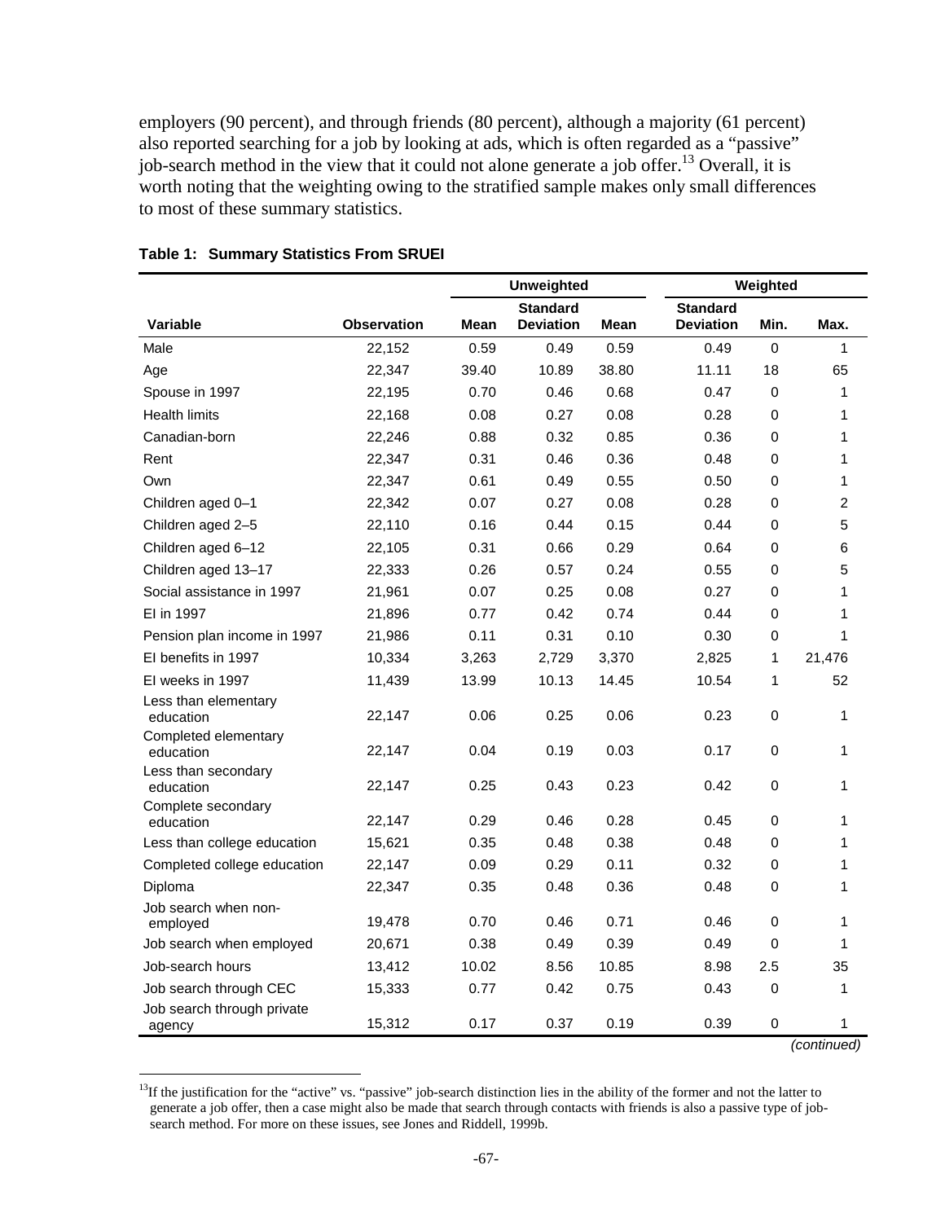employers (90 percent), and through friends (80 percent), although a majority (61 percent) also reported searching for a job by looking at ads, which is often regarded as a "passive" job-search method in the view that it could not alone generate a job offer.[13] Overall, it is worth noting that the weighting owing to the stratified sample makes only small differences to most of these summary statistics.

**Table 1: Summary Statistics From SRUEI**

| | | Unweighted | | Weighted | | | |
|---|---|---|---|---|---|---|---|
| **Variable** | **Observation** | **Mean** | **Standard Deviation** | **Mean** | **Standard Deviation** | **Min.** | **Max.** |
| Male | 22,152 | 0.59 | 0.49 | 0.59 | 0.49 | 0 | 1 |
| Age | 22,347 | 39.40 | 10.89 | 38.80 | 11.11 | 18 | 65 |
| Spouse in 1997 | 22,195 | 0.70 | 0.46 | 0.68 | 0.47 | 0 | 1 |
| Health limits | 22,168 | 0.08 | 0.27 | 0.08 | 0.28 | 0 | 1 |
| Canadian-born | 22,246 | 0.88 | 0.32 | 0.85 | 0.36 | 0 | 1 |
| Rent | 22,347 | 0.31 | 0.46 | 0.36 | 0.48 | 0 | 1 |
| Own | 22,347 | 0.61 | 0.49 | 0.55 | 0.50 | 0 | 1 |
| Children aged 0–1 | 22,342 | 0.07 | 0.27 | 0.08 | 0.28 | 0 | 2 |
| Children aged 2–5 | 22,110 | 0.16 | 0.44 | 0.15 | 0.44 | 0 | 5 |
| Children aged 6–12 | 22,105 | 0.31 | 0.66 | 0.29 | 0.64 | 0 | 6 |
| Children aged 13–17 | 22,333 | 0.26 | 0.57 | 0.24 | 0.55 | 0 | 5 |
| Social assistance in 1997 | 21,961 | 0.07 | 0.25 | 0.08 | 0.27 | 0 | 1 |
| EI in 1997 | 21,896 | 0.77 | 0.42 | 0.74 | 0.44 | 0 | 1 |
| Pension plan income in 1997 | 21,986 | 0.11 | 0.31 | 0.10 | 0.30 | 0 | 1 |
| EI benefits in 1997 | 10,334 | 3,263 | 2,729 | 3,370 | 2,825 | 1 | 21,476 |
| EI weeks in 1997 | 11,439 | 13.99 | 10.13 | 14.45 | 10.54 | 1 | 52 |
| Less than elementary education | 22,147 | 0.06 | 0.25 | 0.06 | 0.23 | 0 | 1 |
| Completed elementary education | 22,147 | 0.04 | 0.19 | 0.03 | 0.17 | 0 | 1 |
| Less than secondary education | 22,147 | 0.25 | 0.43 | 0.23 | 0.42 | 0 | 1 |
| Complete secondary education | 22,147 | 0.29 | 0.46 | 0.28 | 0.45 | 0 | 1 |
| Less than college education | 15,621 | 0.35 | 0.48 | 0.38 | 0.48 | 0 | 1 |
| Completed college education | 22,147 | 0.09 | 0.29 | 0.11 | 0.32 | 0 | 1 |
| Diploma | 22,347 | 0.35 | 0.48 | 0.36 | 0.48 | 0 | 1 |
| Job search when non-employed | 19,478 | 0.70 | 0.46 | 0.71 | 0.46 | 0 | 1 |
| Job search when employed | 20,671 | 0.38 | 0.49 | 0.39 | 0.49 | 0 | 1 |
| Job-search hours | 13,412 | 10.02 | 8.56 | 10.85 | 8.98 | 2.5 | 35 |
| Job search through CEC | 15,333 | 0.77 | 0.42 | 0.75 | 0.43 | 0 | 1 |
| Job search through private agency | 15,312 | 0.17 | 0.37 | 0.19 | 0.39 | 0 | 1 |

*(continued)*

[13] If the justification for the "active" vs. "passive" job-search distinction lies in the ability of the former and not the latter to generate a job offer, then a case might also be made that search through contacts with friends is also a passive type of job-search method. For more on these issues, see Jones and Riddell, 1999b.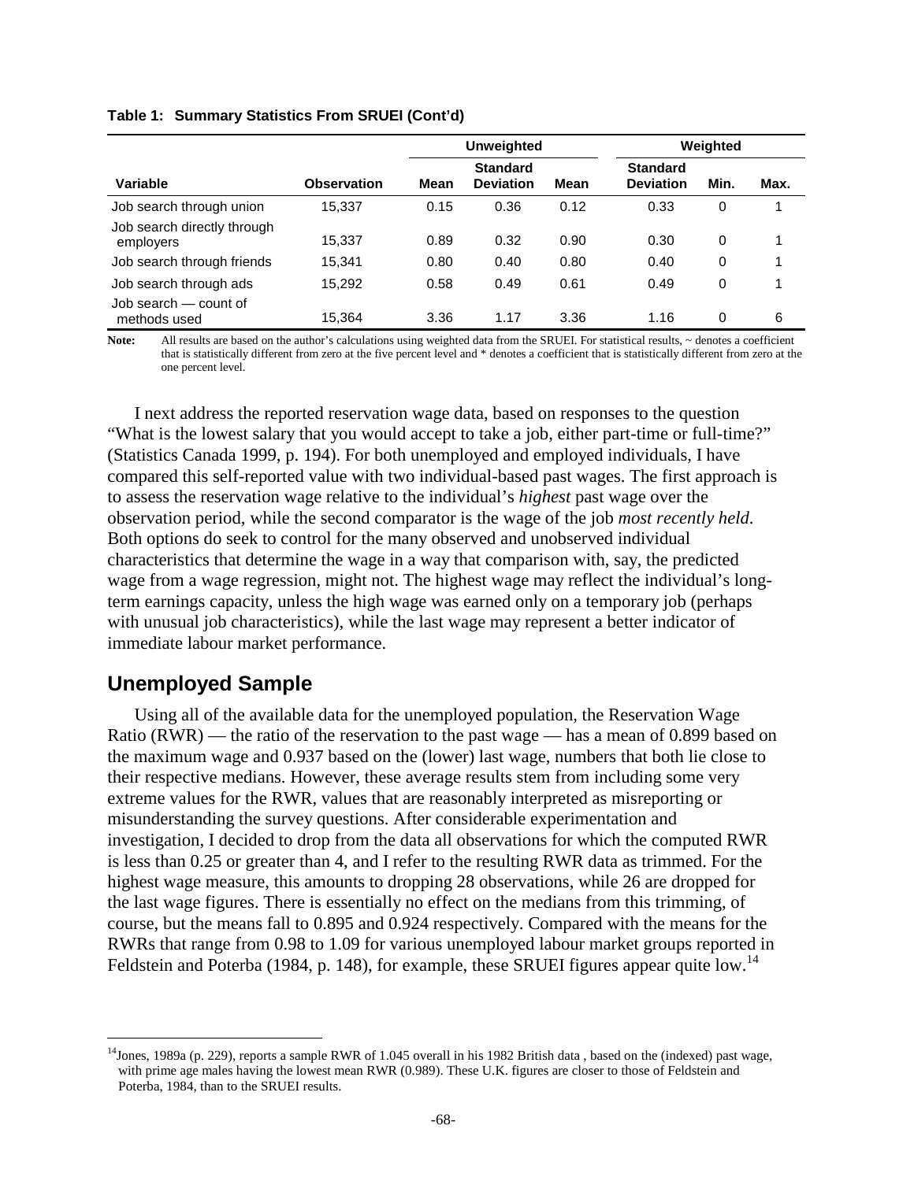**Table 1: Summary Statistics From SRUEI (Cont'd)**

| | | Unweighted | | Weighted | | | |
|---|---|---|---|---|---|---|---|
| Variable | Observation | Mean | Standard Deviation | Mean | Standard Deviation | Min. | Max. |
| Job search through union | 15,337 | 0.15 | 0.36 | 0.12 | 0.33 | 0 | 1 |
| Job search directly through employers | 15,337 | 0.89 | 0.32 | 0.90 | 0.30 | 0 | 1 |
| Job search through friends | 15,341 | 0.80 | 0.40 | 0.80 | 0.40 | 0 | 1 |
| Job search through ads | 15,292 | 0.58 | 0.49 | 0.61 | 0.49 | 0 | 1 |
| Job search — count of methods used | 15,364 | 3.36 | 1.17 | 3.36 | 1.16 | 0 | 6 |

**Note:** All results are based on the author's calculations using weighted data from the SRUEI. For statistical results, ~ denotes a coefficient that is statistically different from zero at the five percent level and * denotes a coefficient that is statistically different from zero at the one percent level.

I next address the reported reservation wage data, based on responses to the question "What is the lowest salary that you would accept to take a job, either part-time or full-time?" (Statistics Canada 1999, p. 194). For both unemployed and employed individuals, I have compared this self-reported value with two individual-based past wages. The first approach is to assess the reservation wage relative to the individual's *highest* past wage over the observation period, while the second comparator is the wage of the job *most recently held*. Both options do seek to control for the many observed and unobserved individual characteristics that determine the wage in a way that comparison with, say, the predicted wage from a wage regression, might not. The highest wage may reflect the individual's long-term earnings capacity, unless the high wage was earned only on a temporary job (perhaps with unusual job characteristics), while the last wage may represent a better indicator of immediate labour market performance.

## Unemployed Sample

Using all of the available data for the unemployed population, the Reservation Wage Ratio (RWR) — the ratio of the reservation to the past wage — has a mean of 0.899 based on the maximum wage and 0.937 based on the (lower) last wage, numbers that both lie close to their respective medians. However, these average results stem from including some very extreme values for the RWR, values that are reasonably interpreted as misreporting or misunderstanding the survey questions. After considerable experimentation and investigation, I decided to drop from the data all observations for which the computed RWR is less than 0.25 or greater than 4, and I refer to the resulting RWR data as trimmed. For the highest wage measure, this amounts to dropping 28 observations, while 26 are dropped for the last wage figures. There is essentially no effect on the medians from this trimming, of course, but the means fall to 0.895 and 0.924 respectively. Compared with the means for the RWRs that range from 0.98 to 1.09 for various unemployed labour market groups reported in Feldstein and Poterba (1984, p. 148), for example, these SRUEI figures appear quite low.[14]

[14] Jones, 1989a (p. 229), reports a sample RWR of 1.045 overall in his 1982 British data , based on the (indexed) past wage, with prime age males having the lowest mean RWR (0.989). These U.K. figures are closer to those of Feldstein and Poterba, 1984, than to the SRUEI results.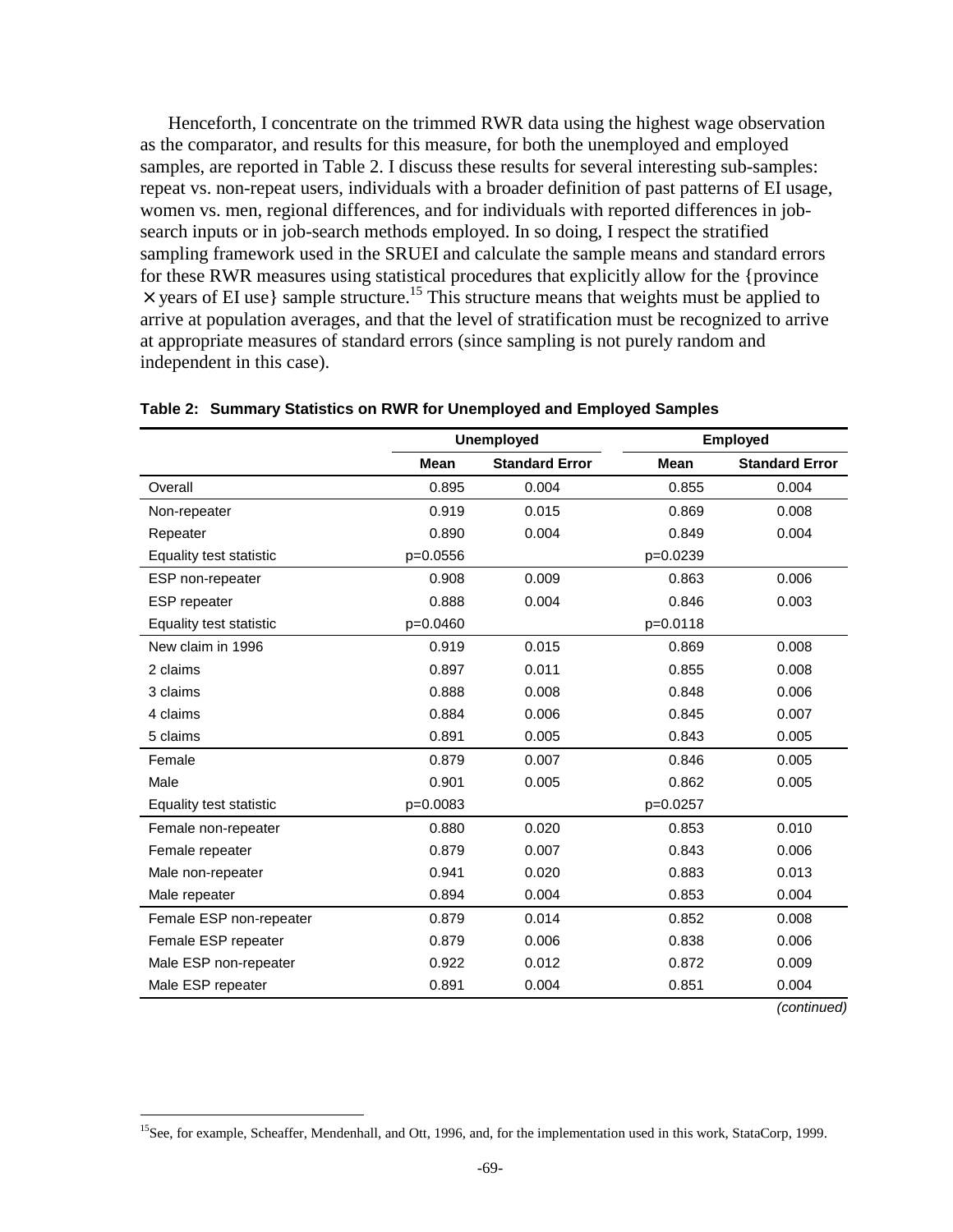Henceforth, I concentrate on the trimmed RWR data using the highest wage observation as the comparator, and results for this measure, for both the unemployed and employed samples, are reported in Table 2. I discuss these results for several interesting sub-samples: repeat vs. non-repeat users, individuals with a broader definition of past patterns of EI usage, women vs. men, regional differences, and for individuals with reported differences in job-search inputs or in job-search methods employed. In so doing, I respect the stratified sampling framework used in the SRUEI and calculate the sample means and standard errors for these RWR measures using statistical procedures that explicitly allow for the {province × years of EI use} sample structure.[15] This structure means that weights must be applied to arrive at population averages, and that the level of stratification must be recognized to arrive at appropriate measures of standard errors (since sampling is not purely random and independent in this case).

**Table 2: Summary Statistics on RWR for Unemployed and Employed Samples**

| | Unemployed | | Employed | |
|---|---|---|---|---|
| | **Mean** | **Standard Error** | **Mean** | **Standard Error** |
| Overall | 0.895 | 0.004 | 0.855 | 0.004 |
| Non-repeater | 0.919 | 0.015 | 0.869 | 0.008 |
| Repeater | 0.890 | 0.004 | 0.849 | 0.004 |
| Equality test statistic | p=0.0556 | | p=0.0239 | |
| ESP non-repeater | 0.908 | 0.009 | 0.863 | 0.006 |
| ESP repeater | 0.888 | 0.004 | 0.846 | 0.003 |
| Equality test statistic | p=0.0460 | | p=0.0118 | |
| New claim in 1996 | 0.919 | 0.015 | 0.869 | 0.008 |
| 2 claims | 0.897 | 0.011 | 0.855 | 0.008 |
| 3 claims | 0.888 | 0.008 | 0.848 | 0.006 |
| 4 claims | 0.884 | 0.006 | 0.845 | 0.007 |
| 5 claims | 0.891 | 0.005 | 0.843 | 0.005 |
| Female | 0.879 | 0.007 | 0.846 | 0.005 |
| Male | 0.901 | 0.005 | 0.862 | 0.005 |
| Equality test statistic | p=0.0083 | | p=0.0257 | |
| Female non-repeater | 0.880 | 0.020 | 0.853 | 0.010 |
| Female repeater | 0.879 | 0.007 | 0.843 | 0.006 |
| Male non-repeater | 0.941 | 0.020 | 0.883 | 0.013 |
| Male repeater | 0.894 | 0.004 | 0.853 | 0.004 |
| Female ESP non-repeater | 0.879 | 0.014 | 0.852 | 0.008 |
| Female ESP repeater | 0.879 | 0.006 | 0.838 | 0.006 |
| Male ESP non-repeater | 0.922 | 0.012 | 0.872 | 0.009 |
| Male ESP repeater | 0.891 | 0.004 | 0.851 | 0.004 |

*(continued)*

[15] See, for example, Scheaffer, Mendenhall, and Ott, 1996, and, for the implementation used in this work, StataCorp, 1999.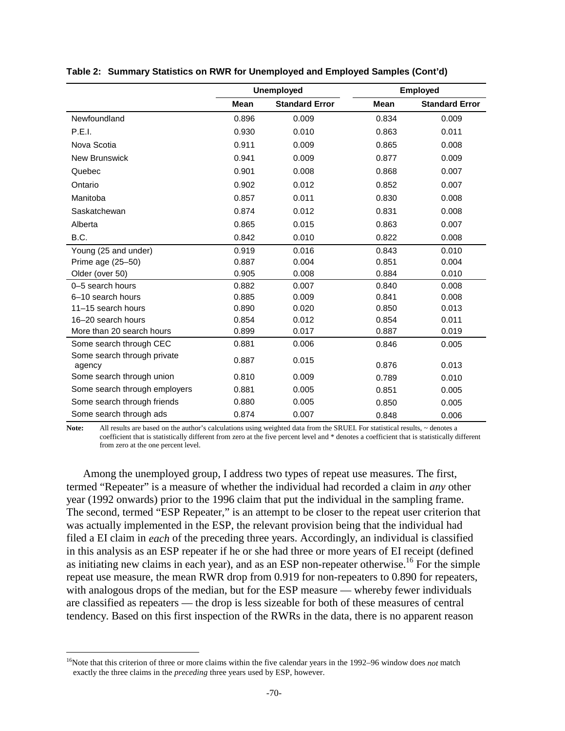**Table 2: Summary Statistics on RWR for Unemployed and Employed Samples (Cont'd)**

| | Unemployed | | Employed | |
|---|---|---|---|---|
| | **Mean** | **Standard Error** | **Mean** | **Standard Error** |
| Newfoundland | 0.896 | 0.009 | 0.834 | 0.009 |
| P.E.I. | 0.930 | 0.010 | 0.863 | 0.011 |
| Nova Scotia | 0.911 | 0.009 | 0.865 | 0.008 |
| New Brunswick | 0.941 | 0.009 | 0.877 | 0.009 |
| Quebec | 0.901 | 0.008 | 0.868 | 0.007 |
| Ontario | 0.902 | 0.012 | 0.852 | 0.007 |
| Manitoba | 0.857 | 0.011 | 0.830 | 0.008 |
| Saskatchewan | 0.874 | 0.012 | 0.831 | 0.008 |
| Alberta | 0.865 | 0.015 | 0.863 | 0.007 |
| B.C. | 0.842 | 0.010 | 0.822 | 0.008 |
| Young (25 and under) | 0.919 | 0.016 | 0.843 | 0.010 |
| Prime age (25–50) | 0.887 | 0.004 | 0.851 | 0.004 |
| Older (over 50) | 0.905 | 0.008 | 0.884 | 0.010 |
| 0–5 search hours | 0.882 | 0.007 | 0.840 | 0.008 |
| 6–10 search hours | 0.885 | 0.009 | 0.841 | 0.008 |
| 11–15 search hours | 0.890 | 0.020 | 0.850 | 0.013 |
| 16–20 search hours | 0.854 | 0.012 | 0.854 | 0.011 |
| More than 20 search hours | 0.899 | 0.017 | 0.887 | 0.019 |
| Some search through CEC | 0.881 | 0.006 | 0.846 | 0.005 |
| Some search through private agency | 0.887 | 0.015 | 0.876 | 0.013 |
| Some search through union | 0.810 | 0.009 | 0.789 | 0.010 |
| Some search through employers | 0.881 | 0.005 | 0.851 | 0.005 |
| Some search through friends | 0.880 | 0.005 | 0.850 | 0.005 |
| Some search through ads | 0.874 | 0.007 | 0.848 | 0.006 |

**Note:** All results are based on the author's calculations using weighted data from the SRUEI. For statistical results, ~ denotes a coefficient that is statistically different from zero at the five percent level and * denotes a coefficient that is statistically different from zero at the one percent level.

Among the unemployed group, I address two types of repeat use measures. The first, termed "Repeater" is a measure of whether the individual had recorded a claim in *any* other year (1992 onwards) prior to the 1996 claim that put the individual in the sampling frame. The second, termed "ESP Repeater," is an attempt to be closer to the repeat user criterion that was actually implemented in the ESP, the relevant provision being that the individual had filed a EI claim in *each* of the preceding three years. Accordingly, an individual is classified in this analysis as an ESP repeater if he or she had three or more years of EI receipt (defined as initiating new claims in each year), and as an ESP non-repeater otherwise.[16] For the simple repeat use measure, the mean RWR drop from 0.919 for non-repeaters to 0.890 for repeaters, with analogous drops of the median, but for the ESP measure — whereby fewer individuals are classified as repeaters — the drop is less sizeable for both of these measures of central tendency. Based on this first inspection of the RWRs in the data, there is no apparent reason

[16]Note that this criterion of three or more claims within the five calendar years in the 1992–96 window does *not* match exactly the three claims in the *preceding* three years used by ESP, however.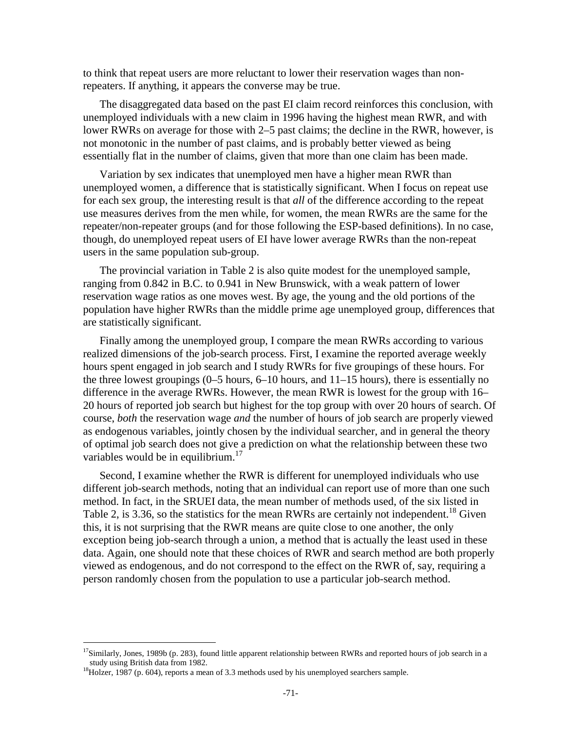to think that repeat users are more reluctant to lower their reservation wages than non-repeaters. If anything, it appears the converse may be true.

The disaggregated data based on the past EI claim record reinforces this conclusion, with unemployed individuals with a new claim in 1996 having the highest mean RWR, and with lower RWRs on average for those with 2–5 past claims; the decline in the RWR, however, is not monotonic in the number of past claims, and is probably better viewed as being essentially flat in the number of claims, given that more than one claim has been made.

Variation by sex indicates that unemployed men have a higher mean RWR than unemployed women, a difference that is statistically significant. When I focus on repeat use for each sex group, the interesting result is that *all* of the difference according to the repeat use measures derives from the men while, for women, the mean RWRs are the same for the repeater/non-repeater groups (and for those following the ESP-based definitions). In no case, though, do unemployed repeat users of EI have lower average RWRs than the non-repeat users in the same population sub-group.

The provincial variation in Table 2 is also quite modest for the unemployed sample, ranging from 0.842 in B.C. to 0.941 in New Brunswick, with a weak pattern of lower reservation wage ratios as one moves west. By age, the young and the old portions of the population have higher RWRs than the middle prime age unemployed group, differences that are statistically significant.

Finally among the unemployed group, I compare the mean RWRs according to various realized dimensions of the job-search process. First, I examine the reported average weekly hours spent engaged in job search and I study RWRs for five groupings of these hours. For the three lowest groupings (0–5 hours, 6–10 hours, and 11–15 hours), there is essentially no difference in the average RWRs. However, the mean RWR is lowest for the group with 16–20 hours of reported job search but highest for the top group with over 20 hours of search. Of course, *both* the reservation wage *and* the number of hours of job search are properly viewed as endogenous variables, jointly chosen by the individual searcher, and in general the theory of optimal job search does not give a prediction on what the relationship between these two variables would be in equilibrium.[17]

Second, I examine whether the RWR is different for unemployed individuals who use different job-search methods, noting that an individual can report use of more than one such method. In fact, in the SRUEI data, the mean number of methods used, of the six listed in Table 2, is 3.36, so the statistics for the mean RWRs are certainly not independent.[18] Given this, it is not surprising that the RWR means are quite close to one another, the only exception being job-search through a union, a method that is actually the least used in these data. Again, one should note that these choices of RWR and search method are both properly viewed as endogenous, and do not correspond to the effect on the RWR of, say, requiring a person randomly chosen from the population to use a particular job-search method.

---

[17] Similarly, Jones, 1989b (p. 283), found little apparent relationship between RWRs and reported hours of job search in a study using British data from 1982.

[18] Holzer, 1987 (p. 604), reports a mean of 3.3 methods used by his unemployed searchers sample.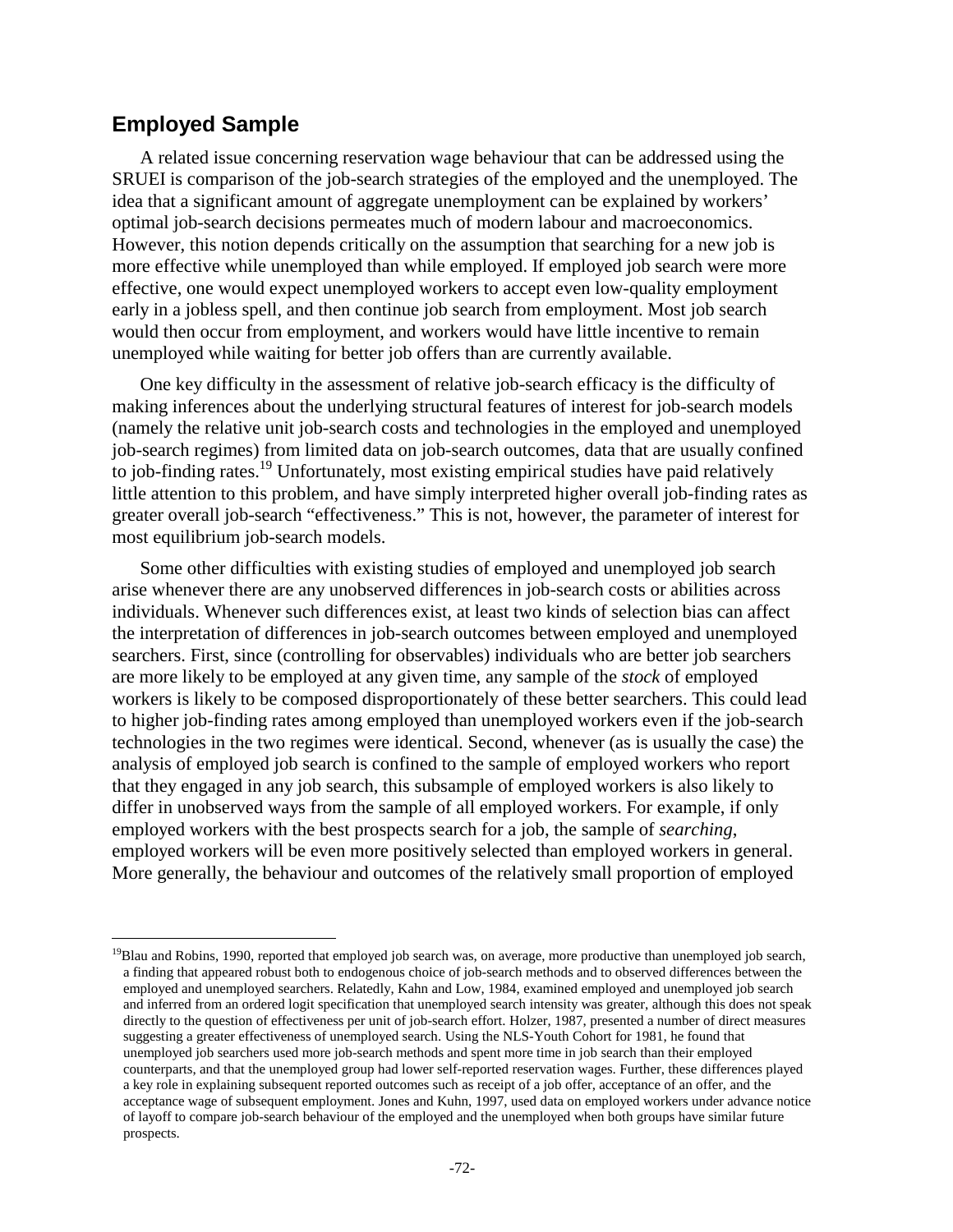## Employed Sample

A related issue concerning reservation wage behaviour that can be addressed using the SRUEI is comparison of the job-search strategies of the employed and the unemployed. The idea that a significant amount of aggregate unemployment can be explained by workers' optimal job-search decisions permeates much of modern labour and macroeconomics. However, this notion depends critically on the assumption that searching for a new job is more effective while unemployed than while employed. If employed job search were more effective, one would expect unemployed workers to accept even low-quality employment early in a jobless spell, and then continue job search from employment. Most job search would then occur from employment, and workers would have little incentive to remain unemployed while waiting for better job offers than are currently available.

One key difficulty in the assessment of relative job-search efficacy is the difficulty of making inferences about the underlying structural features of interest for job-search models (namely the relative unit job-search costs and technologies in the employed and unemployed job-search regimes) from limited data on job-search outcomes, data that are usually confined to job-finding rates.[19] Unfortunately, most existing empirical studies have paid relatively little attention to this problem, and have simply interpreted higher overall job-finding rates as greater overall job-search "effectiveness." This is not, however, the parameter of interest for most equilibrium job-search models.

Some other difficulties with existing studies of employed and unemployed job search arise whenever there are any unobserved differences in job-search costs or abilities across individuals. Whenever such differences exist, at least two kinds of selection bias can affect the interpretation of differences in job-search outcomes between employed and unemployed searchers. First, since (controlling for observables) individuals who are better job searchers are more likely to be employed at any given time, any sample of the *stock* of employed workers is likely to be composed disproportionately of these better searchers. This could lead to higher job-finding rates among employed than unemployed workers even if the job-search technologies in the two regimes were identical. Second, whenever (as is usually the case) the analysis of employed job search is confined to the sample of employed workers who report that they engaged in any job search, this subsample of employed workers is also likely to differ in unobserved ways from the sample of all employed workers. For example, if only employed workers with the best prospects search for a job, the sample of *searching*, employed workers will be even more positively selected than employed workers in general. More generally, the behaviour and outcomes of the relatively small proportion of employed

---

[19] Blau and Robins, 1990, reported that employed job search was, on average, more productive than unemployed job search, a finding that appeared robust both to endogenous choice of job-search methods and to observed differences between the employed and unemployed searchers. Relatedly, Kahn and Low, 1984, examined employed and unemployed job search and inferred from an ordered logit specification that unemployed search intensity was greater, although this does not speak directly to the question of effectiveness per unit of job-search effort. Holzer, 1987, presented a number of direct measures suggesting a greater effectiveness of unemployed search. Using the NLS-Youth Cohort for 1981, he found that unemployed job searchers used more job-search methods and spent more time in job search than their employed counterparts, and that the unemployed group had lower self-reported reservation wages. Further, these differences played a key role in explaining subsequent reported outcomes such as receipt of a job offer, acceptance of an offer, and the acceptance wage of subsequent employment. Jones and Kuhn, 1997, used data on employed workers under advance notice of layoff to compare job-search behaviour of the employed and the unemployed when both groups have similar future prospects.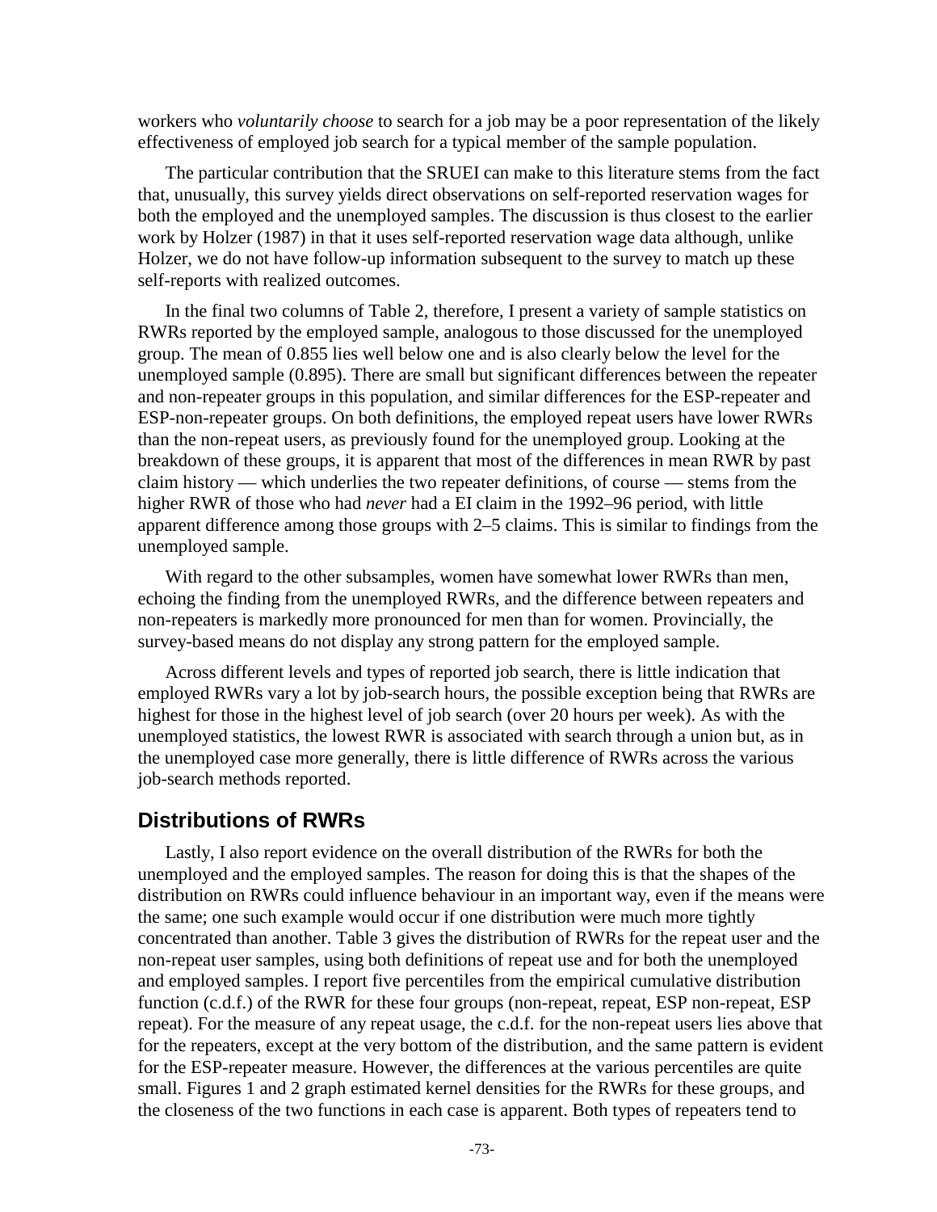workers who *voluntarily choose* to search for a job may be a poor representation of the likely effectiveness of employed job search for a typical member of the sample population.

The particular contribution that the SRUEI can make to this literature stems from the fact that, unusually, this survey yields direct observations on self-reported reservation wages for both the employed and the unemployed samples. The discussion is thus closest to the earlier work by Holzer (1987) in that it uses self-reported reservation wage data although, unlike Holzer, we do not have follow-up information subsequent to the survey to match up these self-reports with realized outcomes.

In the final two columns of Table 2, therefore, I present a variety of sample statistics on RWRs reported by the employed sample, analogous to those discussed for the unemployed group. The mean of 0.855 lies well below one and is also clearly below the level for the unemployed sample (0.895). There are small but significant differences between the repeater and non-repeater groups in this population, and similar differences for the ESP-repeater and ESP-non-repeater groups. On both definitions, the employed repeat users have lower RWRs than the non-repeat users, as previously found for the unemployed group. Looking at the breakdown of these groups, it is apparent that most of the differences in mean RWR by past claim history — which underlies the two repeater definitions, of course — stems from the higher RWR of those who had *never* had a EI claim in the 1992–96 period, with little apparent difference among those groups with 2–5 claims. This is similar to findings from the unemployed sample.

With regard to the other subsamples, women have somewhat lower RWRs than men, echoing the finding from the unemployed RWRs, and the difference between repeaters and non-repeaters is markedly more pronounced for men than for women. Provincially, the survey-based means do not display any strong pattern for the employed sample.

Across different levels and types of reported job search, there is little indication that employed RWRs vary a lot by job-search hours, the possible exception being that RWRs are highest for those in the highest level of job search (over 20 hours per week). As with the unemployed statistics, the lowest RWR is associated with search through a union but, as in the unemployed case more generally, there is little difference of RWRs across the various job-search methods reported.

## Distributions of RWRs

Lastly, I also report evidence on the overall distribution of the RWRs for both the unemployed and the employed samples. The reason for doing this is that the shapes of the distribution on RWRs could influence behaviour in an important way, even if the means were the same; one such example would occur if one distribution were much more tightly concentrated than another. Table 3 gives the distribution of RWRs for the repeat user and the non-repeat user samples, using both definitions of repeat use and for both the unemployed and employed samples. I report five percentiles from the empirical cumulative distribution function (c.d.f.) of the RWR for these four groups (non-repeat, repeat, ESP non-repeat, ESP repeat). For the measure of any repeat usage, the c.d.f. for the non-repeat users lies above that for the repeaters, except at the very bottom of the distribution, and the same pattern is evident for the ESP-repeater measure. However, the differences at the various percentiles are quite small. Figures 1 and 2 graph estimated kernel densities for the RWRs for these groups, and the closeness of the two functions in each case is apparent. Both types of repeaters tend to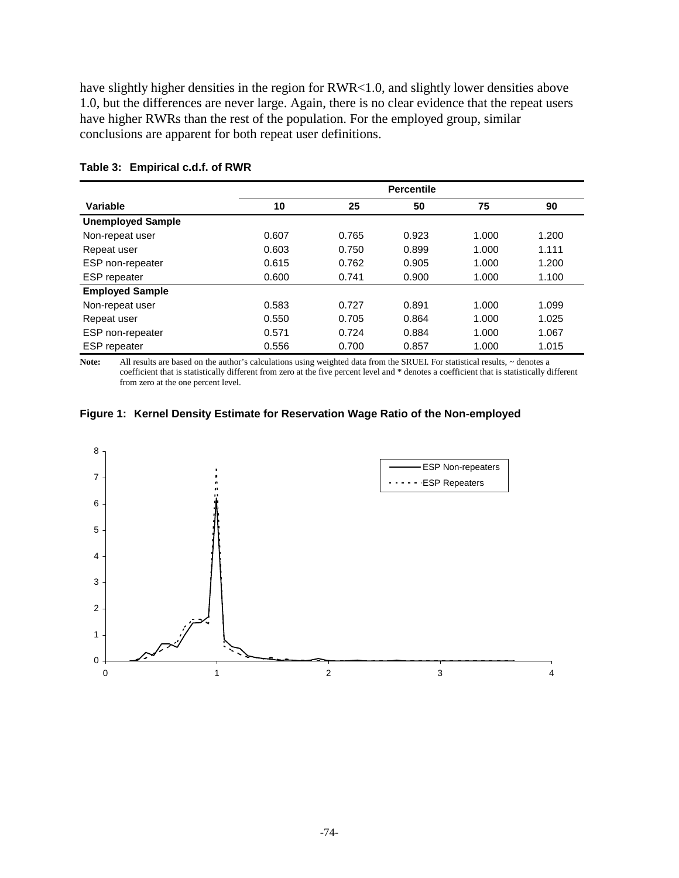have slightly higher densities in the region for RWR<1.0, and slightly lower densities above 1.0, but the differences are never large. Again, there is no clear evidence that the repeat users have higher RWRs than the rest of the population. For the employed group, similar conclusions are apparent for both repeat user definitions.

**Table 3: Empirical c.d.f. of RWR**

| Variable | Percentile | | | | |
|---|---|---|---|---|---|
| | 10 | 25 | 50 | 75 | 90 |
| **Unemployed Sample** | | | | | |
| Non-repeat user | 0.607 | 0.765 | 0.923 | 1.000 | 1.200 |
| Repeat user | 0.603 | 0.750 | 0.899 | 1.000 | 1.111 |
| ESP non-repeater | 0.615 | 0.762 | 0.905 | 1.000 | 1.200 |
| ESP repeater | 0.600 | 0.741 | 0.900 | 1.000 | 1.100 |
| **Employed Sample** | | | | | |
| Non-repeat user | 0.583 | 0.727 | 0.891 | 1.000 | 1.099 |
| Repeat user | 0.550 | 0.705 | 0.864 | 1.000 | 1.025 |
| ESP non-repeater | 0.571 | 0.724 | 0.884 | 1.000 | 1.067 |
| ESP repeater | 0.556 | 0.700 | 0.857 | 1.000 | 1.015 |

**Note:** All results are based on the author's calculations using weighted data from the SRUEI. For statistical results, ~ denotes a coefficient that is statistically different from zero at the five percent level and * denotes a coefficient that is statistically different from zero at the one percent level.

**Figure 1: Kernel Density Estimate for Reservation Wage Ratio of the Non-employed**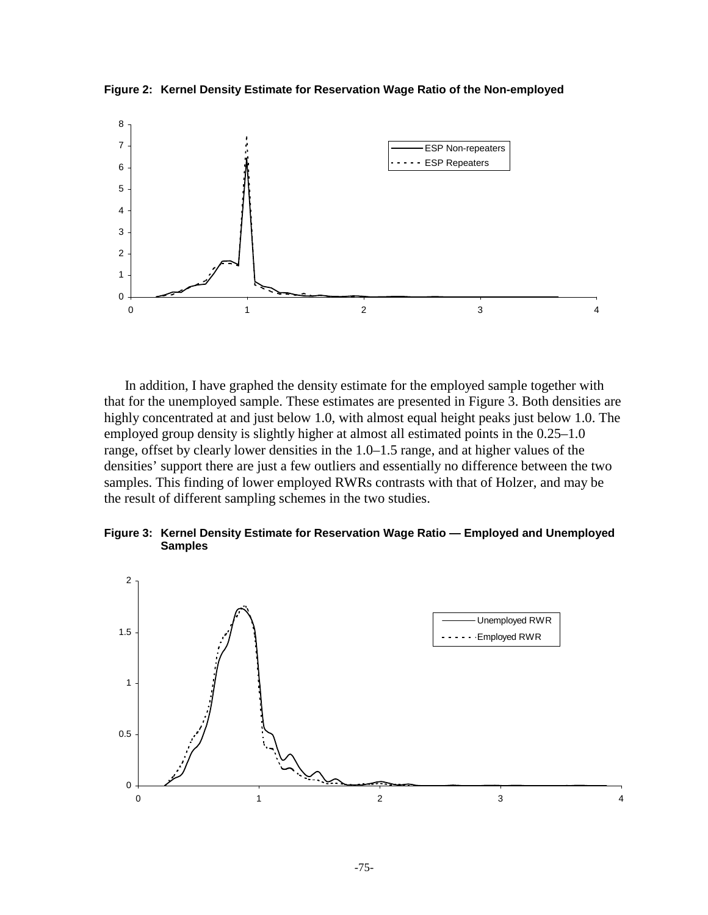**Figure 2: Kernel Density Estimate for Reservation Wage Ratio of the Non-employed**

In addition, I have graphed the density estimate for the employed sample together with that for the unemployed sample. These estimates are presented in Figure 3. Both densities are highly concentrated at and just below 1.0, with almost equal height peaks just below 1.0. The employed group density is slightly higher at almost all estimated points in the 0.25–1.0 range, offset by clearly lower densities in the 1.0–1.5 range, and at higher values of the densities' support there are just a few outliers and essentially no difference between the two samples. This finding of lower employed RWRs contrasts with that of Holzer, and may be the result of different sampling schemes in the two studies.

**Figure 3: Kernel Density Estimate for Reservation Wage Ratio — Employed and Unemployed Samples**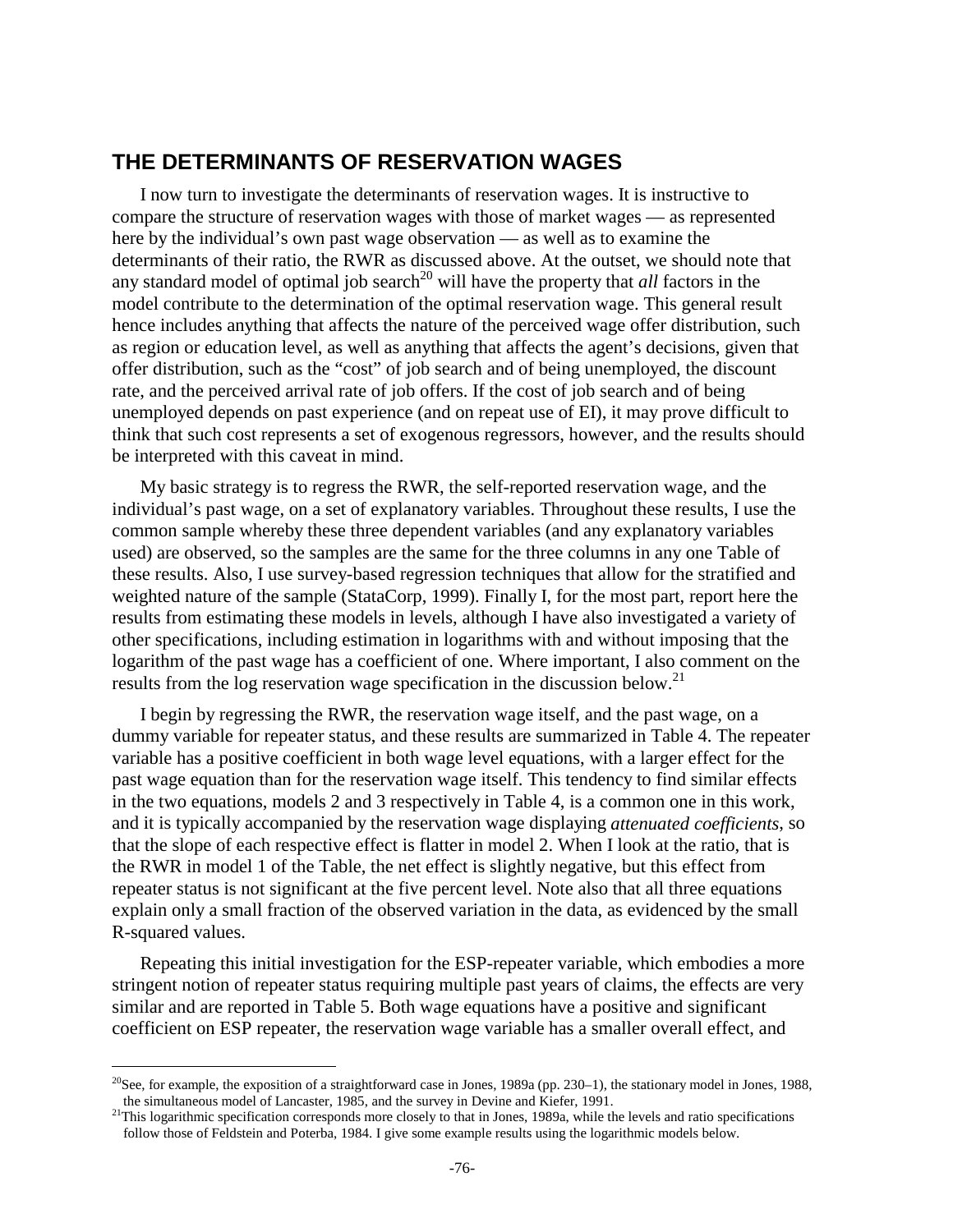## THE DETERMINANTS OF RESERVATION WAGES

I now turn to investigate the determinants of reservation wages. It is instructive to compare the structure of reservation wages with those of market wages — as represented here by the individual's own past wage observation — as well as to examine the determinants of their ratio, the RWR as discussed above. At the outset, we should note that any standard model of optimal job search[20] will have the property that *all* factors in the model contribute to the determination of the optimal reservation wage. This general result hence includes anything that affects the nature of the perceived wage offer distribution, such as region or education level, as well as anything that affects the agent's decisions, given that offer distribution, such as the "cost" of job search and of being unemployed, the discount rate, and the perceived arrival rate of job offers. If the cost of job search and of being unemployed depends on past experience (and on repeat use of EI), it may prove difficult to think that such cost represents a set of exogenous regressors, however, and the results should be interpreted with this caveat in mind.

My basic strategy is to regress the RWR, the self-reported reservation wage, and the individual's past wage, on a set of explanatory variables. Throughout these results, I use the common sample whereby these three dependent variables (and any explanatory variables used) are observed, so the samples are the same for the three columns in any one Table of these results. Also, I use survey-based regression techniques that allow for the stratified and weighted nature of the sample (StataCorp, 1999). Finally I, for the most part, report here the results from estimating these models in levels, although I have also investigated a variety of other specifications, including estimation in logarithms with and without imposing that the logarithm of the past wage has a coefficient of one. Where important, I also comment on the results from the log reservation wage specification in the discussion below.[21]

I begin by regressing the RWR, the reservation wage itself, and the past wage, on a dummy variable for repeater status, and these results are summarized in Table 4. The repeater variable has a positive coefficient in both wage level equations, with a larger effect for the past wage equation than for the reservation wage itself. This tendency to find similar effects in the two equations, models 2 and 3 respectively in Table 4, is a common one in this work, and it is typically accompanied by the reservation wage displaying *attenuated coefficients*, so that the slope of each respective effect is flatter in model 2. When I look at the ratio, that is the RWR in model 1 of the Table, the net effect is slightly negative, but this effect from repeater status is not significant at the five percent level. Note also that all three equations explain only a small fraction of the observed variation in the data, as evidenced by the small R-squared values.

Repeating this initial investigation for the ESP-repeater variable, which embodies a more stringent notion of repeater status requiring multiple past years of claims, the effects are very similar and are reported in Table 5. Both wage equations have a positive and significant coefficient on ESP repeater, the reservation wage variable has a smaller overall effect, and

---

[20] See, for example, the exposition of a straightforward case in Jones, 1989a (pp. 230–1), the stationary model in Jones, 1988, the simultaneous model of Lancaster, 1985, and the survey in Devine and Kiefer, 1991.

[21] This logarithmic specification corresponds more closely to that in Jones, 1989a, while the levels and ratio specifications follow those of Feldstein and Poterba, 1984. I give some example results using the logarithmic models below.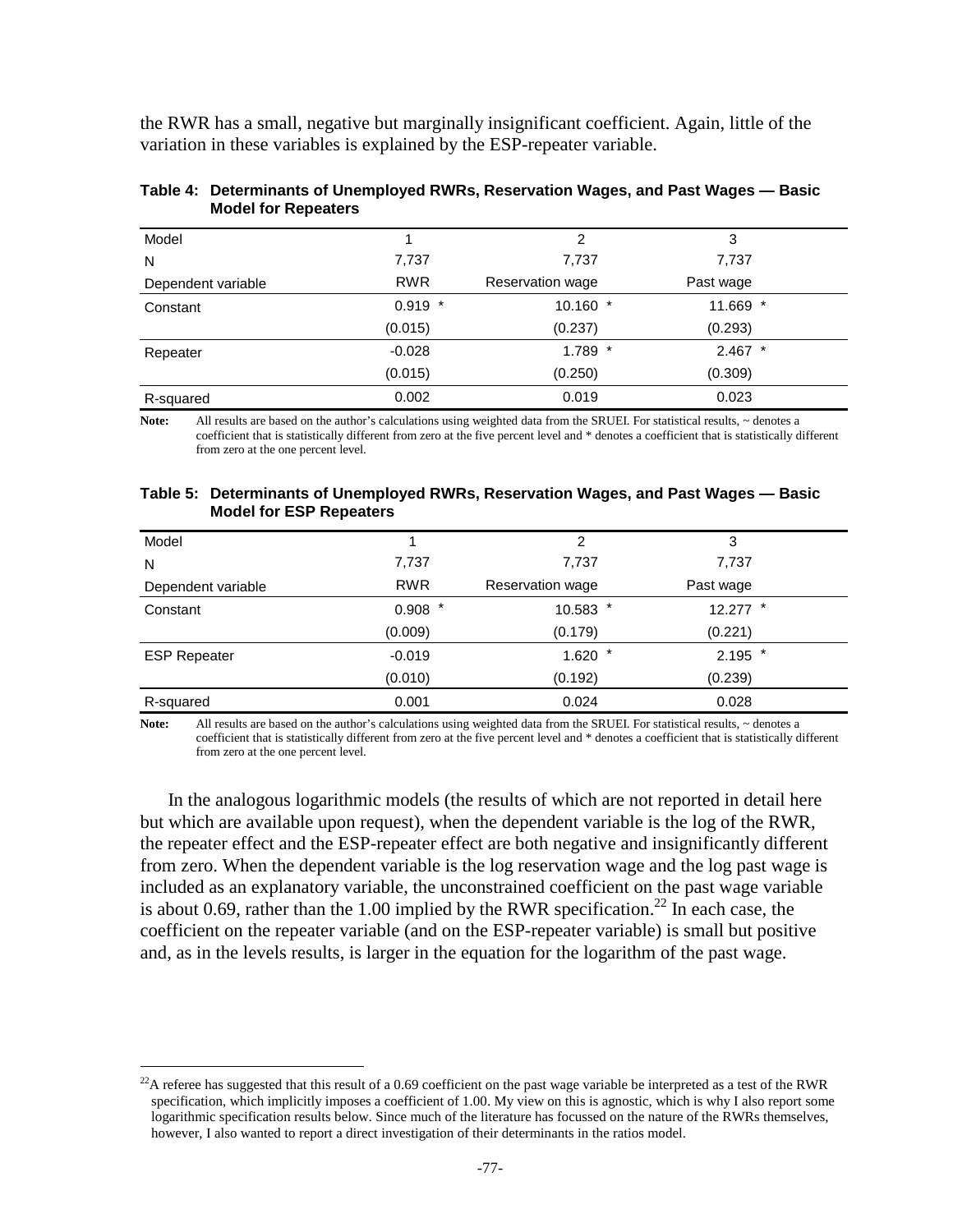the RWR has a small, negative but marginally insignificant coefficient. Again, little of the variation in these variables is explained by the ESP-repeater variable.

**Table 4: Determinants of Unemployed RWRs, Reservation Wages, and Past Wages — Basic Model for Repeaters**

| Model | 1 | 2 | 3 |
|---|---|---|---|
| N | 7,737 | 7,737 | 7,737 |
| Dependent variable | RWR | Reservation wage | Past wage |
| Constant | 0.919 * | 10.160 * | 11.669 * |
| | (0.015) | (0.237) | (0.293) |
| Repeater | -0.028 | 1.789 * | 2.467 * |
| | (0.015) | (0.250) | (0.309) |
| R-squared | 0.002 | 0.019 | 0.023 |

**Note:** All results are based on the author's calculations using weighted data from the SRUEI. For statistical results, ~ denotes a coefficient that is statistically different from zero at the five percent level and * denotes a coefficient that is statistically different from zero at the one percent level.

**Table 5: Determinants of Unemployed RWRs, Reservation Wages, and Past Wages — Basic Model for ESP Repeaters**

| Model | 1 | 2 | 3 |
|---|---|---|---|
| N | 7,737 | 7,737 | 7,737 |
| Dependent variable | RWR | Reservation wage | Past wage |
| Constant | 0.908 * | 10.583 * | 12.277 * |
| | (0.009) | (0.179) | (0.221) |
| ESP Repeater | -0.019 | 1.620 * | 2.195 * |
| | (0.010) | (0.192) | (0.239) |
| R-squared | 0.001 | 0.024 | 0.028 |

**Note:** All results are based on the author's calculations using weighted data from the SRUEI. For statistical results, ~ denotes a coefficient that is statistically different from zero at the five percent level and * denotes a coefficient that is statistically different from zero at the one percent level.

In the analogous logarithmic models (the results of which are not reported in detail here but which are available upon request), when the dependent variable is the log of the RWR, the repeater effect and the ESP-repeater effect are both negative and insignificantly different from zero. When the dependent variable is the log reservation wage and the log past wage is included as an explanatory variable, the unconstrained coefficient on the past wage variable is about 0.69, rather than the 1.00 implied by the RWR specification.[22] In each case, the coefficient on the repeater variable (and on the ESP-repeater variable) is small but positive and, as in the levels results, is larger in the equation for the logarithm of the past wage.

[22] A referee has suggested that this result of a 0.69 coefficient on the past wage variable be interpreted as a test of the RWR specification, which implicitly imposes a coefficient of 1.00. My view on this is agnostic, which is why I also report some logarithmic specification results below. Since much of the literature has focussed on the nature of the RWRs themselves, however, I also wanted to report a direct investigation of their determinants in the ratios model.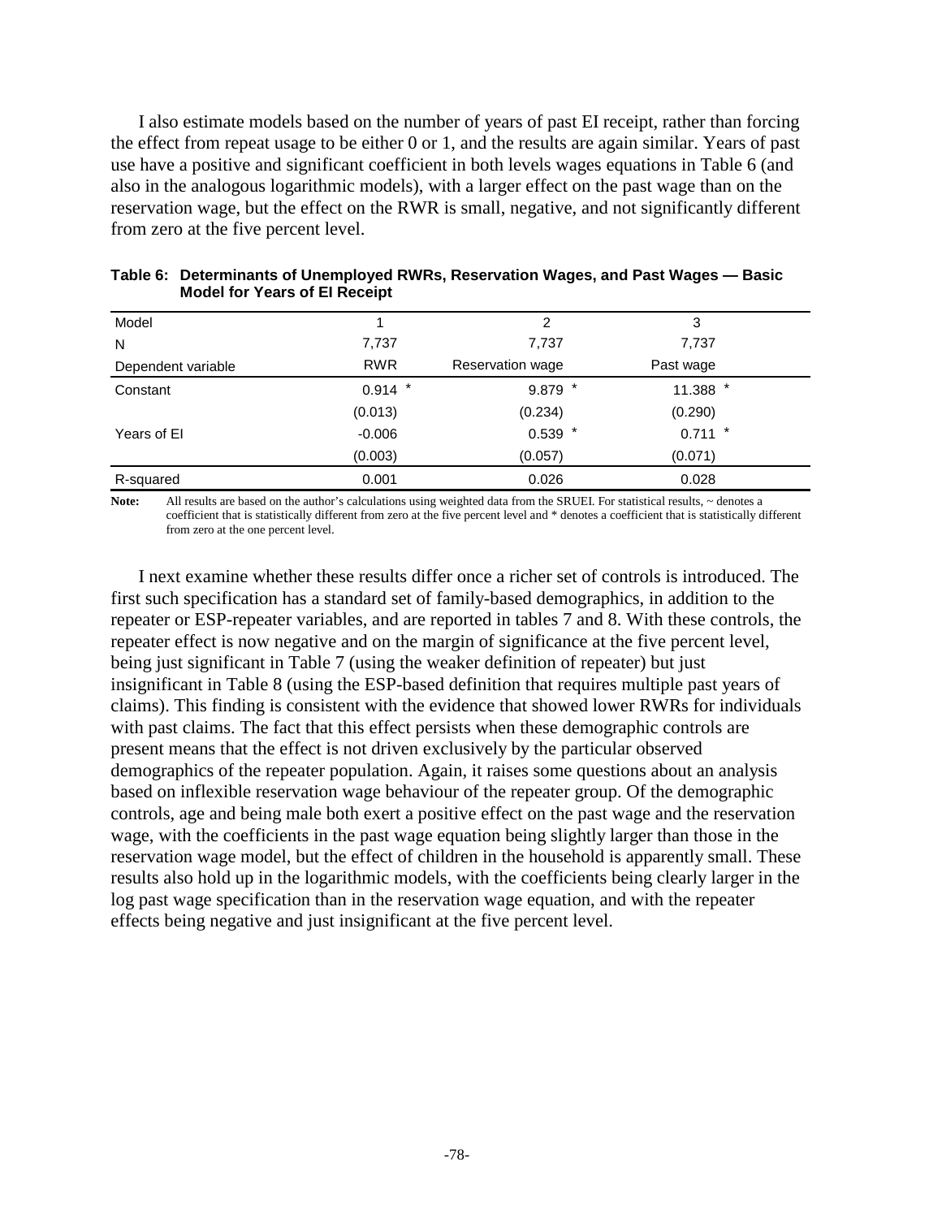I also estimate models based on the number of years of past EI receipt, rather than forcing the effect from repeat usage to be either 0 or 1, and the results are again similar. Years of past use have a positive and significant coefficient in both levels wages equations in Table 6 (and also in the analogous logarithmic models), with a larger effect on the past wage than on the reservation wage, but the effect on the RWR is small, negative, and not significantly different from zero at the five percent level.

**Table 6: Determinants of Unemployed RWRs, Reservation Wages, and Past Wages — Basic Model for Years of EI Receipt**

| Model | 1 | 2 | 3 |
|---|---|---|---|
| N | 7,737 | 7,737 | 7,737 |
| Dependent variable | RWR | Reservation wage | Past wage |
| Constant | 0.914 * | 9.879 * | 11.388 * |
| | (0.013) | (0.234) | (0.290) |
| Years of EI | -0.006 | 0.539 * | 0.711 * |
| | (0.003) | (0.057) | (0.071) |
| R-squared | 0.001 | 0.026 | 0.028 |

**Note:** All results are based on the author's calculations using weighted data from the SRUEI. For statistical results, ~ denotes a coefficient that is statistically different from zero at the five percent level and * denotes a coefficient that is statistically different from zero at the one percent level.

I next examine whether these results differ once a richer set of controls is introduced. The first such specification has a standard set of family-based demographics, in addition to the repeater or ESP-repeater variables, and are reported in tables 7 and 8. With these controls, the repeater effect is now negative and on the margin of significance at the five percent level, being just significant in Table 7 (using the weaker definition of repeater) but just insignificant in Table 8 (using the ESP-based definition that requires multiple past years of claims). This finding is consistent with the evidence that showed lower RWRs for individuals with past claims. The fact that this effect persists when these demographic controls are present means that the effect is not driven exclusively by the particular observed demographics of the repeater population. Again, it raises some questions about an analysis based on inflexible reservation wage behaviour of the repeater group. Of the demographic controls, age and being male both exert a positive effect on the past wage and the reservation wage, with the coefficients in the past wage equation being slightly larger than those in the reservation wage model, but the effect of children in the household is apparently small. These results also hold up in the logarithmic models, with the coefficients being clearly larger in the log past wage specification than in the reservation wage equation, and with the repeater effects being negative and just insignificant at the five percent level.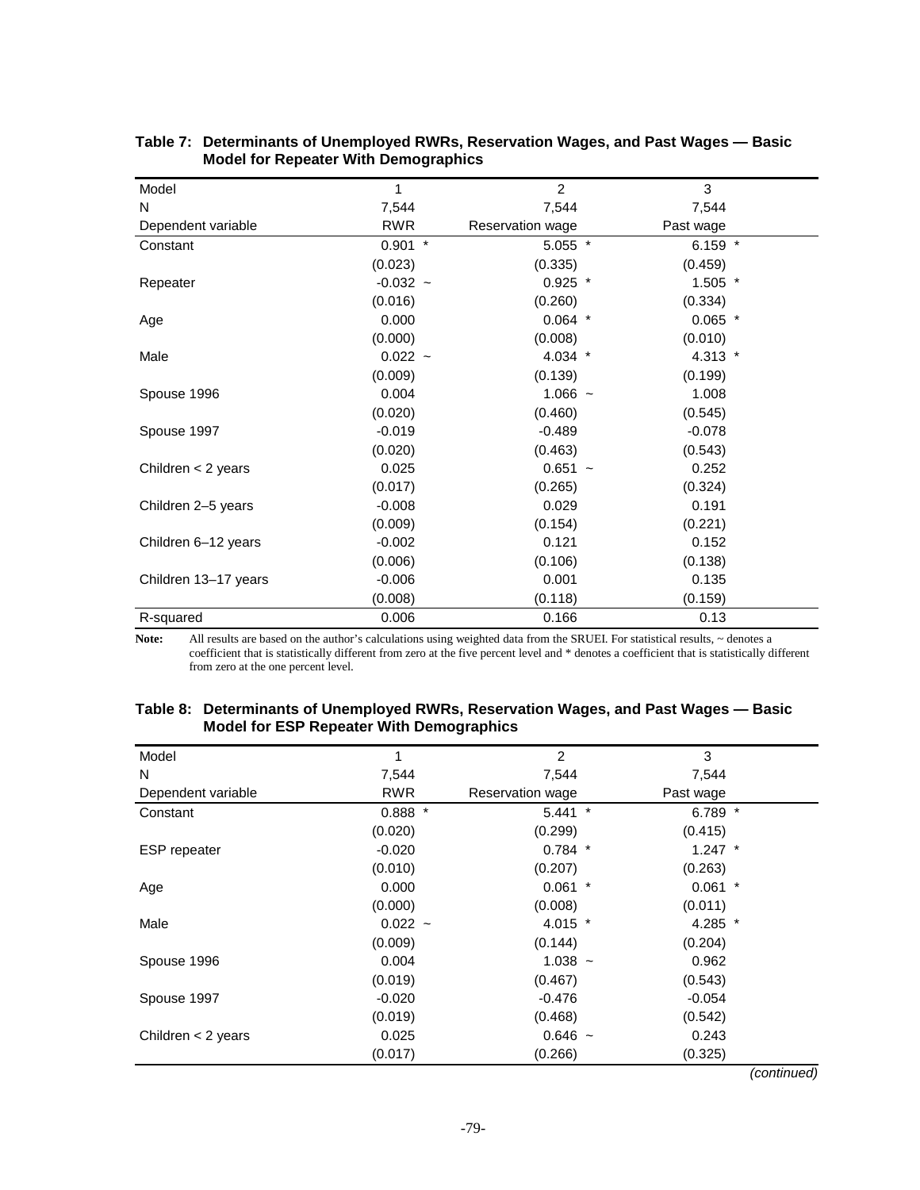**Table 7: Determinants of Unemployed RWRs, Reservation Wages, and Past Wages — Basic Model for Repeater With Demographics**

| Model | 1 | 2 | 3 |
|---|---|---|---|
| N | 7,544 | 7,544 | 7,544 |
| Dependent variable | RWR | Reservation wage | Past wage |
| Constant | 0.901 * | 5.055 * | 6.159 * |
| | (0.023) | (0.335) | (0.459) |
| Repeater | -0.032 ~ | 0.925 * | 1.505 * |
| | (0.016) | (0.260) | (0.334) |
| Age | 0.000 | 0.064 * | 0.065 * |
| | (0.000) | (0.008) | (0.010) |
| Male | 0.022 ~ | 4.034 * | 4.313 * |
| | (0.009) | (0.139) | (0.199) |
| Spouse 1996 | 0.004 | 1.066 ~ | 1.008 |
| | (0.020) | (0.460) | (0.545) |
| Spouse 1997 | -0.019 | -0.489 | -0.078 |
| | (0.020) | (0.463) | (0.543) |
| Children < 2 years | 0.025 | 0.651 ~ | 0.252 |
| | (0.017) | (0.265) | (0.324) |
| Children 2–5 years | -0.008 | 0.029 | 0.191 |
| | (0.009) | (0.154) | (0.221) |
| Children 6–12 years | -0.002 | 0.121 | 0.152 |
| | (0.006) | (0.106) | (0.138) |
| Children 13–17 years | -0.006 | 0.001 | 0.135 |
| | (0.008) | (0.118) | (0.159) |
| R-squared | 0.006 | 0.166 | 0.13 |

**Note:** All results are based on the author's calculations using weighted data from the SRUEI. For statistical results, ~ denotes a coefficient that is statistically different from zero at the five percent level and * denotes a coefficient that is statistically different from zero at the one percent level.

**Table 8: Determinants of Unemployed RWRs, Reservation Wages, and Past Wages — Basic Model for ESP Repeater With Demographics**

| Model | 1 | 2 | 3 |
|---|---|---|---|
| N | 7,544 | 7,544 | 7,544 |
| Dependent variable | RWR | Reservation wage | Past wage |
| Constant | 0.888 * | 5.441 * | 6.789 * |
| | (0.020) | (0.299) | (0.415) |
| ESP repeater | -0.020 | 0.784 * | 1.247 * |
| | (0.010) | (0.207) | (0.263) |
| Age | 0.000 | 0.061 * | 0.061 * |
| | (0.000) | (0.008) | (0.011) |
| Male | 0.022 ~ | 4.015 * | 4.285 * |
| | (0.009) | (0.144) | (0.204) |
| Spouse 1996 | 0.004 | 1.038 ~ | 0.962 |
| | (0.019) | (0.467) | (0.543) |
| Spouse 1997 | -0.020 | -0.476 | -0.054 |
| | (0.019) | (0.468) | (0.542) |
| Children < 2 years | 0.025 | 0.646 ~ | 0.243 |
| | (0.017) | (0.266) | (0.325) |

*(continued)*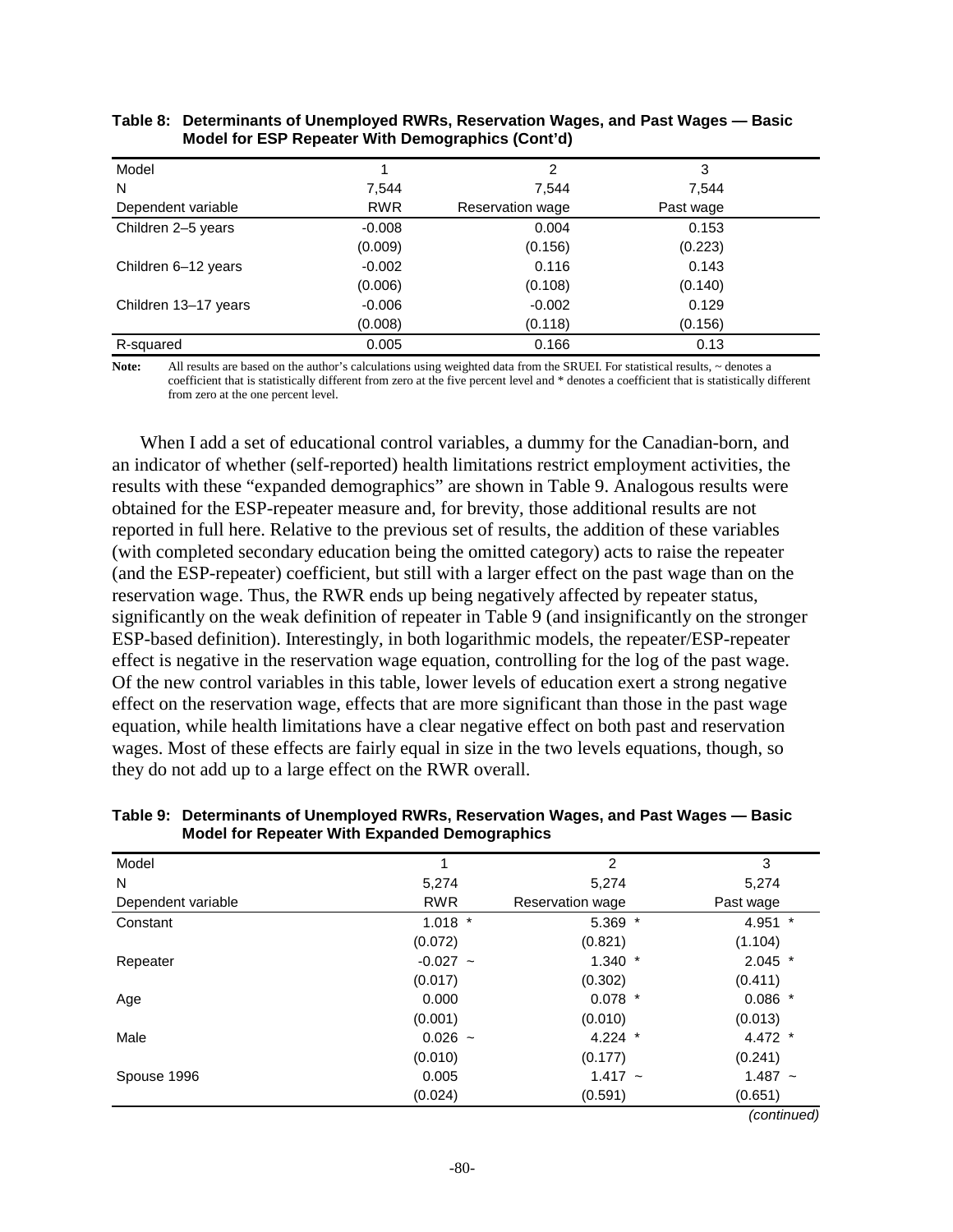**Table 8: Determinants of Unemployed RWRs, Reservation Wages, and Past Wages — Basic Model for ESP Repeater With Demographics (Cont'd)**

| Model | 1 | 2 | 3 |
|---|---|---|---|
| N | 7,544 | 7,544 | 7,544 |
| Dependent variable | RWR | Reservation wage | Past wage |
| Children 2–5 years | -0.008 | 0.004 | 0.153 |
| | (0.009) | (0.156) | (0.223) |
| Children 6–12 years | -0.002 | 0.116 | 0.143 |
| | (0.006) | (0.108) | (0.140) |
| Children 13–17 years | -0.006 | -0.002 | 0.129 |
| | (0.008) | (0.118) | (0.156) |
| R-squared | 0.005 | 0.166 | 0.13 |

**Note:** All results are based on the author's calculations using weighted data from the SRUEI. For statistical results, ~ denotes a coefficient that is statistically different from zero at the five percent level and * denotes a coefficient that is statistically different from zero at the one percent level.

When I add a set of educational control variables, a dummy for the Canadian-born, and an indicator of whether (self-reported) health limitations restrict employment activities, the results with these "expanded demographics" are shown in Table 9. Analogous results were obtained for the ESP-repeater measure and, for brevity, those additional results are not reported in full here. Relative to the previous set of results, the addition of these variables (with completed secondary education being the omitted category) acts to raise the repeater (and the ESP-repeater) coefficient, but still with a larger effect on the past wage than on the reservation wage. Thus, the RWR ends up being negatively affected by repeater status, significantly on the weak definition of repeater in Table 9 (and insignificantly on the stronger ESP-based definition). Interestingly, in both logarithmic models, the repeater/ESP-repeater effect is negative in the reservation wage equation, controlling for the log of the past wage. Of the new control variables in this table, lower levels of education exert a strong negative effect on the reservation wage, effects that are more significant than those in the past wage equation, while health limitations have a clear negative effect on both past and reservation wages. Most of these effects are fairly equal in size in the two levels equations, though, so they do not add up to a large effect on the RWR overall.

**Table 9: Determinants of Unemployed RWRs, Reservation Wages, and Past Wages — Basic Model for Repeater With Expanded Demographics**

| Model | 1 | 2 | 3 |
|---|---|---|---|
| N | 5,274 | 5,274 | 5,274 |
| Dependent variable | RWR | Reservation wage | Past wage |
| Constant | 1.018 * | 5.369 * | 4.951 * |
| | (0.072) | (0.821) | (1.104) |
| Repeater | -0.027 ~ | 1.340 * | 2.045 * |
| | (0.017) | (0.302) | (0.411) |
| Age | 0.000 | 0.078 * | 0.086 * |
| | (0.001) | (0.010) | (0.013) |
| Male | 0.026 ~ | 4.224 * | 4.472 * |
| | (0.010) | (0.177) | (0.241) |
| Spouse 1996 | 0.005 | 1.417 ~ | 1.487 ~ |
| | (0.024) | (0.591) | (0.651) |

*(continued)*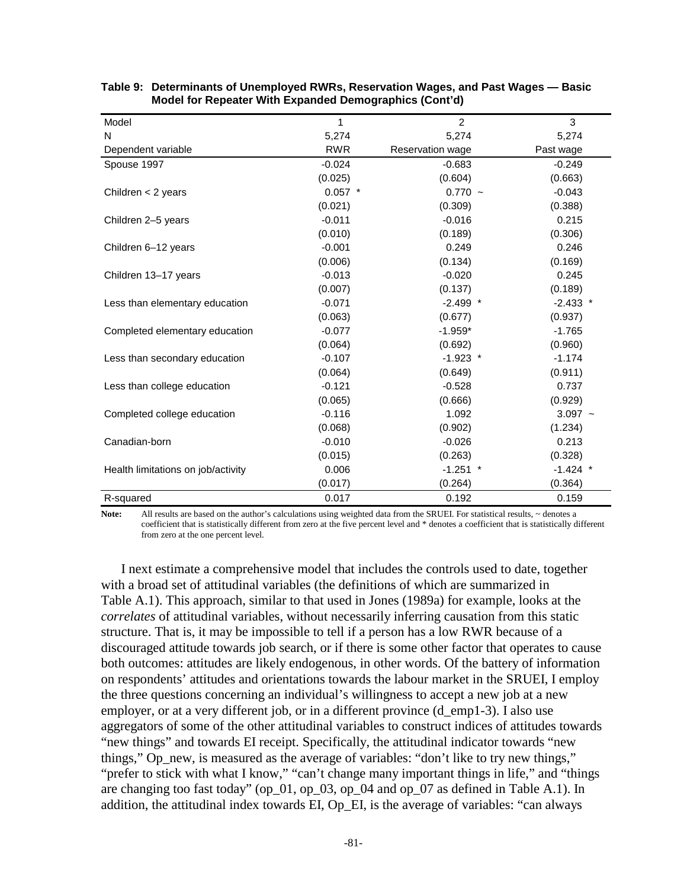**Table 9: Determinants of Unemployed RWRs, Reservation Wages, and Past Wages — Basic Model for Repeater With Expanded Demographics (Cont'd)**

| Model | 1 | 2 | 3 |
|---|---|---|---|
| N | 5,274 | 5,274 | 5,274 |
| Dependent variable | RWR | Reservation wage | Past wage |
| Spouse 1997 | -0.024 | -0.683 | -0.249 |
| | (0.025) | (0.604) | (0.663) |
| Children < 2 years | 0.057 * | 0.770 ~ | -0.043 |
| | (0.021) | (0.309) | (0.388) |
| Children 2–5 years | -0.011 | -0.016 | 0.215 |
| | (0.010) | (0.189) | (0.306) |
| Children 6–12 years | -0.001 | 0.249 | 0.246 |
| | (0.006) | (0.134) | (0.169) |
| Children 13–17 years | -0.013 | -0.020 | 0.245 |
| | (0.007) | (0.137) | (0.189) |
| Less than elementary education | -0.071 | -2.499 * | -2.433 * |
| | (0.063) | (0.677) | (0.937) |
| Completed elementary education | -0.077 | -1.959* | -1.765 |
| | (0.064) | (0.692) | (0.960) |
| Less than secondary education | -0.107 | -1.923 * | -1.174 |
| | (0.064) | (0.649) | (0.911) |
| Less than college education | -0.121 | -0.528 | 0.737 |
| | (0.065) | (0.666) | (0.929) |
| Completed college education | -0.116 | 1.092 | 3.097 ~ |
| | (0.068) | (0.902) | (1.234) |
| Canadian-born | -0.010 | -0.026 | 0.213 |
| | (0.015) | (0.263) | (0.328) |
| Health limitations on job/activity | 0.006 | -1.251 * | -1.424 * |
| | (0.017) | (0.264) | (0.364) |
| R-squared | 0.017 | 0.192 | 0.159 |

**Note:** All results are based on the author's calculations using weighted data from the SRUEI. For statistical results, ~ denotes a coefficient that is statistically different from zero at the five percent level and * denotes a coefficient that is statistically different from zero at the one percent level.

I next estimate a comprehensive model that includes the controls used to date, together with a broad set of attitudinal variables (the definitions of which are summarized in Table A.1). This approach, similar to that used in Jones (1989a) for example, looks at the *correlates* of attitudinal variables, without necessarily inferring causation from this static structure. That is, it may be impossible to tell if a person has a low RWR because of a discouraged attitude towards job search, or if there is some other factor that operates to cause both outcomes: attitudes are likely endogenous, in other words. Of the battery of information on respondents' attitudes and orientations towards the labour market in the SRUEI, I employ the three questions concerning an individual's willingness to accept a new job at a new employer, or at a very different job, or in a different province (d_emp1-3). I also use aggregators of some of the other attitudinal variables to construct indices of attitudes towards "new things" and towards EI receipt. Specifically, the attitudinal indicator towards "new things," Op_new, is measured as the average of variables: "don't like to try new things," "prefer to stick with what I know," "can't change many important things in life," and "things are changing too fast today" (op_01, op_03, op_04 and op_07 as defined in Table A.1). In addition, the attitudinal index towards EI, Op_EI, is the average of variables: "can always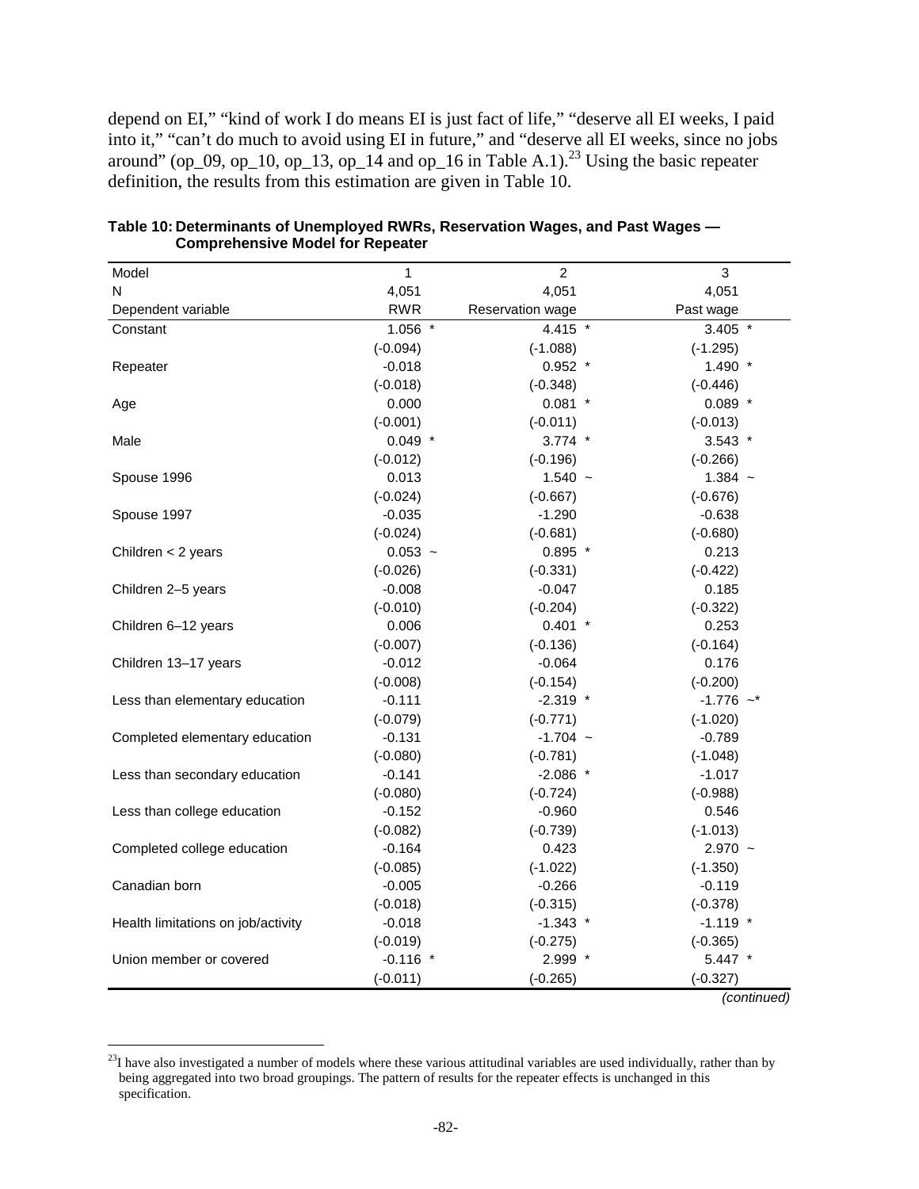depend on EI," "kind of work I do means EI is just fact of life," "deserve all EI weeks, I paid into it," "can't do much to avoid using EI in future," and "deserve all EI weeks, since no jobs around" (op_09, op_10, op_13, op_14 and op_16 in Table A.1).[23] Using the basic repeater definition, the results from this estimation are given in Table 10.

**Table 10: Determinants of Unemployed RWRs, Reservation Wages, and Past Wages — Comprehensive Model for Repeater**

| Model | 1 | 2 | 3 |
|---|---|---|---|
| N | 4,051 | 4,051 | 4,051 |
| Dependent variable | RWR | Reservation wage | Past wage |
| Constant | 1.056 * | 4.415 * | 3.405 * |
| | (-0.094) | (-1.088) | (-1.295) |
| Repeater | -0.018 | 0.952 * | 1.490 * |
| | (-0.018) | (-0.348) | (-0.446) |
| Age | 0.000 | 0.081 * | 0.089 * |
| | (-0.001) | (-0.011) | (-0.013) |
| Male | 0.049 * | 3.774 * | 3.543 * |
| | (-0.012) | (-0.196) | (-0.266) |
| Spouse 1996 | 0.013 | 1.540 ~ | 1.384 ~ |
| | (-0.024) | (-0.667) | (-0.676) |
| Spouse 1997 | -0.035 | -1.290 | -0.638 |
| | (-0.024) | (-0.681) | (-0.680) |
| Children < 2 years | 0.053 ~ | 0.895 * | 0.213 |
| | (-0.026) | (-0.331) | (-0.422) |
| Children 2–5 years | -0.008 | -0.047 | 0.185 |
| | (-0.010) | (-0.204) | (-0.322) |
| Children 6–12 years | 0.006 | 0.401 * | 0.253 |
| | (-0.007) | (-0.136) | (-0.164) |
| Children 13–17 years | -0.012 | -0.064 | 0.176 |
| | (-0.008) | (-0.154) | (-0.200) |
| Less than elementary education | -0.111 | -2.319 * | -1.776 ~* |
| | (-0.079) | (-0.771) | (-1.020) |
| Completed elementary education | -0.131 | -1.704 ~ | -0.789 |
| | (-0.080) | (-0.781) | (-1.048) |
| Less than secondary education | -0.141 | -2.086 * | -1.017 |
| | (-0.080) | (-0.724) | (-0.988) |
| Less than college education | -0.152 | -0.960 | 0.546 |
| | (-0.082) | (-0.739) | (-1.013) |
| Completed college education | -0.164 | 0.423 | 2.970 ~ |
| | (-0.085) | (-1.022) | (-1.350) |
| Canadian born | -0.005 | -0.266 | -0.119 |
| | (-0.018) | (-0.315) | (-0.378) |
| Health limitations on job/activity | -0.018 | -1.343 * | -1.119 * |
| | (-0.019) | (-0.275) | (-0.365) |
| Union member or covered | -0.116 * | 2.999 * | 5.447 * |
| | (-0.011) | (-0.265) | (-0.327) |

*(continued)*

[23] I have also investigated a number of models where these various attitudinal variables are used individually, rather than by being aggregated into two broad groupings. The pattern of results for the repeater effects is unchanged in this specification.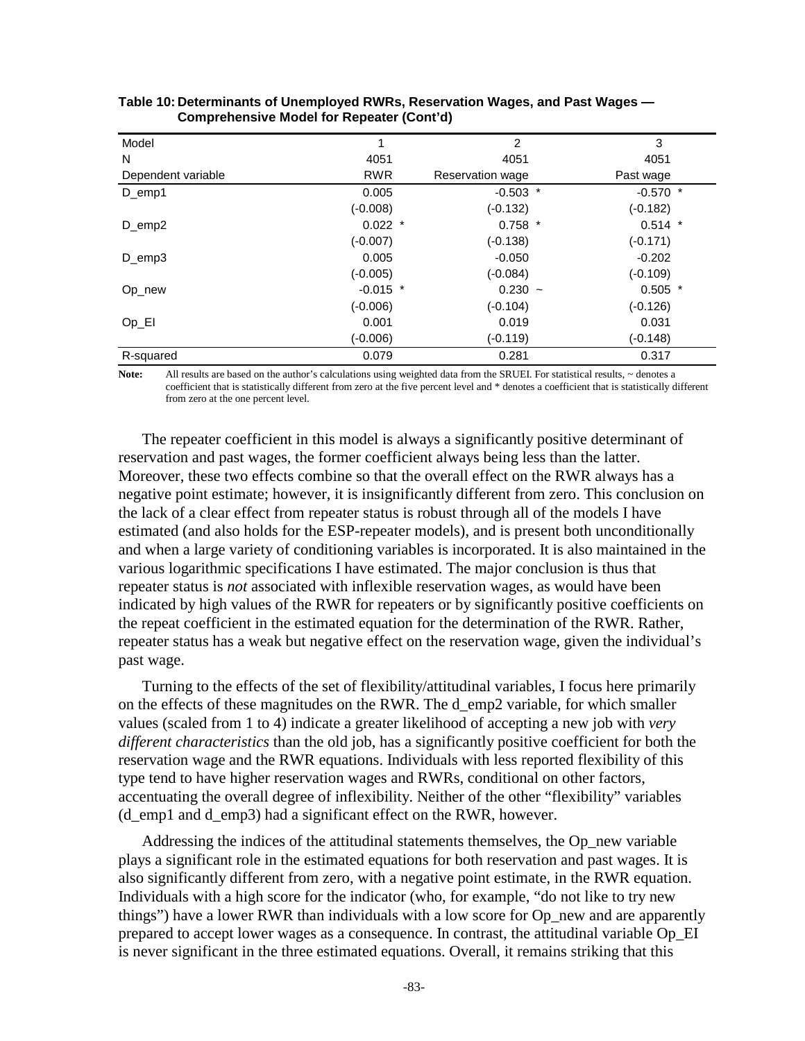**Table 10: Determinants of Unemployed RWRs, Reservation Wages, and Past Wages — Comprehensive Model for Repeater (Cont'd)**

| Model | 1 | 2 | 3 |
|---|---|---|---|
| N | 4051 | 4051 | 4051 |
| Dependent variable | RWR | Reservation wage | Past wage |
| D_emp1 | 0.005 | -0.503 * | -0.570 * |
| | (-0.008) | (-0.132) | (-0.182) |
| D_emp2 | 0.022 * | 0.758 * | 0.514 * |
| | (-0.007) | (-0.138) | (-0.171) |
| D_emp3 | 0.005 | -0.050 | -0.202 |
| | (-0.005) | (-0.084) | (-0.109) |
| Op_new | -0.015 * | 0.230 ~ | 0.505 * |
| | (-0.006) | (-0.104) | (-0.126) |
| Op_EI | 0.001 | 0.019 | 0.031 |
| | (-0.006) | (-0.119) | (-0.148) |
| R-squared | 0.079 | 0.281 | 0.317 |

**Note:** All results are based on the author's calculations using weighted data from the SRUEI. For statistical results, ~ denotes a coefficient that is statistically different from zero at the five percent level and * denotes a coefficient that is statistically different from zero at the one percent level.

The repeater coefficient in this model is always a significantly positive determinant of reservation and past wages, the former coefficient always being less than the latter. Moreover, these two effects combine so that the overall effect on the RWR always has a negative point estimate; however, it is insignificantly different from zero. This conclusion on the lack of a clear effect from repeater status is robust through all of the models I have estimated (and also holds for the ESP-repeater models), and is present both unconditionally and when a large variety of conditioning variables is incorporated. It is also maintained in the various logarithmic specifications I have estimated. The major conclusion is thus that repeater status is *not* associated with inflexible reservation wages, as would have been indicated by high values of the RWR for repeaters or by significantly positive coefficients on the repeat coefficient in the estimated equation for the determination of the RWR. Rather, repeater status has a weak but negative effect on the reservation wage, given the individual's past wage.

Turning to the effects of the set of flexibility/attitudinal variables, I focus here primarily on the effects of these magnitudes on the RWR. The d_emp2 variable, for which smaller values (scaled from 1 to 4) indicate a greater likelihood of accepting a new job with *very different characteristics* than the old job, has a significantly positive coefficient for both the reservation wage and the RWR equations. Individuals with less reported flexibility of this type tend to have higher reservation wages and RWRs, conditional on other factors, accentuating the overall degree of inflexibility. Neither of the other "flexibility" variables (d_emp1 and d_emp3) had a significant effect on the RWR, however.

Addressing the indices of the attitudinal statements themselves, the Op_new variable plays a significant role in the estimated equations for both reservation and past wages. It is also significantly different from zero, with a negative point estimate, in the RWR equation. Individuals with a high score for the indicator (who, for example, "do not like to try new things") have a lower RWR than individuals with a low score for Op_new and are apparently prepared to accept lower wages as a consequence. In contrast, the attitudinal variable Op_EI is never significant in the three estimated equations. Overall, it remains striking that this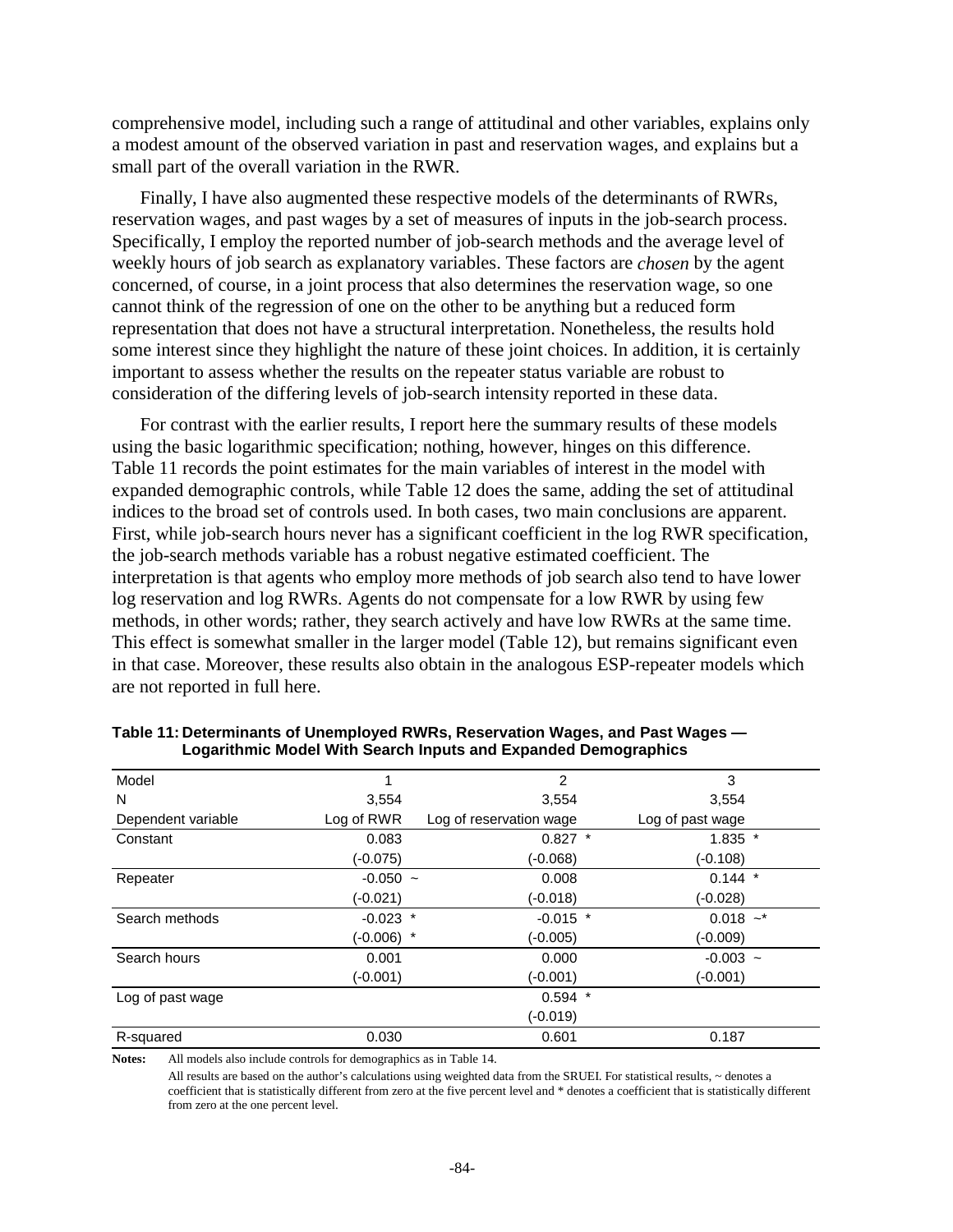comprehensive model, including such a range of attitudinal and other variables, explains only a modest amount of the observed variation in past and reservation wages, and explains but a small part of the overall variation in the RWR.

Finally, I have also augmented these respective models of the determinants of RWRs, reservation wages, and past wages by a set of measures of inputs in the job-search process. Specifically, I employ the reported number of job-search methods and the average level of weekly hours of job search as explanatory variables. These factors are *chosen* by the agent concerned, of course, in a joint process that also determines the reservation wage, so one cannot think of the regression of one on the other to be anything but a reduced form representation that does not have a structural interpretation. Nonetheless, the results hold some interest since they highlight the nature of these joint choices. In addition, it is certainly important to assess whether the results on the repeater status variable are robust to consideration of the differing levels of job-search intensity reported in these data.

For contrast with the earlier results, I report here the summary results of these models using the basic logarithmic specification; nothing, however, hinges on this difference. Table 11 records the point estimates for the main variables of interest in the model with expanded demographic controls, while Table 12 does the same, adding the set of attitudinal indices to the broad set of controls used. In both cases, two main conclusions are apparent. First, while job-search hours never has a significant coefficient in the log RWR specification, the job-search methods variable has a robust negative estimated coefficient. The interpretation is that agents who employ more methods of job search also tend to have lower log reservation and log RWRs. Agents do not compensate for a low RWR by using few methods, in other words; rather, they search actively and have low RWRs at the same time. This effect is somewhat smaller in the larger model (Table 12), but remains significant even in that case. Moreover, these results also obtain in the analogous ESP-repeater models which are not reported in full here.

**Table 11: Determinants of Unemployed RWRs, Reservation Wages, and Past Wages — Logarithmic Model With Search Inputs and Expanded Demographics**

| Model | 1 | 2 | 3 |
|---|---|---|---|
| N | 3,554 | 3,554 | 3,554 |
| Dependent variable | Log of RWR | Log of reservation wage | Log of past wage |
| Constant | 0.083 | 0.827 * | 1.835 * |
| | (-0.075) | (-0.068) | (-0.108) |
| Repeater | -0.050 ~ | 0.008 | 0.144 * |
| | (-0.021) | (-0.018) | (-0.028) |
| Search methods | -0.023 * | -0.015 * | 0.018 ~* |
| | (-0.006) * | (-0.005) | (-0.009) |
| Search hours | 0.001 | 0.000 | -0.003 ~ |
| | (-0.001) | (-0.001) | (-0.001) |
| Log of past wage | | 0.594 * | |
| | | (-0.019) | |
| R-squared | 0.030 | 0.601 | 0.187 |

**Notes:** All models also include controls for demographics as in Table 14.

All results are based on the author's calculations using weighted data from the SRUEI. For statistical results, ~ denotes a coefficient that is statistically different from zero at the five percent level and * denotes a coefficient that is statistically different from zero at the one percent level.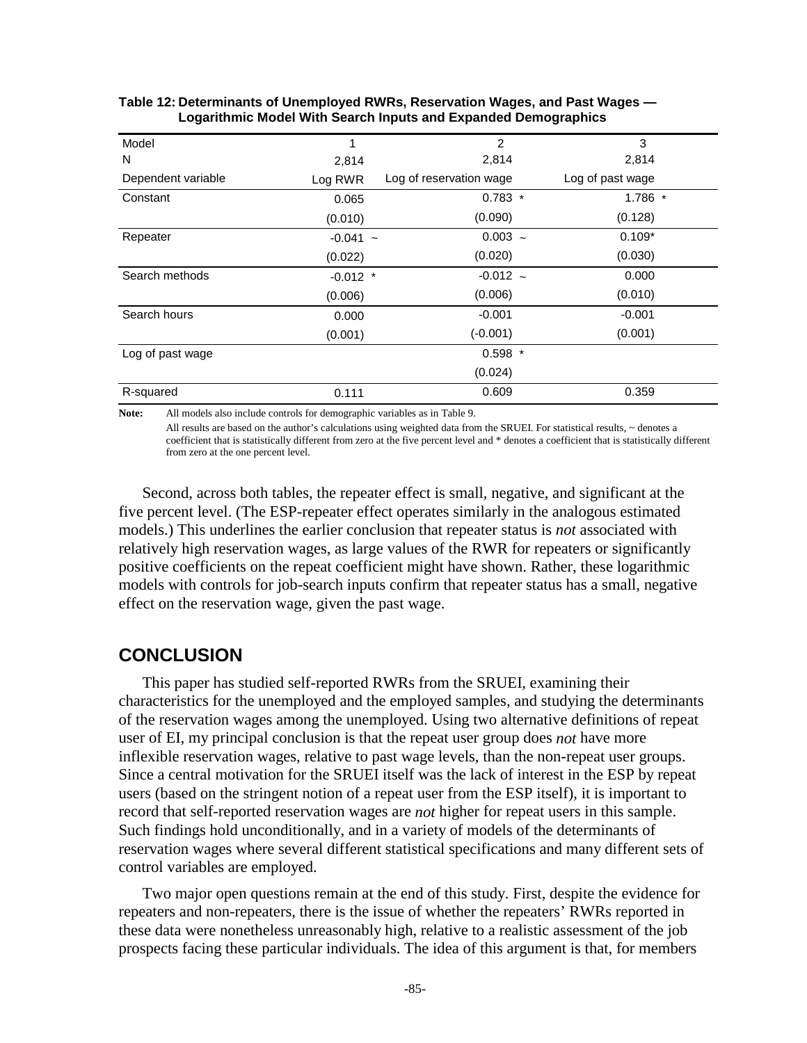**Table 12: Determinants of Unemployed RWRs, Reservation Wages, and Past Wages — Logarithmic Model With Search Inputs and Expanded Demographics**

| Model | 1 | 2 | 3 |
|---|---|---|---|
| N | 2,814 | 2,814 | 2,814 |
| Dependent variable | Log RWR | Log of reservation wage | Log of past wage |
| Constant | 0.065 | 0.783 * | 1.786 * |
| | (0.010) | (0.090) | (0.128) |
| Repeater | -0.041 ~ | 0.003 ~ | 0.109* |
| | (0.022) | (0.020) | (0.030) |
| Search methods | -0.012 * | -0.012 ~ | 0.000 |
| | (0.006) | (0.006) | (0.010) |
| Search hours | 0.000 | -0.001 | -0.001 |
| | (0.001) | (-0.001) | (0.001) |
| Log of past wage | | 0.598 * | |
| | | (0.024) | |
| R-squared | 0.111 | 0.609 | 0.359 |

**Note:** All models also include controls for demographic variables as in Table 9.

All results are based on the author's calculations using weighted data from the SRUEI. For statistical results, ~ denotes a coefficient that is statistically different from zero at the five percent level and * denotes a coefficient that is statistically different from zero at the one percent level.

Second, across both tables, the repeater effect is small, negative, and significant at the five percent level. (The ESP-repeater effect operates similarly in the analogous estimated models.) This underlines the earlier conclusion that repeater status is *not* associated with relatively high reservation wages, as large values of the RWR for repeaters or significantly positive coefficients on the repeat coefficient might have shown. Rather, these logarithmic models with controls for job-search inputs confirm that repeater status has a small, negative effect on the reservation wage, given the past wage.

## CONCLUSION

This paper has studied self-reported RWRs from the SRUEI, examining their characteristics for the unemployed and the employed samples, and studying the determinants of the reservation wages among the unemployed. Using two alternative definitions of repeat user of EI, my principal conclusion is that the repeat user group does *not* have more inflexible reservation wages, relative to past wage levels, than the non-repeat user groups. Since a central motivation for the SRUEI itself was the lack of interest in the ESP by repeat users (based on the stringent notion of a repeat user from the ESP itself), it is important to record that self-reported reservation wages are *not* higher for repeat users in this sample. Such findings hold unconditionally, and in a variety of models of the determinants of reservation wages where several different statistical specifications and many different sets of control variables are employed.

Two major open questions remain at the end of this study. First, despite the evidence for repeaters and non-repeaters, there is the issue of whether the repeaters' RWRs reported in these data were nonetheless unreasonably high, relative to a realistic assessment of the job prospects facing these particular individuals. The idea of this argument is that, for members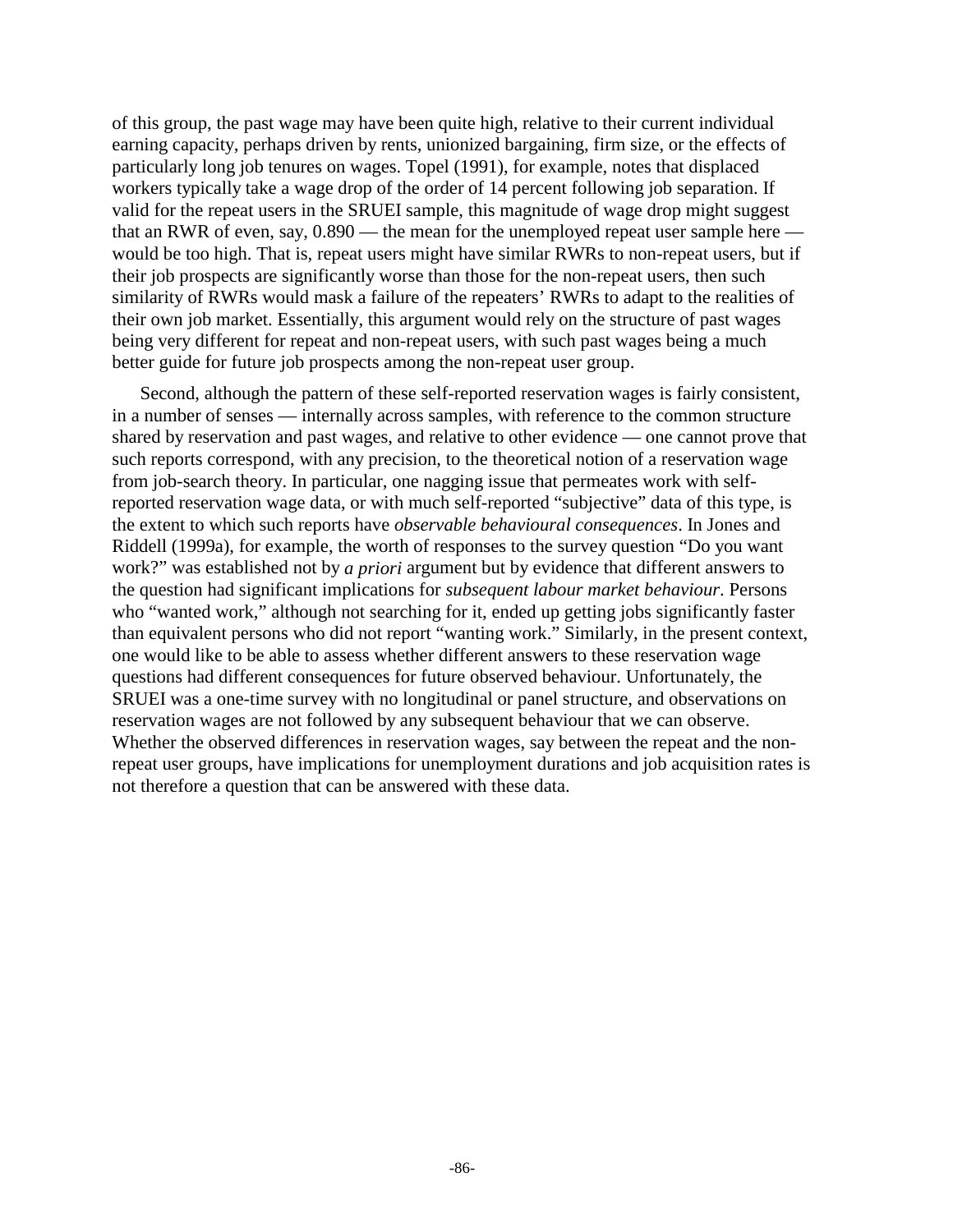of this group, the past wage may have been quite high, relative to their current individual earning capacity, perhaps driven by rents, unionized bargaining, firm size, or the effects of particularly long job tenures on wages. Topel (1991), for example, notes that displaced workers typically take a wage drop of the order of 14 percent following job separation. If valid for the repeat users in the SRUEI sample, this magnitude of wage drop might suggest that an RWR of even, say, 0.890 — the mean for the unemployed repeat user sample here — would be too high. That is, repeat users might have similar RWRs to non-repeat users, but if their job prospects are significantly worse than those for the non-repeat users, then such similarity of RWRs would mask a failure of the repeaters' RWRs to adapt to the realities of their own job market. Essentially, this argument would rely on the structure of past wages being very different for repeat and non-repeat users, with such past wages being a much better guide for future job prospects among the non-repeat user group.

Second, although the pattern of these self-reported reservation wages is fairly consistent, in a number of senses — internally across samples, with reference to the common structure shared by reservation and past wages, and relative to other evidence — one cannot prove that such reports correspond, with any precision, to the theoretical notion of a reservation wage from job-search theory. In particular, one nagging issue that permeates work with self-reported reservation wage data, or with much self-reported "subjective" data of this type, is the extent to which such reports have *observable behavioural consequences*. In Jones and Riddell (1999a), for example, the worth of responses to the survey question "Do you want work?" was established not by *a priori* argument but by evidence that different answers to the question had significant implications for *subsequent labour market behaviour*. Persons who "wanted work," although not searching for it, ended up getting jobs significantly faster than equivalent persons who did not report "wanting work." Similarly, in the present context, one would like to be able to assess whether different answers to these reservation wage questions had different consequences for future observed behaviour. Unfortunately, the SRUEI was a one-time survey with no longitudinal or panel structure, and observations on reservation wages are not followed by any subsequent behaviour that we can observe. Whether the observed differences in reservation wages, say between the repeat and the non-repeat user groups, have implications for unemployment durations and job acquisition rates is not therefore a question that can be answered with these data.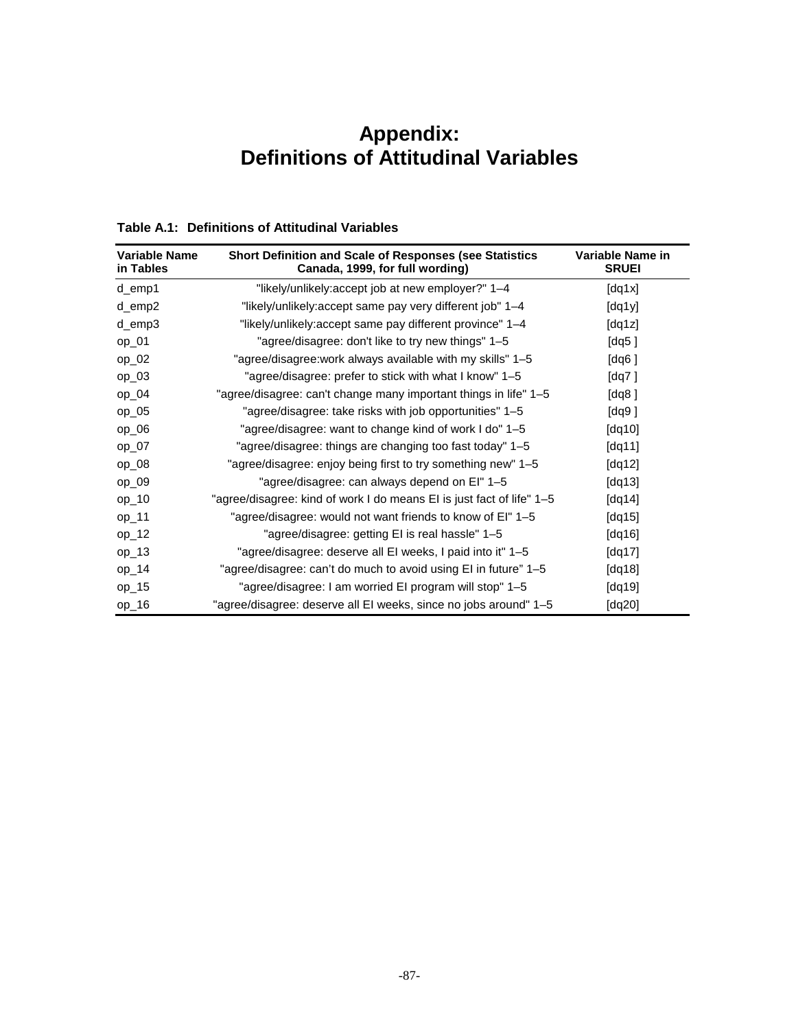# Appendix: Definitions of Attitudinal Variables

**Table A.1: Definitions of Attitudinal Variables**

| Variable Name in Tables | Short Definition and Scale of Responses (see Statistics Canada, 1999, for full wording) | Variable Name in SRUEI |
|---|---|---|
| d_emp1 | "likely/unlikely:accept job at new employer?" 1–4 | [dq1x] |
| d_emp2 | "likely/unlikely:accept same pay very different job" 1–4 | [dq1y] |
| d_emp3 | "likely/unlikely:accept same pay different province" 1–4 | [dq1z] |
| op_01 | "agree/disagree: don't like to try new things" 1–5 | [dq5 ] |
| op_02 | "agree/disagree:work always available with my skills" 1–5 | [dq6 ] |
| op_03 | "agree/disagree: prefer to stick with what I know" 1–5 | [dq7 ] |
| op_04 | "agree/disagree: can't change many important things in life" 1–5 | [dq8 ] |
| op_05 | "agree/disagree: take risks with job opportunities" 1–5 | [dq9 ] |
| op_06 | "agree/disagree: want to change kind of work I do" 1–5 | [dq10] |
| op_07 | "agree/disagree: things are changing too fast today" 1–5 | [dq11] |
| op_08 | "agree/disagree: enjoy being first to try something new" 1–5 | [dq12] |
| op_09 | "agree/disagree: can always depend on EI" 1–5 | [dq13] |
| op_10 | "agree/disagree: kind of work I do means EI is just fact of life" 1–5 | [dq14] |
| op_11 | "agree/disagree: would not want friends to know of EI" 1–5 | [dq15] |
| op_12 | "agree/disagree: getting EI is real hassle" 1–5 | [dq16] |
| op_13 | "agree/disagree: deserve all EI weeks, I paid into it" 1–5 | [dq17] |
| op_14 | "agree/disagree: can't do much to avoid using EI in future" 1–5 | [dq18] |
| op_15 | "agree/disagree: I am worried EI program will stop" 1–5 | [dq19] |
| op_16 | "agree/disagree: deserve all EI weeks, since no jobs around" 1–5 | [dq20] |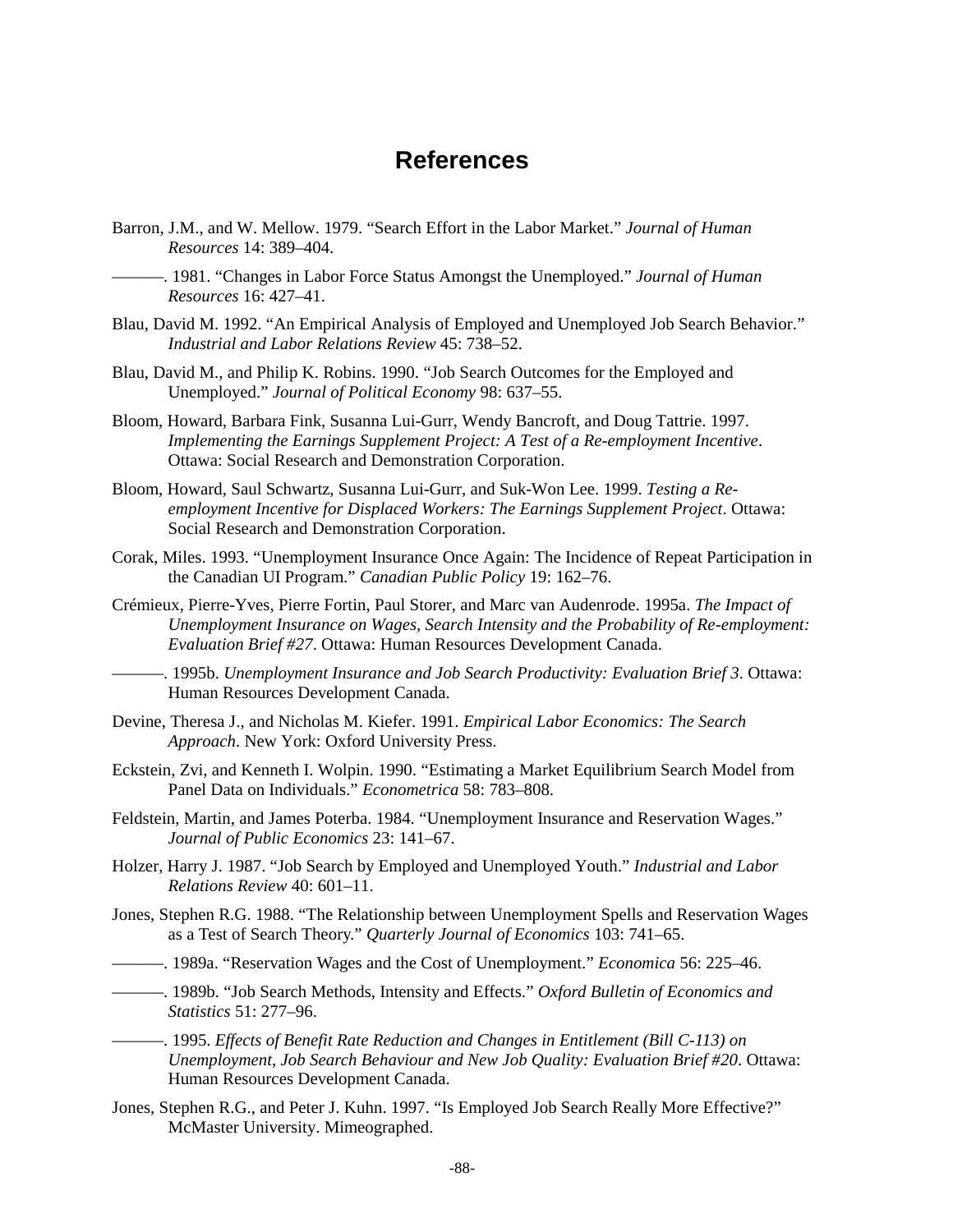# References

Barron, J.M., and W. Mellow. 1979. "Search Effort in the Labor Market." *Journal of Human Resources* 14: 389–404.

———. 1981. "Changes in Labor Force Status Amongst the Unemployed." *Journal of Human Resources* 16: 427–41.

Blau, David M. 1992. "An Empirical Analysis of Employed and Unemployed Job Search Behavior." *Industrial and Labor Relations Review* 45: 738–52.

Blau, David M., and Philip K. Robins. 1990. "Job Search Outcomes for the Employed and Unemployed." *Journal of Political Economy* 98: 637–55.

Bloom, Howard, Barbara Fink, Susanna Lui-Gurr, Wendy Bancroft, and Doug Tattrie. 1997. *Implementing the Earnings Supplement Project: A Test of a Re-employment Incentive*. Ottawa: Social Research and Demonstration Corporation.

Bloom, Howard, Saul Schwartz, Susanna Lui-Gurr, and Suk-Won Lee. 1999. *Testing a Re-employment Incentive for Displaced Workers: The Earnings Supplement Project*. Ottawa: Social Research and Demonstration Corporation.

Corak, Miles. 1993. "Unemployment Insurance Once Again: The Incidence of Repeat Participation in the Canadian UI Program." *Canadian Public Policy* 19: 162–76.

Crémieux, Pierre-Yves, Pierre Fortin, Paul Storer, and Marc van Audenrode. 1995a. *The Impact of Unemployment Insurance on Wages, Search Intensity and the Probability of Re-employment: Evaluation Brief #27*. Ottawa: Human Resources Development Canada.

———. 1995b. *Unemployment Insurance and Job Search Productivity: Evaluation Brief 3*. Ottawa: Human Resources Development Canada.

Devine, Theresa J., and Nicholas M. Kiefer. 1991. *Empirical Labor Economics: The Search Approach*. New York: Oxford University Press.

Eckstein, Zvi, and Kenneth I. Wolpin. 1990. "Estimating a Market Equilibrium Search Model from Panel Data on Individuals." *Econometrica* 58: 783–808.

Feldstein, Martin, and James Poterba. 1984. "Unemployment Insurance and Reservation Wages." *Journal of Public Economics* 23: 141–67.

Holzer, Harry J. 1987. "Job Search by Employed and Unemployed Youth." *Industrial and Labor Relations Review* 40: 601–11.

Jones, Stephen R.G. 1988. "The Relationship between Unemployment Spells and Reservation Wages as a Test of Search Theory." *Quarterly Journal of Economics* 103: 741–65.

———. 1989a. "Reservation Wages and the Cost of Unemployment." *Economica* 56: 225–46.

———. 1989b. "Job Search Methods, Intensity and Effects." *Oxford Bulletin of Economics and Statistics* 51: 277–96.

———. 1995. *Effects of Benefit Rate Reduction and Changes in Entitlement (Bill C-113) on Unemployment, Job Search Behaviour and New Job Quality: Evaluation Brief #20*. Ottawa: Human Resources Development Canada.

Jones, Stephen R.G., and Peter J. Kuhn. 1997. "Is Employed Job Search Really More Effective?" McMaster University. Mimeographed.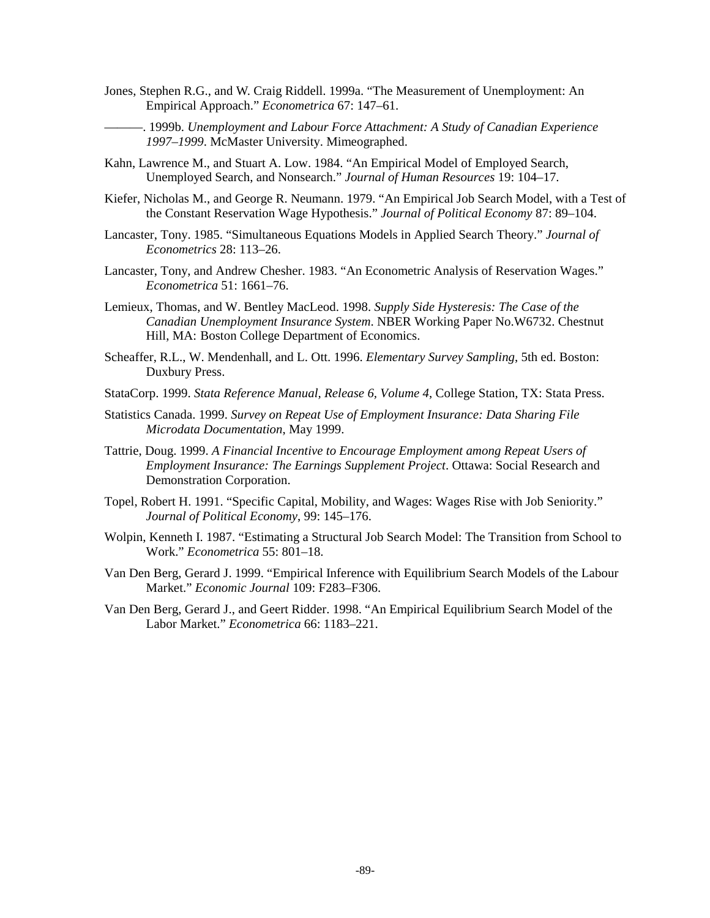Jones, Stephen R.G., and W. Craig Riddell. 1999a. "The Measurement of Unemployment: An Empirical Approach." *Econometrica* 67: 147–61.

———. 1999b. *Unemployment and Labour Force Attachment: A Study of Canadian Experience 1997–1999*. McMaster University. Mimeographed.

Kahn, Lawrence M., and Stuart A. Low. 1984. "An Empirical Model of Employed Search, Unemployed Search, and Nonsearch." *Journal of Human Resources* 19: 104–17.

Kiefer, Nicholas M., and George R. Neumann. 1979. "An Empirical Job Search Model, with a Test of the Constant Reservation Wage Hypothesis." *Journal of Political Economy* 87: 89–104.

Lancaster, Tony. 1985. "Simultaneous Equations Models in Applied Search Theory." *Journal of Econometrics* 28: 113–26.

Lancaster, Tony, and Andrew Chesher. 1983. "An Econometric Analysis of Reservation Wages." *Econometrica* 51: 1661–76.

Lemieux, Thomas, and W. Bentley MacLeod. 1998. *Supply Side Hysteresis: The Case of the Canadian Unemployment Insurance System*. NBER Working Paper No.W6732. Chestnut Hill, MA: Boston College Department of Economics.

Scheaffer, R.L., W. Mendenhall, and L. Ott. 1996. *Elementary Survey Sampling*, 5th ed. Boston: Duxbury Press.

StataCorp. 1999. *Stata Reference Manual, Release 6, Volume 4*, College Station, TX: Stata Press.

Statistics Canada. 1999. *Survey on Repeat Use of Employment Insurance: Data Sharing File Microdata Documentation*, May 1999.

Tattrie, Doug. 1999. *A Financial Incentive to Encourage Employment among Repeat Users of Employment Insurance: The Earnings Supplement Project*. Ottawa: Social Research and Demonstration Corporation.

Topel, Robert H. 1991. "Specific Capital, Mobility, and Wages: Wages Rise with Job Seniority." *Journal of Political Economy*, 99: 145–176.

Wolpin, Kenneth I. 1987. "Estimating a Structural Job Search Model: The Transition from School to Work." *Econometrica* 55: 801–18.

Van Den Berg, Gerard J. 1999. "Empirical Inference with Equilibrium Search Models of the Labour Market." *Economic Journal* 109: F283–F306.

Van Den Berg, Gerard J., and Geert Ridder. 1998. "An Empirical Equilibrium Search Model of the Labor Market." *Econometrica* 66: 1183–221.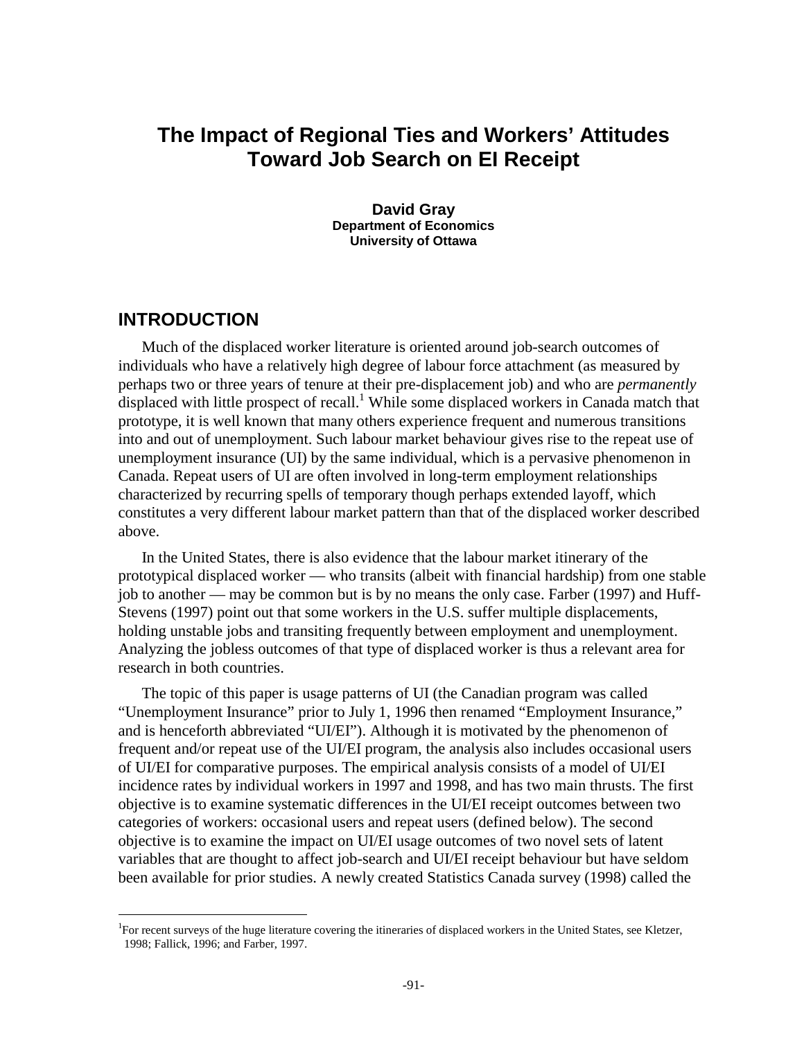# The Impact of Regional Ties and Workers' Attitudes Toward Job Search on EI Receipt

**David Gray**
**Department of Economics**
**University of Ottawa**

## INTRODUCTION

Much of the displaced worker literature is oriented around job-search outcomes of individuals who have a relatively high degree of labour force attachment (as measured by perhaps two or three years of tenure at their pre-displacement job) and who are *permanently* displaced with little prospect of recall.[1] While some displaced workers in Canada match that prototype, it is well known that many others experience frequent and numerous transitions into and out of unemployment. Such labour market behaviour gives rise to the repeat use of unemployment insurance (UI) by the same individual, which is a pervasive phenomenon in Canada. Repeat users of UI are often involved in long-term employment relationships characterized by recurring spells of temporary though perhaps extended layoff, which constitutes a very different labour market pattern than that of the displaced worker described above.

In the United States, there is also evidence that the labour market itinerary of the prototypical displaced worker — who transits (albeit with financial hardship) from one stable job to another — may be common but is by no means the only case. Farber (1997) and Huff-Stevens (1997) point out that some workers in the U.S. suffer multiple displacements, holding unstable jobs and transiting frequently between employment and unemployment. Analyzing the jobless outcomes of that type of displaced worker is thus a relevant area for research in both countries.

The topic of this paper is usage patterns of UI (the Canadian program was called "Unemployment Insurance" prior to July 1, 1996 then renamed "Employment Insurance," and is henceforth abbreviated "UI/EI"). Although it is motivated by the phenomenon of frequent and/or repeat use of the UI/EI program, the analysis also includes occasional users of UI/EI for comparative purposes. The empirical analysis consists of a model of UI/EI incidence rates by individual workers in 1997 and 1998, and has two main thrusts. The first objective is to examine systematic differences in the UI/EI receipt outcomes between two categories of workers: occasional users and repeat users (defined below). The second objective is to examine the impact on UI/EI usage outcomes of two novel sets of latent variables that are thought to affect job-search and UI/EI receipt behaviour but have seldom been available for prior studies. A newly created Statistics Canada survey (1998) called the

---

[1]For recent surveys of the huge literature covering the itineraries of displaced workers in the United States, see Kletzer, 1998; Fallick, 1996; and Farber, 1997.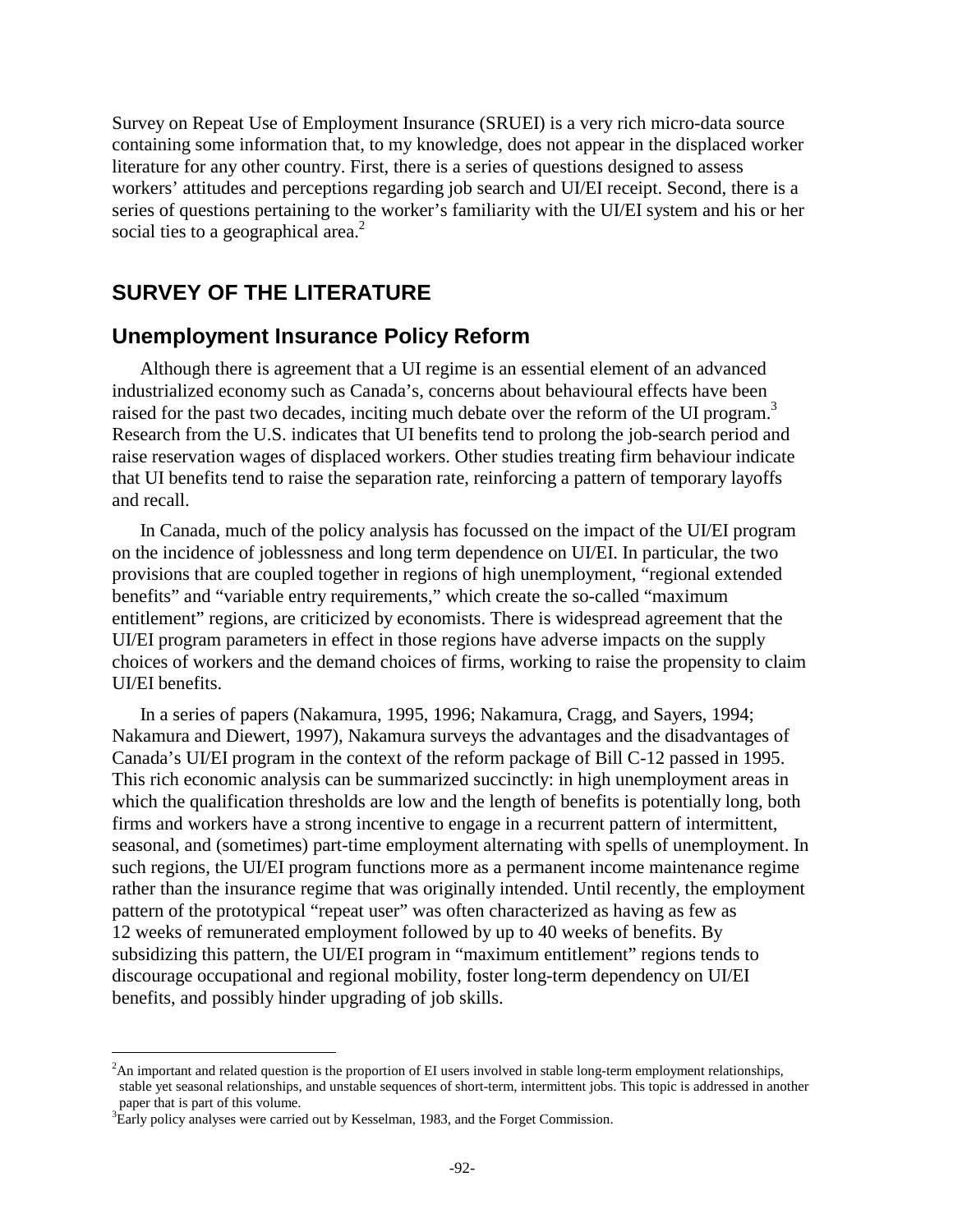Survey on Repeat Use of Employment Insurance (SRUEI) is a very rich micro-data source containing some information that, to my knowledge, does not appear in the displaced worker literature for any other country. First, there is a series of questions designed to assess workers' attitudes and perceptions regarding job search and UI/EI receipt. Second, there is a series of questions pertaining to the worker's familiarity with the UI/EI system and his or her social ties to a geographical area.[2]

## SURVEY OF THE LITERATURE

### Unemployment Insurance Policy Reform

Although there is agreement that a UI regime is an essential element of an advanced industrialized economy such as Canada's, concerns about behavioural effects have been raised for the past two decades, inciting much debate over the reform of the UI program.[3] Research from the U.S. indicates that UI benefits tend to prolong the job-search period and raise reservation wages of displaced workers. Other studies treating firm behaviour indicate that UI benefits tend to raise the separation rate, reinforcing a pattern of temporary layoffs and recall.

In Canada, much of the policy analysis has focussed on the impact of the UI/EI program on the incidence of joblessness and long term dependence on UI/EI. In particular, the two provisions that are coupled together in regions of high unemployment, "regional extended benefits" and "variable entry requirements," which create the so-called "maximum entitlement" regions, are criticized by economists. There is widespread agreement that the UI/EI program parameters in effect in those regions have adverse impacts on the supply choices of workers and the demand choices of firms, working to raise the propensity to claim UI/EI benefits.

In a series of papers (Nakamura, 1995, 1996; Nakamura, Cragg, and Sayers, 1994; Nakamura and Diewert, 1997), Nakamura surveys the advantages and the disadvantages of Canada's UI/EI program in the context of the reform package of Bill C-12 passed in 1995. This rich economic analysis can be summarized succinctly: in high unemployment areas in which the qualification thresholds are low and the length of benefits is potentially long, both firms and workers have a strong incentive to engage in a recurrent pattern of intermittent, seasonal, and (sometimes) part-time employment alternating with spells of unemployment. In such regions, the UI/EI program functions more as a permanent income maintenance regime rather than the insurance regime that was originally intended. Until recently, the employment pattern of the prototypical "repeat user" was often characterized as having as few as 12 weeks of remunerated employment followed by up to 40 weeks of benefits. By subsidizing this pattern, the UI/EI program in "maximum entitlement" regions tends to discourage occupational and regional mobility, foster long-term dependency on UI/EI benefits, and possibly hinder upgrading of job skills.

---

[2] An important and related question is the proportion of EI users involved in stable long-term employment relationships, stable yet seasonal relationships, and unstable sequences of short-term, intermittent jobs. This topic is addressed in another paper that is part of this volume.

[3] Early policy analyses were carried out by Kesselman, 1983, and the Forget Commission.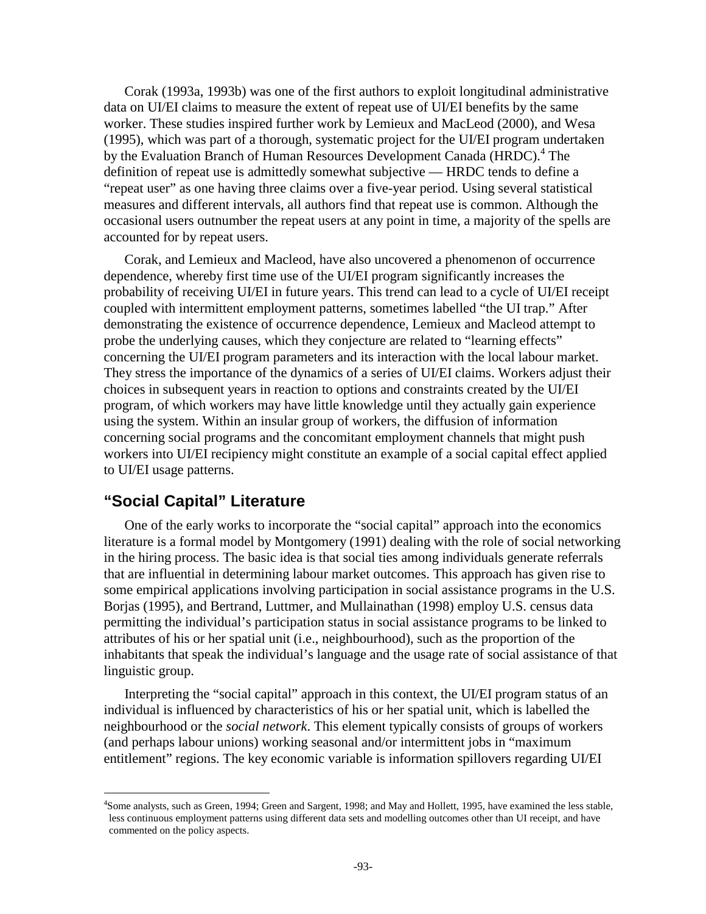Corak (1993a, 1993b) was one of the first authors to exploit longitudinal administrative data on UI/EI claims to measure the extent of repeat use of UI/EI benefits by the same worker. These studies inspired further work by Lemieux and MacLeod (2000), and Wesa (1995), which was part of a thorough, systematic project for the UI/EI program undertaken by the Evaluation Branch of Human Resources Development Canada (HRDC).[4] The definition of repeat use is admittedly somewhat subjective — HRDC tends to define a "repeat user" as one having three claims over a five-year period. Using several statistical measures and different intervals, all authors find that repeat use is common. Although the occasional users outnumber the repeat users at any point in time, a majority of the spells are accounted for by repeat users.

Corak, and Lemieux and Macleod, have also uncovered a phenomenon of occurrence dependence, whereby first time use of the UI/EI program significantly increases the probability of receiving UI/EI in future years. This trend can lead to a cycle of UI/EI receipt coupled with intermittent employment patterns, sometimes labelled "the UI trap." After demonstrating the existence of occurrence dependence, Lemieux and Macleod attempt to probe the underlying causes, which they conjecture are related to "learning effects" concerning the UI/EI program parameters and its interaction with the local labour market. They stress the importance of the dynamics of a series of UI/EI claims. Workers adjust their choices in subsequent years in reaction to options and constraints created by the UI/EI program, of which workers may have little knowledge until they actually gain experience using the system. Within an insular group of workers, the diffusion of information concerning social programs and the concomitant employment channels that might push workers into UI/EI recipiency might constitute an example of a social capital effect applied to UI/EI usage patterns.

## "Social Capital" Literature

One of the early works to incorporate the "social capital" approach into the economics literature is a formal model by Montgomery (1991) dealing with the role of social networking in the hiring process. The basic idea is that social ties among individuals generate referrals that are influential in determining labour market outcomes. This approach has given rise to some empirical applications involving participation in social assistance programs in the U.S. Borjas (1995), and Bertrand, Luttmer, and Mullainathan (1998) employ U.S. census data permitting the individual's participation status in social assistance programs to be linked to attributes of his or her spatial unit (i.e., neighbourhood), such as the proportion of the inhabitants that speak the individual's language and the usage rate of social assistance of that linguistic group.

Interpreting the "social capital" approach in this context, the UI/EI program status of an individual is influenced by characteristics of his or her spatial unit, which is labelled the neighbourhood or the *social network*. This element typically consists of groups of workers (and perhaps labour unions) working seasonal and/or intermittent jobs in "maximum entitlement" regions. The key economic variable is information spillovers regarding UI/EI

[4]Some analysts, such as Green, 1994; Green and Sargent, 1998; and May and Hollett, 1995, have examined the less stable, less continuous employment patterns using different data sets and modelling outcomes other than UI receipt, and have commented on the policy aspects.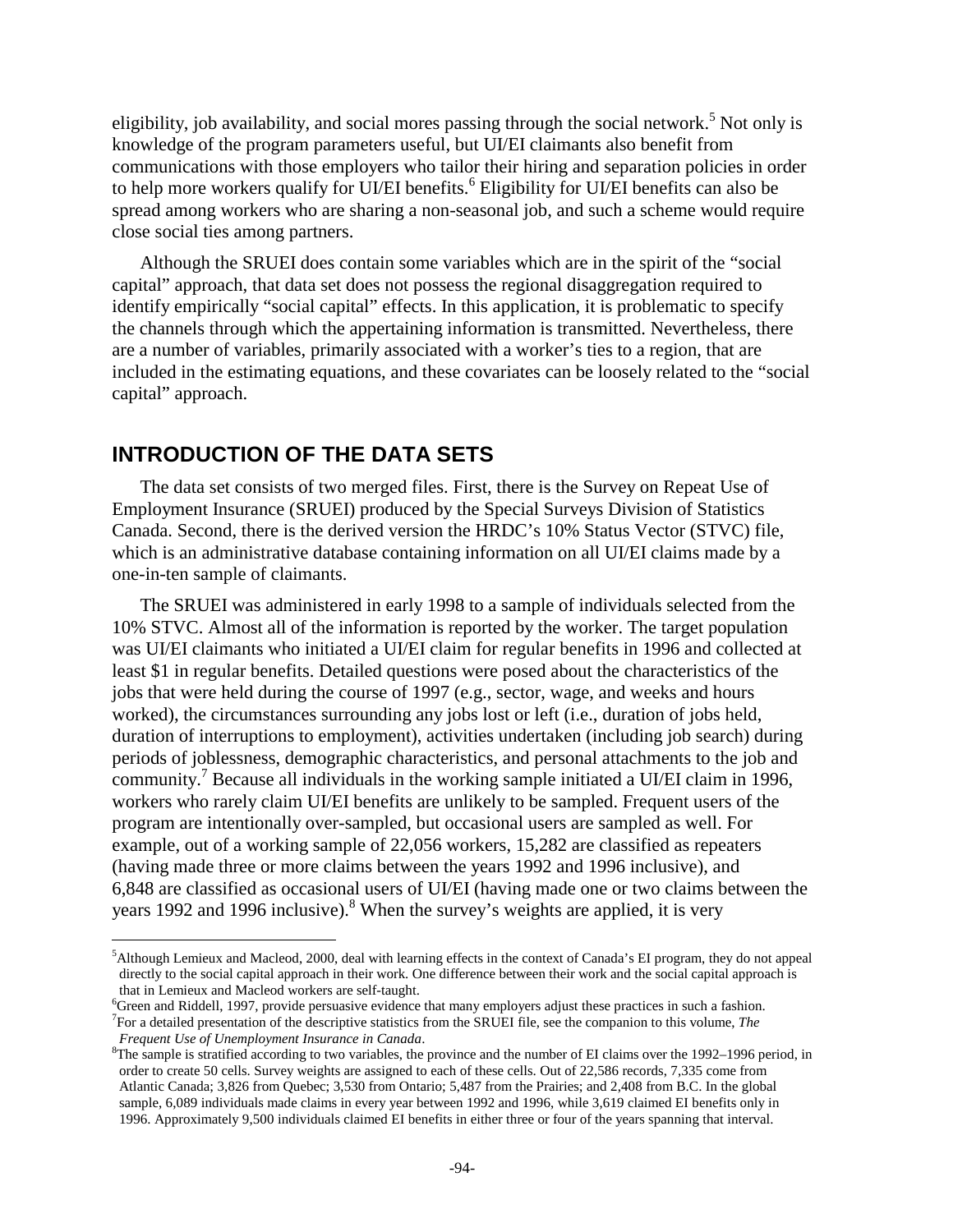eligibility, job availability, and social mores passing through the social network.[5] Not only is knowledge of the program parameters useful, but UI/EI claimants also benefit from communications with those employers who tailor their hiring and separation policies in order to help more workers qualify for UI/EI benefits.[6] Eligibility for UI/EI benefits can also be spread among workers who are sharing a non-seasonal job, and such a scheme would require close social ties among partners.

Although the SRUEI does contain some variables which are in the spirit of the "social capital" approach, that data set does not possess the regional disaggregation required to identify empirically "social capital" effects. In this application, it is problematic to specify the channels through which the appertaining information is transmitted. Nevertheless, there are a number of variables, primarily associated with a worker's ties to a region, that are included in the estimating equations, and these covariates can be loosely related to the "social capital" approach.

## INTRODUCTION OF THE DATA SETS

The data set consists of two merged files. First, there is the Survey on Repeat Use of Employment Insurance (SRUEI) produced by the Special Surveys Division of Statistics Canada. Second, there is the derived version the HRDC's 10% Status Vector (STVC) file, which is an administrative database containing information on all UI/EI claims made by a one-in-ten sample of claimants.

The SRUEI was administered in early 1998 to a sample of individuals selected from the 10% STVC. Almost all of the information is reported by the worker. The target population was UI/EI claimants who initiated a UI/EI claim for regular benefits in 1996 and collected at least $1 in regular benefits. Detailed questions were posed about the characteristics of the jobs that were held during the course of 1997 (e.g., sector, wage, and weeks and hours worked), the circumstances surrounding any jobs lost or left (i.e., duration of jobs held, duration of interruptions to employment), activities undertaken (including job search) during periods of joblessness, demographic characteristics, and personal attachments to the job and community.[7] Because all individuals in the working sample initiated a UI/EI claim in 1996, workers who rarely claim UI/EI benefits are unlikely to be sampled. Frequent users of the program are intentionally over-sampled, but occasional users are sampled as well. For example, out of a working sample of 22,056 workers, 15,282 are classified as repeaters (having made three or more claims between the years 1992 and 1996 inclusive), and 6,848 are classified as occasional users of UI/EI (having made one or two claims between the years 1992 and 1996 inclusive).[8] When the survey's weights are applied, it is very

---

[5] Although Lemieux and Macleod, 2000, deal with learning effects in the context of Canada's EI program, they do not appeal directly to the social capital approach in their work. One difference between their work and the social capital approach is that in Lemieux and Macleod workers are self-taught.

[6] Green and Riddell, 1997, provide persuasive evidence that many employers adjust these practices in such a fashion.

[7] For a detailed presentation of the descriptive statistics from the SRUEI file, see the companion to this volume, *The Frequent Use of Unemployment Insurance in Canada*.

[8] The sample is stratified according to two variables, the province and the number of EI claims over the 1992–1996 period, in order to create 50 cells. Survey weights are assigned to each of these cells. Out of 22,586 records, 7,335 come from Atlantic Canada; 3,826 from Quebec; 3,530 from Ontario; 5,487 from the Prairies; and 2,408 from B.C. In the global sample, 6,089 individuals made claims in every year between 1992 and 1996, while 3,619 claimed EI benefits only in 1996. Approximately 9,500 individuals claimed EI benefits in either three or four of the years spanning that interval.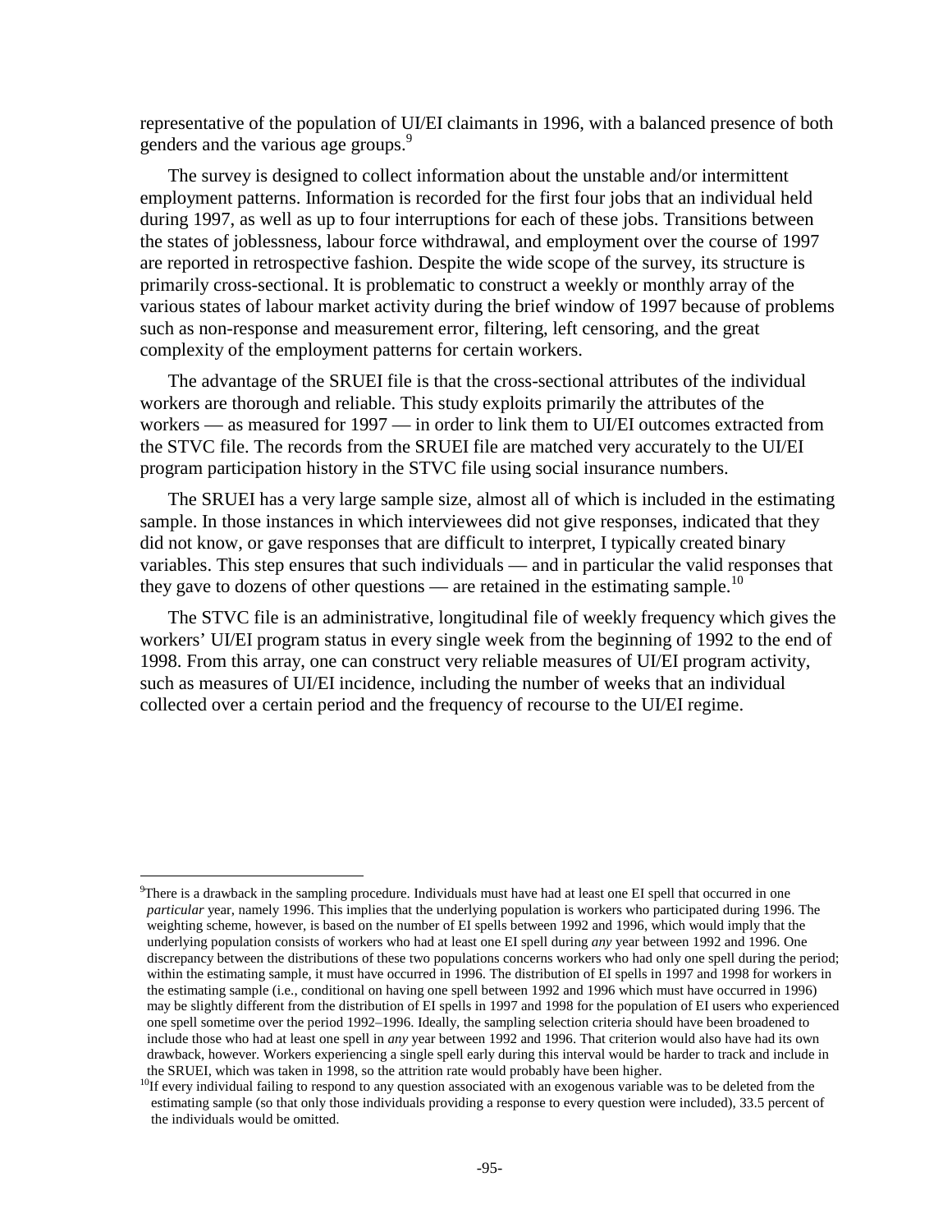representative of the population of UI/EI claimants in 1996, with a balanced presence of both genders and the various age groups.[9]

The survey is designed to collect information about the unstable and/or intermittent employment patterns. Information is recorded for the first four jobs that an individual held during 1997, as well as up to four interruptions for each of these jobs. Transitions between the states of joblessness, labour force withdrawal, and employment over the course of 1997 are reported in retrospective fashion. Despite the wide scope of the survey, its structure is primarily cross-sectional. It is problematic to construct a weekly or monthly array of the various states of labour market activity during the brief window of 1997 because of problems such as non-response and measurement error, filtering, left censoring, and the great complexity of the employment patterns for certain workers.

The advantage of the SRUEI file is that the cross-sectional attributes of the individual workers are thorough and reliable. This study exploits primarily the attributes of the workers — as measured for 1997 — in order to link them to UI/EI outcomes extracted from the STVC file. The records from the SRUEI file are matched very accurately to the UI/EI program participation history in the STVC file using social insurance numbers.

The SRUEI has a very large sample size, almost all of which is included in the estimating sample. In those instances in which interviewees did not give responses, indicated that they did not know, or gave responses that are difficult to interpret, I typically created binary variables. This step ensures that such individuals — and in particular the valid responses that they gave to dozens of other questions — are retained in the estimating sample.[10]

The STVC file is an administrative, longitudinal file of weekly frequency which gives the workers' UI/EI program status in every single week from the beginning of 1992 to the end of 1998. From this array, one can construct very reliable measures of UI/EI program activity, such as measures of UI/EI incidence, including the number of weeks that an individual collected over a certain period and the frequency of recourse to the UI/EI regime.

---

[9] There is a drawback in the sampling procedure. Individuals must have had at least one EI spell that occurred in one *particular* year, namely 1996. This implies that the underlying population is workers who participated during 1996. The weighting scheme, however, is based on the number of EI spells between 1992 and 1996, which would imply that the underlying population consists of workers who had at least one EI spell during *any* year between 1992 and 1996. One discrepancy between the distributions of these two populations concerns workers who had only one spell during the period; within the estimating sample, it must have occurred in 1996. The distribution of EI spells in 1997 and 1998 for workers in the estimating sample (i.e., conditional on having one spell between 1992 and 1996 which must have occurred in 1996) may be slightly different from the distribution of EI spells in 1997 and 1998 for the population of EI users who experienced one spell sometime over the period 1992–1996. Ideally, the sampling selection criteria should have been broadened to include those who had at least one spell in *any* year between 1992 and 1996. That criterion would also have had its own drawback, however. Workers experiencing a single spell early during this interval would be harder to track and include in the SRUEI, which was taken in 1998, so the attrition rate would probably have been higher.

[10] If every individual failing to respond to any question associated with an exogenous variable was to be deleted from the estimating sample (so that only those individuals providing a response to every question were included), 33.5 percent of the individuals would be omitted.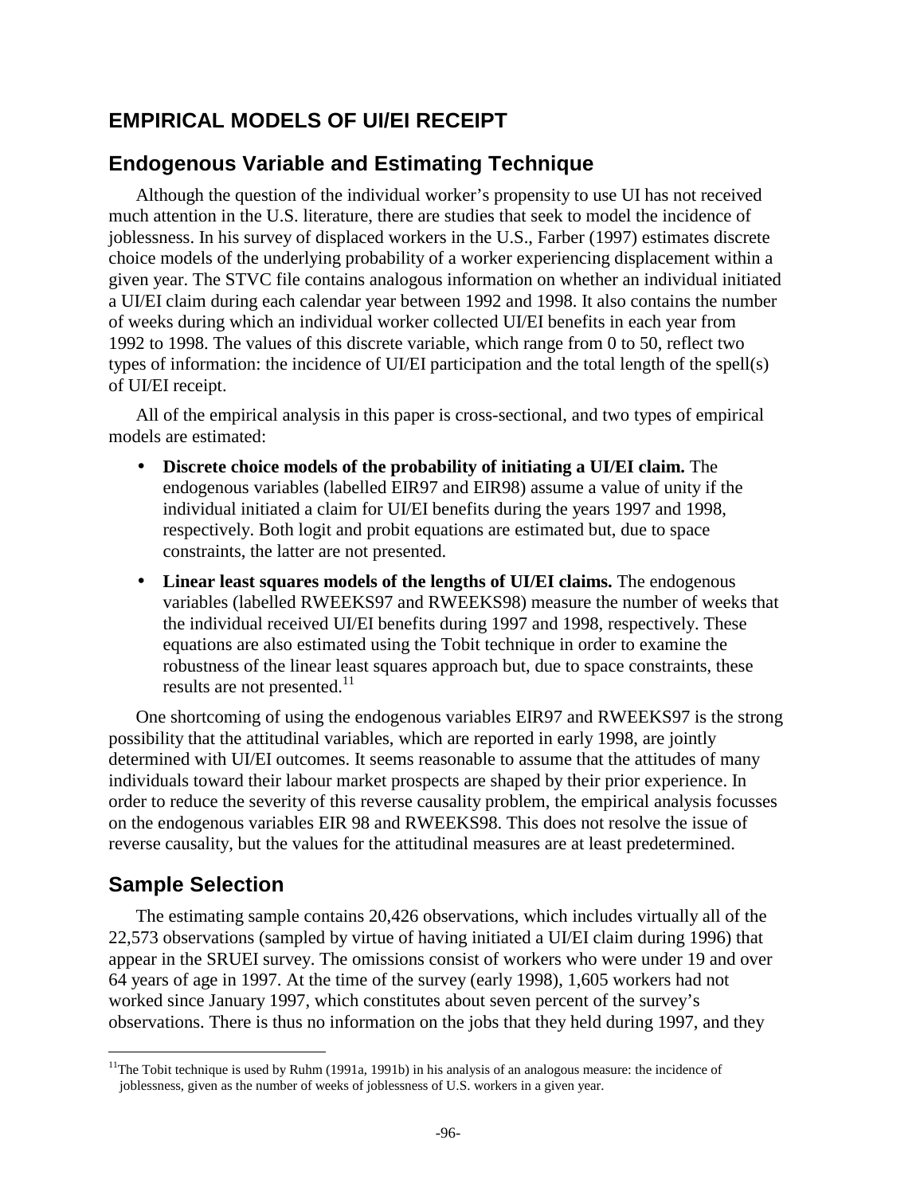## EMPIRICAL MODELS OF UI/EI RECEIPT

### Endogenous Variable and Estimating Technique

Although the question of the individual worker's propensity to use UI has not received much attention in the U.S. literature, there are studies that seek to model the incidence of joblessness. In his survey of displaced workers in the U.S., Farber (1997) estimates discrete choice models of the underlying probability of a worker experiencing displacement within a given year. The STVC file contains analogous information on whether an individual initiated a UI/EI claim during each calendar year between 1992 and 1998. It also contains the number of weeks during which an individual worker collected UI/EI benefits in each year from 1992 to 1998. The values of this discrete variable, which range from 0 to 50, reflect two types of information: the incidence of UI/EI participation and the total length of the spell(s) of UI/EI receipt.

All of the empirical analysis in this paper is cross-sectional, and two types of empirical models are estimated:

- **Discrete choice models of the probability of initiating a UI/EI claim.** The endogenous variables (labelled EIR97 and EIR98) assume a value of unity if the individual initiated a claim for UI/EI benefits during the years 1997 and 1998, respectively. Both logit and probit equations are estimated but, due to space constraints, the latter are not presented.
- **Linear least squares models of the lengths of UI/EI claims.** The endogenous variables (labelled RWEEKS97 and RWEEKS98) measure the number of weeks that the individual received UI/EI benefits during 1997 and 1998, respectively. These equations are also estimated using the Tobit technique in order to examine the robustness of the linear least squares approach but, due to space constraints, these results are not presented.[11]

One shortcoming of using the endogenous variables EIR97 and RWEEKS97 is the strong possibility that the attitudinal variables, which are reported in early 1998, are jointly determined with UI/EI outcomes. It seems reasonable to assume that the attitudes of many individuals toward their labour market prospects are shaped by their prior experience. In order to reduce the severity of this reverse causality problem, the empirical analysis focusses on the endogenous variables EIR 98 and RWEEKS98. This does not resolve the issue of reverse causality, but the values for the attitudinal measures are at least predetermined.

### Sample Selection

The estimating sample contains 20,426 observations, which includes virtually all of the 22,573 observations (sampled by virtue of having initiated a UI/EI claim during 1996) that appear in the SRUEI survey. The omissions consist of workers who were under 19 and over 64 years of age in 1997. At the time of the survey (early 1998), 1,605 workers had not worked since January 1997, which constitutes about seven percent of the survey's observations. There is thus no information on the jobs that they held during 1997, and they

[11] The Tobit technique is used by Ruhm (1991a, 1991b) in his analysis of an analogous measure: the incidence of joblessness, given as the number of weeks of joblessness of U.S. workers in a given year.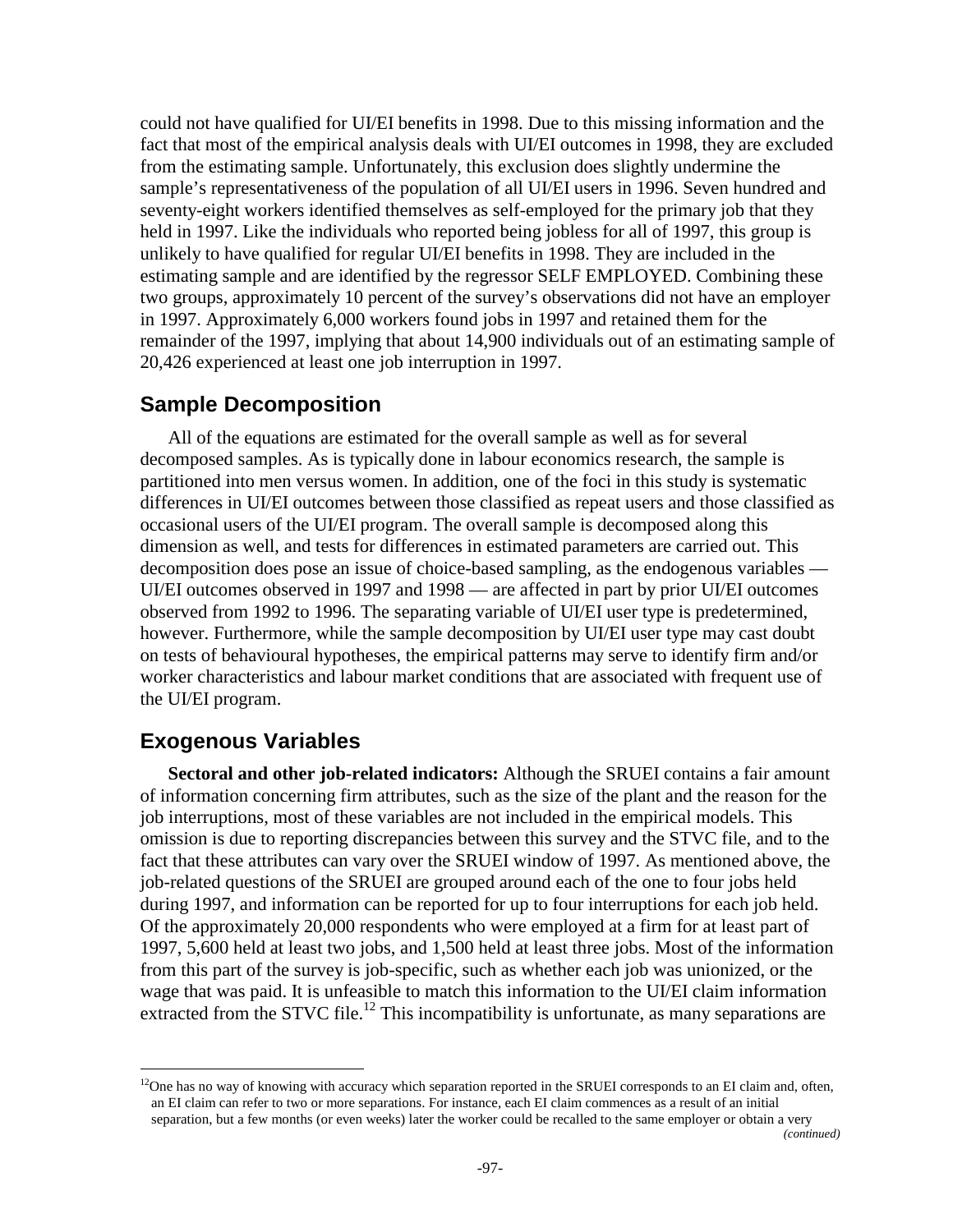could not have qualified for UI/EI benefits in 1998. Due to this missing information and the fact that most of the empirical analysis deals with UI/EI outcomes in 1998, they are excluded from the estimating sample. Unfortunately, this exclusion does slightly undermine the sample's representativeness of the population of all UI/EI users in 1996. Seven hundred and seventy-eight workers identified themselves as self-employed for the primary job that they held in 1997. Like the individuals who reported being jobless for all of 1997, this group is unlikely to have qualified for regular UI/EI benefits in 1998. They are included in the estimating sample and are identified by the regressor SELF EMPLOYED. Combining these two groups, approximately 10 percent of the survey's observations did not have an employer in 1997. Approximately 6,000 workers found jobs in 1997 and retained them for the remainder of the 1997, implying that about 14,900 individuals out of an estimating sample of 20,426 experienced at least one job interruption in 1997.

## Sample Decomposition

All of the equations are estimated for the overall sample as well as for several decomposed samples. As is typically done in labour economics research, the sample is partitioned into men versus women. In addition, one of the foci in this study is systematic differences in UI/EI outcomes between those classified as repeat users and those classified as occasional users of the UI/EI program. The overall sample is decomposed along this dimension as well, and tests for differences in estimated parameters are carried out. This decomposition does pose an issue of choice-based sampling, as the endogenous variables — UI/EI outcomes observed in 1997 and 1998 — are affected in part by prior UI/EI outcomes observed from 1992 to 1996. The separating variable of UI/EI user type is predetermined, however. Furthermore, while the sample decomposition by UI/EI user type may cast doubt on tests of behavioural hypotheses, the empirical patterns may serve to identify firm and/or worker characteristics and labour market conditions that are associated with frequent use of the UI/EI program.

## Exogenous Variables

**Sectoral and other job-related indicators:** Although the SRUEI contains a fair amount of information concerning firm attributes, such as the size of the plant and the reason for the job interruptions, most of these variables are not included in the empirical models. This omission is due to reporting discrepancies between this survey and the STVC file, and to the fact that these attributes can vary over the SRUEI window of 1997. As mentioned above, the job-related questions of the SRUEI are grouped around each of the one to four jobs held during 1997, and information can be reported for up to four interruptions for each job held. Of the approximately 20,000 respondents who were employed at a firm for at least part of 1997, 5,600 held at least two jobs, and 1,500 held at least three jobs. Most of the information from this part of the survey is job-specific, such as whether each job was unionized, or the wage that was paid. It is unfeasible to match this information to the UI/EI claim information extracted from the STVC file.[12] This incompatibility is unfortunate, as many separations are

[12]One has no way of knowing with accuracy which separation reported in the SRUEI corresponds to an EI claim and, often, an EI claim can refer to two or more separations. For instance, each EI claim commences as a result of an initial separation, but a few months (or even weeks) later the worker could be recalled to the same employer or obtain a very

*(continued)*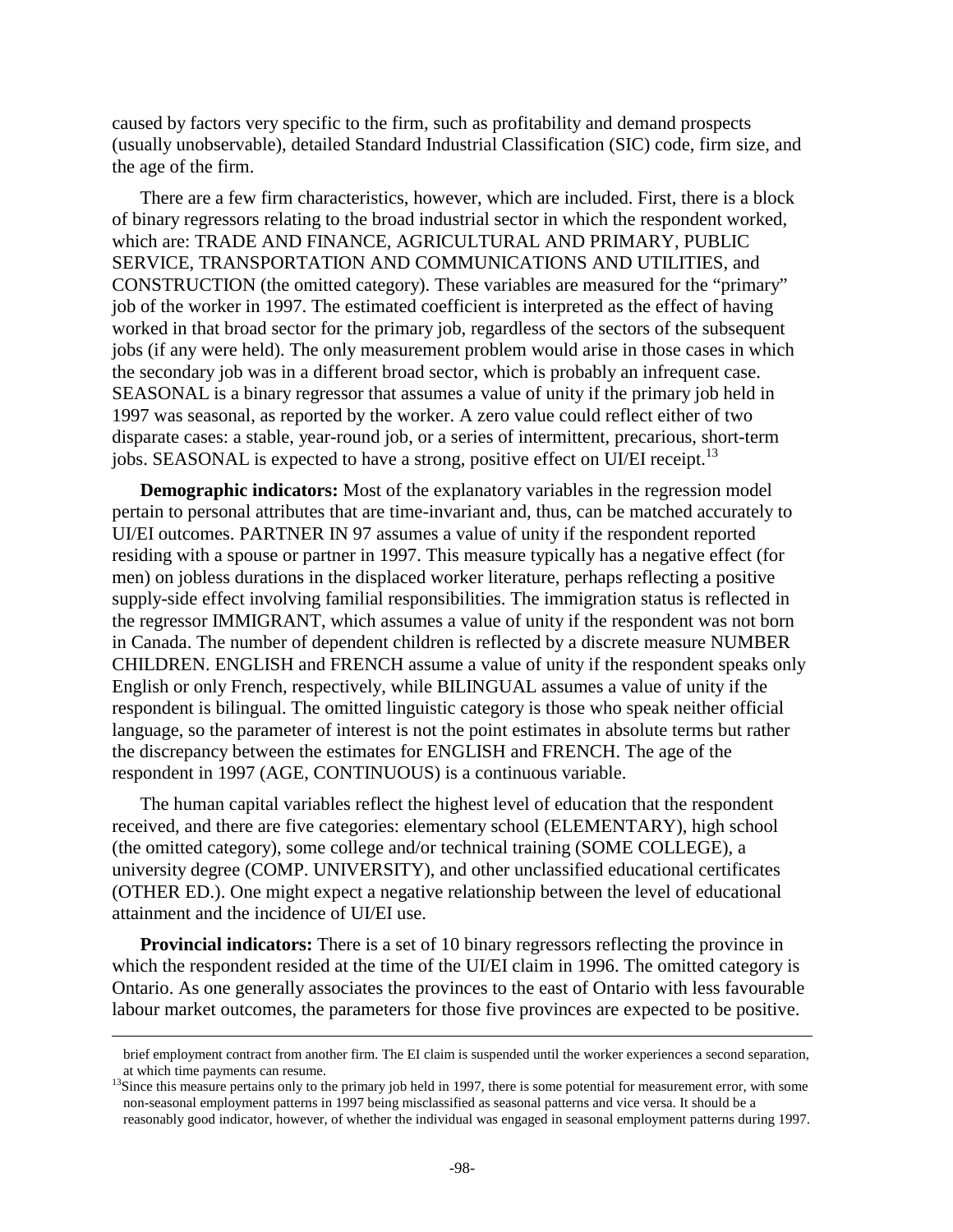caused by factors very specific to the firm, such as profitability and demand prospects (usually unobservable), detailed Standard Industrial Classification (SIC) code, firm size, and the age of the firm.

There are a few firm characteristics, however, which are included. First, there is a block of binary regressors relating to the broad industrial sector in which the respondent worked, which are: TRADE AND FINANCE, AGRICULTURAL AND PRIMARY, PUBLIC SERVICE, TRANSPORTATION AND COMMUNICATIONS AND UTILITIES, and CONSTRUCTION (the omitted category). These variables are measured for the "primary" job of the worker in 1997. The estimated coefficient is interpreted as the effect of having worked in that broad sector for the primary job, regardless of the sectors of the subsequent jobs (if any were held). The only measurement problem would arise in those cases in which the secondary job was in a different broad sector, which is probably an infrequent case. SEASONAL is a binary regressor that assumes a value of unity if the primary job held in 1997 was seasonal, as reported by the worker. A zero value could reflect either of two disparate cases: a stable, year-round job, or a series of intermittent, precarious, short-term jobs. SEASONAL is expected to have a strong, positive effect on UI/EI receipt.[13]

**Demographic indicators:** Most of the explanatory variables in the regression model pertain to personal attributes that are time-invariant and, thus, can be matched accurately to UI/EI outcomes. PARTNER IN 97 assumes a value of unity if the respondent reported residing with a spouse or partner in 1997. This measure typically has a negative effect (for men) on jobless durations in the displaced worker literature, perhaps reflecting a positive supply-side effect involving familial responsibilities. The immigration status is reflected in the regressor IMMIGRANT, which assumes a value of unity if the respondent was not born in Canada. The number of dependent children is reflected by a discrete measure NUMBER CHILDREN. ENGLISH and FRENCH assume a value of unity if the respondent speaks only English or only French, respectively, while BILINGUAL assumes a value of unity if the respondent is bilingual. The omitted linguistic category is those who speak neither official language, so the parameter of interest is not the point estimates in absolute terms but rather the discrepancy between the estimates for ENGLISH and FRENCH. The age of the respondent in 1997 (AGE, CONTINUOUS) is a continuous variable.

The human capital variables reflect the highest level of education that the respondent received, and there are five categories: elementary school (ELEMENTARY), high school (the omitted category), some college and/or technical training (SOME COLLEGE), a university degree (COMP. UNIVERSITY), and other unclassified educational certificates (OTHER ED.). One might expect a negative relationship between the level of educational attainment and the incidence of UI/EI use.

**Provincial indicators:** There is a set of 10 binary regressors reflecting the province in which the respondent resided at the time of the UI/EI claim in 1996. The omitted category is Ontario. As one generally associates the provinces to the east of Ontario with less favourable labour market outcomes, the parameters for those five provinces are expected to be positive.

---

brief employment contract from another firm. The EI claim is suspended until the worker experiences a second separation, at which time payments can resume.

[13]Since this measure pertains only to the primary job held in 1997, there is some potential for measurement error, with some non-seasonal employment patterns in 1997 being misclassified as seasonal patterns and vice versa. It should be a reasonably good indicator, however, of whether the individual was engaged in seasonal employment patterns during 1997.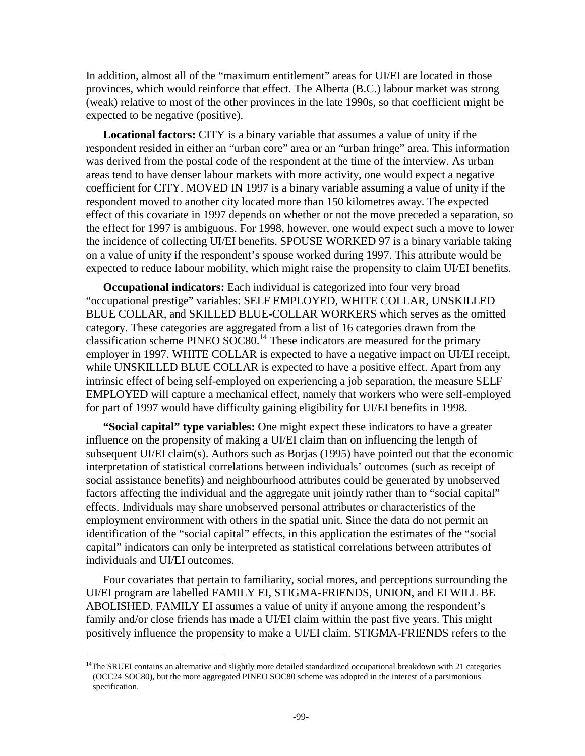In addition, almost all of the "maximum entitlement" areas for UI/EI are located in those provinces, which would reinforce that effect. The Alberta (B.C.) labour market was strong (weak) relative to most of the other provinces in the late 1990s, so that coefficient might be expected to be negative (positive).

**Locational factors:** CITY is a binary variable that assumes a value of unity if the respondent resided in either an "urban core" area or an "urban fringe" area. This information was derived from the postal code of the respondent at the time of the interview. As urban areas tend to have denser labour markets with more activity, one would expect a negative coefficient for CITY. MOVED IN 1997 is a binary variable assuming a value of unity if the respondent moved to another city located more than 150 kilometres away. The expected effect of this covariate in 1997 depends on whether or not the move preceded a separation, so the effect for 1997 is ambiguous. For 1998, however, one would expect such a move to lower the incidence of collecting UI/EI benefits. SPOUSE WORKED 97 is a binary variable taking on a value of unity if the respondent's spouse worked during 1997. This attribute would be expected to reduce labour mobility, which might raise the propensity to claim UI/EI benefits.

**Occupational indicators:** Each individual is categorized into four very broad "occupational prestige" variables: SELF EMPLOYED, WHITE COLLAR, UNSKILLED BLUE COLLAR, and SKILLED BLUE-COLLAR WORKERS which serves as the omitted category. These categories are aggregated from a list of 16 categories drawn from the classification scheme PINEO SOC80.[14] These indicators are measured for the primary employer in 1997. WHITE COLLAR is expected to have a negative impact on UI/EI receipt, while UNSKILLED BLUE COLLAR is expected to have a positive effect. Apart from any intrinsic effect of being self-employed on experiencing a job separation, the measure SELF EMPLOYED will capture a mechanical effect, namely that workers who were self-employed for part of 1997 would have difficulty gaining eligibility for UI/EI benefits in 1998.

**"Social capital" type variables:** One might expect these indicators to have a greater influence on the propensity of making a UI/EI claim than on influencing the length of subsequent UI/EI claim(s). Authors such as Borjas (1995) have pointed out that the economic interpretation of statistical correlations between individuals' outcomes (such as receipt of social assistance benefits) and neighbourhood attributes could be generated by unobserved factors affecting the individual and the aggregate unit jointly rather than to "social capital" effects. Individuals may share unobserved personal attributes or characteristics of the employment environment with others in the spatial unit. Since the data do not permit an identification of the "social capital" effects, in this application the estimates of the "social capital" indicators can only be interpreted as statistical correlations between attributes of individuals and UI/EI outcomes.

Four covariates that pertain to familiarity, social mores, and perceptions surrounding the UI/EI program are labelled FAMILY EI, STIGMA-FRIENDS, UNION, and EI WILL BE ABOLISHED. FAMILY EI assumes a value of unity if anyone among the respondent's family and/or close friends has made a UI/EI claim within the past five years. This might positively influence the propensity to make a UI/EI claim. STIGMA-FRIENDS refers to the

---

[14]The SRUEI contains an alternative and slightly more detailed standardized occupational breakdown with 21 categories (OCC24 SOC80), but the more aggregated PINEO SOC80 scheme was adopted in the interest of a parsimonious specification.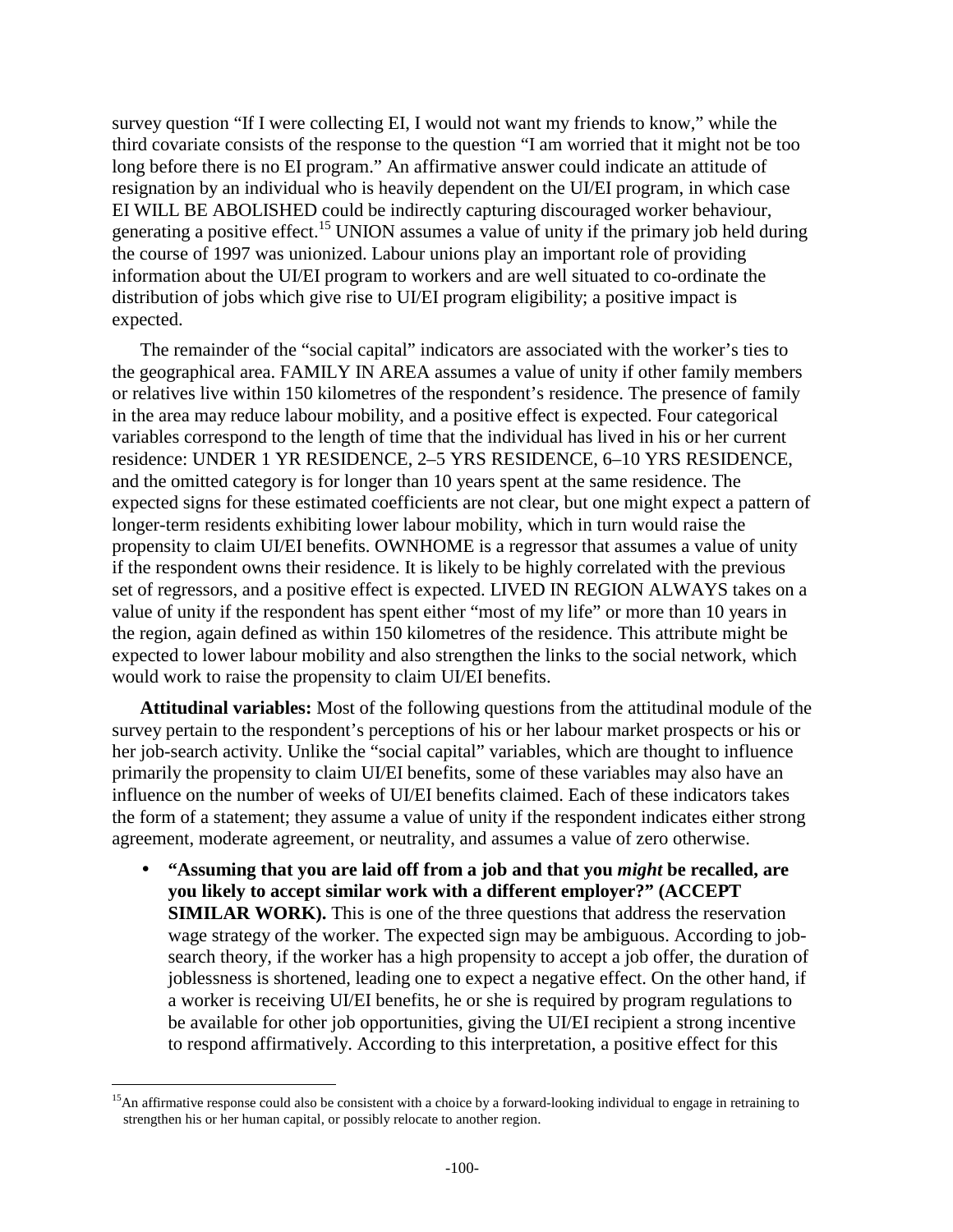survey question "If I were collecting EI, I would not want my friends to know," while the third covariate consists of the response to the question "I am worried that it might not be too long before there is no EI program." An affirmative answer could indicate an attitude of resignation by an individual who is heavily dependent on the UI/EI program, in which case EI WILL BE ABOLISHED could be indirectly capturing discouraged worker behaviour, generating a positive effect.[15] UNION assumes a value of unity if the primary job held during the course of 1997 was unionized. Labour unions play an important role of providing information about the UI/EI program to workers and are well situated to co-ordinate the distribution of jobs which give rise to UI/EI program eligibility; a positive impact is expected.

The remainder of the "social capital" indicators are associated with the worker's ties to the geographical area. FAMILY IN AREA assumes a value of unity if other family members or relatives live within 150 kilometres of the respondent's residence. The presence of family in the area may reduce labour mobility, and a positive effect is expected. Four categorical variables correspond to the length of time that the individual has lived in his or her current residence: UNDER 1 YR RESIDENCE, 2–5 YRS RESIDENCE, 6–10 YRS RESIDENCE, and the omitted category is for longer than 10 years spent at the same residence. The expected signs for these estimated coefficients are not clear, but one might expect a pattern of longer-term residents exhibiting lower labour mobility, which in turn would raise the propensity to claim UI/EI benefits. OWNHOME is a regressor that assumes a value of unity if the respondent owns their residence. It is likely to be highly correlated with the previous set of regressors, and a positive effect is expected. LIVED IN REGION ALWAYS takes on a value of unity if the respondent has spent either "most of my life" or more than 10 years in the region, again defined as within 150 kilometres of the residence. This attribute might be expected to lower labour mobility and also strengthen the links to the social network, which would work to raise the propensity to claim UI/EI benefits.

**Attitudinal variables:** Most of the following questions from the attitudinal module of the survey pertain to the respondent's perceptions of his or her labour market prospects or his or her job-search activity. Unlike the "social capital" variables, which are thought to influence primarily the propensity to claim UI/EI benefits, some of these variables may also have an influence on the number of weeks of UI/EI benefits claimed. Each of these indicators takes the form of a statement; they assume a value of unity if the respondent indicates either strong agreement, moderate agreement, or neutrality, and assumes a value of zero otherwise.

- **"Assuming that you are laid off from a job and that you *might* be recalled, are you likely to accept similar work with a different employer?" (ACCEPT SIMILAR WORK).** This is one of the three questions that address the reservation wage strategy of the worker. The expected sign may be ambiguous. According to job-search theory, if the worker has a high propensity to accept a job offer, the duration of joblessness is shortened, leading one to expect a negative effect. On the other hand, if a worker is receiving UI/EI benefits, he or she is required by program regulations to be available for other job opportunities, giving the UI/EI recipient a strong incentive to respond affirmatively. According to this interpretation, a positive effect for this

[15] An affirmative response could also be consistent with a choice by a forward-looking individual to engage in retraining to strengthen his or her human capital, or possibly relocate to another region.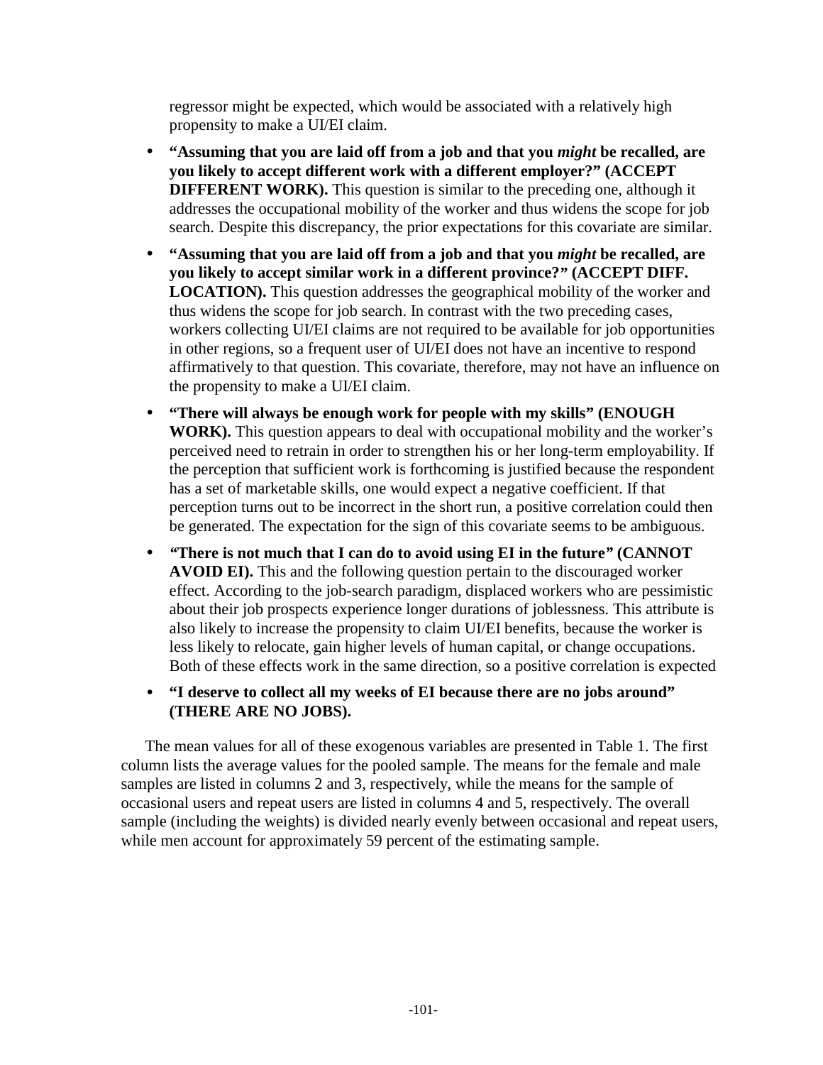regressor might be expected, which would be associated with a relatively high propensity to make a UI/EI claim.

- **"Assuming that you are laid off from a job and that you *might* be recalled, are you likely to accept different work with a different employer?" (ACCEPT DIFFERENT WORK).** This question is similar to the preceding one, although it addresses the occupational mobility of the worker and thus widens the scope for job search. Despite this discrepancy, the prior expectations for this covariate are similar.
- **"Assuming that you are laid off from a job and that you *might* be recalled, are you likely to accept similar work in a different province?" (ACCEPT DIFF. LOCATION).** This question addresses the geographical mobility of the worker and thus widens the scope for job search. In contrast with the two preceding cases, workers collecting UI/EI claims are not required to be available for job opportunities in other regions, so a frequent user of UI/EI does not have an incentive to respond affirmatively to that question. This covariate, therefore, may not have an influence on the propensity to make a UI/EI claim.
- **"There will always be enough work for people with my skills" (ENOUGH WORK).** This question appears to deal with occupational mobility and the worker's perceived need to retrain in order to strengthen his or her long-term employability. If the perception that sufficient work is forthcoming is justified because the respondent has a set of marketable skills, one would expect a negative coefficient. If that perception turns out to be incorrect in the short run, a positive correlation could then be generated. The expectation for the sign of this covariate seems to be ambiguous.
- ***"*There is not much that I can do to avoid using EI in the future" (CANNOT AVOID EI).** This and the following question pertain to the discouraged worker effect. According to the job-search paradigm, displaced workers who are pessimistic about their job prospects experience longer durations of joblessness. This attribute is also likely to increase the propensity to claim UI/EI benefits, because the worker is less likely to relocate, gain higher levels of human capital, or change occupations. Both of these effects work in the same direction, so a positive correlation is expected
- **"I deserve to collect all my weeks of EI because there are no jobs around" (THERE ARE NO JOBS).**

The mean values for all of these exogenous variables are presented in Table 1. The first column lists the average values for the pooled sample. The means for the female and male samples are listed in columns 2 and 3, respectively, while the means for the sample of occasional users and repeat users are listed in columns 4 and 5, respectively. The overall sample (including the weights) is divided nearly evenly between occasional and repeat users, while men account for approximately 59 percent of the estimating sample.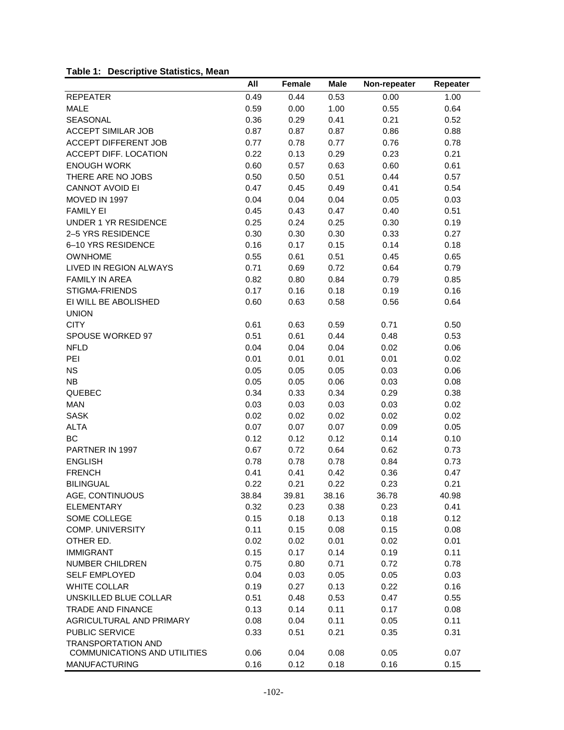**Table 1: Descriptive Statistics, Mean**

| | All | Female | Male | Non-repeater | Repeater |
|---|---|---|---|---|---|
| REPEATER | 0.49 | 0.44 | 0.53 | 0.00 | 1.00 |
| MALE | 0.59 | 0.00 | 1.00 | 0.55 | 0.64 |
| SEASONAL | 0.36 | 0.29 | 0.41 | 0.21 | 0.52 |
| ACCEPT SIMILAR JOB | 0.87 | 0.87 | 0.87 | 0.86 | 0.88 |
| ACCEPT DIFFERENT JOB | 0.77 | 0.78 | 0.77 | 0.76 | 0.78 |
| ACCEPT DIFF. LOCATION | 0.22 | 0.13 | 0.29 | 0.23 | 0.21 |
| ENOUGH WORK | 0.60 | 0.57 | 0.63 | 0.60 | 0.61 |
| THERE ARE NO JOBS | 0.50 | 0.50 | 0.51 | 0.44 | 0.57 |
| CANNOT AVOID EI | 0.47 | 0.45 | 0.49 | 0.41 | 0.54 |
| MOVED IN 1997 | 0.04 | 0.04 | 0.04 | 0.05 | 0.03 |
| FAMILY EI | 0.45 | 0.43 | 0.47 | 0.40 | 0.51 |
| UNDER 1 YR RESIDENCE | 0.25 | 0.24 | 0.25 | 0.30 | 0.19 |
| 2–5 YRS RESIDENCE | 0.30 | 0.30 | 0.30 | 0.33 | 0.27 |
| 6–10 YRS RESIDENCE | 0.16 | 0.17 | 0.15 | 0.14 | 0.18 |
| OWNHOME | 0.55 | 0.61 | 0.51 | 0.45 | 0.65 |
| LIVED IN REGION ALWAYS | 0.71 | 0.69 | 0.72 | 0.64 | 0.79 |
| FAMILY IN AREA | 0.82 | 0.80 | 0.84 | 0.79 | 0.85 |
| STIGMA-FRIENDS | 0.17 | 0.16 | 0.18 | 0.19 | 0.16 |
| EI WILL BE ABOLISHED | 0.60 | 0.63 | 0.58 | 0.56 | 0.64 |
| UNION | | | | | |
| CITY | 0.61 | 0.63 | 0.59 | 0.71 | 0.50 |
| SPOUSE WORKED 97 | 0.51 | 0.61 | 0.44 | 0.48 | 0.53 |
| NFLD | 0.04 | 0.04 | 0.04 | 0.02 | 0.06 |
| PEI | 0.01 | 0.01 | 0.01 | 0.01 | 0.02 |
| NS | 0.05 | 0.05 | 0.05 | 0.03 | 0.06 |
| NB | 0.05 | 0.05 | 0.06 | 0.03 | 0.08 |
| QUEBEC | 0.34 | 0.33 | 0.34 | 0.29 | 0.38 |
| MAN | 0.03 | 0.03 | 0.03 | 0.03 | 0.02 |
| SASK | 0.02 | 0.02 | 0.02 | 0.02 | 0.02 |
| ALTA | 0.07 | 0.07 | 0.07 | 0.09 | 0.05 |
| BC | 0.12 | 0.12 | 0.12 | 0.14 | 0.10 |
| PARTNER IN 1997 | 0.67 | 0.72 | 0.64 | 0.62 | 0.73 |
| ENGLISH | 0.78 | 0.78 | 0.78 | 0.84 | 0.73 |
| FRENCH | 0.41 | 0.41 | 0.42 | 0.36 | 0.47 |
| BILINGUAL | 0.22 | 0.21 | 0.22 | 0.23 | 0.21 |
| AGE, CONTINUOUS | 38.84 | 39.81 | 38.16 | 36.78 | 40.98 |
| ELEMENTARY | 0.32 | 0.23 | 0.38 | 0.23 | 0.41 |
| SOME COLLEGE | 0.15 | 0.18 | 0.13 | 0.18 | 0.12 |
| COMP. UNIVERSITY | 0.11 | 0.15 | 0.08 | 0.15 | 0.08 |
| OTHER ED. | 0.02 | 0.02 | 0.01 | 0.02 | 0.01 |
| IMMIGRANT | 0.15 | 0.17 | 0.14 | 0.19 | 0.11 |
| NUMBER CHILDREN | 0.75 | 0.80 | 0.71 | 0.72 | 0.78 |
| SELF EMPLOYED | 0.04 | 0.03 | 0.05 | 0.05 | 0.03 |
| WHITE COLLAR | 0.19 | 0.27 | 0.13 | 0.22 | 0.16 |
| UNSKILLED BLUE COLLAR | 0.51 | 0.48 | 0.53 | 0.47 | 0.55 |
| TRADE AND FINANCE | 0.13 | 0.14 | 0.11 | 0.17 | 0.08 |
| AGRICULTURAL AND PRIMARY | 0.08 | 0.04 | 0.11 | 0.05 | 0.11 |
| PUBLIC SERVICE | 0.33 | 0.51 | 0.21 | 0.35 | 0.31 |
| TRANSPORTATION AND COMMUNICATIONS AND UTILITIES | 0.06 | 0.04 | 0.08 | 0.05 | 0.07 |
| MANUFACTURING | 0.16 | 0.12 | 0.18 | 0.16 | 0.15 |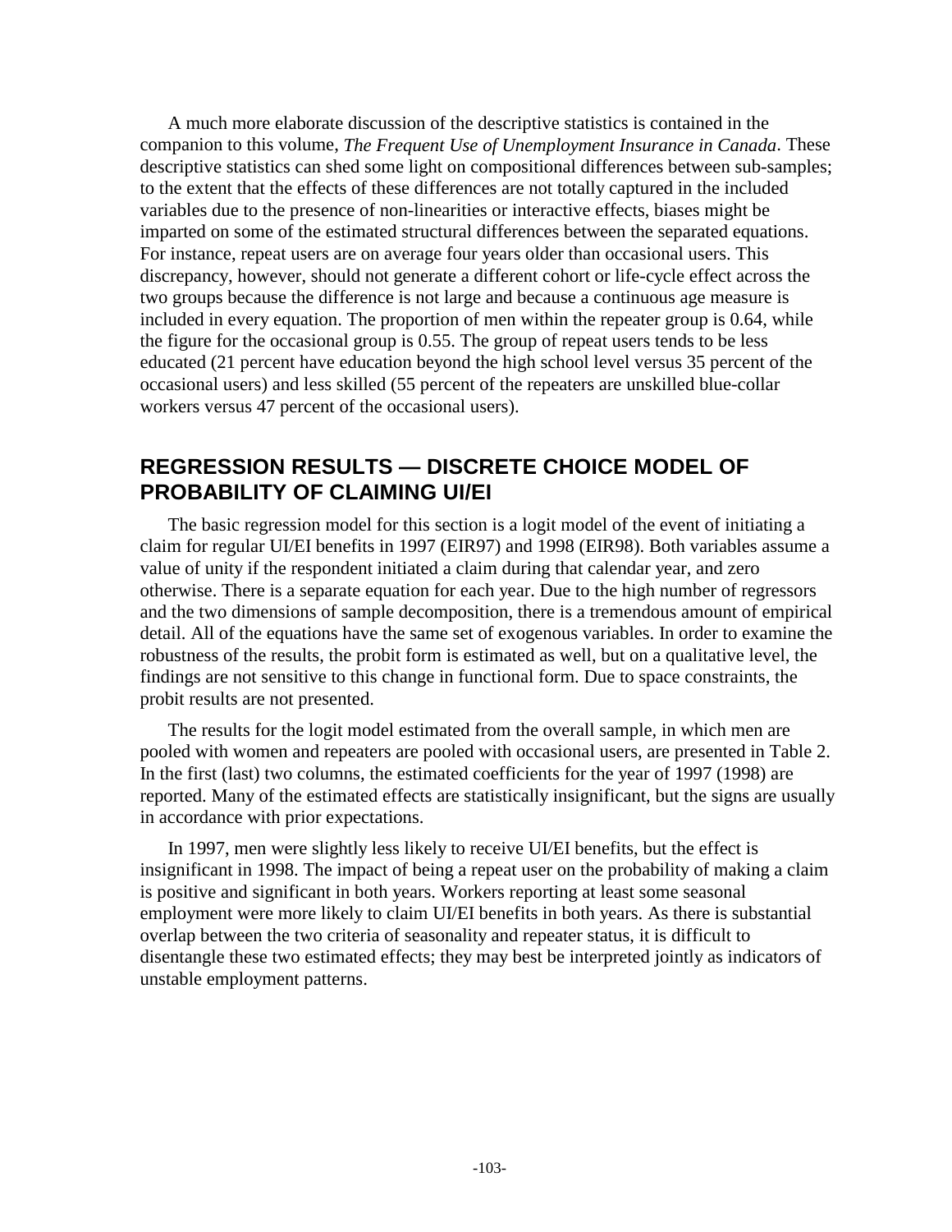A much more elaborate discussion of the descriptive statistics is contained in the companion to this volume, *The Frequent Use of Unemployment Insurance in Canada*. These descriptive statistics can shed some light on compositional differences between sub-samples; to the extent that the effects of these differences are not totally captured in the included variables due to the presence of non-linearities or interactive effects, biases might be imparted on some of the estimated structural differences between the separated equations. For instance, repeat users are on average four years older than occasional users. This discrepancy, however, should not generate a different cohort or life-cycle effect across the two groups because the difference is not large and because a continuous age measure is included in every equation. The proportion of men within the repeater group is 0.64, while the figure for the occasional group is 0.55. The group of repeat users tends to be less educated (21 percent have education beyond the high school level versus 35 percent of the occasional users) and less skilled (55 percent of the repeaters are unskilled blue-collar workers versus 47 percent of the occasional users).

## REGRESSION RESULTS — DISCRETE CHOICE MODEL OF PROBABILITY OF CLAIMING UI/EI

The basic regression model for this section is a logit model of the event of initiating a claim for regular UI/EI benefits in 1997 (EIR97) and 1998 (EIR98). Both variables assume a value of unity if the respondent initiated a claim during that calendar year, and zero otherwise. There is a separate equation for each year. Due to the high number of regressors and the two dimensions of sample decomposition, there is a tremendous amount of empirical detail. All of the equations have the same set of exogenous variables. In order to examine the robustness of the results, the probit form is estimated as well, but on a qualitative level, the findings are not sensitive to this change in functional form. Due to space constraints, the probit results are not presented.

The results for the logit model estimated from the overall sample, in which men are pooled with women and repeaters are pooled with occasional users, are presented in Table 2. In the first (last) two columns, the estimated coefficients for the year of 1997 (1998) are reported. Many of the estimated effects are statistically insignificant, but the signs are usually in accordance with prior expectations.

In 1997, men were slightly less likely to receive UI/EI benefits, but the effect is insignificant in 1998. The impact of being a repeat user on the probability of making a claim is positive and significant in both years. Workers reporting at least some seasonal employment were more likely to claim UI/EI benefits in both years. As there is substantial overlap between the two criteria of seasonality and repeater status, it is difficult to disentangle these two estimated effects; they may best be interpreted jointly as indicators of unstable employment patterns.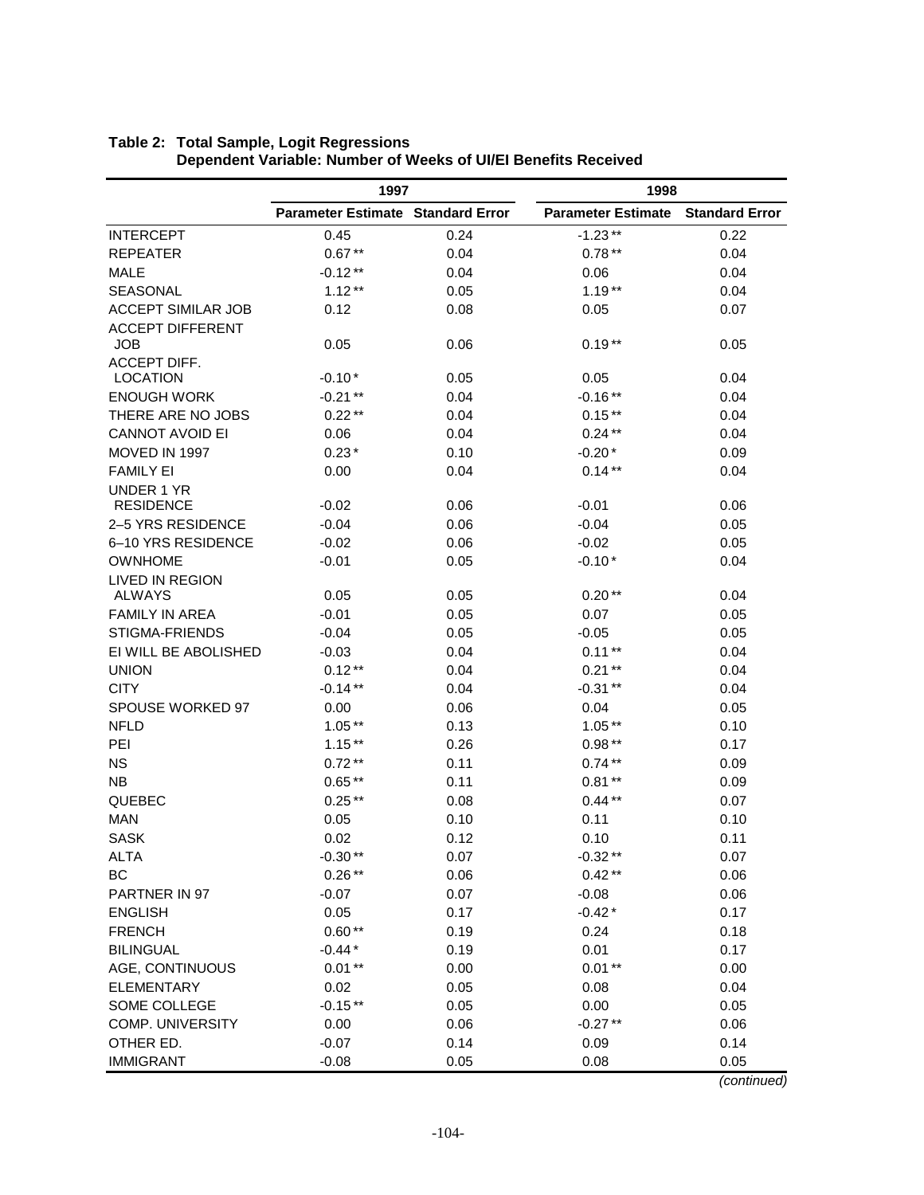**Table 2: Total Sample, Logit Regressions**
**Dependent Variable: Number of Weeks of UI/EI Benefits Received**

| | 1997 | | 1998 | |
|---|---|---|---|---|
| | Parameter Estimate | Standard Error | Parameter Estimate | Standard Error |
| INTERCEPT | 0.45 | 0.24 | -1.23 ** | 0.22 |
| REPEATER | 0.67 ** | 0.04 | 0.78 ** | 0.04 |
| MALE | -0.12 ** | 0.04 | 0.06 | 0.04 |
| SEASONAL | 1.12 ** | 0.05 | 1.19 ** | 0.04 |
| ACCEPT SIMILAR JOB | 0.12 | 0.08 | 0.05 | 0.07 |
| ACCEPT DIFFERENT JOB | 0.05 | 0.06 | 0.19 ** | 0.05 |
| ACCEPT DIFF. LOCATION | -0.10 * | 0.05 | 0.05 | 0.04 |
| ENOUGH WORK | -0.21 ** | 0.04 | -0.16 ** | 0.04 |
| THERE ARE NO JOBS | 0.22 ** | 0.04 | 0.15 ** | 0.04 |
| CANNOT AVOID EI | 0.06 | 0.04 | 0.24 ** | 0.04 |
| MOVED IN 1997 | 0.23 * | 0.10 | -0.20 * | 0.09 |
| FAMILY EI | 0.00 | 0.04 | 0.14 ** | 0.04 |
| UNDER 1 YR RESIDENCE | -0.02 | 0.06 | -0.01 | 0.06 |
| 2–5 YRS RESIDENCE | -0.04 | 0.06 | -0.04 | 0.05 |
| 6–10 YRS RESIDENCE | -0.02 | 0.06 | -0.02 | 0.05 |
| OWNHOME | -0.01 | 0.05 | -0.10 * | 0.04 |
| LIVED IN REGION ALWAYS | 0.05 | 0.05 | 0.20 ** | 0.04 |
| FAMILY IN AREA | -0.01 | 0.05 | 0.07 | 0.05 |
| STIGMA-FRIENDS | -0.04 | 0.05 | -0.05 | 0.05 |
| EI WILL BE ABOLISHED | -0.03 | 0.04 | 0.11 ** | 0.04 |
| UNION | 0.12 ** | 0.04 | 0.21 ** | 0.04 |
| CITY | -0.14 ** | 0.04 | -0.31 ** | 0.04 |
| SPOUSE WORKED 97 | 0.00 | 0.06 | 0.04 | 0.05 |
| NFLD | 1.05 ** | 0.13 | 1.05 ** | 0.10 |
| PEI | 1.15 ** | 0.26 | 0.98 ** | 0.17 |
| NS | 0.72 ** | 0.11 | 0.74 ** | 0.09 |
| NB | 0.65 ** | 0.11 | 0.81 ** | 0.09 |
| QUEBEC | 0.25 ** | 0.08 | 0.44 ** | 0.07 |
| MAN | 0.05 | 0.10 | 0.11 | 0.10 |
| SASK | 0.02 | 0.12 | 0.10 | 0.11 |
| ALTA | -0.30 ** | 0.07 | -0.32 ** | 0.07 |
| BC | 0.26 ** | 0.06 | 0.42 ** | 0.06 |
| PARTNER IN 97 | -0.07 | 0.07 | -0.08 | 0.06 |
| ENGLISH | 0.05 | 0.17 | -0.42 * | 0.17 |
| FRENCH | 0.60 ** | 0.19 | 0.24 | 0.18 |
| BILINGUAL | -0.44 * | 0.19 | 0.01 | 0.17 |
| AGE, CONTINUOUS | 0.01 ** | 0.00 | 0.01 ** | 0.00 |
| ELEMENTARY | 0.02 | 0.05 | 0.08 | 0.04 |
| SOME COLLEGE | -0.15 ** | 0.05 | 0.00 | 0.05 |
| COMP. UNIVERSITY | 0.00 | 0.06 | -0.27 ** | 0.06 |
| OTHER ED. | -0.07 | 0.14 | 0.09 | 0.14 |
| IMMIGRANT | -0.08 | 0.05 | 0.08 | 0.05 |

*(continued)*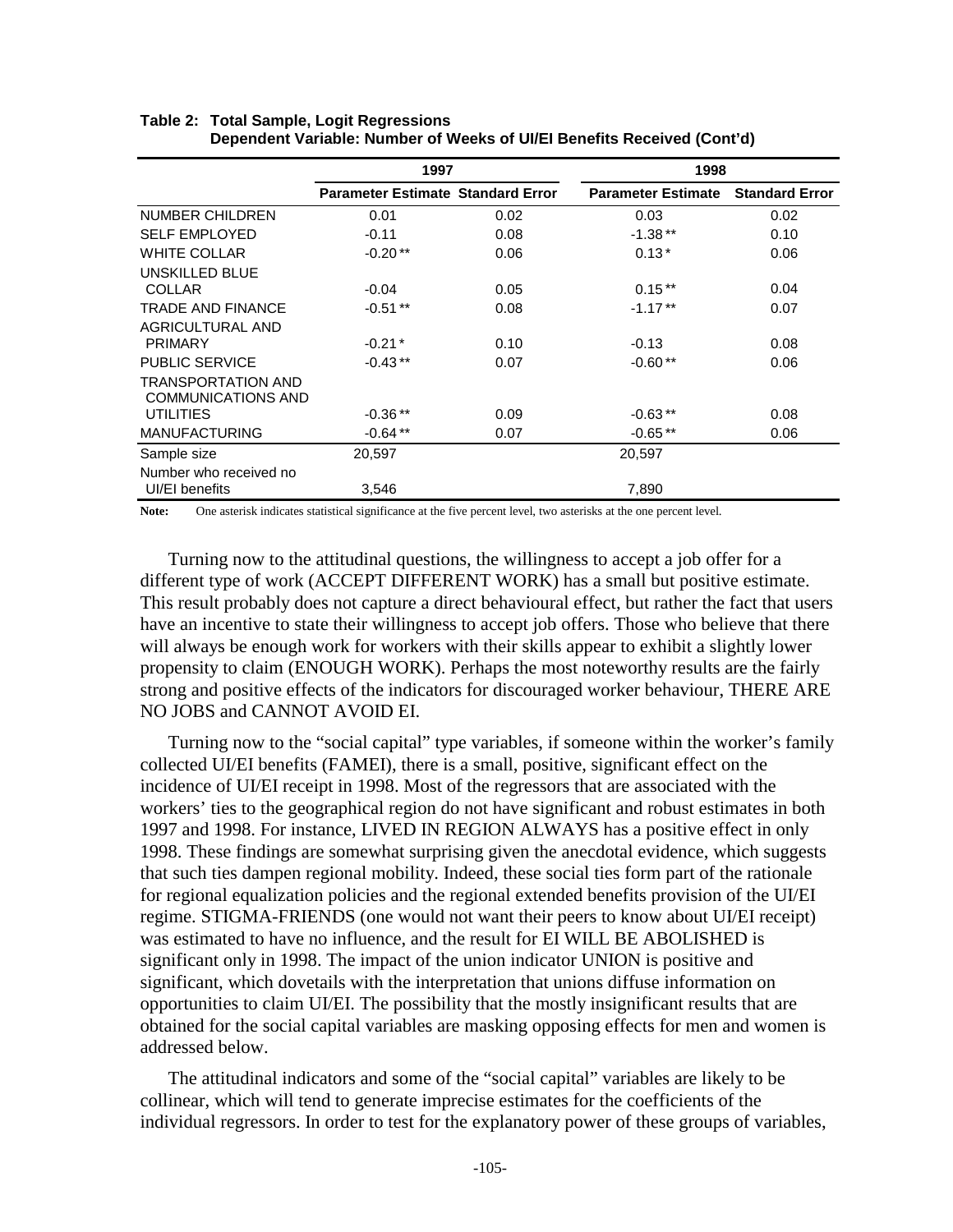**Table 2: Total Sample, Logit Regressions**
**Dependent Variable: Number of Weeks of UI/EI Benefits Received (Cont'd)**

| | 1997 | | 1998 | |
|---|---|---|---|---|
| | Parameter Estimate | Standard Error | Parameter Estimate | Standard Error |
| NUMBER CHILDREN | 0.01 | 0.02 | 0.03 | 0.02 |
| SELF EMPLOYED | -0.11 | 0.08 | -1.38 ** | 0.10 |
| WHITE COLLAR | -0.20 ** | 0.06 | 0.13 * | 0.06 |
| UNSKILLED BLUE COLLAR | -0.04 | 0.05 | 0.15 ** | 0.04 |
| TRADE AND FINANCE | -0.51 ** | 0.08 | -1.17 ** | 0.07 |
| AGRICULTURAL AND PRIMARY | -0.21 * | 0.10 | -0.13 | 0.08 |
| PUBLIC SERVICE | -0.43 ** | 0.07 | -0.60 ** | 0.06 |
| TRANSPORTATION AND COMMUNICATIONS AND UTILITIES | -0.36 ** | 0.09 | -0.63 ** | 0.08 |
| MANUFACTURING | -0.64 ** | 0.07 | -0.65 ** | 0.06 |
| Sample size | 20,597 | | 20,597 | |
| Number who received no UI/EI benefits | 3,546 | | 7,890 | |

**Note:** One asterisk indicates statistical significance at the five percent level, two asterisks at the one percent level.

Turning now to the attitudinal questions, the willingness to accept a job offer for a different type of work (ACCEPT DIFFERENT WORK) has a small but positive estimate. This result probably does not capture a direct behavioural effect, but rather the fact that users have an incentive to state their willingness to accept job offers. Those who believe that there will always be enough work for workers with their skills appear to exhibit a slightly lower propensity to claim (ENOUGH WORK). Perhaps the most noteworthy results are the fairly strong and positive effects of the indicators for discouraged worker behaviour, THERE ARE NO JOBS and CANNOT AVOID EI.

Turning now to the "social capital" type variables, if someone within the worker's family collected UI/EI benefits (FAMEI), there is a small, positive, significant effect on the incidence of UI/EI receipt in 1998. Most of the regressors that are associated with the workers' ties to the geographical region do not have significant and robust estimates in both 1997 and 1998. For instance, LIVED IN REGION ALWAYS has a positive effect in only 1998. These findings are somewhat surprising given the anecdotal evidence, which suggests that such ties dampen regional mobility. Indeed, these social ties form part of the rationale for regional equalization policies and the regional extended benefits provision of the UI/EI regime. STIGMA-FRIENDS (one would not want their peers to know about UI/EI receipt) was estimated to have no influence, and the result for EI WILL BE ABOLISHED is significant only in 1998. The impact of the union indicator UNION is positive and significant, which dovetails with the interpretation that unions diffuse information on opportunities to claim UI/EI. The possibility that the mostly insignificant results that are obtained for the social capital variables are masking opposing effects for men and women is addressed below.

The attitudinal indicators and some of the "social capital" variables are likely to be collinear, which will tend to generate imprecise estimates for the coefficients of the individual regressors. In order to test for the explanatory power of these groups of variables,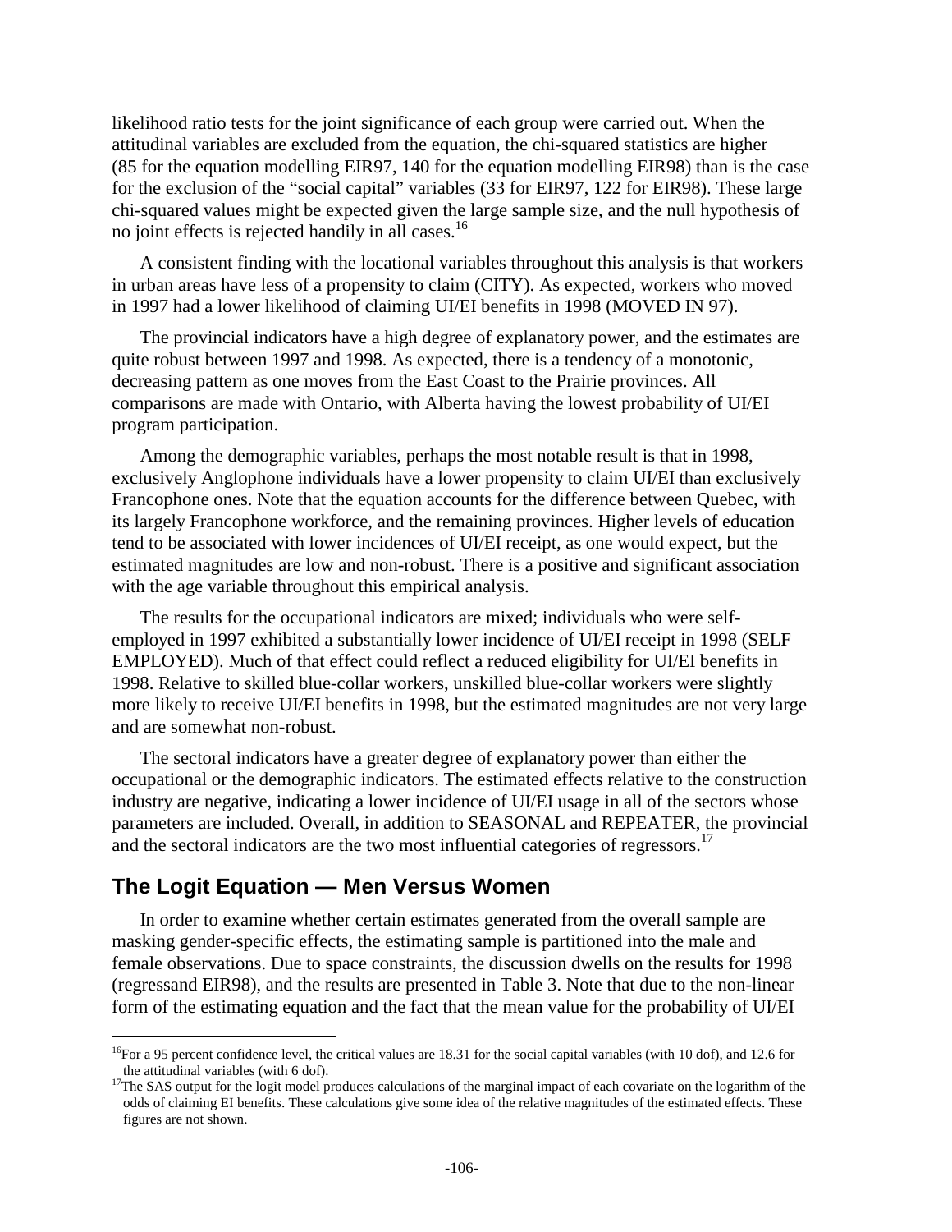likelihood ratio tests for the joint significance of each group were carried out. When the attitudinal variables are excluded from the equation, the chi-squared statistics are higher (85 for the equation modelling EIR97, 140 for the equation modelling EIR98) than is the case for the exclusion of the “social capital” variables (33 for EIR97, 122 for EIR98). These large chi-squared values might be expected given the large sample size, and the null hypothesis of no joint effects is rejected handily in all cases.[16]

A consistent finding with the locational variables throughout this analysis is that workers in urban areas have less of a propensity to claim (CITY). As expected, workers who moved in 1997 had a lower likelihood of claiming UI/EI benefits in 1998 (MOVED IN 97).

The provincial indicators have a high degree of explanatory power, and the estimates are quite robust between 1997 and 1998. As expected, there is a tendency of a monotonic, decreasing pattern as one moves from the East Coast to the Prairie provinces. All comparisons are made with Ontario, with Alberta having the lowest probability of UI/EI program participation.

Among the demographic variables, perhaps the most notable result is that in 1998, exclusively Anglophone individuals have a lower propensity to claim UI/EI than exclusively Francophone ones. Note that the equation accounts for the difference between Quebec, with its largely Francophone workforce, and the remaining provinces. Higher levels of education tend to be associated with lower incidences of UI/EI receipt, as one would expect, but the estimated magnitudes are low and non-robust. There is a positive and significant association with the age variable throughout this empirical analysis.

The results for the occupational indicators are mixed; individuals who were self-employed in 1997 exhibited a substantially lower incidence of UI/EI receipt in 1998 (SELF EMPLOYED). Much of that effect could reflect a reduced eligibility for UI/EI benefits in 1998. Relative to skilled blue-collar workers, unskilled blue-collar workers were slightly more likely to receive UI/EI benefits in 1998, but the estimated magnitudes are not very large and are somewhat non-robust.

The sectoral indicators have a greater degree of explanatory power than either the occupational or the demographic indicators. The estimated effects relative to the construction industry are negative, indicating a lower incidence of UI/EI usage in all of the sectors whose parameters are included. Overall, in addition to SEASONAL and REPEATER, the provincial and the sectoral indicators are the two most influential categories of regressors.[17]

## The Logit Equation — Men Versus Women

In order to examine whether certain estimates generated from the overall sample are masking gender-specific effects, the estimating sample is partitioned into the male and female observations. Due to space constraints, the discussion dwells on the results for 1998 (regressand EIR98), and the results are presented in Table 3. Note that due to the non-linear form of the estimating equation and the fact that the mean value for the probability of UI/EI

---

[16] For a 95 percent confidence level, the critical values are 18.31 for the social capital variables (with 10 dof), and 12.6 for the attitudinal variables (with 6 dof).

[17] The SAS output for the logit model produces calculations of the marginal impact of each covariate on the logarithm of the odds of claiming EI benefits. These calculations give some idea of the relative magnitudes of the estimated effects. These figures are not shown.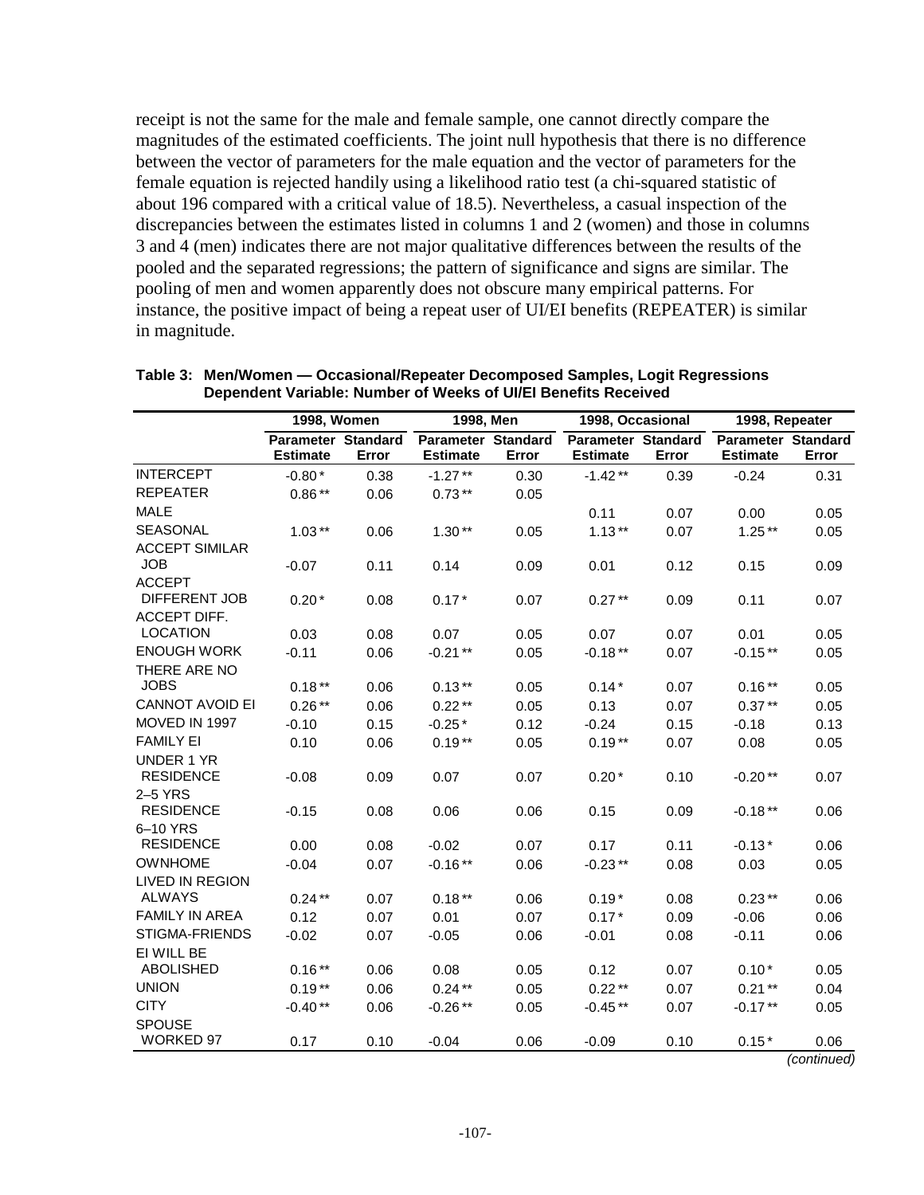receipt is not the same for the male and female sample, one cannot directly compare the magnitudes of the estimated coefficients. The joint null hypothesis that there is no difference between the vector of parameters for the male equation and the vector of parameters for the female equation is rejected handily using a likelihood ratio test (a chi-squared statistic of about 196 compared with a critical value of 18.5). Nevertheless, a casual inspection of the discrepancies between the estimates listed in columns 1 and 2 (women) and those in columns 3 and 4 (men) indicates there are not major qualitative differences between the results of the pooled and the separated regressions; the pattern of significance and signs are similar. The pooling of men and women apparently does not obscure many empirical patterns. For instance, the positive impact of being a repeat user of UI/EI benefits (REPEATER) is similar in magnitude.

**Table 3: Men/Women — Occasional/Repeater Decomposed Samples, Logit Regressions Dependent Variable: Number of Weeks of UI/EI Benefits Received**

| | 1998, Women | | 1998, Men | | 1998, Occasional | | 1998, Repeater | |
|---|---|---|---|---|---|---|---|---|
| | Parameter Estimate | Standard Error | Parameter Estimate | Standard Error | Parameter Estimate | Standard Error | Parameter Estimate | Standard Error |
| INTERCEPT | -0.80 * | 0.38 | -1.27 ** | 0.30 | -1.42 ** | 0.39 | -0.24 | 0.31 |
| REPEATER | 0.86 ** | 0.06 | 0.73 ** | 0.05 | | | | |
| MALE | | | | | 0.11 | 0.07 | 0.00 | 0.05 |
| SEASONAL | 1.03 ** | 0.06 | 1.30 ** | 0.05 | 1.13 ** | 0.07 | 1.25 ** | 0.05 |
| ACCEPT SIMILAR JOB | -0.07 | 0.11 | 0.14 | 0.09 | 0.01 | 0.12 | 0.15 | 0.09 |
| ACCEPT DIFFERENT JOB | 0.20 * | 0.08 | 0.17 * | 0.07 | 0.27 ** | 0.09 | 0.11 | 0.07 |
| ACCEPT DIFF. LOCATION | 0.03 | 0.08 | 0.07 | 0.05 | 0.07 | 0.07 | 0.01 | 0.05 |
| ENOUGH WORK | -0.11 | 0.06 | -0.21 ** | 0.05 | -0.18 ** | 0.07 | -0.15 ** | 0.05 |
| THERE ARE NO JOBS | 0.18 ** | 0.06 | 0.13 ** | 0.05 | 0.14 * | 0.07 | 0.16 ** | 0.05 |
| CANNOT AVOID EI | 0.26 ** | 0.06 | 0.22 ** | 0.05 | 0.13 | 0.07 | 0.37 ** | 0.05 |
| MOVED IN 1997 | -0.10 | 0.15 | -0.25 * | 0.12 | -0.24 | 0.15 | -0.18 | 0.13 |
| FAMILY EI | 0.10 | 0.06 | 0.19 ** | 0.05 | 0.19 ** | 0.07 | 0.08 | 0.05 |
| UNDER 1 YR RESIDENCE | -0.08 | 0.09 | 0.07 | 0.07 | 0.20 * | 0.10 | -0.20 ** | 0.07 |
| 2–5 YRS RESIDENCE | -0.15 | 0.08 | 0.06 | 0.06 | 0.15 | 0.09 | -0.18 ** | 0.06 |
| 6–10 YRS RESIDENCE | 0.00 | 0.08 | -0.02 | 0.07 | 0.17 | 0.11 | -0.13 * | 0.06 |
| OWNHOME | -0.04 | 0.07 | -0.16 ** | 0.06 | -0.23 ** | 0.08 | 0.03 | 0.05 |
| LIVED IN REGION ALWAYS | 0.24 ** | 0.07 | 0.18 ** | 0.06 | 0.19 * | 0.08 | 0.23 ** | 0.06 |
| FAMILY IN AREA | 0.12 | 0.07 | 0.01 | 0.07 | 0.17 * | 0.09 | -0.06 | 0.06 |
| STIGMA-FRIENDS | -0.02 | 0.07 | -0.05 | 0.06 | -0.01 | 0.08 | -0.11 | 0.06 |
| EI WILL BE ABOLISHED | 0.16 ** | 0.06 | 0.08 | 0.05 | 0.12 | 0.07 | 0.10 * | 0.05 |
| UNION | 0.19 ** | 0.06 | 0.24 ** | 0.05 | 0.22 ** | 0.07 | 0.21 ** | 0.04 |
| CITY | -0.40 ** | 0.06 | -0.26 ** | 0.05 | -0.45 ** | 0.07 | -0.17 ** | 0.05 |
| SPOUSE WORKED 97 | 0.17 | 0.10 | -0.04 | 0.06 | -0.09 | 0.10 | 0.15 * | 0.06 |

*(continued)*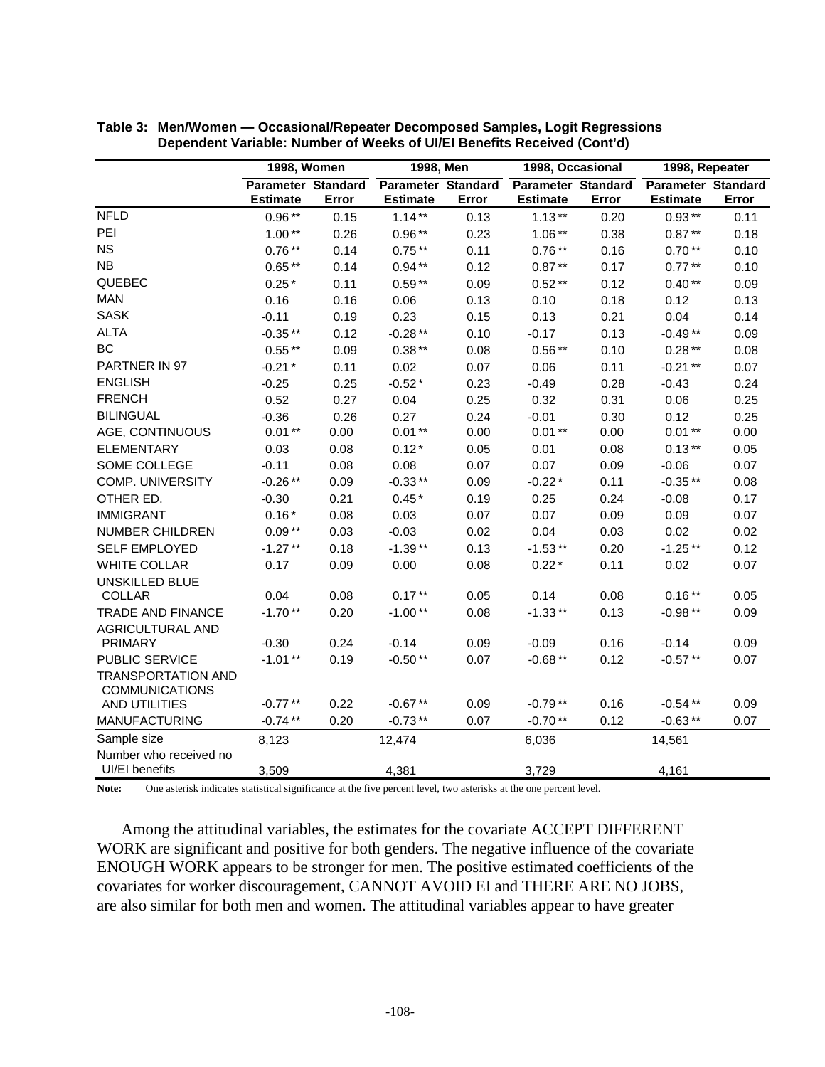**Table 3: Men/Women — Occasional/Repeater Decomposed Samples, Logit Regressions Dependent Variable: Number of Weeks of UI/EI Benefits Received (Cont'd)**

| | 1998, Women | | 1998, Men | | 1998, Occasional | | 1998, Repeater | |
|---|---|---|---|---|---|---|---|---|
| | Parameter Estimate | Standard Error | Parameter Estimate | Standard Error | Parameter Estimate | Standard Error | Parameter Estimate | Standard Error |
| NFLD | 0.96 ** | 0.15 | 1.14 ** | 0.13 | 1.13 ** | 0.20 | 0.93 ** | 0.11 |
| PEI | 1.00 ** | 0.26 | 0.96 ** | 0.23 | 1.06 ** | 0.38 | 0.87 ** | 0.18 |
| NS | 0.76 ** | 0.14 | 0.75 ** | 0.11 | 0.76 ** | 0.16 | 0.70 ** | 0.10 |
| NB | 0.65 ** | 0.14 | 0.94 ** | 0.12 | 0.87 ** | 0.17 | 0.77 ** | 0.10 |
| QUEBEC | 0.25 * | 0.11 | 0.59 ** | 0.09 | 0.52 ** | 0.12 | 0.40 ** | 0.09 |
| MAN | 0.16 | 0.16 | 0.06 | 0.13 | 0.10 | 0.18 | 0.12 | 0.13 |
| SASK | -0.11 | 0.19 | 0.23 | 0.15 | 0.13 | 0.21 | 0.04 | 0.14 |
| ALTA | -0.35 ** | 0.12 | -0.28 ** | 0.10 | -0.17 | 0.13 | -0.49 ** | 0.09 |
| BC | 0.55 ** | 0.09 | 0.38 ** | 0.08 | 0.56 ** | 0.10 | 0.28 ** | 0.08 |
| PARTNER IN 97 | -0.21 * | 0.11 | 0.02 | 0.07 | 0.06 | 0.11 | -0.21 ** | 0.07 |
| ENGLISH | -0.25 | 0.25 | -0.52 * | 0.23 | -0.49 | 0.28 | -0.43 | 0.24 |
| FRENCH | 0.52 | 0.27 | 0.04 | 0.25 | 0.32 | 0.31 | 0.06 | 0.25 |
| BILINGUAL | -0.36 | 0.26 | 0.27 | 0.24 | -0.01 | 0.30 | 0.12 | 0.25 |
| AGE, CONTINUOUS | 0.01 ** | 0.00 | 0.01 ** | 0.00 | 0.01 ** | 0.00 | 0.01 ** | 0.00 |
| ELEMENTARY | 0.03 | 0.08 | 0.12 * | 0.05 | 0.01 | 0.08 | 0.13 ** | 0.05 |
| SOME COLLEGE | -0.11 | 0.08 | 0.08 | 0.07 | 0.07 | 0.09 | -0.06 | 0.07 |
| COMP. UNIVERSITY | -0.26 ** | 0.09 | -0.33 ** | 0.09 | -0.22 * | 0.11 | -0.35 ** | 0.08 |
| OTHER ED. | -0.30 | 0.21 | 0.45 * | 0.19 | 0.25 | 0.24 | -0.08 | 0.17 |
| IMMIGRANT | 0.16 * | 0.08 | 0.03 | 0.07 | 0.07 | 0.09 | 0.09 | 0.07 |
| NUMBER CHILDREN | 0.09 ** | 0.03 | -0.03 | 0.02 | 0.04 | 0.03 | 0.02 | 0.02 |
| SELF EMPLOYED | -1.27 ** | 0.18 | -1.39 ** | 0.13 | -1.53 ** | 0.20 | -1.25 ** | 0.12 |
| WHITE COLLAR | 0.17 | 0.09 | 0.00 | 0.08 | 0.22 * | 0.11 | 0.02 | 0.07 |
| UNSKILLED BLUE COLLAR | 0.04 | 0.08 | 0.17 ** | 0.05 | 0.14 | 0.08 | 0.16 ** | 0.05 |
| TRADE AND FINANCE | -1.70 ** | 0.20 | -1.00 ** | 0.08 | -1.33 ** | 0.13 | -0.98 ** | 0.09 |
| AGRICULTURAL AND PRIMARY | -0.30 | 0.24 | -0.14 | 0.09 | -0.09 | 0.16 | -0.14 | 0.09 |
| PUBLIC SERVICE | -1.01 ** | 0.19 | -0.50 ** | 0.07 | -0.68 ** | 0.12 | -0.57 ** | 0.07 |
| TRANSPORTATION AND COMMUNICATIONS AND UTILITIES | -0.77 ** | 0.22 | -0.67 ** | 0.09 | -0.79 ** | 0.16 | -0.54 ** | 0.09 |
| MANUFACTURING | -0.74 ** | 0.20 | -0.73 ** | 0.07 | -0.70 ** | 0.12 | -0.63 ** | 0.07 |
| Sample size | 8,123 | | 12,474 | | 6,036 | | 14,561 | |
| Number who received no UI/EI benefits | 3,509 | | 4,381 | | 3,729 | | 4,161 | |

**Note:** One asterisk indicates statistical significance at the five percent level, two asterisks at the one percent level.

Among the attitudinal variables, the estimates for the covariate ACCEPT DIFFERENT WORK are significant and positive for both genders. The negative influence of the covariate ENOUGH WORK appears to be stronger for men. The positive estimated coefficients of the covariates for worker discouragement, CANNOT AVOID EI and THERE ARE NO JOBS, are also similar for both men and women. The attitudinal variables appear to have greater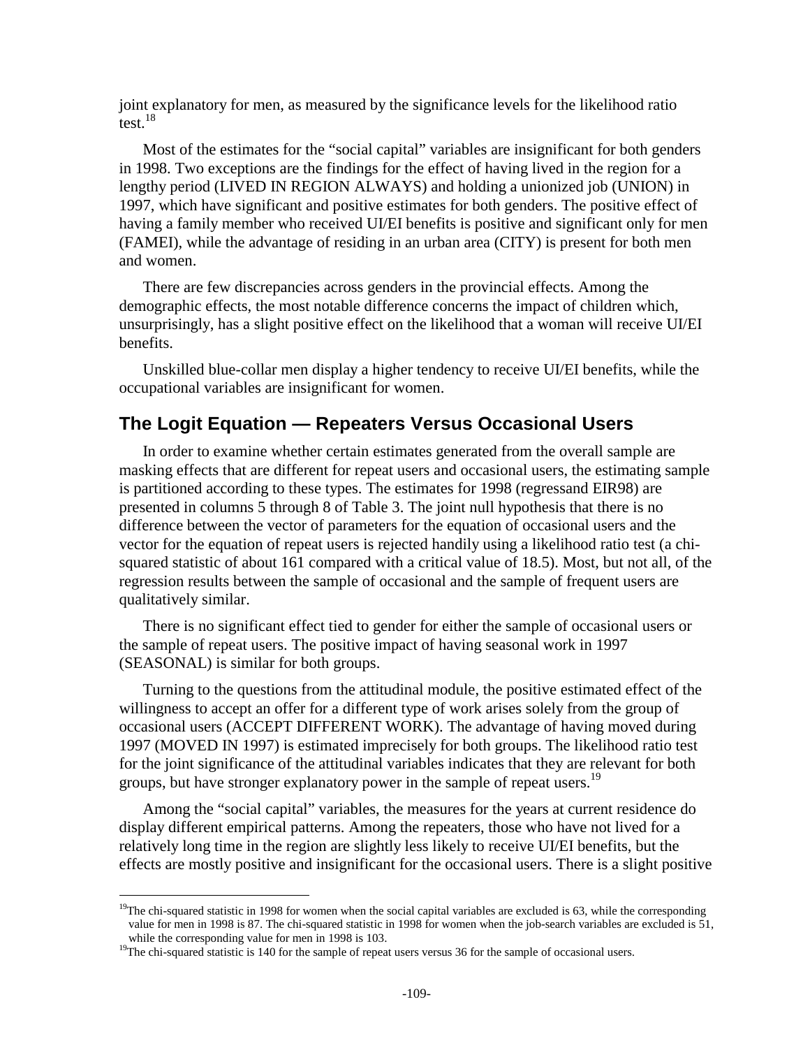joint explanatory for men, as measured by the significance levels for the likelihood ratio test.[18]

Most of the estimates for the "social capital" variables are insignificant for both genders in 1998. Two exceptions are the findings for the effect of having lived in the region for a lengthy period (LIVED IN REGION ALWAYS) and holding a unionized job (UNION) in 1997, which have significant and positive estimates for both genders. The positive effect of having a family member who received UI/EI benefits is positive and significant only for men (FAMEI), while the advantage of residing in an urban area (CITY) is present for both men and women.

There are few discrepancies across genders in the provincial effects. Among the demographic effects, the most notable difference concerns the impact of children which, unsurprisingly, has a slight positive effect on the likelihood that a woman will receive UI/EI benefits.

Unskilled blue-collar men display a higher tendency to receive UI/EI benefits, while the occupational variables are insignificant for women.

## The Logit Equation — Repeaters Versus Occasional Users

In order to examine whether certain estimates generated from the overall sample are masking effects that are different for repeat users and occasional users, the estimating sample is partitioned according to these types. The estimates for 1998 (regressand EIR98) are presented in columns 5 through 8 of Table 3. The joint null hypothesis that there is no difference between the vector of parameters for the equation of occasional users and the vector for the equation of repeat users is rejected handily using a likelihood ratio test (a chi-squared statistic of about 161 compared with a critical value of 18.5). Most, but not all, of the regression results between the sample of occasional and the sample of frequent users are qualitatively similar.

There is no significant effect tied to gender for either the sample of occasional users or the sample of repeat users. The positive impact of having seasonal work in 1997 (SEASONAL) is similar for both groups.

Turning to the questions from the attitudinal module, the positive estimated effect of the willingness to accept an offer for a different type of work arises solely from the group of occasional users (ACCEPT DIFFERENT WORK). The advantage of having moved during 1997 (MOVED IN 1997) is estimated imprecisely for both groups. The likelihood ratio test for the joint significance of the attitudinal variables indicates that they are relevant for both groups, but have stronger explanatory power in the sample of repeat users.[19]

Among the "social capital" variables, the measures for the years at current residence do display different empirical patterns. Among the repeaters, those who have not lived for a relatively long time in the region are slightly less likely to receive UI/EI benefits, but the effects are mostly positive and insignificant for the occasional users. There is a slight positive

---

[19]The chi-squared statistic in 1998 for women when the social capital variables are excluded is 63, while the corresponding value for men in 1998 is 87. The chi-squared statistic in 1998 for women when the job-search variables are excluded is 51, while the corresponding value for men in 1998 is 103.

[19]The chi-squared statistic is 140 for the sample of repeat users versus 36 for the sample of occasional users.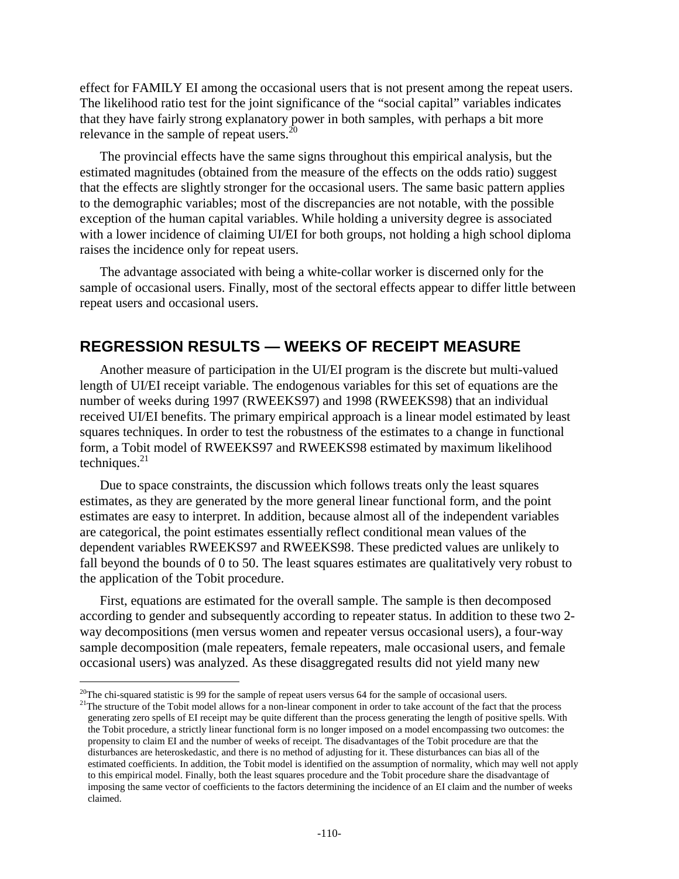effect for FAMILY EI among the occasional users that is not present among the repeat users. The likelihood ratio test for the joint significance of the "social capital" variables indicates that they have fairly strong explanatory power in both samples, with perhaps a bit more relevance in the sample of repeat users.[20]

The provincial effects have the same signs throughout this empirical analysis, but the estimated magnitudes (obtained from the measure of the effects on the odds ratio) suggest that the effects are slightly stronger for the occasional users. The same basic pattern applies to the demographic variables; most of the discrepancies are not notable, with the possible exception of the human capital variables. While holding a university degree is associated with a lower incidence of claiming UI/EI for both groups, not holding a high school diploma raises the incidence only for repeat users.

The advantage associated with being a white-collar worker is discerned only for the sample of occasional users. Finally, most of the sectoral effects appear to differ little between repeat users and occasional users.

## REGRESSION RESULTS — WEEKS OF RECEIPT MEASURE

Another measure of participation in the UI/EI program is the discrete but multi-valued length of UI/EI receipt variable. The endogenous variables for this set of equations are the number of weeks during 1997 (RWEEKS97) and 1998 (RWEEKS98) that an individual received UI/EI benefits. The primary empirical approach is a linear model estimated by least squares techniques. In order to test the robustness of the estimates to a change in functional form, a Tobit model of RWEEKS97 and RWEEKS98 estimated by maximum likelihood techniques.[21]

Due to space constraints, the discussion which follows treats only the least squares estimates, as they are generated by the more general linear functional form, and the point estimates are easy to interpret. In addition, because almost all of the independent variables are categorical, the point estimates essentially reflect conditional mean values of the dependent variables RWEEKS97 and RWEEKS98. These predicted values are unlikely to fall beyond the bounds of 0 to 50. The least squares estimates are qualitatively very robust to the application of the Tobit procedure.

First, equations are estimated for the overall sample. The sample is then decomposed according to gender and subsequently according to repeater status. In addition to these two 2-way decompositions (men versus women and repeater versus occasional users), a four-way sample decomposition (male repeaters, female repeaters, male occasional users, and female occasional users) was analyzed. As these disaggregated results did not yield many new

---

[20] The chi-squared statistic is 99 for the sample of repeat users versus 64 for the sample of occasional users.

[21] The structure of the Tobit model allows for a non-linear component in order to take account of the fact that the process generating zero spells of EI receipt may be quite different than the process generating the length of positive spells. With the Tobit procedure, a strictly linear functional form is no longer imposed on a model encompassing two outcomes: the propensity to claim EI and the number of weeks of receipt. The disadvantages of the Tobit procedure are that the disturbances are heteroskedastic, and there is no method of adjusting for it. These disturbances can bias all of the estimated coefficients. In addition, the Tobit model is identified on the assumption of normality, which may well not apply to this empirical model. Finally, both the least squares procedure and the Tobit procedure share the disadvantage of imposing the same vector of coefficients to the factors determining the incidence of an EI claim and the number of weeks claimed.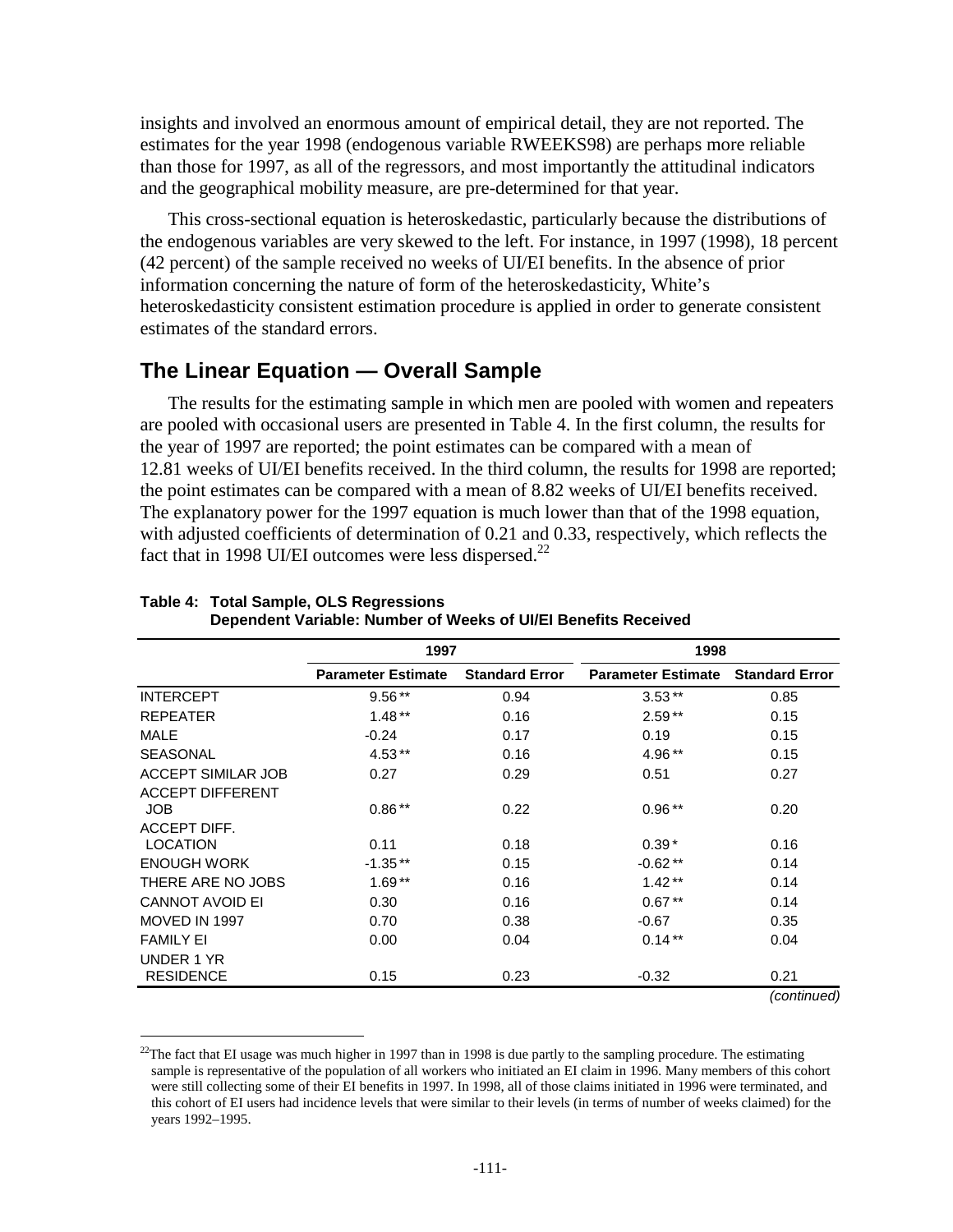insights and involved an enormous amount of empirical detail, they are not reported. The estimates for the year 1998 (endogenous variable RWEEKS98) are perhaps more reliable than those for 1997, as all of the regressors, and most importantly the attitudinal indicators and the geographical mobility measure, are pre-determined for that year.

This cross-sectional equation is heteroskedastic, particularly because the distributions of the endogenous variables are very skewed to the left. For instance, in 1997 (1998), 18 percent (42 percent) of the sample received no weeks of UI/EI benefits. In the absence of prior information concerning the nature of form of the heteroskedasticity, White's heteroskedasticity consistent estimation procedure is applied in order to generate consistent estimates of the standard errors.

## The Linear Equation — Overall Sample

The results for the estimating sample in which men are pooled with women and repeaters are pooled with occasional users are presented in Table 4. In the first column, the results for the year of 1997 are reported; the point estimates can be compared with a mean of 12.81 weeks of UI/EI benefits received. In the third column, the results for 1998 are reported; the point estimates can be compared with a mean of 8.82 weeks of UI/EI benefits received. The explanatory power for the 1997 equation is much lower than that of the 1998 equation, with adjusted coefficients of determination of 0.21 and 0.33, respectively, which reflects the fact that in 1998 UI/EI outcomes were less dispersed.[22]

**Table 4: Total Sample, OLS Regressions**
**Dependent Variable: Number of Weeks of UI/EI Benefits Received**

| | 1997 | | 1998 | |
|---|---|---|---|---|
| | Parameter Estimate | Standard Error | Parameter Estimate | Standard Error |
| INTERCEPT | 9.56** | 0.94 | 3.53** | 0.85 |
| REPEATER | 1.48** | 0.16 | 2.59** | 0.15 |
| MALE | -0.24 | 0.17 | 0.19 | 0.15 |
| SEASONAL | 4.53** | 0.16 | 4.96** | 0.15 |
| ACCEPT SIMILAR JOB | 0.27 | 0.29 | 0.51 | 0.27 |
| ACCEPT DIFFERENT JOB | 0.86** | 0.22 | 0.96** | 0.20 |
| ACCEPT DIFF. LOCATION | 0.11 | 0.18 | 0.39* | 0.16 |
| ENOUGH WORK | -1.35** | 0.15 | -0.62** | 0.14 |
| THERE ARE NO JOBS | 1.69** | 0.16 | 1.42** | 0.14 |
| CANNOT AVOID EI | 0.30 | 0.16 | 0.67** | 0.14 |
| MOVED IN 1997 | 0.70 | 0.38 | -0.67 | 0.35 |
| FAMILY EI | 0.00 | 0.04 | 0.14** | 0.04 |
| UNDER 1 YR RESIDENCE | 0.15 | 0.23 | -0.32 | 0.21 |

*(continued)*

[22]The fact that EI usage was much higher in 1997 than in 1998 is due partly to the sampling procedure. The estimating sample is representative of the population of all workers who initiated an EI claim in 1996. Many members of this cohort were still collecting some of their EI benefits in 1997. In 1998, all of those claims initiated in 1996 were terminated, and this cohort of EI users had incidence levels that were similar to their levels (in terms of number of weeks claimed) for the years 1992–1995.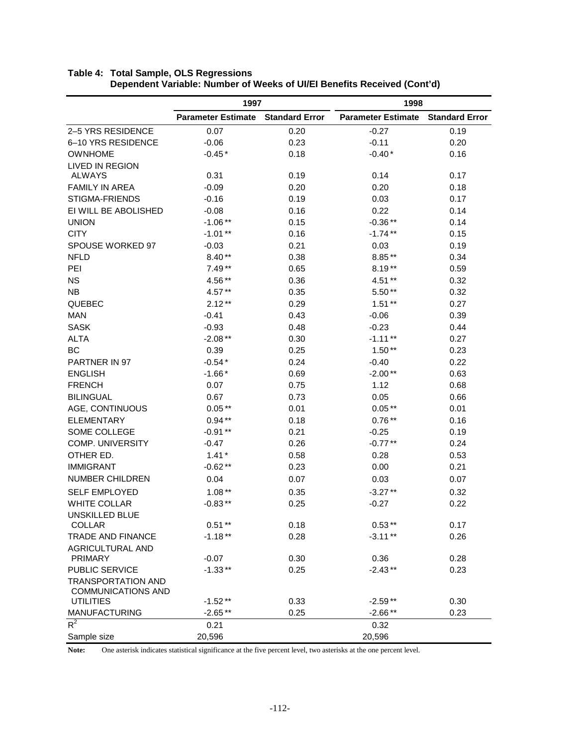**Table 4: Total Sample, OLS Regressions**
**Dependent Variable: Number of Weeks of UI/EI Benefits Received (Cont'd)**

| | 1997 | | 1998 | |
|---|---|---|---|---|
| | Parameter Estimate | Standard Error | Parameter Estimate | Standard Error |
| 2–5 YRS RESIDENCE | 0.07 | 0.20 | -0.27 | 0.19 |
| 6–10 YRS RESIDENCE | -0.06 | 0.23 | -0.11 | 0.20 |
| OWNHOME | -0.45 * | 0.18 | -0.40 * | 0.16 |
| LIVED IN REGION ALWAYS | 0.31 | 0.19 | 0.14 | 0.17 |
| FAMILY IN AREA | -0.09 | 0.20 | 0.20 | 0.18 |
| STIGMA-FRIENDS | -0.16 | 0.19 | 0.03 | 0.17 |
| EI WILL BE ABOLISHED | -0.08 | 0.16 | 0.22 | 0.14 |
| UNION | -1.06 ** | 0.15 | -0.36 ** | 0.14 |
| CITY | -1.01 ** | 0.16 | -1.74 ** | 0.15 |
| SPOUSE WORKED 97 | -0.03 | 0.21 | 0.03 | 0.19 |
| NFLD | 8.40 ** | 0.38 | 8.85 ** | 0.34 |
| PEI | 7.49 ** | 0.65 | 8.19 ** | 0.59 |
| NS | 4.56 ** | 0.36 | 4.51 ** | 0.32 |
| NB | 4.57 ** | 0.35 | 5.50 ** | 0.32 |
| QUEBEC | 2.12 ** | 0.29 | 1.51 ** | 0.27 |
| MAN | -0.41 | 0.43 | -0.06 | 0.39 |
| SASK | -0.93 | 0.48 | -0.23 | 0.44 |
| ALTA | -2.08 ** | 0.30 | -1.11 ** | 0.27 |
| BC | 0.39 | 0.25 | 1.50 ** | 0.23 |
| PARTNER IN 97 | -0.54 * | 0.24 | -0.40 | 0.22 |
| ENGLISH | -1.66 * | 0.69 | -2.00 ** | 0.63 |
| FRENCH | 0.07 | 0.75 | 1.12 | 0.68 |
| BILINGUAL | 0.67 | 0.73 | 0.05 | 0.66 |
| AGE, CONTINUOUS | 0.05 ** | 0.01 | 0.05 ** | 0.01 |
| ELEMENTARY | 0.94 ** | 0.18 | 0.76 ** | 0.16 |
| SOME COLLEGE | -0.91 ** | 0.21 | -0.25 | 0.19 |
| COMP. UNIVERSITY | -0.47 | 0.26 | -0.77 ** | 0.24 |
| OTHER ED. | 1.41 * | 0.58 | 0.28 | 0.53 |
| IMMIGRANT | -0.62 ** | 0.23 | 0.00 | 0.21 |
| NUMBER CHILDREN | 0.04 | 0.07 | 0.03 | 0.07 |
| SELF EMPLOYED | 1.08 ** | 0.35 | -3.27 ** | 0.32 |
| WHITE COLLAR | -0.83 ** | 0.25 | -0.27 | 0.22 |
| UNSKILLED BLUE COLLAR | 0.51 ** | 0.18 | 0.53 ** | 0.17 |
| TRADE AND FINANCE | -1.18 ** | 0.28 | -3.11 ** | 0.26 |
| AGRICULTURAL AND PRIMARY | -0.07 | 0.30 | 0.36 | 0.28 |
| PUBLIC SERVICE | -1.33 ** | 0.25 | -2.43 ** | 0.23 |
| TRANSPORTATION AND COMMUNICATIONS AND UTILITIES | -1.52 ** | 0.33 | -2.59 ** | 0.30 |
| MANUFACTURING | -2.65 ** | 0.25 | -2.66 ** | 0.23 |
| $R^2$ | 0.21 | | 0.32 | |
| Sample size | 20,596 | | 20,596 | |

**Note:** One asterisk indicates statistical significance at the five percent level, two asterisks at the one percent level.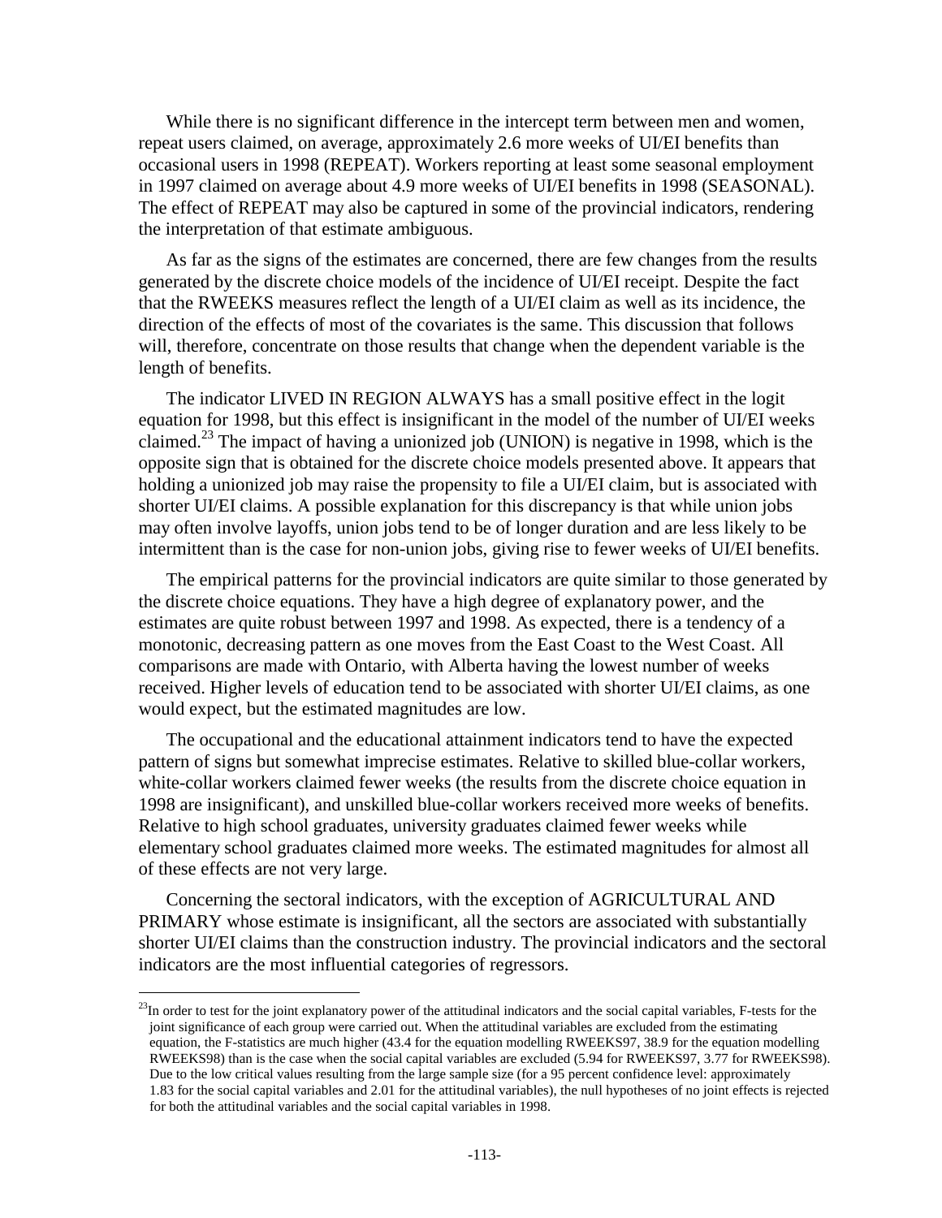While there is no significant difference in the intercept term between men and women, repeat users claimed, on average, approximately 2.6 more weeks of UI/EI benefits than occasional users in 1998 (REPEAT). Workers reporting at least some seasonal employment in 1997 claimed on average about 4.9 more weeks of UI/EI benefits in 1998 (SEASONAL). The effect of REPEAT may also be captured in some of the provincial indicators, rendering the interpretation of that estimate ambiguous.

As far as the signs of the estimates are concerned, there are few changes from the results generated by the discrete choice models of the incidence of UI/EI receipt. Despite the fact that the RWEEKS measures reflect the length of a UI/EI claim as well as its incidence, the direction of the effects of most of the covariates is the same. This discussion that follows will, therefore, concentrate on those results that change when the dependent variable is the length of benefits.

The indicator LIVED IN REGION ALWAYS has a small positive effect in the logit equation for 1998, but this effect is insignificant in the model of the number of UI/EI weeks claimed.[23] The impact of having a unionized job (UNION) is negative in 1998, which is the opposite sign that is obtained for the discrete choice models presented above. It appears that holding a unionized job may raise the propensity to file a UI/EI claim, but is associated with shorter UI/EI claims. A possible explanation for this discrepancy is that while union jobs may often involve layoffs, union jobs tend to be of longer duration and are less likely to be intermittent than is the case for non-union jobs, giving rise to fewer weeks of UI/EI benefits.

The empirical patterns for the provincial indicators are quite similar to those generated by the discrete choice equations. They have a high degree of explanatory power, and the estimates are quite robust between 1997 and 1998. As expected, there is a tendency of a monotonic, decreasing pattern as one moves from the East Coast to the West Coast. All comparisons are made with Ontario, with Alberta having the lowest number of weeks received. Higher levels of education tend to be associated with shorter UI/EI claims, as one would expect, but the estimated magnitudes are low.

The occupational and the educational attainment indicators tend to have the expected pattern of signs but somewhat imprecise estimates. Relative to skilled blue-collar workers, white-collar workers claimed fewer weeks (the results from the discrete choice equation in 1998 are insignificant), and unskilled blue-collar workers received more weeks of benefits. Relative to high school graduates, university graduates claimed fewer weeks while elementary school graduates claimed more weeks. The estimated magnitudes for almost all of these effects are not very large.

Concerning the sectoral indicators, with the exception of AGRICULTURAL AND PRIMARY whose estimate is insignificant, all the sectors are associated with substantially shorter UI/EI claims than the construction industry. The provincial indicators and the sectoral indicators are the most influential categories of regressors.

---

[23] In order to test for the joint explanatory power of the attitudinal indicators and the social capital variables, F-tests for the joint significance of each group were carried out. When the attitudinal variables are excluded from the estimating equation, the F-statistics are much higher (43.4 for the equation modelling RWEEKS97, 38.9 for the equation modelling RWEEKS98) than is the case when the social capital variables are excluded (5.94 for RWEEKS97, 3.77 for RWEEKS98). Due to the low critical values resulting from the large sample size (for a 95 percent confidence level: approximately 1.83 for the social capital variables and 2.01 for the attitudinal variables), the null hypotheses of no joint effects is rejected for both the attitudinal variables and the social capital variables in 1998.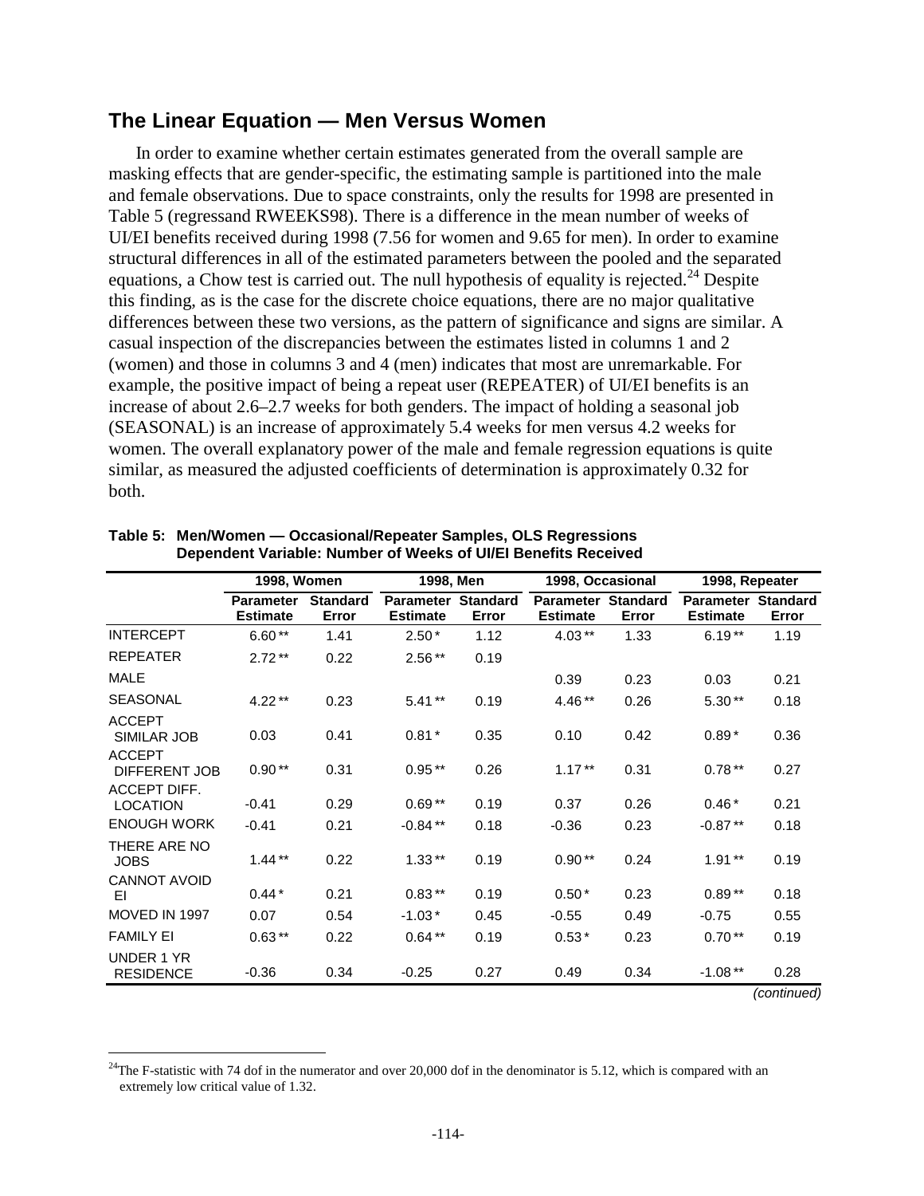## The Linear Equation — Men Versus Women

In order to examine whether certain estimates generated from the overall sample are masking effects that are gender-specific, the estimating sample is partitioned into the male and female observations. Due to space constraints, only the results for 1998 are presented in Table 5 (regressand RWEEKS98). There is a difference in the mean number of weeks of UI/EI benefits received during 1998 (7.56 for women and 9.65 for men). In order to examine structural differences in all of the estimated parameters between the pooled and the separated equations, a Chow test is carried out. The null hypothesis of equality is rejected.[24] Despite this finding, as is the case for the discrete choice equations, there are no major qualitative differences between these two versions, as the pattern of significance and signs are similar. A casual inspection of the discrepancies between the estimates listed in columns 1 and 2 (women) and those in columns 3 and 4 (men) indicates that most are unremarkable. For example, the positive impact of being a repeat user (REPEATER) of UI/EI benefits is an increase of about 2.6–2.7 weeks for both genders. The impact of holding a seasonal job (SEASONAL) is an increase of approximately 5.4 weeks for men versus 4.2 weeks for women. The overall explanatory power of the male and female regression equations is quite similar, as measured the adjusted coefficients of determination is approximately 0.32 for both.

**Table 5: Men/Women — Occasional/Repeater Samples, OLS Regressions Dependent Variable: Number of Weeks of UI/EI Benefits Received**

| | 1998, Women | | 1998, Men | | 1998, Occasional | | 1998, Repeater | |
|---|---|---|---|---|---|---|---|---|
| | Parameter Estimate | Standard Error | Parameter Estimate | Standard Error | Parameter Estimate | Standard Error | Parameter Estimate | Standard Error |
| INTERCEPT | 6.60** | 1.41 | 2.50* | 1.12 | 4.03** | 1.33 | 6.19** | 1.19 |
| REPEATER | 2.72** | 0.22 | 2.56** | 0.19 | | | | |
| MALE | | | | | 0.39 | 0.23 | 0.03 | 0.21 |
| SEASONAL | 4.22** | 0.23 | 5.41** | 0.19 | 4.46** | 0.26 | 5.30** | 0.18 |
| ACCEPT SIMILAR JOB | 0.03 | 0.41 | 0.81* | 0.35 | 0.10 | 0.42 | 0.89* | 0.36 |
| ACCEPT DIFFERENT JOB | 0.90** | 0.31 | 0.95** | 0.26 | 1.17** | 0.31 | 0.78** | 0.27 |
| ACCEPT DIFF. LOCATION | -0.41 | 0.29 | 0.69** | 0.19 | 0.37 | 0.26 | 0.46* | 0.21 |
| ENOUGH WORK | -0.41 | 0.21 | -0.84** | 0.18 | -0.36 | 0.23 | -0.87** | 0.18 |
| THERE ARE NO JOBS | 1.44** | 0.22 | 1.33** | 0.19 | 0.90** | 0.24 | 1.91** | 0.19 |
| CANNOT AVOID EI | 0.44* | 0.21 | 0.83** | 0.19 | 0.50* | 0.23 | 0.89** | 0.18 |
| MOVED IN 1997 | 0.07 | 0.54 | -1.03* | 0.45 | -0.55 | 0.49 | -0.75 | 0.55 |
| FAMILY EI | 0.63** | 0.22 | 0.64** | 0.19 | 0.53* | 0.23 | 0.70** | 0.19 |
| UNDER 1 YR RESIDENCE | -0.36 | 0.34 | -0.25 | 0.27 | 0.49 | 0.34 | -1.08** | 0.28 |

*(continued)*

[24] The F-statistic with 74 dof in the numerator and over 20,000 dof in the denominator is 5.12, which is compared with an extremely low critical value of 1.32.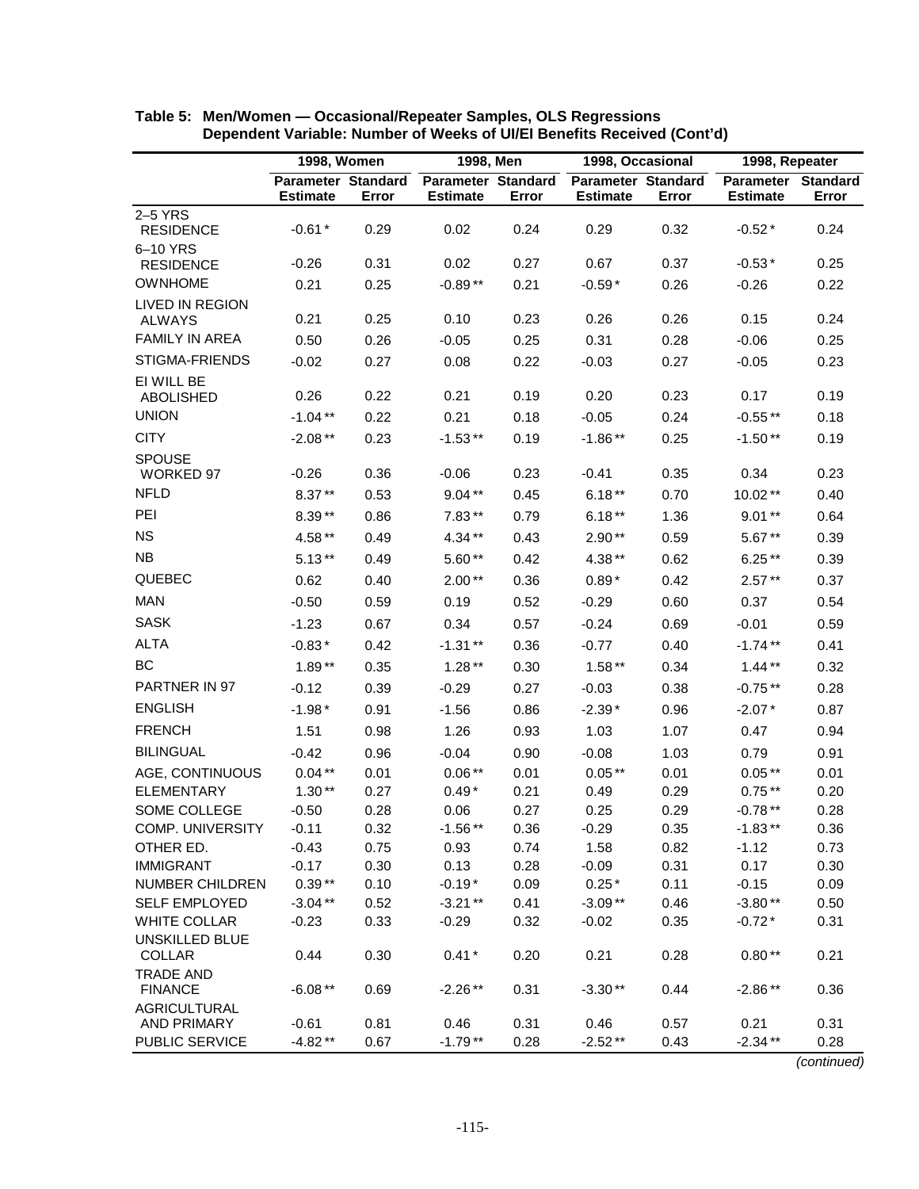**Table 5: Men/Women — Occasional/Repeater Samples, OLS Regressions**
**Dependent Variable: Number of Weeks of UI/EI Benefits Received (Cont'd)**

| | 1998, Women | | 1998, Men | | 1998, Occasional | | 1998, Repeater | |
|---|---|---|---|---|---|---|---|---|
| | Parameter Estimate | Standard Error | Parameter Estimate | Standard Error | Parameter Estimate | Standard Error | Parameter Estimate | Standard Error |
| 2–5 YRS RESIDENCE | -0.61 * | 0.29 | 0.02 | 0.24 | 0.29 | 0.32 | -0.52 * | 0.24 |
| 6–10 YRS RESIDENCE | -0.26 | 0.31 | 0.02 | 0.27 | 0.67 | 0.37 | -0.53 * | 0.25 |
| OWNHOME | 0.21 | 0.25 | -0.89 ** | 0.21 | -0.59 * | 0.26 | -0.26 | 0.22 |
| LIVED IN REGION ALWAYS | 0.21 | 0.25 | 0.10 | 0.23 | 0.26 | 0.26 | 0.15 | 0.24 |
| FAMILY IN AREA | 0.50 | 0.26 | -0.05 | 0.25 | 0.31 | 0.28 | -0.06 | 0.25 |
| STIGMA-FRIENDS | -0.02 | 0.27 | 0.08 | 0.22 | -0.03 | 0.27 | -0.05 | 0.23 |
| EI WILL BE ABOLISHED | 0.26 | 0.22 | 0.21 | 0.19 | 0.20 | 0.23 | 0.17 | 0.19 |
| UNION | -1.04 ** | 0.22 | 0.21 | 0.18 | -0.05 | 0.24 | -0.55 ** | 0.18 |
| CITY | -2.08 ** | 0.23 | -1.53 ** | 0.19 | -1.86 ** | 0.25 | -1.50 ** | 0.19 |
| SPOUSE WORKED 97 | -0.26 | 0.36 | -0.06 | 0.23 | -0.41 | 0.35 | 0.34 | 0.23 |
| NFLD | 8.37 ** | 0.53 | 9.04 ** | 0.45 | 6.18 ** | 0.70 | 10.02 ** | 0.40 |
| PEI | 8.39 ** | 0.86 | 7.83 ** | 0.79 | 6.18 ** | 1.36 | 9.01 ** | 0.64 |
| NS | 4.58 ** | 0.49 | 4.34 ** | 0.43 | 2.90 ** | 0.59 | 5.67 ** | 0.39 |
| NB | 5.13 ** | 0.49 | 5.60 ** | 0.42 | 4.38 ** | 0.62 | 6.25 ** | 0.39 |
| QUEBEC | 0.62 | 0.40 | 2.00 ** | 0.36 | 0.89 * | 0.42 | 2.57 ** | 0.37 |
| MAN | -0.50 | 0.59 | 0.19 | 0.52 | -0.29 | 0.60 | 0.37 | 0.54 |
| SASK | -1.23 | 0.67 | 0.34 | 0.57 | -0.24 | 0.69 | -0.01 | 0.59 |
| ALTA | -0.83 * | 0.42 | -1.31 ** | 0.36 | -0.77 | 0.40 | -1.74 ** | 0.41 |
| BC | 1.89 ** | 0.35 | 1.28 ** | 0.30 | 1.58 ** | 0.34 | 1.44 ** | 0.32 |
| PARTNER IN 97 | -0.12 | 0.39 | -0.29 | 0.27 | -0.03 | 0.38 | -0.75 ** | 0.28 |
| ENGLISH | -1.98 * | 0.91 | -1.56 | 0.86 | -2.39 * | 0.96 | -2.07 * | 0.87 |
| FRENCH | 1.51 | 0.98 | 1.26 | 0.93 | 1.03 | 1.07 | 0.47 | 0.94 |
| BILINGUAL | -0.42 | 0.96 | -0.04 | 0.90 | -0.08 | 1.03 | 0.79 | 0.91 |
| AGE, CONTINUOUS | 0.04 ** | 0.01 | 0.06 ** | 0.01 | 0.05 ** | 0.01 | 0.05 ** | 0.01 |
| ELEMENTARY | 1.30 ** | 0.27 | 0.49 * | 0.21 | 0.49 | 0.29 | 0.75 ** | 0.20 |
| SOME COLLEGE | -0.50 | 0.28 | 0.06 | 0.27 | 0.25 | 0.29 | -0.78 ** | 0.28 |
| COMP. UNIVERSITY | -0.11 | 0.32 | -1.56 ** | 0.36 | -0.29 | 0.35 | -1.83 ** | 0.36 |
| OTHER ED. | -0.43 | 0.75 | 0.93 | 0.74 | 1.58 | 0.82 | -1.12 | 0.73 |
| IMMIGRANT | -0.17 | 0.30 | 0.13 | 0.28 | -0.09 | 0.31 | 0.17 | 0.30 |
| NUMBER CHILDREN | 0.39 ** | 0.10 | -0.19 * | 0.09 | 0.25 * | 0.11 | -0.15 | 0.09 |
| SELF EMPLOYED | -3.04 ** | 0.52 | -3.21 ** | 0.41 | -3.09 ** | 0.46 | -3.80 ** | 0.50 |
| WHITE COLLAR | -0.23 | 0.33 | -0.29 | 0.32 | -0.02 | 0.35 | -0.72 * | 0.31 |
| UNSKILLED BLUE COLLAR | 0.44 | 0.30 | 0.41 * | 0.20 | 0.21 | 0.28 | 0.80 ** | 0.21 |
| TRADE AND FINANCE | -6.08 ** | 0.69 | -2.26 ** | 0.31 | -3.30 ** | 0.44 | -2.86 ** | 0.36 |
| AGRICULTURAL AND PRIMARY | -0.61 | 0.81 | 0.46 | 0.31 | 0.46 | 0.57 | 0.21 | 0.31 |
| PUBLIC SERVICE | -4.82 ** | 0.67 | -1.79 ** | 0.28 | -2.52 ** | 0.43 | -2.34 ** | 0.28 |

*(continued)*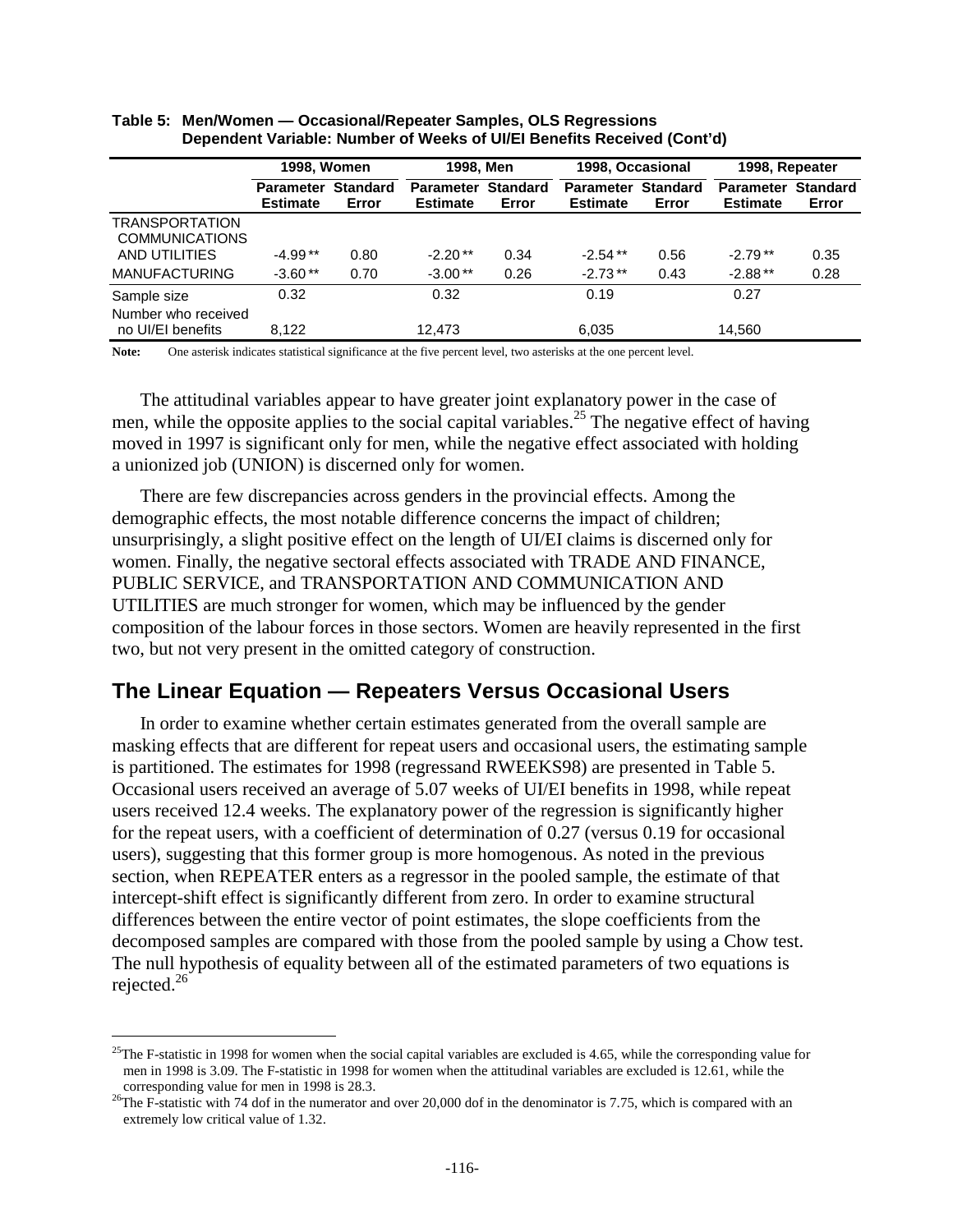**Table 5: Men/Women — Occasional/Repeater Samples, OLS Regressions Dependent Variable: Number of Weeks of UI/EI Benefits Received (Cont'd)**

| | 1998, Women | | 1998, Men | | 1998, Occasional | | 1998, Repeater | |
|---|---|---|---|---|---|---|---|---|
| | Parameter Estimate | Standard Error | Parameter Estimate | Standard Error | Parameter Estimate | Standard Error | Parameter Estimate | Standard Error |
| TRANSPORTATION COMMUNICATIONS AND UTILITIES | -4.99 ** | 0.80 | -2.20 ** | 0.34 | -2.54 ** | 0.56 | -2.79 ** | 0.35 |
| MANUFACTURING | -3.60 ** | 0.70 | -3.00 ** | 0.26 | -2.73 ** | 0.43 | -2.88 ** | 0.28 |
| Sample size | 0.32 | | 0.32 | | 0.19 | | 0.27 | |
| Number who received no UI/EI benefits | 8,122 | | 12,473 | | 6,035 | | 14,560 | |

**Note:** One asterisk indicates statistical significance at the five percent level, two asterisks at the one percent level.

The attitudinal variables appear to have greater joint explanatory power in the case of men, while the opposite applies to the social capital variables.[25] The negative effect of having moved in 1997 is significant only for men, while the negative effect associated with holding a unionized job (UNION) is discerned only for women.

There are few discrepancies across genders in the provincial effects. Among the demographic effects, the most notable difference concerns the impact of children; unsurprisingly, a slight positive effect on the length of UI/EI claims is discerned only for women. Finally, the negative sectoral effects associated with TRADE AND FINANCE, PUBLIC SERVICE, and TRANSPORTATION AND COMMUNICATION AND UTILITIES are much stronger for women, which may be influenced by the gender composition of the labour forces in those sectors. Women are heavily represented in the first two, but not very present in the omitted category of construction.

## The Linear Equation — Repeaters Versus Occasional Users

In order to examine whether certain estimates generated from the overall sample are masking effects that are different for repeat users and occasional users, the estimating sample is partitioned. The estimates for 1998 (regressand RWEEKS98) are presented in Table 5. Occasional users received an average of 5.07 weeks of UI/EI benefits in 1998, while repeat users received 12.4 weeks. The explanatory power of the regression is significantly higher for the repeat users, with a coefficient of determination of 0.27 (versus 0.19 for occasional users), suggesting that this former group is more homogenous. As noted in the previous section, when REPEATER enters as a regressor in the pooled sample, the estimate of that intercept-shift effect is significantly different from zero. In order to examine structural differences between the entire vector of point estimates, the slope coefficients from the decomposed samples are compared with those from the pooled sample by using a Chow test. The null hypothesis of equality between all of the estimated parameters of two equations is rejected.[26]

[25] The F-statistic in 1998 for women when the social capital variables are excluded is 4.65, while the corresponding value for men in 1998 is 3.09. The F-statistic in 1998 for women when the attitudinal variables are excluded is 12.61, while the corresponding value for men in 1998 is 28.3.

[26] The F-statistic with 74 dof in the numerator and over 20,000 dof in the denominator is 7.75, which is compared with an extremely low critical value of 1.32.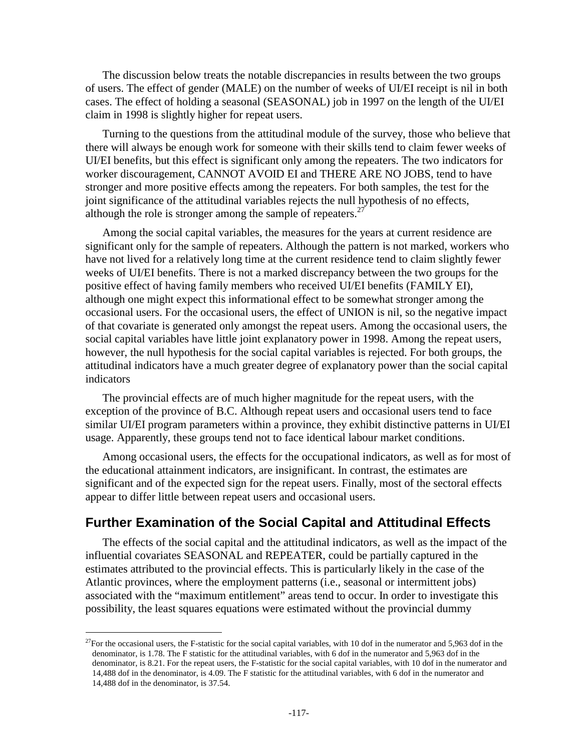The discussion below treats the notable discrepancies in results between the two groups of users. The effect of gender (MALE) on the number of weeks of UI/EI receipt is nil in both cases. The effect of holding a seasonal (SEASONAL) job in 1997 on the length of the UI/EI claim in 1998 is slightly higher for repeat users.

Turning to the questions from the attitudinal module of the survey, those who believe that there will always be enough work for someone with their skills tend to claim fewer weeks of UI/EI benefits, but this effect is significant only among the repeaters. The two indicators for worker discouragement, CANNOT AVOID EI and THERE ARE NO JOBS, tend to have stronger and more positive effects among the repeaters. For both samples, the test for the joint significance of the attitudinal variables rejects the null hypothesis of no effects, although the role is stronger among the sample of repeaters.[27]

Among the social capital variables, the measures for the years at current residence are significant only for the sample of repeaters. Although the pattern is not marked, workers who have not lived for a relatively long time at the current residence tend to claim slightly fewer weeks of UI/EI benefits. There is not a marked discrepancy between the two groups for the positive effect of having family members who received UI/EI benefits (FAMILY EI), although one might expect this informational effect to be somewhat stronger among the occasional users. For the occasional users, the effect of UNION is nil, so the negative impact of that covariate is generated only amongst the repeat users. Among the occasional users, the social capital variables have little joint explanatory power in 1998. Among the repeat users, however, the null hypothesis for the social capital variables is rejected. For both groups, the attitudinal indicators have a much greater degree of explanatory power than the social capital indicators

The provincial effects are of much higher magnitude for the repeat users, with the exception of the province of B.C. Although repeat users and occasional users tend to face similar UI/EI program parameters within a province, they exhibit distinctive patterns in UI/EI usage. Apparently, these groups tend not to face identical labour market conditions.

Among occasional users, the effects for the occupational indicators, as well as for most of the educational attainment indicators, are insignificant. In contrast, the estimates are significant and of the expected sign for the repeat users. Finally, most of the sectoral effects appear to differ little between repeat users and occasional users.

## Further Examination of the Social Capital and Attitudinal Effects

The effects of the social capital and the attitudinal indicators, as well as the impact of the influential covariates SEASONAL and REPEATER, could be partially captured in the estimates attributed to the provincial effects. This is particularly likely in the case of the Atlantic provinces, where the employment patterns (i.e., seasonal or intermittent jobs) associated with the "maximum entitlement" areas tend to occur. In order to investigate this possibility, the least squares equations were estimated without the provincial dummy

---

[27]For the occasional users, the F-statistic for the social capital variables, with 10 dof in the numerator and 5,963 dof in the denominator, is 1.78. The F statistic for the attitudinal variables, with 6 dof in the numerator and 5,963 dof in the denominator, is 8.21. For the repeat users, the F-statistic for the social capital variables, with 10 dof in the numerator and 14,488 dof in the denominator, is 4.09. The F statistic for the attitudinal variables, with 6 dof in the numerator and 14,488 dof in the denominator, is 37.54.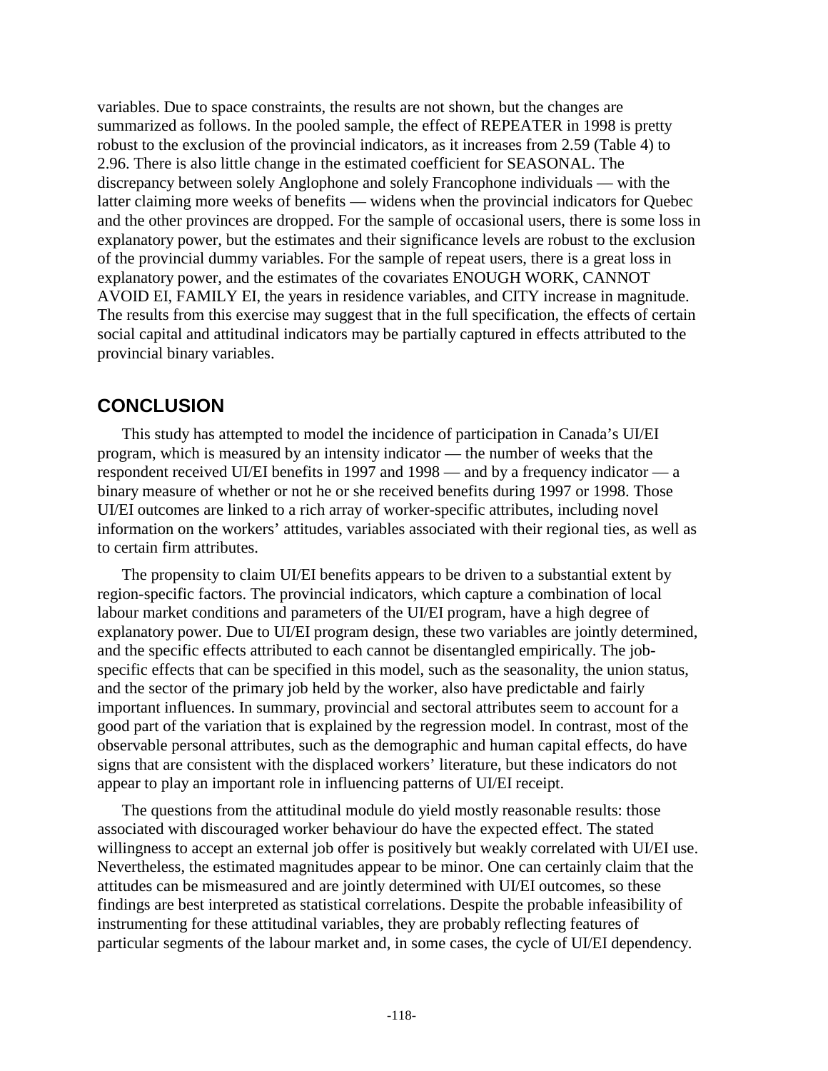variables. Due to space constraints, the results are not shown, but the changes are summarized as follows. In the pooled sample, the effect of REPEATER in 1998 is pretty robust to the exclusion of the provincial indicators, as it increases from 2.59 (Table 4) to 2.96. There is also little change in the estimated coefficient for SEASONAL. The discrepancy between solely Anglophone and solely Francophone individuals — with the latter claiming more weeks of benefits — widens when the provincial indicators for Quebec and the other provinces are dropped. For the sample of occasional users, there is some loss in explanatory power, but the estimates and their significance levels are robust to the exclusion of the provincial dummy variables. For the sample of repeat users, there is a great loss in explanatory power, and the estimates of the covariates ENOUGH WORK, CANNOT AVOID EI, FAMILY EI, the years in residence variables, and CITY increase in magnitude. The results from this exercise may suggest that in the full specification, the effects of certain social capital and attitudinal indicators may be partially captured in effects attributed to the provincial binary variables.

## CONCLUSION

This study has attempted to model the incidence of participation in Canada's UI/EI program, which is measured by an intensity indicator — the number of weeks that the respondent received UI/EI benefits in 1997 and 1998 — and by a frequency indicator — a binary measure of whether or not he or she received benefits during 1997 or 1998. Those UI/EI outcomes are linked to a rich array of worker-specific attributes, including novel information on the workers' attitudes, variables associated with their regional ties, as well as to certain firm attributes.

The propensity to claim UI/EI benefits appears to be driven to a substantial extent by region-specific factors. The provincial indicators, which capture a combination of local labour market conditions and parameters of the UI/EI program, have a high degree of explanatory power. Due to UI/EI program design, these two variables are jointly determined, and the specific effects attributed to each cannot be disentangled empirically. The job-specific effects that can be specified in this model, such as the seasonality, the union status, and the sector of the primary job held by the worker, also have predictable and fairly important influences. In summary, provincial and sectoral attributes seem to account for a good part of the variation that is explained by the regression model. In contrast, most of the observable personal attributes, such as the demographic and human capital effects, do have signs that are consistent with the displaced workers' literature, but these indicators do not appear to play an important role in influencing patterns of UI/EI receipt.

The questions from the attitudinal module do yield mostly reasonable results: those associated with discouraged worker behaviour do have the expected effect. The stated willingness to accept an external job offer is positively but weakly correlated with UI/EI use. Nevertheless, the estimated magnitudes appear to be minor. One can certainly claim that the attitudes can be mismeasured and are jointly determined with UI/EI outcomes, so these findings are best interpreted as statistical correlations. Despite the probable infeasibility of instrumenting for these attitudinal variables, they are probably reflecting features of particular segments of the labour market and, in some cases, the cycle of UI/EI dependency.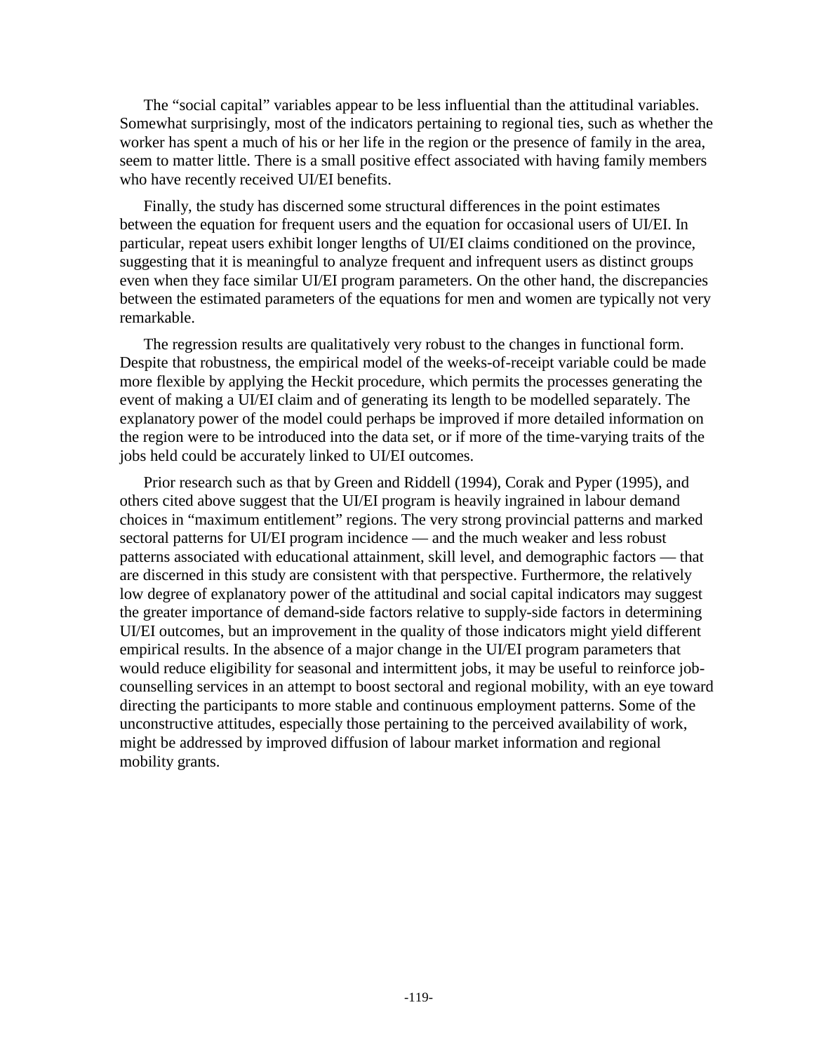The “social capital” variables appear to be less influential than the attitudinal variables. Somewhat surprisingly, most of the indicators pertaining to regional ties, such as whether the worker has spent a much of his or her life in the region or the presence of family in the area, seem to matter little. There is a small positive effect associated with having family members who have recently received UI/EI benefits.

Finally, the study has discerned some structural differences in the point estimates between the equation for frequent users and the equation for occasional users of UI/EI. In particular, repeat users exhibit longer lengths of UI/EI claims conditioned on the province, suggesting that it is meaningful to analyze frequent and infrequent users as distinct groups even when they face similar UI/EI program parameters. On the other hand, the discrepancies between the estimated parameters of the equations for men and women are typically not very remarkable.

The regression results are qualitatively very robust to the changes in functional form. Despite that robustness, the empirical model of the weeks-of-receipt variable could be made more flexible by applying the Heckit procedure, which permits the processes generating the event of making a UI/EI claim and of generating its length to be modelled separately. The explanatory power of the model could perhaps be improved if more detailed information on the region were to be introduced into the data set, or if more of the time-varying traits of the jobs held could be accurately linked to UI/EI outcomes.

Prior research such as that by Green and Riddell (1994), Corak and Pyper (1995), and others cited above suggest that the UI/EI program is heavily ingrained in labour demand choices in “maximum entitlement” regions. The very strong provincial patterns and marked sectoral patterns for UI/EI program incidence — and the much weaker and less robust patterns associated with educational attainment, skill level, and demographic factors — that are discerned in this study are consistent with that perspective. Furthermore, the relatively low degree of explanatory power of the attitudinal and social capital indicators may suggest the greater importance of demand-side factors relative to supply-side factors in determining UI/EI outcomes, but an improvement in the quality of those indicators might yield different empirical results. In the absence of a major change in the UI/EI program parameters that would reduce eligibility for seasonal and intermittent jobs, it may be useful to reinforce job-counselling services in an attempt to boost sectoral and regional mobility, with an eye toward directing the participants to more stable and continuous employment patterns. Some of the unconstructive attitudes, especially those pertaining to the perceived availability of work, might be addressed by improved diffusion of labour market information and regional mobility grants.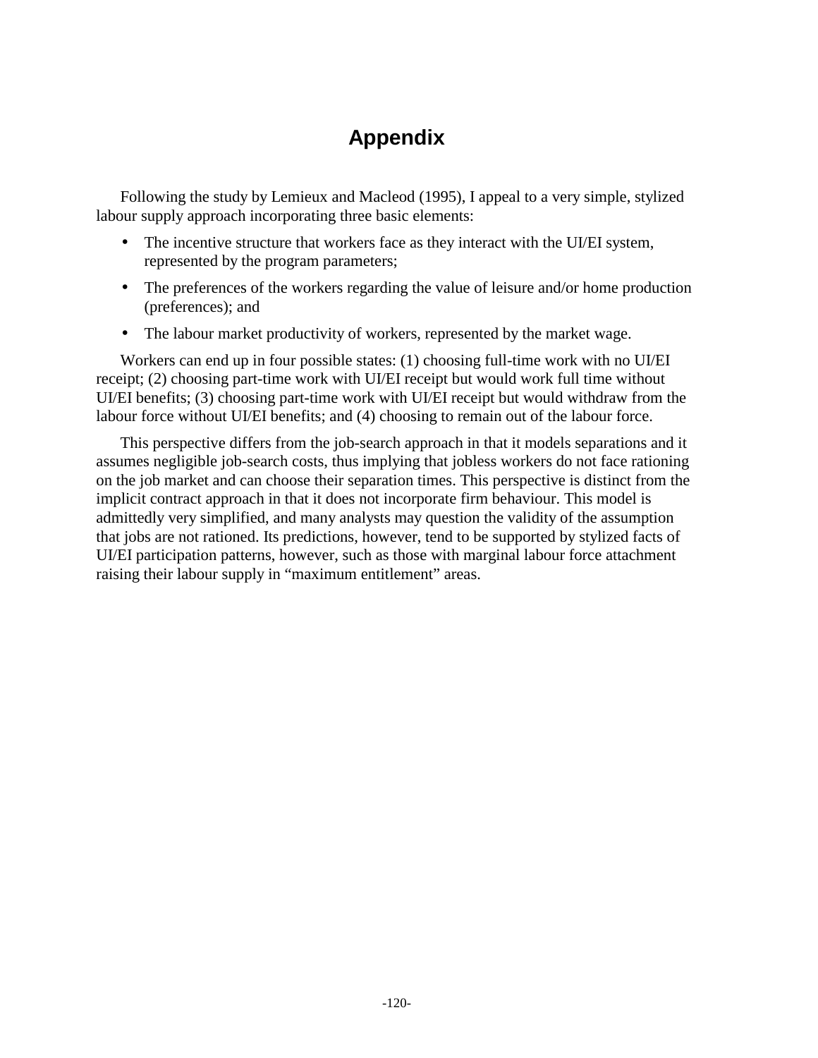# Appendix

Following the study by Lemieux and Macleod (1995), I appeal to a very simple, stylized labour supply approach incorporating three basic elements:

- The incentive structure that workers face as they interact with the UI/EI system, represented by the program parameters;
- The preferences of the workers regarding the value of leisure and/or home production (preferences); and
- The labour market productivity of workers, represented by the market wage.

Workers can end up in four possible states: (1) choosing full-time work with no UI/EI receipt; (2) choosing part-time work with UI/EI receipt but would work full time without UI/EI benefits; (3) choosing part-time work with UI/EI receipt but would withdraw from the labour force without UI/EI benefits; and (4) choosing to remain out of the labour force.

This perspective differs from the job-search approach in that it models separations and it assumes negligible job-search costs, thus implying that jobless workers do not face rationing on the job market and can choose their separation times. This perspective is distinct from the implicit contract approach in that it does not incorporate firm behaviour. This model is admittedly very simplified, and many analysts may question the validity of the assumption that jobs are not rationed. Its predictions, however, tend to be supported by stylized facts of UI/EI participation patterns, however, such as those with marginal labour force attachment raising their labour supply in "maximum entitlement" areas.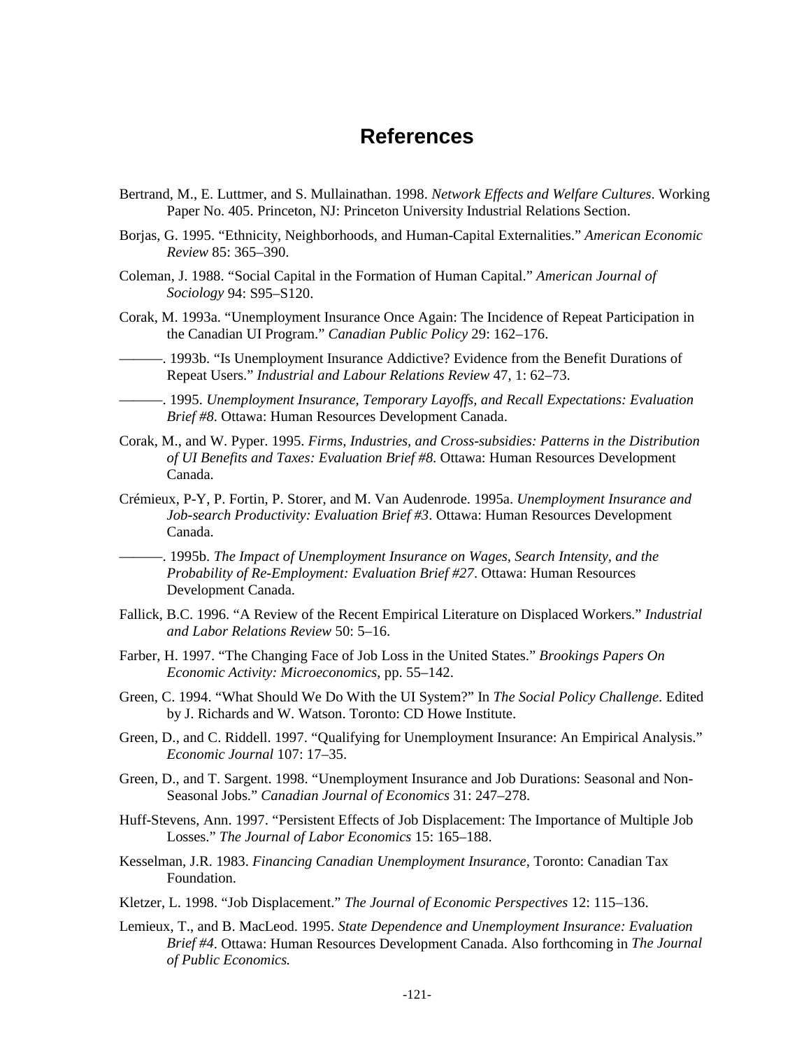# References

Bertrand, M., E. Luttmer, and S. Mullainathan. 1998. *Network Effects and Welfare Cultures*. Working Paper No. 405. Princeton, NJ: Princeton University Industrial Relations Section.

Borjas, G. 1995. "Ethnicity, Neighborhoods, and Human-Capital Externalities." *American Economic Review* 85: 365–390.

Coleman, J. 1988. "Social Capital in the Formation of Human Capital." *American Journal of Sociology* 94: S95–S120.

Corak, M. 1993a. "Unemployment Insurance Once Again: The Incidence of Repeat Participation in the Canadian UI Program." *Canadian Public Policy* 29: 162–176.

———. 1993b. "Is Unemployment Insurance Addictive? Evidence from the Benefit Durations of Repeat Users." *Industrial and Labour Relations Review* 47, 1: 62–73.

———. 1995. *Unemployment Insurance, Temporary Layoffs, and Recall Expectations: Evaluation Brief #8*. Ottawa: Human Resources Development Canada.

Corak, M., and W. Pyper. 1995. *Firms, Industries, and Cross-subsidies: Patterns in the Distribution of UI Benefits and Taxes: Evaluation Brief #8*. Ottawa: Human Resources Development Canada.

Crémieux, P-Y, P. Fortin, P. Storer, and M. Van Audenrode. 1995a. *Unemployment Insurance and Job-search Productivity: Evaluation Brief #3*. Ottawa: Human Resources Development Canada.

———. 1995b. *The Impact of Unemployment Insurance on Wages, Search Intensity, and the Probability of Re-Employment: Evaluation Brief #27*. Ottawa: Human Resources Development Canada.

Fallick, B.C. 1996. "A Review of the Recent Empirical Literature on Displaced Workers." *Industrial and Labor Relations Review* 50: 5–16.

Farber, H. 1997. "The Changing Face of Job Loss in the United States." *Brookings Papers On Economic Activity: Microeconomics*, pp. 55–142.

Green, C. 1994. "What Should We Do With the UI System?" In *The Social Policy Challenge*. Edited by J. Richards and W. Watson. Toronto: CD Howe Institute.

Green, D., and C. Riddell. 1997. "Qualifying for Unemployment Insurance: An Empirical Analysis." *Economic Journal* 107: 17–35.

Green, D., and T. Sargent. 1998. "Unemployment Insurance and Job Durations: Seasonal and Non-Seasonal Jobs." *Canadian Journal of Economics* 31: 247–278.

Huff-Stevens, Ann. 1997. "Persistent Effects of Job Displacement: The Importance of Multiple Job Losses." *The Journal of Labor Economics* 15: 165–188.

Kesselman, J.R. 1983. *Financing Canadian Unemployment Insurance*, Toronto: Canadian Tax Foundation.

Kletzer, L. 1998. "Job Displacement." *The Journal of Economic Perspectives* 12: 115–136.

Lemieux, T., and B. MacLeod. 1995. *State Dependence and Unemployment Insurance: Evaluation Brief #4*. Ottawa: Human Resources Development Canada. Also forthcoming in *The Journal of Public Economics.*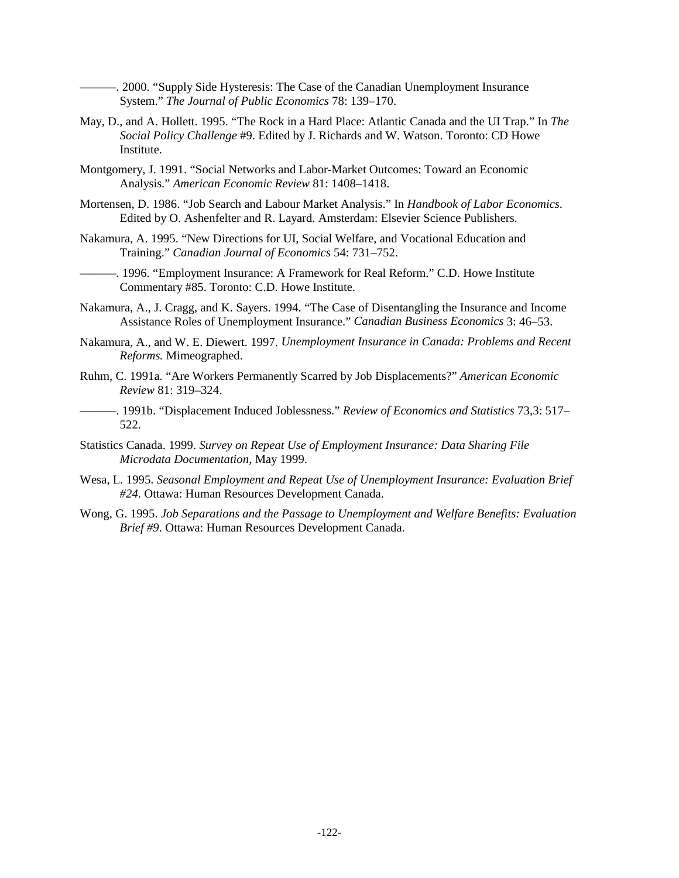———. 2000. "Supply Side Hysteresis: The Case of the Canadian Unemployment Insurance System." *The Journal of Public Economics* 78: 139–170.

May, D., and A. Hollett. 1995. "The Rock in a Hard Place: Atlantic Canada and the UI Trap." In *The Social Policy Challenge* #9. Edited by J. Richards and W. Watson. Toronto: CD Howe Institute.

Montgomery, J. 1991. "Social Networks and Labor-Market Outcomes: Toward an Economic Analysis." *American Economic Review* 81: 1408–1418.

Mortensen, D. 1986. "Job Search and Labour Market Analysis." In *Handbook of Labor Economics*. Edited by O. Ashenfelter and R. Layard. Amsterdam: Elsevier Science Publishers.

Nakamura, A. 1995. "New Directions for UI, Social Welfare, and Vocational Education and Training." *Canadian Journal of Economics* 54: 731–752.

———. 1996. "Employment Insurance: A Framework for Real Reform." C.D. Howe Institute Commentary #85. Toronto: C.D. Howe Institute.

Nakamura, A., J. Cragg, and K. Sayers. 1994. "The Case of Disentangling the Insurance and Income Assistance Roles of Unemployment Insurance." *Canadian Business Economics* 3: 46–53.

Nakamura, A., and W. E. Diewert. 1997. *Unemployment Insurance in Canada: Problems and Recent Reforms.* Mimeographed.

Ruhm, C. 1991a. "Are Workers Permanently Scarred by Job Displacements?" *American Economic Review* 81: 319–324.

———. 1991b. "Displacement Induced Joblessness." *Review of Economics and Statistics* 73,3: 517–522.

Statistics Canada. 1999. *Survey on Repeat Use of Employment Insurance: Data Sharing File Microdata Documentation*, May 1999.

Wesa, L. 1995. *Seasonal Employment and Repeat Use of Unemployment Insurance: Evaluation Brief #24*. Ottawa: Human Resources Development Canada.

Wong, G. 1995. *Job Separations and the Passage to Unemployment and Welfare Benefits: Evaluation Brief #9*. Ottawa: Human Resources Development Canada.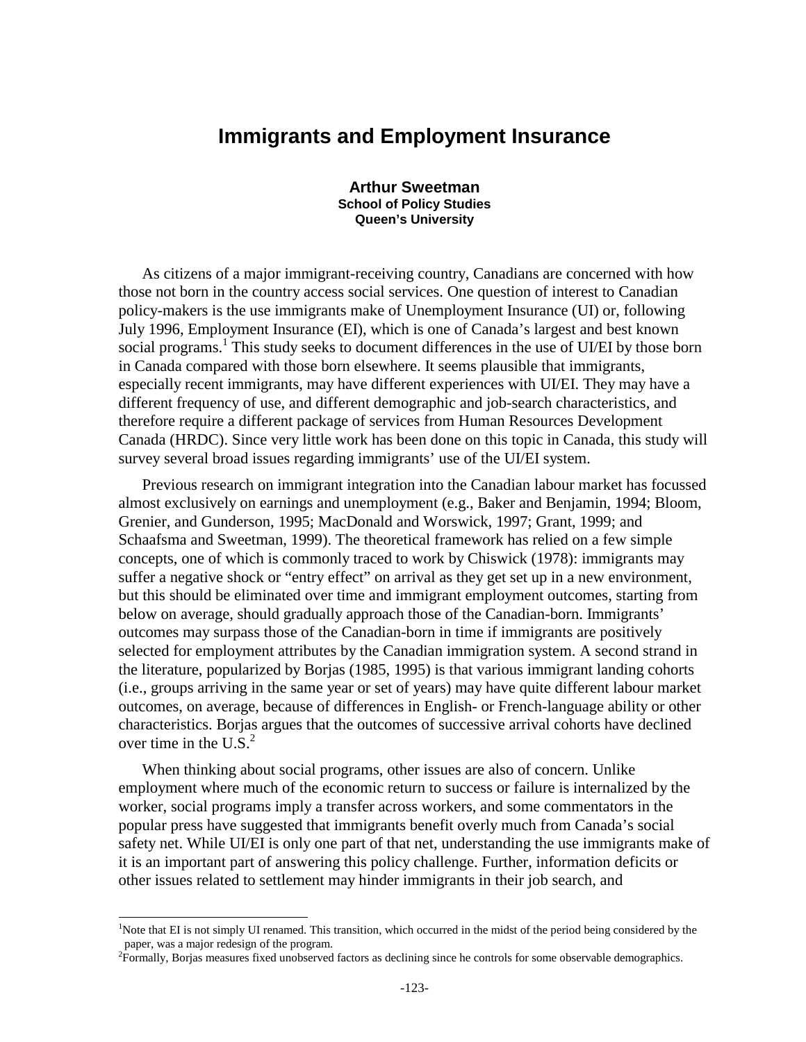# Immigrants and Employment Insurance

**Arthur Sweetman**
**School of Policy Studies**
**Queen's University**

As citizens of a major immigrant-receiving country, Canadians are concerned with how those not born in the country access social services. One question of interest to Canadian policy-makers is the use immigrants make of Unemployment Insurance (UI) or, following July 1996, Employment Insurance (EI), which is one of Canada's largest and best known social programs.[1] This study seeks to document differences in the use of UI/EI by those born in Canada compared with those born elsewhere. It seems plausible that immigrants, especially recent immigrants, may have different experiences with UI/EI. They may have a different frequency of use, and different demographic and job-search characteristics, and therefore require a different package of services from Human Resources Development Canada (HRDC). Since very little work has been done on this topic in Canada, this study will survey several broad issues regarding immigrants' use of the UI/EI system.

Previous research on immigrant integration into the Canadian labour market has focussed almost exclusively on earnings and unemployment (e.g., Baker and Benjamin, 1994; Bloom, Grenier, and Gunderson, 1995; MacDonald and Worswick, 1997; Grant, 1999; and Schaafsma and Sweetman, 1999). The theoretical framework has relied on a few simple concepts, one of which is commonly traced to work by Chiswick (1978): immigrants may suffer a negative shock or "entry effect" on arrival as they get set up in a new environment, but this should be eliminated over time and immigrant employment outcomes, starting from below on average, should gradually approach those of the Canadian-born. Immigrants' outcomes may surpass those of the Canadian-born in time if immigrants are positively selected for employment attributes by the Canadian immigration system. A second strand in the literature, popularized by Borjas (1985, 1995) is that various immigrant landing cohorts (i.e., groups arriving in the same year or set of years) may have quite different labour market outcomes, on average, because of differences in English- or French-language ability or other characteristics. Borjas argues that the outcomes of successive arrival cohorts have declined over time in the U.S.[2]

When thinking about social programs, other issues are also of concern. Unlike employment where much of the economic return to success or failure is internalized by the worker, social programs imply a transfer across workers, and some commentators in the popular press have suggested that immigrants benefit overly much from Canada's social safety net. While UI/EI is only one part of that net, understanding the use immigrants make of it is an important part of answering this policy challenge. Further, information deficits or other issues related to settlement may hinder immigrants in their job search, and

[1] Note that EI is not simply UI renamed. This transition, which occurred in the midst of the period being considered by the paper, was a major redesign of the program.

[2] Formally, Borjas measures fixed unobserved factors as declining since he controls for some observable demographics.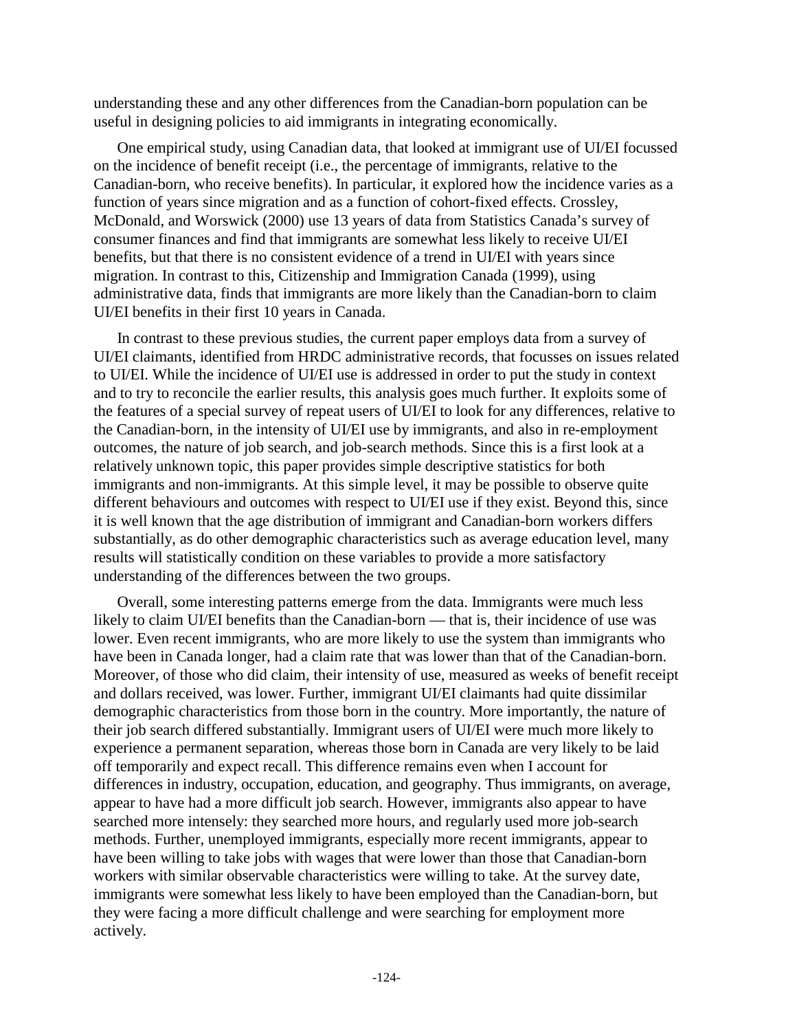understanding these and any other differences from the Canadian-born population can be useful in designing policies to aid immigrants in integrating economically.

One empirical study, using Canadian data, that looked at immigrant use of UI/EI focussed on the incidence of benefit receipt (i.e., the percentage of immigrants, relative to the Canadian-born, who receive benefits). In particular, it explored how the incidence varies as a function of years since migration and as a function of cohort-fixed effects. Crossley, McDonald, and Worswick (2000) use 13 years of data from Statistics Canada's survey of consumer finances and find that immigrants are somewhat less likely to receive UI/EI benefits, but that there is no consistent evidence of a trend in UI/EI with years since migration. In contrast to this, Citizenship and Immigration Canada (1999), using administrative data, finds that immigrants are more likely than the Canadian-born to claim UI/EI benefits in their first 10 years in Canada.

In contrast to these previous studies, the current paper employs data from a survey of UI/EI claimants, identified from HRDC administrative records, that focusses on issues related to UI/EI. While the incidence of UI/EI use is addressed in order to put the study in context and to try to reconcile the earlier results, this analysis goes much further. It exploits some of the features of a special survey of repeat users of UI/EI to look for any differences, relative to the Canadian-born, in the intensity of UI/EI use by immigrants, and also in re-employment outcomes, the nature of job search, and job-search methods. Since this is a first look at a relatively unknown topic, this paper provides simple descriptive statistics for both immigrants and non-immigrants. At this simple level, it may be possible to observe quite different behaviours and outcomes with respect to UI/EI use if they exist. Beyond this, since it is well known that the age distribution of immigrant and Canadian-born workers differs substantially, as do other demographic characteristics such as average education level, many results will statistically condition on these variables to provide a more satisfactory understanding of the differences between the two groups.

Overall, some interesting patterns emerge from the data. Immigrants were much less likely to claim UI/EI benefits than the Canadian-born — that is, their incidence of use was lower. Even recent immigrants, who are more likely to use the system than immigrants who have been in Canada longer, had a claim rate that was lower than that of the Canadian-born. Moreover, of those who did claim, their intensity of use, measured as weeks of benefit receipt and dollars received, was lower. Further, immigrant UI/EI claimants had quite dissimilar demographic characteristics from those born in the country. More importantly, the nature of their job search differed substantially. Immigrant users of UI/EI were much more likely to experience a permanent separation, whereas those born in Canada are very likely to be laid off temporarily and expect recall. This difference remains even when I account for differences in industry, occupation, education, and geography. Thus immigrants, on average, appear to have had a more difficult job search. However, immigrants also appear to have searched more intensely: they searched more hours, and regularly used more job-search methods. Further, unemployed immigrants, especially more recent immigrants, appear to have been willing to take jobs with wages that were lower than those that Canadian-born workers with similar observable characteristics were willing to take. At the survey date, immigrants were somewhat less likely to have been employed than the Canadian-born, but they were facing a more difficult challenge and were searching for employment more actively.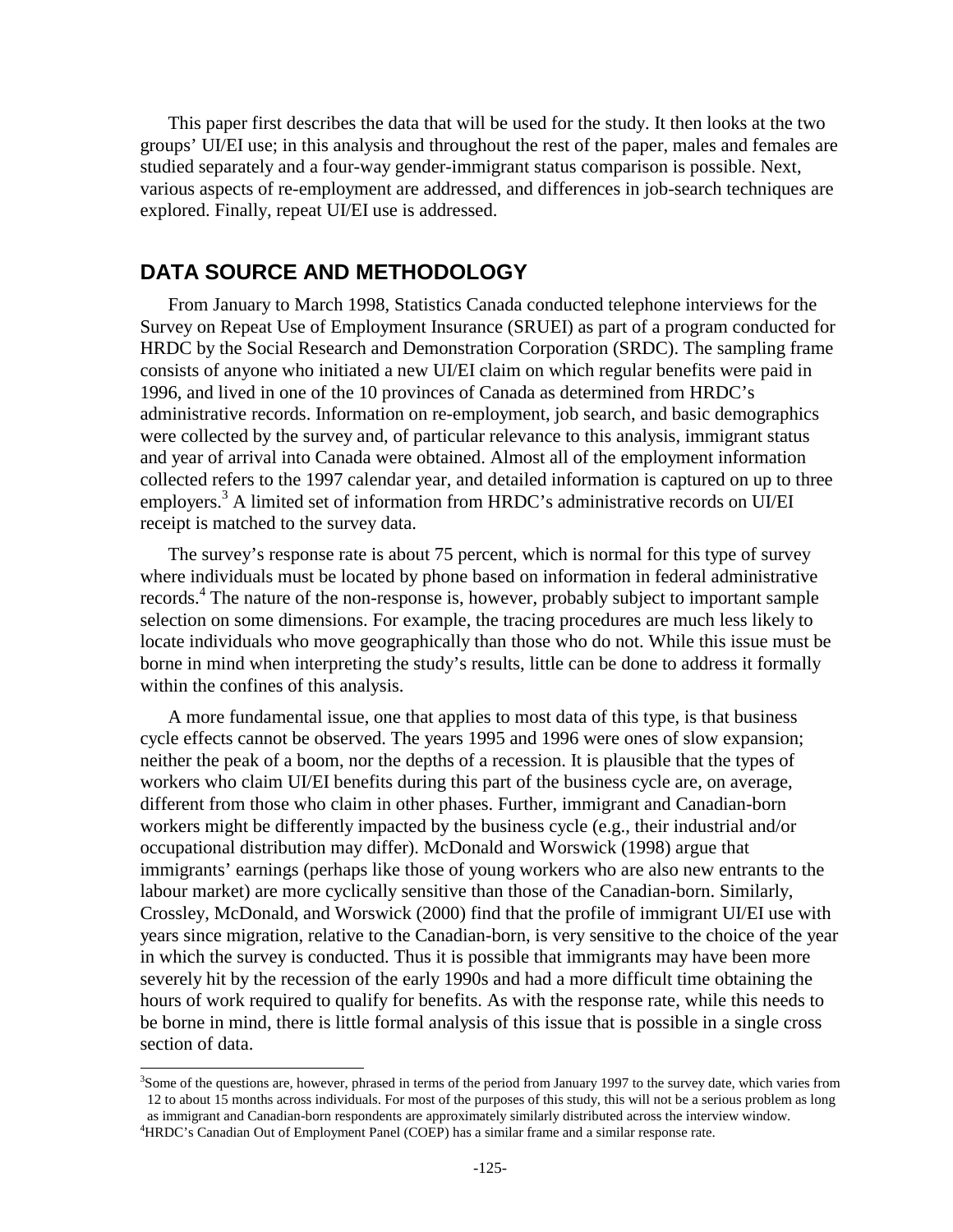This paper first describes the data that will be used for the study. It then looks at the two groups' UI/EI use; in this analysis and throughout the rest of the paper, males and females are studied separately and a four-way gender-immigrant status comparison is possible. Next, various aspects of re-employment are addressed, and differences in job-search techniques are explored. Finally, repeat UI/EI use is addressed.

## DATA SOURCE AND METHODOLOGY

From January to March 1998, Statistics Canada conducted telephone interviews for the Survey on Repeat Use of Employment Insurance (SRUEI) as part of a program conducted for HRDC by the Social Research and Demonstration Corporation (SRDC). The sampling frame consists of anyone who initiated a new UI/EI claim on which regular benefits were paid in 1996, and lived in one of the 10 provinces of Canada as determined from HRDC's administrative records. Information on re-employment, job search, and basic demographics were collected by the survey and, of particular relevance to this analysis, immigrant status and year of arrival into Canada were obtained. Almost all of the employment information collected refers to the 1997 calendar year, and detailed information is captured on up to three employers.[3] A limited set of information from HRDC's administrative records on UI/EI receipt is matched to the survey data.

The survey's response rate is about 75 percent, which is normal for this type of survey where individuals must be located by phone based on information in federal administrative records.[4] The nature of the non-response is, however, probably subject to important sample selection on some dimensions. For example, the tracing procedures are much less likely to locate individuals who move geographically than those who do not. While this issue must be borne in mind when interpreting the study's results, little can be done to address it formally within the confines of this analysis.

A more fundamental issue, one that applies to most data of this type, is that business cycle effects cannot be observed. The years 1995 and 1996 were ones of slow expansion; neither the peak of a boom, nor the depths of a recession. It is plausible that the types of workers who claim UI/EI benefits during this part of the business cycle are, on average, different from those who claim in other phases. Further, immigrant and Canadian-born workers might be differently impacted by the business cycle (e.g., their industrial and/or occupational distribution may differ). McDonald and Worswick (1998) argue that immigrants' earnings (perhaps like those of young workers who are also new entrants to the labour market) are more cyclically sensitive than those of the Canadian-born. Similarly, Crossley, McDonald, and Worswick (2000) find that the profile of immigrant UI/EI use with years since migration, relative to the Canadian-born, is very sensitive to the choice of the year in which the survey is conducted. Thus it is possible that immigrants may have been more severely hit by the recession of the early 1990s and had a more difficult time obtaining the hours of work required to qualify for benefits. As with the response rate, while this needs to be borne in mind, there is little formal analysis of this issue that is possible in a single cross section of data.

[3] Some of the questions are, however, phrased in terms of the period from January 1997 to the survey date, which varies from 12 to about 15 months across individuals. For most of the purposes of this study, this will not be a serious problem as long as immigrant and Canadian-born respondents are approximately similarly distributed across the interview window.

[4] HRDC's Canadian Out of Employment Panel (COEP) has a similar frame and a similar response rate.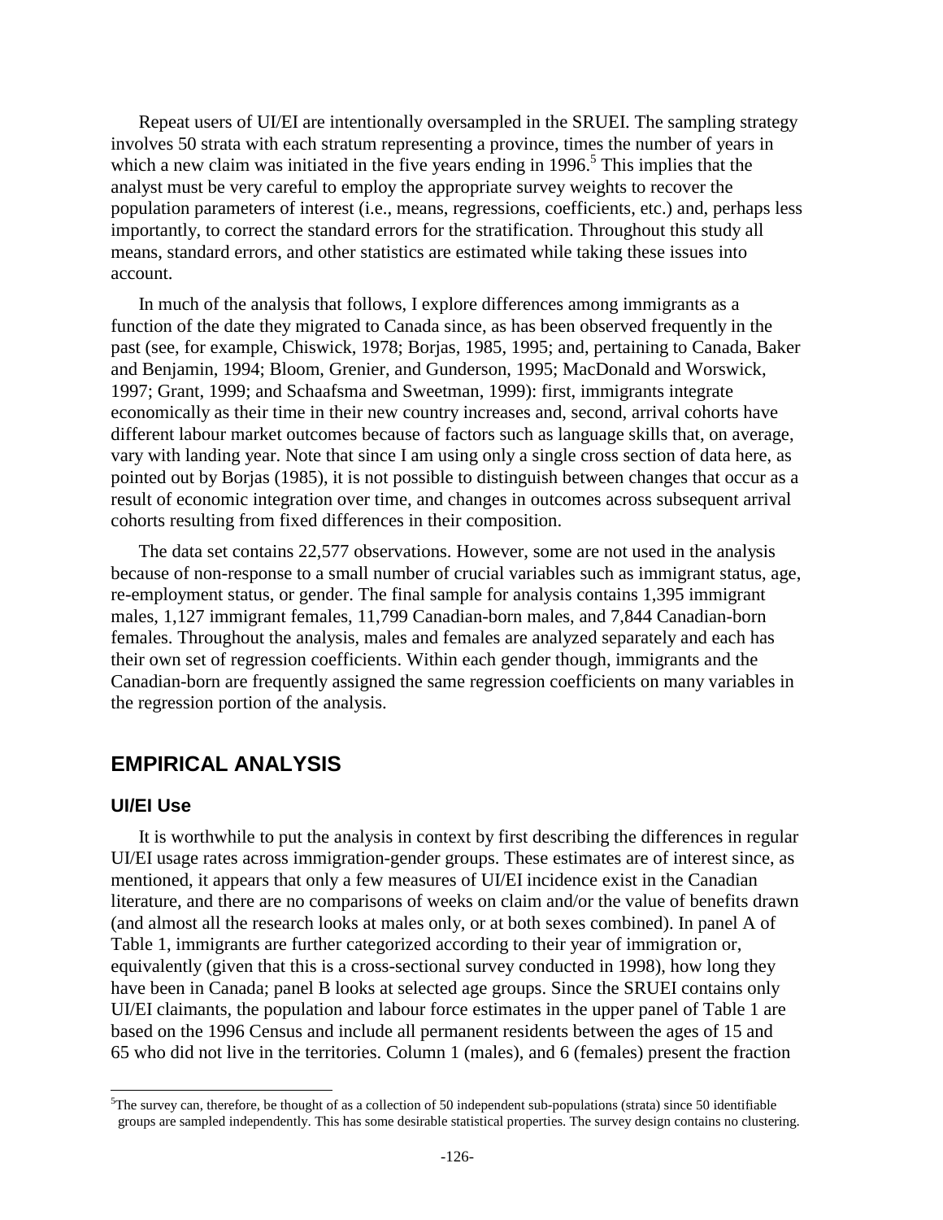Repeat users of UI/EI are intentionally oversampled in the SRUEI. The sampling strategy involves 50 strata with each stratum representing a province, times the number of years in which a new claim was initiated in the five years ending in 1996.[5] This implies that the analyst must be very careful to employ the appropriate survey weights to recover the population parameters of interest (i.e., means, regressions, coefficients, etc.) and, perhaps less importantly, to correct the standard errors for the stratification. Throughout this study all means, standard errors, and other statistics are estimated while taking these issues into account.

In much of the analysis that follows, I explore differences among immigrants as a function of the date they migrated to Canada since, as has been observed frequently in the past (see, for example, Chiswick, 1978; Borjas, 1985, 1995; and, pertaining to Canada, Baker and Benjamin, 1994; Bloom, Grenier, and Gunderson, 1995; MacDonald and Worswick, 1997; Grant, 1999; and Schaafsma and Sweetman, 1999): first, immigrants integrate economically as their time in their new country increases and, second, arrival cohorts have different labour market outcomes because of factors such as language skills that, on average, vary with landing year. Note that since I am using only a single cross section of data here, as pointed out by Borjas (1985), it is not possible to distinguish between changes that occur as a result of economic integration over time, and changes in outcomes across subsequent arrival cohorts resulting from fixed differences in their composition.

The data set contains 22,577 observations. However, some are not used in the analysis because of non-response to a small number of crucial variables such as immigrant status, age, re-employment status, or gender. The final sample for analysis contains 1,395 immigrant males, 1,127 immigrant females, 11,799 Canadian-born males, and 7,844 Canadian-born females. Throughout the analysis, males and females are analyzed separately and each has their own set of regression coefficients. Within each gender though, immigrants and the Canadian-born are frequently assigned the same regression coefficients on many variables in the regression portion of the analysis.

## EMPIRICAL ANALYSIS

### UI/EI Use

It is worthwhile to put the analysis in context by first describing the differences in regular UI/EI usage rates across immigration-gender groups. These estimates are of interest since, as mentioned, it appears that only a few measures of UI/EI incidence exist in the Canadian literature, and there are no comparisons of weeks on claim and/or the value of benefits drawn (and almost all the research looks at males only, or at both sexes combined). In panel A of Table 1, immigrants are further categorized according to their year of immigration or, equivalently (given that this is a cross-sectional survey conducted in 1998), how long they have been in Canada; panel B looks at selected age groups. Since the SRUEI contains only UI/EI claimants, the population and labour force estimates in the upper panel of Table 1 are based on the 1996 Census and include all permanent residents between the ages of 15 and 65 who did not live in the territories. Column 1 (males), and 6 (females) present the fraction

[5] The survey can, therefore, be thought of as a collection of 50 independent sub-populations (strata) since 50 identifiable groups are sampled independently. This has some desirable statistical properties. The survey design contains no clustering.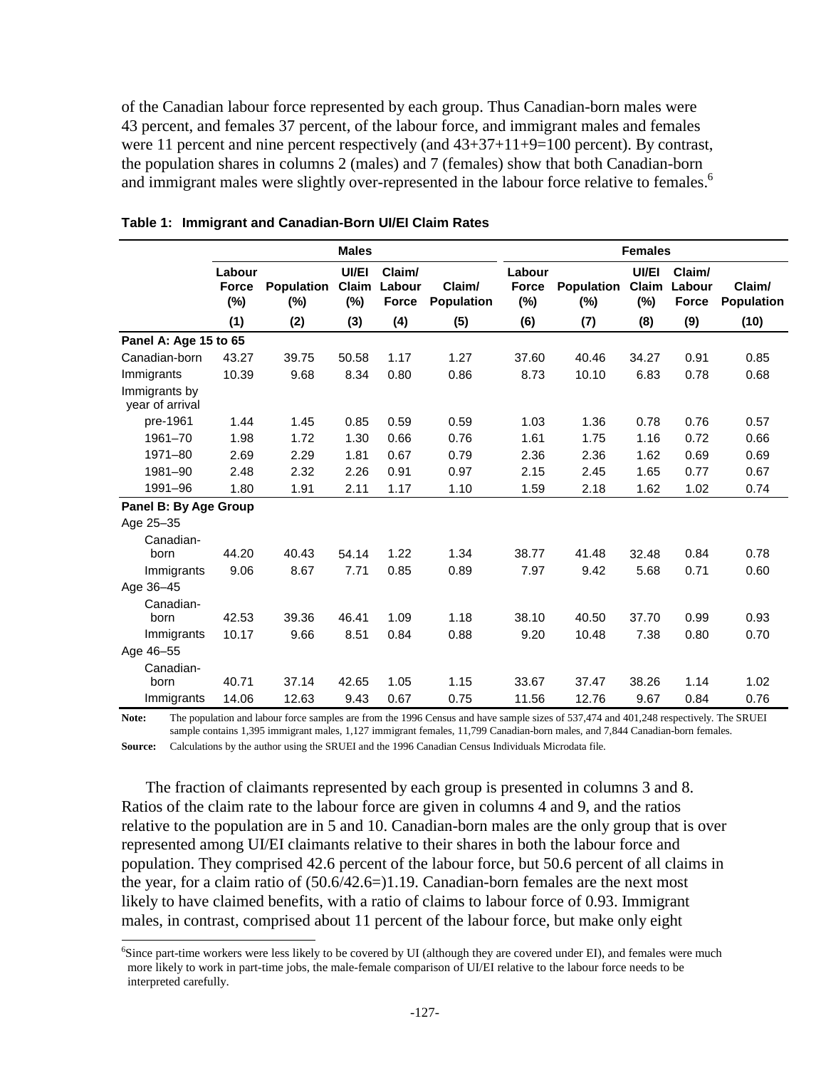of the Canadian labour force represented by each group. Thus Canadian-born males were 43 percent, and females 37 percent, of the labour force, and immigrant males and females were 11 percent and nine percent respectively (and 43+37+11+9=100 percent). By contrast, the population shares in columns 2 (males) and 7 (females) show that both Canadian-born and immigrant males were slightly over-represented in the labour force relative to females.[6]

**Table 1: Immigrant and Canadian-Born UI/EI Claim Rates**

| | Males | | | | | Females | | | | |
|---|---|---|---|---|---|---|---|---|---|---|
| | Labour Force (%) | Population (%) | UI/EI Claim (%) | Claim/ Labour Force | Claim/ Population | Labour Force (%) | Population (%) | UI/EI Claim (%) | Claim/ Labour Force | Claim/ Population |
| | (1) | (2) | (3) | (4) | (5) | (6) | (7) | (8) | (9) | (10) |
| **Panel A: Age 15 to 65** | | | | | | | | | | |
| Canadian-born | 43.27 | 39.75 | 50.58 | 1.17 | 1.27 | 37.60 | 40.46 | 34.27 | 0.91 | 0.85 |
| Immigrants | 10.39 | 9.68 | 8.34 | 0.80 | 0.86 | 8.73 | 10.10 | 6.83 | 0.78 | 0.68 |
| Immigrants by year of arrival | | | | | | | | | | |
| pre-1961 | 1.44 | 1.45 | 0.85 | 0.59 | 0.59 | 1.03 | 1.36 | 0.78 | 0.76 | 0.57 |
| 1961–70 | 1.98 | 1.72 | 1.30 | 0.66 | 0.76 | 1.61 | 1.75 | 1.16 | 0.72 | 0.66 |
| 1971–80 | 2.69 | 2.29 | 1.81 | 0.67 | 0.79 | 2.36 | 2.36 | 1.62 | 0.69 | 0.69 |
| 1981–90 | 2.48 | 2.32 | 2.26 | 0.91 | 0.97 | 2.15 | 2.45 | 1.65 | 0.77 | 0.67 |
| 1991–96 | 1.80 | 1.91 | 2.11 | 1.17 | 1.10 | 1.59 | 2.18 | 1.62 | 1.02 | 0.74 |
| **Panel B: By Age Group** | | | | | | | | | | |
| Age 25–35 | | | | | | | | | | |
| Canadian-born | 44.20 | 40.43 | 54.14 | 1.22 | 1.34 | 38.77 | 41.48 | 32.48 | 0.84 | 0.78 |
| Immigrants | 9.06 | 8.67 | 7.71 | 0.85 | 0.89 | 7.97 | 9.42 | 5.68 | 0.71 | 0.60 |
| Age 36–45 | | | | | | | | | | |
| Canadian-born | 42.53 | 39.36 | 46.41 | 1.09 | 1.18 | 38.10 | 40.50 | 37.70 | 0.99 | 0.93 |
| Immigrants | 10.17 | 9.66 | 8.51 | 0.84 | 0.88 | 9.20 | 10.48 | 7.38 | 0.80 | 0.70 |
| Age 46–55 | | | | | | | | | | |
| Canadian-born | 40.71 | 37.14 | 42.65 | 1.05 | 1.15 | 33.67 | 37.47 | 38.26 | 1.14 | 1.02 |
| Immigrants | 14.06 | 12.63 | 9.43 | 0.67 | 0.75 | 11.56 | 12.76 | 9.67 | 0.84 | 0.76 |

**Note:** The population and labour force samples are from the 1996 Census and have sample sizes of 537,474 and 401,248 respectively. The SRUEI sample contains 1,395 immigrant males, 1,127 immigrant females, 11,799 Canadian-born males, and 7,844 Canadian-born females.

**Source:** Calculations by the author using the SRUEI and the 1996 Canadian Census Individuals Microdata file.

The fraction of claimants represented by each group is presented in columns 3 and 8. Ratios of the claim rate to the labour force are given in columns 4 and 9, and the ratios relative to the population are in 5 and 10. Canadian-born males are the only group that is over represented among UI/EI claimants relative to their shares in both the labour force and population. They comprised 42.6 percent of the labour force, but 50.6 percent of all claims in the year, for a claim ratio of (50.6/42.6=)1.19. Canadian-born females are the next most likely to have claimed benefits, with a ratio of claims to labour force of 0.93. Immigrant males, in contrast, comprised about 11 percent of the labour force, but make only eight

[6] Since part-time workers were less likely to be covered by UI (although they are covered under EI), and females were much more likely to work in part-time jobs, the male-female comparison of UI/EI relative to the labour force needs to be interpreted carefully.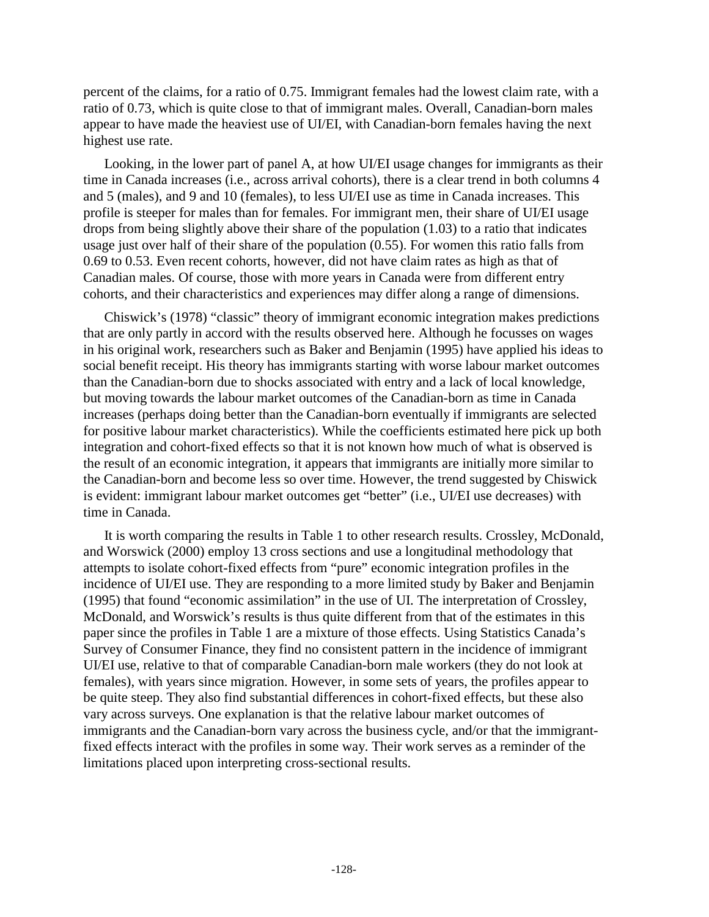percent of the claims, for a ratio of 0.75. Immigrant females had the lowest claim rate, with a ratio of 0.73, which is quite close to that of immigrant males. Overall, Canadian-born males appear to have made the heaviest use of UI/EI, with Canadian-born females having the next highest use rate.

Looking, in the lower part of panel A, at how UI/EI usage changes for immigrants as their time in Canada increases (i.e., across arrival cohorts), there is a clear trend in both columns 4 and 5 (males), and 9 and 10 (females), to less UI/EI use as time in Canada increases. This profile is steeper for males than for females. For immigrant men, their share of UI/EI usage drops from being slightly above their share of the population (1.03) to a ratio that indicates usage just over half of their share of the population (0.55). For women this ratio falls from 0.69 to 0.53. Even recent cohorts, however, did not have claim rates as high as that of Canadian males. Of course, those with more years in Canada were from different entry cohorts, and their characteristics and experiences may differ along a range of dimensions.

Chiswick's (1978) "classic" theory of immigrant economic integration makes predictions that are only partly in accord with the results observed here. Although he focusses on wages in his original work, researchers such as Baker and Benjamin (1995) have applied his ideas to social benefit receipt. His theory has immigrants starting with worse labour market outcomes than the Canadian-born due to shocks associated with entry and a lack of local knowledge, but moving towards the labour market outcomes of the Canadian-born as time in Canada increases (perhaps doing better than the Canadian-born eventually if immigrants are selected for positive labour market characteristics). While the coefficients estimated here pick up both integration and cohort-fixed effects so that it is not known how much of what is observed is the result of an economic integration, it appears that immigrants are initially more similar to the Canadian-born and become less so over time. However, the trend suggested by Chiswick is evident: immigrant labour market outcomes get "better" (i.e., UI/EI use decreases) with time in Canada.

It is worth comparing the results in Table 1 to other research results. Crossley, McDonald, and Worswick (2000) employ 13 cross sections and use a longitudinal methodology that attempts to isolate cohort-fixed effects from "pure" economic integration profiles in the incidence of UI/EI use. They are responding to a more limited study by Baker and Benjamin (1995) that found "economic assimilation" in the use of UI. The interpretation of Crossley, McDonald, and Worswick's results is thus quite different from that of the estimates in this paper since the profiles in Table 1 are a mixture of those effects. Using Statistics Canada's Survey of Consumer Finance, they find no consistent pattern in the incidence of immigrant UI/EI use, relative to that of comparable Canadian-born male workers (they do not look at females), with years since migration. However, in some sets of years, the profiles appear to be quite steep. They also find substantial differences in cohort-fixed effects, but these also vary across surveys. One explanation is that the relative labour market outcomes of immigrants and the Canadian-born vary across the business cycle, and/or that the immigrant-fixed effects interact with the profiles in some way. Their work serves as a reminder of the limitations placed upon interpreting cross-sectional results.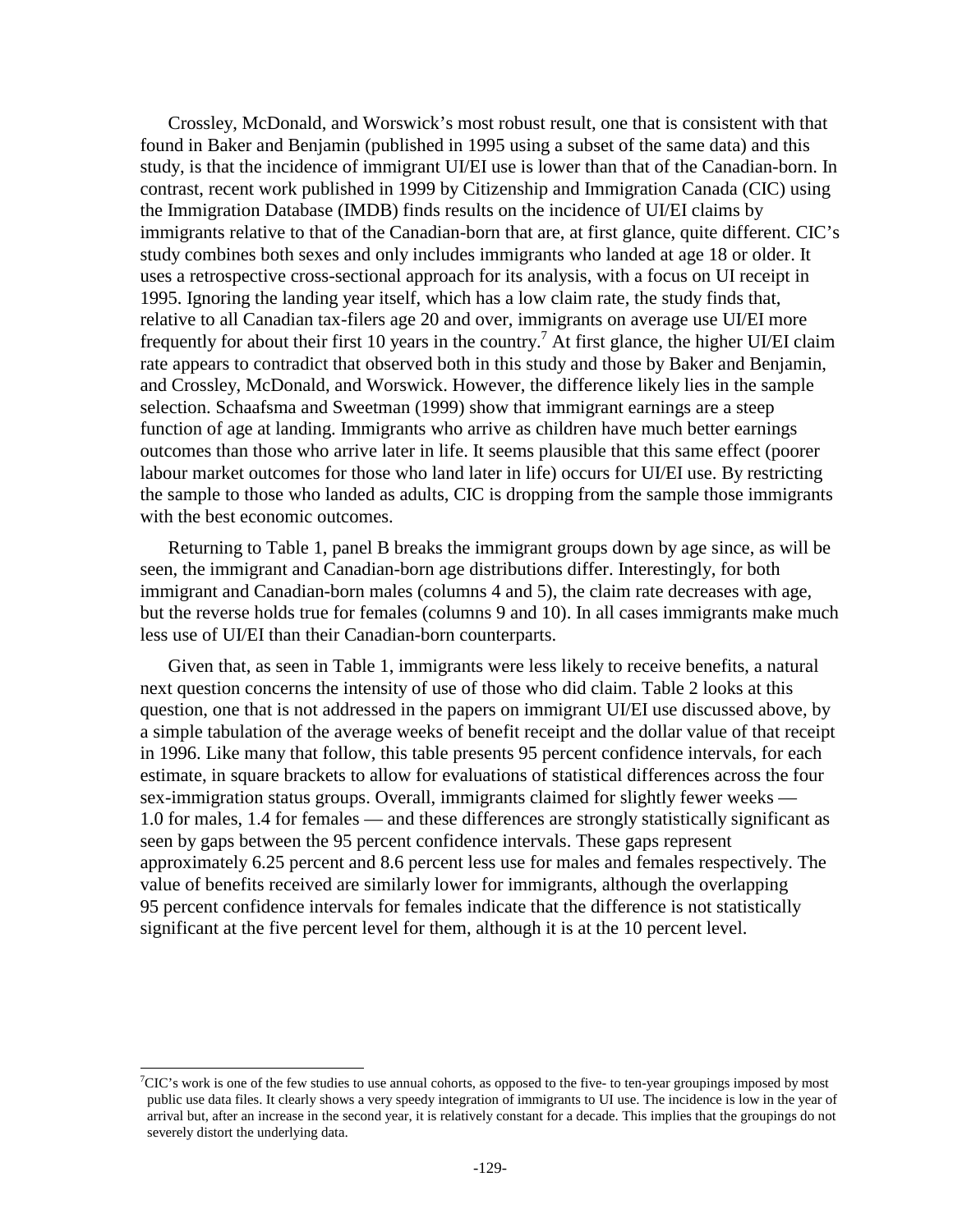Crossley, McDonald, and Worswick's most robust result, one that is consistent with that found in Baker and Benjamin (published in 1995 using a subset of the same data) and this study, is that the incidence of immigrant UI/EI use is lower than that of the Canadian-born. In contrast, recent work published in 1999 by Citizenship and Immigration Canada (CIC) using the Immigration Database (IMDB) finds results on the incidence of UI/EI claims by immigrants relative to that of the Canadian-born that are, at first glance, quite different. CIC's study combines both sexes and only includes immigrants who landed at age 18 or older. It uses a retrospective cross-sectional approach for its analysis, with a focus on UI receipt in 1995. Ignoring the landing year itself, which has a low claim rate, the study finds that, relative to all Canadian tax-filers age 20 and over, immigrants on average use UI/EI more frequently for about their first 10 years in the country.[7] At first glance, the higher UI/EI claim rate appears to contradict that observed both in this study and those by Baker and Benjamin, and Crossley, McDonald, and Worswick. However, the difference likely lies in the sample selection. Schaafsma and Sweetman (1999) show that immigrant earnings are a steep function of age at landing. Immigrants who arrive as children have much better earnings outcomes than those who arrive later in life. It seems plausible that this same effect (poorer labour market outcomes for those who land later in life) occurs for UI/EI use. By restricting the sample to those who landed as adults, CIC is dropping from the sample those immigrants with the best economic outcomes.

Returning to Table 1, panel B breaks the immigrant groups down by age since, as will be seen, the immigrant and Canadian-born age distributions differ. Interestingly, for both immigrant and Canadian-born males (columns 4 and 5), the claim rate decreases with age, but the reverse holds true for females (columns 9 and 10). In all cases immigrants make much less use of UI/EI than their Canadian-born counterparts.

Given that, as seen in Table 1, immigrants were less likely to receive benefits, a natural next question concerns the intensity of use of those who did claim. Table 2 looks at this question, one that is not addressed in the papers on immigrant UI/EI use discussed above, by a simple tabulation of the average weeks of benefit receipt and the dollar value of that receipt in 1996. Like many that follow, this table presents 95 percent confidence intervals, for each estimate, in square brackets to allow for evaluations of statistical differences across the four sex-immigration status groups. Overall, immigrants claimed for slightly fewer weeks — 1.0 for males, 1.4 for females — and these differences are strongly statistically significant as seen by gaps between the 95 percent confidence intervals. These gaps represent approximately 6.25 percent and 8.6 percent less use for males and females respectively. The value of benefits received are similarly lower for immigrants, although the overlapping 95 percent confidence intervals for females indicate that the difference is not statistically significant at the five percent level for them, although it is at the 10 percent level.

---

[7]CIC's work is one of the few studies to use annual cohorts, as opposed to the five- to ten-year groupings imposed by most public use data files. It clearly shows a very speedy integration of immigrants to UI use. The incidence is low in the year of arrival but, after an increase in the second year, it is relatively constant for a decade. This implies that the groupings do not severely distort the underlying data.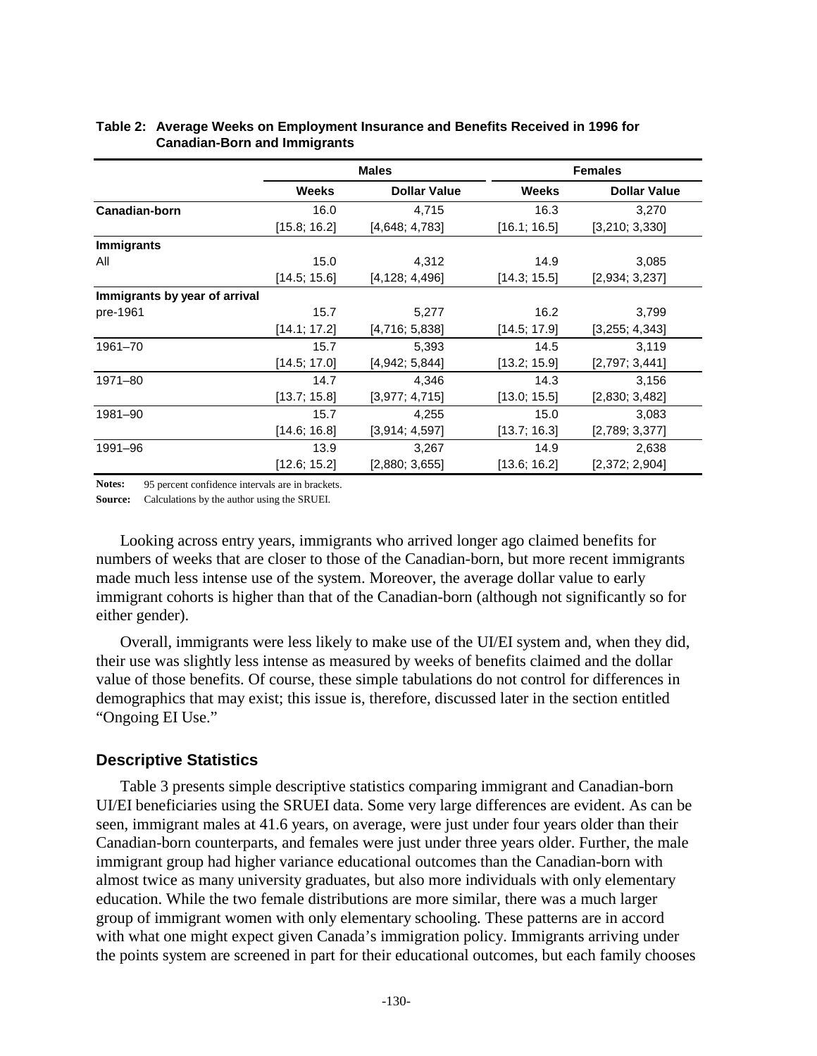**Table 2: Average Weeks on Employment Insurance and Benefits Received in 1996 for Canadian-Born and Immigrants**

| | Males | | Females | |
|---|---|---|---|---|
| | Weeks | Dollar Value | Weeks | Dollar Value |
| **Canadian-born** | 16.0 | 4,715 | 16.3 | 3,270 |
| | [15.8; 16.2] | [4,648; 4,783] | [16.1; 16.5] | [3,210; 3,330] |
| **Immigrants** | | | | |
| All | 15.0 | 4,312 | 14.9 | 3,085 |
| | [14.5; 15.6] | [4,128; 4,496] | [14.3; 15.5] | [2,934; 3,237] |
| **Immigrants by year of arrival** | | | | |
| pre-1961 | 15.7 | 5,277 | 16.2 | 3,799 |
| | [14.1; 17.2] | [4,716; 5,838] | [14.5; 17.9] | [3,255; 4,343] |
| 1961–70 | 15.7 | 5,393 | 14.5 | 3,119 |
| | [14.5; 17.0] | [4,942; 5,844] | [13.2; 15.9] | [2,797; 3,441] |
| 1971–80 | 14.7 | 4,346 | 14.3 | 3,156 |
| | [13.7; 15.8] | [3,977; 4,715] | [13.0; 15.5] | [2,830; 3,482] |
| 1981–90 | 15.7 | 4,255 | 15.0 | 3,083 |
| | [14.6; 16.8] | [3,914; 4,597] | [13.7; 16.3] | [2,789; 3,377] |
| 1991–96 | 13.9 | 3,267 | 14.9 | 2,638 |
| | [12.6; 15.2] | [2,880; 3,655] | [13.6; 16.2] | [2,372; 2,904] |

**Notes:** 95 percent confidence intervals are in brackets.

**Source:** Calculations by the author using the SRUEI.

Looking across entry years, immigrants who arrived longer ago claimed benefits for numbers of weeks that are closer to those of the Canadian-born, but more recent immigrants made much less intense use of the system. Moreover, the average dollar value to early immigrant cohorts is higher than that of the Canadian-born (although not significantly so for either gender).

Overall, immigrants were less likely to make use of the UI/EI system and, when they did, their use was slightly less intense as measured by weeks of benefits claimed and the dollar value of those benefits. Of course, these simple tabulations do not control for differences in demographics that may exist; this issue is, therefore, discussed later in the section entitled "Ongoing EI Use."

## Descriptive Statistics

Table 3 presents simple descriptive statistics comparing immigrant and Canadian-born UI/EI beneficiaries using the SRUEI data. Some very large differences are evident. As can be seen, immigrant males at 41.6 years, on average, were just under four years older than their Canadian-born counterparts, and females were just under three years older. Further, the male immigrant group had higher variance educational outcomes than the Canadian-born with almost twice as many university graduates, but also more individuals with only elementary education. While the two female distributions are more similar, there was a much larger group of immigrant women with only elementary schooling. These patterns are in accord with what one might expect given Canada's immigration policy. Immigrants arriving under the points system are screened in part for their educational outcomes, but each family chooses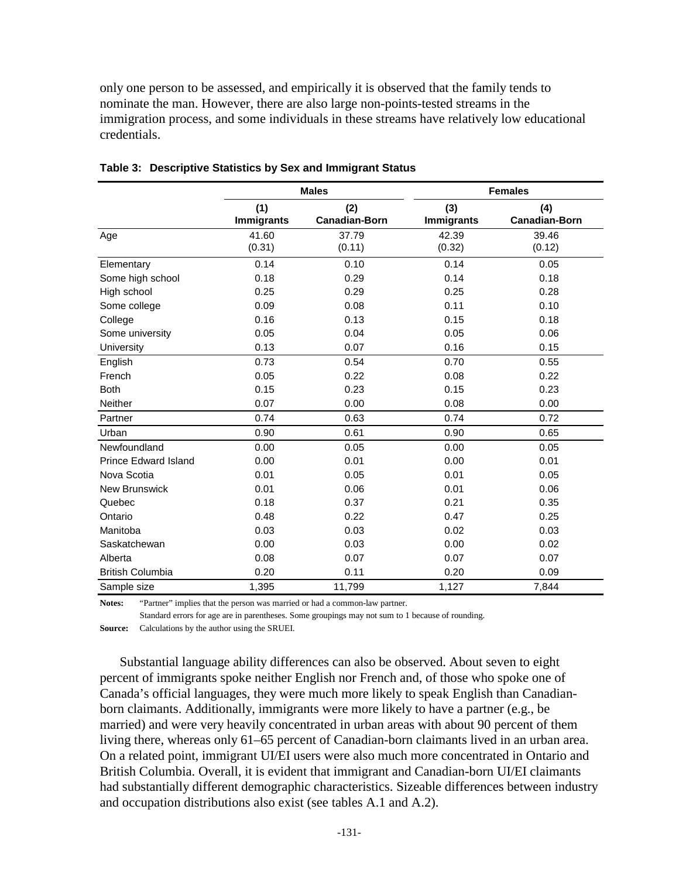only one person to be assessed, and empirically it is observed that the family tends to nominate the man. However, there are also large non-points-tested streams in the immigration process, and some individuals in these streams have relatively low educational credentials.

**Table 3: Descriptive Statistics by Sex and Immigrant Status**

| | Males | | Females | |
|---|---|---|---|---|
| | (1) Immigrants | (2) Canadian-Born | (3) Immigrants | (4) Canadian-Born |
| Age | 41.60 (0.31) | 37.79 (0.11) | 42.39 (0.32) | 39.46 (0.12) |
| Elementary | 0.14 | 0.10 | 0.14 | 0.05 |
| Some high school | 0.18 | 0.29 | 0.14 | 0.18 |
| High school | 0.25 | 0.29 | 0.25 | 0.28 |
| Some college | 0.09 | 0.08 | 0.11 | 0.10 |
| College | 0.16 | 0.13 | 0.15 | 0.18 |
| Some university | 0.05 | 0.04 | 0.05 | 0.06 |
| University | 0.13 | 0.07 | 0.16 | 0.15 |
| English | 0.73 | 0.54 | 0.70 | 0.55 |
| French | 0.05 | 0.22 | 0.08 | 0.22 |
| Both | 0.15 | 0.23 | 0.15 | 0.23 |
| Neither | 0.07 | 0.00 | 0.08 | 0.00 |
| Partner | 0.74 | 0.63 | 0.74 | 0.72 |
| Urban | 0.90 | 0.61 | 0.90 | 0.65 |
| Newfoundland | 0.00 | 0.05 | 0.00 | 0.05 |
| Prince Edward Island | 0.00 | 0.01 | 0.00 | 0.01 |
| Nova Scotia | 0.01 | 0.05 | 0.01 | 0.05 |
| New Brunswick | 0.01 | 0.06 | 0.01 | 0.06 |
| Quebec | 0.18 | 0.37 | 0.21 | 0.35 |
| Ontario | 0.48 | 0.22 | 0.47 | 0.25 |
| Manitoba | 0.03 | 0.03 | 0.02 | 0.03 |
| Saskatchewan | 0.00 | 0.03 | 0.00 | 0.02 |
| Alberta | 0.08 | 0.07 | 0.07 | 0.07 |
| British Columbia | 0.20 | 0.11 | 0.20 | 0.09 |
| Sample size | 1,395 | 11,799 | 1,127 | 7,844 |

**Notes:** "Partner" implies that the person was married or had a common-law partner.
Standard errors for age are in parentheses. Some groupings may not sum to 1 because of rounding.

**Source:** Calculations by the author using the SRUEI.

Substantial language ability differences can also be observed. About seven to eight percent of immigrants spoke neither English nor French and, of those who spoke one of Canada's official languages, they were much more likely to speak English than Canadian-born claimants. Additionally, immigrants were more likely to have a partner (e.g., be married) and were very heavily concentrated in urban areas with about 90 percent of them living there, whereas only 61–65 percent of Canadian-born claimants lived in an urban area. On a related point, immigrant UI/EI users were also much more concentrated in Ontario and British Columbia. Overall, it is evident that immigrant and Canadian-born UI/EI claimants had substantially different demographic characteristics. Sizeable differences between industry and occupation distributions also exist (see tables A.1 and A.2).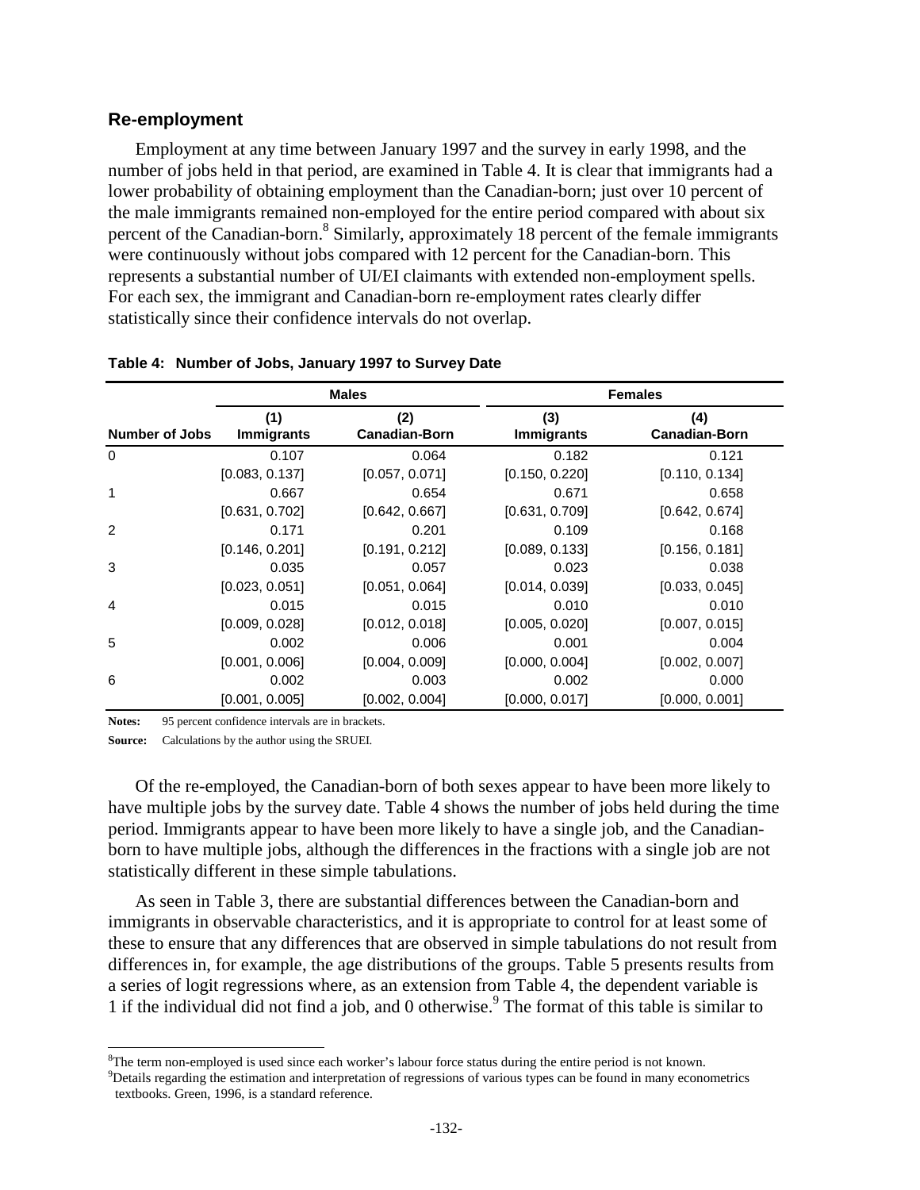## Re-employment

Employment at any time between January 1997 and the survey in early 1998, and the number of jobs held in that period, are examined in Table 4. It is clear that immigrants had a lower probability of obtaining employment than the Canadian-born; just over 10 percent of the male immigrants remained non-employed for the entire period compared with about six percent of the Canadian-born.[8] Similarly, approximately 18 percent of the female immigrants were continuously without jobs compared with 12 percent for the Canadian-born. This represents a substantial number of UI/EI claimants with extended non-employment spells. For each sex, the immigrant and Canadian-born re-employment rates clearly differ statistically since their confidence intervals do not overlap.

**Table 4: Number of Jobs, January 1997 to Survey Date**

| | Males | | Females | |
|---|---|---|---|---|
| **Number of Jobs** | **(1) Immigrants** | **(2) Canadian-Born** | **(3) Immigrants** | **(4) Canadian-Born** |
| 0 | 0.107 | 0.064 | 0.182 | 0.121 |
| | [0.083, 0.137] | [0.057, 0.071] | [0.150, 0.220] | [0.110, 0.134] |
| 1 | 0.667 | 0.654 | 0.671 | 0.658 |
| | [0.631, 0.702] | [0.642, 0.667] | [0.631, 0.709] | [0.642, 0.674] |
| 2 | 0.171 | 0.201 | 0.109 | 0.168 |
| | [0.146, 0.201] | [0.191, 0.212] | [0.089, 0.133] | [0.156, 0.181] |
| 3 | 0.035 | 0.057 | 0.023 | 0.038 |
| | [0.023, 0.051] | [0.051, 0.064] | [0.014, 0.039] | [0.033, 0.045] |
| 4 | 0.015 | 0.015 | 0.010 | 0.010 |
| | [0.009, 0.028] | [0.012, 0.018] | [0.005, 0.020] | [0.007, 0.015] |
| 5 | 0.002 | 0.006 | 0.001 | 0.004 |
| | [0.001, 0.006] | [0.004, 0.009] | [0.000, 0.004] | [0.002, 0.007] |
| 6 | 0.002 | 0.003 | 0.002 | 0.000 |
| | [0.001, 0.005] | [0.002, 0.004] | [0.000, 0.017] | [0.000, 0.001] |

**Notes:** 95 percent confidence intervals are in brackets.

**Source:** Calculations by the author using the SRUEI.

Of the re-employed, the Canadian-born of both sexes appear to have been more likely to have multiple jobs by the survey date. Table 4 shows the number of jobs held during the time period. Immigrants appear to have been more likely to have a single job, and the Canadian-born to have multiple jobs, although the differences in the fractions with a single job are not statistically different in these simple tabulations.

As seen in Table 3, there are substantial differences between the Canadian-born and immigrants in observable characteristics, and it is appropriate to control for at least some of these to ensure that any differences that are observed in simple tabulations do not result from differences in, for example, the age distributions of the groups. Table 5 presents results from a series of logit regressions where, as an extension from Table 4, the dependent variable is 1 if the individual did not find a job, and 0 otherwise.[9] The format of this table is similar to

[8] The term non-employed is used since each worker's labour force status during the entire period is not known.

[9] Details regarding the estimation and interpretation of regressions of various types can be found in many econometrics textbooks. Green, 1996, is a standard reference.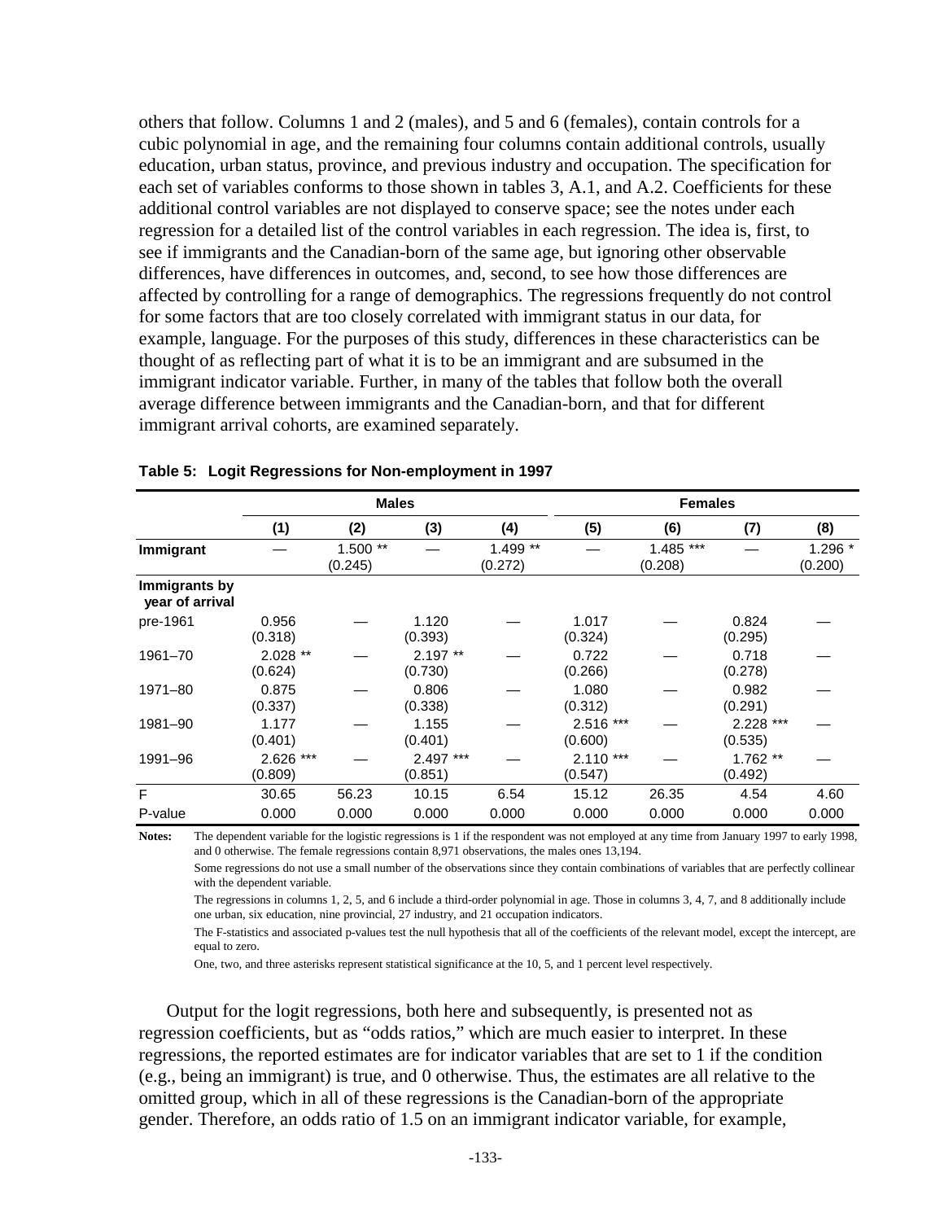others that follow. Columns 1 and 2 (males), and 5 and 6 (females), contain controls for a cubic polynomial in age, and the remaining four columns contain additional controls, usually education, urban status, province, and previous industry and occupation. The specification for each set of variables conforms to those shown in tables 3, A.1, and A.2. Coefficients for these additional control variables are not displayed to conserve space; see the notes under each regression for a detailed list of the control variables in each regression. The idea is, first, to see if immigrants and the Canadian-born of the same age, but ignoring other observable differences, have differences in outcomes, and, second, to see how those differences are affected by controlling for a range of demographics. The regressions frequently do not control for some factors that are too closely correlated with immigrant status in our data, for example, language. For the purposes of this study, differences in these characteristics can be thought of as reflecting part of what it is to be an immigrant and are subsumed in the immigrant indicator variable. Further, in many of the tables that follow both the overall average difference between immigrants and the Canadian-born, and that for different immigrant arrival cohorts, are examined separately.

**Table 5: Logit Regressions for Non-employment in 1997**

| | Males | | | | Females | | | |
|---|---|---|---|---|---|---|---|---|
| | (1) | (2) | (3) | (4) | (5) | (6) | (7) | (8) |
| **Immigrant** | — | 1.500 ** (0.245) | — | 1.499 ** (0.272) | — | 1.485 *** (0.208) | — | 1.296 * (0.200) |
| **Immigrants by year of arrival** | | | | | | | | |
| pre-1961 | 0.956 (0.318) | — | 1.120 (0.393) | — | 1.017 (0.324) | — | 0.824 (0.295) | — |
| 1961–70 | 2.028 ** (0.624) | — | 2.197 ** (0.730) | — | 0.722 (0.266) | — | 0.718 (0.278) | — |
| 1971–80 | 0.875 (0.337) | — | 0.806 (0.338) | — | 1.080 (0.312) | — | 0.982 (0.291) | — |
| 1981–90 | 1.177 (0.401) | — | 1.155 (0.401) | — | 2.516 *** (0.600) | — | 2.228 *** (0.535) | — |
| 1991–96 | 2.626 *** (0.809) | — | 2.497 *** (0.851) | — | 2.110 *** (0.547) | — | 1.762 ** (0.492) | — |
| F | 30.65 | 56.23 | 10.15 | 6.54 | 15.12 | 26.35 | 4.54 | 4.60 |
| P-value | 0.000 | 0.000 | 0.000 | 0.000 | 0.000 | 0.000 | 0.000 | 0.000 |

**Notes:** The dependent variable for the logistic regressions is 1 if the respondent was not employed at any time from January 1997 to early 1998, and 0 otherwise. The female regressions contain 8,971 observations, the males ones 13,194.

Some regressions do not use a small number of the observations since they contain combinations of variables that are perfectly collinear with the dependent variable.

The regressions in columns 1, 2, 5, and 6 include a third-order polynomial in age. Those in columns 3, 4, 7, and 8 additionally include one urban, six education, nine provincial, 27 industry, and 21 occupation indicators.

The F-statistics and associated p-values test the null hypothesis that all of the coefficients of the relevant model, except the intercept, are equal to zero.

One, two, and three asterisks represent statistical significance at the 10, 5, and 1 percent level respectively.

Output for the logit regressions, both here and subsequently, is presented not as regression coefficients, but as "odds ratios," which are much easier to interpret. In these regressions, the reported estimates are for indicator variables that are set to 1 if the condition (e.g., being an immigrant) is true, and 0 otherwise. Thus, the estimates are all relative to the omitted group, which in all of these regressions is the Canadian-born of the appropriate gender. Therefore, an odds ratio of 1.5 on an immigrant indicator variable, for example,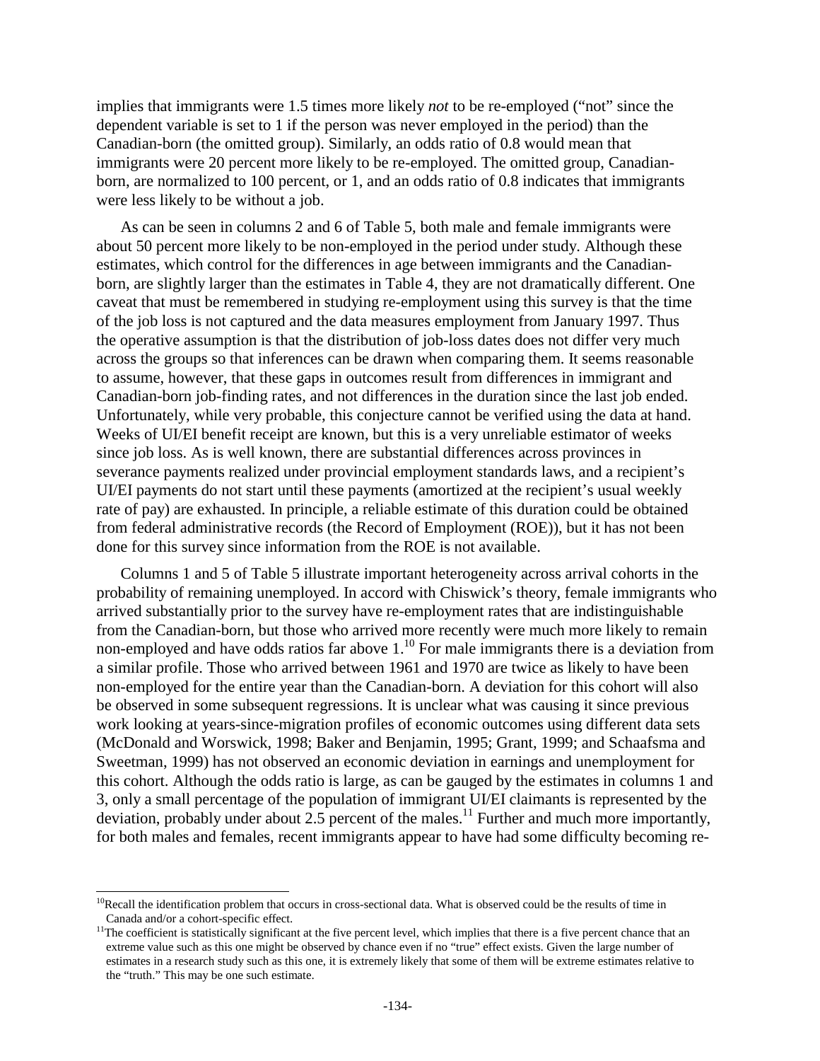implies that immigrants were 1.5 times more likely *not* to be re-employed ("not" since the dependent variable is set to 1 if the person was never employed in the period) than the Canadian-born (the omitted group). Similarly, an odds ratio of 0.8 would mean that immigrants were 20 percent more likely to be re-employed. The omitted group, Canadian-born, are normalized to 100 percent, or 1, and an odds ratio of 0.8 indicates that immigrants were less likely to be without a job.

As can be seen in columns 2 and 6 of Table 5, both male and female immigrants were about 50 percent more likely to be non-employed in the period under study. Although these estimates, which control for the differences in age between immigrants and the Canadian-born, are slightly larger than the estimates in Table 4, they are not dramatically different. One caveat that must be remembered in studying re-employment using this survey is that the time of the job loss is not captured and the data measures employment from January 1997. Thus the operative assumption is that the distribution of job-loss dates does not differ very much across the groups so that inferences can be drawn when comparing them. It seems reasonable to assume, however, that these gaps in outcomes result from differences in immigrant and Canadian-born job-finding rates, and not differences in the duration since the last job ended. Unfortunately, while very probable, this conjecture cannot be verified using the data at hand. Weeks of UI/EI benefit receipt are known, but this is a very unreliable estimator of weeks since job loss. As is well known, there are substantial differences across provinces in severance payments realized under provincial employment standards laws, and a recipient's UI/EI payments do not start until these payments (amortized at the recipient's usual weekly rate of pay) are exhausted. In principle, a reliable estimate of this duration could be obtained from federal administrative records (the Record of Employment (ROE)), but it has not been done for this survey since information from the ROE is not available.

Columns 1 and 5 of Table 5 illustrate important heterogeneity across arrival cohorts in the probability of remaining unemployed. In accord with Chiswick's theory, female immigrants who arrived substantially prior to the survey have re-employment rates that are indistinguishable from the Canadian-born, but those who arrived more recently were much more likely to remain non-employed and have odds ratios far above 1.[10] For male immigrants there is a deviation from a similar profile. Those who arrived between 1961 and 1970 are twice as likely to have been non-employed for the entire year than the Canadian-born. A deviation for this cohort will also be observed in some subsequent regressions. It is unclear what was causing it since previous work looking at years-since-migration profiles of economic outcomes using different data sets (McDonald and Worswick, 1998; Baker and Benjamin, 1995; Grant, 1999; and Schaafsma and Sweetman, 1999) has not observed an economic deviation in earnings and unemployment for this cohort. Although the odds ratio is large, as can be gauged by the estimates in columns 1 and 3, only a small percentage of the population of immigrant UI/EI claimants is represented by the deviation, probably under about 2.5 percent of the males.[11] Further and much more importantly, for both males and females, recent immigrants appear to have had some difficulty becoming re-

---

[10] Recall the identification problem that occurs in cross-sectional data. What is observed could be the results of time in Canada and/or a cohort-specific effect.

[11] The coefficient is statistically significant at the five percent level, which implies that there is a five percent chance that an extreme value such as this one might be observed by chance even if no "true" effect exists. Given the large number of estimates in a research study such as this one, it is extremely likely that some of them will be extreme estimates relative to the "truth." This may be one such estimate.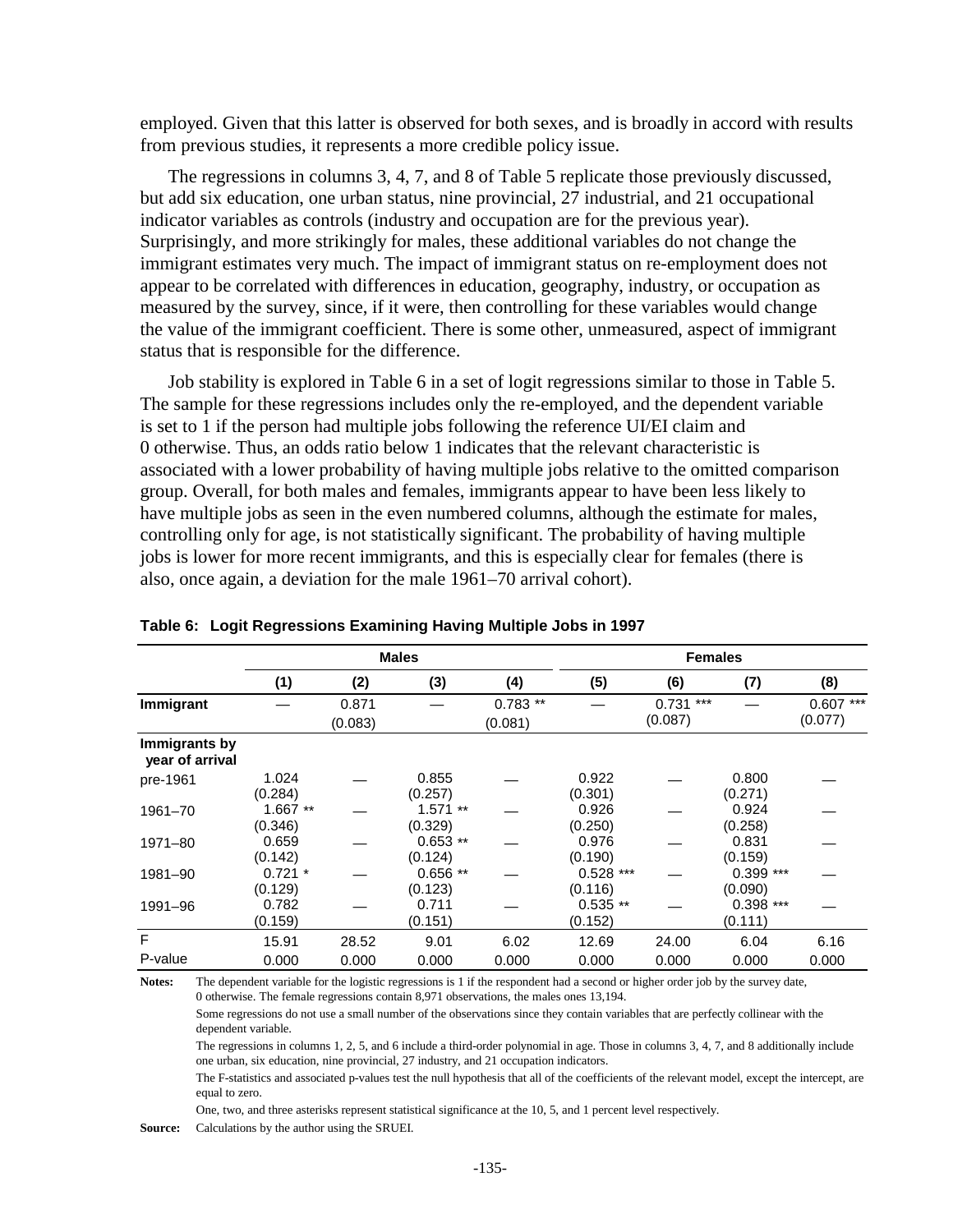employed. Given that this latter is observed for both sexes, and is broadly in accord with results from previous studies, it represents a more credible policy issue.

The regressions in columns 3, 4, 7, and 8 of Table 5 replicate those previously discussed, but add six education, one urban status, nine provincial, 27 industrial, and 21 occupational indicator variables as controls (industry and occupation are for the previous year). Surprisingly, and more strikingly for males, these additional variables do not change the immigrant estimates very much. The impact of immigrant status on re-employment does not appear to be correlated with differences in education, geography, industry, or occupation as measured by the survey, since, if it were, then controlling for these variables would change the value of the immigrant coefficient. There is some other, unmeasured, aspect of immigrant status that is responsible for the difference.

Job stability is explored in Table 6 in a set of logit regressions similar to those in Table 5. The sample for these regressions includes only the re-employed, and the dependent variable is set to 1 if the person had multiple jobs following the reference UI/EI claim and 0 otherwise. Thus, an odds ratio below 1 indicates that the relevant characteristic is associated with a lower probability of having multiple jobs relative to the omitted comparison group. Overall, for both males and females, immigrants appear to have been less likely to have multiple jobs as seen in the even numbered columns, although the estimate for males, controlling only for age, is not statistically significant. The probability of having multiple jobs is lower for more recent immigrants, and this is especially clear for females (there is also, once again, a deviation for the male 1961–70 arrival cohort).

**Table 6: Logit Regressions Examining Having Multiple Jobs in 1997**

| | Males | | | | Females | | | |
|---|---|---|---|---|---|---|---|---|
| | (1) | (2) | (3) | (4) | (5) | (6) | (7) | (8) |
| **Immigrant** | — | 0.871<br>(0.083) | — | 0.783 **<br>(0.081) | — | 0.731 ***<br>(0.087) | — | 0.607 ***<br>(0.077) |
| **Immigrants by year of arrival** | | | | | | | | |
| pre-1961 | 1.024<br>(0.284) | — | 0.855<br>(0.257) | — | 0.922<br>(0.301) | — | 0.800<br>(0.271) | — |
| 1961–70 | 1.667 **<br>(0.346) | — | 1.571 **<br>(0.329) | — | 0.926<br>(0.250) | — | 0.924<br>(0.258) | — |
| 1971–80 | 0.659<br>(0.142) | — | 0.653 **<br>(0.124) | — | 0.976<br>(0.190) | — | 0.831<br>(0.159) | — |
| 1981–90 | 0.721 *<br>(0.129) | — | 0.656 **<br>(0.123) | — | 0.528 ***<br>(0.116) | — | 0.399 ***<br>(0.090) | — |
| 1991–96 | 0.782<br>(0.159) | — | 0.711<br>(0.151) | — | 0.535 **<br>(0.152) | — | 0.398 ***<br>(0.111) | — |
| F | 15.91 | 28.52 | 9.01 | 6.02 | 12.69 | 24.00 | 6.04 | 6.16 |
| P-value | 0.000 | 0.000 | 0.000 | 0.000 | 0.000 | 0.000 | 0.000 | 0.000 |

**Notes:** The dependent variable for the logistic regressions is 1 if the respondent had a second or higher order job by the survey date, 0 otherwise. The female regressions contain 8,971 observations, the males ones 13,194.

Some regressions do not use a small number of the observations since they contain variables that are perfectly collinear with the dependent variable.

The regressions in columns 1, 2, 5, and 6 include a third-order polynomial in age. Those in columns 3, 4, 7, and 8 additionally include one urban, six education, nine provincial, 27 industry, and 21 occupation indicators.

The F-statistics and associated p-values test the null hypothesis that all of the coefficients of the relevant model, except the intercept, are equal to zero.

One, two, and three asterisks represent statistical significance at the 10, 5, and 1 percent level respectively.

**Source:** Calculations by the author using the SRUEI.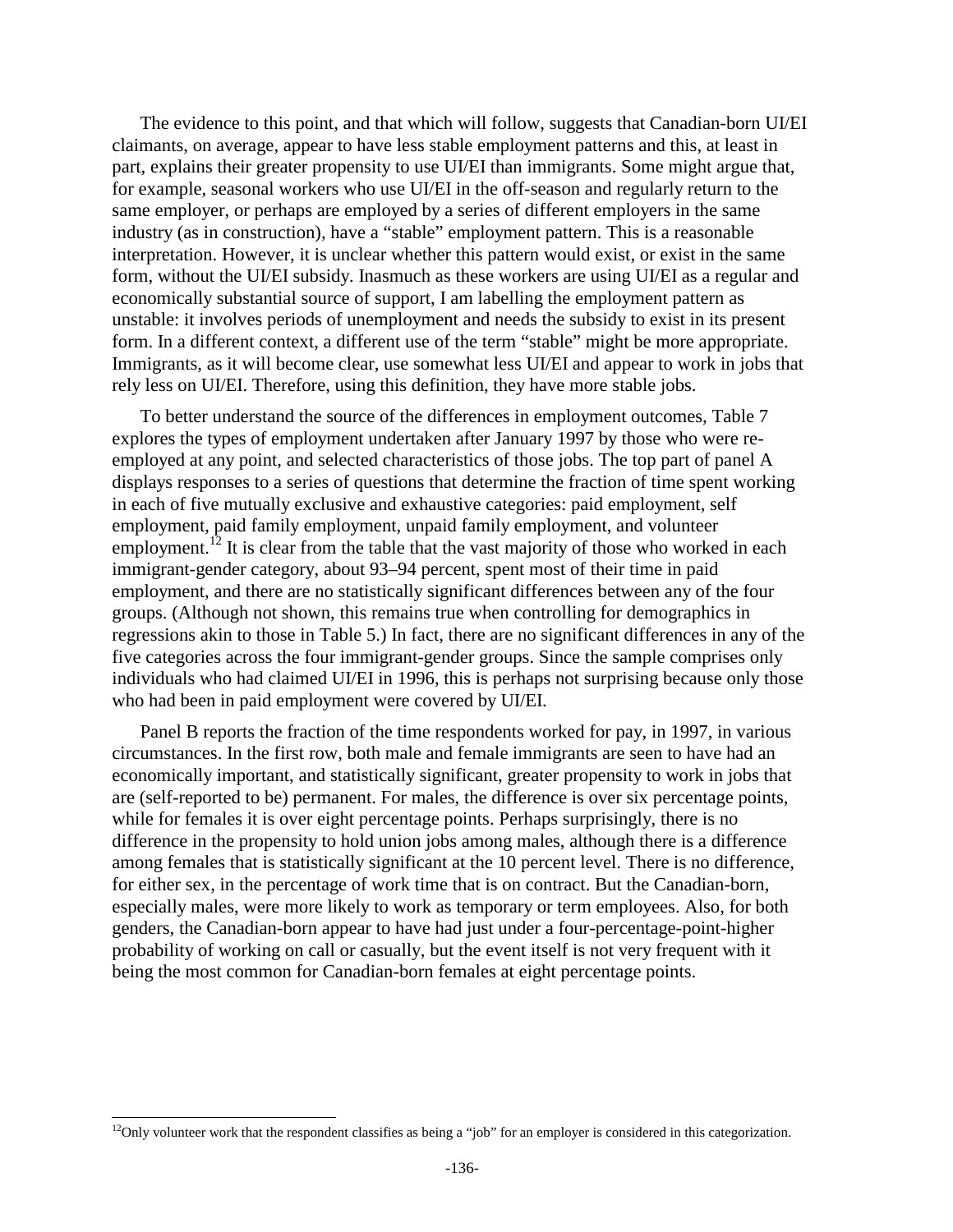The evidence to this point, and that which will follow, suggests that Canadian-born UI/EI claimants, on average, appear to have less stable employment patterns and this, at least in part, explains their greater propensity to use UI/EI than immigrants. Some might argue that, for example, seasonal workers who use UI/EI in the off-season and regularly return to the same employer, or perhaps are employed by a series of different employers in the same industry (as in construction), have a "stable" employment pattern. This is a reasonable interpretation. However, it is unclear whether this pattern would exist, or exist in the same form, without the UI/EI subsidy. Inasmuch as these workers are using UI/EI as a regular and economically substantial source of support, I am labelling the employment pattern as unstable: it involves periods of unemployment and needs the subsidy to exist in its present form. In a different context, a different use of the term "stable" might be more appropriate. Immigrants, as it will become clear, use somewhat less UI/EI and appear to work in jobs that rely less on UI/EI. Therefore, using this definition, they have more stable jobs.

To better understand the source of the differences in employment outcomes, Table 7 explores the types of employment undertaken after January 1997 by those who were re-employed at any point, and selected characteristics of those jobs. The top part of panel A displays responses to a series of questions that determine the fraction of time spent working in each of five mutually exclusive and exhaustive categories: paid employment, self employment, paid family employment, unpaid family employment, and volunteer employment.[12] It is clear from the table that the vast majority of those who worked in each immigrant-gender category, about 93–94 percent, spent most of their time in paid employment, and there are no statistically significant differences between any of the four groups. (Although not shown, this remains true when controlling for demographics in regressions akin to those in Table 5.) In fact, there are no significant differences in any of the five categories across the four immigrant-gender groups. Since the sample comprises only individuals who had claimed UI/EI in 1996, this is perhaps not surprising because only those who had been in paid employment were covered by UI/EI.

Panel B reports the fraction of the time respondents worked for pay, in 1997, in various circumstances. In the first row, both male and female immigrants are seen to have had an economically important, and statistically significant, greater propensity to work in jobs that are (self-reported to be) permanent. For males, the difference is over six percentage points, while for females it is over eight percentage points. Perhaps surprisingly, there is no difference in the propensity to hold union jobs among males, although there is a difference among females that is statistically significant at the 10 percent level. There is no difference, for either sex, in the percentage of work time that is on contract. But the Canadian-born, especially males, were more likely to work as temporary or term employees. Also, for both genders, the Canadian-born appear to have had just under a four-percentage-point-higher probability of working on call or casually, but the event itself is not very frequent with it being the most common for Canadian-born females at eight percentage points.

[12] Only volunteer work that the respondent classifies as being a "job" for an employer is considered in this categorization.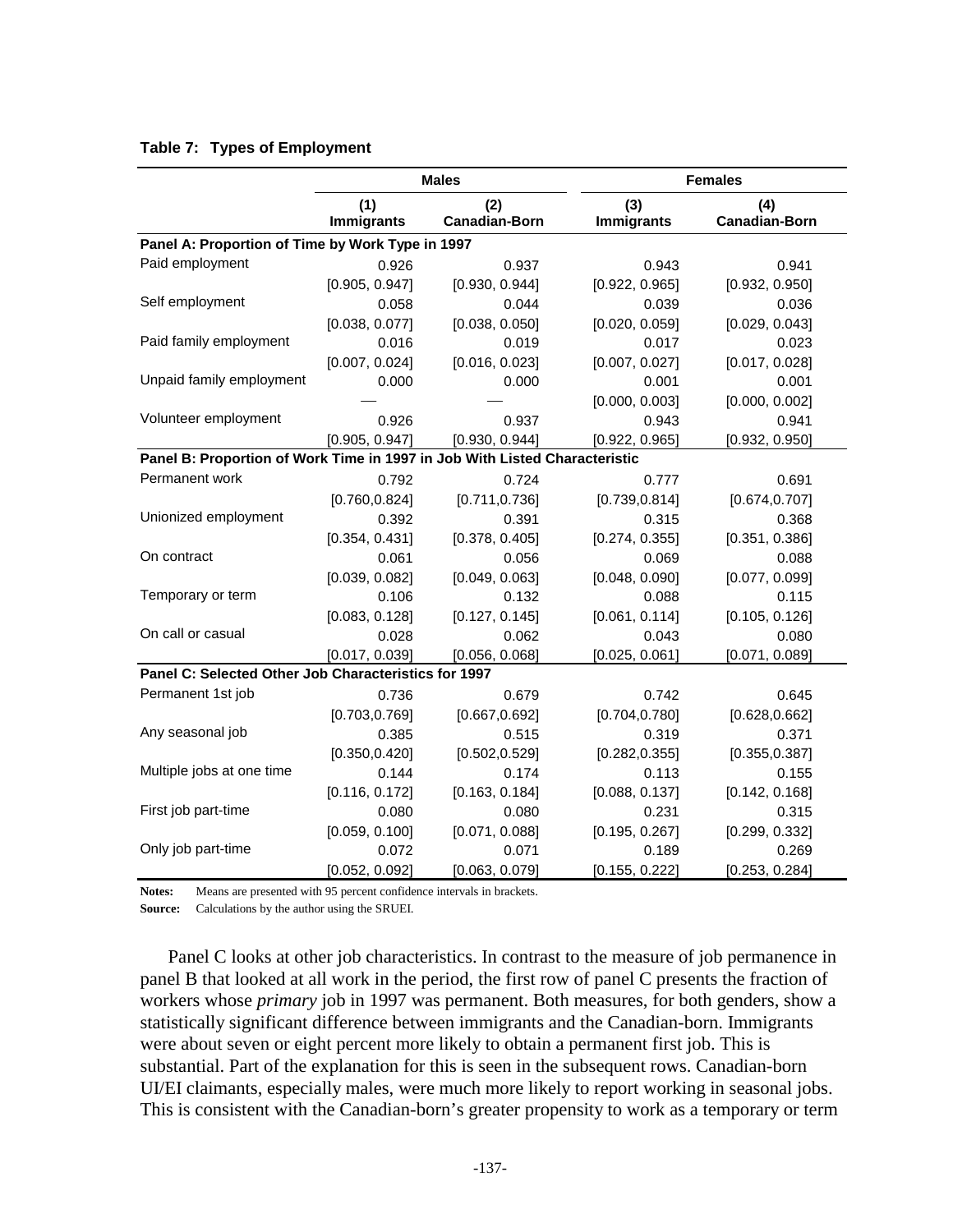**Table 7: Types of Employment**

| | Males | | Females | |
|---|---|---|---|---|
| | (1) Immigrants | (2) Canadian-Born | (3) Immigrants | (4) Canadian-Born |
| **Panel A: Proportion of Time by Work Type in 1997** | | | | |
| Paid employment | 0.926 | 0.937 | 0.943 | 0.941 |
| | [0.905, 0.947] | [0.930, 0.944] | [0.922, 0.965] | [0.932, 0.950] |
| Self employment | 0.058 | 0.044 | 0.039 | 0.036 |
| | [0.038, 0.077] | [0.038, 0.050] | [0.020, 0.059] | [0.029, 0.043] |
| Paid family employment | 0.016 | 0.019 | 0.017 | 0.023 |
| | [0.007, 0.024] | [0.016, 0.023] | [0.007, 0.027] | [0.017, 0.028] |
| Unpaid family employment | 0.000 | 0.000 | 0.001 | 0.001 |
| | — | — | [0.000, 0.003] | [0.000, 0.002] |
| Volunteer employment | 0.926 | 0.937 | 0.943 | 0.941 |
| | [0.905, 0.947] | [0.930, 0.944] | [0.922, 0.965] | [0.932, 0.950] |
| **Panel B: Proportion of Work Time in 1997 in Job With Listed Characteristic** | | | | |
| Permanent work | 0.792 | 0.724 | 0.777 | 0.691 |
| | [0.760,0.824] | [0.711,0.736] | [0.739,0.814] | [0.674,0.707] |
| Unionized employment | 0.392 | 0.391 | 0.315 | 0.368 |
| | [0.354, 0.431] | [0.378, 0.405] | [0.274, 0.355] | [0.351, 0.386] |
| On contract | 0.061 | 0.056 | 0.069 | 0.088 |
| | [0.039, 0.082] | [0.049, 0.063] | [0.048, 0.090] | [0.077, 0.099] |
| Temporary or term | 0.106 | 0.132 | 0.088 | 0.115 |
| | [0.083, 0.128] | [0.127, 0.145] | [0.061, 0.114] | [0.105, 0.126] |
| On call or casual | 0.028 | 0.062 | 0.043 | 0.080 |
| | [0.017, 0.039] | [0.056, 0.068] | [0.025, 0.061] | [0.071, 0.089] |
| **Panel C: Selected Other Job Characteristics for 1997** | | | | |
| Permanent 1st job | 0.736 | 0.679 | 0.742 | 0.645 |
| | [0.703,0.769] | [0.667,0.692] | [0.704,0.780] | [0.628,0.662] |
| Any seasonal job | 0.385 | 0.515 | 0.319 | 0.371 |
| | [0.350,0.420] | [0.502,0.529] | [0.282,0.355] | [0.355,0.387] |
| Multiple jobs at one time | 0.144 | 0.174 | 0.113 | 0.155 |
| | [0.116, 0.172] | [0.163, 0.184] | [0.088, 0.137] | [0.142, 0.168] |
| First job part-time | 0.080 | 0.080 | 0.231 | 0.315 |
| | [0.059, 0.100] | [0.071, 0.088] | [0.195, 0.267] | [0.299, 0.332] |
| Only job part-time | 0.072 | 0.071 | 0.189 | 0.269 |
| | [0.052, 0.092] | [0.063, 0.079] | [0.155, 0.222] | [0.253, 0.284] |

**Notes:** Means are presented with 95 percent confidence intervals in brackets.

**Source:** Calculations by the author using the SRUEI.

Panel C looks at other job characteristics. In contrast to the measure of job permanence in panel B that looked at all work in the period, the first row of panel C presents the fraction of workers whose *primary* job in 1997 was permanent. Both measures, for both genders, show a statistically significant difference between immigrants and the Canadian-born. Immigrants were about seven or eight percent more likely to obtain a permanent first job. This is substantial. Part of the explanation for this is seen in the subsequent rows. Canadian-born UI/EI claimants, especially males, were much more likely to report working in seasonal jobs. This is consistent with the Canadian-born's greater propensity to work as a temporary or term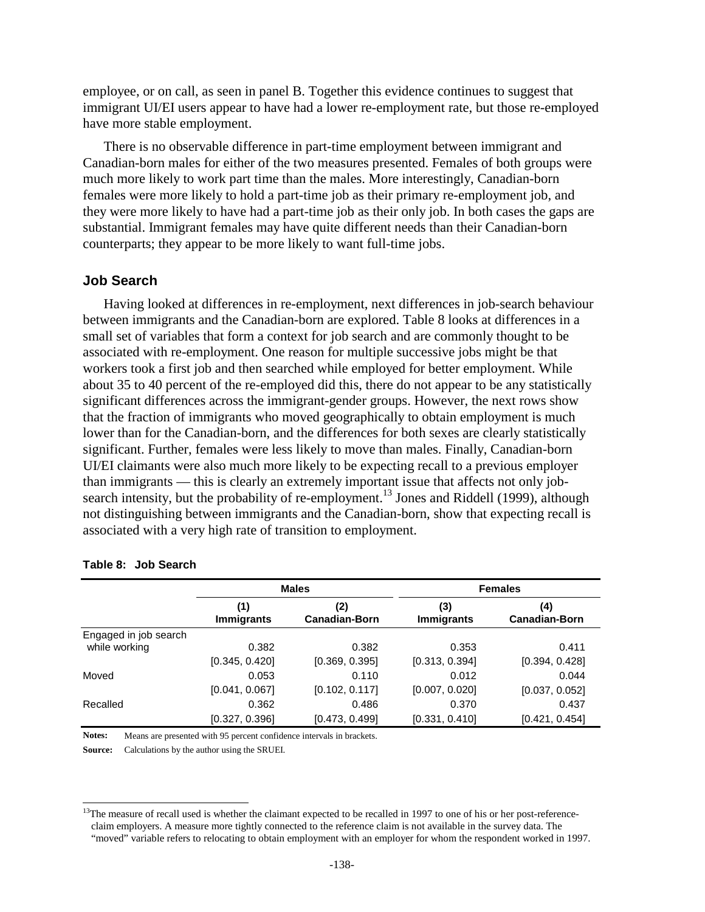employee, or on call, as seen in panel B. Together this evidence continues to suggest that immigrant UI/EI users appear to have had a lower re-employment rate, but those re-employed have more stable employment.

There is no observable difference in part-time employment between immigrant and Canadian-born males for either of the two measures presented. Females of both groups were much more likely to work part time than the males. More interestingly, Canadian-born females were more likely to hold a part-time job as their primary re-employment job, and they were more likely to have had a part-time job as their only job. In both cases the gaps are substantial. Immigrant females may have quite different needs than their Canadian-born counterparts; they appear to be more likely to want full-time jobs.

## Job Search

Having looked at differences in re-employment, next differences in job-search behaviour between immigrants and the Canadian-born are explored. Table 8 looks at differences in a small set of variables that form a context for job search and are commonly thought to be associated with re-employment. One reason for multiple successive jobs might be that workers took a first job and then searched while employed for better employment. While about 35 to 40 percent of the re-employed did this, there do not appear to be any statistically significant differences across the immigrant-gender groups. However, the next rows show that the fraction of immigrants who moved geographically to obtain employment is much lower than for the Canadian-born, and the differences for both sexes are clearly statistically significant. Further, females were less likely to move than males. Finally, Canadian-born UI/EI claimants were also much more likely to be expecting recall to a previous employer than immigrants — this is clearly an extremely important issue that affects not only job-search intensity, but the probability of re-employment.[13] Jones and Riddell (1999), although not distinguishing between immigrants and the Canadian-born, show that expecting recall is associated with a very high rate of transition to employment.

**Table 8: Job Search**

| | Males | | Females | |
|---|---|---|---|---|
| | (1) Immigrants | (2) Canadian-Born | (3) Immigrants | (4) Canadian-Born |
| Engaged in job search while working | 0.382 | 0.382 | 0.353 | 0.411 |
| | [0.345, 0.420] | [0.369, 0.395] | [0.313, 0.394] | [0.394, 0.428] |
| Moved | 0.053 | 0.110 | 0.012 | 0.044 |
| | [0.041, 0.067] | [0.102, 0.117] | [0.007, 0.020] | [0.037, 0.052] |
| Recalled | 0.362 | 0.486 | 0.370 | 0.437 |
| | [0.327, 0.396] | [0.473, 0.499] | [0.331, 0.410] | [0.421, 0.454] |

**Notes:** Means are presented with 95 percent confidence intervals in brackets.

**Source:** Calculations by the author using the SRUEI.

[13] The measure of recall used is whether the claimant expected to be recalled in 1997 to one of his or her post-reference-claim employers. A measure more tightly connected to the reference claim is not available in the survey data. The "moved" variable refers to relocating to obtain employment with an employer for whom the respondent worked in 1997.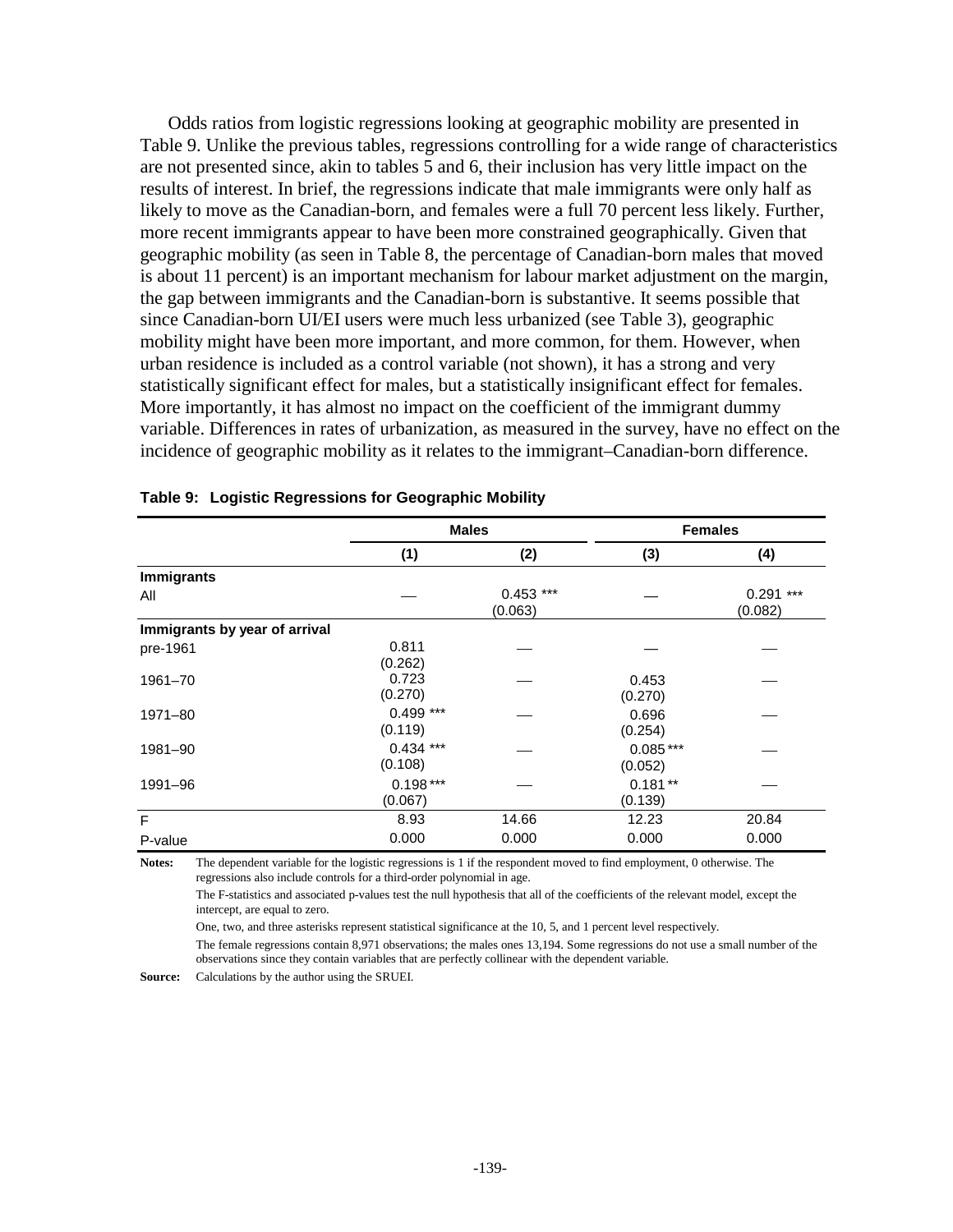Odds ratios from logistic regressions looking at geographic mobility are presented in Table 9. Unlike the previous tables, regressions controlling for a wide range of characteristics are not presented since, akin to tables 5 and 6, their inclusion has very little impact on the results of interest. In brief, the regressions indicate that male immigrants were only half as likely to move as the Canadian-born, and females were a full 70 percent less likely. Further, more recent immigrants appear to have been more constrained geographically. Given that geographic mobility (as seen in Table 8, the percentage of Canadian-born males that moved is about 11 percent) is an important mechanism for labour market adjustment on the margin, the gap between immigrants and the Canadian-born is substantive. It seems possible that since Canadian-born UI/EI users were much less urbanized (see Table 3), geographic mobility might have been more important, and more common, for them. However, when urban residence is included as a control variable (not shown), it has a strong and very statistically significant effect for males, but a statistically insignificant effect for females. More importantly, it has almost no impact on the coefficient of the immigrant dummy variable. Differences in rates of urbanization, as measured in the survey, have no effect on the incidence of geographic mobility as it relates to the immigrant–Canadian-born difference.

**Table 9: Logistic Regressions for Geographic Mobility**

| | Males | | Females | |
|---|---|---|---|---|
| | (1) | (2) | (3) | (4) |
| **Immigrants** | | | | |
| All | — | 0.453 *** (0.063) | — | 0.291 *** (0.082) |
| **Immigrants by year of arrival** | | | | |
| pre-1961 | 0.811 (0.262) | — | — | — |
| 1961–70 | 0.723 (0.270) | — | 0.453 (0.270) | — |
| 1971–80 | 0.499 *** (0.119) | — | 0.696 (0.254) | — |
| 1981–90 | 0.434 *** (0.108) | — | 0.085 *** (0.052) | — |
| 1991–96 | 0.198 *** (0.067) | — | 0.181 ** (0.139) | — |
| F | 8.93 | 14.66 | 12.23 | 20.84 |
| P-value | 0.000 | 0.000 | 0.000 | 0.000 |

**Notes:** The dependent variable for the logistic regressions is 1 if the respondent moved to find employment, 0 otherwise. The regressions also include controls for a third-order polynomial in age.

The F-statistics and associated p-values test the null hypothesis that all of the coefficients of the relevant model, except the intercept, are equal to zero.

One, two, and three asterisks represent statistical significance at the 10, 5, and 1 percent level respectively.

The female regressions contain 8,971 observations; the males ones 13,194. Some regressions do not use a small number of the observations since they contain variables that are perfectly collinear with the dependent variable.

**Source:** Calculations by the author using the SRUEI.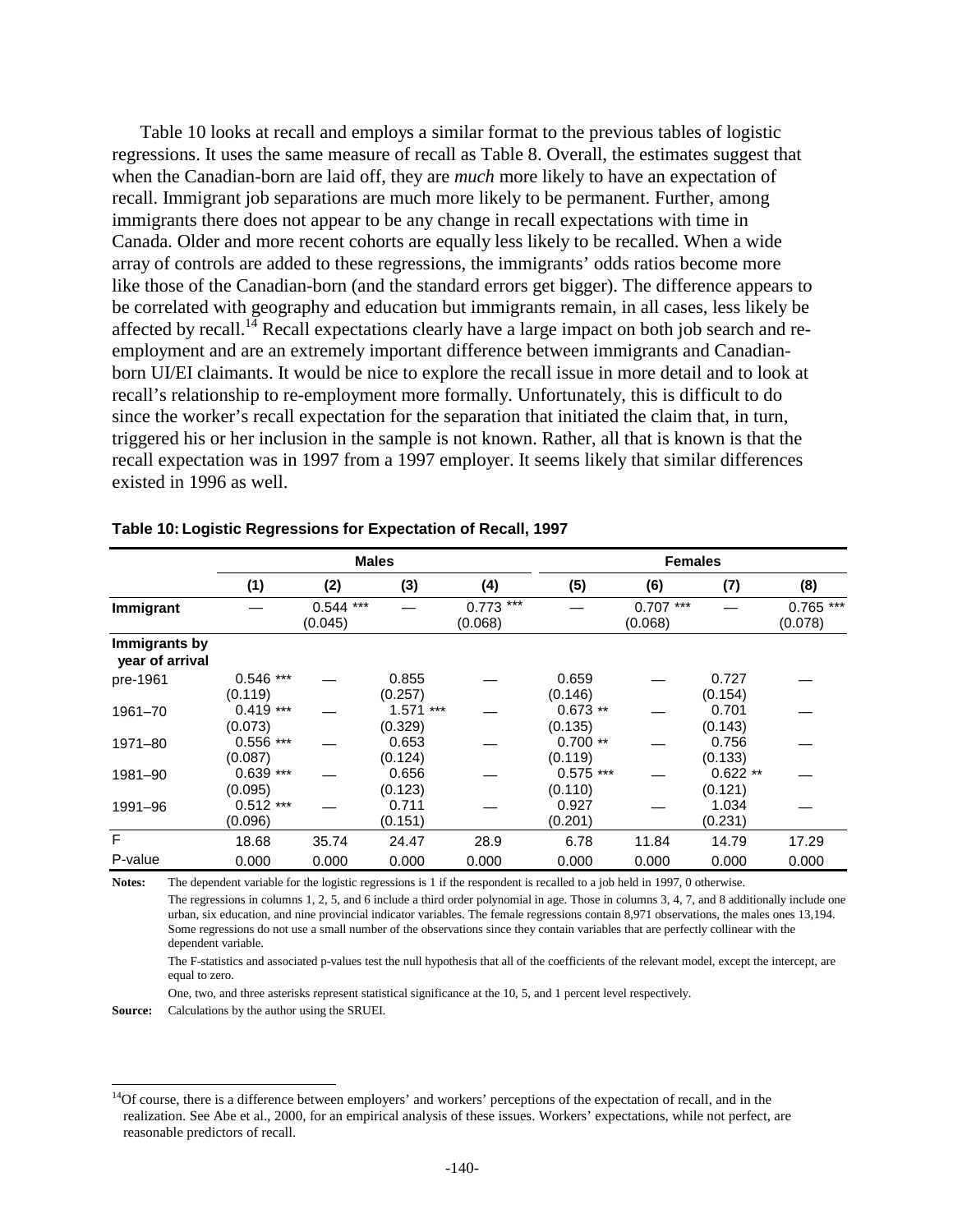Table 10 looks at recall and employs a similar format to the previous tables of logistic regressions. It uses the same measure of recall as Table 8. Overall, the estimates suggest that when the Canadian-born are laid off, they are *much* more likely to have an expectation of recall. Immigrant job separations are much more likely to be permanent. Further, among immigrants there does not appear to be any change in recall expectations with time in Canada. Older and more recent cohorts are equally less likely to be recalled. When a wide array of controls are added to these regressions, the immigrants' odds ratios become more like those of the Canadian-born (and the standard errors get bigger). The difference appears to be correlated with geography and education but immigrants remain, in all cases, less likely be affected by recall.[14] Recall expectations clearly have a large impact on both job search and re-employment and are an extremely important difference between immigrants and Canadian-born UI/EI claimants. It would be nice to explore the recall issue in more detail and to look at recall's relationship to re-employment more formally. Unfortunately, this is difficult to do since the worker's recall expectation for the separation that initiated the claim that, in turn, triggered his or her inclusion in the sample is not known. Rather, all that is known is that the recall expectation was in 1997 from a 1997 employer. It seems likely that similar differences existed in 1996 as well.

**Table 10: Logistic Regressions for Expectation of Recall, 1997**

| | Males | | | | Females | | | |
|---|---|---|---|---|---|---|---|---|
| | (1) | (2) | (3) | (4) | (5) | (6) | (7) | (8) |
| **Immigrant** | — | 0.544 *** (0.045) | — | 0.773 *** (0.068) | — | 0.707 *** (0.068) | — | 0.765 *** (0.078) |
| **Immigrants by year of arrival** | | | | | | | | |
| pre-1961 | 0.546 *** (0.119) | — | 0.855 (0.257) | — | 0.659 (0.146) | — | 0.727 (0.154) | — |
| 1961–70 | 0.419 *** (0.073) | — | 1.571 *** (0.329) | — | 0.673 ** (0.135) | — | 0.701 (0.143) | — |
| 1971–80 | 0.556 *** (0.087) | — | 0.653 (0.124) | — | 0.700 ** (0.119) | — | 0.756 (0.133) | — |
| 1981–90 | 0.639 *** (0.095) | — | 0.656 (0.123) | — | 0.575 *** (0.110) | — | 0.622 ** (0.121) | — |
| 1991–96 | 0.512 *** (0.096) | — | 0.711 (0.151) | — | 0.927 (0.201) | — | 1.034 (0.231) | — |
| F | 18.68 | 35.74 | 24.47 | 28.9 | 6.78 | 11.84 | 14.79 | 17.29 |
| P-value | 0.000 | 0.000 | 0.000 | 0.000 | 0.000 | 0.000 | 0.000 | 0.000 |

**Notes:** The dependent variable for the logistic regressions is 1 if the respondent is recalled to a job held in 1997, 0 otherwise.

The regressions in columns 1, 2, 5, and 6 include a third order polynomial in age. Those in columns 3, 4, 7, and 8 additionally include one urban, six education, and nine provincial indicator variables. The female regressions contain 8,971 observations, the males ones 13,194. Some regressions do not use a small number of the observations since they contain variables that are perfectly collinear with the dependent variable.

The F-statistics and associated p-values test the null hypothesis that all of the coefficients of the relevant model, except the intercept, are equal to zero.

One, two, and three asterisks represent statistical significance at the 10, 5, and 1 percent level respectively.

**Source:** Calculations by the author using the SRUEI.

[14] Of course, there is a difference between employers' and workers' perceptions of the expectation of recall, and in the realization. See Abe et al., 2000, for an empirical analysis of these issues. Workers' expectations, while not perfect, are reasonable predictors of recall.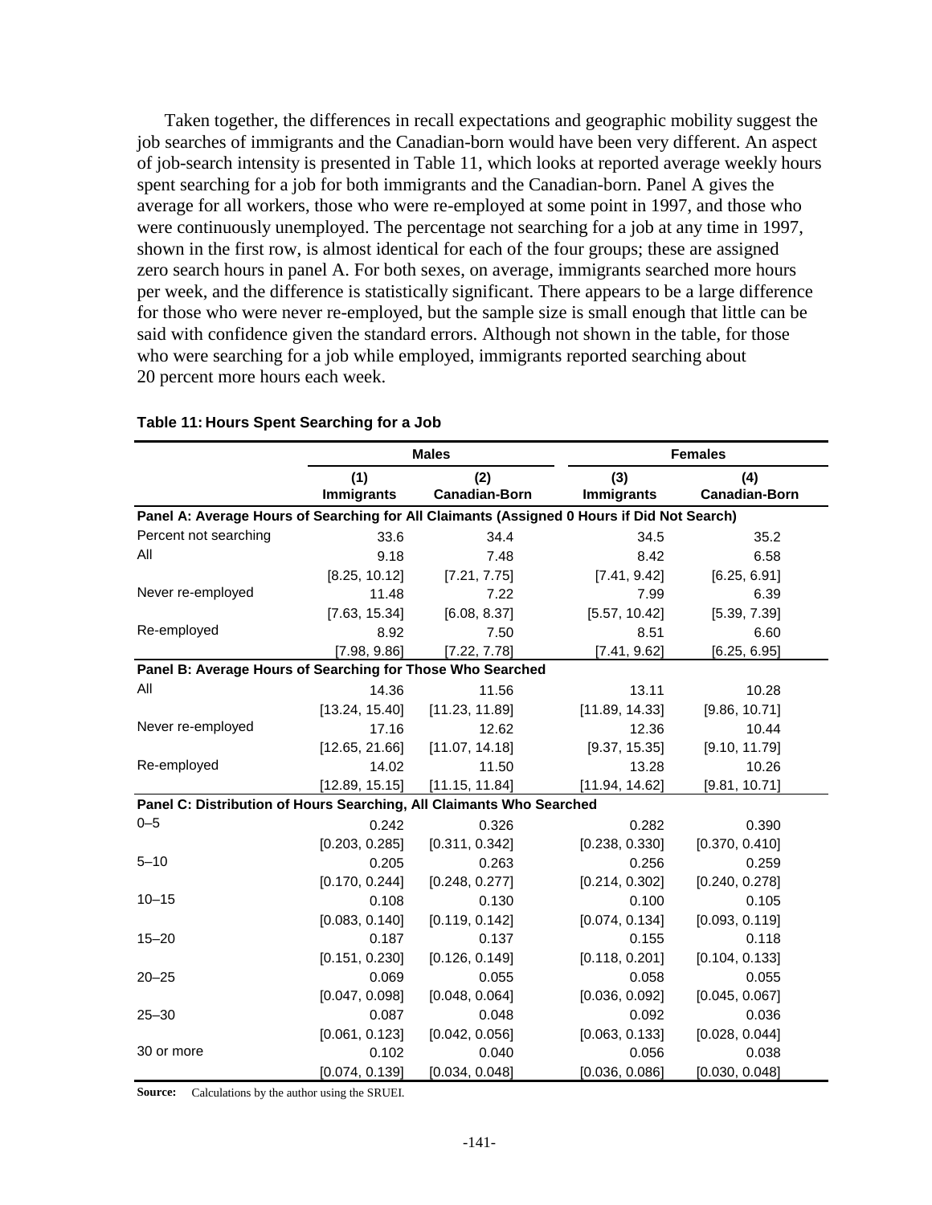Taken together, the differences in recall expectations and geographic mobility suggest the job searches of immigrants and the Canadian-born would have been very different. An aspect of job-search intensity is presented in Table 11, which looks at reported average weekly hours spent searching for a job for both immigrants and the Canadian-born. Panel A gives the average for all workers, those who were re-employed at some point in 1997, and those who were continuously unemployed. The percentage not searching for a job at any time in 1997, shown in the first row, is almost identical for each of the four groups; these are assigned zero search hours in panel A. For both sexes, on average, immigrants searched more hours per week, and the difference is statistically significant. There appears to be a large difference for those who were never re-employed, but the sample size is small enough that little can be said with confidence given the standard errors. Although not shown in the table, for those who were searching for a job while employed, immigrants reported searching about 20 percent more hours each week.

**Table 11: Hours Spent Searching for a Job**

| | Males | | Females | |
|---|---|---|---|---|
| | (1) Immigrants | (2) Canadian-Born | (3) Immigrants | (4) Canadian-Born |
| **Panel A: Average Hours of Searching for All Claimants (Assigned 0 Hours if Did Not Search)** | | | | |
| Percent not searching | 33.6 | 34.4 | 34.5 | 35.2 |
| All | 9.18 | 7.48 | 8.42 | 6.58 |
| | [8.25, 10.12] | [7.21, 7.75] | [7.41, 9.42] | [6.25, 6.91] |
| Never re-employed | 11.48 | 7.22 | 7.99 | 6.39 |
| | [7.63, 15.34] | [6.08, 8.37] | [5.57, 10.42] | [5.39, 7.39] |
| Re-employed | 8.92 | 7.50 | 8.51 | 6.60 |
| | [7.98, 9.86] | [7.22, 7.78] | [7.41, 9.62] | [6.25, 6.95] |
| **Panel B: Average Hours of Searching for Those Who Searched** | | | | |
| All | 14.36 | 11.56 | 13.11 | 10.28 |
| | [13.24, 15.40] | [11.23, 11.89] | [11.89, 14.33] | [9.86, 10.71] |
| Never re-employed | 17.16 | 12.62 | 12.36 | 10.44 |
| | [12.65, 21.66] | [11.07, 14.18] | [9.37, 15.35] | [9.10, 11.79] |
| Re-employed | 14.02 | 11.50 | 13.28 | 10.26 |
| | [12.89, 15.15] | [11.15, 11.84] | [11.94, 14.62] | [9.81, 10.71] |
| **Panel C: Distribution of Hours Searching, All Claimants Who Searched** | | | | |
| 0–5 | 0.242 | 0.326 | 0.282 | 0.390 |
| | [0.203, 0.285] | [0.311, 0.342] | [0.238, 0.330] | [0.370, 0.410] |
| 5–10 | 0.205 | 0.263 | 0.256 | 0.259 |
| | [0.170, 0.244] | [0.248, 0.277] | [0.214, 0.302] | [0.240, 0.278] |
| 10–15 | 0.108 | 0.130 | 0.100 | 0.105 |
| | [0.083, 0.140] | [0.119, 0.142] | [0.074, 0.134] | [0.093, 0.119] |
| 15–20 | 0.187 | 0.137 | 0.155 | 0.118 |
| | [0.151, 0.230] | [0.126, 0.149] | [0.118, 0.201] | [0.104, 0.133] |
| 20–25 | 0.069 | 0.055 | 0.058 | 0.055 |
| | [0.047, 0.098] | [0.048, 0.064] | [0.036, 0.092] | [0.045, 0.067] |
| 25–30 | 0.087 | 0.048 | 0.092 | 0.036 |
| | [0.061, 0.123] | [0.042, 0.056] | [0.063, 0.133] | [0.028, 0.044] |
| 30 or more | 0.102 | 0.040 | 0.056 | 0.038 |
| | [0.074, 0.139] | [0.034, 0.048] | [0.036, 0.086] | [0.030, 0.048] |

**Source:** Calculations by the author using the SRUEI.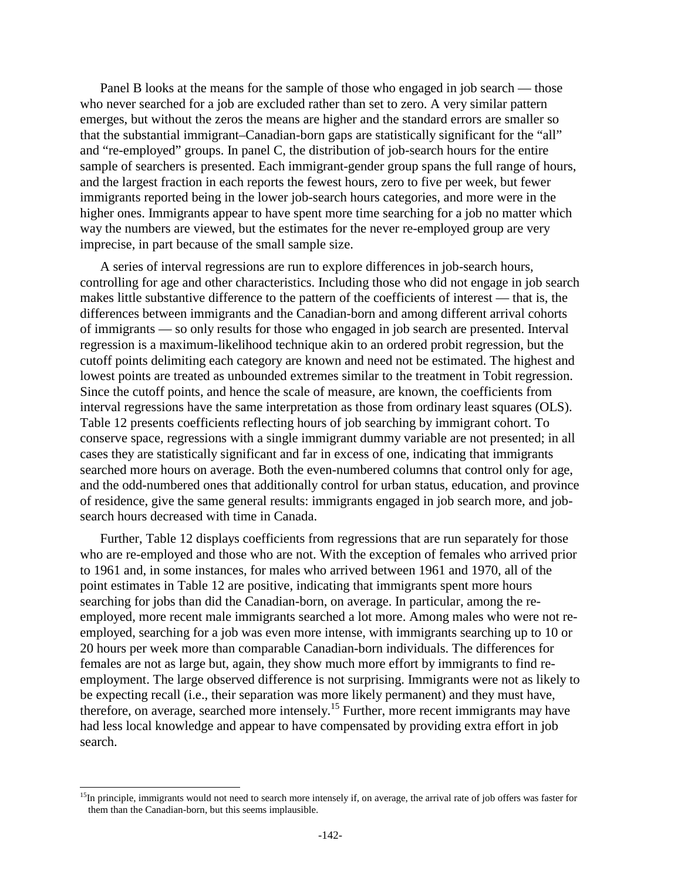Panel B looks at the means for the sample of those who engaged in job search — those who never searched for a job are excluded rather than set to zero. A very similar pattern emerges, but without the zeros the means are higher and the standard errors are smaller so that the substantial immigrant–Canadian-born gaps are statistically significant for the "all" and "re-employed" groups. In panel C, the distribution of job-search hours for the entire sample of searchers is presented. Each immigrant-gender group spans the full range of hours, and the largest fraction in each reports the fewest hours, zero to five per week, but fewer immigrants reported being in the lower job-search hours categories, and more were in the higher ones. Immigrants appear to have spent more time searching for a job no matter which way the numbers are viewed, but the estimates for the never re-employed group are very imprecise, in part because of the small sample size.

A series of interval regressions are run to explore differences in job-search hours, controlling for age and other characteristics. Including those who did not engage in job search makes little substantive difference to the pattern of the coefficients of interest — that is, the differences between immigrants and the Canadian-born and among different arrival cohorts of immigrants — so only results for those who engaged in job search are presented. Interval regression is a maximum-likelihood technique akin to an ordered probit regression, but the cutoff points delimiting each category are known and need not be estimated. The highest and lowest points are treated as unbounded extremes similar to the treatment in Tobit regression. Since the cutoff points, and hence the scale of measure, are known, the coefficients from interval regressions have the same interpretation as those from ordinary least squares (OLS). Table 12 presents coefficients reflecting hours of job searching by immigrant cohort. To conserve space, regressions with a single immigrant dummy variable are not presented; in all cases they are statistically significant and far in excess of one, indicating that immigrants searched more hours on average. Both the even-numbered columns that control only for age, and the odd-numbered ones that additionally control for urban status, education, and province of residence, give the same general results: immigrants engaged in job search more, and job-search hours decreased with time in Canada.

Further, Table 12 displays coefficients from regressions that are run separately for those who are re-employed and those who are not. With the exception of females who arrived prior to 1961 and, in some instances, for males who arrived between 1961 and 1970, all of the point estimates in Table 12 are positive, indicating that immigrants spent more hours searching for jobs than did the Canadian-born, on average. In particular, among the re-employed, more recent male immigrants searched a lot more. Among males who were not re-employed, searching for a job was even more intense, with immigrants searching up to 10 or 20 hours per week more than comparable Canadian-born individuals. The differences for females are not as large but, again, they show much more effort by immigrants to find re-employment. The large observed difference is not surprising. Immigrants were not as likely to be expecting recall (i.e., their separation was more likely permanent) and they must have, therefore, on average, searched more intensely.[15] Further, more recent immigrants may have had less local knowledge and appear to have compensated by providing extra effort in job search.

[15]In principle, immigrants would not need to search more intensely if, on average, the arrival rate of job offers was faster for them than the Canadian-born, but this seems implausible.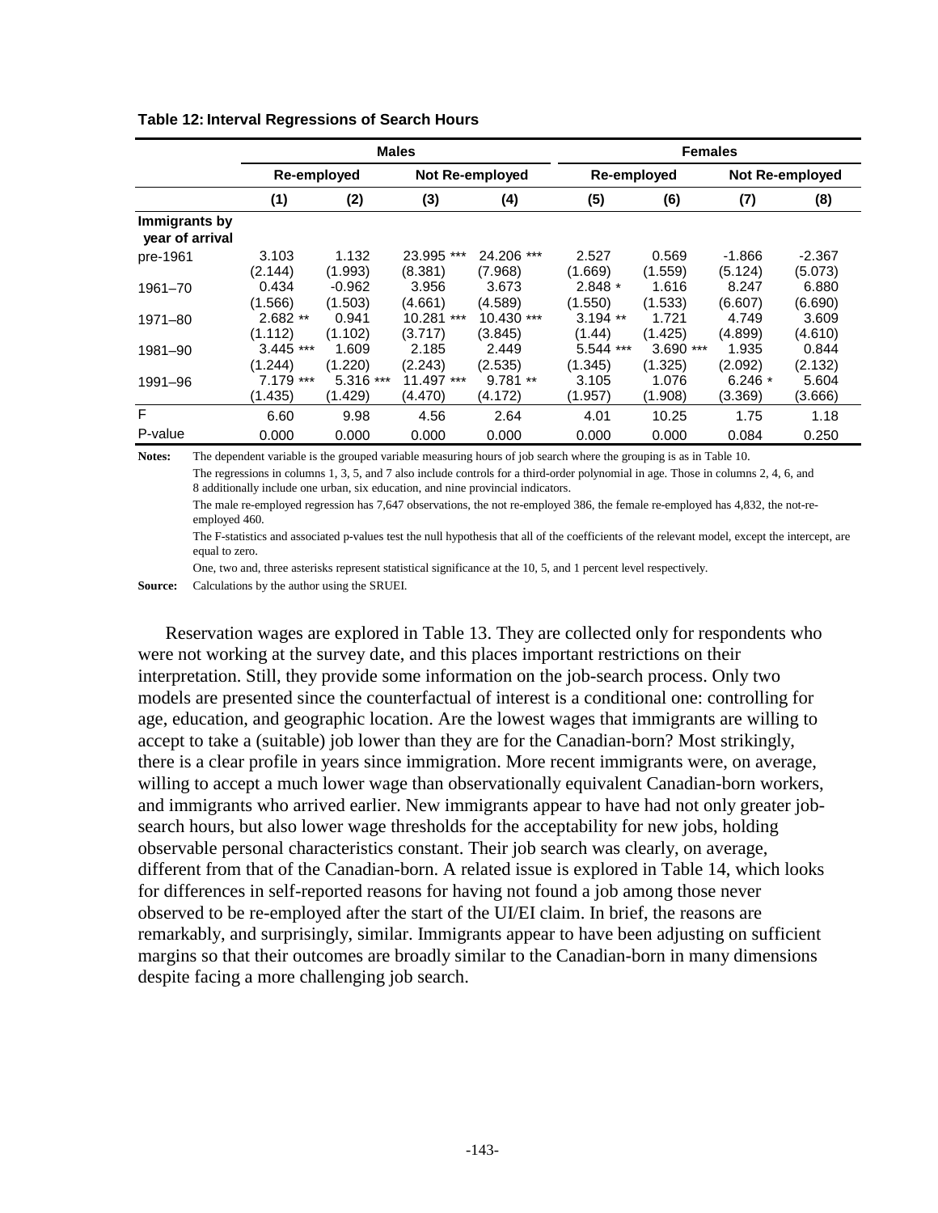**Table 12: Interval Regressions of Search Hours**

| | Males | | | | Females | | | |
|---|---|---|---|---|---|---|---|---|
| | Re-employed | | Not Re-employed | | Re-employed | | Not Re-employed | |
| | (1) | (2) | (3) | (4) | (5) | (6) | (7) | (8) |
| **Immigrants by year of arrival** | | | | | | | | |
| pre-1961 | 3.103 | 1.132 | 23.995 *** | 24.206 *** | 2.527 | 0.569 | -1.866 | -2.367 |
| | (2.144) | (1.993) | (8.381) | (7.968) | (1.669) | (1.559) | (5.124) | (5.073) |
| 1961–70 | 0.434 | -0.962 | 3.956 | 3.673 | 2.848 * | 1.616 | 8.247 | 6.880 |
| | (1.566) | (1.503) | (4.661) | (4.589) | (1.550) | (1.533) | (6.607) | (6.690) |
| 1971–80 | 2.682 ** | 0.941 | 10.281 *** | 10.430 *** | 3.194 ** | 1.721 | 4.749 | 3.609 |
| | (1.112) | (1.102) | (3.717) | (3.845) | (1.44) | (1.425) | (4.899) | (4.610) |
| 1981–90 | 3.445 *** | 1.609 | 2.185 | 2.449 | 5.544 *** | 3.690 *** | 1.935 | 0.844 |
| | (1.244) | (1.220) | (2.243) | (2.535) | (1.345) | (1.325) | (2.092) | (2.132) |
| 1991–96 | 7.179 *** | 5.316 *** | 11.497 *** | 9.781 ** | 3.105 | 1.076 | 6.246 * | 5.604 |
| | (1.435) | (1.429) | (4.470) | (4.172) | (1.957) | (1.908) | (3.369) | (3.666) |
| F | 6.60 | 9.98 | 4.56 | 2.64 | 4.01 | 10.25 | 1.75 | 1.18 |
| P-value | 0.000 | 0.000 | 0.000 | 0.000 | 0.000 | 0.000 | 0.084 | 0.250 |

**Notes:** The dependent variable is the grouped variable measuring hours of job search where the grouping is as in Table 10.

The regressions in columns 1, 3, 5, and 7 also include controls for a third-order polynomial in age. Those in columns 2, 4, 6, and 8 additionally include one urban, six education, and nine provincial indicators.

The male re-employed regression has 7,647 observations, the not re-employed 386, the female re-employed has 4,832, the not-re-employed 460.

The F-statistics and associated p-values test the null hypothesis that all of the coefficients of the relevant model, except the intercept, are equal to zero.

One, two and, three asterisks represent statistical significance at the 10, 5, and 1 percent level respectively.

**Source:** Calculations by the author using the SRUEI.

Reservation wages are explored in Table 13. They are collected only for respondents who were not working at the survey date, and this places important restrictions on their interpretation. Still, they provide some information on the job-search process. Only two models are presented since the counterfactual of interest is a conditional one: controlling for age, education, and geographic location. Are the lowest wages that immigrants are willing to accept to take a (suitable) job lower than they are for the Canadian-born? Most strikingly, there is a clear profile in years since immigration. More recent immigrants were, on average, willing to accept a much lower wage than observationally equivalent Canadian-born workers, and immigrants who arrived earlier. New immigrants appear to have had not only greater job-search hours, but also lower wage thresholds for the acceptability for new jobs, holding observable personal characteristics constant. Their job search was clearly, on average, different from that of the Canadian-born. A related issue is explored in Table 14, which looks for differences in self-reported reasons for having not found a job among those never observed to be re-employed after the start of the UI/EI claim. In brief, the reasons are remarkably, and surprisingly, similar. Immigrants appear to have been adjusting on sufficient margins so that their outcomes are broadly similar to the Canadian-born in many dimensions despite facing a more challenging job search.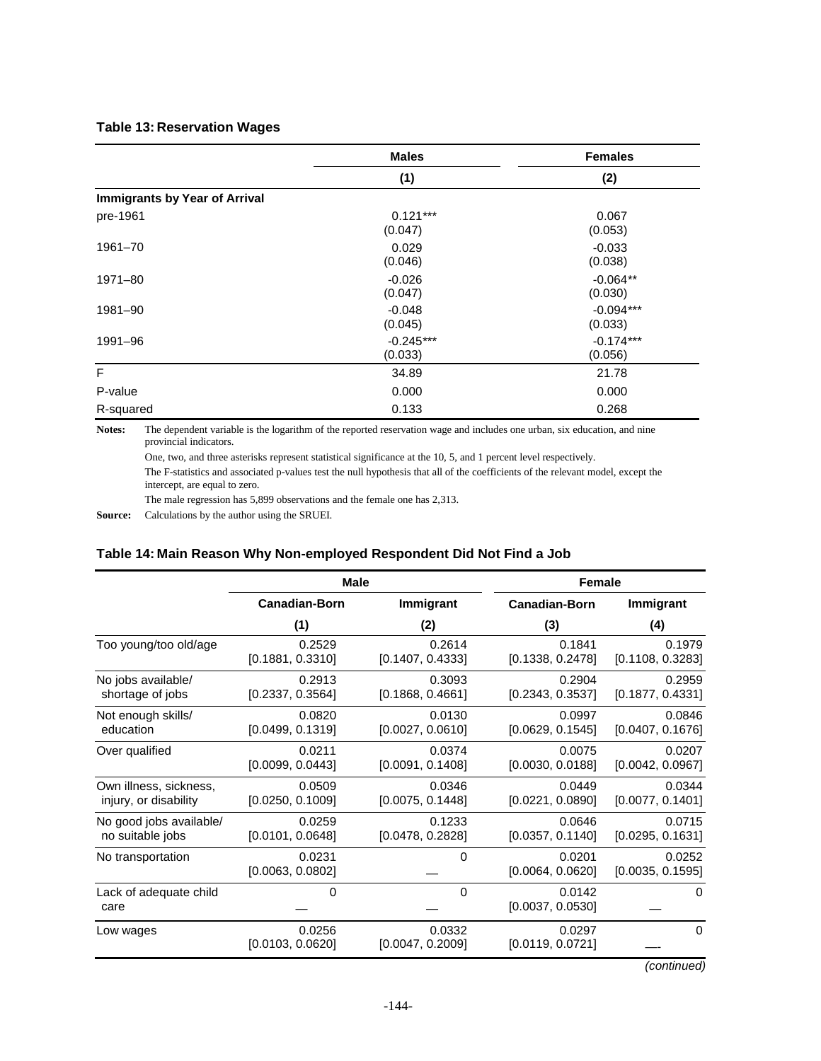**Table 13: Reservation Wages**

| | Males | Females |
|---|---|---|
| | (1) | (2) |
| **Immigrants by Year of Arrival** | | |
| pre-1961 | 0.121***<br>(0.047) | 0.067<br>(0.053) |
| 1961–70 | 0.029<br>(0.046) | -0.033<br>(0.038) |
| 1971–80 | -0.026<br>(0.047) | -0.064**<br>(0.030) |
| 1981–90 | -0.048<br>(0.045) | -0.094***<br>(0.033) |
| 1991–96 | -0.245***<br>(0.033) | -0.174***<br>(0.056) |
| F | 34.89 | 21.78 |
| P-value | 0.000 | 0.000 |
| R-squared | 0.133 | 0.268 |

**Notes:** The dependent variable is the logarithm of the reported reservation wage and includes one urban, six education, and nine provincial indicators.

One, two, and three asterisks represent statistical significance at the 10, 5, and 1 percent level respectively.

The F-statistics and associated p-values test the null hypothesis that all of the coefficients of the relevant model, except the intercept, are equal to zero.

The male regression has 5,899 observations and the female one has 2,313.

**Source:** Calculations by the author using the SRUEI.

**Table 14: Main Reason Why Non-employed Respondent Did Not Find a Job**

| | Male | | Female | |
|---|---|---|---|---|
| | Canadian-Born | Immigrant | Canadian-Born | Immigrant |
| | (1) | (2) | (3) | (4) |
| Too young/too old/age | 0.2529<br>[0.1881, 0.3310] | 0.2614<br>[0.1407, 0.4333] | 0.1841<br>[0.1338, 0.2478] | 0.1979<br>[0.1108, 0.3283] |
| No jobs available/ shortage of jobs | 0.2913<br>[0.2337, 0.3564] | 0.3093<br>[0.1868, 0.4661] | 0.2904<br>[0.2343, 0.3537] | 0.2959<br>[0.1877, 0.4331] |
| Not enough skills/ education | 0.0820<br>[0.0499, 0.1319] | 0.0130<br>[0.0027, 0.0610] | 0.0997<br>[0.0629, 0.1545] | 0.0846<br>[0.0407, 0.1676] |
| Over qualified | 0.0211<br>[0.0099, 0.0443] | 0.0374<br>[0.0091, 0.1408] | 0.0075<br>[0.0030, 0.0188] | 0.0207<br>[0.0042, 0.0967] |
| Own illness, sickness, injury, or disability | 0.0509<br>[0.0250, 0.1009] | 0.0346<br>[0.0075, 0.1448] | 0.0449<br>[0.0221, 0.0890] | 0.0344<br>[0.0077, 0.1401] |
| No good jobs available/ no suitable jobs | 0.0259<br>[0.0101, 0.0648] | 0.1233<br>[0.0478, 0.2828] | 0.0646<br>[0.0357, 0.1140] | 0.0715<br>[0.0295, 0.1631] |
| No transportation | 0.0231<br>[0.0063, 0.0802] | 0<br>— | 0.0201<br>[0.0064, 0.0620] | 0.0252<br>[0.0035, 0.1595] |
| Lack of adequate child care | 0<br>— | 0<br>— | 0.0142<br>[0.0037, 0.0530] | 0<br>— |
| Low wages | 0.0256<br>[0.0103, 0.0620] | 0.0332<br>[0.0047, 0.2009] | 0.0297<br>[0.0119, 0.0721] | 0<br>— |

*(continued)*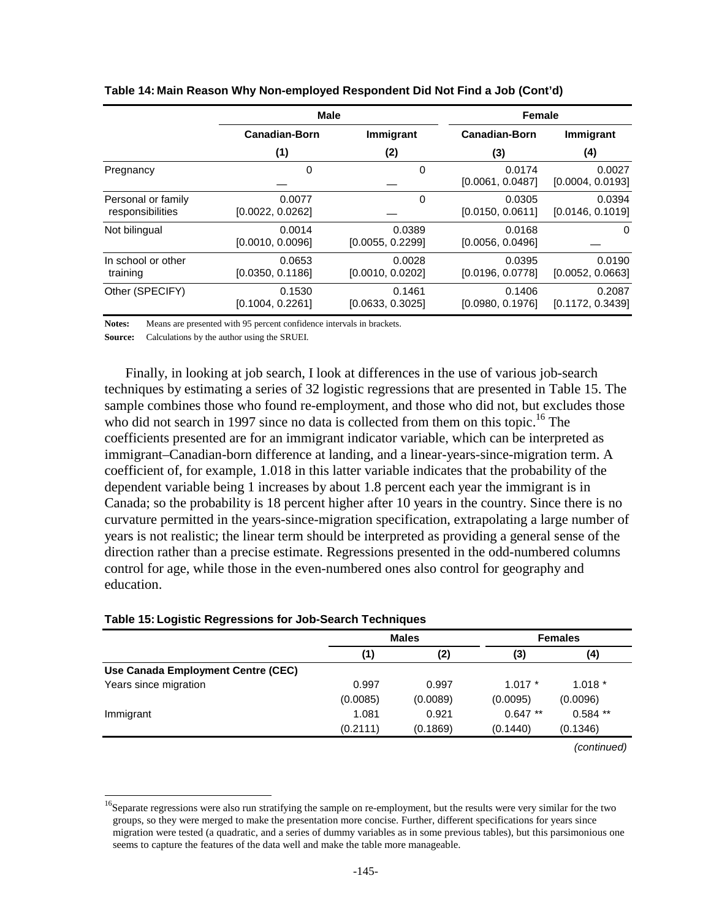**Table 14: Main Reason Why Non-employed Respondent Did Not Find a Job (Cont'd)**

| | Male | | Female | |
|---|---|---|---|---|
| | Canadian-Born | Immigrant | Canadian-Born | Immigrant |
| | (1) | (2) | (3) | (4) |
| Pregnancy | 0<br>— | 0<br>— | 0.0174<br>[0.0061, 0.0487] | 0.0027<br>[0.0004, 0.0193] |
| Personal or family responsibilities | 0.0077<br>[0.0022, 0.0262] | 0<br>— | 0.0305<br>[0.0150, 0.0611] | 0.0394<br>[0.0146, 0.1019] |
| Not bilingual | 0.0014<br>[0.0010, 0.0096] | 0.0389<br>[0.0055, 0.2299] | 0.0168<br>[0.0056, 0.0496] | 0<br>— |
| In school or other training | 0.0653<br>[0.0350, 0.1186] | 0.0028<br>[0.0010, 0.0202] | 0.0395<br>[0.0196, 0.0778] | 0.0190<br>[0.0052, 0.0663] |
| Other (SPECIFY) | 0.1530<br>[0.1004, 0.2261] | 0.1461<br>[0.0633, 0.3025] | 0.1406<br>[0.0980, 0.1976] | 0.2087<br>[0.1172, 0.3439] |

**Notes:** Means are presented with 95 percent confidence intervals in brackets.

**Source:** Calculations by the author using the SRUEI.

Finally, in looking at job search, I look at differences in the use of various job-search techniques by estimating a series of 32 logistic regressions that are presented in Table 15. The sample combines those who found re-employment, and those who did not, but excludes those who did not search in 1997 since no data is collected from them on this topic.[16] The coefficients presented are for an immigrant indicator variable, which can be interpreted as immigrant–Canadian-born difference at landing, and a linear-years-since-migration term. A coefficient of, for example, 1.018 in this latter variable indicates that the probability of the dependent variable being 1 increases by about 1.8 percent each year the immigrant is in Canada; so the probability is 18 percent higher after 10 years in the country. Since there is no curvature permitted in the years-since-migration specification, extrapolating a large number of years is not realistic; the linear term should be interpreted as providing a general sense of the direction rather than a precise estimate. Regressions presented in the odd-numbered columns control for age, while those in the even-numbered ones also control for geography and education.

**Table 15: Logistic Regressions for Job-Search Techniques**

| | Males | | Females | |
|---|---|---|---|---|
| | (1) | (2) | (3) | (4) |
| **Use Canada Employment Centre (CEC)** | | | | |
| Years since migration | 0.997 | 0.997 | 1.017 * | 1.018 * |
| | (0.0085) | (0.0089) | (0.0095) | (0.0096) |
| Immigrant | 1.081 | 0.921 | 0.647 ** | 0.584 ** |
| | (0.2111) | (0.1869) | (0.1440) | (0.1346) |

*(continued)*

[16]Separate regressions were also run stratifying the sample on re-employment, but the results were very similar for the two groups, so they were merged to make the presentation more concise. Further, different specifications for years since migration were tested (a quadratic, and a series of dummy variables as in some previous tables), but this parsimonious one seems to capture the features of the data well and make the table more manageable.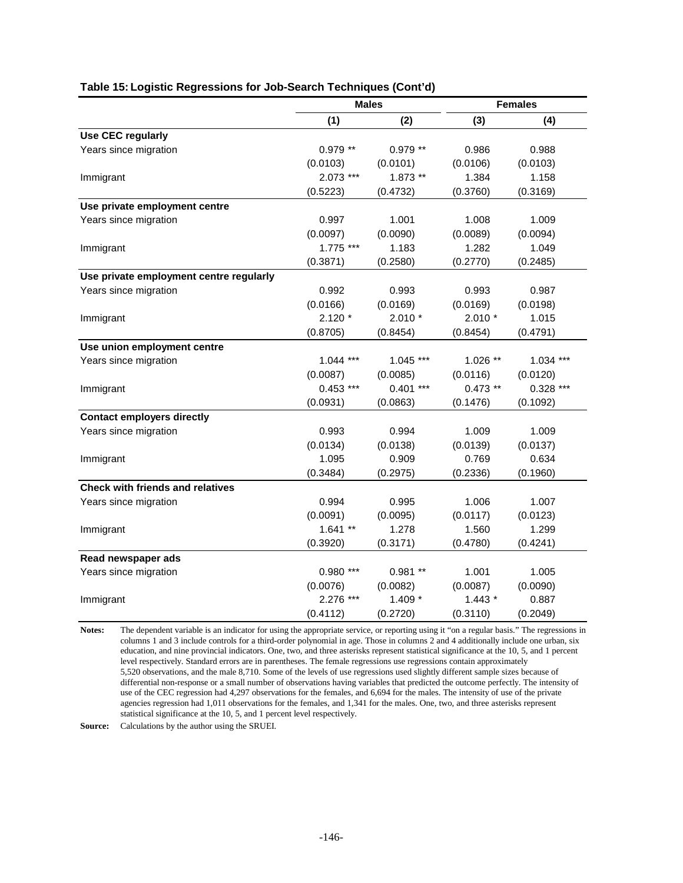**Table 15: Logistic Regressions for Job-Search Techniques (Cont'd)**

| | Males | | Females | |
|---|---|---|---|---|
| | (1) | (2) | (3) | (4) |
| **Use CEC regularly** | | | | |
| Years since migration | 0.979 ** | 0.979 ** | 0.986 | 0.988 |
| | (0.0103) | (0.0101) | (0.0106) | (0.0103) |
| Immigrant | 2.073 *** | 1.873 ** | 1.384 | 1.158 |
| | (0.5223) | (0.4732) | (0.3760) | (0.3169) |
| **Use private employment centre** | | | | |
| Years since migration | 0.997 | 1.001 | 1.008 | 1.009 |
| | (0.0097) | (0.0090) | (0.0089) | (0.0094) |
| Immigrant | 1.775 *** | 1.183 | 1.282 | 1.049 |
| | (0.3871) | (0.2580) | (0.2770) | (0.2485) |
| **Use private employment centre regularly** | | | | |
| Years since migration | 0.992 | 0.993 | 0.993 | 0.987 |
| | (0.0166) | (0.0169) | (0.0169) | (0.0198) |
| Immigrant | 2.120 * | 2.010 * | 2.010 * | 1.015 |
| | (0.8705) | (0.8454) | (0.8454) | (0.4791) |
| **Use union employment centre** | | | | |
| Years since migration | 1.044 *** | 1.045 *** | 1.026 ** | 1.034 *** |
| | (0.0087) | (0.0085) | (0.0116) | (0.0120) |
| Immigrant | 0.453 *** | 0.401 *** | 0.473 ** | 0.328 *** |
| | (0.0931) | (0.0863) | (0.1476) | (0.1092) |
| **Contact employers directly** | | | | |
| Years since migration | 0.993 | 0.994 | 1.009 | 1.009 |
| | (0.0134) | (0.0138) | (0.0139) | (0.0137) |
| Immigrant | 1.095 | 0.909 | 0.769 | 0.634 |
| | (0.3484) | (0.2975) | (0.2336) | (0.1960) |
| **Check with friends and relatives** | | | | |
| Years since migration | 0.994 | 0.995 | 1.006 | 1.007 |
| | (0.0091) | (0.0095) | (0.0117) | (0.0123) |
| Immigrant | 1.641 ** | 1.278 | 1.560 | 1.299 |
| | (0.3920) | (0.3171) | (0.4780) | (0.4241) |
| **Read newspaper ads** | | | | |
| Years since migration | 0.980 *** | 0.981 ** | 1.001 | 1.005 |
| | (0.0076) | (0.0082) | (0.0087) | (0.0090) |
| Immigrant | 2.276 *** | 1.409 * | 1.443 * | 0.887 |
| | (0.4112) | (0.2720) | (0.3110) | (0.2049) |

**Notes:** The dependent variable is an indicator for using the appropriate service, or reporting using it "on a regular basis." The regressions in columns 1 and 3 include controls for a third-order polynomial in age. Those in columns 2 and 4 additionally include one urban, six education, and nine provincial indicators. One, two, and three asterisks represent statistical significance at the 10, 5, and 1 percent level respectively. Standard errors are in parentheses. The female regressions use regressions contain approximately 5,520 observations, and the male 8,710. Some of the levels of use regressions used slightly different sample sizes because of differential non-response or a small number of observations having variables that predicted the outcome perfectly. The intensity of use of the CEC regression had 4,297 observations for the females, and 6,694 for the males. The intensity of use of the private agencies regression had 1,011 observations for the females, and 1,341 for the males. One, two, and three asterisks represent statistical significance at the 10, 5, and 1 percent level respectively.

**Source:** Calculations by the author using the SRUEI.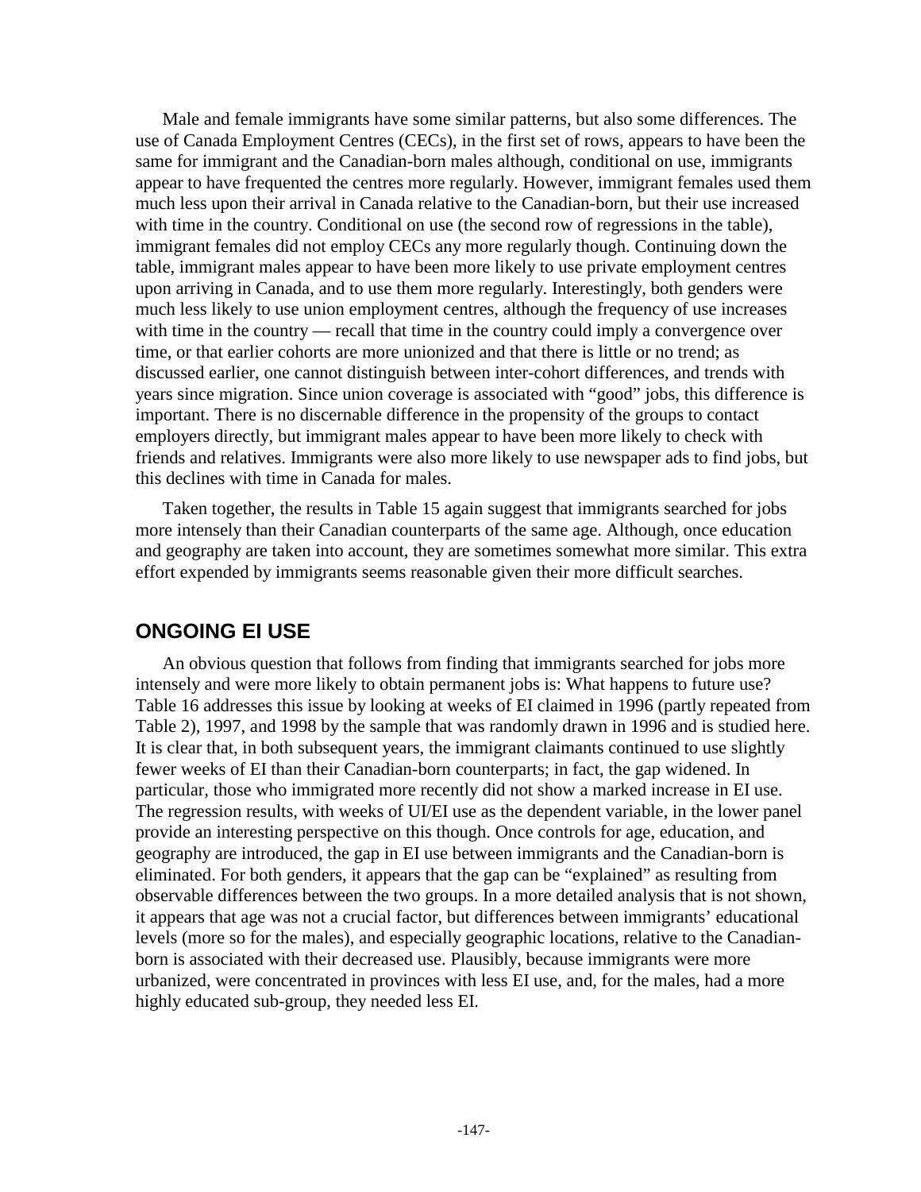Male and female immigrants have some similar patterns, but also some differences. The use of Canada Employment Centres (CECs), in the first set of rows, appears to have been the same for immigrant and the Canadian-born males although, conditional on use, immigrants appear to have frequented the centres more regularly. However, immigrant females used them much less upon their arrival in Canada relative to the Canadian-born, but their use increased with time in the country. Conditional on use (the second row of regressions in the table), immigrant females did not employ CECs any more regularly though. Continuing down the table, immigrant males appear to have been more likely to use private employment centres upon arriving in Canada, and to use them more regularly. Interestingly, both genders were much less likely to use union employment centres, although the frequency of use increases with time in the country — recall that time in the country could imply a convergence over time, or that earlier cohorts are more unionized and that there is little or no trend; as discussed earlier, one cannot distinguish between inter-cohort differences, and trends with years since migration. Since union coverage is associated with "good" jobs, this difference is important. There is no discernable difference in the propensity of the groups to contact employers directly, but immigrant males appear to have been more likely to check with friends and relatives. Immigrants were also more likely to use newspaper ads to find jobs, but this declines with time in Canada for males.

Taken together, the results in Table 15 again suggest that immigrants searched for jobs more intensely than their Canadian counterparts of the same age. Although, once education and geography are taken into account, they are sometimes somewhat more similar. This extra effort expended by immigrants seems reasonable given their more difficult searches.

## ONGOING EI USE

An obvious question that follows from finding that immigrants searched for jobs more intensely and were more likely to obtain permanent jobs is: What happens to future use? Table 16 addresses this issue by looking at weeks of EI claimed in 1996 (partly repeated from Table 2), 1997, and 1998 by the sample that was randomly drawn in 1996 and is studied here. It is clear that, in both subsequent years, the immigrant claimants continued to use slightly fewer weeks of EI than their Canadian-born counterparts; in fact, the gap widened. In particular, those who immigrated more recently did not show a marked increase in EI use. The regression results, with weeks of UI/EI use as the dependent variable, in the lower panel provide an interesting perspective on this though. Once controls for age, education, and geography are introduced, the gap in EI use between immigrants and the Canadian-born is eliminated. For both genders, it appears that the gap can be "explained" as resulting from observable differences between the two groups. In a more detailed analysis that is not shown, it appears that age was not a crucial factor, but differences between immigrants' educational levels (more so for the males), and especially geographic locations, relative to the Canadian-born is associated with their decreased use. Plausibly, because immigrants were more urbanized, were concentrated in provinces with less EI use, and, for the males, had a more highly educated sub-group, they needed less EI.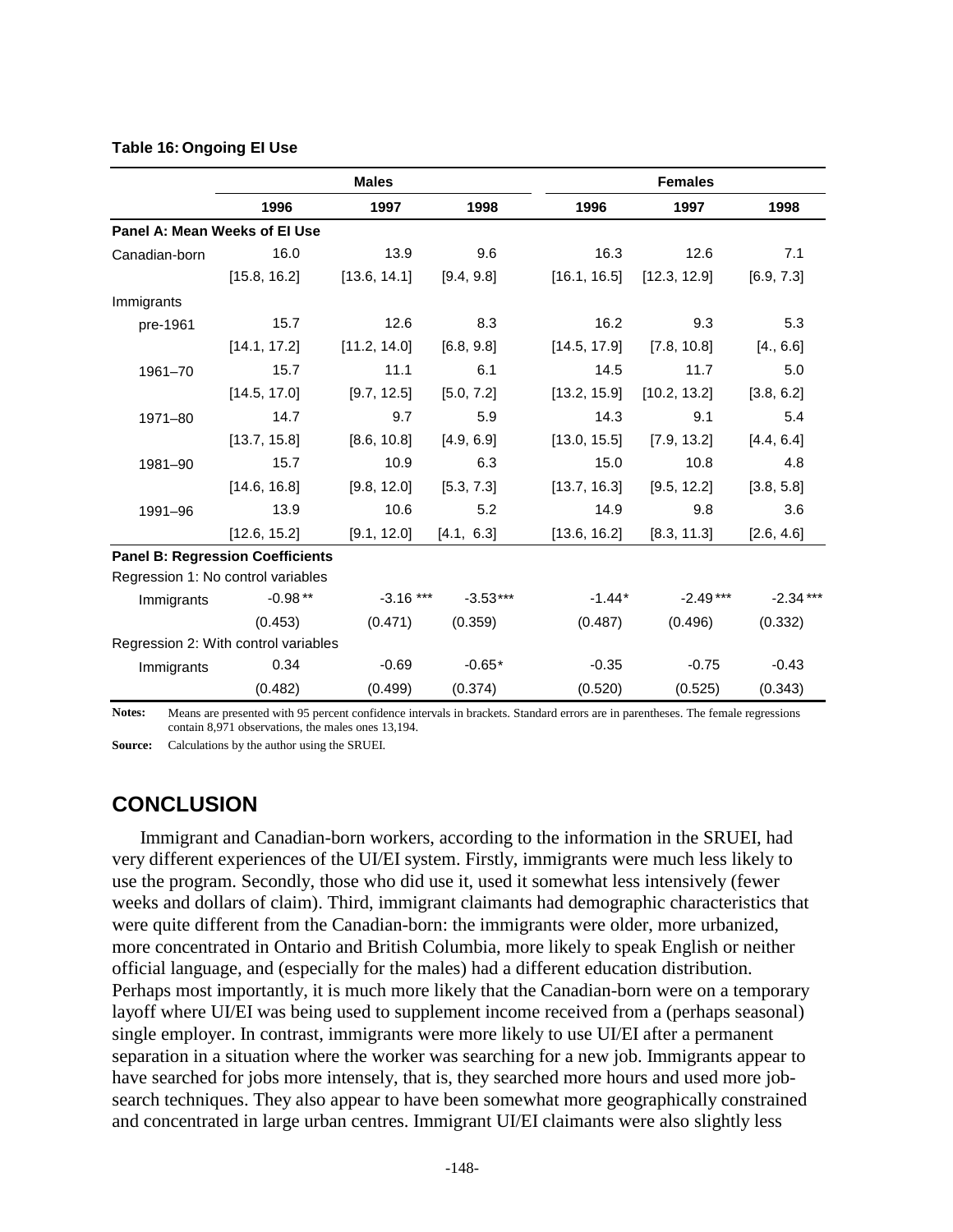**Table 16: Ongoing EI Use**

| | Males | | | Females | | |
|---|---|---|---|---|---|---|
| | 1996 | 1997 | 1998 | 1996 | 1997 | 1998 |
| **Panel A: Mean Weeks of EI Use** | | | | | | |
| Canadian-born | 16.0 | 13.9 | 9.6 | 16.3 | 12.6 | 7.1 |
| | [15.8, 16.2] | [13.6, 14.1] | [9.4, 9.8] | [16.1, 16.5] | [12.3, 12.9] | [6.9, 7.3] |
| Immigrants | | | | | | |
| pre-1961 | 15.7 | 12.6 | 8.3 | 16.2 | 9.3 | 5.3 |
| | [14.1, 17.2] | [11.2, 14.0] | [6.8, 9.8] | [14.5, 17.9] | [7.8, 10.8] | [4., 6.6] |
| 1961–70 | 15.7 | 11.1 | 6.1 | 14.5 | 11.7 | 5.0 |
| | [14.5, 17.0] | [9.7, 12.5] | [5.0, 7.2] | [13.2, 15.9] | [10.2, 13.2] | [3.8, 6.2] |
| 1971–80 | 14.7 | 9.7 | 5.9 | 14.3 | 9.1 | 5.4 |
| | [13.7, 15.8] | [8.6, 10.8] | [4.9, 6.9] | [13.0, 15.5] | [7.9, 13.2] | [4.4, 6.4] |
| 1981–90 | 15.7 | 10.9 | 6.3 | 15.0 | 10.8 | 4.8 |
| | [14.6, 16.8] | [9.8, 12.0] | [5.3, 7.3] | [13.7, 16.3] | [9.5, 12.2] | [3.8, 5.8] |
| 1991–96 | 13.9 | 10.6 | 5.2 | 14.9 | 9.8 | 3.6 |
| | [12.6, 15.2] | [9.1, 12.0] | [4.1, 6.3] | [13.6, 16.2] | [8.3, 11.3] | [2.6, 4.6] |
| **Panel B: Regression Coefficients** | | | | | | |
| Regression 1: No control variables | | | | | | |
| Immigrants | -0.98** | -3.16*** | -3.53*** | -1.44* | -2.49*** | -2.34*** |
| | (0.453) | (0.471) | (0.359) | (0.487) | (0.496) | (0.332) |
| Regression 2: With control variables | | | | | | |
| Immigrants | 0.34 | -0.69 | -0.65* | -0.35 | -0.75 | -0.43 |
| | (0.482) | (0.499) | (0.374) | (0.520) | (0.525) | (0.343) |

**Notes:** Means are presented with 95 percent confidence intervals in brackets. Standard errors are in parentheses. The female regressions contain 8,971 observations, the males ones 13,194.

**Source:** Calculations by the author using the SRUEI.

## CONCLUSION

Immigrant and Canadian-born workers, according to the information in the SRUEI, had very different experiences of the UI/EI system. Firstly, immigrants were much less likely to use the program. Secondly, those who did use it, used it somewhat less intensively (fewer weeks and dollars of claim). Third, immigrant claimants had demographic characteristics that were quite different from the Canadian-born: the immigrants were older, more urbanized, more concentrated in Ontario and British Columbia, more likely to speak English or neither official language, and (especially for the males) had a different education distribution. Perhaps most importantly, it is much more likely that the Canadian-born were on a temporary layoff where UI/EI was being used to supplement income received from a (perhaps seasonal) single employer. In contrast, immigrants were more likely to use UI/EI after a permanent separation in a situation where the worker was searching for a new job. Immigrants appear to have searched for jobs more intensely, that is, they searched more hours and used more job-search techniques. They also appear to have been somewhat more geographically constrained and concentrated in large urban centres. Immigrant UI/EI claimants were also slightly less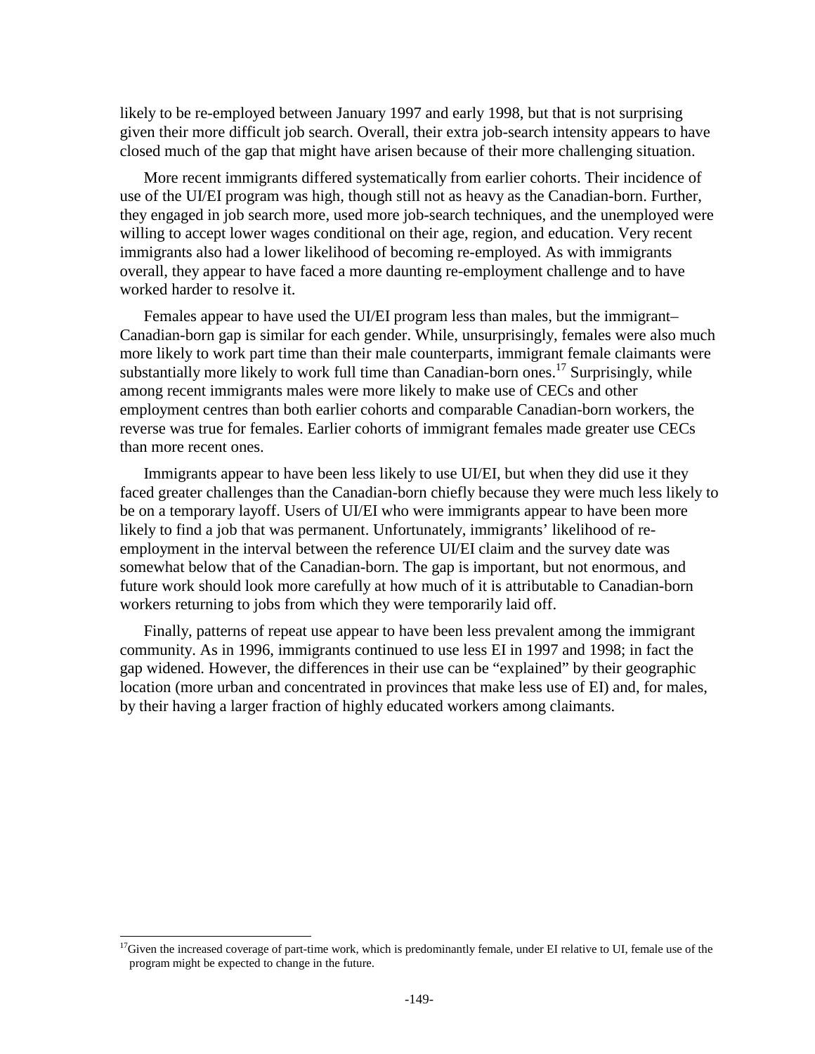likely to be re-employed between January 1997 and early 1998, but that is not surprising given their more difficult job search. Overall, their extra job-search intensity appears to have closed much of the gap that might have arisen because of their more challenging situation.

More recent immigrants differed systematically from earlier cohorts. Their incidence of use of the UI/EI program was high, though still not as heavy as the Canadian-born. Further, they engaged in job search more, used more job-search techniques, and the unemployed were willing to accept lower wages conditional on their age, region, and education. Very recent immigrants also had a lower likelihood of becoming re-employed. As with immigrants overall, they appear to have faced a more daunting re-employment challenge and to have worked harder to resolve it.

Females appear to have used the UI/EI program less than males, but the immigrant–Canadian-born gap is similar for each gender. While, unsurprisingly, females were also much more likely to work part time than their male counterparts, immigrant female claimants were substantially more likely to work full time than Canadian-born ones.[17] Surprisingly, while among recent immigrants males were more likely to make use of CECs and other employment centres than both earlier cohorts and comparable Canadian-born workers, the reverse was true for females. Earlier cohorts of immigrant females made greater use CECs than more recent ones.

Immigrants appear to have been less likely to use UI/EI, but when they did use it they faced greater challenges than the Canadian-born chiefly because they were much less likely to be on a temporary layoff. Users of UI/EI who were immigrants appear to have been more likely to find a job that was permanent. Unfortunately, immigrants' likelihood of re-employment in the interval between the reference UI/EI claim and the survey date was somewhat below that of the Canadian-born. The gap is important, but not enormous, and future work should look more carefully at how much of it is attributable to Canadian-born workers returning to jobs from which they were temporarily laid off.

Finally, patterns of repeat use appear to have been less prevalent among the immigrant community. As in 1996, immigrants continued to use less EI in 1997 and 1998; in fact the gap widened. However, the differences in their use can be "explained" by their geographic location (more urban and concentrated in provinces that make less use of EI) and, for males, by their having a larger fraction of highly educated workers among claimants.

---

[17] Given the increased coverage of part-time work, which is predominantly female, under EI relative to UI, female use of the program might be expected to change in the future.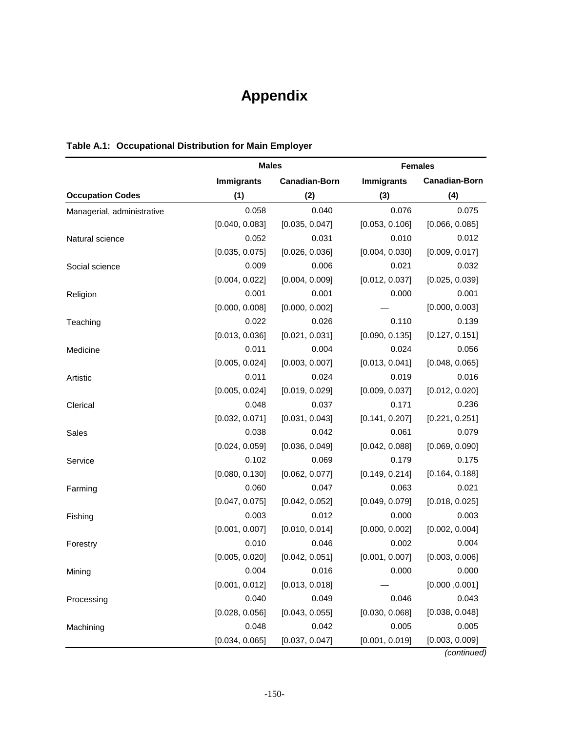# Appendix

**Table A.1: Occupational Distribution for Main Employer**

| | Males | | Females | |
|---|---|---|---|---|
| | Immigrants | Canadian-Born | Immigrants | Canadian-Born |
| **Occupation Codes** | (1) | (2) | (3) | (4) |
| Managerial, administrative | 0.058 | 0.040 | 0.076 | 0.075 |
| | [0.040, 0.083] | [0.035, 0.047] | [0.053, 0.106] | [0.066, 0.085] |
| Natural science | 0.052 | 0.031 | 0.010 | 0.012 |
| | [0.035, 0.075] | [0.026, 0.036] | [0.004, 0.030] | [0.009, 0.017] |
| Social science | 0.009 | 0.006 | 0.021 | 0.032 |
| | [0.004, 0.022] | [0.004, 0.009] | [0.012, 0.037] | [0.025, 0.039] |
| Religion | 0.001 | 0.001 | 0.000 | 0.001 |
| | [0.000, 0.008] | [0.000, 0.002] | — | [0.000, 0.003] |
| Teaching | 0.022 | 0.026 | 0.110 | 0.139 |
| | [0.013, 0.036] | [0.021, 0.031] | [0.090, 0.135] | [0.127, 0.151] |
| Medicine | 0.011 | 0.004 | 0.024 | 0.056 |
| | [0.005, 0.024] | [0.003, 0.007] | [0.013, 0.041] | [0.048, 0.065] |
| Artistic | 0.011 | 0.024 | 0.019 | 0.016 |
| | [0.005, 0.024] | [0.019, 0.029] | [0.009, 0.037] | [0.012, 0.020] |
| Clerical | 0.048 | 0.037 | 0.171 | 0.236 |
| | [0.032, 0.071] | [0.031, 0.043] | [0.141, 0.207] | [0.221, 0.251] |
| Sales | 0.038 | 0.042 | 0.061 | 0.079 |
| | [0.024, 0.059] | [0.036, 0.049] | [0.042, 0.088] | [0.069, 0.090] |
| Service | 0.102 | 0.069 | 0.179 | 0.175 |
| | [0.080, 0.130] | [0.062, 0.077] | [0.149, 0.214] | [0.164, 0.188] |
| Farming | 0.060 | 0.047 | 0.063 | 0.021 |
| | [0.047, 0.075] | [0.042, 0.052] | [0.049, 0.079] | [0.018, 0.025] |
| Fishing | 0.003 | 0.012 | 0.000 | 0.003 |
| | [0.001, 0.007] | [0.010, 0.014] | [0.000, 0.002] | [0.002, 0.004] |
| Forestry | 0.010 | 0.046 | 0.002 | 0.004 |
| | [0.005, 0.020] | [0.042, 0.051] | [0.001, 0.007] | [0.003, 0.006] |
| Mining | 0.004 | 0.016 | 0.000 | 0.000 |
| | [0.001, 0.012] | [0.013, 0.018] | — | [0.000 ,0.001] |
| Processing | 0.040 | 0.049 | 0.046 | 0.043 |
| | [0.028, 0.056] | [0.043, 0.055] | [0.030, 0.068] | [0.038, 0.048] |
| Machining | 0.048 | 0.042 | 0.005 | 0.005 |
| | [0.034, 0.065] | [0.037, 0.047] | [0.001, 0.019] | [0.003, 0.009] |

*(continued)*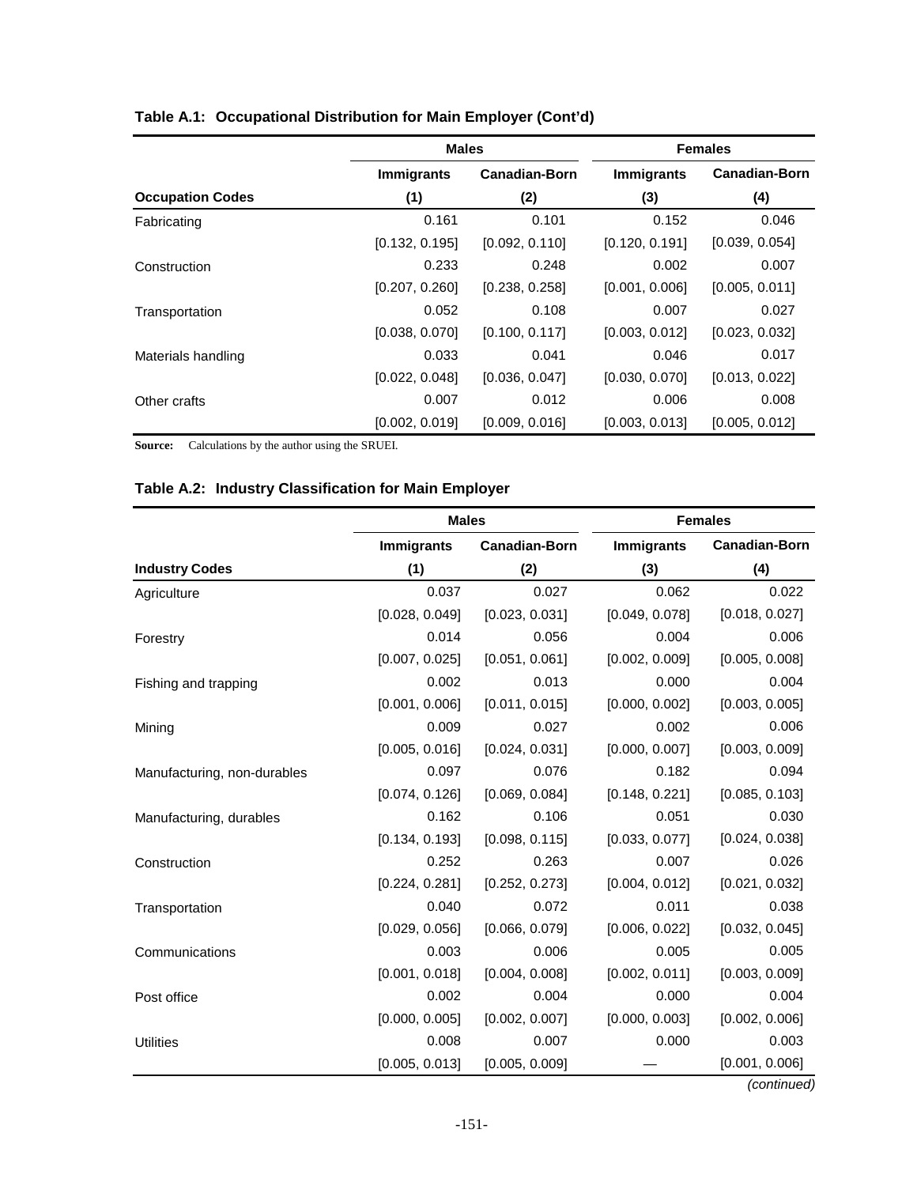**Table A.1: Occupational Distribution for Main Employer (Cont'd)**

| | Males | | Females | |
|---|---|---|---|---|
| | Immigrants | Canadian-Born | Immigrants | Canadian-Born |
| **Occupation Codes** | (1) | (2) | (3) | (4) |
| Fabricating | 0.161 | 0.101 | 0.152 | 0.046 |
| | [0.132, 0.195] | [0.092, 0.110] | [0.120, 0.191] | [0.039, 0.054] |
| Construction | 0.233 | 0.248 | 0.002 | 0.007 |
| | [0.207, 0.260] | [0.238, 0.258] | [0.001, 0.006] | [0.005, 0.011] |
| Transportation | 0.052 | 0.108 | 0.007 | 0.027 |
| | [0.038, 0.070] | [0.100, 0.117] | [0.003, 0.012] | [0.023, 0.032] |
| Materials handling | 0.033 | 0.041 | 0.046 | 0.017 |
| | [0.022, 0.048] | [0.036, 0.047] | [0.030, 0.070] | [0.013, 0.022] |
| Other crafts | 0.007 | 0.012 | 0.006 | 0.008 |
| | [0.002, 0.019] | [0.009, 0.016] | [0.003, 0.013] | [0.005, 0.012] |

**Source:** Calculations by the author using the SRUEI.

**Table A.2: Industry Classification for Main Employer**

| | Males | | Females | |
|---|---|---|---|---|
| | Immigrants | Canadian-Born | Immigrants | Canadian-Born |
| **Industry Codes** | (1) | (2) | (3) | (4) |
| Agriculture | 0.037 | 0.027 | 0.062 | 0.022 |
| | [0.028, 0.049] | [0.023, 0.031] | [0.049, 0.078] | [0.018, 0.027] |
| Forestry | 0.014 | 0.056 | 0.004 | 0.006 |
| | [0.007, 0.025] | [0.051, 0.061] | [0.002, 0.009] | [0.005, 0.008] |
| Fishing and trapping | 0.002 | 0.013 | 0.000 | 0.004 |
| | [0.001, 0.006] | [0.011, 0.015] | [0.000, 0.002] | [0.003, 0.005] |
| Mining | 0.009 | 0.027 | 0.002 | 0.006 |
| | [0.005, 0.016] | [0.024, 0.031] | [0.000, 0.007] | [0.003, 0.009] |
| Manufacturing, non-durables | 0.097 | 0.076 | 0.182 | 0.094 |
| | [0.074, 0.126] | [0.069, 0.084] | [0.148, 0.221] | [0.085, 0.103] |
| Manufacturing, durables | 0.162 | 0.106 | 0.051 | 0.030 |
| | [0.134, 0.193] | [0.098, 0.115] | [0.033, 0.077] | [0.024, 0.038] |
| Construction | 0.252 | 0.263 | 0.007 | 0.026 |
| | [0.224, 0.281] | [0.252, 0.273] | [0.004, 0.012] | [0.021, 0.032] |
| Transportation | 0.040 | 0.072 | 0.011 | 0.038 |
| | [0.029, 0.056] | [0.066, 0.079] | [0.006, 0.022] | [0.032, 0.045] |
| Communications | 0.003 | 0.006 | 0.005 | 0.005 |
| | [0.001, 0.018] | [0.004, 0.008] | [0.002, 0.011] | [0.003, 0.009] |
| Post office | 0.002 | 0.004 | 0.000 | 0.004 |
| | [0.000, 0.005] | [0.002, 0.007] | [0.000, 0.003] | [0.002, 0.006] |
| Utilities | 0.008 | 0.007 | 0.000 | 0.003 |
| | [0.005, 0.013] | [0.005, 0.009] | — | [0.001, 0.006] |

*(continued)*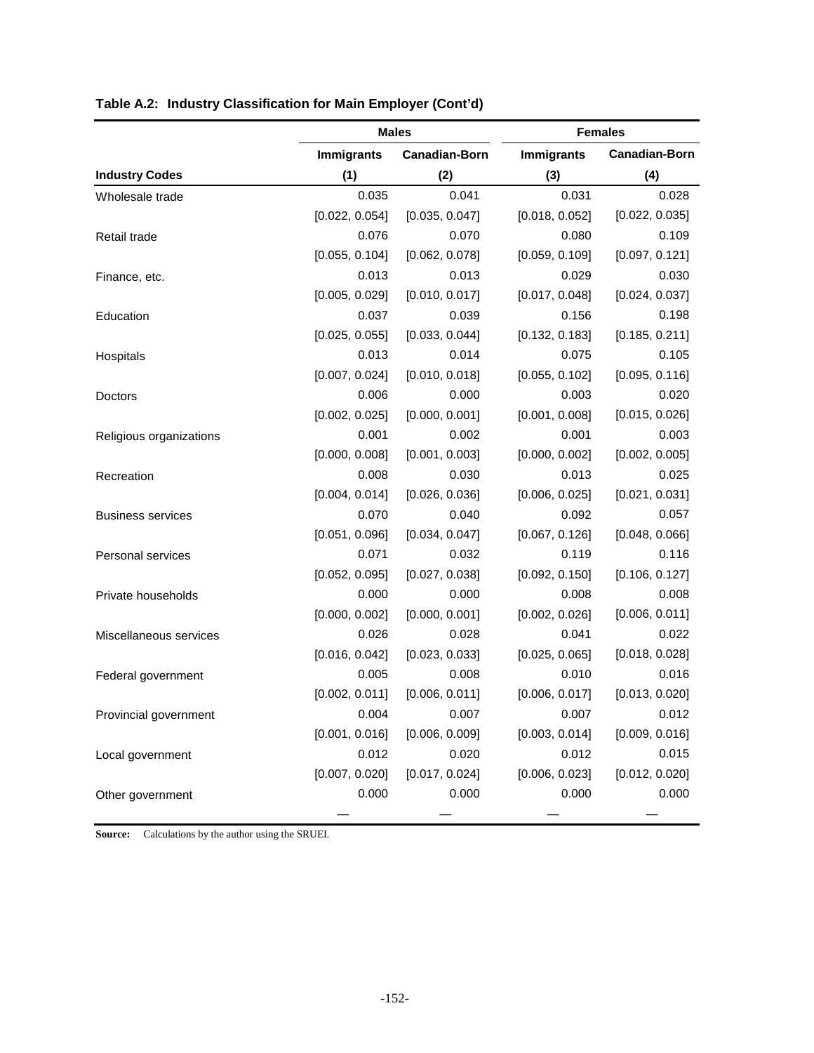**Table A.2: Industry Classification for Main Employer (Cont'd)**

| | Males | | Females | |
|---|---|---|---|---|
| | Immigrants | Canadian-Born | Immigrants | Canadian-Born |
| **Industry Codes** | (1) | (2) | (3) | (4) |
| Wholesale trade | 0.035 | 0.041 | 0.031 | 0.028 |
| | [0.022, 0.054] | [0.035, 0.047] | [0.018, 0.052] | [0.022, 0.035] |
| Retail trade | 0.076 | 0.070 | 0.080 | 0.109 |
| | [0.055, 0.104] | [0.062, 0.078] | [0.059, 0.109] | [0.097, 0.121] |
| Finance, etc. | 0.013 | 0.013 | 0.029 | 0.030 |
| | [0.005, 0.029] | [0.010, 0.017] | [0.017, 0.048] | [0.024, 0.037] |
| Education | 0.037 | 0.039 | 0.156 | 0.198 |
| | [0.025, 0.055] | [0.033, 0.044] | [0.132, 0.183] | [0.185, 0.211] |
| Hospitals | 0.013 | 0.014 | 0.075 | 0.105 |
| | [0.007, 0.024] | [0.010, 0.018] | [0.055, 0.102] | [0.095, 0.116] |
| Doctors | 0.006 | 0.000 | 0.003 | 0.020 |
| | [0.002, 0.025] | [0.000, 0.001] | [0.001, 0.008] | [0.015, 0.026] |
| Religious organizations | 0.001 | 0.002 | 0.001 | 0.003 |
| | [0.000, 0.008] | [0.001, 0.003] | [0.000, 0.002] | [0.002, 0.005] |
| Recreation | 0.008 | 0.030 | 0.013 | 0.025 |
| | [0.004, 0.014] | [0.026, 0.036] | [0.006, 0.025] | [0.021, 0.031] |
| Business services | 0.070 | 0.040 | 0.092 | 0.057 |
| | [0.051, 0.096] | [0.034, 0.047] | [0.067, 0.126] | [0.048, 0.066] |
| Personal services | 0.071 | 0.032 | 0.119 | 0.116 |
| | [0.052, 0.095] | [0.027, 0.038] | [0.092, 0.150] | [0.106, 0.127] |
| Private households | 0.000 | 0.000 | 0.008 | 0.008 |
| | [0.000, 0.002] | [0.000, 0.001] | [0.002, 0.026] | [0.006, 0.011] |
| Miscellaneous services | 0.026 | 0.028 | 0.041 | 0.022 |
| | [0.016, 0.042] | [0.023, 0.033] | [0.025, 0.065] | [0.018, 0.028] |
| Federal government | 0.005 | 0.008 | 0.010 | 0.016 |
| | [0.002, 0.011] | [0.006, 0.011] | [0.006, 0.017] | [0.013, 0.020] |
| Provincial government | 0.004 | 0.007 | 0.007 | 0.012 |
| | [0.001, 0.016] | [0.006, 0.009] | [0.003, 0.014] | [0.009, 0.016] |
| Local government | 0.012 | 0.020 | 0.012 | 0.015 |
| | [0.007, 0.020] | [0.017, 0.024] | [0.006, 0.023] | [0.012, 0.020] |
| Other government | 0.000 | 0.000 | 0.000 | 0.000 |
| | — | — | — | — |

**Source:** Calculations by the author using the SRUEI.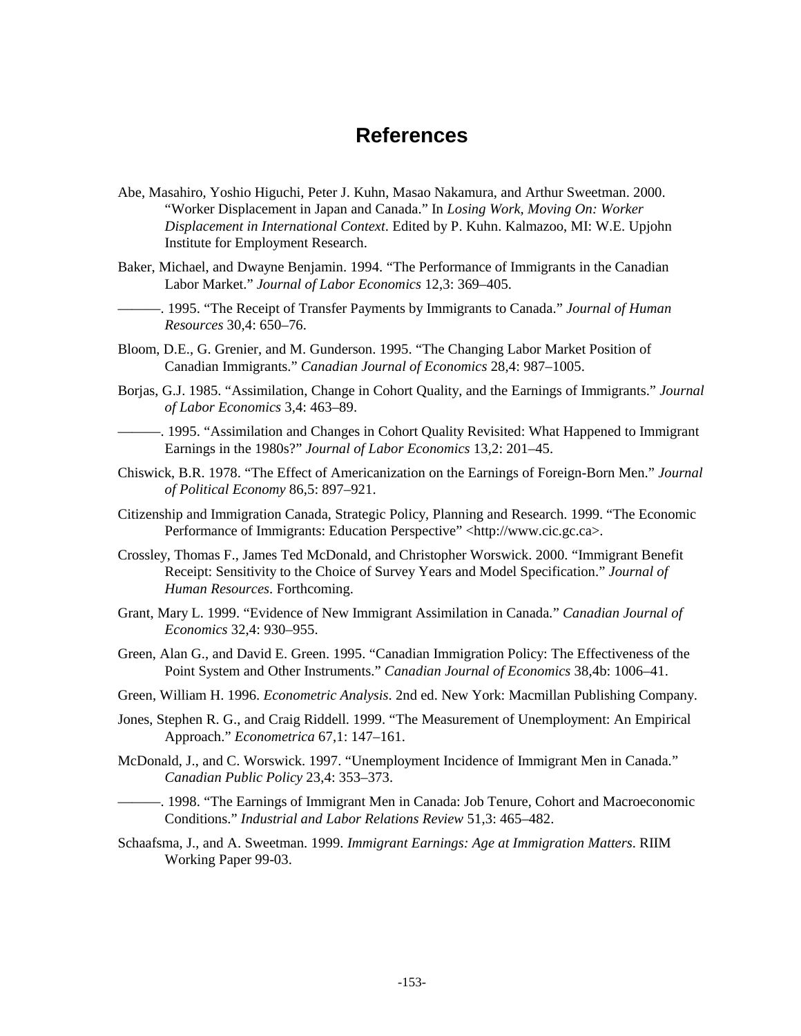# References

Abe, Masahiro, Yoshio Higuchi, Peter J. Kuhn, Masao Nakamura, and Arthur Sweetman. 2000. "Worker Displacement in Japan and Canada." In *Losing Work, Moving On: Worker Displacement in International Context*. Edited by P. Kuhn. Kalmazoo, MI: W.E. Upjohn Institute for Employment Research.

Baker, Michael, and Dwayne Benjamin. 1994. "The Performance of Immigrants in the Canadian Labor Market." *Journal of Labor Economics* 12,3: 369–405.

———. 1995. "The Receipt of Transfer Payments by Immigrants to Canada." *Journal of Human Resources* 30,4: 650–76.

Bloom, D.E., G. Grenier, and M. Gunderson. 1995. "The Changing Labor Market Position of Canadian Immigrants." *Canadian Journal of Economics* 28,4: 987–1005.

Borjas, G.J. 1985. "Assimilation, Change in Cohort Quality, and the Earnings of Immigrants." *Journal of Labor Economics* 3,4: 463–89.

———. 1995. "Assimilation and Changes in Cohort Quality Revisited: What Happened to Immigrant Earnings in the 1980s?" *Journal of Labor Economics* 13,2: 201–45.

Chiswick, B.R. 1978. "The Effect of Americanization on the Earnings of Foreign-Born Men." *Journal of Political Economy* 86,5: 897–921.

Citizenship and Immigration Canada, Strategic Policy, Planning and Research. 1999. "The Economic Performance of Immigrants: Education Perspective" <http://www.cic.gc.ca>.

Crossley, Thomas F., James Ted McDonald, and Christopher Worswick. 2000. "Immigrant Benefit Receipt: Sensitivity to the Choice of Survey Years and Model Specification." *Journal of Human Resources*. Forthcoming.

Grant, Mary L. 1999. "Evidence of New Immigrant Assimilation in Canada." *Canadian Journal of Economics* 32,4: 930–955.

Green, Alan G., and David E. Green. 1995. "Canadian Immigration Policy: The Effectiveness of the Point System and Other Instruments." *Canadian Journal of Economics* 38,4b: 1006–41.

Green, William H. 1996. *Econometric Analysis*. 2nd ed. New York: Macmillan Publishing Company.

Jones, Stephen R. G., and Craig Riddell. 1999. "The Measurement of Unemployment: An Empirical Approach." *Econometrica* 67,1: 147–161.

McDonald, J., and C. Worswick. 1997. "Unemployment Incidence of Immigrant Men in Canada." *Canadian Public Policy* 23,4: 353–373.

———. 1998. "The Earnings of Immigrant Men in Canada: Job Tenure, Cohort and Macroeconomic Conditions." *Industrial and Labor Relations Review* 51,3: 465–482.

Schaafsma, J., and A. Sweetman. 1999. *Immigrant Earnings: Age at Immigration Matters*. RIIM Working Paper 99-03.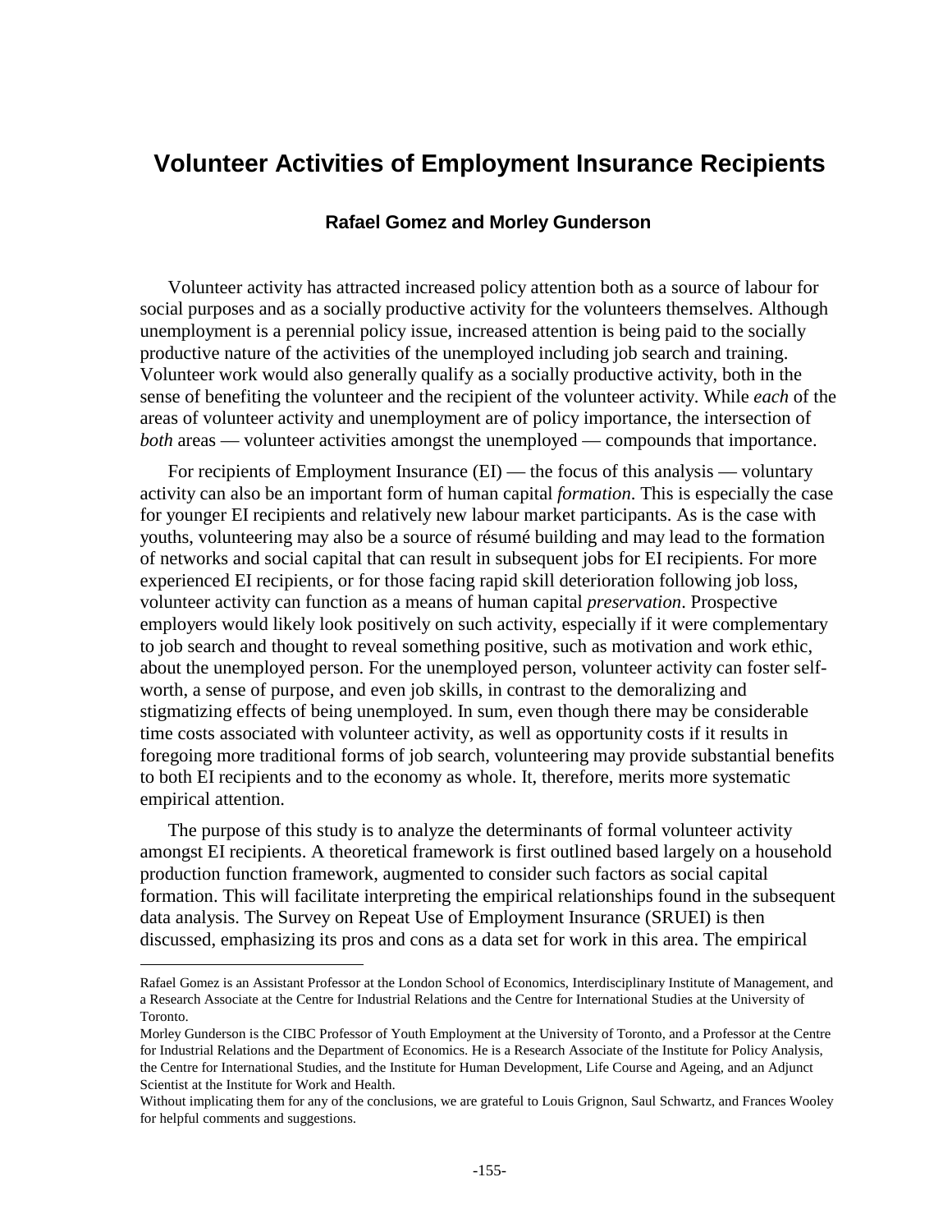# Volunteer Activities of Employment Insurance Recipients

### Rafael Gomez and Morley Gunderson

Volunteer activity has attracted increased policy attention both as a source of labour for social purposes and as a socially productive activity for the volunteers themselves. Although unemployment is a perennial policy issue, increased attention is being paid to the socially productive nature of the activities of the unemployed including job search and training. Volunteer work would also generally qualify as a socially productive activity, both in the sense of benefiting the volunteer and the recipient of the volunteer activity. While *each* of the areas of volunteer activity and unemployment are of policy importance, the intersection of *both* areas — volunteer activities amongst the unemployed — compounds that importance.

For recipients of Employment Insurance (EI) — the focus of this analysis — voluntary activity can also be an important form of human capital *formation*. This is especially the case for younger EI recipients and relatively new labour market participants. As is the case with youths, volunteering may also be a source of résumé building and may lead to the formation of networks and social capital that can result in subsequent jobs for EI recipients. For more experienced EI recipients, or for those facing rapid skill deterioration following job loss, volunteer activity can function as a means of human capital *preservation*. Prospective employers would likely look positively on such activity, especially if it were complementary to job search and thought to reveal something positive, such as motivation and work ethic, about the unemployed person. For the unemployed person, volunteer activity can foster self-worth, a sense of purpose, and even job skills, in contrast to the demoralizing and stigmatizing effects of being unemployed. In sum, even though there may be considerable time costs associated with volunteer activity, as well as opportunity costs if it results in foregoing more traditional forms of job search, volunteering may provide substantial benefits to both EI recipients and to the economy as whole. It, therefore, merits more systematic empirical attention.

The purpose of this study is to analyze the determinants of formal volunteer activity amongst EI recipients. A theoretical framework is first outlined based largely on a household production function framework, augmented to consider such factors as social capital formation. This will facilitate interpreting the empirical relationships found in the subsequent data analysis. The Survey on Repeat Use of Employment Insurance (SRUEI) is then discussed, emphasizing its pros and cons as a data set for work in this area. The empirical

---

Rafael Gomez is an Assistant Professor at the London School of Economics, Interdisciplinary Institute of Management, and a Research Associate at the Centre for Industrial Relations and the Centre for International Studies at the University of Toronto.

Morley Gunderson is the CIBC Professor of Youth Employment at the University of Toronto, and a Professor at the Centre for Industrial Relations and the Department of Economics. He is a Research Associate of the Institute for Policy Analysis, the Centre for International Studies, and the Institute for Human Development, Life Course and Ageing, and an Adjunct Scientist at the Institute for Work and Health.

Without implicating them for any of the conclusions, we are grateful to Louis Grignon, Saul Schwartz, and Frances Wooley for helpful comments and suggestions.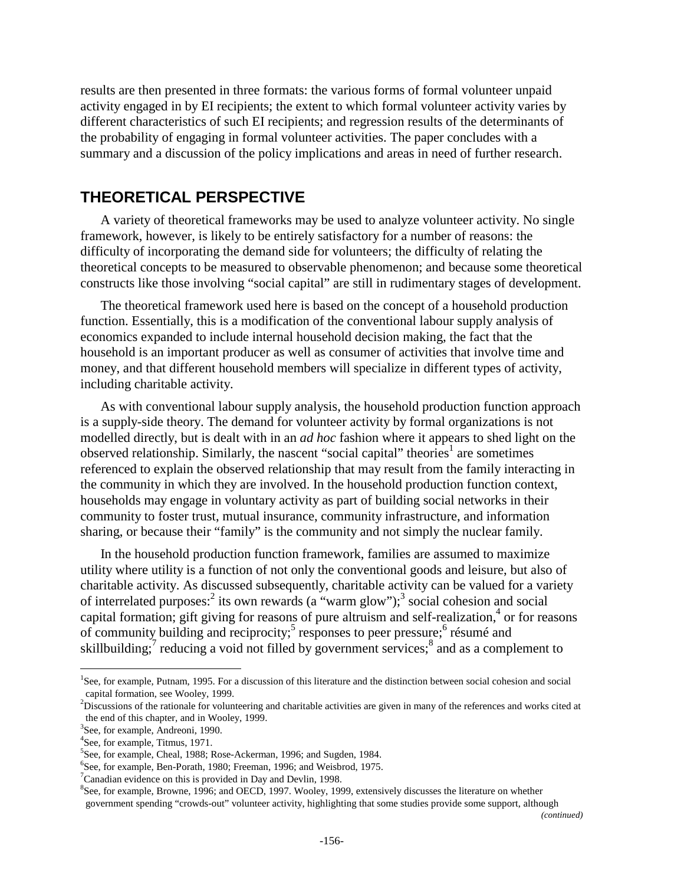results are then presented in three formats: the various forms of formal volunteer unpaid activity engaged in by EI recipients; the extent to which formal volunteer activity varies by different characteristics of such EI recipients; and regression results of the determinants of the probability of engaging in formal volunteer activities. The paper concludes with a summary and a discussion of the policy implications and areas in need of further research.

## THEORETICAL PERSPECTIVE

A variety of theoretical frameworks may be used to analyze volunteer activity. No single framework, however, is likely to be entirely satisfactory for a number of reasons: the difficulty of incorporating the demand side for volunteers; the difficulty of relating the theoretical concepts to be measured to observable phenomenon; and because some theoretical constructs like those involving "social capital" are still in rudimentary stages of development.

The theoretical framework used here is based on the concept of a household production function. Essentially, this is a modification of the conventional labour supply analysis of economics expanded to include internal household decision making, the fact that the household is an important producer as well as consumer of activities that involve time and money, and that different household members will specialize in different types of activity, including charitable activity.

As with conventional labour supply analysis, the household production function approach is a supply-side theory. The demand for volunteer activity by formal organizations is not modelled directly, but is dealt with in an *ad hoc* fashion where it appears to shed light on the observed relationship. Similarly, the nascent "social capital" theories[1] are sometimes referenced to explain the observed relationship that may result from the family interacting in the community in which they are involved. In the household production function context, households may engage in voluntary activity as part of building social networks in their community to foster trust, mutual insurance, community infrastructure, and information sharing, or because their "family" is the community and not simply the nuclear family.

In the household production function framework, families are assumed to maximize utility where utility is a function of not only the conventional goods and leisure, but also of charitable activity. As discussed subsequently, charitable activity can be valued for a variety of interrelated purposes:[2] its own rewards (a "warm glow");[3] social cohesion and social capital formation; gift giving for reasons of pure altruism and self-realization,[4] or for reasons of community building and reciprocity;[5] responses to peer pressure;[6] résumé and skillbuilding;[7] reducing a void not filled by government services;[8] and as a complement to

---

[1]See, for example, Putnam, 1995. For a discussion of this literature and the distinction between social cohesion and social capital formation, see Wooley, 1999.

[2]Discussions of the rationale for volunteering and charitable activities are given in many of the references and works cited at the end of this chapter, and in Wooley, 1999.

[3]See, for example, Andreoni, 1990.

[4]See, for example, Titmus, 1971.

[5]See, for example, Cheal, 1988; Rose-Ackerman, 1996; and Sugden, 1984.

[6]See, for example, Ben-Porath, 1980; Freeman, 1996; and Weisbrod, 1975.

[7]Canadian evidence on this is provided in Day and Devlin, 1998.

[8]See, for example, Browne, 1996; and OECD, 1997. Wooley, 1999, extensively discusses the literature on whether government spending "crowds-out" volunteer activity, highlighting that some studies provide some support, although

*(continued)*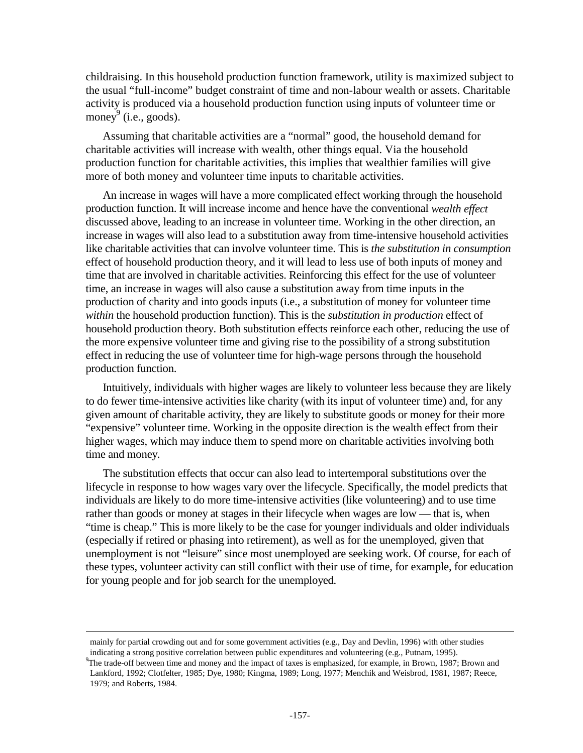childraising. In this household production function framework, utility is maximized subject to the usual "full-income" budget constraint of time and non-labour wealth or assets. Charitable activity is produced via a household production function using inputs of volunteer time or money[9] (i.e., goods).

Assuming that charitable activities are a "normal" good, the household demand for charitable activities will increase with wealth, other things equal. Via the household production function for charitable activities, this implies that wealthier families will give more of both money and volunteer time inputs to charitable activities.

An increase in wages will have a more complicated effect working through the household production function. It will increase income and hence have the conventional *wealth effect* discussed above, leading to an increase in volunteer time. Working in the other direction, an increase in wages will also lead to a substitution away from time-intensive household activities like charitable activities that can involve volunteer time. This is *the substitution in consumption* effect of household production theory, and it will lead to less use of both inputs of money and time that are involved in charitable activities. Reinforcing this effect for the use of volunteer time, an increase in wages will also cause a substitution away from time inputs in the production of charity and into goods inputs (i.e., a substitution of money for volunteer time *within* the household production function). This is the *substitution in production* effect of household production theory. Both substitution effects reinforce each other, reducing the use of the more expensive volunteer time and giving rise to the possibility of a strong substitution effect in reducing the use of volunteer time for high-wage persons through the household production function.

Intuitively, individuals with higher wages are likely to volunteer less because they are likely to do fewer time-intensive activities like charity (with its input of volunteer time) and, for any given amount of charitable activity, they are likely to substitute goods or money for their more "expensive" volunteer time. Working in the opposite direction is the wealth effect from their higher wages, which may induce them to spend more on charitable activities involving both time and money.

The substitution effects that occur can also lead to intertemporal substitutions over the lifecycle in response to how wages vary over the lifecycle. Specifically, the model predicts that individuals are likely to do more time-intensive activities (like volunteering) and to use time rather than goods or money at stages in their lifecycle when wages are low — that is, when "time is cheap." This is more likely to be the case for younger individuals and older individuals (especially if retired or phasing into retirement), as well as for the unemployed, given that unemployment is not "leisure" since most unemployed are seeking work. Of course, for each of these types, volunteer activity can still conflict with their use of time, for example, for education for young people and for job search for the unemployed.

---

mainly for partial crowding out and for some government activities (e.g., Day and Devlin, 1996) with other studies indicating a strong positive correlation between public expenditures and volunteering (e.g., Putnam, 1995).

[9] The trade-off between time and money and the impact of taxes is emphasized, for example, in Brown, 1987; Brown and Lankford, 1992; Clotfelter, 1985; Dye, 1980; Kingma, 1989; Long, 1977; Menchik and Weisbrod, 1981, 1987; Reece, 1979; and Roberts, 1984.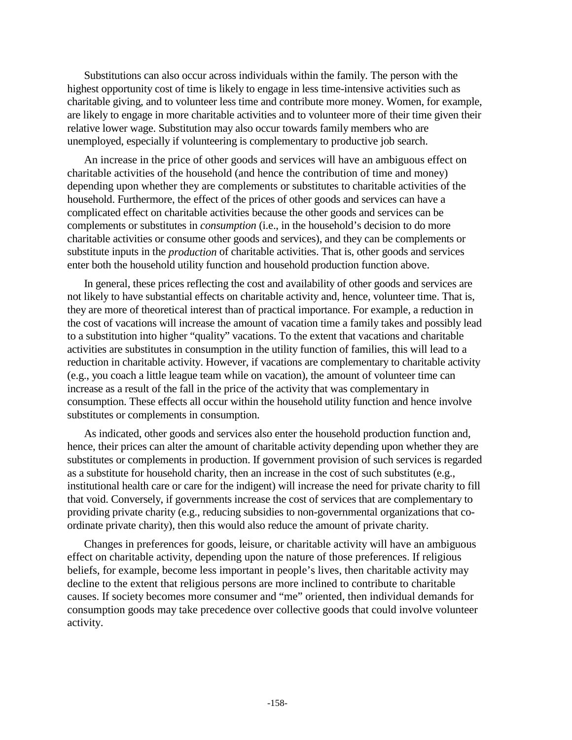Substitutions can also occur across individuals within the family. The person with the highest opportunity cost of time is likely to engage in less time-intensive activities such as charitable giving, and to volunteer less time and contribute more money. Women, for example, are likely to engage in more charitable activities and to volunteer more of their time given their relative lower wage. Substitution may also occur towards family members who are unemployed, especially if volunteering is complementary to productive job search.

An increase in the price of other goods and services will have an ambiguous effect on charitable activities of the household (and hence the contribution of time and money) depending upon whether they are complements or substitutes to charitable activities of the household. Furthermore, the effect of the prices of other goods and services can have a complicated effect on charitable activities because the other goods and services can be complements or substitutes in *consumption* (i.e., in the household's decision to do more charitable activities or consume other goods and services), and they can be complements or substitute inputs in the *production* of charitable activities. That is, other goods and services enter both the household utility function and household production function above.

In general, these prices reflecting the cost and availability of other goods and services are not likely to have substantial effects on charitable activity and, hence, volunteer time. That is, they are more of theoretical interest than of practical importance. For example, a reduction in the cost of vacations will increase the amount of vacation time a family takes and possibly lead to a substitution into higher "quality" vacations. To the extent that vacations and charitable activities are substitutes in consumption in the utility function of families, this will lead to a reduction in charitable activity. However, if vacations are complementary to charitable activity (e.g., you coach a little league team while on vacation), the amount of volunteer time can increase as a result of the fall in the price of the activity that was complementary in consumption. These effects all occur within the household utility function and hence involve substitutes or complements in consumption.

As indicated, other goods and services also enter the household production function and, hence, their prices can alter the amount of charitable activity depending upon whether they are substitutes or complements in production. If government provision of such services is regarded as a substitute for household charity, then an increase in the cost of such substitutes (e.g., institutional health care or care for the indigent) will increase the need for private charity to fill that void. Conversely, if governments increase the cost of services that are complementary to providing private charity (e.g., reducing subsidies to non-governmental organizations that co-ordinate private charity), then this would also reduce the amount of private charity.

Changes in preferences for goods, leisure, or charitable activity will have an ambiguous effect on charitable activity, depending upon the nature of those preferences. If religious beliefs, for example, become less important in people's lives, then charitable activity may decline to the extent that religious persons are more inclined to contribute to charitable causes. If society becomes more consumer and "me" oriented, then individual demands for consumption goods may take precedence over collective goods that could involve volunteer activity.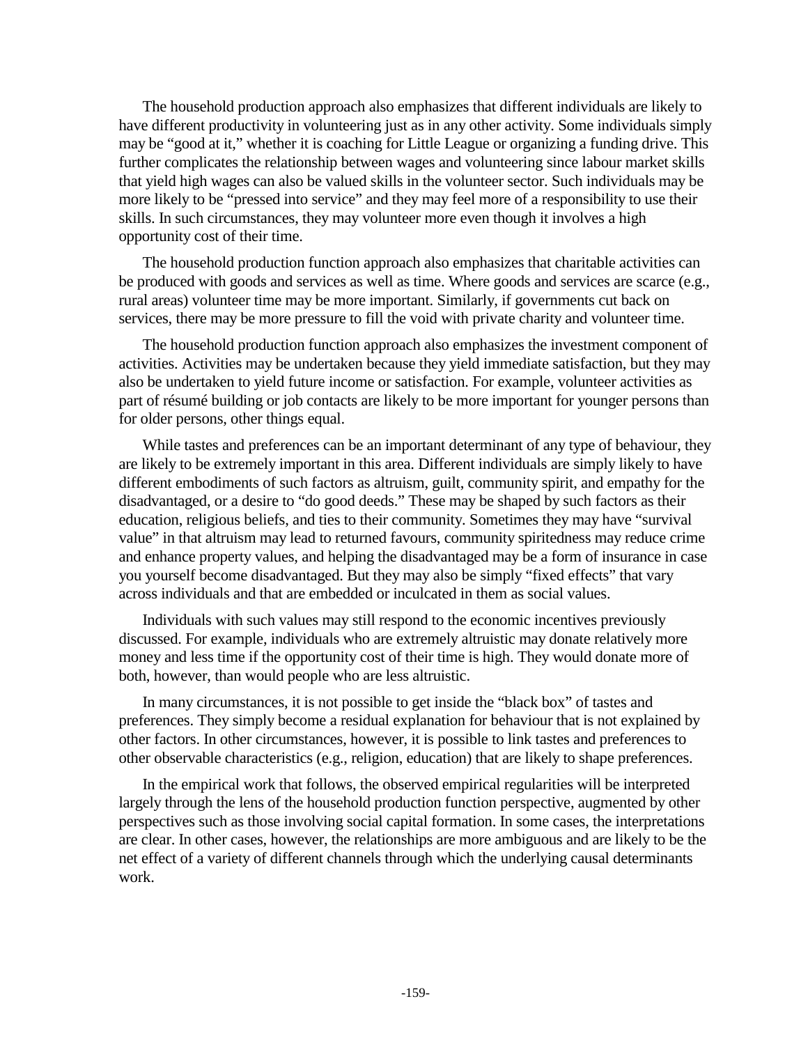The household production approach also emphasizes that different individuals are likely to have different productivity in volunteering just as in any other activity. Some individuals simply may be "good at it," whether it is coaching for Little League or organizing a funding drive. This further complicates the relationship between wages and volunteering since labour market skills that yield high wages can also be valued skills in the volunteer sector. Such individuals may be more likely to be "pressed into service" and they may feel more of a responsibility to use their skills. In such circumstances, they may volunteer more even though it involves a high opportunity cost of their time.

The household production function approach also emphasizes that charitable activities can be produced with goods and services as well as time. Where goods and services are scarce (e.g., rural areas) volunteer time may be more important. Similarly, if governments cut back on services, there may be more pressure to fill the void with private charity and volunteer time.

The household production function approach also emphasizes the investment component of activities. Activities may be undertaken because they yield immediate satisfaction, but they may also be undertaken to yield future income or satisfaction. For example, volunteer activities as part of résumé building or job contacts are likely to be more important for younger persons than for older persons, other things equal.

While tastes and preferences can be an important determinant of any type of behaviour, they are likely to be extremely important in this area. Different individuals are simply likely to have different embodiments of such factors as altruism, guilt, community spirit, and empathy for the disadvantaged, or a desire to "do good deeds." These may be shaped by such factors as their education, religious beliefs, and ties to their community. Sometimes they may have "survival value" in that altruism may lead to returned favours, community spiritedness may reduce crime and enhance property values, and helping the disadvantaged may be a form of insurance in case you yourself become disadvantaged. But they may also be simply "fixed effects" that vary across individuals and that are embedded or inculcated in them as social values.

Individuals with such values may still respond to the economic incentives previously discussed. For example, individuals who are extremely altruistic may donate relatively more money and less time if the opportunity cost of their time is high. They would donate more of both, however, than would people who are less altruistic.

In many circumstances, it is not possible to get inside the "black box" of tastes and preferences. They simply become a residual explanation for behaviour that is not explained by other factors. In other circumstances, however, it is possible to link tastes and preferences to other observable characteristics (e.g., religion, education) that are likely to shape preferences.

In the empirical work that follows, the observed empirical regularities will be interpreted largely through the lens of the household production function perspective, augmented by other perspectives such as those involving social capital formation. In some cases, the interpretations are clear. In other cases, however, the relationships are more ambiguous and are likely to be the net effect of a variety of different channels through which the underlying causal determinants work.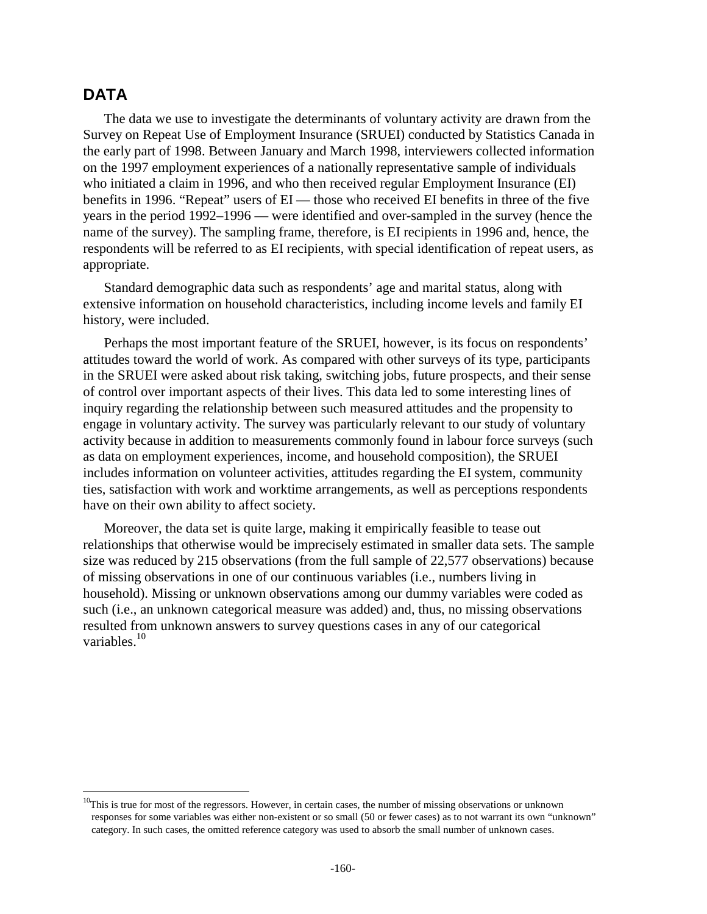## DATA

The data we use to investigate the determinants of voluntary activity are drawn from the Survey on Repeat Use of Employment Insurance (SRUEI) conducted by Statistics Canada in the early part of 1998. Between January and March 1998, interviewers collected information on the 1997 employment experiences of a nationally representative sample of individuals who initiated a claim in 1996, and who then received regular Employment Insurance (EI) benefits in 1996. "Repeat" users of EI — those who received EI benefits in three of the five years in the period 1992–1996 — were identified and over-sampled in the survey (hence the name of the survey). The sampling frame, therefore, is EI recipients in 1996 and, hence, the respondents will be referred to as EI recipients, with special identification of repeat users, as appropriate.

Standard demographic data such as respondents' age and marital status, along with extensive information on household characteristics, including income levels and family EI history, were included.

Perhaps the most important feature of the SRUEI, however, is its focus on respondents' attitudes toward the world of work. As compared with other surveys of its type, participants in the SRUEI were asked about risk taking, switching jobs, future prospects, and their sense of control over important aspects of their lives. This data led to some interesting lines of inquiry regarding the relationship between such measured attitudes and the propensity to engage in voluntary activity. The survey was particularly relevant to our study of voluntary activity because in addition to measurements commonly found in labour force surveys (such as data on employment experiences, income, and household composition), the SRUEI includes information on volunteer activities, attitudes regarding the EI system, community ties, satisfaction with work and worktime arrangements, as well as perceptions respondents have on their own ability to affect society.

Moreover, the data set is quite large, making it empirically feasible to tease out relationships that otherwise would be imprecisely estimated in smaller data sets. The sample size was reduced by 215 observations (from the full sample of 22,577 observations) because of missing observations in one of our continuous variables (i.e., numbers living in household). Missing or unknown observations among our dummy variables were coded as such (i.e., an unknown categorical measure was added) and, thus, no missing observations resulted from unknown answers to survey questions cases in any of our categorical variables.[10]

[10] This is true for most of the regressors. However, in certain cases, the number of missing observations or unknown responses for some variables was either non-existent or so small (50 or fewer cases) as to not warrant its own "unknown" category. In such cases, the omitted reference category was used to absorb the small number of unknown cases.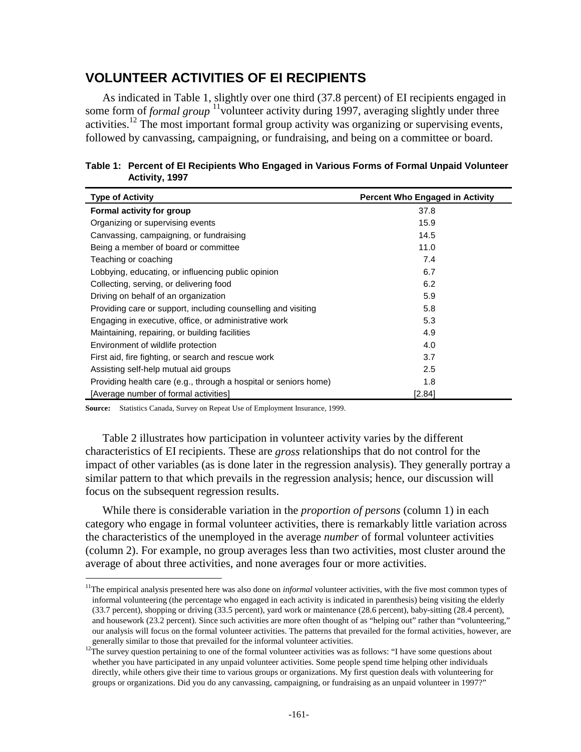## VOLUNTEER ACTIVITIES OF EI RECIPIENTS

As indicated in Table 1, slightly over one third (37.8 percent) of EI recipients engaged in some form of *formal group* [11]volunteer activity during 1997, averaging slightly under three activities.[12] The most important formal group activity was organizing or supervising events, followed by canvassing, campaigning, or fundraising, and being on a committee or board.

**Table 1: Percent of EI Recipients Who Engaged in Various Forms of Formal Unpaid Volunteer Activity, 1997**

| Type of Activity | Percent Who Engaged in Activity |
|---|---|
| **Formal activity for group** | 37.8 |
| Organizing or supervising events | 15.9 |
| Canvassing, campaigning, or fundraising | 14.5 |
| Being a member of board or committee | 11.0 |
| Teaching or coaching | 7.4 |
| Lobbying, educating, or influencing public opinion | 6.7 |
| Collecting, serving, or delivering food | 6.2 |
| Driving on behalf of an organization | 5.9 |
| Providing care or support, including counselling and visiting | 5.8 |
| Engaging in executive, office, or administrative work | 5.3 |
| Maintaining, repairing, or building facilities | 4.9 |
| Environment of wildlife protection | 4.0 |
| First aid, fire fighting, or search and rescue work | 3.7 |
| Assisting self-help mutual aid groups | 2.5 |
| Providing health care (e.g., through a hospital or seniors home) | 1.8 |
| [Average number of formal activities] | [2.84] |

**Source:** Statistics Canada, Survey on Repeat Use of Employment Insurance, 1999.

Table 2 illustrates how participation in volunteer activity varies by the different characteristics of EI recipients. These are *gross* relationships that do not control for the impact of other variables (as is done later in the regression analysis). They generally portray a similar pattern to that which prevails in the regression analysis; hence, our discussion will focus on the subsequent regression results.

While there is considerable variation in the *proportion of persons* (column 1) in each category who engage in formal volunteer activities, there is remarkably little variation across the characteristics of the unemployed in the average *number* of formal volunteer activities (column 2). For example, no group averages less than two activities, most cluster around the average of about three activities, and none averages four or more activities.

---

[11] The empirical analysis presented here was also done on *informal* volunteer activities, with the five most common types of informal volunteering (the percentage who engaged in each activity is indicated in parenthesis) being visiting the elderly (33.7 percent), shopping or driving (33.5 percent), yard work or maintenance (28.6 percent), baby-sitting (28.4 percent), and housework (23.2 percent). Since such activities are more often thought of as "helping out" rather than "volunteering," our analysis will focus on the formal volunteer activities. The patterns that prevailed for the formal activities, however, are generally similar to those that prevailed for the informal volunteer activities.

[12] The survey question pertaining to one of the formal volunteer activities was as follows: "I have some questions about whether you have participated in any unpaid volunteer activities. Some people spend time helping other individuals directly, while others give their time to various groups or organizations. My first question deals with volunteering for groups or organizations. Did you do any canvassing, campaigning, or fundraising as an unpaid volunteer in 1997?"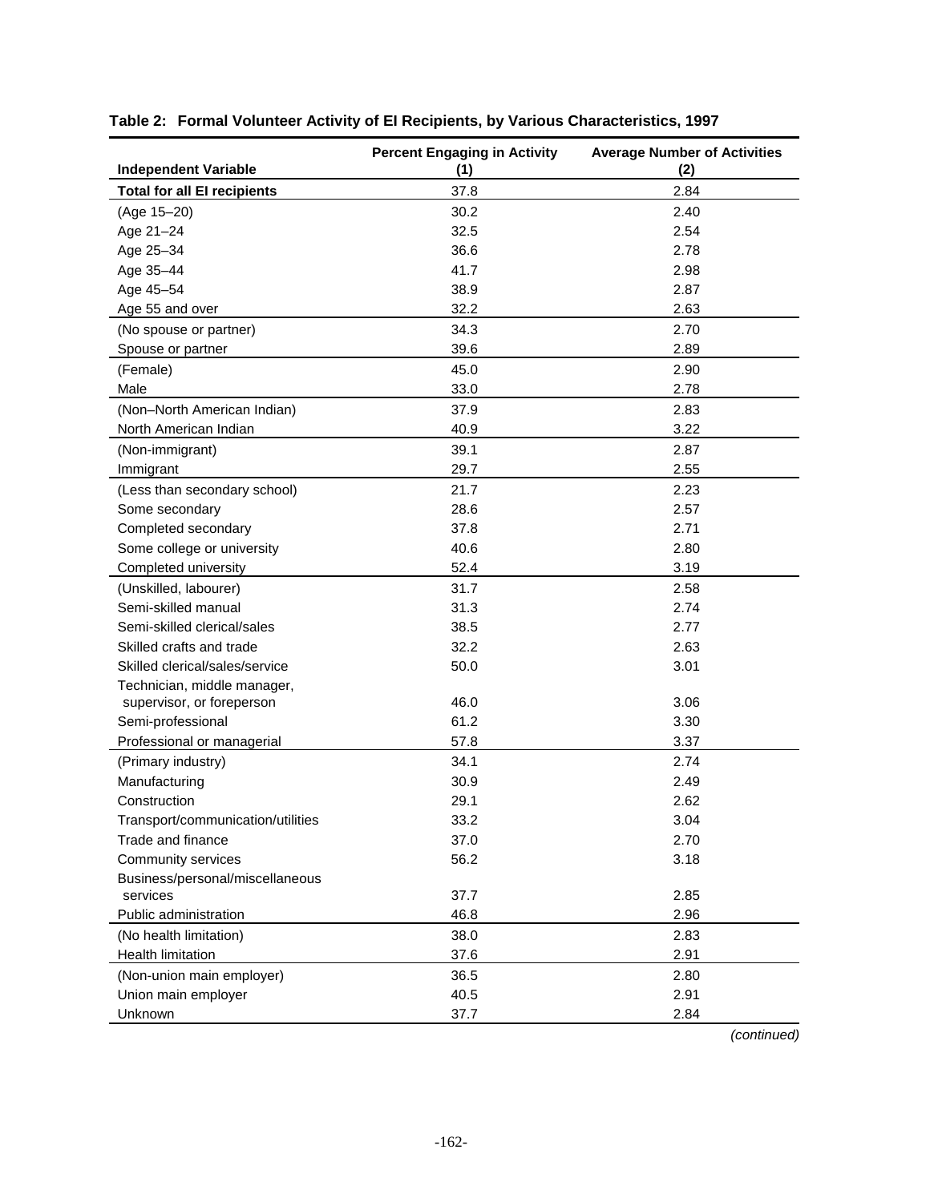**Table 2: Formal Volunteer Activity of EI Recipients, by Various Characteristics, 1997**

| Independent Variable | Percent Engaging in Activity (1) | Average Number of Activities (2) |
|---|---|---|
| **Total for all EI recipients** | 37.8 | 2.84 |
| (Age 15–20) | 30.2 | 2.40 |
| Age 21–24 | 32.5 | 2.54 |
| Age 25–34 | 36.6 | 2.78 |
| Age 35–44 | 41.7 | 2.98 |
| Age 45–54 | 38.9 | 2.87 |
| Age 55 and over | 32.2 | 2.63 |
| (No spouse or partner) | 34.3 | 2.70 |
| Spouse or partner | 39.6 | 2.89 |
| (Female) | 45.0 | 2.90 |
| Male | 33.0 | 2.78 |
| (Non–North American Indian) | 37.9 | 2.83 |
| North American Indian | 40.9 | 3.22 |
| (Non-immigrant) | 39.1 | 2.87 |
| Immigrant | 29.7 | 2.55 |
| (Less than secondary school) | 21.7 | 2.23 |
| Some secondary | 28.6 | 2.57 |
| Completed secondary | 37.8 | 2.71 |
| Some college or university | 40.6 | 2.80 |
| Completed university | 52.4 | 3.19 |
| (Unskilled, labourer) | 31.7 | 2.58 |
| Semi-skilled manual | 31.3 | 2.74 |
| Semi-skilled clerical/sales | 38.5 | 2.77 |
| Skilled crafts and trade | 32.2 | 2.63 |
| Skilled clerical/sales/service | 50.0 | 3.01 |
| Technician, middle manager, supervisor, or foreperson | 46.0 | 3.06 |
| Semi-professional | 61.2 | 3.30 |
| Professional or managerial | 57.8 | 3.37 |
| (Primary industry) | 34.1 | 2.74 |
| Manufacturing | 30.9 | 2.49 |
| Construction | 29.1 | 2.62 |
| Transport/communication/utilities | 33.2 | 3.04 |
| Trade and finance | 37.0 | 2.70 |
| Community services | 56.2 | 3.18 |
| Business/personal/miscellaneous services | 37.7 | 2.85 |
| Public administration | 46.8 | 2.96 |
| (No health limitation) | 38.0 | 2.83 |
| Health limitation | 37.6 | 2.91 |
| (Non-union main employer) | 36.5 | 2.80 |
| Union main employer | 40.5 | 2.91 |
| Unknown | 37.7 | 2.84 |

*(continued)*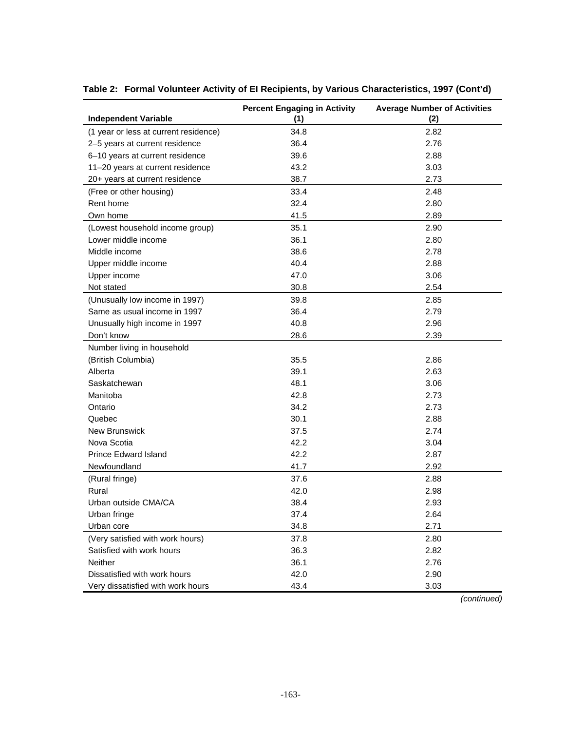**Table 2: Formal Volunteer Activity of EI Recipients, by Various Characteristics, 1997 (Cont'd)**

| Independent Variable | Percent Engaging in Activity (1) | Average Number of Activities (2) |
|---|---|---|
| (1 year or less at current residence) | 34.8 | 2.82 |
| 2–5 years at current residence | 36.4 | 2.76 |
| 6–10 years at current residence | 39.6 | 2.88 |
| 11–20 years at current residence | 43.2 | 3.03 |
| 20+ years at current residence | 38.7 | 2.73 |
| (Free or other housing) | 33.4 | 2.48 |
| Rent home | 32.4 | 2.80 |
| Own home | 41.5 | 2.89 |
| (Lowest household income group) | 35.1 | 2.90 |
| Lower middle income | 36.1 | 2.80 |
| Middle income | 38.6 | 2.78 |
| Upper middle income | 40.4 | 2.88 |
| Upper income | 47.0 | 3.06 |
| Not stated | 30.8 | 2.54 |
| (Unusually low income in 1997) | 39.8 | 2.85 |
| Same as usual income in 1997 | 36.4 | 2.79 |
| Unusually high income in 1997 | 40.8 | 2.96 |
| Don't know | 28.6 | 2.39 |
| Number living in household | | |
| (British Columbia) | 35.5 | 2.86 |
| Alberta | 39.1 | 2.63 |
| Saskatchewan | 48.1 | 3.06 |
| Manitoba | 42.8 | 2.73 |
| Ontario | 34.2 | 2.73 |
| Quebec | 30.1 | 2.88 |
| New Brunswick | 37.5 | 2.74 |
| Nova Scotia | 42.2 | 3.04 |
| Prince Edward Island | 42.2 | 2.87 |
| Newfoundland | 41.7 | 2.92 |
| (Rural fringe) | 37.6 | 2.88 |
| Rural | 42.0 | 2.98 |
| Urban outside CMA/CA | 38.4 | 2.93 |
| Urban fringe | 37.4 | 2.64 |
| Urban core | 34.8 | 2.71 |
| (Very satisfied with work hours) | 37.8 | 2.80 |
| Satisfied with work hours | 36.3 | 2.82 |
| Neither | 36.1 | 2.76 |
| Dissatisfied with work hours | 42.0 | 2.90 |
| Very dissatisfied with work hours | 43.4 | 3.03 |

*(continued)*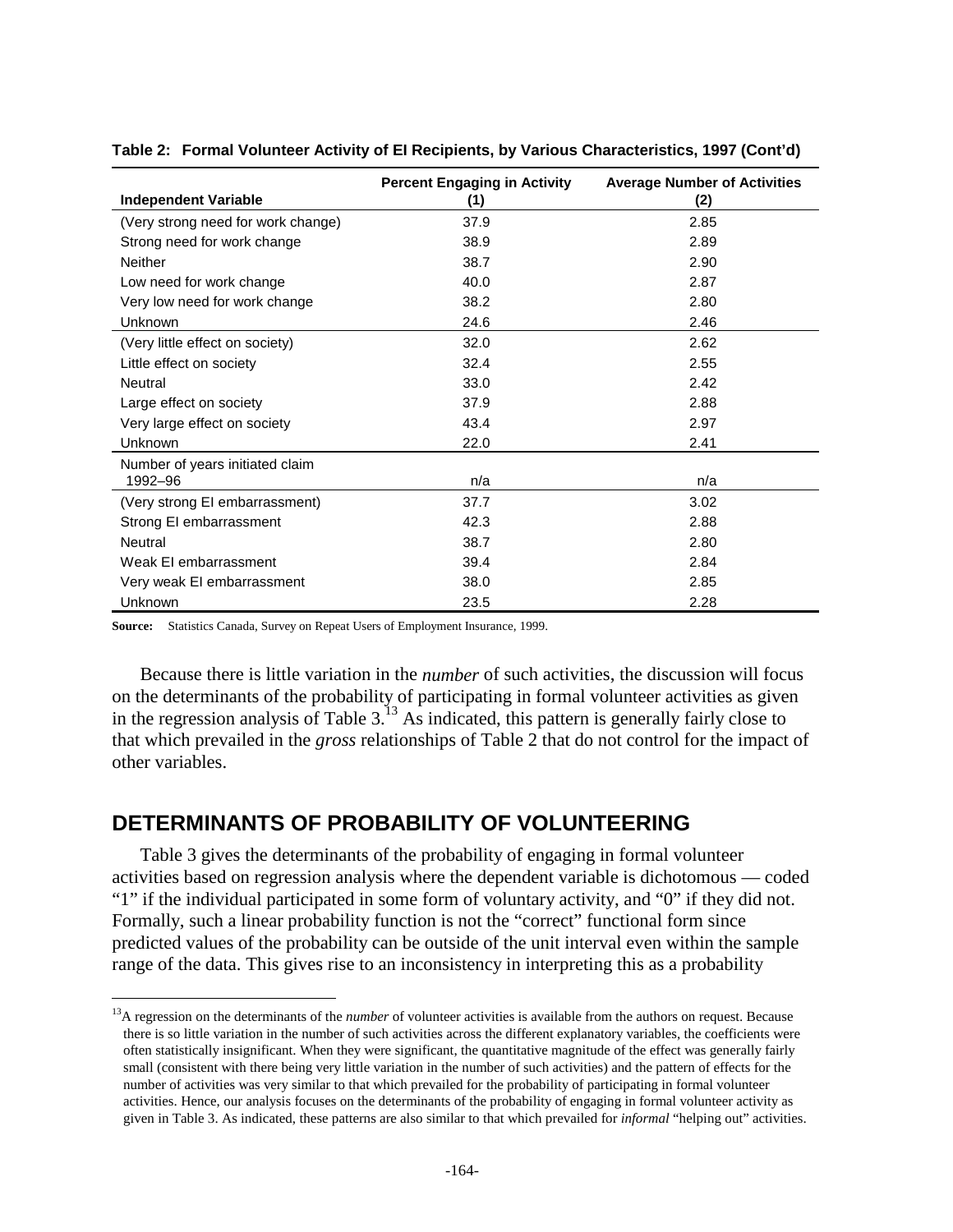**Table 2: Formal Volunteer Activity of EI Recipients, by Various Characteristics, 1997 (Cont'd)**

| Independent Variable | Percent Engaging in Activity (1) | Average Number of Activities (2) |
|---|---|---|
| (Very strong need for work change) | 37.9 | 2.85 |
| Strong need for work change | 38.9 | 2.89 |
| Neither | 38.7 | 2.90 |
| Low need for work change | 40.0 | 2.87 |
| Very low need for work change | 38.2 | 2.80 |
| Unknown | 24.6 | 2.46 |
| (Very little effect on society) | 32.0 | 2.62 |
| Little effect on society | 32.4 | 2.55 |
| Neutral | 33.0 | 2.42 |
| Large effect on society | 37.9 | 2.88 |
| Very large effect on society | 43.4 | 2.97 |
| Unknown | 22.0 | 2.41 |
| Number of years initiated claim 1992–96 | n/a | n/a |
| (Very strong EI embarrassment) | 37.7 | 3.02 |
| Strong EI embarrassment | 42.3 | 2.88 |
| Neutral | 38.7 | 2.80 |
| Weak EI embarrassment | 39.4 | 2.84 |
| Very weak EI embarrassment | 38.0 | 2.85 |
| Unknown | 23.5 | 2.28 |

**Source:** Statistics Canada, Survey on Repeat Users of Employment Insurance, 1999.

Because there is little variation in the *number* of such activities, the discussion will focus on the determinants of the probability of participating in formal volunteer activities as given in the regression analysis of Table 3.[13] As indicated, this pattern is generally fairly close to that which prevailed in the *gross* relationships of Table 2 that do not control for the impact of other variables.

## DETERMINANTS OF PROBABILITY OF VOLUNTEERING

Table 3 gives the determinants of the probability of engaging in formal volunteer activities based on regression analysis where the dependent variable is dichotomous — coded "1" if the individual participated in some form of voluntary activity, and "0" if they did not. Formally, such a linear probability function is not the "correct" functional form since predicted values of the probability can be outside of the unit interval even within the sample range of the data. This gives rise to an inconsistency in interpreting this as a probability

[13] A regression on the determinants of the *number* of volunteer activities is available from the authors on request. Because there is so little variation in the number of such activities across the different explanatory variables, the coefficients were often statistically insignificant. When they were significant, the quantitative magnitude of the effect was generally fairly small (consistent with there being very little variation in the number of such activities) and the pattern of effects for the number of activities was very similar to that which prevailed for the probability of participating in formal volunteer activities. Hence, our analysis focuses on the determinants of the probability of engaging in formal volunteer activity as given in Table 3. As indicated, these patterns are also similar to that which prevailed for *informal* "helping out" activities.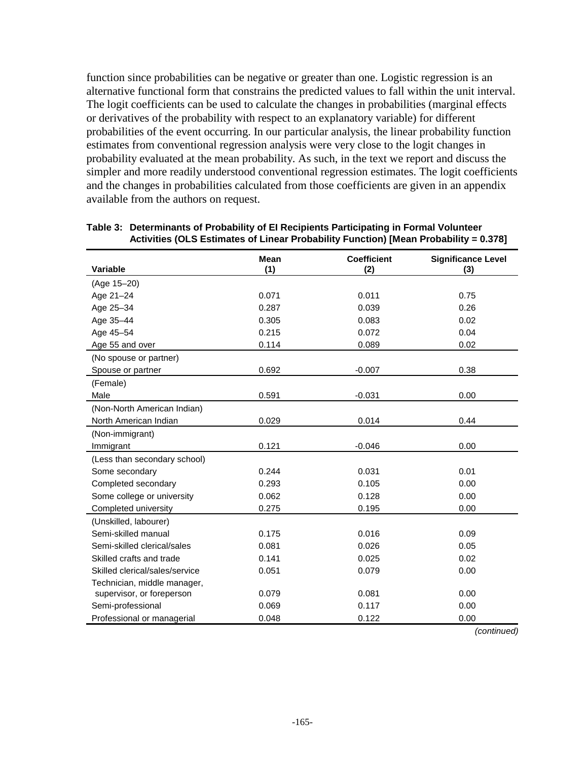function since probabilities can be negative or greater than one. Logistic regression is an alternative functional form that constrains the predicted values to fall within the unit interval. The logit coefficients can be used to calculate the changes in probabilities (marginal effects or derivatives of the probability with respect to an explanatory variable) for different probabilities of the event occurring. In our particular analysis, the linear probability function estimates from conventional regression analysis were very close to the logit changes in probability evaluated at the mean probability. As such, in the text we report and discuss the simpler and more readily understood conventional regression estimates. The logit coefficients and the changes in probabilities calculated from those coefficients are given in an appendix available from the authors on request.

**Table 3: Determinants of Probability of EI Recipients Participating in Formal Volunteer Activities (OLS Estimates of Linear Probability Function) [Mean Probability = 0.378]**

| Variable | Mean (1) | Coefficient (2) | Significance Level (3) |
|---|---|---|---|
| (Age 15–20) | | | |
| Age 21–24 | 0.071 | 0.011 | 0.75 |
| Age 25–34 | 0.287 | 0.039 | 0.26 |
| Age 35–44 | 0.305 | 0.083 | 0.02 |
| Age 45–54 | 0.215 | 0.072 | 0.04 |
| Age 55 and over | 0.114 | 0.089 | 0.02 |
| (No spouse or partner) | | | |
| Spouse or partner | 0.692 | -0.007 | 0.38 |
| (Female) | | | |
| Male | 0.591 | -0.031 | 0.00 |
| (Non-North American Indian) | | | |
| North American Indian | 0.029 | 0.014 | 0.44 |
| (Non-immigrant) | | | |
| Immigrant | 0.121 | -0.046 | 0.00 |
| (Less than secondary school) | | | |
| Some secondary | 0.244 | 0.031 | 0.01 |
| Completed secondary | 0.293 | 0.105 | 0.00 |
| Some college or university | 0.062 | 0.128 | 0.00 |
| Completed university | 0.275 | 0.195 | 0.00 |
| (Unskilled, labourer) | | | |
| Semi-skilled manual | 0.175 | 0.016 | 0.09 |
| Semi-skilled clerical/sales | 0.081 | 0.026 | 0.05 |
| Skilled crafts and trade | 0.141 | 0.025 | 0.02 |
| Skilled clerical/sales/service | 0.051 | 0.079 | 0.00 |
| Technician, middle manager, supervisor, or foreperson | 0.079 | 0.081 | 0.00 |
| Semi-professional | 0.069 | 0.117 | 0.00 |
| Professional or managerial | 0.048 | 0.122 | 0.00 |

*(continued)*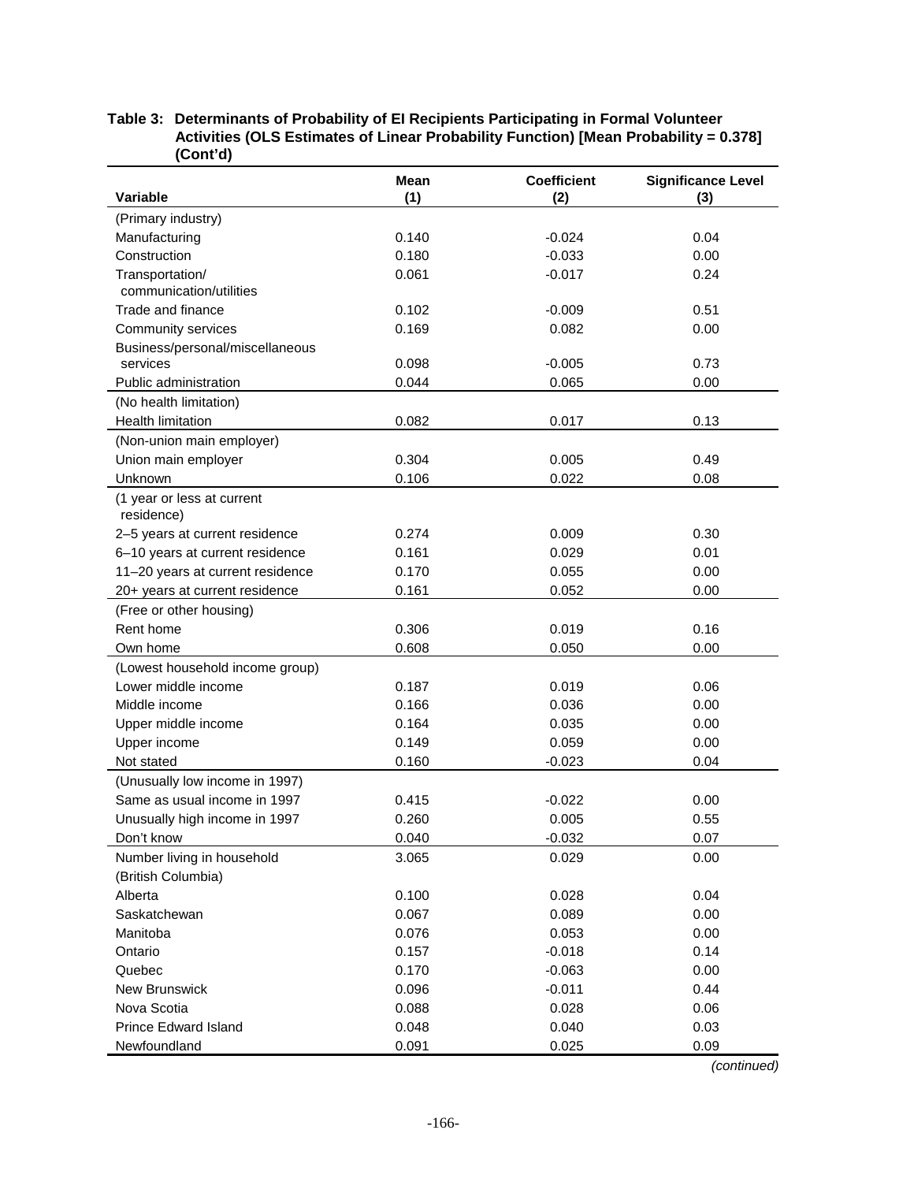**Table 3: Determinants of Probability of EI Recipients Participating in Formal Volunteer Activities (OLS Estimates of Linear Probability Function) [Mean Probability = 0.378] (Cont'd)**

| Variable | Mean (1) | Coefficient (2) | Significance Level (3) |
|---|---|---|---|
| (Primary industry) | | | |
| Manufacturing | 0.140 | -0.024 | 0.04 |
| Construction | 0.180 | -0.033 | 0.00 |
| Transportation/ communication/utilities | 0.061 | -0.017 | 0.24 |
| Trade and finance | 0.102 | -0.009 | 0.51 |
| Community services | 0.169 | 0.082 | 0.00 |
| Business/personal/miscellaneous services | 0.098 | -0.005 | 0.73 |
| Public administration | 0.044 | 0.065 | 0.00 |
| (No health limitation) | | | |
| Health limitation | 0.082 | 0.017 | 0.13 |
| (Non-union main employer) | | | |
| Union main employer | 0.304 | 0.005 | 0.49 |
| Unknown | 0.106 | 0.022 | 0.08 |
| (1 year or less at current residence) | | | |
| 2–5 years at current residence | 0.274 | 0.009 | 0.30 |
| 6–10 years at current residence | 0.161 | 0.029 | 0.01 |
| 11–20 years at current residence | 0.170 | 0.055 | 0.00 |
| 20+ years at current residence | 0.161 | 0.052 | 0.00 |
| (Free or other housing) | | | |
| Rent home | 0.306 | 0.019 | 0.16 |
| Own home | 0.608 | 0.050 | 0.00 |
| (Lowest household income group) | | | |
| Lower middle income | 0.187 | 0.019 | 0.06 |
| Middle income | 0.166 | 0.036 | 0.00 |
| Upper middle income | 0.164 | 0.035 | 0.00 |
| Upper income | 0.149 | 0.059 | 0.00 |
| Not stated | 0.160 | -0.023 | 0.04 |
| (Unusually low income in 1997) | | | |
| Same as usual income in 1997 | 0.415 | -0.022 | 0.00 |
| Unusually high income in 1997 | 0.260 | 0.005 | 0.55 |
| Don't know | 0.040 | -0.032 | 0.07 |
| Number living in household | 3.065 | 0.029 | 0.00 |
| (British Columbia) | | | |
| Alberta | 0.100 | 0.028 | 0.04 |
| Saskatchewan | 0.067 | 0.089 | 0.00 |
| Manitoba | 0.076 | 0.053 | 0.00 |
| Ontario | 0.157 | -0.018 | 0.14 |
| Quebec | 0.170 | -0.063 | 0.00 |
| New Brunswick | 0.096 | -0.011 | 0.44 |
| Nova Scotia | 0.088 | 0.028 | 0.06 |
| Prince Edward Island | 0.048 | 0.040 | 0.03 |
| Newfoundland | 0.091 | 0.025 | 0.09 |

*(continued)*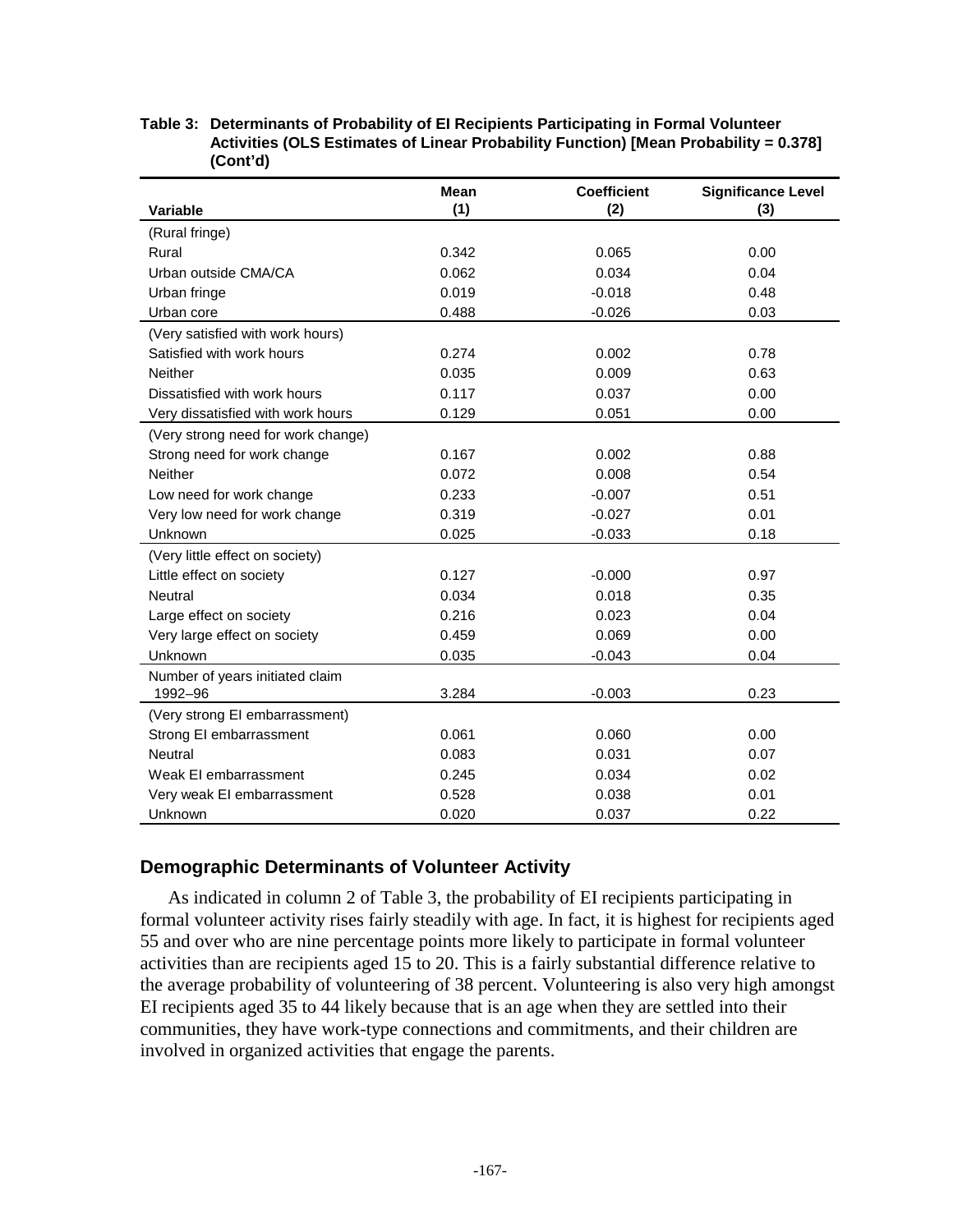**Table 3: Determinants of Probability of EI Recipients Participating in Formal Volunteer Activities (OLS Estimates of Linear Probability Function) [Mean Probability = 0.378] (Cont'd)**

| Variable | Mean (1) | Coefficient (2) | Significance Level (3) |
|---|---|---|---|
| (Rural fringe) | | | |
| Rural | 0.342 | 0.065 | 0.00 |
| Urban outside CMA/CA | 0.062 | 0.034 | 0.04 |
| Urban fringe | 0.019 | -0.018 | 0.48 |
| Urban core | 0.488 | -0.026 | 0.03 |
| (Very satisfied with work hours) | | | |
| Satisfied with work hours | 0.274 | 0.002 | 0.78 |
| Neither | 0.035 | 0.009 | 0.63 |
| Dissatisfied with work hours | 0.117 | 0.037 | 0.00 |
| Very dissatisfied with work hours | 0.129 | 0.051 | 0.00 |
| (Very strong need for work change) | | | |
| Strong need for work change | 0.167 | 0.002 | 0.88 |
| Neither | 0.072 | 0.008 | 0.54 |
| Low need for work change | 0.233 | -0.007 | 0.51 |
| Very low need for work change | 0.319 | -0.027 | 0.01 |
| Unknown | 0.025 | -0.033 | 0.18 |
| (Very little effect on society) | | | |
| Little effect on society | 0.127 | -0.000 | 0.97 |
| Neutral | 0.034 | 0.018 | 0.35 |
| Large effect on society | 0.216 | 0.023 | 0.04 |
| Very large effect on society | 0.459 | 0.069 | 0.00 |
| Unknown | 0.035 | -0.043 | 0.04 |
| Number of years initiated claim 1992–96 | 3.284 | -0.003 | 0.23 |
| (Very strong EI embarrassment) | | | |
| Strong EI embarrassment | 0.061 | 0.060 | 0.00 |
| Neutral | 0.083 | 0.031 | 0.07 |
| Weak EI embarrassment | 0.245 | 0.034 | 0.02 |
| Very weak EI embarrassment | 0.528 | 0.038 | 0.01 |
| Unknown | 0.020 | 0.037 | 0.22 |

## Demographic Determinants of Volunteer Activity

As indicated in column 2 of Table 3, the probability of EI recipients participating in formal volunteer activity rises fairly steadily with age. In fact, it is highest for recipients aged 55 and over who are nine percentage points more likely to participate in formal volunteer activities than are recipients aged 15 to 20. This is a fairly substantial difference relative to the average probability of volunteering of 38 percent. Volunteering is also very high amongst EI recipients aged 35 to 44 likely because that is an age when they are settled into their communities, they have work-type connections and commitments, and their children are involved in organized activities that engage the parents.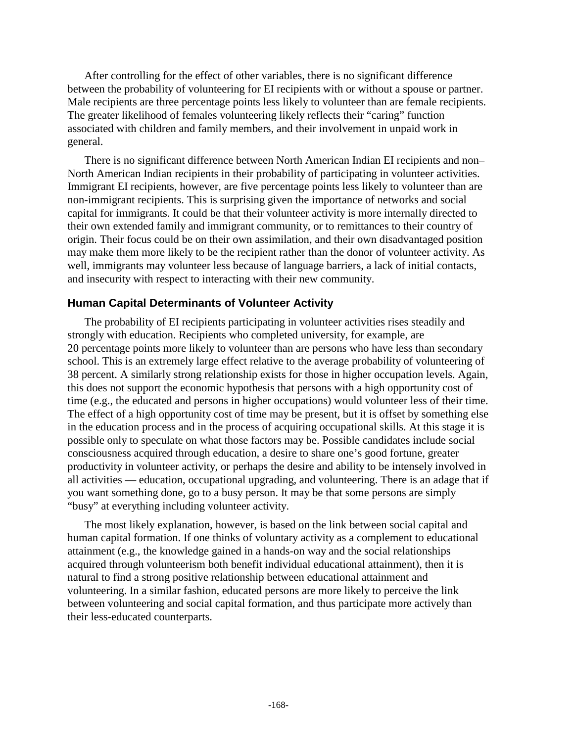After controlling for the effect of other variables, there is no significant difference between the probability of volunteering for EI recipients with or without a spouse or partner. Male recipients are three percentage points less likely to volunteer than are female recipients. The greater likelihood of females volunteering likely reflects their "caring" function associated with children and family members, and their involvement in unpaid work in general.

There is no significant difference between North American Indian EI recipients and non–North American Indian recipients in their probability of participating in volunteer activities. Immigrant EI recipients, however, are five percentage points less likely to volunteer than are non-immigrant recipients. This is surprising given the importance of networks and social capital for immigrants. It could be that their volunteer activity is more internally directed to their own extended family and immigrant community, or to remittances to their country of origin. Their focus could be on their own assimilation, and their own disadvantaged position may make them more likely to be the recipient rather than the donor of volunteer activity. As well, immigrants may volunteer less because of language barriers, a lack of initial contacts, and insecurity with respect to interacting with their new community.

### Human Capital Determinants of Volunteer Activity

The probability of EI recipients participating in volunteer activities rises steadily and strongly with education. Recipients who completed university, for example, are 20 percentage points more likely to volunteer than are persons who have less than secondary school. This is an extremely large effect relative to the average probability of volunteering of 38 percent. A similarly strong relationship exists for those in higher occupation levels. Again, this does not support the economic hypothesis that persons with a high opportunity cost of time (e.g., the educated and persons in higher occupations) would volunteer less of their time. The effect of a high opportunity cost of time may be present, but it is offset by something else in the education process and in the process of acquiring occupational skills. At this stage it is possible only to speculate on what those factors may be. Possible candidates include social consciousness acquired through education, a desire to share one's good fortune, greater productivity in volunteer activity, or perhaps the desire and ability to be intensely involved in all activities — education, occupational upgrading, and volunteering. There is an adage that if you want something done, go to a busy person. It may be that some persons are simply "busy" at everything including volunteer activity.

The most likely explanation, however, is based on the link between social capital and human capital formation. If one thinks of voluntary activity as a complement to educational attainment (e.g., the knowledge gained in a hands-on way and the social relationships acquired through volunteerism both benefit individual educational attainment), then it is natural to find a strong positive relationship between educational attainment and volunteering. In a similar fashion, educated persons are more likely to perceive the link between volunteering and social capital formation, and thus participate more actively than their less-educated counterparts.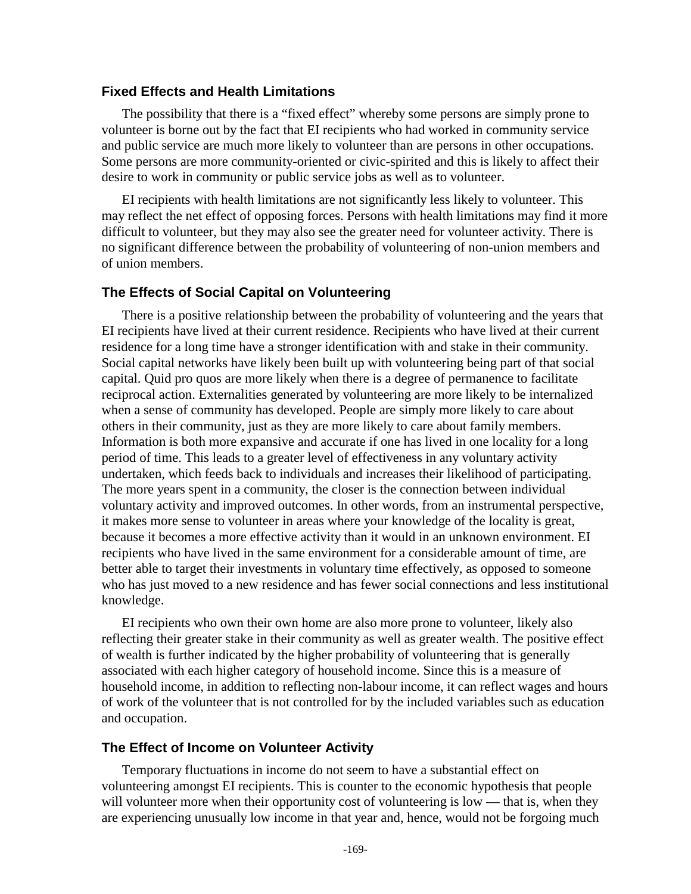### Fixed Effects and Health Limitations

The possibility that there is a "fixed effect" whereby some persons are simply prone to volunteer is borne out by the fact that EI recipients who had worked in community service and public service are much more likely to volunteer than are persons in other occupations. Some persons are more community-oriented or civic-spirited and this is likely to affect their desire to work in community or public service jobs as well as to volunteer.

EI recipients with health limitations are not significantly less likely to volunteer. This may reflect the net effect of opposing forces. Persons with health limitations may find it more difficult to volunteer, but they may also see the greater need for volunteer activity. There is no significant difference between the probability of volunteering of non-union members and of union members.

### The Effects of Social Capital on Volunteering

There is a positive relationship between the probability of volunteering and the years that EI recipients have lived at their current residence. Recipients who have lived at their current residence for a long time have a stronger identification with and stake in their community. Social capital networks have likely been built up with volunteering being part of that social capital. Quid pro quos are more likely when there is a degree of permanence to facilitate reciprocal action. Externalities generated by volunteering are more likely to be internalized when a sense of community has developed. People are simply more likely to care about others in their community, just as they are more likely to care about family members. Information is both more expansive and accurate if one has lived in one locality for a long period of time. This leads to a greater level of effectiveness in any voluntary activity undertaken, which feeds back to individuals and increases their likelihood of participating. The more years spent in a community, the closer is the connection between individual voluntary activity and improved outcomes. In other words, from an instrumental perspective, it makes more sense to volunteer in areas where your knowledge of the locality is great, because it becomes a more effective activity than it would in an unknown environment. EI recipients who have lived in the same environment for a considerable amount of time, are better able to target their investments in voluntary time effectively, as opposed to someone who has just moved to a new residence and has fewer social connections and less institutional knowledge.

EI recipients who own their own home are also more prone to volunteer, likely also reflecting their greater stake in their community as well as greater wealth. The positive effect of wealth is further indicated by the higher probability of volunteering that is generally associated with each higher category of household income. Since this is a measure of household income, in addition to reflecting non-labour income, it can reflect wages and hours of work of the volunteer that is not controlled for by the included variables such as education and occupation.

### The Effect of Income on Volunteer Activity

Temporary fluctuations in income do not seem to have a substantial effect on volunteering amongst EI recipients. This is counter to the economic hypothesis that people will volunteer more when their opportunity cost of volunteering is low — that is, when they are experiencing unusually low income in that year and, hence, would not be forgoing much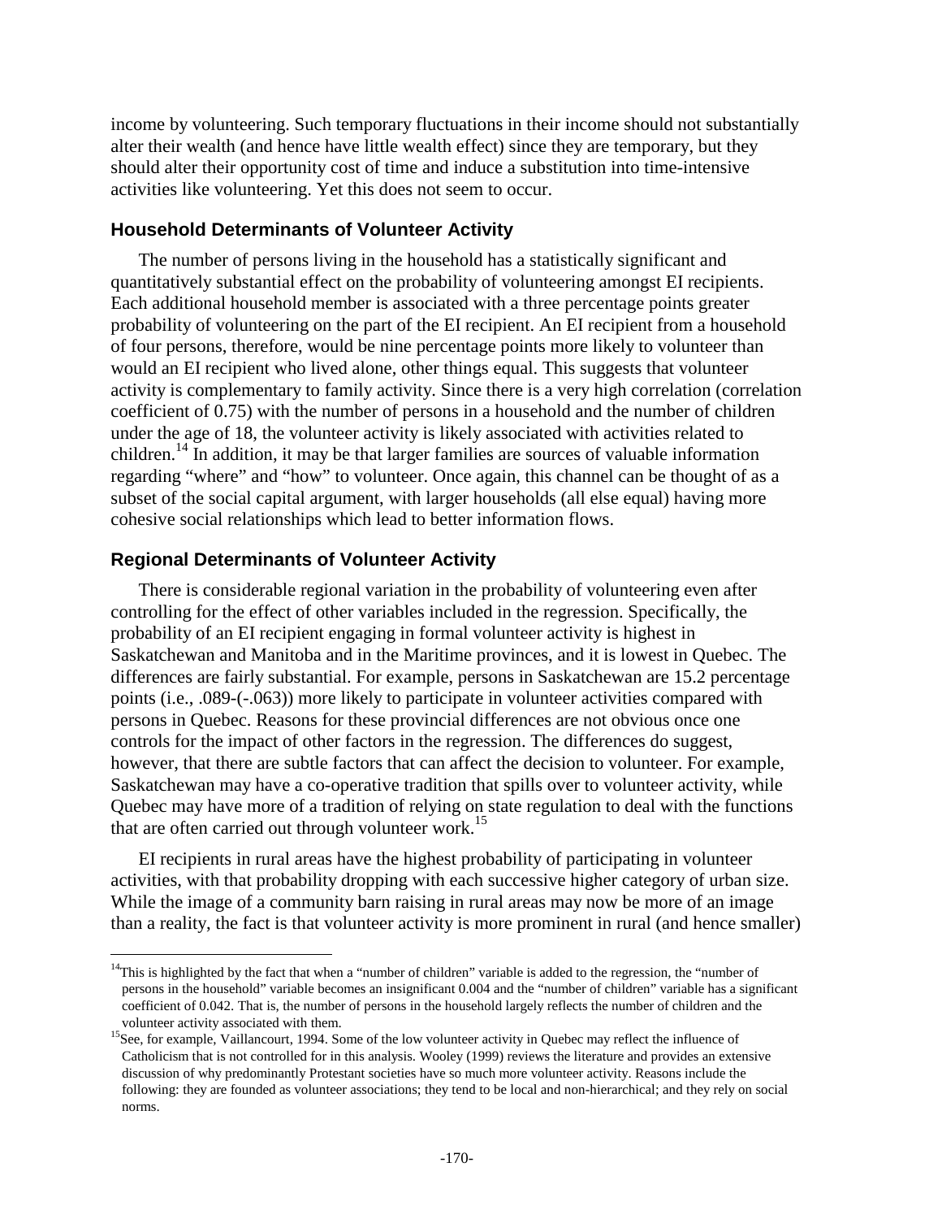income by volunteering. Such temporary fluctuations in their income should not substantially alter their wealth (and hence have little wealth effect) since they are temporary, but they should alter their opportunity cost of time and induce a substitution into time-intensive activities like volunteering. Yet this does not seem to occur.

### Household Determinants of Volunteer Activity

The number of persons living in the household has a statistically significant and quantitatively substantial effect on the probability of volunteering amongst EI recipients. Each additional household member is associated with a three percentage points greater probability of volunteering on the part of the EI recipient. An EI recipient from a household of four persons, therefore, would be nine percentage points more likely to volunteer than would an EI recipient who lived alone, other things equal. This suggests that volunteer activity is complementary to family activity. Since there is a very high correlation (correlation coefficient of 0.75) with the number of persons in a household and the number of children under the age of 18, the volunteer activity is likely associated with activities related to children.[14] In addition, it may be that larger families are sources of valuable information regarding "where" and "how" to volunteer. Once again, this channel can be thought of as a subset of the social capital argument, with larger households (all else equal) having more cohesive social relationships which lead to better information flows.

### Regional Determinants of Volunteer Activity

There is considerable regional variation in the probability of volunteering even after controlling for the effect of other variables included in the regression. Specifically, the probability of an EI recipient engaging in formal volunteer activity is highest in Saskatchewan and Manitoba and in the Maritime provinces, and it is lowest in Quebec. The differences are fairly substantial. For example, persons in Saskatchewan are 15.2 percentage points (i.e., .089-(-.063)) more likely to participate in volunteer activities compared with persons in Quebec. Reasons for these provincial differences are not obvious once one controls for the impact of other factors in the regression. The differences do suggest, however, that there are subtle factors that can affect the decision to volunteer. For example, Saskatchewan may have a co-operative tradition that spills over to volunteer activity, while Quebec may have more of a tradition of relying on state regulation to deal with the functions that are often carried out through volunteer work.[15]

EI recipients in rural areas have the highest probability of participating in volunteer activities, with that probability dropping with each successive higher category of urban size. While the image of a community barn raising in rural areas may now be more of an image than a reality, the fact is that volunteer activity is more prominent in rural (and hence smaller)

---

[14] This is highlighted by the fact that when a "number of children" variable is added to the regression, the "number of persons in the household" variable becomes an insignificant 0.004 and the "number of children" variable has a significant coefficient of 0.042. That is, the number of persons in the household largely reflects the number of children and the volunteer activity associated with them.

[15] See, for example, Vaillancourt, 1994. Some of the low volunteer activity in Quebec may reflect the influence of Catholicism that is not controlled for in this analysis. Wooley (1999) reviews the literature and provides an extensive discussion of why predominantly Protestant societies have so much more volunteer activity. Reasons include the following: they are founded as volunteer associations; they tend to be local and non-hierarchical; and they rely on social norms.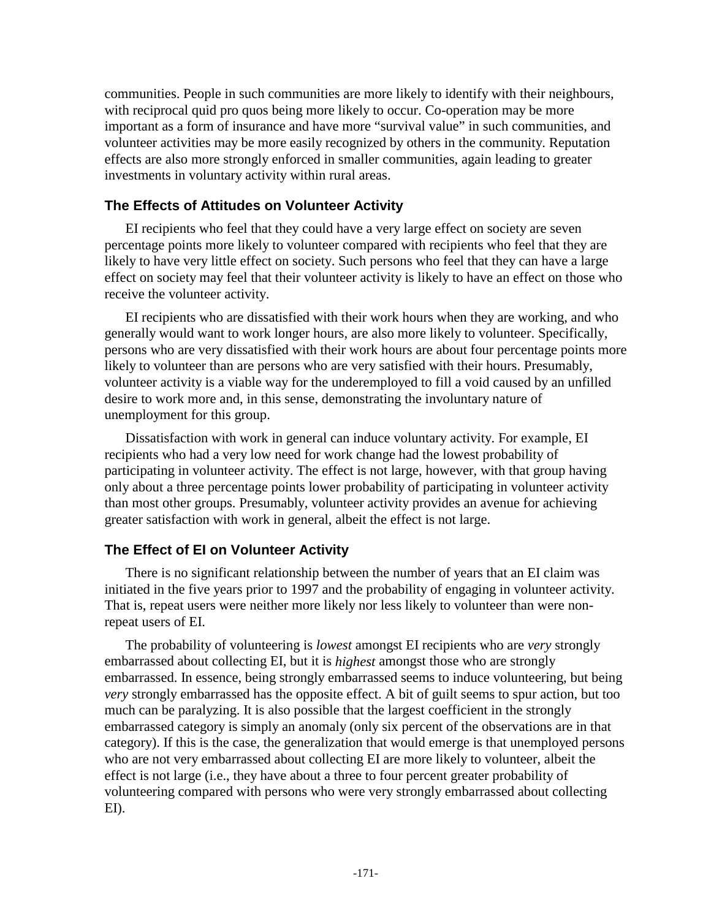communities. People in such communities are more likely to identify with their neighbours, with reciprocal quid pro quos being more likely to occur. Co-operation may be more important as a form of insurance and have more "survival value" in such communities, and volunteer activities may be more easily recognized by others in the community. Reputation effects are also more strongly enforced in smaller communities, again leading to greater investments in voluntary activity within rural areas.

### The Effects of Attitudes on Volunteer Activity

EI recipients who feel that they could have a very large effect on society are seven percentage points more likely to volunteer compared with recipients who feel that they are likely to have very little effect on society. Such persons who feel that they can have a large effect on society may feel that their volunteer activity is likely to have an effect on those who receive the volunteer activity.

EI recipients who are dissatisfied with their work hours when they are working, and who generally would want to work longer hours, are also more likely to volunteer. Specifically, persons who are very dissatisfied with their work hours are about four percentage points more likely to volunteer than are persons who are very satisfied with their hours. Presumably, volunteer activity is a viable way for the underemployed to fill a void caused by an unfilled desire to work more and, in this sense, demonstrating the involuntary nature of unemployment for this group.

Dissatisfaction with work in general can induce voluntary activity. For example, EI recipients who had a very low need for work change had the lowest probability of participating in volunteer activity. The effect is not large, however, with that group having only about a three percentage points lower probability of participating in volunteer activity than most other groups. Presumably, volunteer activity provides an avenue for achieving greater satisfaction with work in general, albeit the effect is not large.

### The Effect of EI on Volunteer Activity

There is no significant relationship between the number of years that an EI claim was initiated in the five years prior to 1997 and the probability of engaging in volunteer activity. That is, repeat users were neither more likely nor less likely to volunteer than were non-repeat users of EI.

The probability of volunteering is *lowest* amongst EI recipients who are *very* strongly embarrassed about collecting EI, but it is *highest* amongst those who are strongly embarrassed. In essence, being strongly embarrassed seems to induce volunteering, but being *very* strongly embarrassed has the opposite effect. A bit of guilt seems to spur action, but too much can be paralyzing. It is also possible that the largest coefficient in the strongly embarrassed category is simply an anomaly (only six percent of the observations are in that category). If this is the case, the generalization that would emerge is that unemployed persons who are not very embarrassed about collecting EI are more likely to volunteer, albeit the effect is not large (i.e., they have about a three to four percent greater probability of volunteering compared with persons who were very strongly embarrassed about collecting EI).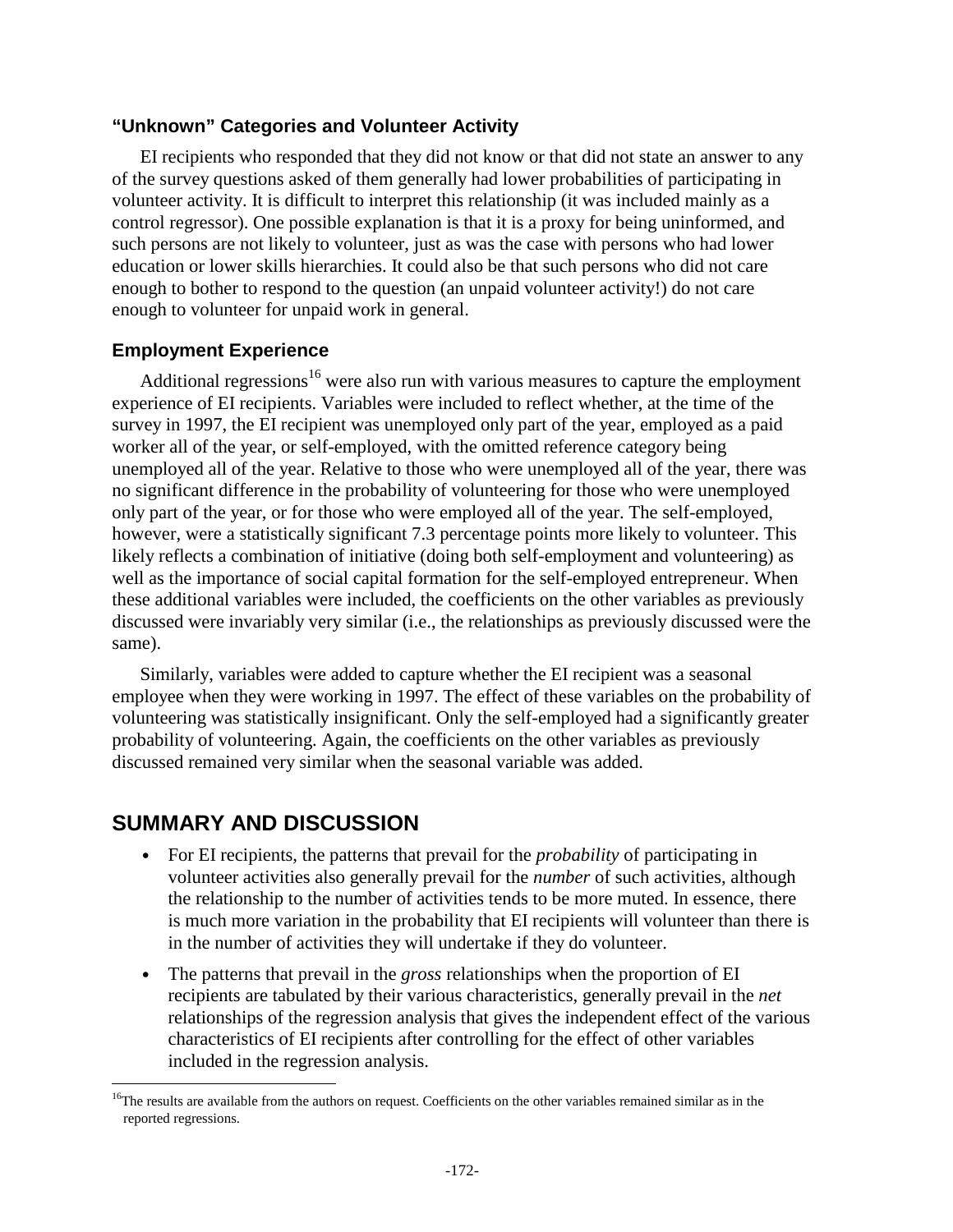### "Unknown" Categories and Volunteer Activity

EI recipients who responded that they did not know or that did not state an answer to any of the survey questions asked of them generally had lower probabilities of participating in volunteer activity. It is difficult to interpret this relationship (it was included mainly as a control regressor). One possible explanation is that it is a proxy for being uninformed, and such persons are not likely to volunteer, just as was the case with persons who had lower education or lower skills hierarchies. It could also be that such persons who did not care enough to bother to respond to the question (an unpaid volunteer activity!) do not care enough to volunteer for unpaid work in general.

### Employment Experience

Additional regressions[16] were also run with various measures to capture the employment experience of EI recipients. Variables were included to reflect whether, at the time of the survey in 1997, the EI recipient was unemployed only part of the year, employed as a paid worker all of the year, or self-employed, with the omitted reference category being unemployed all of the year. Relative to those who were unemployed all of the year, there was no significant difference in the probability of volunteering for those who were unemployed only part of the year, or for those who were employed all of the year. The self-employed, however, were a statistically significant 7.3 percentage points more likely to volunteer. This likely reflects a combination of initiative (doing both self-employment and volunteering) as well as the importance of social capital formation for the self-employed entrepreneur. When these additional variables were included, the coefficients on the other variables as previously discussed were invariably very similar (i.e., the relationships as previously discussed were the same).

Similarly, variables were added to capture whether the EI recipient was a seasonal employee when they were working in 1997. The effect of these variables on the probability of volunteering was statistically insignificant. Only the self-employed had a significantly greater probability of volunteering. Again, the coefficients on the other variables as previously discussed remained very similar when the seasonal variable was added.

## SUMMARY AND DISCUSSION

- For EI recipients, the patterns that prevail for the *probability* of participating in volunteer activities also generally prevail for the *number* of such activities, although the relationship to the number of activities tends to be more muted. In essence, there is much more variation in the probability that EI recipients will volunteer than there is in the number of activities they will undertake if they do volunteer.
- The patterns that prevail in the *gross* relationships when the proportion of EI recipients are tabulated by their various characteristics, generally prevail in the *net* relationships of the regression analysis that gives the independent effect of the various characteristics of EI recipients after controlling for the effect of other variables included in the regression analysis.

---

[16] The results are available from the authors on request. Coefficients on the other variables remained similar as in the reported regressions.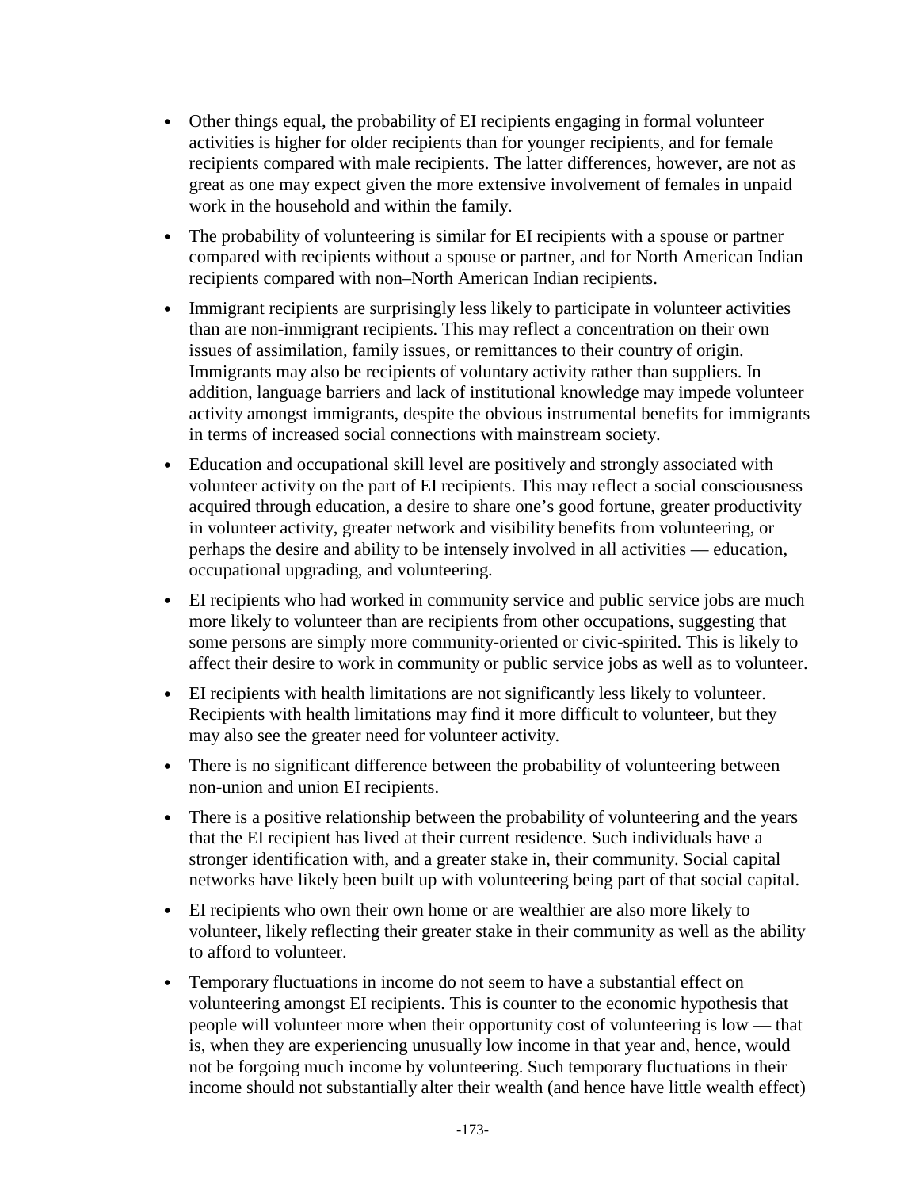- Other things equal, the probability of EI recipients engaging in formal volunteer activities is higher for older recipients than for younger recipients, and for female recipients compared with male recipients. The latter differences, however, are not as great as one may expect given the more extensive involvement of females in unpaid work in the household and within the family.
- The probability of volunteering is similar for EI recipients with a spouse or partner compared with recipients without a spouse or partner, and for North American Indian recipients compared with non–North American Indian recipients.
- Immigrant recipients are surprisingly less likely to participate in volunteer activities than are non-immigrant recipients. This may reflect a concentration on their own issues of assimilation, family issues, or remittances to their country of origin. Immigrants may also be recipients of voluntary activity rather than suppliers. In addition, language barriers and lack of institutional knowledge may impede volunteer activity amongst immigrants, despite the obvious instrumental benefits for immigrants in terms of increased social connections with mainstream society.
- Education and occupational skill level are positively and strongly associated with volunteer activity on the part of EI recipients. This may reflect a social consciousness acquired through education, a desire to share one's good fortune, greater productivity in volunteer activity, greater network and visibility benefits from volunteering, or perhaps the desire and ability to be intensely involved in all activities — education, occupational upgrading, and volunteering.
- EI recipients who had worked in community service and public service jobs are much more likely to volunteer than are recipients from other occupations, suggesting that some persons are simply more community-oriented or civic-spirited. This is likely to affect their desire to work in community or public service jobs as well as to volunteer.
- EI recipients with health limitations are not significantly less likely to volunteer. Recipients with health limitations may find it more difficult to volunteer, but they may also see the greater need for volunteer activity.
- There is no significant difference between the probability of volunteering between non-union and union EI recipients.
- There is a positive relationship between the probability of volunteering and the years that the EI recipient has lived at their current residence. Such individuals have a stronger identification with, and a greater stake in, their community. Social capital networks have likely been built up with volunteering being part of that social capital.
- EI recipients who own their own home or are wealthier are also more likely to volunteer, likely reflecting their greater stake in their community as well as the ability to afford to volunteer.
- Temporary fluctuations in income do not seem to have a substantial effect on volunteering amongst EI recipients. This is counter to the economic hypothesis that people will volunteer more when their opportunity cost of volunteering is low — that is, when they are experiencing unusually low income in that year and, hence, would not be forgoing much income by volunteering. Such temporary fluctuations in their income should not substantially alter their wealth (and hence have little wealth effect)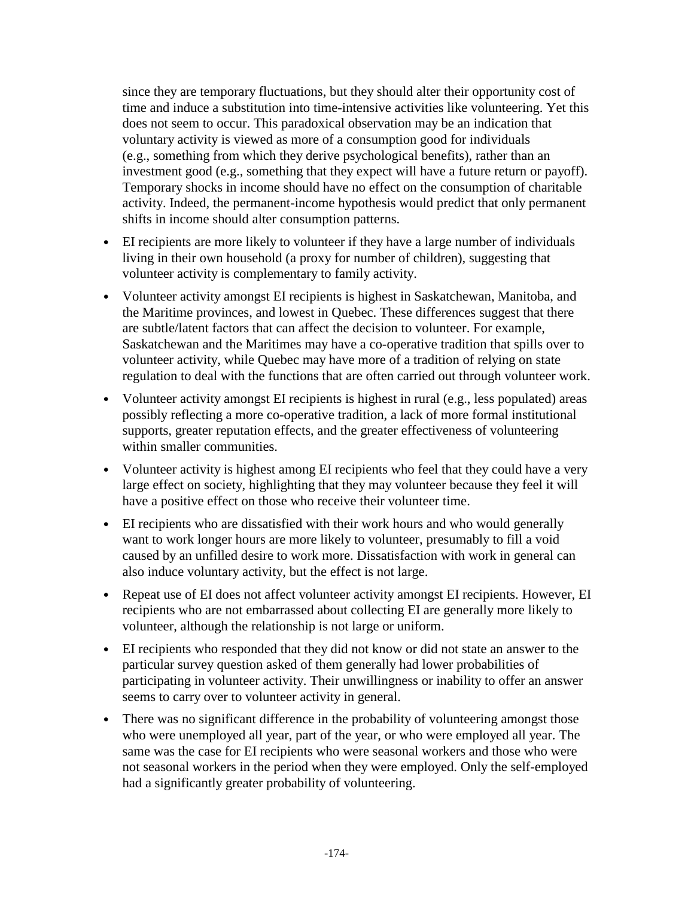since they are temporary fluctuations, but they should alter their opportunity cost of time and induce a substitution into time-intensive activities like volunteering. Yet this does not seem to occur. This paradoxical observation may be an indication that voluntary activity is viewed as more of a consumption good for individuals (e.g., something from which they derive psychological benefits), rather than an investment good (e.g., something that they expect will have a future return or payoff). Temporary shocks in income should have no effect on the consumption of charitable activity. Indeed, the permanent-income hypothesis would predict that only permanent shifts in income should alter consumption patterns.

- EI recipients are more likely to volunteer if they have a large number of individuals living in their own household (a proxy for number of children), suggesting that volunteer activity is complementary to family activity.
- Volunteer activity amongst EI recipients is highest in Saskatchewan, Manitoba, and the Maritime provinces, and lowest in Quebec. These differences suggest that there are subtle/latent factors that can affect the decision to volunteer. For example, Saskatchewan and the Maritimes may have a co-operative tradition that spills over to volunteer activity, while Quebec may have more of a tradition of relying on state regulation to deal with the functions that are often carried out through volunteer work.
- Volunteer activity amongst EI recipients is highest in rural (e.g., less populated) areas possibly reflecting a more co-operative tradition, a lack of more formal institutional supports, greater reputation effects, and the greater effectiveness of volunteering within smaller communities.
- Volunteer activity is highest among EI recipients who feel that they could have a very large effect on society, highlighting that they may volunteer because they feel it will have a positive effect on those who receive their volunteer time.
- EI recipients who are dissatisfied with their work hours and who would generally want to work longer hours are more likely to volunteer, presumably to fill a void caused by an unfilled desire to work more. Dissatisfaction with work in general can also induce voluntary activity, but the effect is not large.
- Repeat use of EI does not affect volunteer activity amongst EI recipients. However, EI recipients who are not embarrassed about collecting EI are generally more likely to volunteer, although the relationship is not large or uniform.
- EI recipients who responded that they did not know or did not state an answer to the particular survey question asked of them generally had lower probabilities of participating in volunteer activity. Their unwillingness or inability to offer an answer seems to carry over to volunteer activity in general.
- There was no significant difference in the probability of volunteering amongst those who were unemployed all year, part of the year, or who were employed all year. The same was the case for EI recipients who were seasonal workers and those who were not seasonal workers in the period when they were employed. Only the self-employed had a significantly greater probability of volunteering.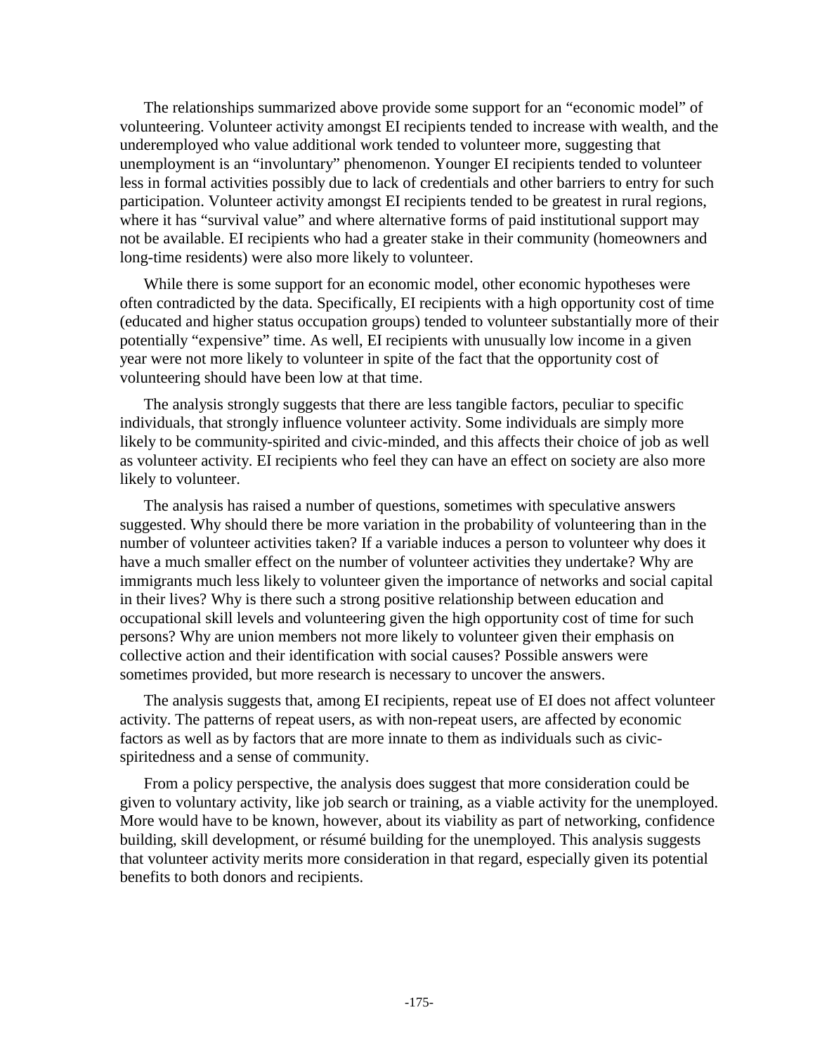The relationships summarized above provide some support for an "economic model" of volunteering. Volunteer activity amongst EI recipients tended to increase with wealth, and the underemployed who value additional work tended to volunteer more, suggesting that unemployment is an "involuntary" phenomenon. Younger EI recipients tended to volunteer less in formal activities possibly due to lack of credentials and other barriers to entry for such participation. Volunteer activity amongst EI recipients tended to be greatest in rural regions, where it has "survival value" and where alternative forms of paid institutional support may not be available. EI recipients who had a greater stake in their community (homeowners and long-time residents) were also more likely to volunteer.

While there is some support for an economic model, other economic hypotheses were often contradicted by the data. Specifically, EI recipients with a high opportunity cost of time (educated and higher status occupation groups) tended to volunteer substantially more of their potentially "expensive" time. As well, EI recipients with unusually low income in a given year were not more likely to volunteer in spite of the fact that the opportunity cost of volunteering should have been low at that time.

The analysis strongly suggests that there are less tangible factors, peculiar to specific individuals, that strongly influence volunteer activity. Some individuals are simply more likely to be community-spirited and civic-minded, and this affects their choice of job as well as volunteer activity. EI recipients who feel they can have an effect on society are also more likely to volunteer.

The analysis has raised a number of questions, sometimes with speculative answers suggested. Why should there be more variation in the probability of volunteering than in the number of volunteer activities taken? If a variable induces a person to volunteer why does it have a much smaller effect on the number of volunteer activities they undertake? Why are immigrants much less likely to volunteer given the importance of networks and social capital in their lives? Why is there such a strong positive relationship between education and occupational skill levels and volunteering given the high opportunity cost of time for such persons? Why are union members not more likely to volunteer given their emphasis on collective action and their identification with social causes? Possible answers were sometimes provided, but more research is necessary to uncover the answers.

The analysis suggests that, among EI recipients, repeat use of EI does not affect volunteer activity. The patterns of repeat users, as with non-repeat users, are affected by economic factors as well as by factors that are more innate to them as individuals such as civic-spiritedness and a sense of community.

From a policy perspective, the analysis does suggest that more consideration could be given to voluntary activity, like job search or training, as a viable activity for the unemployed. More would have to be known, however, about its viability as part of networking, confidence building, skill development, or résumé building for the unemployed. This analysis suggests that volunteer activity merits more consideration in that regard, especially given its potential benefits to both donors and recipients.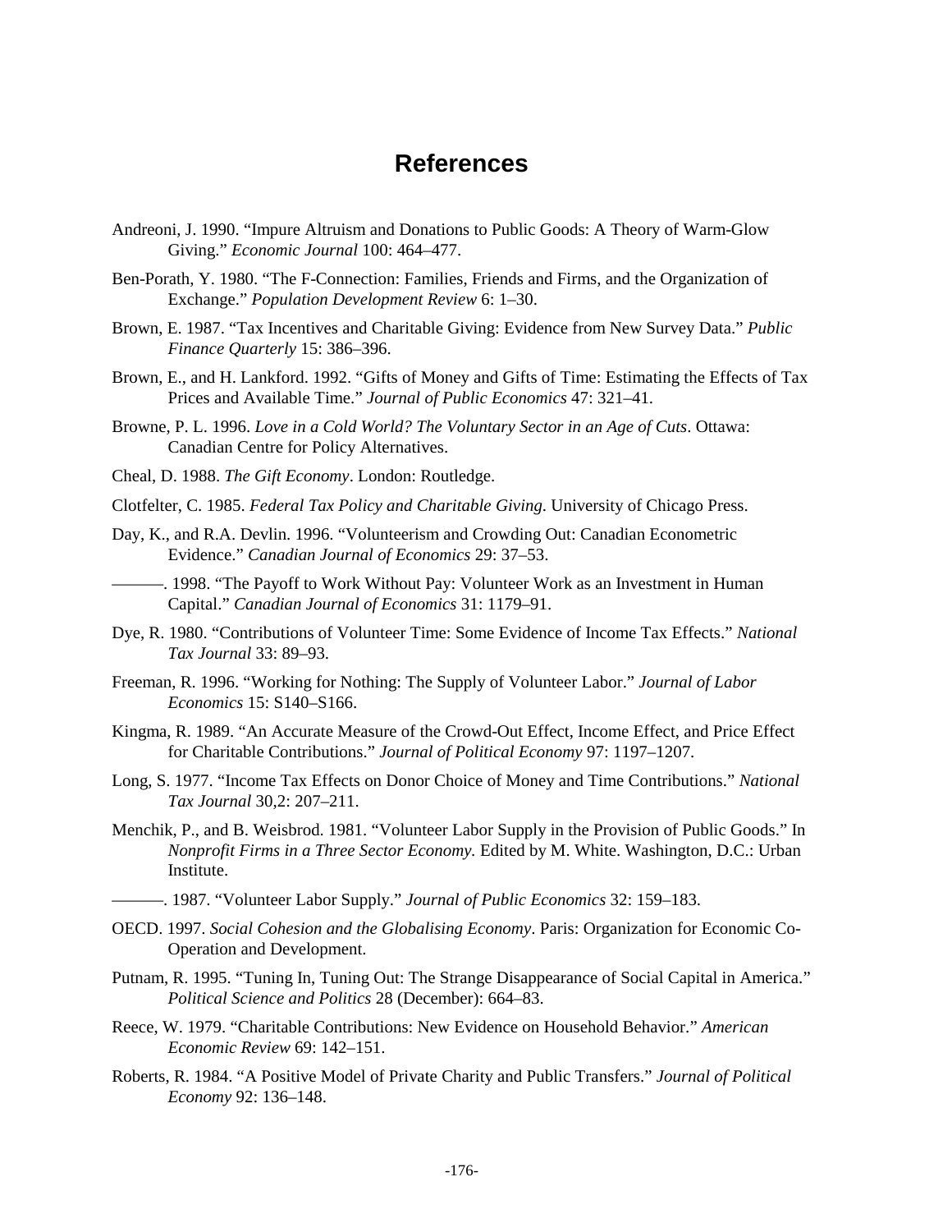# References

Andreoni, J. 1990. "Impure Altruism and Donations to Public Goods: A Theory of Warm-Glow Giving." *Economic Journal* 100: 464–477.

Ben-Porath, Y. 1980. "The F-Connection: Families, Friends and Firms, and the Organization of Exchange." *Population Development Review* 6: 1–30.

Brown, E. 1987. "Tax Incentives and Charitable Giving: Evidence from New Survey Data." *Public Finance Quarterly* 15: 386–396.

Brown, E., and H. Lankford. 1992. "Gifts of Money and Gifts of Time: Estimating the Effects of Tax Prices and Available Time." *Journal of Public Economics* 47: 321–41.

Browne, P. L. 1996. *Love in a Cold World? The Voluntary Sector in an Age of Cuts*. Ottawa: Canadian Centre for Policy Alternatives.

Cheal, D. 1988. *The Gift Economy*. London: Routledge.

Clotfelter, C. 1985. *Federal Tax Policy and Charitable Giving*. University of Chicago Press.

Day, K., and R.A. Devlin. 1996. "Volunteerism and Crowding Out: Canadian Econometric Evidence." *Canadian Journal of Economics* 29: 37–53.

———. 1998. "The Payoff to Work Without Pay: Volunteer Work as an Investment in Human Capital." *Canadian Journal of Economics* 31: 1179–91.

Dye, R. 1980. "Contributions of Volunteer Time: Some Evidence of Income Tax Effects." *National Tax Journal* 33: 89–93.

Freeman, R. 1996. "Working for Nothing: The Supply of Volunteer Labor." *Journal of Labor Economics* 15: S140–S166.

Kingma, R. 1989. "An Accurate Measure of the Crowd-Out Effect, Income Effect, and Price Effect for Charitable Contributions." *Journal of Political Economy* 97: 1197–1207.

Long, S. 1977. "Income Tax Effects on Donor Choice of Money and Time Contributions." *National Tax Journal* 30,2: 207–211.

Menchik, P., and B. Weisbrod. 1981. "Volunteer Labor Supply in the Provision of Public Goods." In *Nonprofit Firms in a Three Sector Economy.* Edited by M. White. Washington, D.C.: Urban Institute.

———. 1987. "Volunteer Labor Supply." *Journal of Public Economics* 32: 159–183.

OECD. 1997. *Social Cohesion and the Globalising Economy*. Paris: Organization for Economic Co-Operation and Development.

Putnam, R. 1995. "Tuning In, Tuning Out: The Strange Disappearance of Social Capital in America." *Political Science and Politics* 28 (December): 664–83.

Reece, W. 1979. "Charitable Contributions: New Evidence on Household Behavior." *American Economic Review* 69: 142–151.

Roberts, R. 1984. "A Positive Model of Private Charity and Public Transfers." *Journal of Political Economy* 92: 136–148.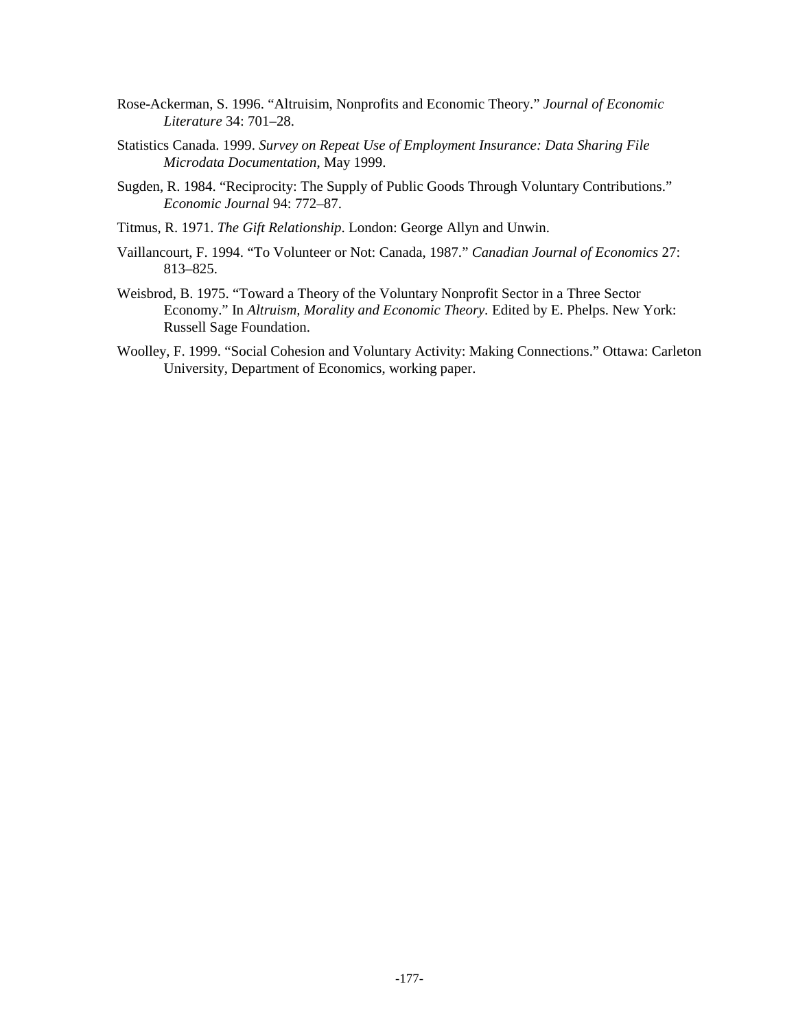Rose-Ackerman, S. 1996. “Altruisim, Nonprofits and Economic Theory.” *Journal of Economic Literature* 34: 701–28.

Statistics Canada. 1999. *Survey on Repeat Use of Employment Insurance: Data Sharing File Microdata Documentation*, May 1999.

Sugden, R. 1984. “Reciprocity: The Supply of Public Goods Through Voluntary Contributions.” *Economic Journal* 94: 772–87.

Titmus, R. 1971. *The Gift Relationship*. London: George Allyn and Unwin.

Vaillancourt, F. 1994. “To Volunteer or Not: Canada, 1987.” *Canadian Journal of Economics* 27: 813–825.

Weisbrod, B. 1975. “Toward a Theory of the Voluntary Nonprofit Sector in a Three Sector Economy.” In *Altruism, Morality and Economic Theory*. Edited by E. Phelps. New York: Russell Sage Foundation.

Woolley, F. 1999. “Social Cohesion and Voluntary Activity: Making Connections.” Ottawa: Carleton University, Department of Economics, working paper.